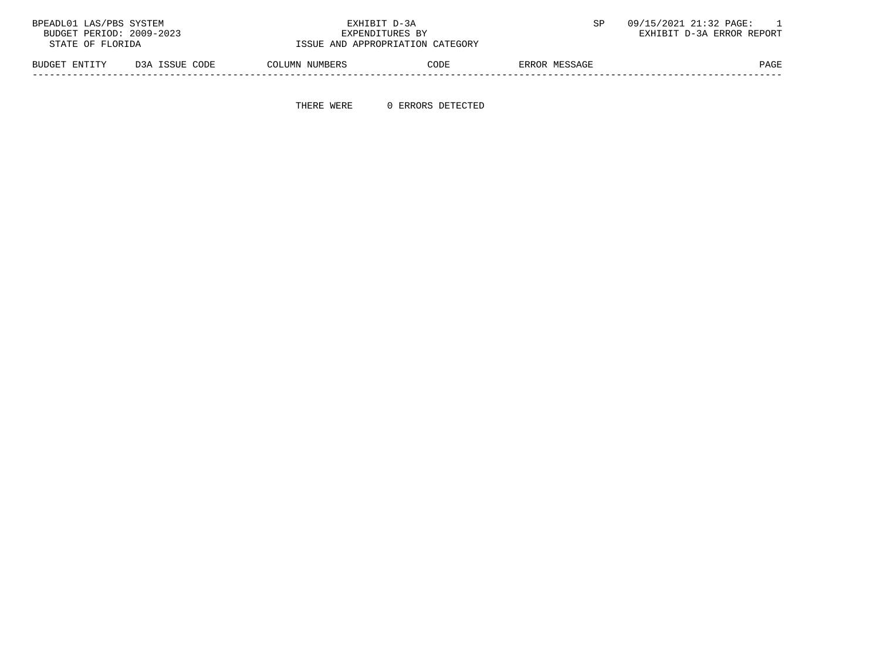BPEADL01 LAS/PBS SYSTEM
BUDGET PERIOD: 2009-2023
STATE OF FLORIDA

EXHIBIT D-3A
EXPENDITURES BY
ISSUE AND APPROPRIATION CATEGORY

SP 09/15/2021 21:32 PAGE: 1
EXHIBIT D-3A ERROR REPORT

| BUDGET ENTITY | D3A ISSUE CODE | COLUMN NUMBERS | CODE | ERROR MESSAGE | PAGE |
|---|---|---|---|---|---|

THERE WERE 0 ERRORS DETECTED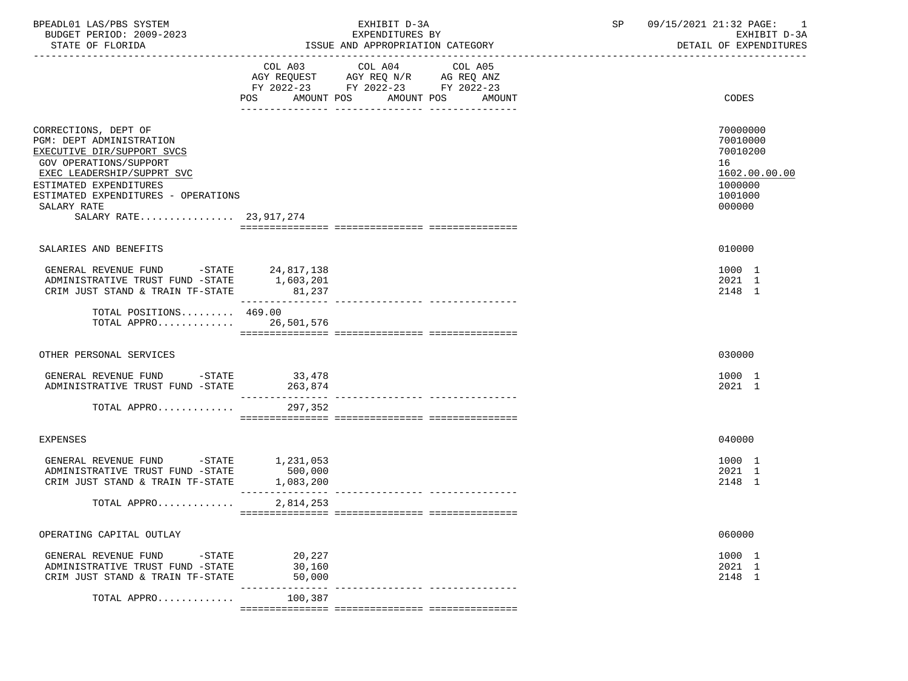BPEADL01 LAS/PBS SYSTEM | EXHIBIT D-3A | SP 09/15/2021 21:32
BUDGET PERIOD: 2009-2023 | EXPENDITURES BY | EXHIBIT D-3A
STATE OF FLORIDA | ISSUE AND APPROPRIATION CATEGORY | DETAIL OF EXPENDITURES

| | COL A03 AGY REQUEST FY 2022-23 POS AMOUNT | COL A04 AGY REQ N/R FY 2022-23 POS AMOUNT | COL A05 AG REQ ANZ FY 2022-23 POS AMOUNT | CODES |
|---|---|---|---|---|
| CORRECTIONS, DEPT OF | | | | 70000000 |
| PGM: DEPT ADMINISTRATION | | | | 70010000 |
| EXECUTIVE DIR/SUPPORT SVCS | | | | 70010200 |
| GOV OPERATIONS/SUPPORT | | | | 16 |
| EXEC LEADERSHIP/SUPPRT SVC | | | | 1602.00.00.00 |
| ESTIMATED EXPENDITURES | | | | 1000000 |
| ESTIMATED EXPENDITURES - OPERATIONS | | | | 1001000 |
| SALARY RATE | | | | 000000 |
| SALARY RATE................ | 23,917,274 | | | |
| SALARIES AND BENEFITS | | | | 010000 |
| GENERAL REVENUE FUND -STATE | 24,817,138 | | | 1000 1 |
| ADMINISTRATIVE TRUST FUND -STATE | 1,603,201 | | | 2021 1 |
| CRIM JUST STAND & TRAIN TF-STATE | 81,237 | | | 2148 1 |
| TOTAL POSITIONS......... | 469.00 | | | |
| TOTAL APPRO............. | 26,501,576 | | | |
| OTHER PERSONAL SERVICES | | | | 030000 |
| GENERAL REVENUE FUND -STATE | 33,478 | | | 1000 1 |
| ADMINISTRATIVE TRUST FUND -STATE | 263,874 | | | 2021 1 |
| TOTAL APPRO............. | 297,352 | | | |
| EXPENSES | | | | 040000 |
| GENERAL REVENUE FUND -STATE | 1,231,053 | | | 1000 1 |
| ADMINISTRATIVE TRUST FUND -STATE | 500,000 | | | 2021 1 |
| CRIM JUST STAND & TRAIN TF-STATE | 1,083,200 | | | 2148 1 |
| TOTAL APPRO............. | 2,814,253 | | | |
| OPERATING CAPITAL OUTLAY | | | | 060000 |
| GENERAL REVENUE FUND -STATE | 20,227 | | | 1000 1 |
| ADMINISTRATIVE TRUST FUND -STATE | 30,160 | | | 2021 1 |
| CRIM JUST STAND & TRAIN TF-STATE | 50,000 | | | 2148 1 |
| TOTAL APPRO............. | 100,387 | | | |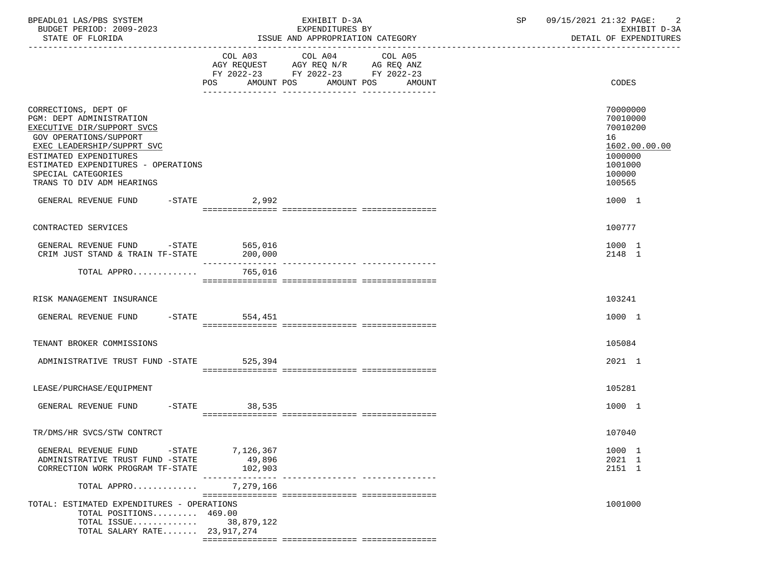BPEADL01 LAS/PBS SYSTEM — EXHIBIT D-3A — SP 09/15/2021 21:32 PAGE: 2
BUDGET PERIOD: 2009-2023 — EXPENDITURES BY — EXHIBIT D-3A
STATE OF FLORIDA — ISSUE AND APPROPRIATION CATEGORY — DETAIL OF EXPENDITURES

| | COL A03 AGY REQUEST FY 2022-23 POS AMOUNT | COL A04 AGY REQ N/R FY 2022-23 POS AMOUNT | COL A05 AG REQ ANZ FY 2022-23 POS AMOUNT | CODES |
|---|---|---|---|---|
| CORRECTIONS, DEPT OF | | | | 70000000 |
| PGM: DEPT ADMINISTRATION | | | | 70010000 |
| EXECUTIVE DIR/SUPPORT SVCS | | | | 70010200 |
| GOV OPERATIONS/SUPPORT | | | | 16 |
| EXEC LEADERSHIP/SUPPRT SVC | | | | 1602.00.00.00 |
| ESTIMATED EXPENDITURES | | | | 1000000 |
| ESTIMATED EXPENDITURES - OPERATIONS | | | | 1001000 |
| SPECIAL CATEGORIES | | | | 100000 |
| TRANS TO DIV ADM HEARINGS | | | | 100565 |
| GENERAL REVENUE FUND -STATE | 2,992 | | | 1000 1 |
| CONTRACTED SERVICES | | | | 100777 |
| GENERAL REVENUE FUND -STATE | 565,016 | | | 1000 1 |
| CRIM JUST STAND & TRAIN TF-STATE | 200,000 | | | 2148 1 |
| TOTAL APPRO............ | 765,016 | | | |
| RISK MANAGEMENT INSURANCE | | | | 103241 |
| GENERAL REVENUE FUND -STATE | 554,451 | | | 1000 1 |
| TENANT BROKER COMMISSIONS | | | | 105084 |
| ADMINISTRATIVE TRUST FUND -STATE | 525,394 | | | 2021 1 |
| LEASE/PURCHASE/EQUIPMENT | | | | 105281 |
| GENERAL REVENUE FUND -STATE | 38,535 | | | 1000 1 |
| TR/DMS/HR SVCS/STW CONTRCT | | | | 107040 |
| GENERAL REVENUE FUND -STATE | 7,126,367 | | | 1000 1 |
| ADMINISTRATIVE TRUST FUND -STATE | 49,896 | | | 2021 1 |
| CORRECTION WORK PROGRAM TF-STATE | 102,903 | | | 2151 1 |
| TOTAL APPRO............ | 7,279,166 | | | |
| TOTAL: ESTIMATED EXPENDITURES - OPERATIONS | | | | 1001000 |
| TOTAL POSITIONS......... | 469.00 | | | |
| TOTAL ISSUE............ | 38,879,122 | | | |
| TOTAL SALARY RATE....... | 23,917,274 | | | |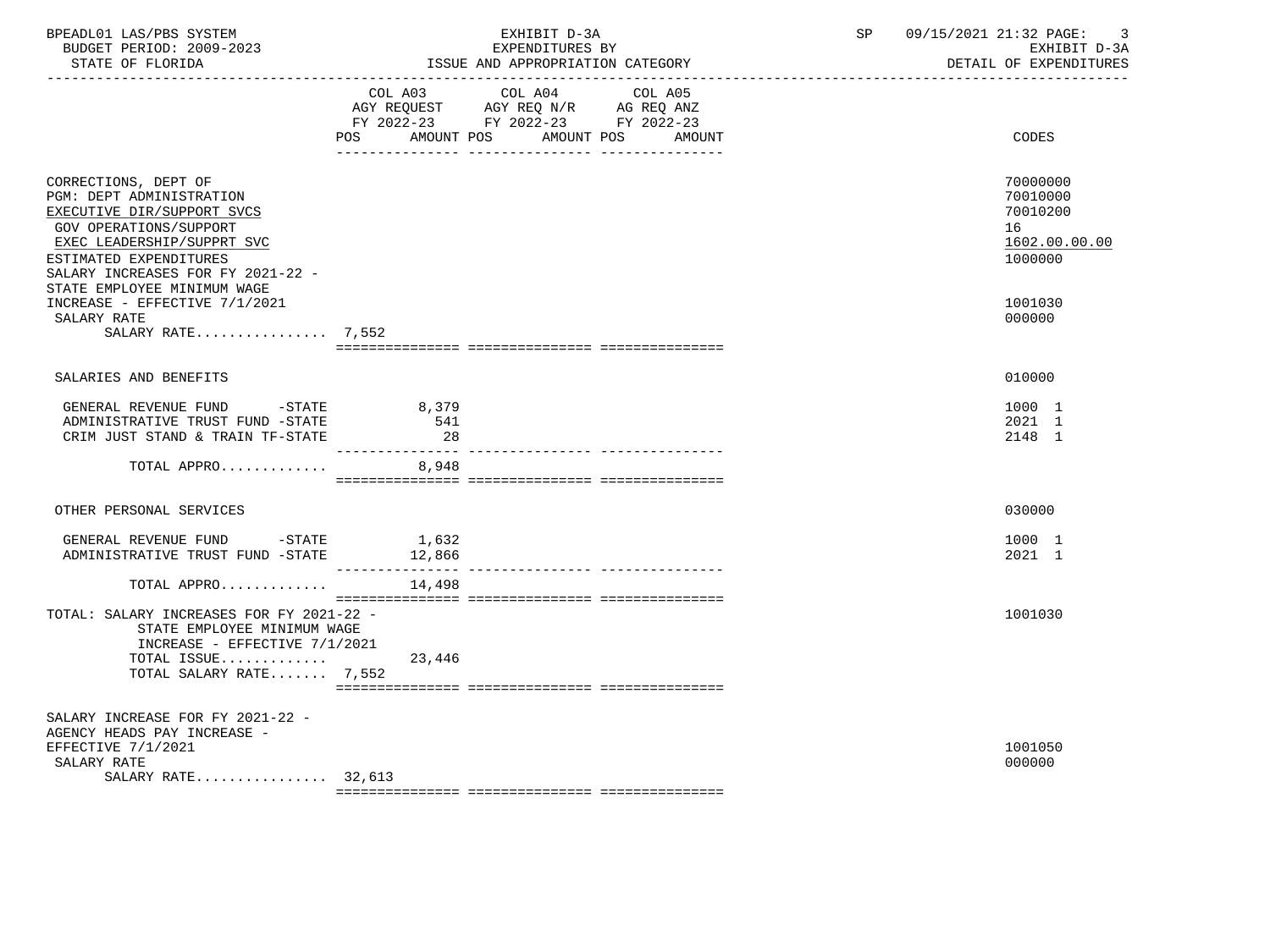BPEADL01 LAS/PBS SYSTEM | EXHIBIT D-3A | SP 09/15/2021 21:32

BUDGET PERIOD: 2009-2023 | EXPENDITURES BY | EXHIBIT D-3A

STATE OF FLORIDA | ISSUE AND APPROPRIATION CATEGORY | DETAIL OF EXPENDITURES

| | COL A03 AGY REQUEST FY 2022-23 POS AMOUNT | COL A04 AGY REQ N/R FY 2022-23 POS AMOUNT | COL A05 AG REQ ANZ FY 2022-23 POS AMOUNT | CODES |
|---|---|---|---|---|
| CORRECTIONS, DEPT OF | | | | 70000000 |
| PGM: DEPT ADMINISTRATION | | | | 70010000 |
| EXECUTIVE DIR/SUPPORT SVCS | | | | 70010200 |
| GOV OPERATIONS/SUPPORT | | | | 16 |
| EXEC LEADERSHIP/SUPPRT SVC | | | | 1602.00.00.00 |
| ESTIMATED EXPENDITURES | | | | 1000000 |
| SALARY INCREASES FOR FY 2021-22 - STATE EMPLOYEE MINIMUM WAGE INCREASE - EFFECTIVE 7/1/2021 | | | | 1001030 |
| SALARY RATE | | | | 000000 |
| SALARY RATE................ | 7,552 | | | |
| SALARIES AND BENEFITS | | | | 010000 |
| GENERAL REVENUE FUND -STATE | 8,379 | | | 1000 1 |
| ADMINISTRATIVE TRUST FUND -STATE | 541 | | | 2021 1 |
| CRIM JUST STAND & TRAIN TF-STATE | 28 | | | 2148 1 |
| TOTAL APPRO............. | 8,948 | | | |
| OTHER PERSONAL SERVICES | | | | 030000 |
| GENERAL REVENUE FUND -STATE | 1,632 | | | 1000 1 |
| ADMINISTRATIVE TRUST FUND -STATE | 12,866 | | | 2021 1 |
| TOTAL APPRO............. | 14,498 | | | |
| TOTAL: SALARY INCREASES FOR FY 2021-22 - STATE EMPLOYEE MINIMUM WAGE INCREASE - EFFECTIVE 7/1/2021 | | | | 1001030 |
| TOTAL ISSUE............. | 23,446 | | | |
| TOTAL SALARY RATE....... | 7,552 | | | |
| SALARY INCREASE FOR FY 2021-22 - AGENCY HEADS PAY INCREASE - EFFECTIVE 7/1/2021 | | | | 1001050 |
| SALARY RATE | | | | 000000 |
| SALARY RATE................ | 32,613 | | | |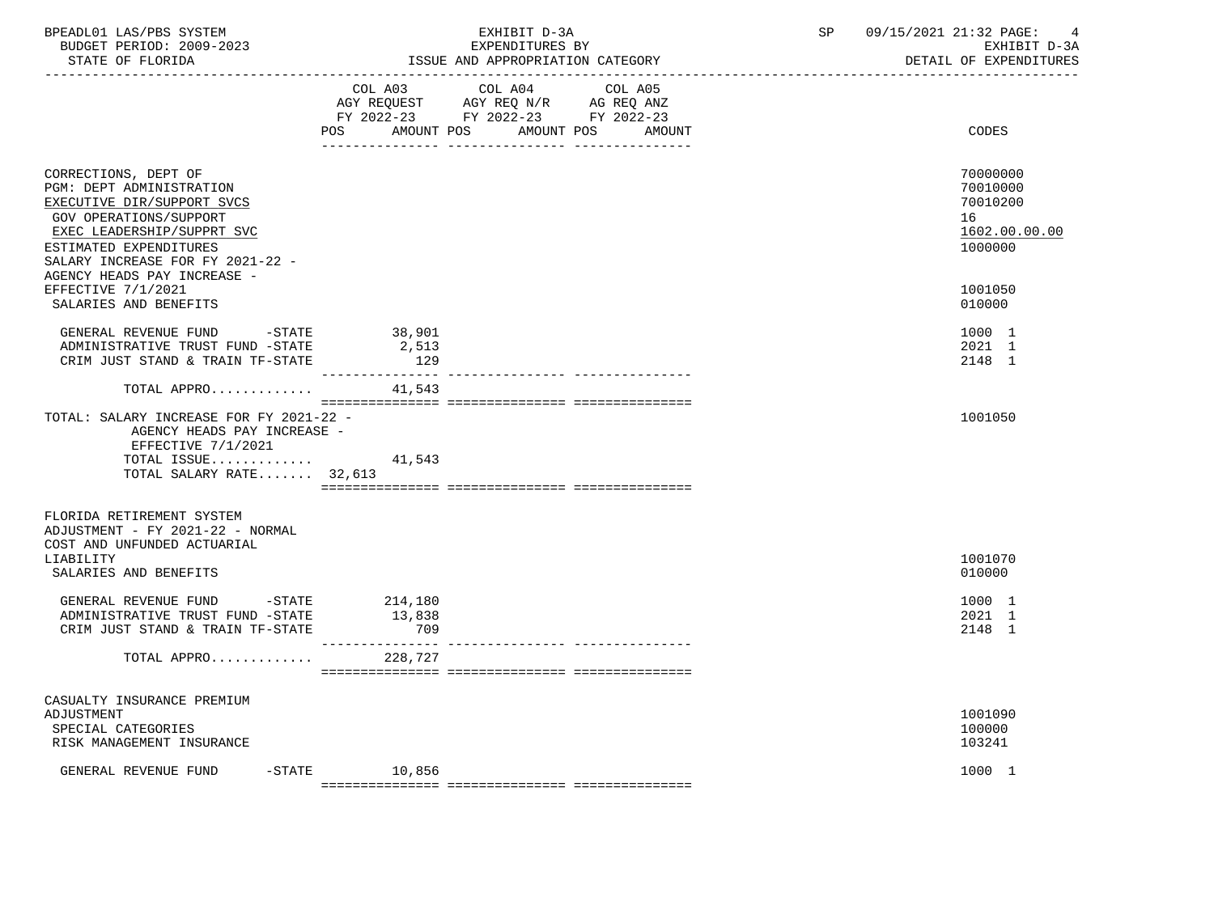BPEADL01 LAS/PBS SYSTEM | EXHIBIT D-3A | SP 09/15/2021 21:32
BUDGET PERIOD: 2009-2023 | EXPENDITURES BY | EXHIBIT D-3A
STATE OF FLORIDA | ISSUE AND APPROPRIATION CATEGORY | DETAIL OF EXPENDITURES

| | COL A03 AGY REQUEST FY 2022-23 POS AMOUNT | COL A04 AGY REQ N/R FY 2022-23 POS AMOUNT | COL A05 AG REQ ANZ FY 2022-23 POS AMOUNT | CODES |
|---|---|---|---|---|
| CORRECTIONS, DEPT OF | | | | 70000000 |
| PGM: DEPT ADMINISTRATION | | | | 70010000 |
| EXECUTIVE DIR/SUPPORT SVCS | | | | 70010200 |
| GOV OPERATIONS/SUPPORT | | | | 16 |
| EXEC LEADERSHIP/SUPPRT SVC | | | | 1602.00.00.00 |
| ESTIMATED EXPENDITURES | | | | 1000000 |
| SALARY INCREASE FOR FY 2021-22 - AGENCY HEADS PAY INCREASE - EFFECTIVE 7/1/2021 | | | | 1001050 |
| SALARIES AND BENEFITS | | | | 010000 |
| GENERAL REVENUE FUND -STATE | 38,901 | | | 1000 1 |
| ADMINISTRATIVE TRUST FUND -STATE | 2,513 | | | 2021 1 |
| CRIM JUST STAND & TRAIN TF-STATE | 129 | | | 2148 1 |
| TOTAL APPRO............ | 41,543 | | | |
| TOTAL: SALARY INCREASE FOR FY 2021-22 - AGENCY HEADS PAY INCREASE - EFFECTIVE 7/1/2021 | | | | 1001050 |
| TOTAL ISSUE............ | 41,543 | | | |
| TOTAL SALARY RATE....... | 32,613 | | | |
| FLORIDA RETIREMENT SYSTEM ADJUSTMENT - FY 2021-22 - NORMAL COST AND UNFUNDED ACTUARIAL LIABILITY | | | | 1001070 |
| SALARIES AND BENEFITS | | | | 010000 |
| GENERAL REVENUE FUND -STATE | 214,180 | | | 1000 1 |
| ADMINISTRATIVE TRUST FUND -STATE | 13,838 | | | 2021 1 |
| CRIM JUST STAND & TRAIN TF-STATE | 709 | | | 2148 1 |
| TOTAL APPRO............ | 228,727 | | | |
| CASUALTY INSURANCE PREMIUM ADJUSTMENT | | | | 1001090 |
| SPECIAL CATEGORIES | | | | 100000 |
| RISK MANAGEMENT INSURANCE | | | | 103241 |
| GENERAL REVENUE FUND -STATE | 10,856 | | | 1000 1 |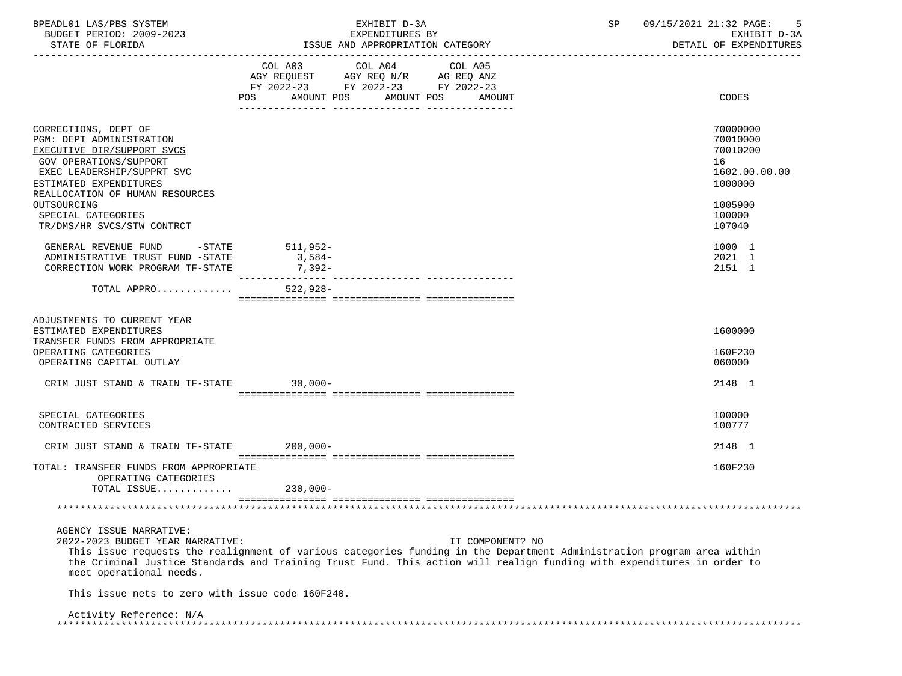| | COL A03 AGY REQUEST FY 2022-23 POS AMOUNT | COL A04 AGY REQ N/R FY 2022-23 POS AMOUNT | COL A05 AG REQ ANZ FY 2022-23 POS AMOUNT | CODES |
|---|---|---|---|---|
| CORRECTIONS, DEPT OF | | | | 70000000 |
| PGM: DEPT ADMINISTRATION | | | | 70010000 |
| EXECUTIVE DIR/SUPPORT SVCS | | | | 70010200 |
| GOV OPERATIONS/SUPPORT | | | | 16 |
| EXEC LEADERSHIP/SUPPRT SVC | | | | 1602.00.00.00 |
| ESTIMATED EXPENDITURES | | | | 1000000 |
| REALLOCATION OF HUMAN RESOURCES OUTSOURCING | | | | 1005900 |
| SPECIAL CATEGORIES | | | | 100000 |
| TR/DMS/HR SVCS/STW CONTRCT | | | | 107040 |
| GENERAL REVENUE FUND -STATE | 511,952- | | | 1000 1 |
| ADMINISTRATIVE TRUST FUND -STATE | 3,584- | | | 2021 1 |
| CORRECTION WORK PROGRAM TF-STATE | 7,392- | | | 2151 1 |
| TOTAL APPRO............ | 522,928- | | | |
| ADJUSTMENTS TO CURRENT YEAR ESTIMATED EXPENDITURES | | | | 1600000 |
| TRANSFER FUNDS FROM APPROPRIATE OPERATING CATEGORIES | | | | 160F230 |
| OPERATING CAPITAL OUTLAY | | | | 060000 |
| CRIM JUST STAND & TRAIN TF-STATE | 30,000- | | | 2148 1 |
| SPECIAL CATEGORIES | | | | 100000 |
| CONTRACTED SERVICES | | | | 100777 |
| CRIM JUST STAND & TRAIN TF-STATE | 200,000- | | | 2148 1 |
| TOTAL: TRANSFER FUNDS FROM APPROPRIATE OPERATING CATEGORIES | | | | 160F230 |
| TOTAL ISSUE............ | 230,000- | | | |

AGENCY ISSUE NARRATIVE:

2022-2023 BUDGET YEAR NARRATIVE: IT COMPONENT? NO

This issue requests the realignment of various categories funding in the Department Administration program area within the Criminal Justice Standards and Training Trust Fund. This action will realign funding with expenditures in order to meet operational needs.

This issue nets to zero with issue code 160F240.

Activity Reference: N/A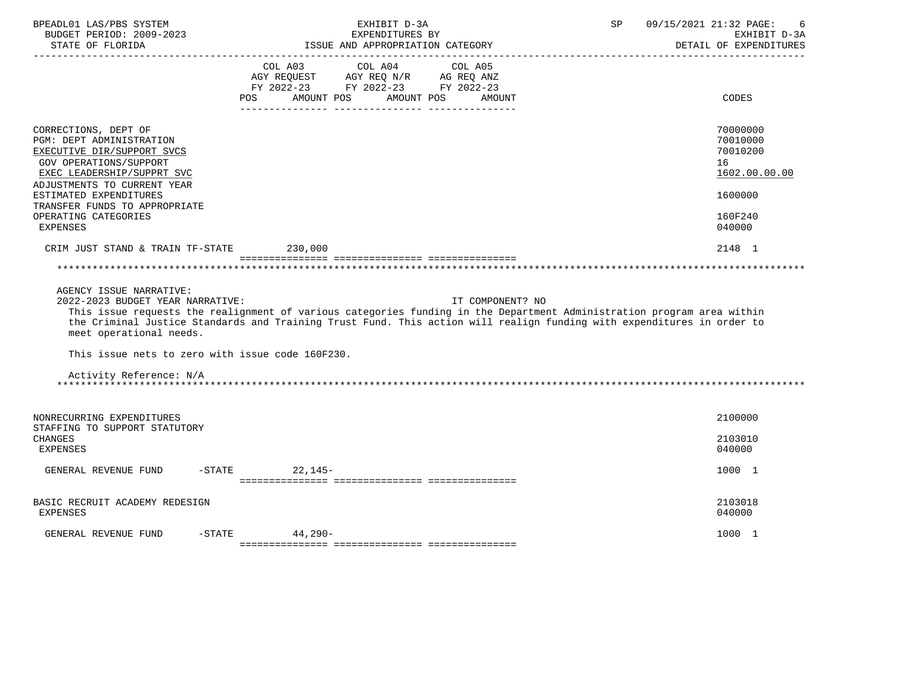| | COL A03 AGY REQUEST FY 2022-23 POS AMOUNT | COL A04 AGY REQ N/R FY 2022-23 POS AMOUNT | COL A05 AG REQ ANZ FY 2022-23 POS AMOUNT | CODES |
|---|---|---|---|---|
| CORRECTIONS, DEPT OF | | | | 70000000 |
| PGM: DEPT ADMINISTRATION | | | | 70010000 |
| EXECUTIVE DIR/SUPPORT SVCS | | | | 70010200 |
| GOV OPERATIONS/SUPPORT | | | | 16 |
| EXEC LEADERSHIP/SUPPRT SVC | | | | 1602.00.00.00 |
| ADJUSTMENTS TO CURRENT YEAR ESTIMATED EXPENDITURES | | | | 1600000 |
| TRANSFER FUNDS TO APPROPRIATE OPERATING CATEGORIES | | | | 160F240 |
| EXPENSES | | | | 040000 |
| CRIM JUST STAND & TRAIN TF-STATE | 230,000 | | | 2148 1 |

AGENCY ISSUE NARRATIVE:

2022-2023 BUDGET YEAR NARRATIVE: IT COMPONENT? NO

This issue requests the realignment of various categories funding in the Department Administration program area within the Criminal Justice Standards and Training Trust Fund. This action will realign funding with expenditures in order to meet operational needs.

This issue nets to zero with issue code 160F230.

Activity Reference: N/A

| | COL A03 | COL A04 | COL A05 | CODES |
|---|---|---|---|---|
| NONRECURRING EXPENDITURES | | | | 2100000 |
| STAFFING TO SUPPORT STATUTORY CHANGES | | | | 2103010 |
| EXPENSES | | | | 040000 |
| GENERAL REVENUE FUND -STATE | 22,145- | | | 1000 1 |
| BASIC RECRUIT ACADEMY REDESIGN | | | | 2103018 |
| EXPENSES | | | | 040000 |
| GENERAL REVENUE FUND -STATE | 44,290- | | | 1000 1 |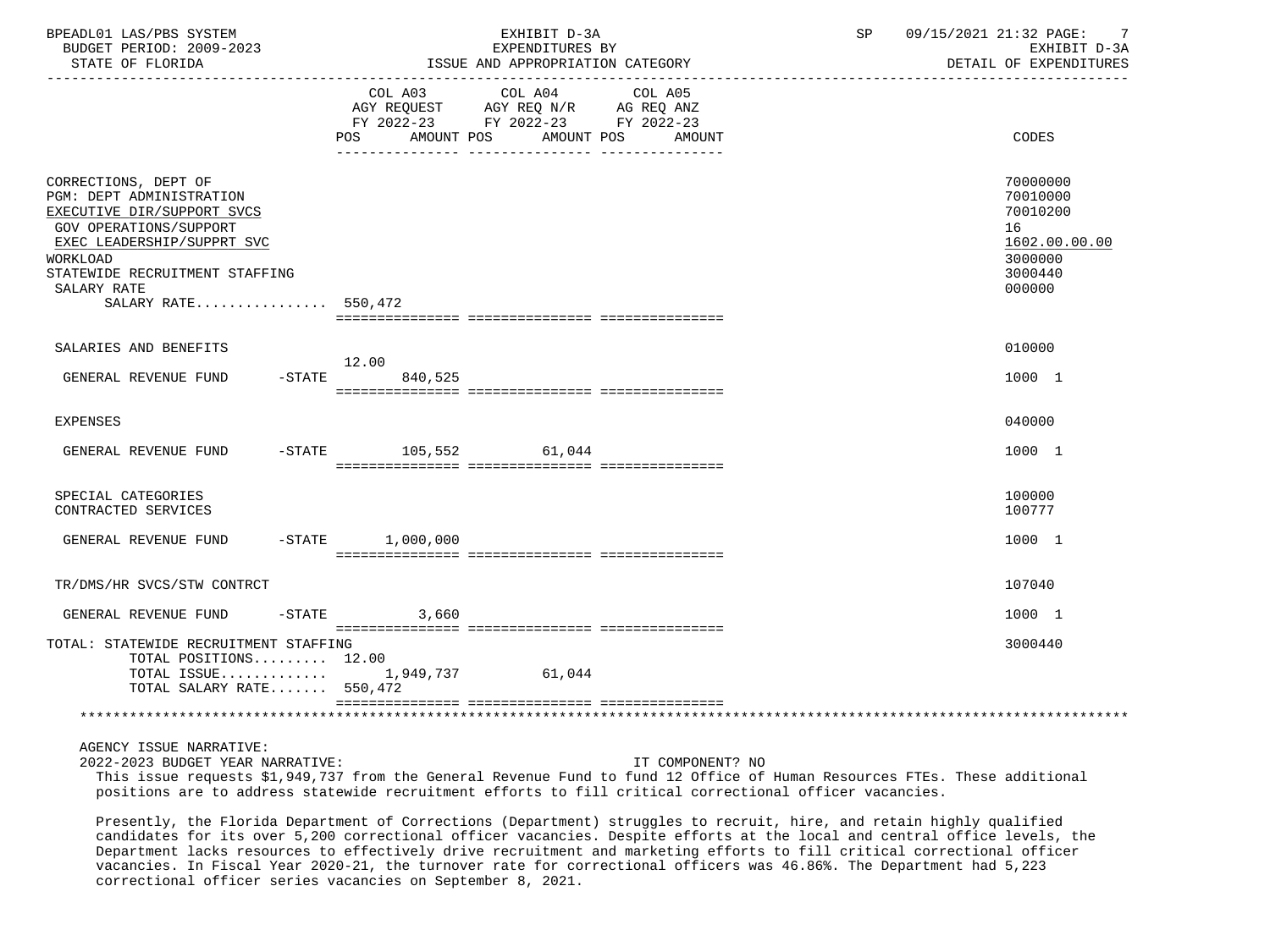| | COL A03 AGY REQUEST FY 2022-23 POS | AMOUNT | COL A04 AGY REQ N/R FY 2022-23 POS | AMOUNT | COL A05 AG REQ ANZ FY 2022-23 POS | AMOUNT | CODES |
|---|---|---|---|---|---|---|---|
| CORRECTIONS, DEPT OF | | | | | | | 70000000 |
| PGM: DEPT ADMINISTRATION | | | | | | | 70010000 |
| EXECUTIVE DIR/SUPPORT SVCS | | | | | | | 70010200 |
| GOV OPERATIONS/SUPPORT | | | | | | | 16 |
| EXEC LEADERSHIP/SUPPRT SVC | | | | | | | 1602.00.00.00 |
| WORKLOAD | | | | | | | 3000000 |
| STATEWIDE RECRUITMENT STAFFING | | | | | | | 3000440 |
| SALARY RATE | | | | | | | 000000 |
| SALARY RATE................ 550,472 | | | | | | | |
| SALARIES AND BENEFITS | | | | | | | 010000 |
| GENERAL REVENUE FUND -STATE | 12.00 | 840,525 | | | | | 1000 1 |
| EXPENSES | | | | | | | 040000 |
| GENERAL REVENUE FUND -STATE | | 105,552 | | 61,044 | | | 1000 1 |
| SPECIAL CATEGORIES | | | | | | | 100000 |
| CONTRACTED SERVICES | | | | | | | 100777 |
| GENERAL REVENUE FUND -STATE | | 1,000,000 | | | | | 1000 1 |
| TR/DMS/HR SVCS/STW CONTRCT | | | | | | | 107040 |
| GENERAL REVENUE FUND -STATE | | 3,660 | | | | | 1000 1 |
| TOTAL: STATEWIDE RECRUITMENT STAFFING | | | | | | | 3000440 |
| TOTAL POSITIONS......... 12.00 | | | | | | | |
| TOTAL ISSUE............. | | 1,949,737 | | 61,044 | | | |
| TOTAL SALARY RATE....... 550,472 | | | | | | | |

AGENCY ISSUE NARRATIVE:

2022-2023 BUDGET YEAR NARRATIVE: IT COMPONENT? NO

This issue requests $1,949,737 from the General Revenue Fund to fund 12 Office of Human Resources FTEs. These additional positions are to address statewide recruitment efforts to fill critical correctional officer vacancies.

Presently, the Florida Department of Corrections (Department) struggles to recruit, hire, and retain highly qualified candidates for its over 5,200 correctional officer vacancies. Despite efforts at the local and central office levels, the Department lacks resources to effectively drive recruitment and marketing efforts to fill critical correctional officer vacancies. In Fiscal Year 2020-21, the turnover rate for correctional officers was 46.86%. The Department had 5,223 correctional officer series vacancies on September 8, 2021.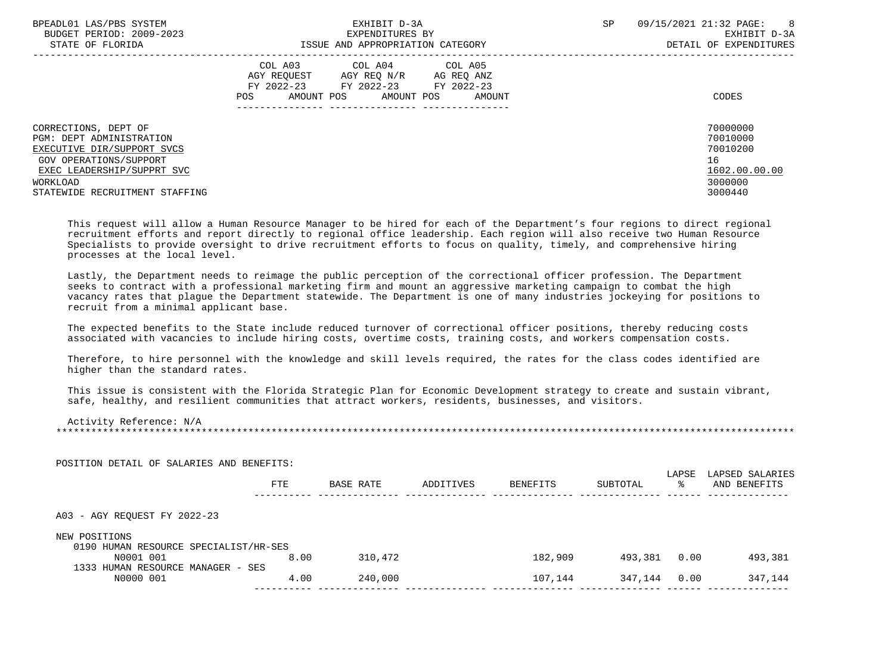| | COL A03 AGY REQUEST FY 2022-23 | | COL A04 AGY REQ N/R FY 2022-23 | | COL A05 AG REQ ANZ FY 2022-23 | | CODES |
|---|---|---|---|---|---|---|---|
| | POS | AMOUNT | POS | AMOUNT | POS | AMOUNT | |
| CORRECTIONS, DEPT OF | | | | | | | 70000000 |
| PGM: DEPT ADMINISTRATION | | | | | | | 70010000 |
| EXECUTIVE DIR/SUPPORT SVCS | | | | | | | 70010200 |
| GOV OPERATIONS/SUPPORT | | | | | | | 16 |
| EXEC LEADERSHIP/SUPPRT SVC | | | | | | | 1602.00.00.00 |
| WORKLOAD | | | | | | | 3000000 |
| STATEWIDE RECRUITMENT STAFFING | | | | | | | 3000440 |

This request will allow a Human Resource Manager to be hired for each of the Department's four regions to direct regional recruitment efforts and report directly to regional office leadership. Each region will also receive two Human Resource Specialists to provide oversight to drive recruitment efforts to focus on quality, timely, and comprehensive hiring processes at the local level.

Lastly, the Department needs to reimage the public perception of the correctional officer profession. The Department seeks to contract with a professional marketing firm and mount an aggressive marketing campaign to combat the high vacancy rates that plague the Department statewide. The Department is one of many industries jockeying for positions to recruit from a minimal applicant base.

The expected benefits to the State include reduced turnover of correctional officer positions, thereby reducing costs associated with vacancies to include hiring costs, overtime costs, training costs, and workers compensation costs.

Therefore, to hire personnel with the knowledge and skill levels required, the rates for the class codes identified are higher than the standard rates.

This issue is consistent with the Florida Strategic Plan for Economic Development strategy to create and sustain vibrant, safe, healthy, and resilient communities that attract workers, residents, businesses, and visitors.

Activity Reference: N/A

*******************************************************************************************************************************

POSITION DETAIL OF SALARIES AND BENEFITS:

| | FTE | BASE RATE | ADDITIVES | BENEFITS | SUBTOTAL | LAPSE % | LAPSED SALARIES AND BENEFITS |
|---|---|---|---|---|---|---|---|
| A03 - AGY REQUEST FY 2022-23 | | | | | | | |
| NEW POSITIONS | | | | | | | |
| 0190 HUMAN RESOURCE SPECIALIST/HR-SES | | | | | | | |
| N0001 001 | 8.00 | 310,472 | | 182,909 | 493,381 | 0.00 | 493,381 |
| 1333 HUMAN RESOURCE MANAGER - SES | | | | | | | |
| N0000 001 | 4.00 | 240,000 | | 107,144 | 347,144 | 0.00 | 347,144 |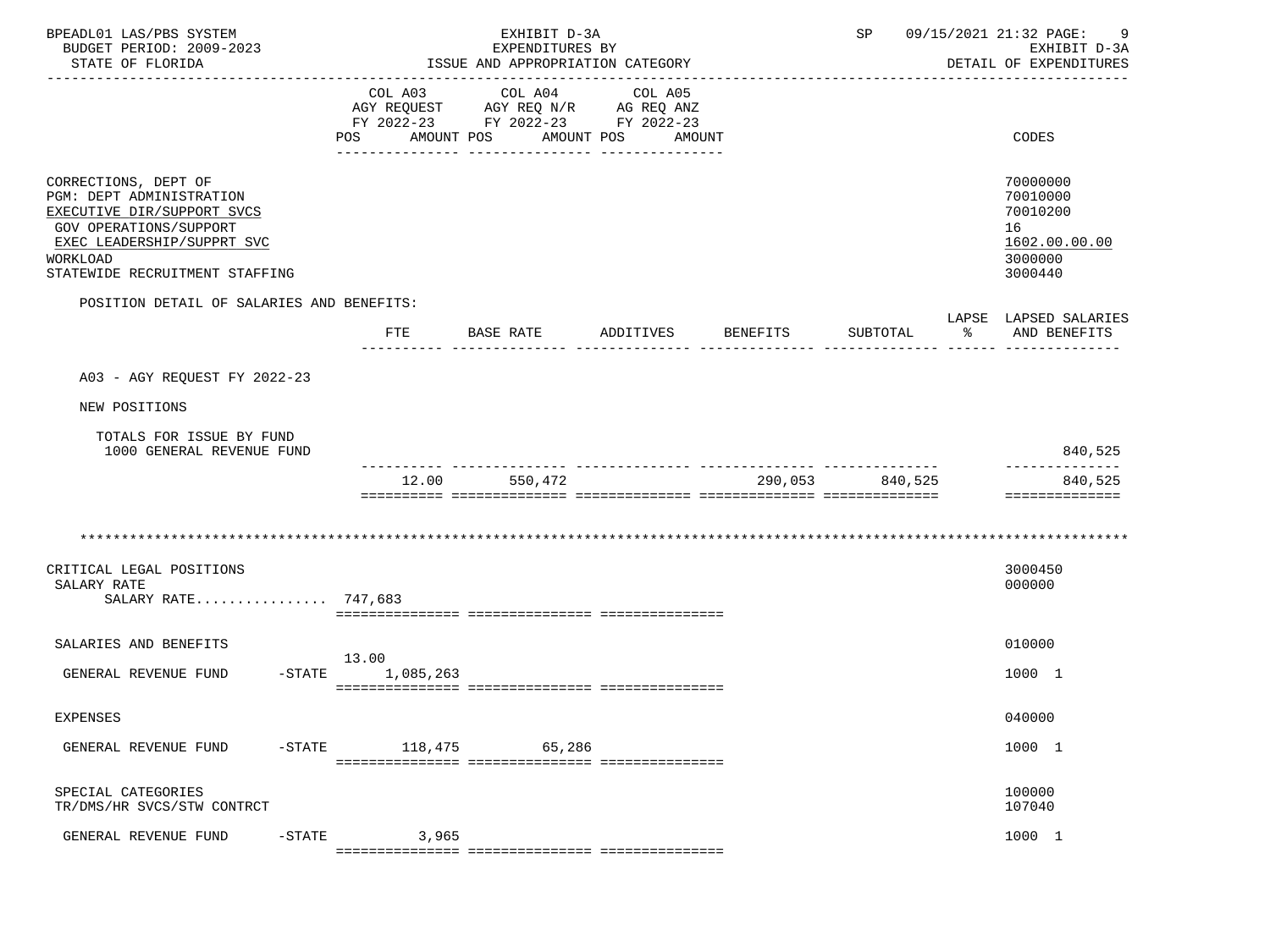BPEADL01 LAS/PBS SYSTEM — EXHIBIT D-3A — SP 09/15/2021 21:32 PAGE: 9
BUDGET PERIOD: 2009-2023 — EXPENDITURES BY — EXHIBIT D-3A
STATE OF FLORIDA — ISSUE AND APPROPRIATION CATEGORY — DETAIL OF EXPENDITURES

| | COL A03 AGY REQUEST FY 2022-23 POS AMOUNT | COL A04 AGY REQ N/R FY 2022-23 POS AMOUNT | COL A05 AG REQ ANZ FY 2022-23 POS AMOUNT | CODES |
|---|---|---|---|---|
| CORRECTIONS, DEPT OF | | | | 70000000 |
| PGM: DEPT ADMINISTRATION | | | | 70010000 |
| EXECUTIVE DIR/SUPPORT SVCS | | | | 70010200 |
| GOV OPERATIONS/SUPPORT | | | | 16 |
| EXEC LEADERSHIP/SUPPRT SVC | | | | 1602.00.00.00 |
| WORKLOAD | | | | 3000000 |
| STATEWIDE RECRUITMENT STAFFING | | | | 3000440 |

POSITION DETAIL OF SALARIES AND BENEFITS:

| | FTE | BASE RATE | ADDITIVES | BENEFITS | SUBTOTAL | LAPSE % | LAPSED SALARIES AND BENEFITS |
|---|---|---|---|---|---|---|---|
| A03 - AGY REQUEST FY 2022-23 | | | | | | | |
| NEW POSITIONS | | | | | | | |
| TOTALS FOR ISSUE BY FUND | | | | | | | |
| 1000 GENERAL REVENUE FUND | | | | | | | 840,525 |
| | 12.00 | 550,472 | | 290,053 | 840,525 | | 840,525 |

******************************************************************************************************************

| | COL A03 | COL A04 | COL A05 | CODES |
|---|---|---|---|---|
| CRITICAL LEGAL POSITIONS | | | | 3000450 |
| SALARY RATE | | | | 000000 |
| SALARY RATE................ 747,683 | | | | |
| SALARIES AND BENEFITS | | | | 010000 |
| GENERAL REVENUE FUND -STATE | 13.00 1,085,263 | | | 1000 1 |
| EXPENSES | | | | 040000 |
| GENERAL REVENUE FUND -STATE | 118,475 | 65,286 | | 1000 1 |
| SPECIAL CATEGORIES | | | | 100000 |
| TR/DMS/HR SVCS/STW CONTRCT | | | | 107040 |
| GENERAL REVENUE FUND -STATE | 3,965 | | | 1000 1 |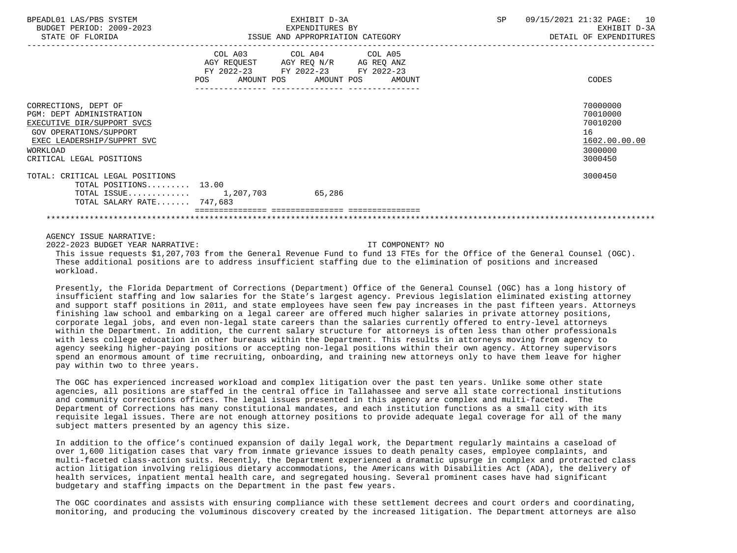| | COL A03 AGY REQUEST FY 2022-23 POS | AMOUNT | COL A04 AGY REQ N/R FY 2022-23 POS | AMOUNT | COL A05 AG REQ ANZ FY 2022-23 POS | AMOUNT | CODES |
|---|---|---|---|---|---|---|---|
| CORRECTIONS, DEPT OF | | | | | | | 70000000 |
| PGM: DEPT ADMINISTRATION | | | | | | | 70010000 |
| EXECUTIVE DIR/SUPPORT SVCS | | | | | | | 70010200 |
| GOV OPERATIONS/SUPPORT | | | | | | | 16 |
| EXEC LEADERSHIP/SUPPRT SVC | | | | | | | 1602.00.00.00 |
| WORKLOAD | | | | | | | 3000000 |
| CRITICAL LEGAL POSITIONS | | | | | | | 3000450 |
| TOTAL: CRITICAL LEGAL POSITIONS | | | | | | | 3000450 |
| TOTAL POSITIONS......... | 13.00 | | | | | | |
| TOTAL ISSUE............ | | 1,207,703 | | 65,286 | | | |
| TOTAL SALARY RATE....... | | 747,683 | | | | | |

AGENCY ISSUE NARRATIVE:

2022-2023 BUDGET YEAR NARRATIVE: IT COMPONENT? NO

This issue requests $1,207,703 from the General Revenue Fund to fund 13 FTEs for the Office of the General Counsel (OGC). These additional positions are to address insufficient staffing due to the elimination of positions and increased workload.

Presently, the Florida Department of Corrections (Department) Office of the General Counsel (OGC) has a long history of insufficient staffing and low salaries for the State's largest agency. Previous legislation eliminated existing attorney and support staff positions in 2011, and state employees have seen few pay increases in the past fifteen years. Attorneys finishing law school and embarking on a legal career are offered much higher salaries in private attorney positions, corporate legal jobs, and even non-legal state careers than the salaries currently offered to entry-level attorneys within the Department. In addition, the current salary structure for attorneys is often less than other professionals with less college education in other bureaus within the Department. This results in attorneys moving from agency to agency seeking higher-paying positions or accepting non-legal positions within their own agency. Attorney supervisors spend an enormous amount of time recruiting, onboarding, and training new attorneys only to have them leave for higher pay within two to three years.

The OGC has experienced increased workload and complex litigation over the past ten years. Unlike some other state agencies, all positions are staffed in the central office in Tallahassee and serve all state correctional institutions and community corrections offices. The legal issues presented in this agency are complex and multi-faceted. The Department of Corrections has many constitutional mandates, and each institution functions as a small city with its requisite legal issues. There are not enough attorney positions to provide adequate legal coverage for all of the many subject matters presented by an agency this size.

In addition to the office's continued expansion of daily legal work, the Department regularly maintains a caseload of over 1,600 litigation cases that vary from inmate grievance issues to death penalty cases, employee complaints, and multi-faceted class-action suits. Recently, the Department experienced a dramatic upsurge in complex and protracted class action litigation involving religious dietary accommodations, the Americans with Disabilities Act (ADA), the delivery of health services, inpatient mental health care, and segregated housing. Several prominent cases have had significant budgetary and staffing impacts on the Department in the past few years.

The OGC coordinates and assists with ensuring compliance with these settlement decrees and court orders and coordinating, monitoring, and producing the voluminous discovery created by the increased litigation. The Department attorneys are also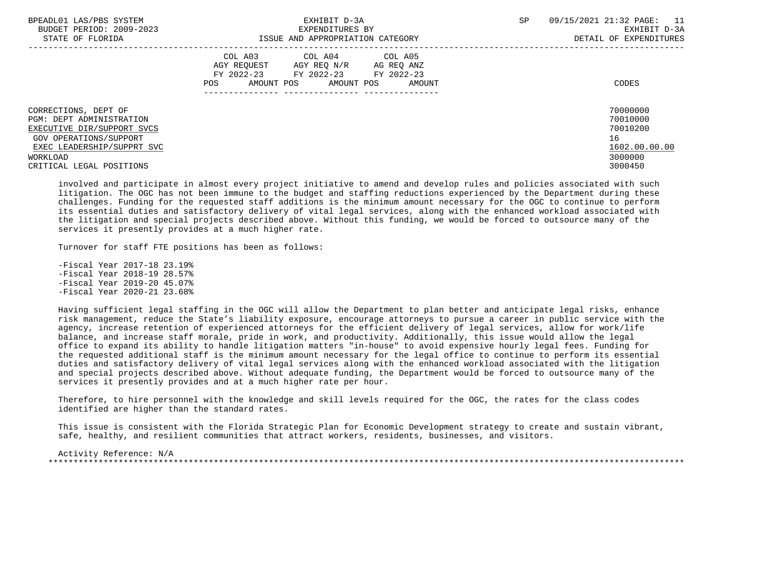| COL A03 AGY REQUEST FY 2022-23 POS AMOUNT | COL A04 AGY REQ N/R FY 2022-23 POS AMOUNT | COL A05 AG REQ ANZ FY 2022-23 POS AMOUNT | CODES |
|---|---|---|---|

CORRECTIONS, DEPT OF — 70000000
PGM: DEPT ADMINISTRATION — 70010000
EXECUTIVE DIR/SUPPORT SVCS — 70010200
GOV OPERATIONS/SUPPORT — 16
EXEC LEADERSHIP/SUPPRT SVC — 1602.00.00.00
WORKLOAD — 3000000
CRITICAL LEGAL POSITIONS — 3000450

involved and participate in almost every project initiative to amend and develop rules and policies associated with such litigation. The OGC has not been immune to the budget and staffing reductions experienced by the Department during these challenges. Funding for the requested staff additions is the minimum amount necessary for the OGC to continue to perform its essential duties and satisfactory delivery of vital legal services, along with the enhanced workload associated with the litigation and special projects described above. Without this funding, we would be forced to outsource many of the services it presently provides at a much higher rate.

Turnover for staff FTE positions has been as follows:

- Fiscal Year 2017-18 23.19%
- Fiscal Year 2018-19 28.57%
- Fiscal Year 2019-20 45.07%
- Fiscal Year 2020-21 23.68%

Having sufficient legal staffing in the OGC will allow the Department to plan better and anticipate legal risks, enhance risk management, reduce the State's liability exposure, encourage attorneys to pursue a career in public service with the agency, increase retention of experienced attorneys for the efficient delivery of legal services, allow for work/life balance, and increase staff morale, pride in work, and productivity. Additionally, this issue would allow the legal office to expand its ability to handle litigation matters "in-house" to avoid expensive hourly legal fees. Funding for the requested additional staff is the minimum amount necessary for the legal office to continue to perform its essential duties and satisfactory delivery of vital legal services along with the enhanced workload associated with the litigation and special projects described above. Without adequate funding, the Department would be forced to outsource many of the services it presently provides and at a much higher rate per hour.

Therefore, to hire personnel with the knowledge and skill levels required for the OGC, the rates for the class codes identified are higher than the standard rates.

This issue is consistent with the Florida Strategic Plan for Economic Development strategy to create and sustain vibrant, safe, healthy, and resilient communities that attract workers, residents, businesses, and visitors.

Activity Reference: N/A

*******************************************************************************************************************************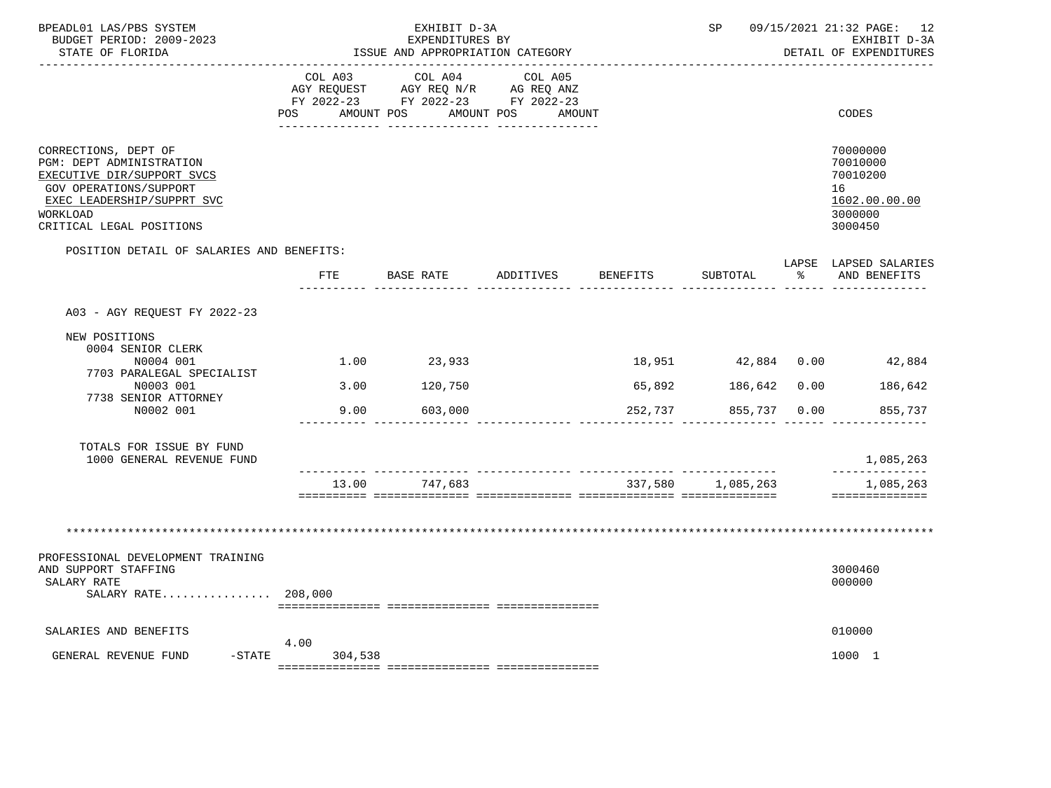BPEADL01 LAS/PBS SYSTEM | EXHIBIT D-3A | SP 09/15/2021 21:32 PAGE: 12
BUDGET PERIOD: 2009-2023 | EXPENDITURES BY | EXHIBIT D-3A
STATE OF FLORIDA | ISSUE AND APPROPRIATION CATEGORY | DETAIL OF EXPENDITURES

| | COL A03 AGY REQUEST FY 2022-23 POS AMOUNT | COL A04 AGY REQ N/R FY 2022-23 POS AMOUNT | COL A05 AG REQ ANZ FY 2022-23 POS AMOUNT | CODES |
|---|---|---|---|---|
| CORRECTIONS, DEPT OF | | | | 70000000 |
| PGM: DEPT ADMINISTRATION | | | | 70010000 |
| EXECUTIVE DIR/SUPPORT SVCS | | | | 70010200 |
| GOV OPERATIONS/SUPPORT | | | | 16 |
| EXEC LEADERSHIP/SUPPRT SVC | | | | 1602.00.00.00 |
| WORKLOAD | | | | 3000000 |
| CRITICAL LEGAL POSITIONS | | | | 3000450 |

POSITION DETAIL OF SALARIES AND BENEFITS:

| | FTE | BASE RATE | ADDITIVES | BENEFITS | SUBTOTAL | LAPSE % | LAPSED SALARIES AND BENEFITS |
|---|---|---|---|---|---|---|---|
| A03 - AGY REQUEST FY 2022-23 | | | | | | | |
| NEW POSITIONS | | | | | | | |
| 0004 SENIOR CLERK | | | | | | | |
| N0004 001 | 1.00 | 23,933 | | 18,951 | 42,884 | 0.00 | 42,884 |
| 7703 PARALEGAL SPECIALIST | | | | | | | |
| N0003 001 | 3.00 | 120,750 | | 65,892 | 186,642 | 0.00 | 186,642 |
| 7738 SENIOR ATTORNEY | | | | | | | |
| N0002 001 | 9.00 | 603,000 | | 252,737 | 855,737 | 0.00 | 855,737 |
| TOTALS FOR ISSUE BY FUND | | | | | | | |
| 1000 GENERAL REVENUE FUND | | | | | | | 1,085,263 |
| | 13.00 | 747,683 | | 337,580 | 1,085,263 | | 1,085,263 |

********************************************************************************************************************

| | COL A03 POS AMOUNT | COL A04 | COL A05 | CODES |
|---|---|---|---|---|
| PROFESSIONAL DEVELOPMENT TRAINING AND SUPPORT STAFFING | | | | 3000460 |
| SALARY RATE | | | | 000000 |
| SALARY RATE................ | 208,000 | | | |
| SALARIES AND BENEFITS | | | | 010000 |
| GENERAL REVENUE FUND -STATE | 4.00 304,538 | | | 1000 1 |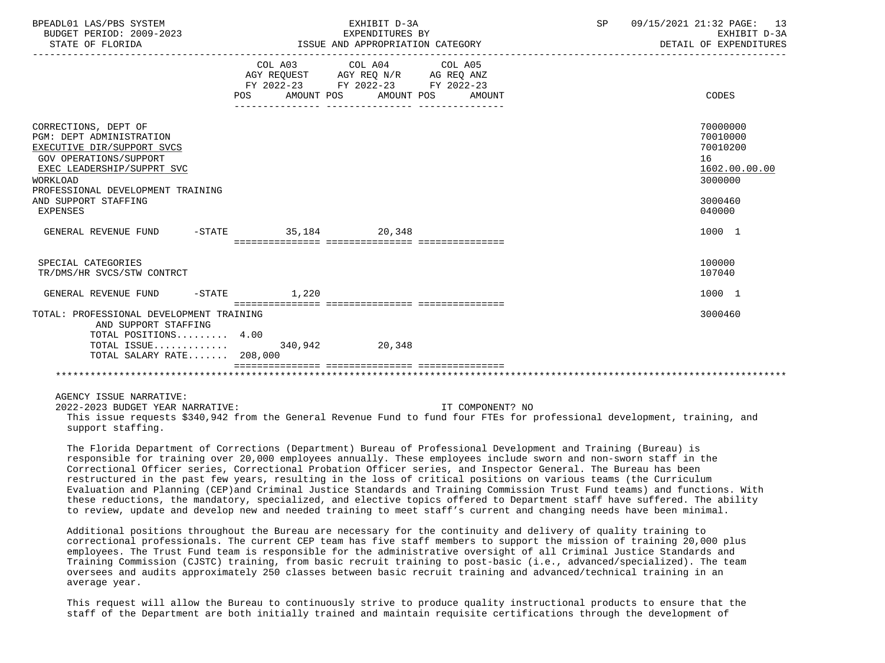| | COL A03 AGY REQUEST FY 2022-23 POS | AMOUNT | COL A04 AGY REQ N/R FY 2022-23 POS | AMOUNT | COL A05 AG REQ ANZ FY 2022-23 POS | AMOUNT | CODES |
|---|---|---|---|---|---|---|---|
| CORRECTIONS, DEPT OF | | | | | | | 70000000 |
| PGM: DEPT ADMINISTRATION | | | | | | | 70010000 |
| EXECUTIVE DIR/SUPPORT SVCS | | | | | | | 70010200 |
| GOV OPERATIONS/SUPPORT | | | | | | | 16 |
| EXEC LEADERSHIP/SUPPRT SVC | | | | | | | 1602.00.00.00 |
| WORKLOAD | | | | | | | 3000000 |
| PROFESSIONAL DEVELOPMENT TRAINING AND SUPPORT STAFFING | | | | | | | 3000460 |
| EXPENSES | | | | | | | 040000 |
| GENERAL REVENUE FUND -STATE | | 35,184 | | 20,348 | | | 1000 1 |
| SPECIAL CATEGORIES | | | | | | | 100000 |
| TR/DMS/HR SVCS/STW CONTRCT | | | | | | | 107040 |
| GENERAL REVENUE FUND -STATE | | 1,220 | | | | | 1000 1 |
| TOTAL: PROFESSIONAL DEVELOPMENT TRAINING AND SUPPORT STAFFING | | | | | | | 3000460 |
| TOTAL POSITIONS......... | 4.00 | | | | | | |
| TOTAL ISSUE............. | | 340,942 | | 20,348 | | | |
| TOTAL SALARY RATE....... | | 208,000 | | | | | |

AGENCY ISSUE NARRATIVE:

2022-2023 BUDGET YEAR NARRATIVE: IT COMPONENT? NO

This issue requests $340,942 from the General Revenue Fund to fund four FTEs for professional development, training, and support staffing.

The Florida Department of Corrections (Department) Bureau of Professional Development and Training (Bureau) is responsible for training over 20,000 employees annually. These employees include sworn and non-sworn staff in the Correctional Officer series, Correctional Probation Officer series, and Inspector General. The Bureau has been restructured in the past few years, resulting in the loss of critical positions on various teams (the Curriculum Evaluation and Planning (CEP)and Criminal Justice Standards and Training Commission Trust Fund teams) and functions. With these reductions, the mandatory, specialized, and elective topics offered to Department staff have suffered. The ability to review, update and develop new and needed training to meet staff's current and changing needs have been minimal.

Additional positions throughout the Bureau are necessary for the continuity and delivery of quality training to correctional professionals. The current CEP team has five staff members to support the mission of training 20,000 plus employees. The Trust Fund team is responsible for the administrative oversight of all Criminal Justice Standards and Training Commission (CJSTC) training, from basic recruit training to post-basic (i.e., advanced/specialized). The team oversees and audits approximately 250 classes between basic recruit training and advanced/technical training in an average year.

This request will allow the Bureau to continuously strive to produce quality instructional products to ensure that the staff of the Department are both initially trained and maintain requisite certifications through the development of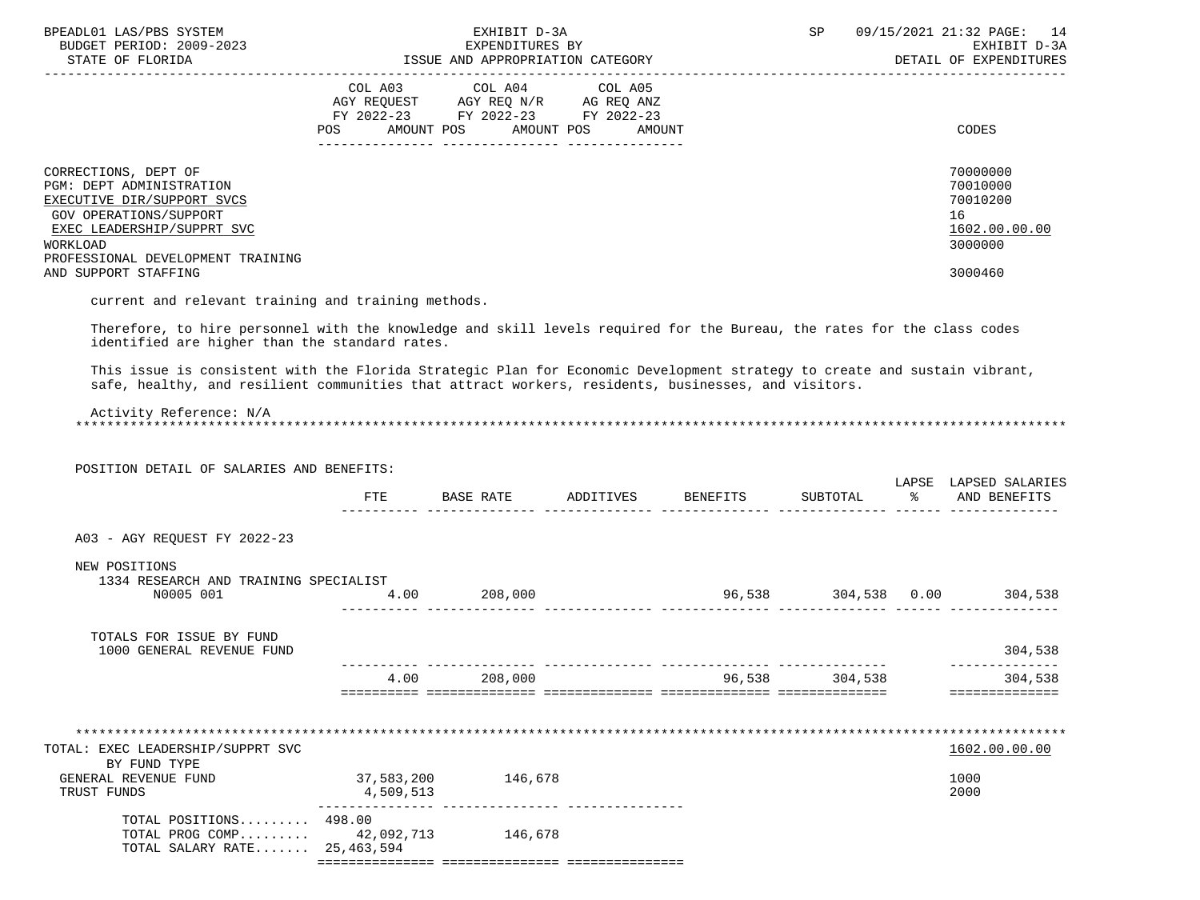| | COL A03 AGY REQUEST FY 2022-23 POS AMOUNT | COL A04 AGY REQ N/R FY 2022-23 POS AMOUNT | COL A05 AG REQ ANZ FY 2022-23 POS AMOUNT | CODES |
|---|---|---|---|---|
| CORRECTIONS, DEPT OF | | | | 70000000 |
| PGM: DEPT ADMINISTRATION | | | | 70010000 |
| EXECUTIVE DIR/SUPPORT SVCS | | | | 70010200 |
| GOV OPERATIONS/SUPPORT | | | | 16 |
| EXEC LEADERSHIP/SUPPRT SVC | | | | 1602.00.00.00 |
| WORKLOAD | | | | 3000000 |
| PROFESSIONAL DEVELOPMENT TRAINING AND SUPPORT STAFFING | | | | 3000460 |

current and relevant training and training methods.

Therefore, to hire personnel with the knowledge and skill levels required for the Bureau, the rates for the class codes identified are higher than the standard rates.

This issue is consistent with the Florida Strategic Plan for Economic Development strategy to create and sustain vibrant, safe, healthy, and resilient communities that attract workers, residents, businesses, and visitors.

Activity Reference: N/A

POSITION DETAIL OF SALARIES AND BENEFITS:

| | FTE | BASE RATE | ADDITIVES | BENEFITS | SUBTOTAL | LAPSE % | LAPSED SALARIES AND BENEFITS |
|---|---|---|---|---|---|---|---|
| A03 - AGY REQUEST FY 2022-23 | | | | | | | |
| NEW POSITIONS | | | | | | | |
| 1334 RESEARCH AND TRAINING SPECIALIST N0005 001 | 4.00 | 208,000 | | 96,538 | 304,538 | 0.00 | 304,538 |
| TOTALS FOR ISSUE BY FUND | | | | | | | |
| 1000 GENERAL REVENUE FUND | | | | | | | 304,538 |
| | 4.00 | 208,000 | | 96,538 | 304,538 | | 304,538 |

| TOTAL: EXEC LEADERSHIP/SUPPRT SVC | COL A03 | COL A04 | COL A05 | 1602.00.00.00 |
|---|---|---|---|---|
| BY FUND TYPE | | | | |
| GENERAL REVENUE FUND | 37,583,200 | 146,678 | | 1000 |
| TRUST FUNDS | 4,509,513 | | | 2000 |
| TOTAL POSITIONS......... | 498.00 | | | |
| TOTAL PROG COMP......... | 42,092,713 | 146,678 | | |
| TOTAL SALARY RATE....... | 25,463,594 | | | |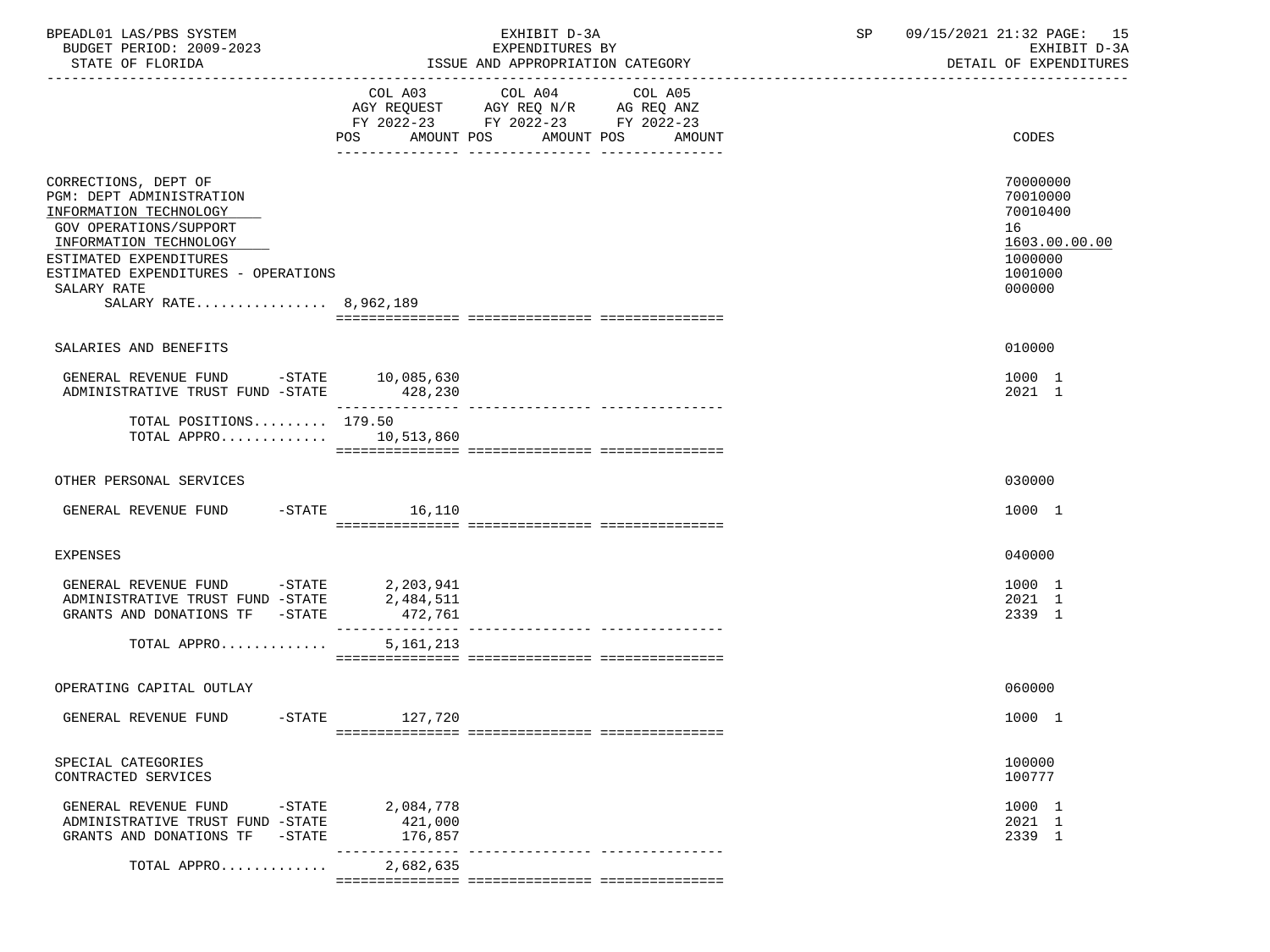BPEADL01 LAS/PBS SYSTEM — EXHIBIT D-3A — EXPENDITURES BY ISSUE AND APPROPRIATION CATEGORY
BUDGET PERIOD: 2009-2023 — STATE OF FLORIDA
SP 09/15/2021 21:32 PAGE: 15 — EXHIBIT D-3A — DETAIL OF EXPENDITURES

| | COL A03 AGY REQUEST FY 2022-23 POS AMOUNT | COL A04 AGY REQ N/R FY 2022-23 POS AMOUNT | COL A05 AG REQ ANZ FY 2022-23 POS AMOUNT | CODES |
|---|---|---|---|---|
| CORRECTIONS, DEPT OF | | | | 70000000 |
| PGM: DEPT ADMINISTRATION | | | | 70010000 |
| INFORMATION TECHNOLOGY | | | | 70010400 |
| GOV OPERATIONS/SUPPORT | | | | 16 |
| INFORMATION TECHNOLOGY | | | | 1603.00.00.00 |
| ESTIMATED EXPENDITURES | | | | 1000000 |
| ESTIMATED EXPENDITURES - OPERATIONS | | | | 1001000 |
| SALARY RATE | | | | 000000 |
| SALARY RATE................ | 8,962,189 | | | |
| SALARIES AND BENEFITS | | | | 010000 |
| GENERAL REVENUE FUND -STATE | 10,085,630 | | | 1000 1 |
| ADMINISTRATIVE TRUST FUND -STATE | 428,230 | | | 2021 1 |
| TOTAL POSITIONS......... | 179.50 | | | |
| TOTAL APPRO............. | 10,513,860 | | | |
| OTHER PERSONAL SERVICES | | | | 030000 |
| GENERAL REVENUE FUND -STATE | 16,110 | | | 1000 1 |
| EXPENSES | | | | 040000 |
| GENERAL REVENUE FUND -STATE | 2,203,941 | | | 1000 1 |
| ADMINISTRATIVE TRUST FUND -STATE | 2,484,511 | | | 2021 1 |
| GRANTS AND DONATIONS TF -STATE | 472,761 | | | 2339 1 |
| TOTAL APPRO............. | 5,161,213 | | | |
| OPERATING CAPITAL OUTLAY | | | | 060000 |
| GENERAL REVENUE FUND -STATE | 127,720 | | | 1000 1 |
| SPECIAL CATEGORIES | | | | 100000 |
| CONTRACTED SERVICES | | | | 100777 |
| GENERAL REVENUE FUND -STATE | 2,084,778 | | | 1000 1 |
| ADMINISTRATIVE TRUST FUND -STATE | 421,000 | | | 2021 1 |
| GRANTS AND DONATIONS TF -STATE | 176,857 | | | 2339 1 |
| TOTAL APPRO............. | 2,682,635 | | | |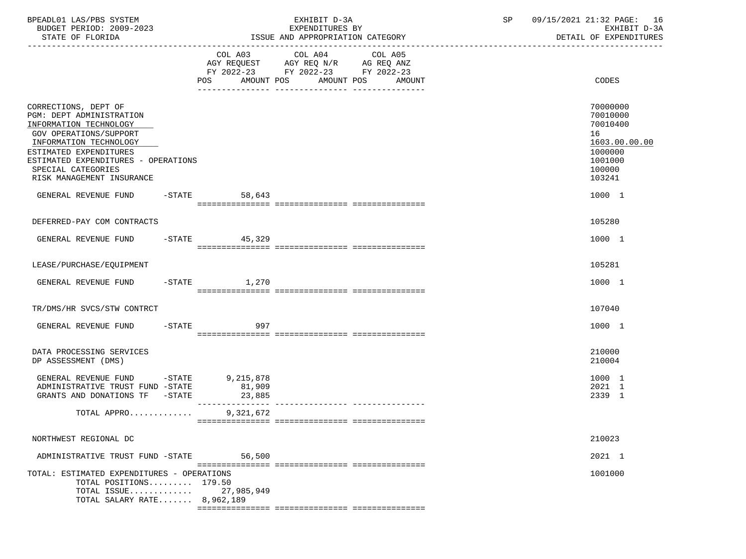| | COL A03 AGY REQUEST FY 2022-23 POS AMOUNT | COL A04 AGY REQ N/R FY 2022-23 POS AMOUNT | COL A05 AG REQ ANZ FY 2022-23 POS AMOUNT | CODES |
|---|---|---|---|---|
| CORRECTIONS, DEPT OF | | | | 70000000 |
| PGM: DEPT ADMINISTRATION | | | | 70010000 |
| INFORMATION TECHNOLOGY | | | | 70010400 |
| GOV OPERATIONS/SUPPORT | | | | 16 |
| INFORMATION TECHNOLOGY | | | | 1603.00.00.00 |
| ESTIMATED EXPENDITURES | | | | 1000000 |
| ESTIMATED EXPENDITURES - OPERATIONS | | | | 1001000 |
| SPECIAL CATEGORIES | | | | 100000 |
| RISK MANAGEMENT INSURANCE | | | | 103241 |
| GENERAL REVENUE FUND -STATE | 58,643 | | | 1000 1 |
| DEFERRED-PAY COM CONTRACTS | | | | 105280 |
| GENERAL REVENUE FUND -STATE | 45,329 | | | 1000 1 |
| LEASE/PURCHASE/EQUIPMENT | | | | 105281 |
| GENERAL REVENUE FUND -STATE | 1,270 | | | 1000 1 |
| TR/DMS/HR SVCS/STW CONTRCT | | | | 107040 |
| GENERAL REVENUE FUND -STATE | 997 | | | 1000 1 |
| DATA PROCESSING SERVICES | | | | 210000 |
| DP ASSESSMENT (DMS) | | | | 210004 |
| GENERAL REVENUE FUND -STATE | 9,215,878 | | | 1000 1 |
| ADMINISTRATIVE TRUST FUND -STATE | 81,909 | | | 2021 1 |
| GRANTS AND DONATIONS TF -STATE | 23,885 | | | 2339 1 |
| TOTAL APPRO............ | 9,321,672 | | | |
| NORTHWEST REGIONAL DC | | | | 210023 |
| ADMINISTRATIVE TRUST FUND -STATE | 56,500 | | | 2021 1 |
| TOTAL: ESTIMATED EXPENDITURES - OPERATIONS | | | | 1001000 |
| TOTAL POSITIONS......... | 179.50 | | | |
| TOTAL ISSUE............ | 27,985,949 | | | |
| TOTAL SALARY RATE....... | 8,962,189 | | | |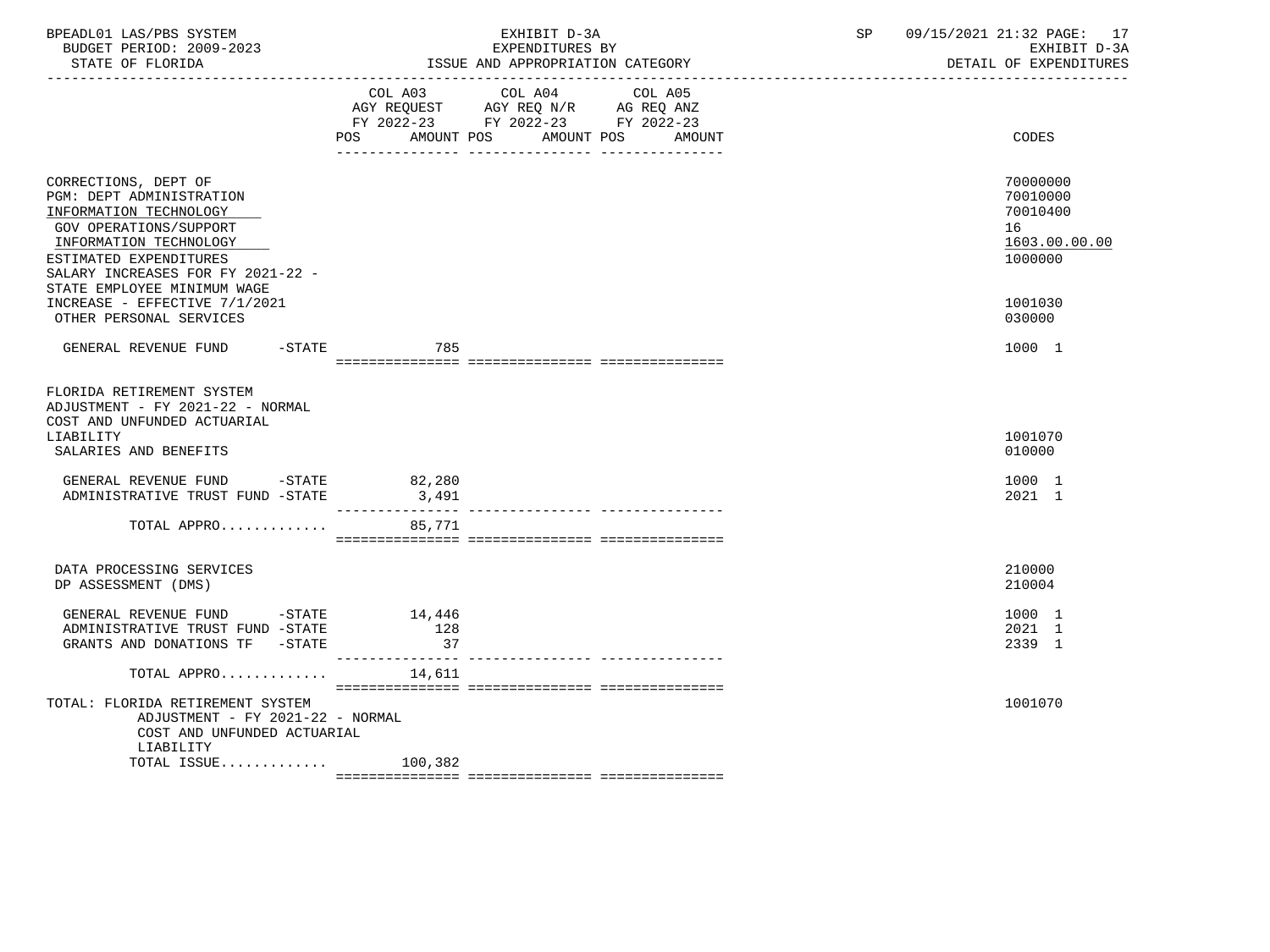BPEADL01 LAS/PBS SYSTEM — EXHIBIT D-3A — EXPENDITURES BY ISSUE AND APPROPRIATION CATEGORY — SP 09/15/2021 21:32 PAGE: 17
BUDGET PERIOD: 2009-2023 — EXHIBIT D-3A
STATE OF FLORIDA — DETAIL OF EXPENDITURES

| | COL A03 AGY REQUEST FY 2022-23 POS AMOUNT | COL A04 AGY REQ N/R FY 2022-23 POS AMOUNT | COL A05 AG REQ ANZ FY 2022-23 POS AMOUNT | CODES |
|---|---|---|---|---|
| CORRECTIONS, DEPT OF | | | | 70000000 |
| PGM: DEPT ADMINISTRATION | | | | 70010000 |
| INFORMATION TECHNOLOGY | | | | 70010400 |
| GOV OPERATIONS/SUPPORT | | | | 16 |
| INFORMATION TECHNOLOGY | | | | 1603.00.00.00 |
| ESTIMATED EXPENDITURES | | | | 1000000 |
| SALARY INCREASES FOR FY 2021-22 - STATE EMPLOYEE MINIMUM WAGE INCREASE - EFFECTIVE 7/1/2021 | | | | 1001030 |
| OTHER PERSONAL SERVICES | | | | 030000 |
| GENERAL REVENUE FUND -STATE | 785 | | | 1000 1 |
| FLORIDA RETIREMENT SYSTEM ADJUSTMENT - FY 2021-22 - NORMAL COST AND UNFUNDED ACTUARIAL LIABILITY | | | | 1001070 |
| SALARIES AND BENEFITS | | | | 010000 |
| GENERAL REVENUE FUND -STATE | 82,280 | | | 1000 1 |
| ADMINISTRATIVE TRUST FUND -STATE | 3,491 | | | 2021 1 |
| TOTAL APPRO............ | 85,771 | | | |
| DATA PROCESSING SERVICES | | | | 210000 |
| DP ASSESSMENT (DMS) | | | | 210004 |
| GENERAL REVENUE FUND -STATE | 14,446 | | | 1000 1 |
| ADMINISTRATIVE TRUST FUND -STATE | 128 | | | 2021 1 |
| GRANTS AND DONATIONS TF -STATE | 37 | | | 2339 1 |
| TOTAL APPRO............ | 14,611 | | | |
| TOTAL: FLORIDA RETIREMENT SYSTEM ADJUSTMENT - FY 2021-22 - NORMAL COST AND UNFUNDED ACTUARIAL LIABILITY | | | | 1001070 |
| TOTAL ISSUE............ | 100,382 | | | |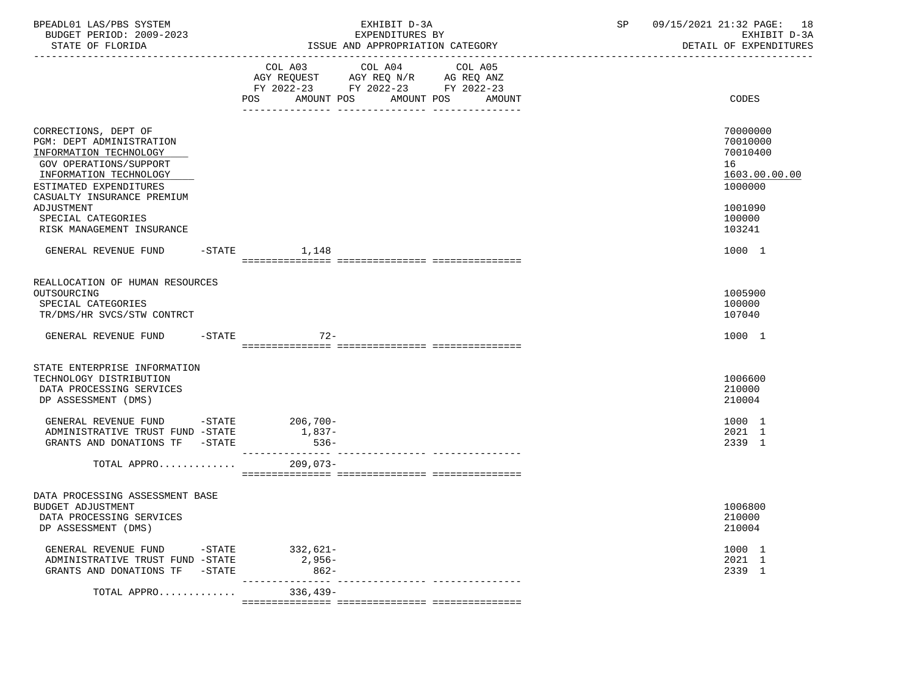BPEADL01 LAS/PBS SYSTEM — EXHIBIT D-3A — EXPENDITURES BY ISSUE AND APPROPRIATION CATEGORY — SP 09/15/2021 21:32 PAGE: 18

BUDGET PERIOD: 2009-2023 — STATE OF FLORIDA — EXHIBIT D-3A DETAIL OF EXPENDITURES

| | COL A03 AGY REQUEST FY 2022-23 POS AMOUNT | COL A04 AGY REQ N/R FY 2022-23 POS AMOUNT | COL A05 AG REQ ANZ FY 2022-23 POS AMOUNT | CODES |
|---|---|---|---|---|
| CORRECTIONS, DEPT OF | | | | 70000000 |
| PGM: DEPT ADMINISTRATION | | | | 70010000 |
| INFORMATION TECHNOLOGY | | | | 70010400 |
| GOV OPERATIONS/SUPPORT | | | | 16 |
| INFORMATION TECHNOLOGY | | | | 1603.00.00.00 |
| ESTIMATED EXPENDITURES | | | | 1000000 |
| CASUALTY INSURANCE PREMIUM ADJUSTMENT | | | | 1001090 |
| SPECIAL CATEGORIES | | | | 100000 |
| RISK MANAGEMENT INSURANCE | | | | 103241 |
| GENERAL REVENUE FUND -STATE | 1,148 | | | 1000 1 |
| REALLOCATION OF HUMAN RESOURCES OUTSOURCING | | | | 1005900 |
| SPECIAL CATEGORIES | | | | 100000 |
| TR/DMS/HR SVCS/STW CONTRCT | | | | 107040 |
| GENERAL REVENUE FUND -STATE | 72- | | | 1000 1 |
| STATE ENTERPRISE INFORMATION TECHNOLOGY DISTRIBUTION | | | | 1006600 |
| DATA PROCESSING SERVICES | | | | 210000 |
| DP ASSESSMENT (DMS) | | | | 210004 |
| GENERAL REVENUE FUND -STATE | 206,700- | | | 1000 1 |
| ADMINISTRATIVE TRUST FUND -STATE | 1,837- | | | 2021 1 |
| GRANTS AND DONATIONS TF -STATE | 536- | | | 2339 1 |
| TOTAL APPRO............ | 209,073- | | | |
| DATA PROCESSING ASSESSMENT BASE BUDGET ADJUSTMENT | | | | 1006800 |
| DATA PROCESSING SERVICES | | | | 210000 |
| DP ASSESSMENT (DMS) | | | | 210004 |
| GENERAL REVENUE FUND -STATE | 332,621- | | | 1000 1 |
| ADMINISTRATIVE TRUST FUND -STATE | 2,956- | | | 2021 1 |
| GRANTS AND DONATIONS TF -STATE | 862- | | | 2339 1 |
| TOTAL APPRO............ | 336,439- | | | |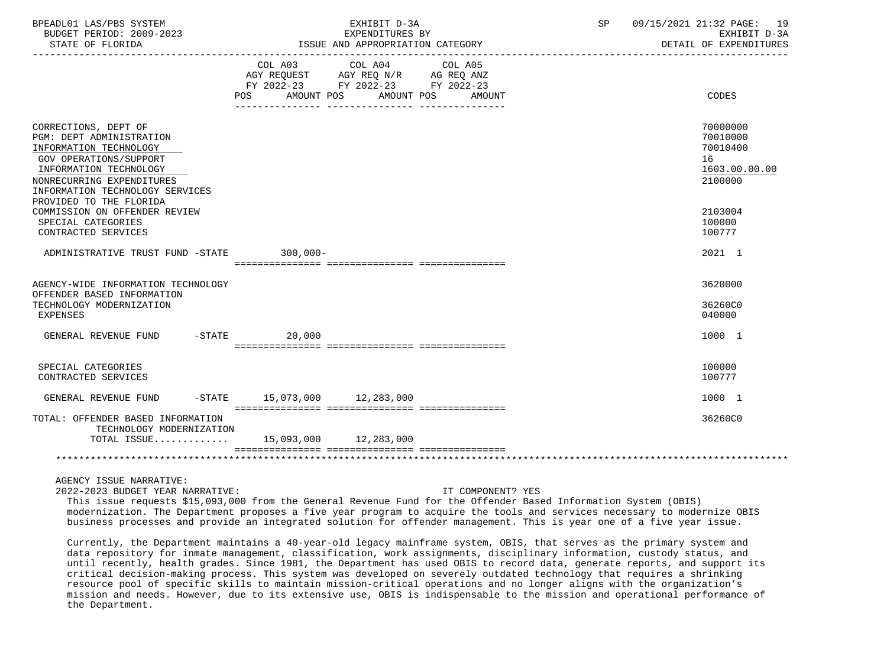| | COL A03 AGY REQUEST FY 2022-23 POS AMOUNT | COL A04 AGY REQ N/R FY 2022-23 POS AMOUNT | COL A05 AG REQ ANZ FY 2022-23 POS AMOUNT | CODES |
|---|---|---|---|---|
| CORRECTIONS, DEPT OF | | | | 70000000 |
| PGM: DEPT ADMINISTRATION | | | | 70010000 |
| INFORMATION TECHNOLOGY | | | | 70010400 |
| GOV OPERATIONS/SUPPORT | | | | 16 |
| INFORMATION TECHNOLOGY | | | | 1603.00.00.00 |
| NONRECURRING EXPENDITURES | | | | 2100000 |
| INFORMATION TECHNOLOGY SERVICES PROVIDED TO THE FLORIDA COMMISSION ON OFFENDER REVIEW | | | | 2103004 |
| SPECIAL CATEGORIES | | | | 100000 |
| CONTRACTED SERVICES | | | | 100777 |
| ADMINISTRATIVE TRUST FUND -STATE | 300,000- | | | 2021 1 |
| AGENCY-WIDE INFORMATION TECHNOLOGY | | | | 3620000 |
| OFFENDER BASED INFORMATION TECHNOLOGY MODERNIZATION | | | | 36260C0 |
| EXPENSES | | | | 040000 |
| GENERAL REVENUE FUND -STATE | 20,000 | | | 1000 1 |
| SPECIAL CATEGORIES | | | | 100000 |
| CONTRACTED SERVICES | | | | 100777 |
| GENERAL REVENUE FUND -STATE | 15,073,000 | 12,283,000 | | 1000 1 |
| TOTAL: OFFENDER BASED INFORMATION TECHNOLOGY MODERNIZATION | | | | 36260C0 |
| TOTAL ISSUE............ | 15,093,000 | 12,283,000 | | |

AGENCY ISSUE NARRATIVE:

2022-2023 BUDGET YEAR NARRATIVE: IT COMPONENT? YES

This issue requests $15,093,000 from the General Revenue Fund for the Offender Based Information System (OBIS) modernization. The Department proposes a five year program to acquire the tools and services necessary to modernize OBIS business processes and provide an integrated solution for offender management. This is year one of a five year issue.

Currently, the Department maintains a 40-year-old legacy mainframe system, OBIS, that serves as the primary system and data repository for inmate management, classification, work assignments, disciplinary information, custody status, and until recently, health grades. Since 1981, the Department has used OBIS to record data, generate reports, and support its critical decision-making process. This system was developed on severely outdated technology that requires a shrinking resource pool of specific skills to maintain mission-critical operations and no longer aligns with the organization's mission and needs. However, due to its extensive use, OBIS is indispensable to the mission and operational performance of the Department.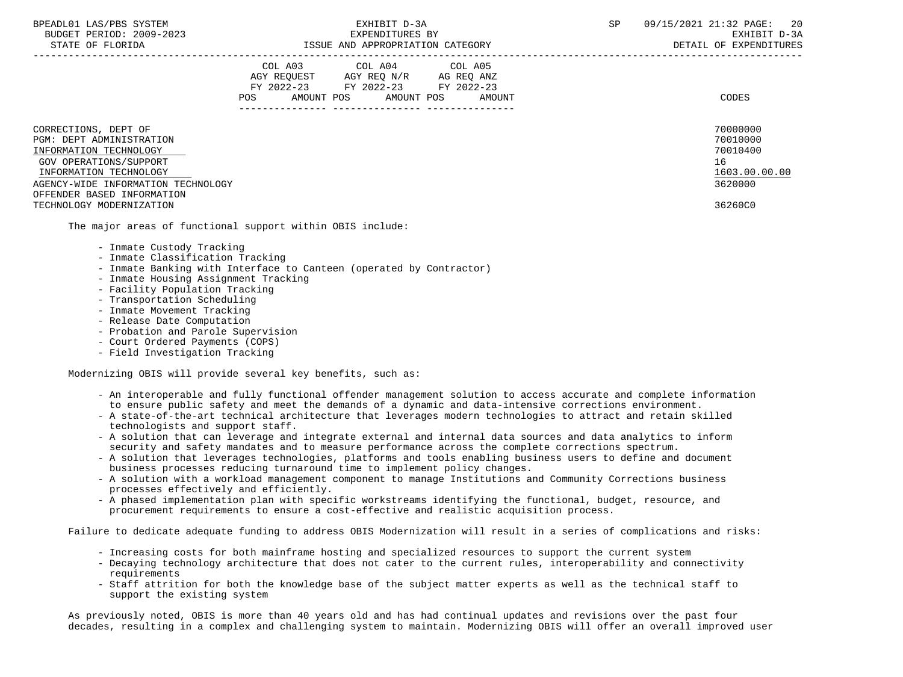| | COL A03 AGY REQUEST FY 2022-23 POS AMOUNT | COL A04 AGY REQ N/R FY 2022-23 POS AMOUNT | COL A05 AG REQ ANZ FY 2022-23 POS AMOUNT | CODES |
|---|---|---|---|---|
| CORRECTIONS, DEPT OF | | | | 70000000 |
| PGM: DEPT ADMINISTRATION | | | | 70010000 |
| INFORMATION TECHNOLOGY | | | | 70010400 |
| GOV OPERATIONS/SUPPORT | | | | 16 |
| INFORMATION TECHNOLOGY | | | | 1603.00.00.00 |
| AGENCY-WIDE INFORMATION TECHNOLOGY | | | | 3620000 |
| OFFENDER BASED INFORMATION TECHNOLOGY MODERNIZATION | | | | 36260C0 |

The major areas of functional support within OBIS include:

- Inmate Custody Tracking
- Inmate Classification Tracking
- Inmate Banking with Interface to Canteen (operated by Contractor)
- Inmate Housing Assignment Tracking
- Facility Population Tracking
- Transportation Scheduling
- Inmate Movement Tracking
- Release Date Computation
- Probation and Parole Supervision
- Court Ordered Payments (COPS)
- Field Investigation Tracking

Modernizing OBIS will provide several key benefits, such as:

- An interoperable and fully functional offender management solution to access accurate and complete information to ensure public safety and meet the demands of a dynamic and data-intensive corrections environment.
- A state-of-the-art technical architecture that leverages modern technologies to attract and retain skilled technologists and support staff.
- A solution that can leverage and integrate external and internal data sources and data analytics to inform security and safety mandates and to measure performance across the complete corrections spectrum.
- A solution that leverages technologies, platforms and tools enabling business users to define and document business processes reducing turnaround time to implement policy changes.
- A solution with a workload management component to manage Institutions and Community Corrections business processes effectively and efficiently.
- A phased implementation plan with specific workstreams identifying the functional, budget, resource, and procurement requirements to ensure a cost-effective and realistic acquisition process.

Failure to dedicate adequate funding to address OBIS Modernization will result in a series of complications and risks:

- Increasing costs for both mainframe hosting and specialized resources to support the current system
- Decaying technology architecture that does not cater to the current rules, interoperability and connectivity requirements
- Staff attrition for both the knowledge base of the subject matter experts as well as the technical staff to support the existing system

As previously noted, OBIS is more than 40 years old and has had continual updates and revisions over the past four decades, resulting in a complex and challenging system to maintain. Modernizing OBIS will offer an overall improved user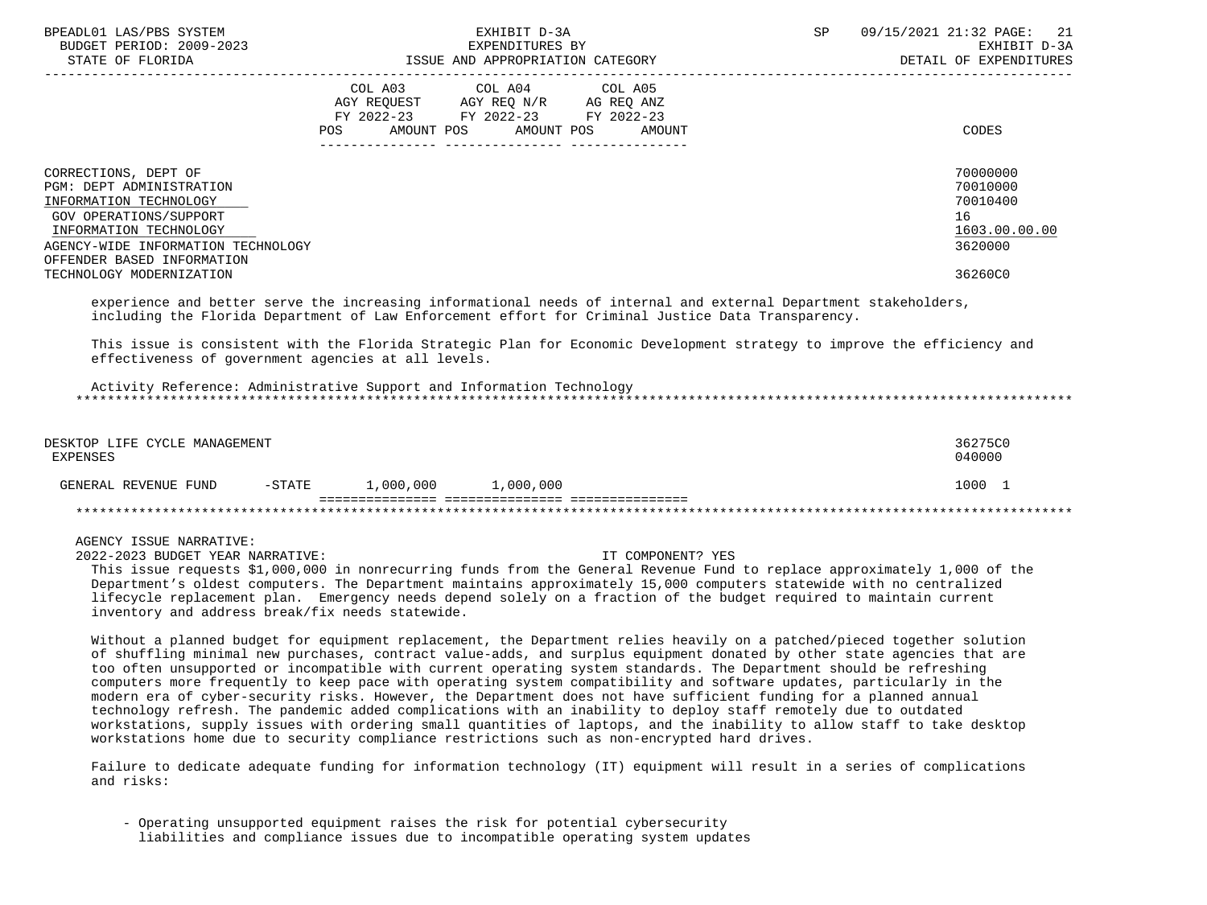| | COL A03 AGY REQUEST FY 2022-23 POS AMOUNT | COL A04 AGY REQ N/R FY 2022-23 POS AMOUNT | COL A05 AG REQ ANZ FY 2022-23 POS AMOUNT | CODES |
|---|---|---|---|---|
| CORRECTIONS, DEPT OF | | | | 70000000 |
| PGM: DEPT ADMINISTRATION | | | | 70010000 |
| INFORMATION TECHNOLOGY | | | | 70010400 |
| GOV OPERATIONS/SUPPORT | | | | 16 |
| INFORMATION TECHNOLOGY | | | | 1603.00.00.00 |
| AGENCY-WIDE INFORMATION TECHNOLOGY | | | | 3620000 |
| OFFENDER BASED INFORMATION TECHNOLOGY MODERNIZATION | | | | 36260C0 |

experience and better serve the increasing informational needs of internal and external Department stakeholders, including the Florida Department of Law Enforcement effort for Criminal Justice Data Transparency.

This issue is consistent with the Florida Strategic Plan for Economic Development strategy to improve the efficiency and effectiveness of government agencies at all levels.

Activity Reference: Administrative Support and Information Technology

***

| | COL A03 | COL A04 | COL A05 | CODES |
|---|---|---|---|---|
| DESKTOP LIFE CYCLE MANAGEMENT | | | | 36275C0 |
| EXPENSES | | | | 040000 |
| GENERAL REVENUE FUND -STATE | 1,000,000 | 1,000,000 | | 1000 1 |

***

AGENCY ISSUE NARRATIVE:

2022-2023 BUDGET YEAR NARRATIVE: IT COMPONENT? YES

This issue requests $1,000,000 in nonrecurring funds from the General Revenue Fund to replace approximately 1,000 of the Department's oldest computers. The Department maintains approximately 15,000 computers statewide with no centralized lifecycle replacement plan. Emergency needs depend solely on a fraction of the budget required to maintain current inventory and address break/fix needs statewide.

Without a planned budget for equipment replacement, the Department relies heavily on a patched/pieced together solution of shuffling minimal new purchases, contract value-adds, and surplus equipment donated by other state agencies that are too often unsupported or incompatible with current operating system standards. The Department should be refreshing computers more frequently to keep pace with operating system compatibility and software updates, particularly in the modern era of cyber-security risks. However, the Department does not have sufficient funding for a planned annual technology refresh. The pandemic added complications with an inability to deploy staff remotely due to outdated workstations, supply issues with ordering small quantities of laptops, and the inability to allow staff to take desktop workstations home due to security compliance restrictions such as non-encrypted hard drives.

Failure to dedicate adequate funding for information technology (IT) equipment will result in a series of complications and risks:

- Operating unsupported equipment raises the risk for potential cybersecurity liabilities and compliance issues due to incompatible operating system updates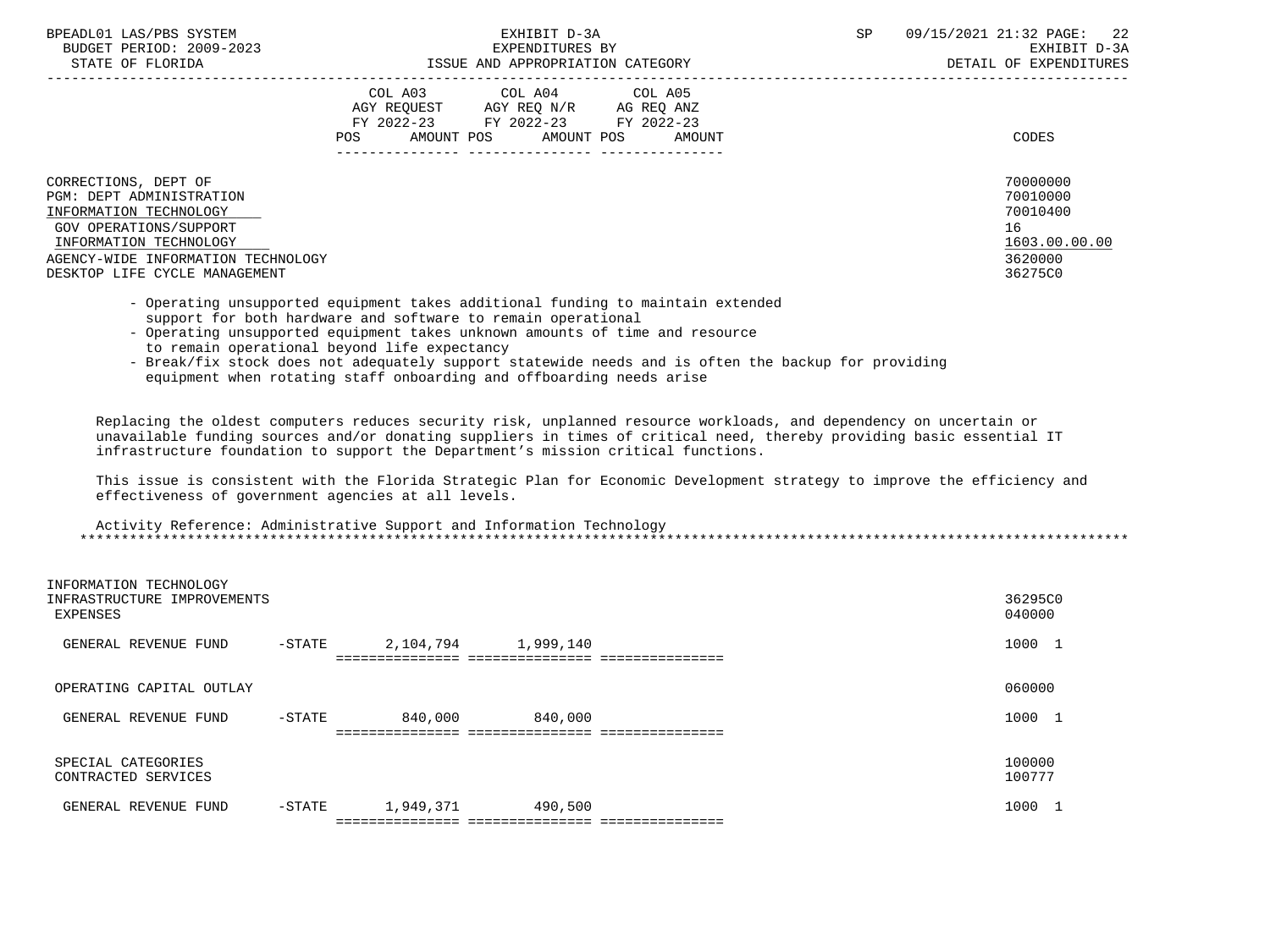| | COL A03 AGY REQUEST FY 2022-23 POS AMOUNT | COL A04 AGY REQ N/R FY 2022-23 POS AMOUNT | COL A05 AG REQ ANZ FY 2022-23 POS AMOUNT | CODES |
|---|---|---|---|---|
| CORRECTIONS, DEPT OF | | | | 70000000 |
| PGM: DEPT ADMINISTRATION | | | | 70010000 |
| INFORMATION TECHNOLOGY | | | | 70010400 |
| GOV OPERATIONS/SUPPORT | | | | 16 |
| INFORMATION TECHNOLOGY | | | | 1603.00.00.00 |
| AGENCY-WIDE INFORMATION TECHNOLOGY | | | | 3620000 |
| DESKTOP LIFE CYCLE MANAGEMENT | | | | 36275C0 |

- Operating unsupported equipment takes additional funding to maintain extended support for both hardware and software to remain operational
- Operating unsupported equipment takes unknown amounts of time and resource to remain operational beyond life expectancy
- Break/fix stock does not adequately support statewide needs and is often the backup for providing equipment when rotating staff onboarding and offboarding needs arise

Replacing the oldest computers reduces security risk, unplanned resource workloads, and dependency on uncertain or unavailable funding sources and/or donating suppliers in times of critical need, thereby providing basic essential IT infrastructure foundation to support the Department's mission critical functions.

This issue is consistent with the Florida Strategic Plan for Economic Development strategy to improve the efficiency and effectiveness of government agencies at all levels.

Activity Reference: Administrative Support and Information Technology

*****************************************************************************************************************************

| | COL A03 | COL A04 | COL A05 | CODES |
|---|---|---|---|---|
| INFORMATION TECHNOLOGY INFRASTRUCTURE IMPROVEMENTS | | | | 36295C0 |
| EXPENSES | | | | 040000 |
| GENERAL REVENUE FUND -STATE | 2,104,794 | 1,999,140 | | 1000 1 |
| OPERATING CAPITAL OUTLAY | | | | 060000 |
| GENERAL REVENUE FUND -STATE | 840,000 | 840,000 | | 1000 1 |
| SPECIAL CATEGORIES | | | | 100000 |
| CONTRACTED SERVICES | | | | 100777 |
| GENERAL REVENUE FUND -STATE | 1,949,371 | 490,500 | | 1000 1 |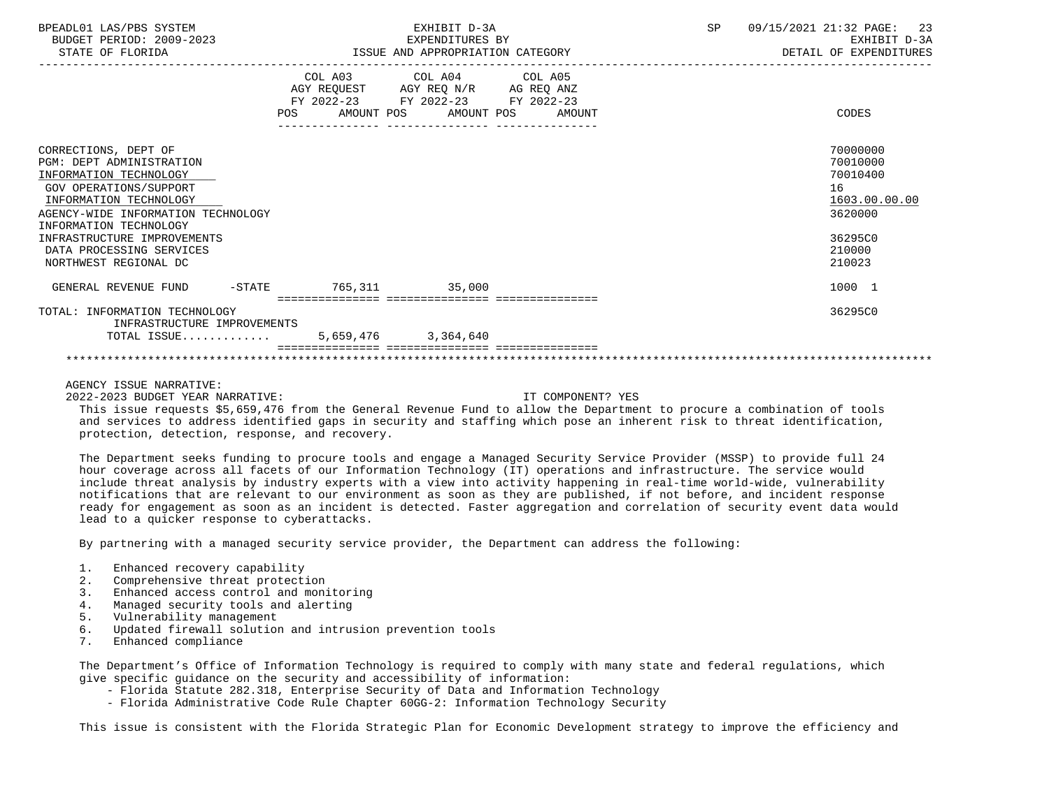| | COL A03 AGY REQUEST FY 2022-23 POS AMOUNT | COL A04 AGY REQ N/R FY 2022-23 POS AMOUNT | COL A05 AG REQ ANZ FY 2022-23 POS AMOUNT | CODES |
|---|---|---|---|---|
| CORRECTIONS, DEPT OF | | | | 70000000 |
| PGM: DEPT ADMINISTRATION | | | | 70010000 |
| INFORMATION TECHNOLOGY | | | | 70010400 |
| GOV OPERATIONS/SUPPORT | | | | 16 |
| INFORMATION TECHNOLOGY | | | | 1603.00.00.00 |
| AGENCY-WIDE INFORMATION TECHNOLOGY | | | | 3620000 |
| INFORMATION TECHNOLOGY INFRASTRUCTURE IMPROVEMENTS | | | | 36295C0 |
| DATA PROCESSING SERVICES | | | | 210000 |
| NORTHWEST REGIONAL DC | | | | 210023 |
| GENERAL REVENUE FUND -STATE | 765,311 | 35,000 | | 1000 1 |
| TOTAL: INFORMATION TECHNOLOGY INFRASTRUCTURE IMPROVEMENTS | | | | 36295C0 |
| TOTAL ISSUE............. | 5,659,476 | 3,364,640 | | |

AGENCY ISSUE NARRATIVE:

2022-2023 BUDGET YEAR NARRATIVE: IT COMPONENT? YES

This issue requests $5,659,476 from the General Revenue Fund to allow the Department to procure a combination of tools and services to address identified gaps in security and staffing which pose an inherent risk to threat identification, protection, detection, response, and recovery.

The Department seeks funding to procure tools and engage a Managed Security Service Provider (MSSP) to provide full 24 hour coverage across all facets of our Information Technology (IT) operations and infrastructure. The service would include threat analysis by industry experts with a view into activity happening in real-time world-wide, vulnerability notifications that are relevant to our environment as soon as they are published, if not before, and incident response ready for engagement as soon as an incident is detected. Faster aggregation and correlation of security event data would lead to a quicker response to cyberattacks.

By partnering with a managed security service provider, the Department can address the following:

1. Enhanced recovery capability
2. Comprehensive threat protection
3. Enhanced access control and monitoring
4. Managed security tools and alerting
5. Vulnerability management
6. Updated firewall solution and intrusion prevention tools
7. Enhanced compliance

The Department's Office of Information Technology is required to comply with many state and federal regulations, which give specific guidance on the security and accessibility of information:

- Florida Statute 282.318, Enterprise Security of Data and Information Technology
- Florida Administrative Code Rule Chapter 60GG-2: Information Technology Security

This issue is consistent with the Florida Strategic Plan for Economic Development strategy to improve the efficiency and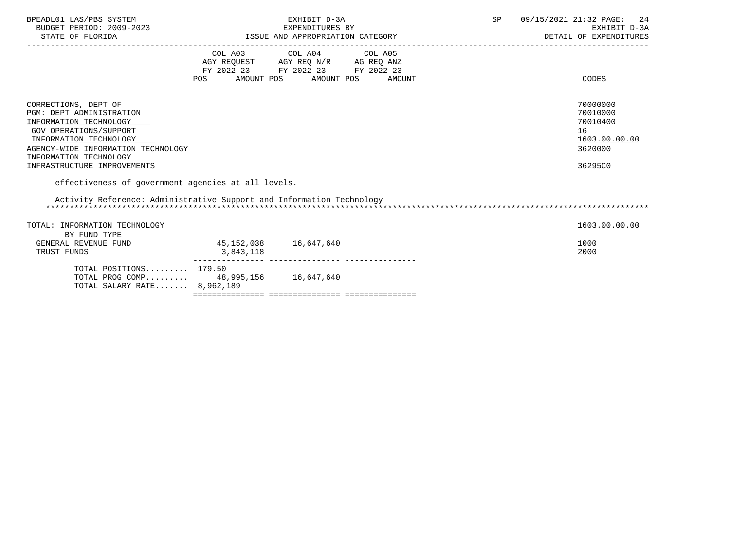| | COL A03 AGY REQUEST FY 2022-23 POS AMOUNT | COL A04 AGY REQ N/R FY 2022-23 POS AMOUNT | COL A05 AG REQ ANZ FY 2022-23 POS AMOUNT | CODES |
|---|---|---|---|---|
| CORRECTIONS, DEPT OF | | | | 70000000 |
| PGM: DEPT ADMINISTRATION | | | | 70010000 |
| INFORMATION TECHNOLOGY | | | | 70010400 |
| GOV OPERATIONS/SUPPORT | | | | 16 |
| INFORMATION TECHNOLOGY | | | | 1603.00.00.00 |
| AGENCY-WIDE INFORMATION TECHNOLOGY | | | | 3620000 |
| INFORMATION TECHNOLOGY | | | | |
| INFRASTRUCTURE IMPROVEMENTS | | | | 36295C0 |

effectiveness of government agencies at all levels.

Activity Reference: Administrative Support and Information Technology

| | COL A03 | COL A04 | COL A05 | CODES |
|---|---|---|---|---|
| TOTAL: INFORMATION TECHNOLOGY | | | | 1603.00.00.00 |
| BY FUND TYPE | | | | |
| GENERAL REVENUE FUND | 45,152,038 | 16,647,640 | | 1000 |
| TRUST FUNDS | 3,843,118 | | | 2000 |
| TOTAL POSITIONS......... | 179.50 | | | |
| TOTAL PROG COMP......... | 48,995,156 | 16,647,640 | | |
| TOTAL SALARY RATE....... | 8,962,189 | | | |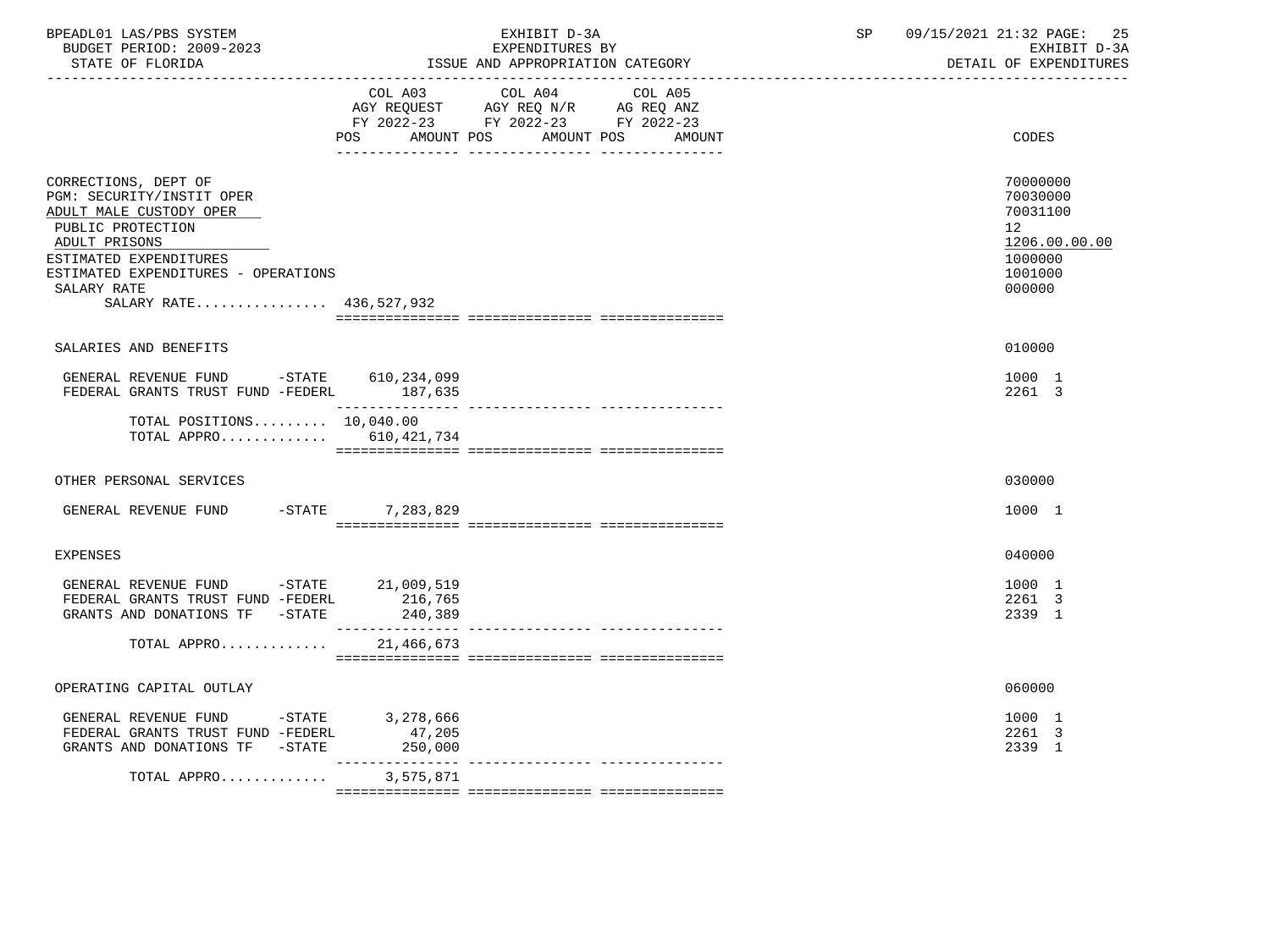BPEADL01 LAS/PBS SYSTEM — EXHIBIT D-3A — EXPENDITURES BY ISSUE AND APPROPRIATION CATEGORY — SP 09/15/2021 21:32 PAGE: 25
BUDGET PERIOD: 2009-2023 — EXHIBIT D-3A
STATE OF FLORIDA — DETAIL OF EXPENDITURES

| | COL A03 AGY REQUEST FY 2022-23 POS AMOUNT | COL A04 AGY REQ N/R FY 2022-23 POS AMOUNT | COL A05 AG REQ ANZ FY 2022-23 POS AMOUNT | CODES |
|---|---|---|---|---|
| CORRECTIONS, DEPT OF | | | | 70000000 |
| PGM: SECURITY/INSTIT OPER | | | | 70030000 |
| ADULT MALE CUSTODY OPER | | | | 70031100 |
| PUBLIC PROTECTION | | | | 12 |
| ADULT PRISONS | | | | 1206.00.00.00 |
| ESTIMATED EXPENDITURES | | | | 1000000 |
| ESTIMATED EXPENDITURES - OPERATIONS | | | | 1001000 |
| SALARY RATE | | | | 000000 |
| SALARY RATE................ | 436,527,932 | | | |
| SALARIES AND BENEFITS | | | | 010000 |
| GENERAL REVENUE FUND -STATE | 610,234,099 | | | 1000 1 |
| FEDERAL GRANTS TRUST FUND -FEDERL | 187,635 | | | 2261 3 |
| TOTAL POSITIONS......... | 10,040.00 | | | |
| TOTAL APPRO............. | 610,421,734 | | | |
| OTHER PERSONAL SERVICES | | | | 030000 |
| GENERAL REVENUE FUND -STATE | 7,283,829 | | | 1000 1 |
| EXPENSES | | | | 040000 |
| GENERAL REVENUE FUND -STATE | 21,009,519 | | | 1000 1 |
| FEDERAL GRANTS TRUST FUND -FEDERL | 216,765 | | | 2261 3 |
| GRANTS AND DONATIONS TF -STATE | 240,389 | | | 2339 1 |
| TOTAL APPRO............. | 21,466,673 | | | |
| OPERATING CAPITAL OUTLAY | | | | 060000 |
| GENERAL REVENUE FUND -STATE | 3,278,666 | | | 1000 1 |
| FEDERAL GRANTS TRUST FUND -FEDERL | 47,205 | | | 2261 3 |
| GRANTS AND DONATIONS TF -STATE | 250,000 | | | 2339 1 |
| TOTAL APPRO............. | 3,575,871 | | | |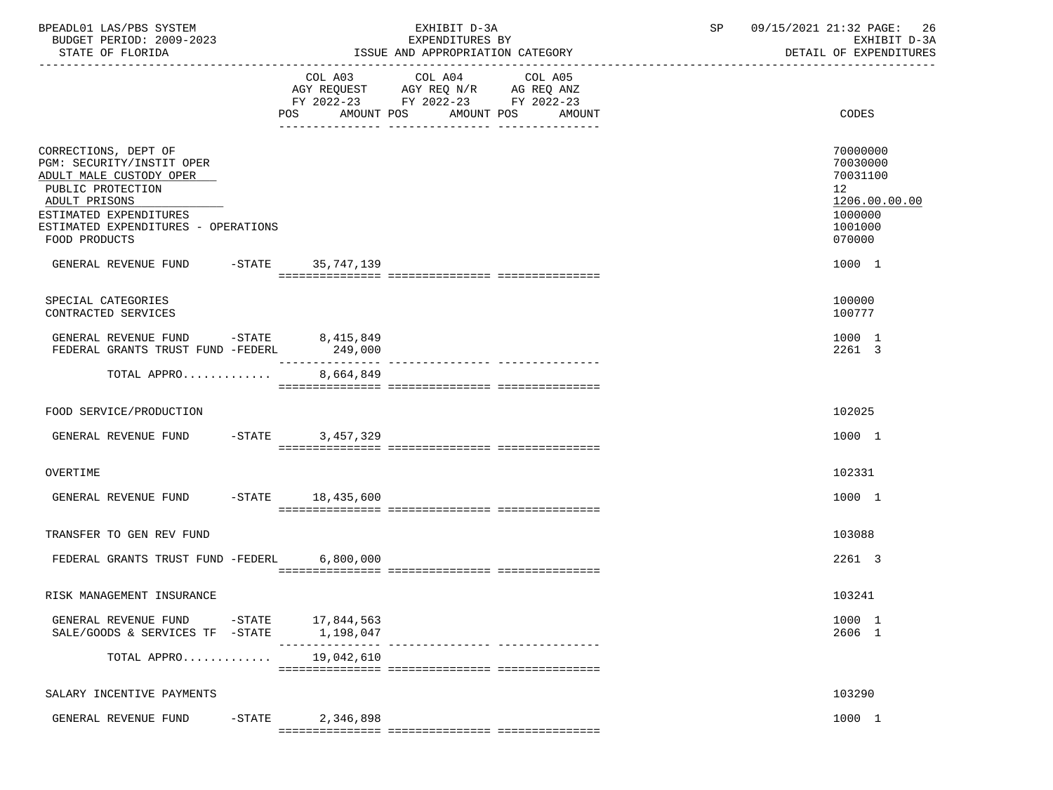BPEADL01 LAS/PBS SYSTEM | EXHIBIT D-3A | SP 09/15/2021 21:32

BUDGET PERIOD: 2009-2023 | EXPENDITURES BY | EXHIBIT D-3A

STATE OF FLORIDA | ISSUE AND APPROPRIATION CATEGORY | DETAIL OF EXPENDITURES

| | COL A03 AGY REQUEST FY 2022-23 POS AMOUNT | COL A04 AGY REQ N/R FY 2022-23 POS AMOUNT | COL A05 AG REQ ANZ FY 2022-23 POS AMOUNT | CODES |
|---|---|---|---|---|
| CORRECTIONS, DEPT OF | | | | 70000000 |
| PGM: SECURITY/INSTIT OPER | | | | 70030000 |
| ADULT MALE CUSTODY OPER | | | | 70031100 |
| PUBLIC PROTECTION | | | | 12 |
| ADULT PRISONS | | | | 1206.00.00.00 |
| ESTIMATED EXPENDITURES | | | | 1000000 |
| ESTIMATED EXPENDITURES - OPERATIONS | | | | 1001000 |
| FOOD PRODUCTS | | | | 070000 |
| GENERAL REVENUE FUND -STATE | 35,747,139 | | | 1000 1 |
| SPECIAL CATEGORIES | | | | 100000 |
| CONTRACTED SERVICES | | | | 100777 |
| GENERAL REVENUE FUND -STATE | 8,415,849 | | | 1000 1 |
| FEDERAL GRANTS TRUST FUND -FEDERL | 249,000 | | | 2261 3 |
| TOTAL APPRO............ | 8,664,849 | | | |
| FOOD SERVICE/PRODUCTION | | | | 102025 |
| GENERAL REVENUE FUND -STATE | 3,457,329 | | | 1000 1 |
| OVERTIME | | | | 102331 |
| GENERAL REVENUE FUND -STATE | 18,435,600 | | | 1000 1 |
| TRANSFER TO GEN REV FUND | | | | 103088 |
| FEDERAL GRANTS TRUST FUND -FEDERL | 6,800,000 | | | 2261 3 |
| RISK MANAGEMENT INSURANCE | | | | 103241 |
| GENERAL REVENUE FUND -STATE | 17,844,563 | | | 1000 1 |
| SALE/GOODS & SERVICES TF -STATE | 1,198,047 | | | 2606 1 |
| TOTAL APPRO............ | 19,042,610 | | | |
| SALARY INCENTIVE PAYMENTS | | | | 103290 |
| GENERAL REVENUE FUND -STATE | 2,346,898 | | | 1000 1 |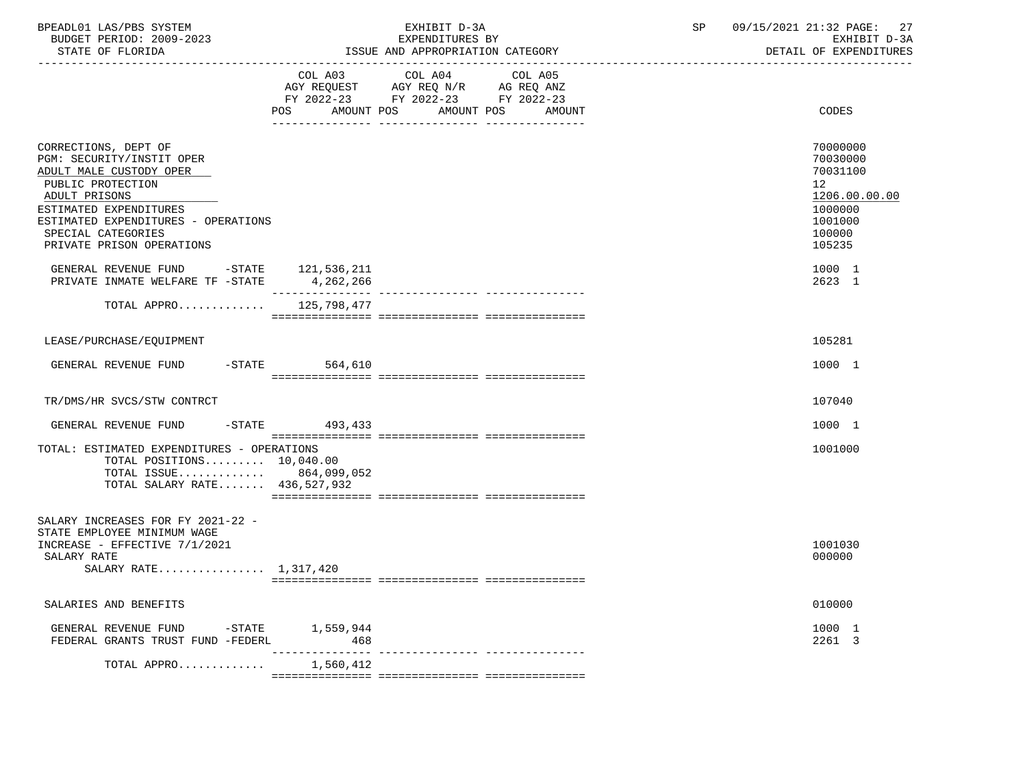| | COL A03 AGY REQUEST FY 2022-23 POS AMOUNT | COL A04 AGY REQ N/R FY 2022-23 POS AMOUNT | COL A05 AG REQ ANZ FY 2022-23 POS AMOUNT | CODES |
|---|---|---|---|---|
| CORRECTIONS, DEPT OF | | | | 70000000 |
| PGM: SECURITY/INSTIT OPER | | | | 70030000 |
| ADULT MALE CUSTODY OPER | | | | 70031100 |
| PUBLIC PROTECTION | | | | 12 |
| ADULT PRISONS | | | | 1206.00.00.00 |
| ESTIMATED EXPENDITURES | | | | 1000000 |
| ESTIMATED EXPENDITURES - OPERATIONS | | | | 1001000 |
| SPECIAL CATEGORIES | | | | 100000 |
| PRIVATE PRISON OPERATIONS | | | | 105235 |
| GENERAL REVENUE FUND -STATE | 121,536,211 | | | 1000 1 |
| PRIVATE INMATE WELFARE TF -STATE | 4,262,266 | | | 2623 1 |
| TOTAL APPRO............ | 125,798,477 | | | |
| LEASE/PURCHASE/EQUIPMENT | | | | 105281 |
| GENERAL REVENUE FUND -STATE | 564,610 | | | 1000 1 |
| TR/DMS/HR SVCS/STW CONTRCT | | | | 107040 |
| GENERAL REVENUE FUND -STATE | 493,433 | | | 1000 1 |
| TOTAL: ESTIMATED EXPENDITURES - OPERATIONS | | | | 1001000 |
| TOTAL POSITIONS......... 10,040.00 | | | | |
| TOTAL ISSUE............ | 864,099,052 | | | |
| TOTAL SALARY RATE....... | 436,527,932 | | | |
| SALARY INCREASES FOR FY 2021-22 - STATE EMPLOYEE MINIMUM WAGE INCREASE - EFFECTIVE 7/1/2021 | | | | 1001030 |
| SALARY RATE | | | | 000000 |
| SALARY RATE................ | 1,317,420 | | | |
| SALARIES AND BENEFITS | | | | 010000 |
| GENERAL REVENUE FUND -STATE | 1,559,944 | | | 1000 1 |
| FEDERAL GRANTS TRUST FUND -FEDERL | 468 | | | 2261 3 |
| TOTAL APPRO............ | 1,560,412 | | | |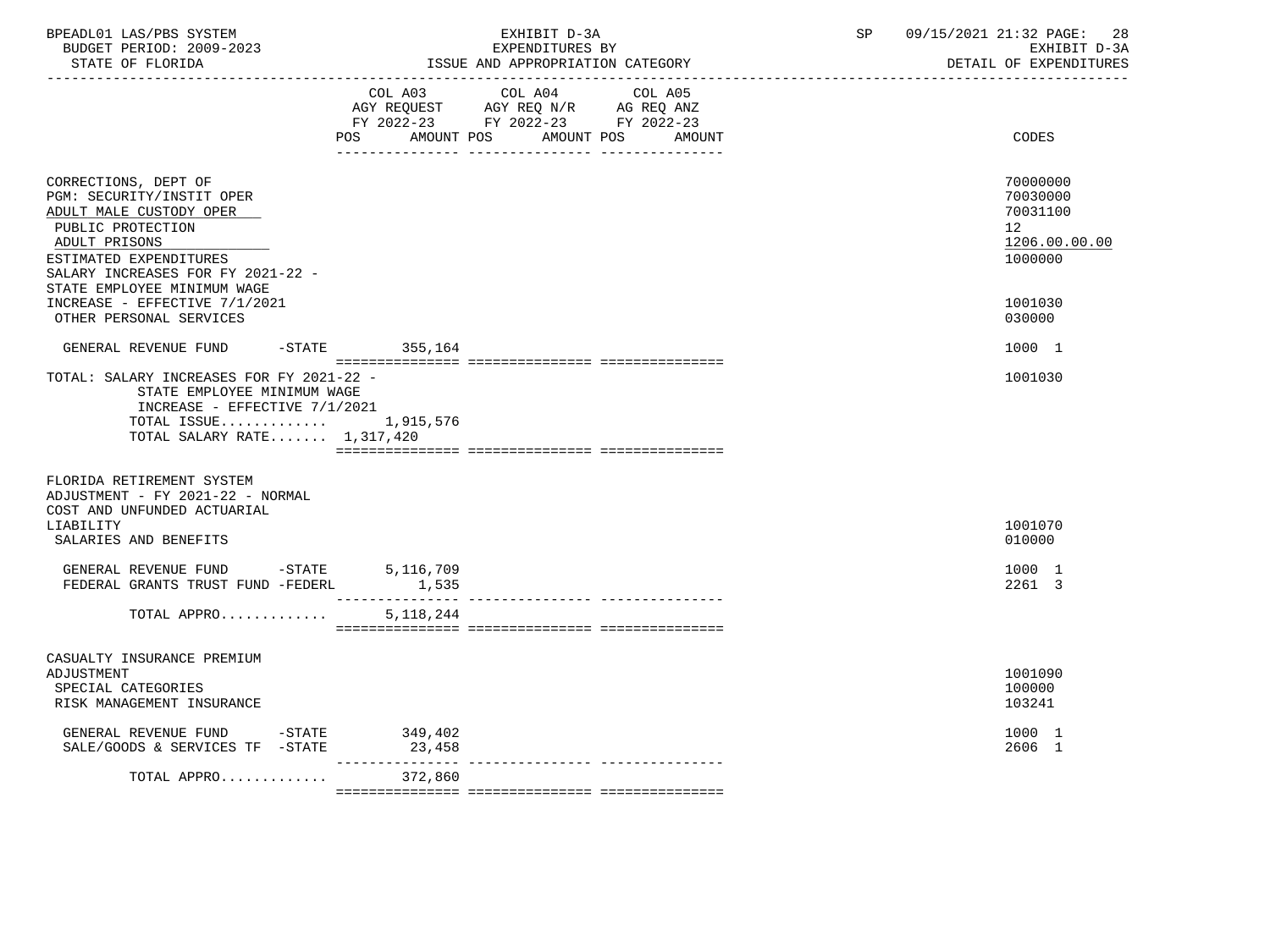| | COL A03 AGY REQUEST FY 2022-23 POS AMOUNT | COL A04 AGY REQ N/R FY 2022-23 POS AMOUNT | COL A05 AG REQ ANZ FY 2022-23 POS AMOUNT | CODES |
|---|---|---|---|---|
| CORRECTIONS, DEPT OF | | | | 70000000 |
| PGM: SECURITY/INSTIT OPER | | | | 70030000 |
| ADULT MALE CUSTODY OPER | | | | 70031100 |
| PUBLIC PROTECTION | | | | 12 |
| ADULT PRISONS | | | | 1206.00.00.00 |
| ESTIMATED EXPENDITURES | | | | 1000000 |
| SALARY INCREASES FOR FY 2021-22 - STATE EMPLOYEE MINIMUM WAGE INCREASE - EFFECTIVE 7/1/2021 | | | | 1001030 |
| OTHER PERSONAL SERVICES | | | | 030000 |
| GENERAL REVENUE FUND -STATE | 355,164 | | | 1000 1 |
| TOTAL: SALARY INCREASES FOR FY 2021-22 - STATE EMPLOYEE MINIMUM WAGE INCREASE - EFFECTIVE 7/1/2021 | | | | 1001030 |
| TOTAL ISSUE............ | 1,915,576 | | | |
| TOTAL SALARY RATE....... | 1,317,420 | | | |
| FLORIDA RETIREMENT SYSTEM ADJUSTMENT - FY 2021-22 - NORMAL COST AND UNFUNDED ACTUARIAL LIABILITY | | | | 1001070 |
| SALARIES AND BENEFITS | | | | 010000 |
| GENERAL REVENUE FUND -STATE | 5,116,709 | | | 1000 1 |
| FEDERAL GRANTS TRUST FUND -FEDERL | 1,535 | | | 2261 3 |
| TOTAL APPRO............ | 5,118,244 | | | |
| CASUALTY INSURANCE PREMIUM ADJUSTMENT | | | | 1001090 |
| SPECIAL CATEGORIES | | | | 100000 |
| RISK MANAGEMENT INSURANCE | | | | 103241 |
| GENERAL REVENUE FUND -STATE | 349,402 | | | 1000 1 |
| SALE/GOODS & SERVICES TF -STATE | 23,458 | | | 2606 1 |
| TOTAL APPRO............ | 372,860 | | | |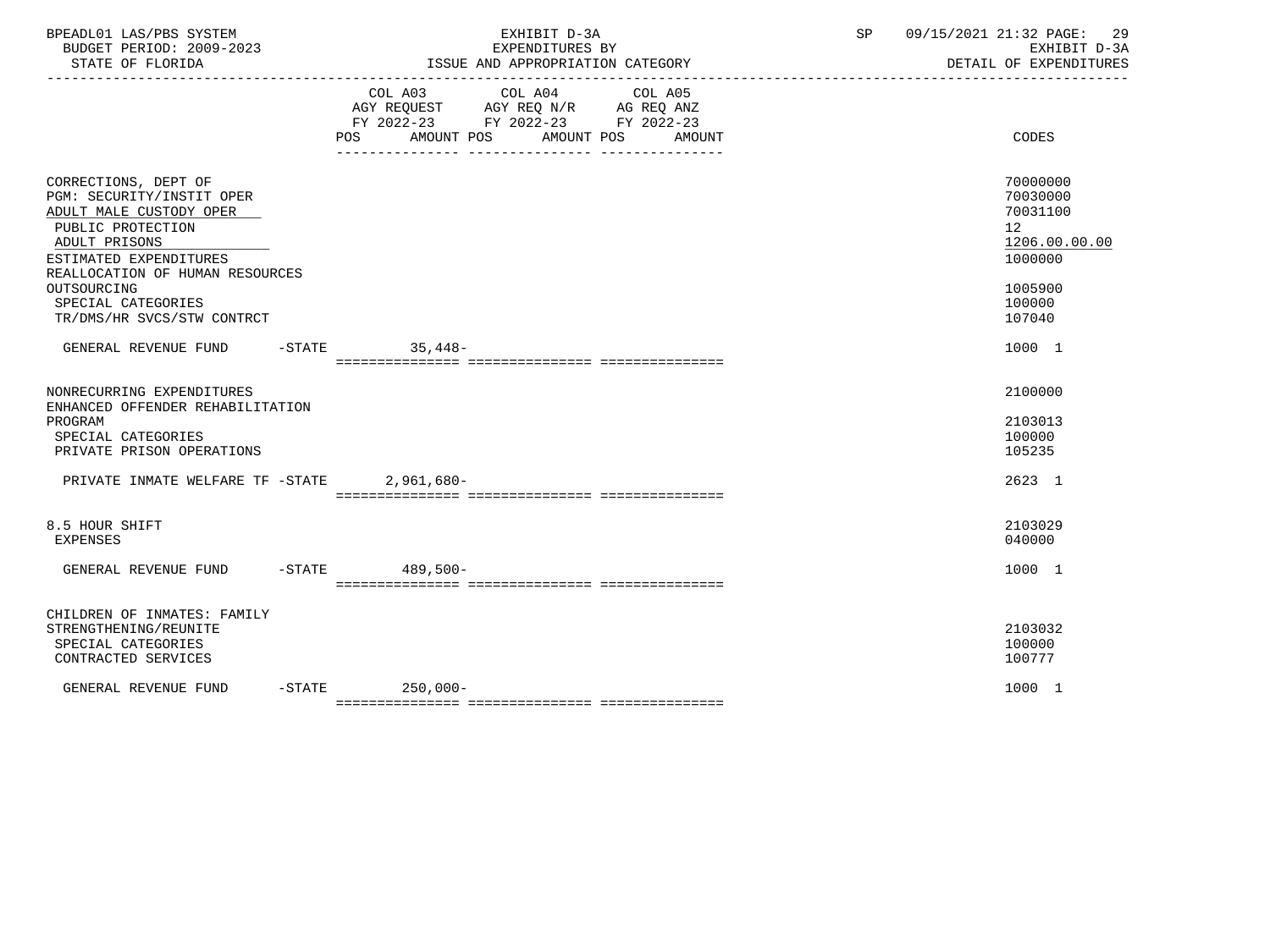BPEADL01 LAS/PBS SYSTEM | EXHIBIT D-3A | SP 09/15/2021 21:32 PAGE: 29
BUDGET PERIOD: 2009-2023 | EXPENDITURES BY | EXHIBIT D-3A
STATE OF FLORIDA | ISSUE AND APPROPRIATION CATEGORY | DETAIL OF EXPENDITURES

| | COL A03 AGY REQUEST FY 2022-23 POS AMOUNT | COL A04 AGY REQ N/R FY 2022-23 POS AMOUNT | COL A05 AG REQ ANZ FY 2022-23 POS AMOUNT | CODES |
|---|---|---|---|---|
| CORRECTIONS, DEPT OF | | | | 70000000 |
| PGM: SECURITY/INSTIT OPER | | | | 70030000 |
| ADULT MALE CUSTODY OPER | | | | 70031100 |
| PUBLIC PROTECTION | | | | 12 |
| ADULT PRISONS | | | | 1206.00.00.00 |
| ESTIMATED EXPENDITURES | | | | 1000000 |
| REALLOCATION OF HUMAN RESOURCES OUTSOURCING | | | | 1005900 |
| SPECIAL CATEGORIES | | | | 100000 |
| TR/DMS/HR SVCS/STW CONTRCT | | | | 107040 |
| GENERAL REVENUE FUND -STATE | 35,448- | | | 1000 1 |
| NONRECURRING EXPENDITURES | | | | 2100000 |
| ENHANCED OFFENDER REHABILITATION PROGRAM | | | | 2103013 |
| SPECIAL CATEGORIES | | | | 100000 |
| PRIVATE PRISON OPERATIONS | | | | 105235 |
| PRIVATE INMATE WELFARE TF -STATE | 2,961,680- | | | 2623 1 |
| 8.5 HOUR SHIFT | | | | 2103029 |
| EXPENSES | | | | 040000 |
| GENERAL REVENUE FUND -STATE | 489,500- | | | 1000 1 |
| CHILDREN OF INMATES: FAMILY STRENGTHENING/REUNITE | | | | 2103032 |
| SPECIAL CATEGORIES | | | | 100000 |
| CONTRACTED SERVICES | | | | 100777 |
| GENERAL REVENUE FUND -STATE | 250,000- | | | 1000 1 |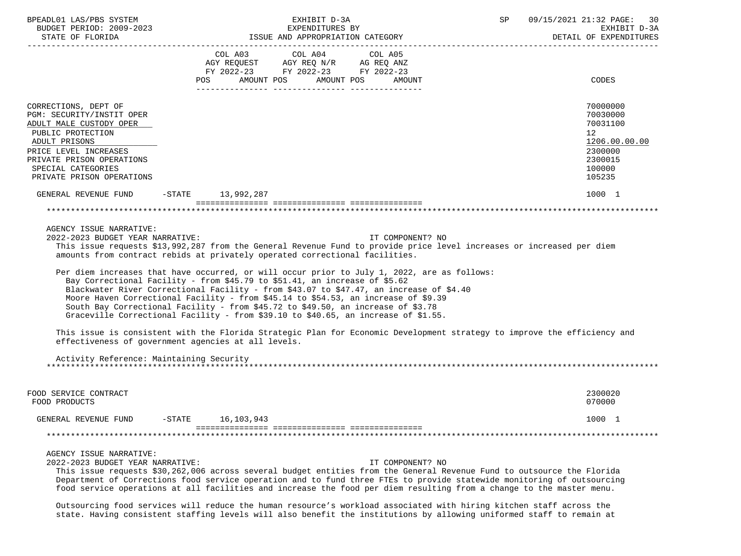| | COL A03 AGY REQUEST FY 2022-23 POS AMOUNT | COL A04 AGY REQ N/R FY 2022-23 POS AMOUNT | COL A05 AG REQ ANZ FY 2022-23 POS AMOUNT | CODES |
|---|---|---|---|---|
| CORRECTIONS, DEPT OF | | | | 70000000 |
| PGM: SECURITY/INSTIT OPER | | | | 70030000 |
| ADULT MALE CUSTODY OPER | | | | 70031100 |
| PUBLIC PROTECTION | | | | 12 |
| ADULT PRISONS | | | | 1206.00.00.00 |
| PRICE LEVEL INCREASES | | | | 2300000 |
| PRIVATE PRISON OPERATIONS | | | | 2300015 |
| SPECIAL CATEGORIES | | | | 100000 |
| PRIVATE PRISON OPERATIONS | | | | 105235 |
| GENERAL REVENUE FUND -STATE | 13,992,287 | | | 1000 1 |

AGENCY ISSUE NARRATIVE:

2022-2023 BUDGET YEAR NARRATIVE: IT COMPONENT? NO

This issue requests $13,992,287 from the General Revenue Fund to provide price level increases or increased per diem amounts from contract rebids at privately operated correctional facilities.

Per diem increases that have occurred, or will occur prior to July 1, 2022, are as follows:

- Bay Correctional Facility - from $45.79 to $51.41, an increase of $5.62
- Blackwater River Correctional Facility - from $43.07 to $47.47, an increase of $4.40
- Moore Haven Correctional Facility - from $45.14 to $54.53, an increase of $9.39
- South Bay Correctional Facility - from $45.72 to $49.50, an increase of $3.78
- Graceville Correctional Facility - from $39.10 to $40.65, an increase of $1.55.

This issue is consistent with the Florida Strategic Plan for Economic Development strategy to improve the efficiency and effectiveness of government agencies at all levels.

Activity Reference: Maintaining Security

| | COL A03 | COL A04 | COL A05 | CODES |
|---|---|---|---|---|
| FOOD SERVICE CONTRACT | | | | 2300020 |
| FOOD PRODUCTS | | | | 070000 |
| GENERAL REVENUE FUND -STATE | 16,103,943 | | | 1000 1 |

AGENCY ISSUE NARRATIVE:

2022-2023 BUDGET YEAR NARRATIVE: IT COMPONENT? NO

This issue requests $30,262,006 across several budget entities from the General Revenue Fund to outsource the Florida Department of Corrections food service operation and to fund three FTEs to provide statewide monitoring of outsourcing food service operations at all facilities and increase the food per diem resulting from a change to the master menu.

Outsourcing food services will reduce the human resource's workload associated with hiring kitchen staff across the state. Having consistent staffing levels will also benefit the institutions by allowing uniformed staff to remain at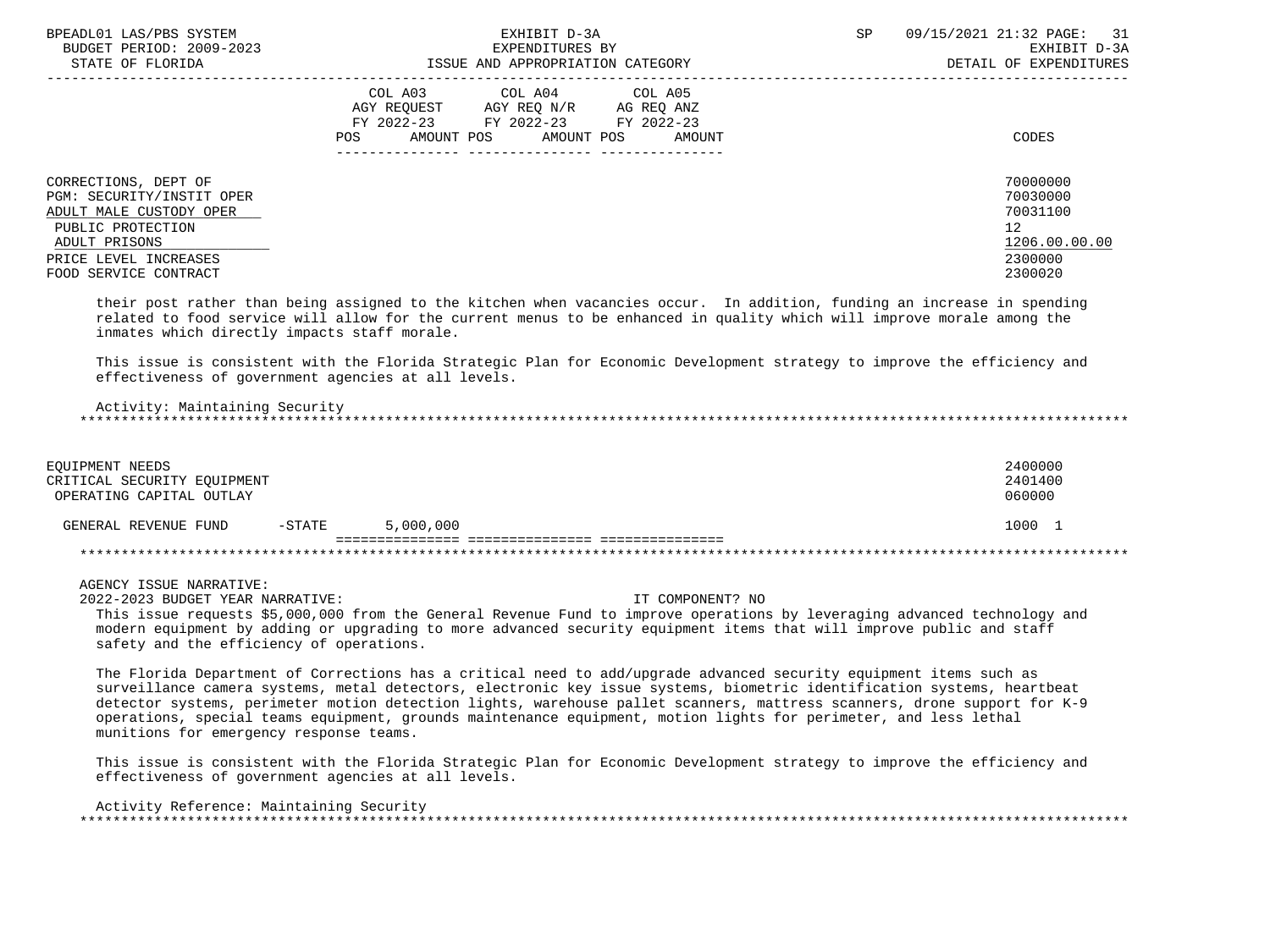| | COL A03 AGY REQUEST FY 2022-23 POS AMOUNT | COL A04 AGY REQ N/R FY 2022-23 POS AMOUNT | COL A05 AG REQ ANZ FY 2022-23 POS AMOUNT | CODES |
|---|---|---|---|---|
| CORRECTIONS, DEPT OF | | | | 70000000 |
| PGM: SECURITY/INSTIT OPER | | | | 70030000 |
| ADULT MALE CUSTODY OPER | | | | 70031100 |
| PUBLIC PROTECTION | | | | 12 |
| ADULT PRISONS | | | | 1206.00.00.00 |
| PRICE LEVEL INCREASES | | | | 2300000 |
| FOOD SERVICE CONTRACT | | | | 2300020 |

their post rather than being assigned to the kitchen when vacancies occur. In addition, funding an increase in spending related to food service will allow for the current menus to be enhanced in quality which will improve morale among the inmates which directly impacts staff morale.

This issue is consistent with the Florida Strategic Plan for Economic Development strategy to improve the efficiency and effectiveness of government agencies at all levels.

Activity: Maintaining Security

| | COL A03 | COL A04 | COL A05 | CODES |
|---|---|---|---|---|
| EQUIPMENT NEEDS | | | | 2400000 |
| CRITICAL SECURITY EQUIPMENT | | | | 2401400 |
| OPERATING CAPITAL OUTLAY | | | | 060000 |
| GENERAL REVENUE FUND -STATE | 5,000,000 | | | 1000 1 |

AGENCY ISSUE NARRATIVE:

2022-2023 BUDGET YEAR NARRATIVE: IT COMPONENT? NO

This issue requests $5,000,000 from the General Revenue Fund to improve operations by leveraging advanced technology and modern equipment by adding or upgrading to more advanced security equipment items that will improve public and staff safety and the efficiency of operations.

The Florida Department of Corrections has a critical need to add/upgrade advanced security equipment items such as surveillance camera systems, metal detectors, electronic key issue systems, biometric identification systems, heartbeat detector systems, perimeter motion detection lights, warehouse pallet scanners, mattress scanners, drone support for K-9 operations, special teams equipment, grounds maintenance equipment, motion lights for perimeter, and less lethal munitions for emergency response teams.

This issue is consistent with the Florida Strategic Plan for Economic Development strategy to improve the efficiency and effectiveness of government agencies at all levels.

Activity Reference: Maintaining Security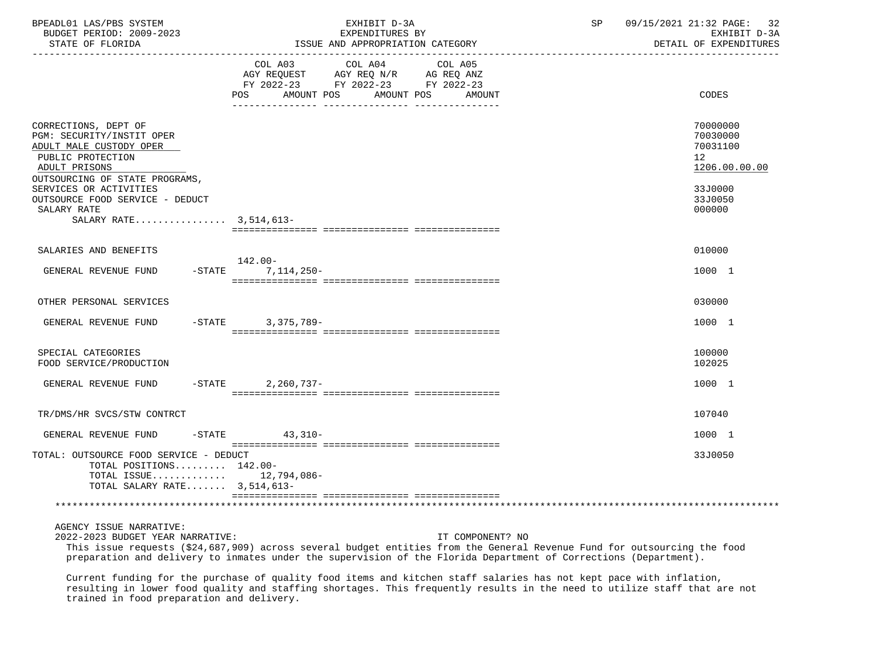BPEADL01 LAS/PBS SYSTEM | EXHIBIT D-3A | SP 09/15/2021 21:32

BUDGET PERIOD: 2009-2023 | EXPENDITURES BY | EXHIBIT D-3A

STATE OF FLORIDA | ISSUE AND APPROPRIATION CATEGORY | DETAIL OF EXPENDITURES

| | COL A03 AGY REQUEST FY 2022-23 POS | AMOUNT | COL A04 AGY REQ N/R FY 2022-23 POS | AMOUNT | COL A05 AG REQ ANZ FY 2022-23 POS | AMOUNT | CODES |
|---|---|---|---|---|---|---|---|
| CORRECTIONS, DEPT OF | | | | | | | 70000000 |
| PGM: SECURITY/INSTIT OPER | | | | | | | 70030000 |
| ADULT MALE CUSTODY OPER | | | | | | | 70031100 |
| PUBLIC PROTECTION | | | | | | | 12 |
| ADULT PRISONS | | | | | | | 1206.00.00.00 |
| OUTSOURCING OF STATE PROGRAMS, SERVICES OR ACTIVITIES | | | | | | | 33J0000 |
| OUTSOURCE FOOD SERVICE - DEDUCT | | | | | | | 33J0050 |
| SALARY RATE | | | | | | | 000000 |
| SALARY RATE................ | 3,514,613- | | | | | | |
| SALARIES AND BENEFITS | | | | | | | 010000 |
| GENERAL REVENUE FUND -STATE | 142.00- | 7,114,250- | | | | | 1000 1 |
| OTHER PERSONAL SERVICES | | | | | | | 030000 |
| GENERAL REVENUE FUND -STATE | | 3,375,789- | | | | | 1000 1 |
| SPECIAL CATEGORIES | | | | | | | 100000 |
| FOOD SERVICE/PRODUCTION | | | | | | | 102025 |
| GENERAL REVENUE FUND -STATE | | 2,260,737- | | | | | 1000 1 |
| TR/DMS/HR SVCS/STW CONTRCT | | | | | | | 107040 |
| GENERAL REVENUE FUND -STATE | | 43,310- | | | | | 1000 1 |
| TOTAL: OUTSOURCE FOOD SERVICE - DEDUCT | | | | | | | 33J0050 |
| TOTAL POSITIONS......... | 142.00- | | | | | | |
| TOTAL ISSUE............ | | 12,794,086- | | | | | |
| TOTAL SALARY RATE....... | 3,514,613- | | | | | | |

AGENCY ISSUE NARRATIVE:

2022-2023 BUDGET YEAR NARRATIVE: IT COMPONENT? NO

This issue requests ($24,687,909) across several budget entities from the General Revenue Fund for outsourcing the food preparation and delivery to inmates under the supervision of the Florida Department of Corrections (Department).

Current funding for the purchase of quality food items and kitchen staff salaries has not kept pace with inflation, resulting in lower food quality and staffing shortages. This frequently results in the need to utilize staff that are not trained in food preparation and delivery.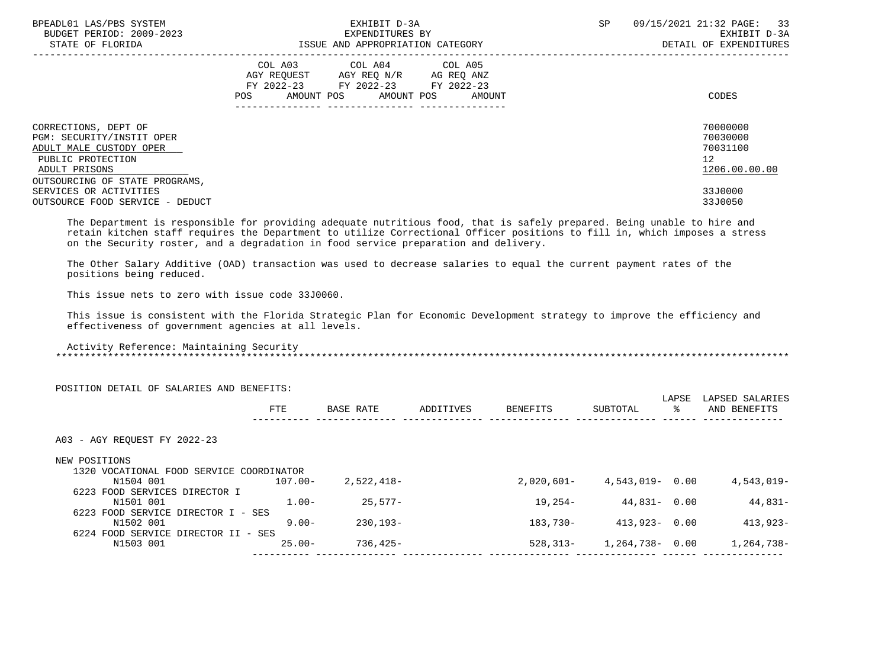| | COL A03 AGY REQUEST FY 2022-23 POS AMOUNT | COL A04 AGY REQ N/R FY 2022-23 POS AMOUNT | COL A05 AG REQ ANZ FY 2022-23 POS AMOUNT | CODES |
|---|---|---|---|---|
| CORRECTIONS, DEPT OF | | | | 70000000 |
| PGM: SECURITY/INSTIT OPER | | | | 70030000 |
| ADULT MALE CUSTODY OPER | | | | 70031100 |
| PUBLIC PROTECTION | | | | 12 |
| ADULT PRISONS | | | | 1206.00.00.00 |
| OUTSOURCING OF STATE PROGRAMS, SERVICES OR ACTIVITIES | | | | 33J0000 |
| OUTSOURCE FOOD SERVICE - DEDUCT | | | | 33J0050 |

The Department is responsible for providing adequate nutritious food, that is safely prepared. Being unable to hire and retain kitchen staff requires the Department to utilize Correctional Officer positions to fill in, which imposes a stress on the Security roster, and a degradation in food service preparation and delivery.

The Other Salary Additive (OAD) transaction was used to decrease salaries to equal the current payment rates of the positions being reduced.

This issue nets to zero with issue code 33J0060.

This issue is consistent with the Florida Strategic Plan for Economic Development strategy to improve the efficiency and effectiveness of government agencies at all levels.

Activity Reference: Maintaining Security

POSITION DETAIL OF SALARIES AND BENEFITS:

| | FTE | BASE RATE | ADDITIVES | BENEFITS | SUBTOTAL | LAPSE % | LAPSED SALARIES AND BENEFITS |
|---|---|---|---|---|---|---|---|
| A03 - AGY REQUEST FY 2022-23 | | | | | | | |
| NEW POSITIONS | | | | | | | |
| 1320 VOCATIONAL FOOD SERVICE COORDINATOR | | | | | | | |
| N1504 001 | 107.00- | 2,522,418- | | 2,020,601- | 4,543,019- | 0.00 | 4,543,019- |
| 6223 FOOD SERVICES DIRECTOR I | | | | | | | |
| N1501 001 | 1.00- | 25,577- | | 19,254- | 44,831- | 0.00 | 44,831- |
| 6223 FOOD SERVICE DIRECTOR I - SES | | | | | | | |
| N1502 001 | 9.00- | 230,193- | | 183,730- | 413,923- | 0.00 | 413,923- |
| 6224 FOOD SERVICE DIRECTOR II - SES | | | | | | | |
| N1503 001 | 25.00- | 736,425- | | 528,313- | 1,264,738- | 0.00 | 1,264,738- |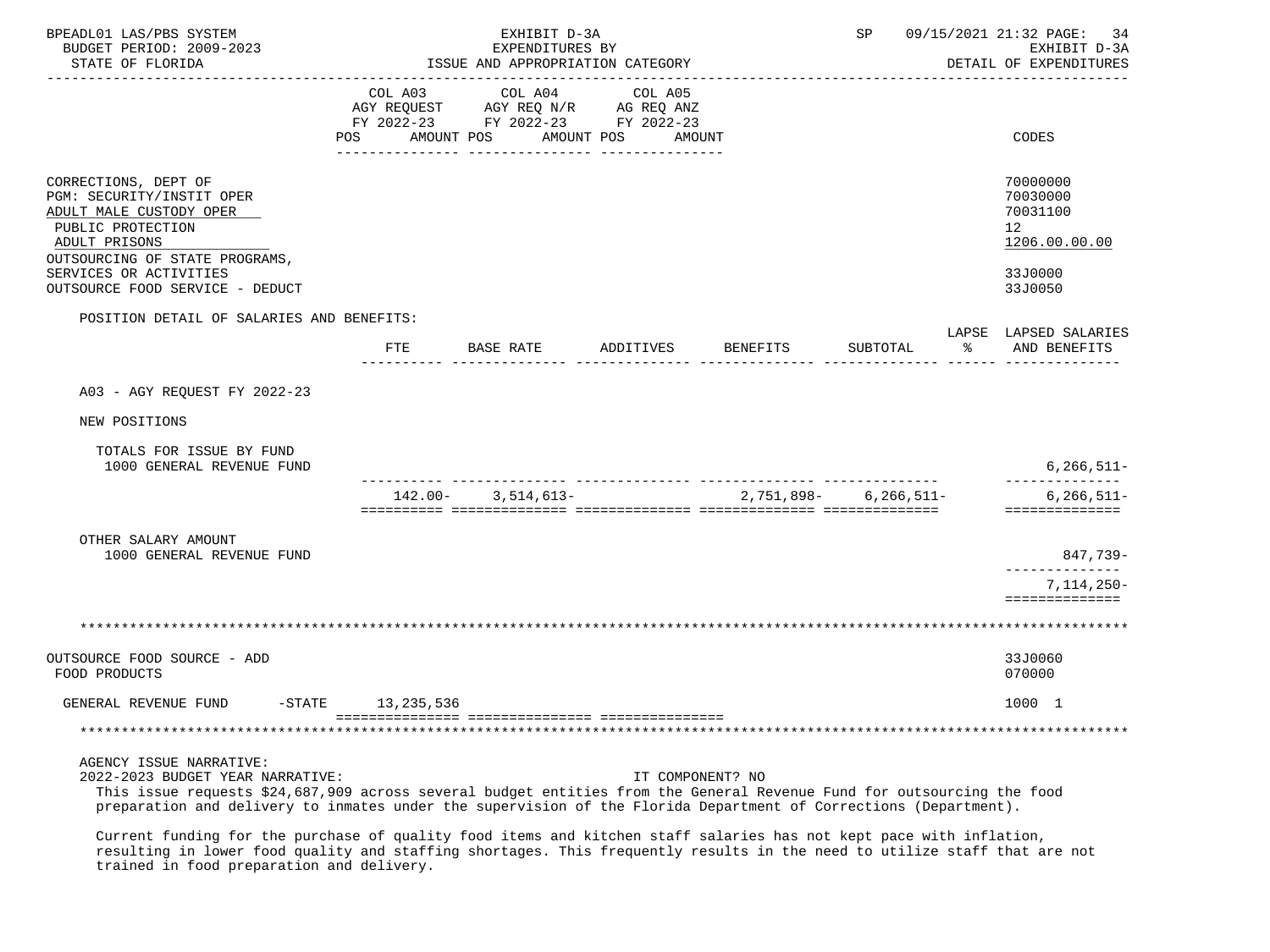| | COL A03 AGY REQUEST FY 2022-23 POS AMOUNT | COL A04 AGY REQ N/R FY 2022-23 POS AMOUNT | COL A05 AG REQ ANZ FY 2022-23 POS AMOUNT | CODES |
|---|---|---|---|---|
| CORRECTIONS, DEPT OF | | | | 70000000 |
| PGM: SECURITY/INSTIT OPER | | | | 70030000 |
| ADULT MALE CUSTODY OPER | | | | 70031100 |
| PUBLIC PROTECTION | | | | 12 |
| ADULT PRISONS | | | | 1206.00.00.00 |
| OUTSOURCING OF STATE PROGRAMS, SERVICES OR ACTIVITIES | | | | 33J0000 |
| OUTSOURCE FOOD SERVICE - DEDUCT | | | | 33J0050 |

POSITION DETAIL OF SALARIES AND BENEFITS:

| | FTE | BASE RATE | ADDITIVES | BENEFITS | SUBTOTAL | LAPSE % | LAPSED SALARIES AND BENEFITS |
|---|---|---|---|---|---|---|---|
| A03 - AGY REQUEST FY 2022-23 | | | | | | | |
| NEW POSITIONS | | | | | | | |
| TOTALS FOR ISSUE BY FUND | | | | | | | |
| 1000 GENERAL REVENUE FUND | | | | | | | 6,266,511- |
| | 142.00- | 3,514,613- | | 2,751,898- | 6,266,511- | | 6,266,511- |
| OTHER SALARY AMOUNT | | | | | | | |
| 1000 GENERAL REVENUE FUND | | | | | | | 847,739- |
| | | | | | | | 7,114,250- |

| | COL A03 | COL A04 | COL A05 | CODES |
|---|---|---|---|---|
| OUTSOURCE FOOD SOURCE - ADD | | | | 33J0060 |
| FOOD PRODUCTS | | | | 070000 |
| GENERAL REVENUE FUND -STATE | 13,235,536 | | | 1000 1 |

AGENCY ISSUE NARRATIVE:

2022-2023 BUDGET YEAR NARRATIVE: IT COMPONENT? NO

This issue requests $24,687,909 across several budget entities from the General Revenue Fund for outsourcing the food preparation and delivery to inmates under the supervision of the Florida Department of Corrections (Department).

Current funding for the purchase of quality food items and kitchen staff salaries has not kept pace with inflation, resulting in lower food quality and staffing shortages. This frequently results in the need to utilize staff that are not trained in food preparation and delivery.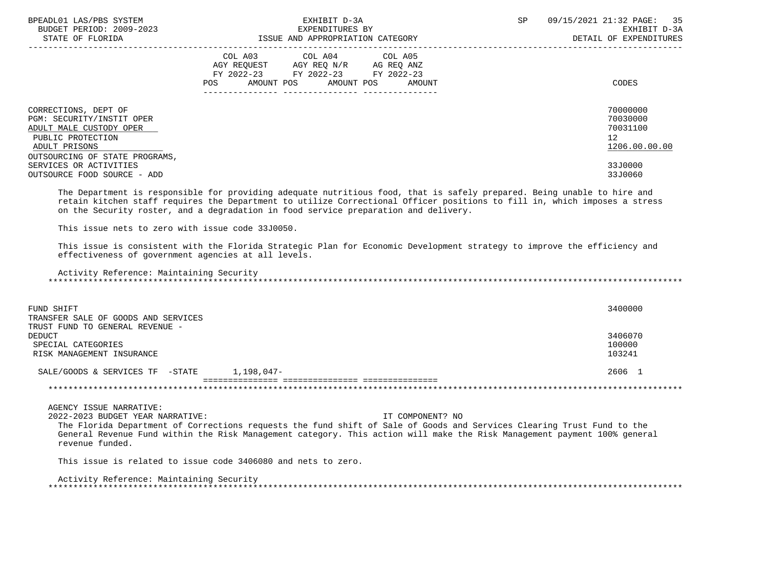| | COL A03 AGY REQUEST FY 2022-23 POS AMOUNT | COL A04 AGY REQ N/R FY 2022-23 POS AMOUNT | COL A05 AG REQ ANZ FY 2022-23 POS AMOUNT | CODES |
|---|---|---|---|---|
| CORRECTIONS, DEPT OF | | | | 70000000 |
| PGM: SECURITY/INSTIT OPER | | | | 70030000 |
| ADULT MALE CUSTODY OPER | | | | 70031100 |
| PUBLIC PROTECTION | | | | 12 |
| ADULT PRISONS | | | | 1206.00.00.00 |
| OUTSOURCING OF STATE PROGRAMS, SERVICES OR ACTIVITIES | | | | 33J0000 |
| OUTSOURCE FOOD SOURCE - ADD | | | | 33J0060 |

The Department is responsible for providing adequate nutritious food, that is safely prepared. Being unable to hire and retain kitchen staff requires the Department to utilize Correctional Officer positions to fill in, which imposes a stress on the Security roster, and a degradation in food service preparation and delivery.

This issue nets to zero with issue code 33J0050.

This issue is consistent with the Florida Strategic Plan for Economic Development strategy to improve the efficiency and effectiveness of government agencies at all levels.

Activity Reference: Maintaining Security

*******************************************************************************************************************

| | COL A03 | COL A04 | COL A05 | CODES |
|---|---|---|---|---|
| FUND SHIFT | | | | 3400000 |
| TRANSFER SALE OF GOODS AND SERVICES TRUST FUND TO GENERAL REVENUE - DEDUCT | | | | 3406070 |
| SPECIAL CATEGORIES | | | | 100000 |
| RISK MANAGEMENT INSURANCE | | | | 103241 |
| SALE/GOODS & SERVICES TF -STATE | 1,198,047- | | | 2606 1 |

*******************************************************************************************************************

AGENCY ISSUE NARRATIVE:

2022-2023 BUDGET YEAR NARRATIVE: IT COMPONENT? NO

The Florida Department of Corrections requests the fund shift of Sale of Goods and Services Clearing Trust Fund to the General Revenue Fund within the Risk Management category. This action will make the Risk Management payment 100% general revenue funded.

This issue is related to issue code 3406080 and nets to zero.

Activity Reference: Maintaining Security

*******************************************************************************************************************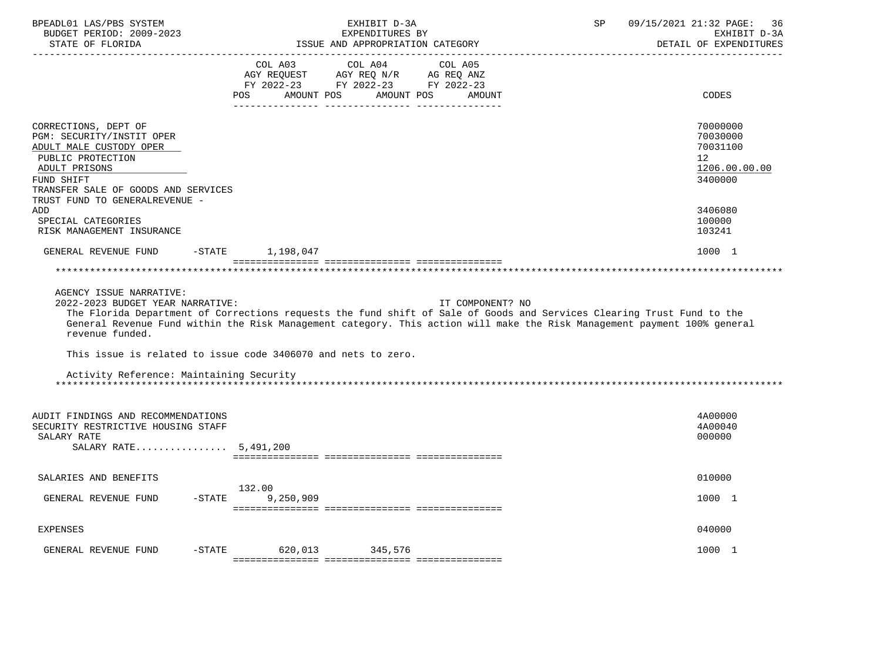| | COL A03 AGY REQUEST FY 2022-23 POS | AMOUNT | COL A04 AGY REQ N/R FY 2022-23 POS | AMOUNT | COL A05 AG REQ ANZ FY 2022-23 POS | AMOUNT | CODES |
|---|---|---|---|---|---|---|---|
| CORRECTIONS, DEPT OF | | | | | | | 70000000 |
| PGM: SECURITY/INSTIT OPER | | | | | | | 70030000 |
| ADULT MALE CUSTODY OPER | | | | | | | 70031100 |
| PUBLIC PROTECTION | | | | | | | 12 |
| ADULT PRISONS | | | | | | | 1206.00.00.00 |
| FUND SHIFT | | | | | | | 3400000 |
| TRANSFER SALE OF GOODS AND SERVICES TRUST FUND TO GENERALREVENUE - ADD | | | | | | | 3406080 |
| SPECIAL CATEGORIES | | | | | | | 100000 |
| RISK MANAGEMENT INSURANCE | | | | | | | 103241 |
| GENERAL REVENUE FUND -STATE | | 1,198,047 | | | | | 1000 1 |

AGENCY ISSUE NARRATIVE:

2022-2023 BUDGET YEAR NARRATIVE: IT COMPONENT? NO

The Florida Department of Corrections requests the fund shift of Sale of Goods and Services Clearing Trust Fund to the General Revenue Fund within the Risk Management category. This action will make the Risk Management payment 100% general revenue funded.

This issue is related to issue code 3406070 and nets to zero.

Activity Reference: Maintaining Security

| | COL A03 POS | AMOUNT | COL A04 POS | AMOUNT | COL A05 POS | AMOUNT | CODES |
|---|---|---|---|---|---|---|---|
| AUDIT FINDINGS AND RECOMMENDATIONS | | | | | | | 4A00000 |
| SECURITY RESTRICTIVE HOUSING STAFF | | | | | | | 4A00040 |
| SALARY RATE | | | | | | | 000000 |
| SALARY RATE................ | | 5,491,200 | | | | | |
| SALARIES AND BENEFITS | | | | | | | 010000 |
| GENERAL REVENUE FUND -STATE | 132.00 | 9,250,909 | | | | | 1000 1 |
| EXPENSES | | | | | | | 040000 |
| GENERAL REVENUE FUND -STATE | | 620,013 | | 345,576 | | | 1000 1 |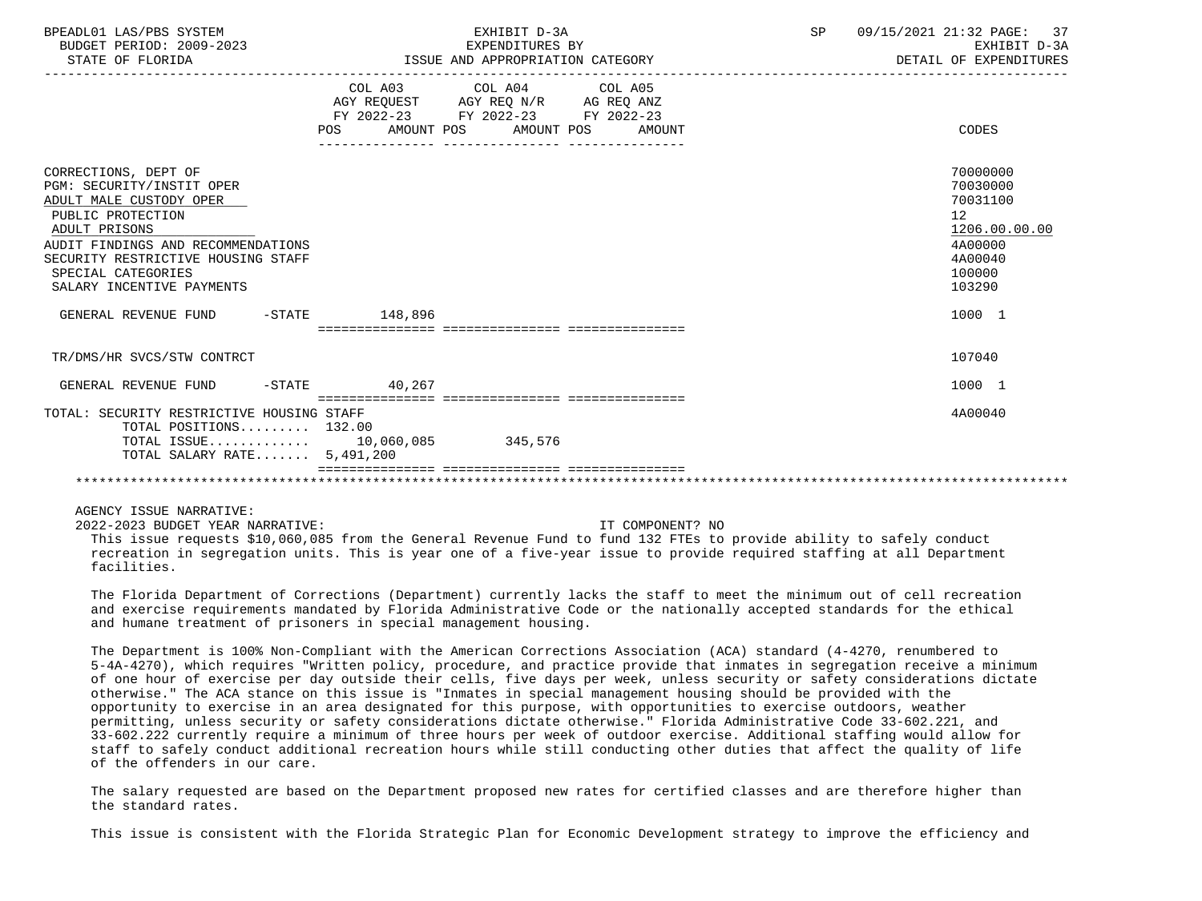| | COL A03 AGY REQUEST FY 2022-23 POS AMOUNT | COL A04 AGY REQ N/R FY 2022-23 POS AMOUNT | COL A05 AG REQ ANZ FY 2022-23 POS AMOUNT | CODES |
|---|---|---|---|---|
| CORRECTIONS, DEPT OF | | | | 70000000 |
| PGM: SECURITY/INSTIT OPER | | | | 70030000 |
| ADULT MALE CUSTODY OPER | | | | 70031100 |
| PUBLIC PROTECTION | | | | 12 |
| ADULT PRISONS | | | | 1206.00.00.00 |
| AUDIT FINDINGS AND RECOMMENDATIONS | | | | 4A00000 |
| SECURITY RESTRICTIVE HOUSING STAFF | | | | 4A00040 |
| SPECIAL CATEGORIES | | | | 100000 |
| SALARY INCENTIVE PAYMENTS | | | | 103290 |
| GENERAL REVENUE FUND -STATE | 148,896 | | | 1000 1 |
| TR/DMS/HR SVCS/STW CONTRCT | | | | 107040 |
| GENERAL REVENUE FUND -STATE | 40,267 | | | 1000 1 |
| TOTAL: SECURITY RESTRICTIVE HOUSING STAFF | | | | 4A00040 |
| TOTAL POSITIONS......... | 132.00 | | | |
| TOTAL ISSUE............. | 10,060,085 | 345,576 | | |
| TOTAL SALARY RATE....... | 5,491,200 | | | |

AGENCY ISSUE NARRATIVE:

2022-2023 BUDGET YEAR NARRATIVE: IT COMPONENT? NO

This issue requests $10,060,085 from the General Revenue Fund to fund 132 FTEs to provide ability to safely conduct recreation in segregation units. This is year one of a five-year issue to provide required staffing at all Department facilities.

The Florida Department of Corrections (Department) currently lacks the staff to meet the minimum out of cell recreation and exercise requirements mandated by Florida Administrative Code or the nationally accepted standards for the ethical and humane treatment of prisoners in special management housing.

The Department is 100% Non-Compliant with the American Corrections Association (ACA) standard (4-4270, renumbered to 5-4A-4270), which requires "Written policy, procedure, and practice provide that inmates in segregation receive a minimum of one hour of exercise per day outside their cells, five days per week, unless security or safety considerations dictate otherwise." The ACA stance on this issue is "Inmates in special management housing should be provided with the opportunity to exercise in an area designated for this purpose, with opportunities to exercise outdoors, weather permitting, unless security or safety considerations dictate otherwise." Florida Administrative Code 33-602.221, and 33-602.222 currently require a minimum of three hours per week of outdoor exercise. Additional staffing would allow for staff to safely conduct additional recreation hours while still conducting other duties that affect the quality of life of the offenders in our care.

The salary requested are based on the Department proposed new rates for certified classes and are therefore higher than the standard rates.

This issue is consistent with the Florida Strategic Plan for Economic Development strategy to improve the efficiency and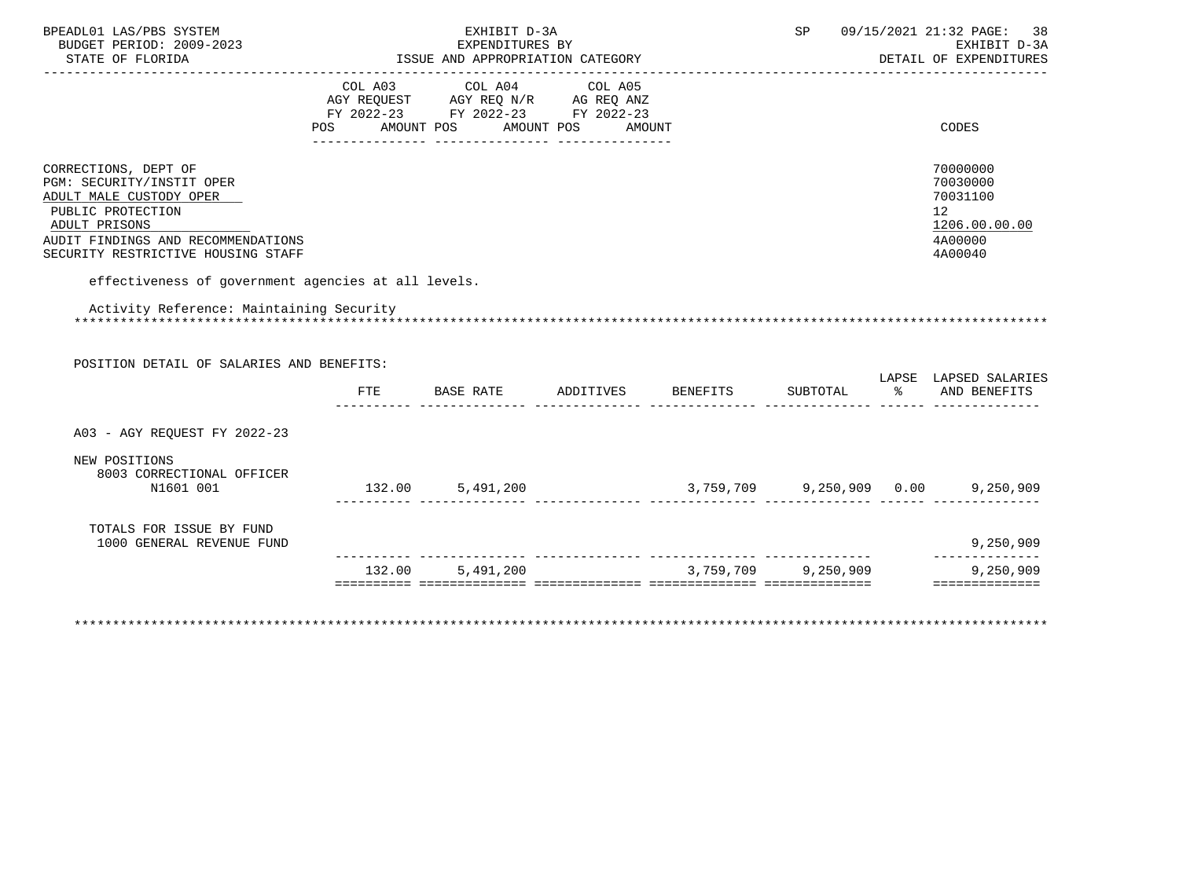BPEADL01 LAS/PBS SYSTEM | EXHIBIT D-3A | SP 09/15/2021 21:32
BUDGET PERIOD: 2009-2023 | EXPENDITURES BY | EXHIBIT D-3A
STATE OF FLORIDA | ISSUE AND APPROPRIATION CATEGORY | DETAIL OF EXPENDITURES

| | COL A03 AGY REQUEST FY 2022-23 POS AMOUNT | COL A04 AGY REQ N/R FY 2022-23 POS AMOUNT | COL A05 AG REQ ANZ FY 2022-23 POS AMOUNT | CODES |
|---|---|---|---|---|
| CORRECTIONS, DEPT OF | | | | 70000000 |
| PGM: SECURITY/INSTIT OPER | | | | 70030000 |
| ADULT MALE CUSTODY OPER | | | | 70031100 |
| PUBLIC PROTECTION | | | | 12 |
| ADULT PRISONS | | | | 1206.00.00.00 |
| AUDIT FINDINGS AND RECOMMENDATIONS | | | | 4A00000 |
| SECURITY RESTRICTIVE HOUSING STAFF | | | | 4A00040 |

effectiveness of government agencies at all levels.

Activity Reference: Maintaining Security

***

POSITION DETAIL OF SALARIES AND BENEFITS:

| | FTE | BASE RATE | ADDITIVES | BENEFITS | SUBTOTAL | LAPSE % | LAPSED SALARIES AND BENEFITS |
|---|---|---|---|---|---|---|---|
| A03 - AGY REQUEST FY 2022-23 | | | | | | | |
| NEW POSITIONS | | | | | | | |
| 8003 CORRECTIONAL OFFICER N1601 001 | 132.00 | 5,491,200 | | 3,759,709 | 9,250,909 | 0.00 | 9,250,909 |
| TOTALS FOR ISSUE BY FUND | | | | | | | |
| 1000 GENERAL REVENUE FUND | | | | | | | 9,250,909 |
| | 132.00 | 5,491,200 | | 3,759,709 | 9,250,909 | | 9,250,909 |

***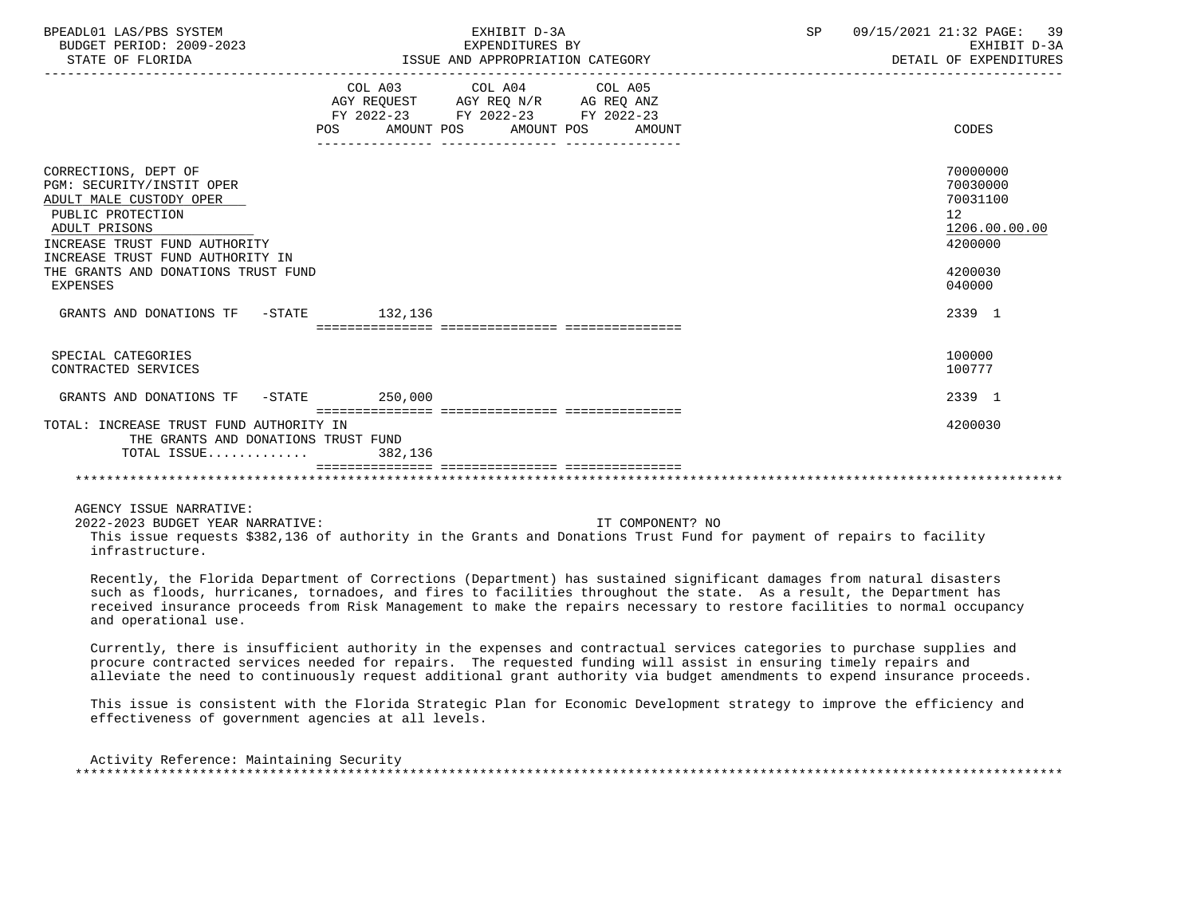| | COL A03 AGY REQUEST FY 2022-23 POS AMOUNT | COL A04 AGY REQ N/R FY 2022-23 POS AMOUNT | COL A05 AG REQ ANZ FY 2022-23 POS AMOUNT | CODES |
|---|---|---|---|---|
| CORRECTIONS, DEPT OF | | | | 70000000 |
| PGM: SECURITY/INSTIT OPER | | | | 70030000 |
| ADULT MALE CUSTODY OPER | | | | 70031100 |
| PUBLIC PROTECTION | | | | 12 |
| ADULT PRISONS | | | | 1206.00.00.00 |
| INCREASE TRUST FUND AUTHORITY | | | | 4200000 |
| INCREASE TRUST FUND AUTHORITY IN THE GRANTS AND DONATIONS TRUST FUND | | | | 4200030 |
| EXPENSES | | | | 040000 |
| GRANTS AND DONATIONS TF -STATE | 132,136 | | | 2339 1 |
| SPECIAL CATEGORIES | | | | 100000 |
| CONTRACTED SERVICES | | | | 100777 |
| GRANTS AND DONATIONS TF -STATE | 250,000 | | | 2339 1 |
| TOTAL: INCREASE TRUST FUND AUTHORITY IN THE GRANTS AND DONATIONS TRUST FUND | | | | 4200030 |
| TOTAL ISSUE............. | 382,136 | | | |

AGENCY ISSUE NARRATIVE:

2022-2023 BUDGET YEAR NARRATIVE: IT COMPONENT? NO

This issue requests $382,136 of authority in the Grants and Donations Trust Fund for payment of repairs to facility infrastructure.

Recently, the Florida Department of Corrections (Department) has sustained significant damages from natural disasters such as floods, hurricanes, tornadoes, and fires to facilities throughout the state. As a result, the Department has received insurance proceeds from Risk Management to make the repairs necessary to restore facilities to normal occupancy and operational use.

Currently, there is insufficient authority in the expenses and contractual services categories to purchase supplies and procure contracted services needed for repairs. The requested funding will assist in ensuring timely repairs and alleviate the need to continuously request additional grant authority via budget amendments to expend insurance proceeds.

This issue is consistent with the Florida Strategic Plan for Economic Development strategy to improve the efficiency and effectiveness of government agencies at all levels.

Activity Reference: Maintaining Security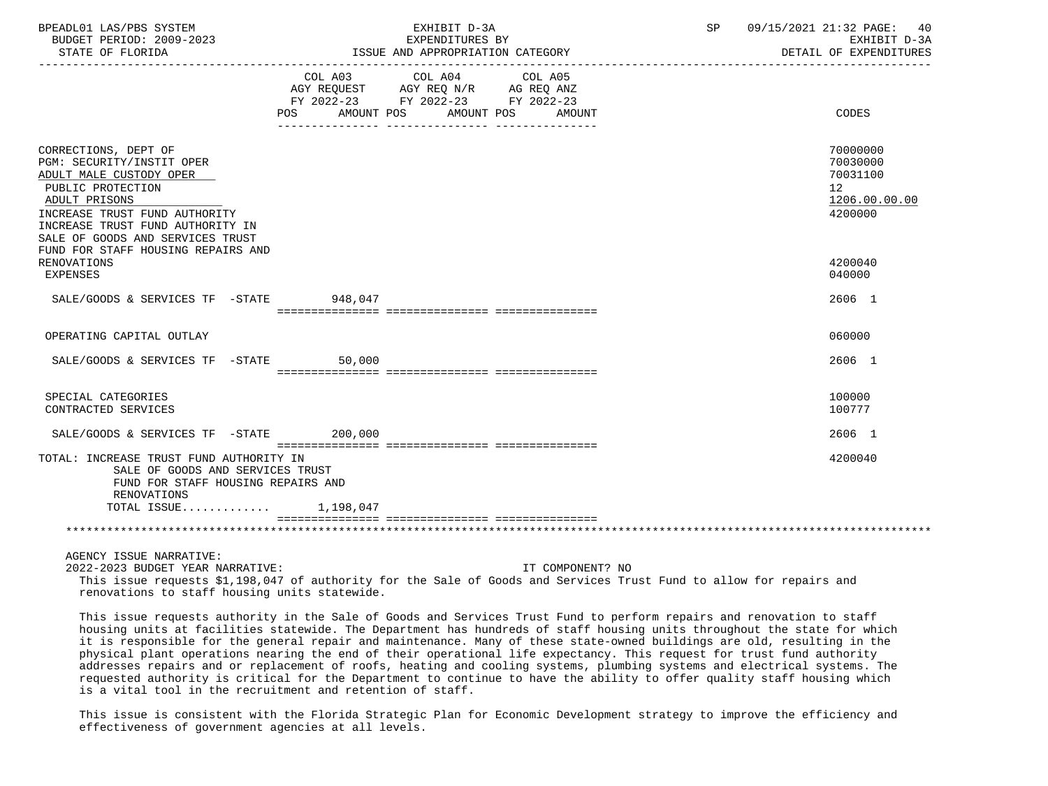| | COL A03 AGY REQUEST FY 2022-23 POS AMOUNT | COL A04 AGY REQ N/R FY 2022-23 POS AMOUNT | COL A05 AG REQ ANZ FY 2022-23 POS AMOUNT | CODES |
|---|---|---|---|---|
| CORRECTIONS, DEPT OF | | | | 70000000 |
| PGM: SECURITY/INSTIT OPER | | | | 70030000 |
| ADULT MALE CUSTODY OPER | | | | 70031100 |
| PUBLIC PROTECTION | | | | 12 |
| ADULT PRISONS | | | | 1206.00.00.00 |
| INCREASE TRUST FUND AUTHORITY | | | | 4200000 |
| INCREASE TRUST FUND AUTHORITY IN SALE OF GOODS AND SERVICES TRUST FUND FOR STAFF HOUSING REPAIRS AND RENOVATIONS | | | | 4200040 |
| EXPENSES | | | | 040000 |
| SALE/GOODS & SERVICES TF -STATE | 948,047 | | | 2606 1 |
| OPERATING CAPITAL OUTLAY | | | | 060000 |
| SALE/GOODS & SERVICES TF -STATE | 50,000 | | | 2606 1 |
| SPECIAL CATEGORIES | | | | 100000 |
| CONTRACTED SERVICES | | | | 100777 |
| SALE/GOODS & SERVICES TF -STATE | 200,000 | | | 2606 1 |
| TOTAL: INCREASE TRUST FUND AUTHORITY IN SALE OF GOODS AND SERVICES TRUST FUND FOR STAFF HOUSING REPAIRS AND RENOVATIONS | | | | 4200040 |
| TOTAL ISSUE............ | 1,198,047 | | | |

AGENCY ISSUE NARRATIVE:

2022-2023 BUDGET YEAR NARRATIVE: IT COMPONENT? NO

This issue requests $1,198,047 of authority for the Sale of Goods and Services Trust Fund to allow for repairs and renovations to staff housing units statewide.

This issue requests authority in the Sale of Goods and Services Trust Fund to perform repairs and renovation to staff housing units at facilities statewide. The Department has hundreds of staff housing units throughout the state for which it is responsible for the general repair and maintenance. Many of these state-owned buildings are old, resulting in the physical plant operations nearing the end of their operational life expectancy. This request for trust fund authority addresses repairs and or replacement of roofs, heating and cooling systems, plumbing systems and electrical systems. The requested authority is critical for the Department to continue to have the ability to offer quality staff housing which is a vital tool in the recruitment and retention of staff.

This issue is consistent with the Florida Strategic Plan for Economic Development strategy to improve the efficiency and effectiveness of government agencies at all levels.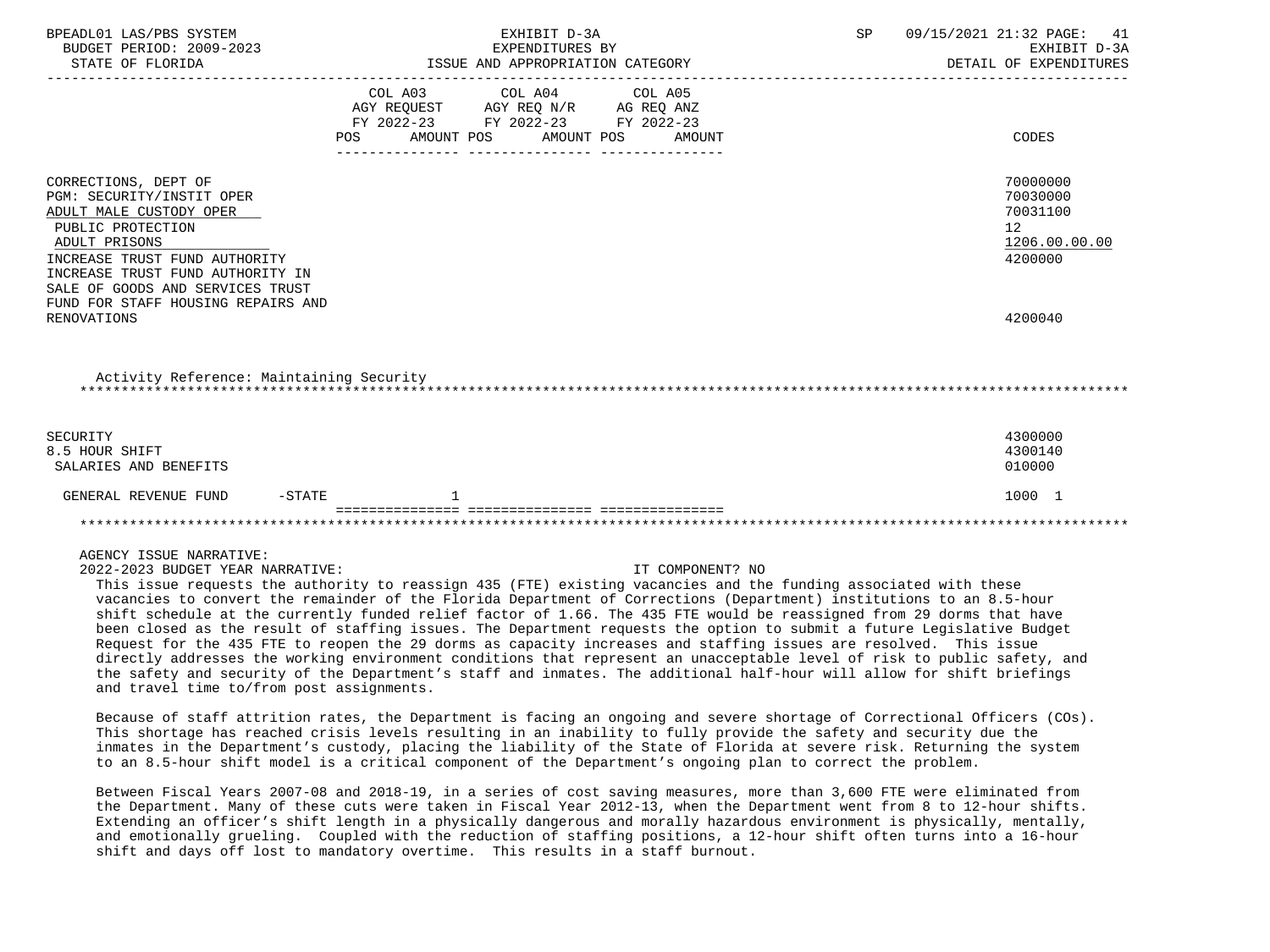| | COL A03 AGY REQUEST FY 2022-23 POS AMOUNT | COL A04 AGY REQ N/R FY 2022-23 POS AMOUNT | COL A05 AG REQ ANZ FY 2022-23 POS AMOUNT | CODES |
|---|---|---|---|---|
| CORRECTIONS, DEPT OF | | | | 70000000 |
| PGM: SECURITY/INSTIT OPER | | | | 70030000 |
| ADULT MALE CUSTODY OPER | | | | 70031100 |
| PUBLIC PROTECTION | | | | 12 |
| ADULT PRISONS | | | | 1206.00.00.00 |
| INCREASE TRUST FUND AUTHORITY | | | | 4200000 |
| INCREASE TRUST FUND AUTHORITY IN SALE OF GOODS AND SERVICES TRUST FUND FOR STAFF HOUSING REPAIRS AND RENOVATIONS | | | | 4200040 |

Activity Reference: Maintaining Security

| | COL A03 | COL A04 | COL A05 | CODES |
|---|---|---|---|---|
| SECURITY | | | | 4300000 |
| 8.5 HOUR SHIFT | | | | 4300140 |
| SALARIES AND BENEFITS | | | | 010000 |
| GENERAL REVENUE FUND -STATE | 1 | | | 1000 1 |

AGENCY ISSUE NARRATIVE:

2022-2023 BUDGET YEAR NARRATIVE: IT COMPONENT? NO

This issue requests the authority to reassign 435 (FTE) existing vacancies and the funding associated with these vacancies to convert the remainder of the Florida Department of Corrections (Department) institutions to an 8.5-hour shift schedule at the currently funded relief factor of 1.66. The 435 FTE would be reassigned from 29 dorms that have been closed as the result of staffing issues. The Department requests the option to submit a future Legislative Budget Request for the 435 FTE to reopen the 29 dorms as capacity increases and staffing issues are resolved. This issue directly addresses the working environment conditions that represent an unacceptable level of risk to public safety, and the safety and security of the Department's staff and inmates. The additional half-hour will allow for shift briefings and travel time to/from post assignments.

Because of staff attrition rates, the Department is facing an ongoing and severe shortage of Correctional Officers (COs). This shortage has reached crisis levels resulting in an inability to fully provide the safety and security due the inmates in the Department's custody, placing the liability of the State of Florida at severe risk. Returning the system to an 8.5-hour shift model is a critical component of the Department's ongoing plan to correct the problem.

Between Fiscal Years 2007-08 and 2018-19, in a series of cost saving measures, more than 3,600 FTE were eliminated from the Department. Many of these cuts were taken in Fiscal Year 2012-13, when the Department went from 8 to 12-hour shifts. Extending an officer's shift length in a physically dangerous and morally hazardous environment is physically, mentally, and emotionally grueling. Coupled with the reduction of staffing positions, a 12-hour shift often turns into a 16-hour shift and days off lost to mandatory overtime. This results in a staff burnout.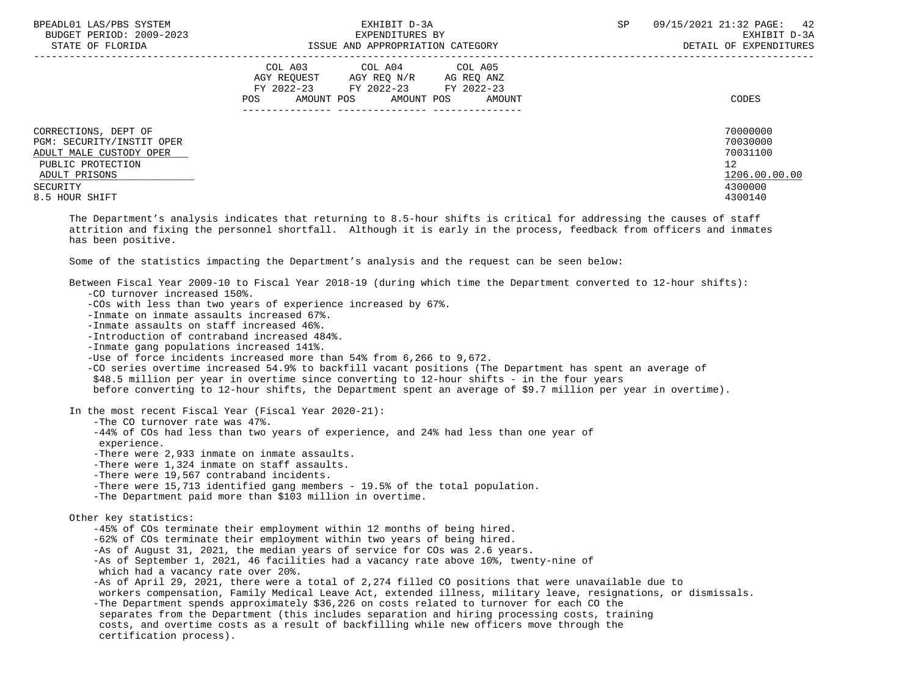| | COL A03 AGY REQUEST FY 2022-23 POS AMOUNT | COL A04 AGY REQ N/R FY 2022-23 POS AMOUNT | COL A05 AG REQ ANZ FY 2022-23 POS AMOUNT | CODES |
|---|---|---|---|---|
| CORRECTIONS, DEPT OF | | | | 70000000 |
| PGM: SECURITY/INSTIT OPER | | | | 70030000 |
| ADULT MALE CUSTODY OPER | | | | 70031100 |
| PUBLIC PROTECTION | | | | 12 |
| ADULT PRISONS | | | | 1206.00.00.00 |
| SECURITY | | | | 4300000 |
| 8.5 HOUR SHIFT | | | | 4300140 |

The Department's analysis indicates that returning to 8.5-hour shifts is critical for addressing the causes of staff attrition and fixing the personnel shortfall. Although it is early in the process, feedback from officers and inmates has been positive.

Some of the statistics impacting the Department's analysis and the request can be seen below:

Between Fiscal Year 2009-10 to Fiscal Year 2018-19 (during which time the Department converted to 12-hour shifts):

- CO turnover increased 150%.
- COs with less than two years of experience increased by 67%.
- Inmate on inmate assaults increased 67%.
- Inmate assaults on staff increased 46%.
- Introduction of contraband increased 484%.
- Inmate gang populations increased 141%.
- Use of force incidents increased more than 54% from 6,266 to 9,672.
- CO series overtime increased 54.9% to backfill vacant positions (The Department has spent an average of $48.5 million per year in overtime since converting to 12-hour shifts - in the four years before converting to 12-hour shifts, the Department spent an average of $9.7 million per year in overtime).

In the most recent Fiscal Year (Fiscal Year 2020-21):

- The CO turnover rate was 47%.
- 44% of COs had less than two years of experience, and 24% had less than one year of experience.
- There were 2,933 inmate on inmate assaults.
- There were 1,324 inmate on staff assaults.
- There were 19,567 contraband incidents.
- There were 15,713 identified gang members - 19.5% of the total population.
- The Department paid more than $103 million in overtime.

Other key statistics:

- 45% of COs terminate their employment within 12 months of being hired.
- 62% of COs terminate their employment within two years of being hired.
- As of August 31, 2021, the median years of service for COs was 2.6 years.
- As of September 1, 2021, 46 facilities had a vacancy rate above 10%, twenty-nine of which had a vacancy rate over 20%.
- As of April 29, 2021, there were a total of 2,274 filled CO positions that were unavailable due to workers compensation, Family Medical Leave Act, extended illness, military leave, resignations, or dismissals.
- The Department spends approximately $36,226 on costs related to turnover for each CO the separates from the Department (this includes separation and hiring processing costs, training costs, and overtime costs as a result of backfilling while new officers move through the certification process).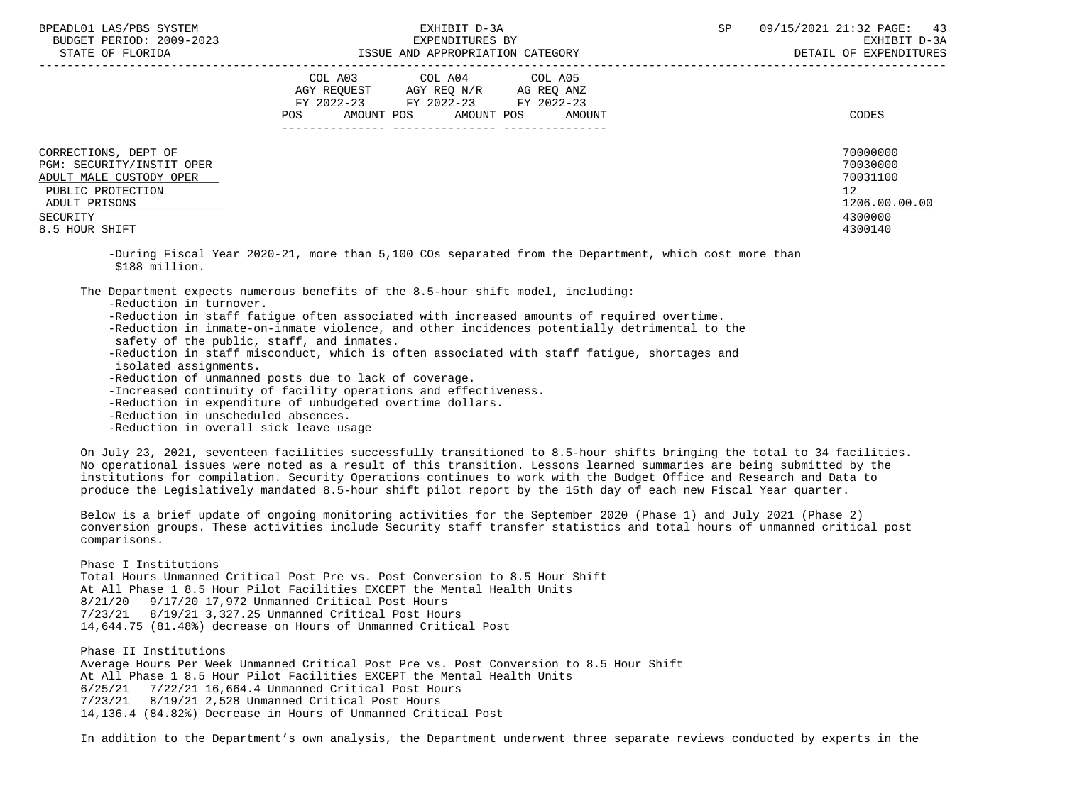CORRECTIONS, DEPT OF 70000000
PGM: SECURITY/INSTIT OPER 70030000
ADULT MALE CUSTODY OPER 70031100
PUBLIC PROTECTION 12
ADULT PRISONS 1206.00.00.00
SECURITY 4300000
8.5 HOUR SHIFT 4300140

| | COL A03 AGY REQUEST FY 2022-23 | | COL A04 AGY REQ N/R FY 2022-23 | | COL A05 AG REQ ANZ FY 2022-23 | | |
|---|---|---|---|---|---|---|---|
| | POS | AMOUNT | POS | AMOUNT | POS | AMOUNT | CODES |

-During Fiscal Year 2020-21, more than 5,100 COs separated from the Department, which cost more than $188 million.

The Department expects numerous benefits of the 8.5-hour shift model, including:

- -Reduction in turnover.
- -Reduction in staff fatigue often associated with increased amounts of required overtime.
- -Reduction in inmate-on-inmate violence, and other incidences potentially detrimental to the safety of the public, staff, and inmates.
- -Reduction in staff misconduct, which is often associated with staff fatigue, shortages and isolated assignments.
- -Reduction of unmanned posts due to lack of coverage.
- -Increased continuity of facility operations and effectiveness.
- -Reduction in expenditure of unbudgeted overtime dollars.
- -Reduction in unscheduled absences.
- -Reduction in overall sick leave usage

On July 23, 2021, seventeen facilities successfully transitioned to 8.5-hour shifts bringing the total to 34 facilities. No operational issues were noted as a result of this transition. Lessons learned summaries are being submitted by the institutions for compilation. Security Operations continues to work with the Budget Office and Research and Data to produce the Legislatively mandated 8.5-hour shift pilot report by the 15th day of each new Fiscal Year quarter.

Below is a brief update of ongoing monitoring activities for the September 2020 (Phase 1) and July 2021 (Phase 2) conversion groups. These activities include Security staff transfer statistics and total hours of unmanned critical post comparisons.

Phase I Institutions
Total Hours Unmanned Critical Post Pre vs. Post Conversion to 8.5 Hour Shift
At All Phase 1 8.5 Hour Pilot Facilities EXCEPT the Mental Health Units
8/21/20 9/17/20 17,972 Unmanned Critical Post Hours
7/23/21 8/19/21 3,327.25 Unmanned Critical Post Hours
14,644.75 (81.48%) decrease on Hours of Unmanned Critical Post

Phase II Institutions
Average Hours Per Week Unmanned Critical Post Pre vs. Post Conversion to 8.5 Hour Shift
At All Phase 1 8.5 Hour Pilot Facilities EXCEPT the Mental Health Units
6/25/21 7/22/21 16,664.4 Unmanned Critical Post Hours
7/23/21 8/19/21 2,528 Unmanned Critical Post Hours
14,136.4 (84.82%) Decrease in Hours of Unmanned Critical Post

In addition to the Department's own analysis, the Department underwent three separate reviews conducted by experts in the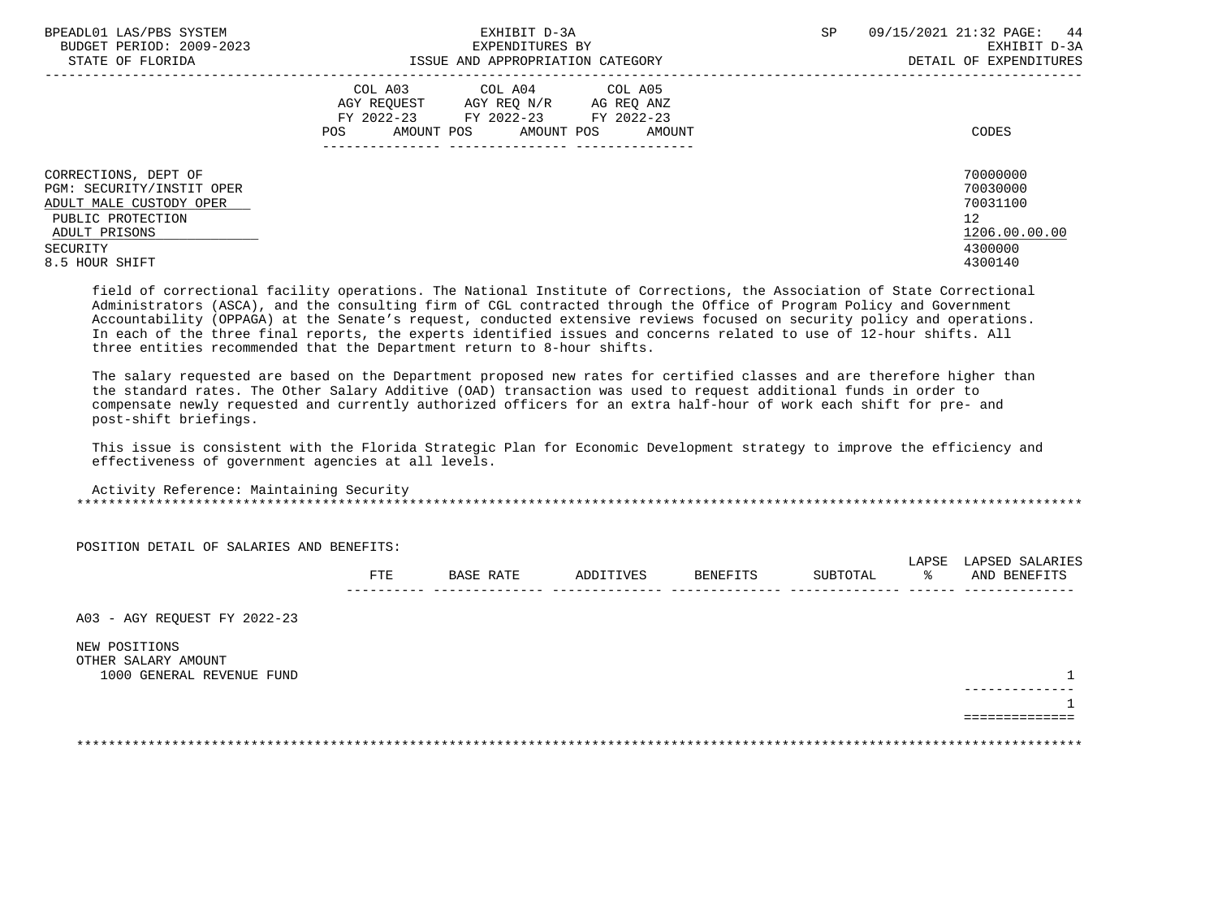BPEADL01 LAS/PBS SYSTEM | EXHIBIT D-3A | SP 09/15/2021 21:32 PAGE: 44
BUDGET PERIOD: 2009-2023 | EXPENDITURES BY | EXHIBIT D-3A
STATE OF FLORIDA | ISSUE AND APPROPRIATION CATEGORY | DETAIL OF EXPENDITURES

| | COL A03 AGY REQUEST FY 2022-23 POS AMOUNT | COL A04 AGY REQ N/R FY 2022-23 POS AMOUNT | COL A05 AG REQ ANZ FY 2022-23 POS AMOUNT | CODES |
|---|---|---|---|---|
| CORRECTIONS, DEPT OF | | | | 70000000 |
| PGM: SECURITY/INSTIT OPER | | | | 70030000 |
| ADULT MALE CUSTODY OPER | | | | 70031100 |
| PUBLIC PROTECTION | | | | 12 |
| ADULT PRISONS | | | | 1206.00.00.00 |
| SECURITY | | | | 4300000 |
| 8.5 HOUR SHIFT | | | | 4300140 |

field of correctional facility operations. The National Institute of Corrections, the Association of State Correctional Administrators (ASCA), and the consulting firm of CGL contracted through the Office of Program Policy and Government Accountability (OPPAGA) at the Senate's request, conducted extensive reviews focused on security policy and operations. In each of the three final reports, the experts identified issues and concerns related to use of 12-hour shifts. All three entities recommended that the Department return to 8-hour shifts.

The salary requested are based on the Department proposed new rates for certified classes and are therefore higher than the standard rates. The Other Salary Additive (OAD) transaction was used to request additional funds in order to compensate newly requested and currently authorized officers for an extra half-hour of work each shift for pre- and post-shift briefings.

This issue is consistent with the Florida Strategic Plan for Economic Development strategy to improve the efficiency and effectiveness of government agencies at all levels.

Activity Reference: Maintaining Security

POSITION DETAIL OF SALARIES AND BENEFITS:

| | FTE | BASE RATE | ADDITIVES | BENEFITS | SUBTOTAL | LAPSE % | LAPSED SALARIES AND BENEFITS |
|---|---|---|---|---|---|---|---|
| A03 - AGY REQUEST FY 2022-23 | | | | | | | |
| NEW POSITIONS | | | | | | | |
| OTHER SALARY AMOUNT | | | | | | | |
| 1000 GENERAL REVENUE FUND | | | | | | | 1 |
| | | | | | | | 1 |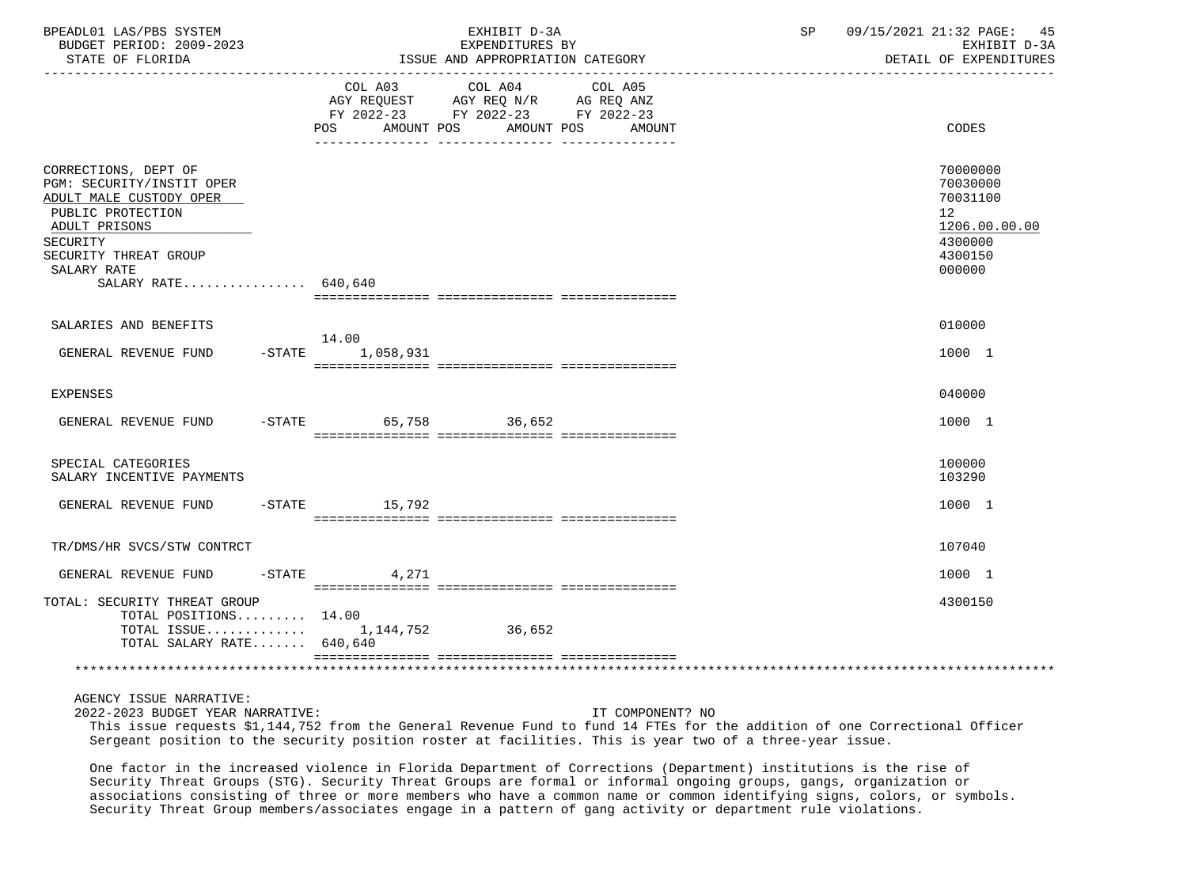BPEADL01 LAS/PBS SYSTEM — EXHIBIT D-3A — EXPENDITURES BY ISSUE AND APPROPRIATION CATEGORY
BUDGET PERIOD: 2009-2023 — STATE OF FLORIDA — SP 09/15/2021 21:32 — EXHIBIT D-3A DETAIL OF EXPENDITURES

| | COL A03 AGY REQUEST FY 2022-23 POS | AMOUNT | COL A04 AGY REQ N/R FY 2022-23 POS | AMOUNT | COL A05 AG REQ ANZ FY 2022-23 POS | AMOUNT | CODES |
|---|---|---|---|---|---|---|---|
| CORRECTIONS, DEPT OF | | | | | | | 70000000 |
| PGM: SECURITY/INSTIT OPER | | | | | | | 70030000 |
| ADULT MALE CUSTODY OPER | | | | | | | 70031100 |
| PUBLIC PROTECTION | | | | | | | 12 |
| ADULT PRISONS | | | | | | | 1206.00.00.00 |
| SECURITY | | | | | | | 4300000 |
| SECURITY THREAT GROUP | | | | | | | 4300150 |
| SALARY RATE | | | | | | | 000000 |
| SALARY RATE................ | 640,640 | | | | | | |
| SALARIES AND BENEFITS | | | | | | | 010000 |
| GENERAL REVENUE FUND -STATE | 14.00 | 1,058,931 | | | | | 1000 1 |
| EXPENSES | | | | | | | 040000 |
| GENERAL REVENUE FUND -STATE | | 65,758 | | 36,652 | | | 1000 1 |
| SPECIAL CATEGORIES | | | | | | | 100000 |
| SALARY INCENTIVE PAYMENTS | | | | | | | 103290 |
| GENERAL REVENUE FUND -STATE | | 15,792 | | | | | 1000 1 |
| TR/DMS/HR SVCS/STW CONTRCT | | | | | | | 107040 |
| GENERAL REVENUE FUND -STATE | | 4,271 | | | | | 1000 1 |
| TOTAL: SECURITY THREAT GROUP | | | | | | | 4300150 |
| TOTAL POSITIONS......... | 14.00 | | | | | | |
| TOTAL ISSUE............. | | 1,144,752 | | 36,652 | | | |
| TOTAL SALARY RATE....... | 640,640 | | | | | | |

AGENCY ISSUE NARRATIVE:

2022-2023 BUDGET YEAR NARRATIVE: IT COMPONENT? NO

This issue requests $1,144,752 from the General Revenue Fund to fund 14 FTEs for the addition of one Correctional Officer Sergeant position to the security position roster at facilities. This is year two of a three-year issue.

One factor in the increased violence in Florida Department of Corrections (Department) institutions is the rise of Security Threat Groups (STG). Security Threat Groups are formal or informal ongoing groups, gangs, organization or associations consisting of three or more members who have a common name or common identifying signs, colors, or symbols. Security Threat Group members/associates engage in a pattern of gang activity or department rule violations.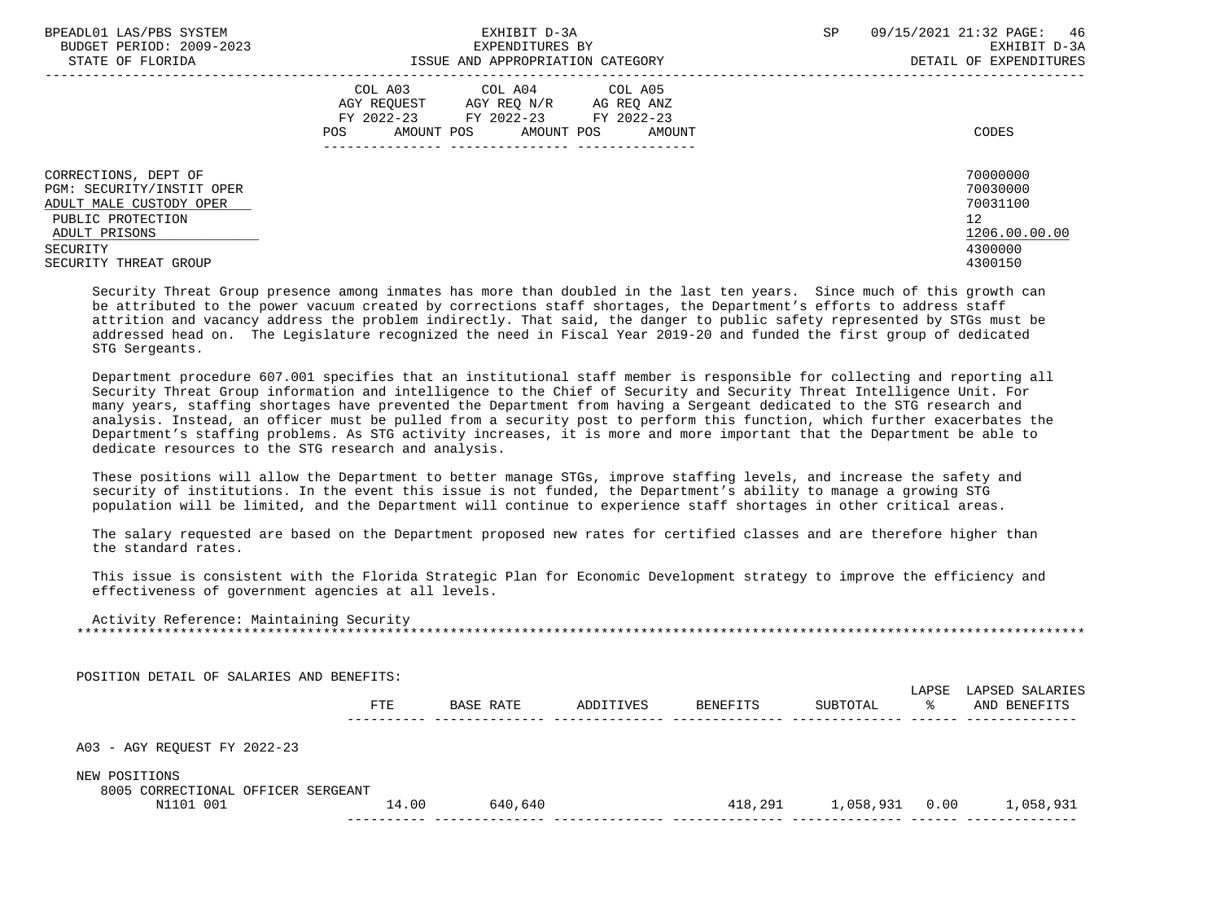| | COL A03 AGY REQUEST FY 2022-23 POS AMOUNT | COL A04 AGY REQ N/R FY 2022-23 POS AMOUNT | COL A05 AG REQ ANZ FY 2022-23 POS AMOUNT | CODES |
|---|---|---|---|---|
| CORRECTIONS, DEPT OF | | | | 70000000 |
| PGM: SECURITY/INSTIT OPER | | | | 70030000 |
| ADULT MALE CUSTODY OPER | | | | 70031100 |
| PUBLIC PROTECTION | | | | 12 |
| ADULT PRISONS | | | | 1206.00.00.00 |
| SECURITY | | | | 4300000 |
| SECURITY THREAT GROUP | | | | 4300150 |

Security Threat Group presence among inmates has more than doubled in the last ten years. Since much of this growth can be attributed to the power vacuum created by corrections staff shortages, the Department's efforts to address staff attrition and vacancy address the problem indirectly. That said, the danger to public safety represented by STGs must be addressed head on. The Legislature recognized the need in Fiscal Year 2019-20 and funded the first group of dedicated STG Sergeants.

Department procedure 607.001 specifies that an institutional staff member is responsible for collecting and reporting all Security Threat Group information and intelligence to the Chief of Security and Security Threat Intelligence Unit. For many years, staffing shortages have prevented the Department from having a Sergeant dedicated to the STG research and analysis. Instead, an officer must be pulled from a security post to perform this function, which further exacerbates the Department's staffing problems. As STG activity increases, it is more and more important that the Department be able to dedicate resources to the STG research and analysis.

These positions will allow the Department to better manage STGs, improve staffing levels, and increase the safety and security of institutions. In the event this issue is not funded, the Department's ability to manage a growing STG population will be limited, and the Department will continue to experience staff shortages in other critical areas.

The salary requested are based on the Department proposed new rates for certified classes and are therefore higher than the standard rates.

This issue is consistent with the Florida Strategic Plan for Economic Development strategy to improve the efficiency and effectiveness of government agencies at all levels.

Activity Reference: Maintaining Security

POSITION DETAIL OF SALARIES AND BENEFITS:

| | FTE | BASE RATE | ADDITIVES | BENEFITS | SUBTOTAL | LAPSE % | LAPSED SALARIES AND BENEFITS |
|---|---|---|---|---|---|---|---|
| A03 - AGY REQUEST FY 2022-23 | | | | | | | |
| NEW POSITIONS | | | | | | | |
| 8005 CORRECTIONAL OFFICER SERGEANT N1101 001 | 14.00 | 640,640 | | 418,291 | 1,058,931 | 0.00 | 1,058,931 |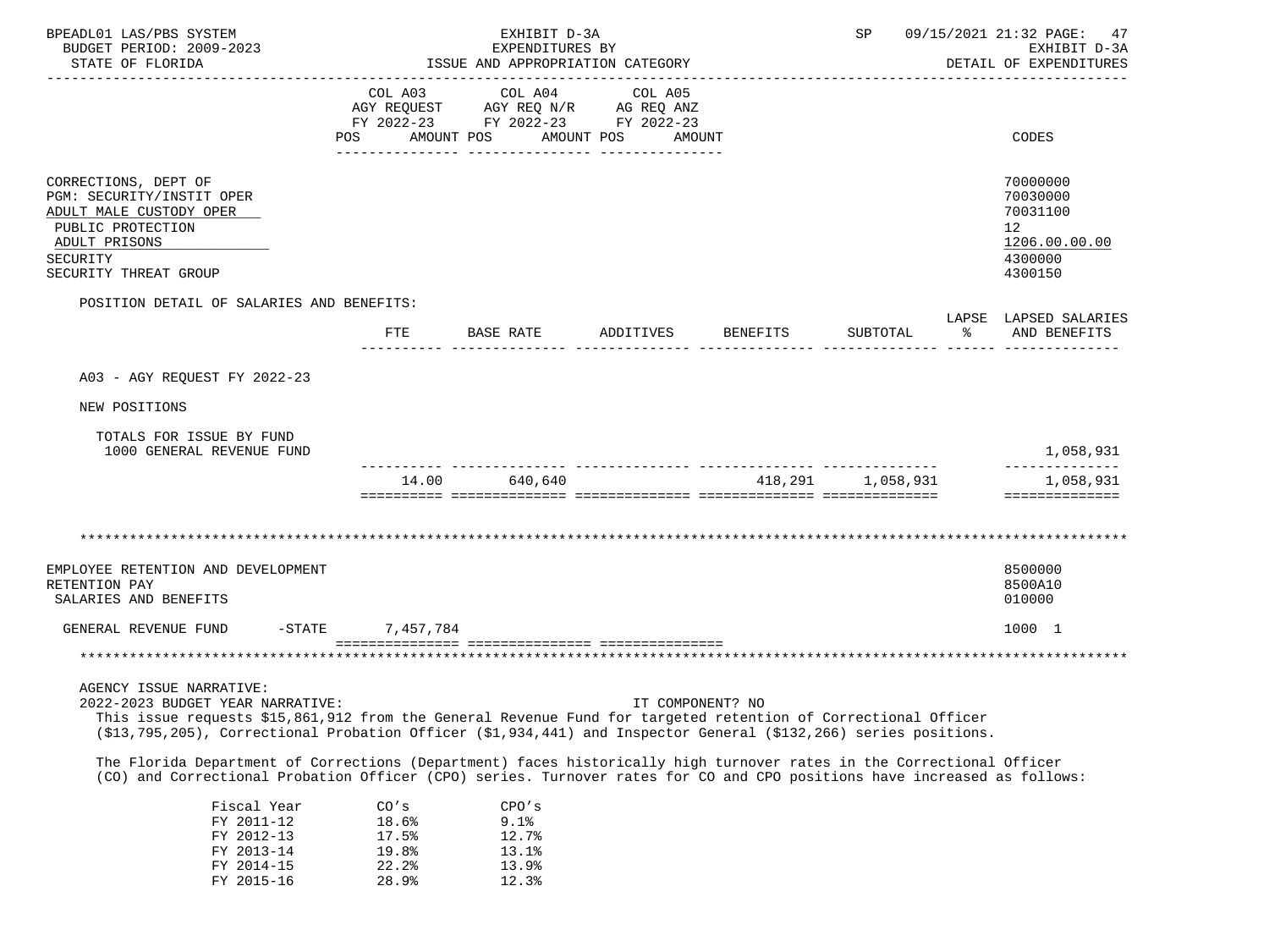| | COL A03 AGY REQUEST FY 2022-23 POS AMOUNT | COL A04 AGY REQ N/R FY 2022-23 POS AMOUNT | COL A05 AG REQ ANZ FY 2022-23 POS AMOUNT | CODES |
|---|---|---|---|---|
| CORRECTIONS, DEPT OF | | | | 70000000 |
| PGM: SECURITY/INSTIT OPER | | | | 70030000 |
| ADULT MALE CUSTODY OPER | | | | 70031100 |
| PUBLIC PROTECTION | | | | 12 |
| ADULT PRISONS | | | | 1206.00.00.00 |
| SECURITY | | | | 4300000 |
| SECURITY THREAT GROUP | | | | 4300150 |

POSITION DETAIL OF SALARIES AND BENEFITS:

| | FTE | BASE RATE | ADDITIVES | BENEFITS | SUBTOTAL | LAPSE % | LAPSED SALARIES AND BENEFITS |
|---|---|---|---|---|---|---|---|
| A03 - AGY REQUEST FY 2022-23 | | | | | | | |
| NEW POSITIONS | | | | | | | |
| TOTALS FOR ISSUE BY FUND | | | | | | | |
| 1000 GENERAL REVENUE FUND | | | | | | | 1,058,931 |
| | 14.00 | 640,640 | | 418,291 | 1,058,931 | | 1,058,931 |

---

| | COL A03 | COL A04 | COL A05 | CODES |
|---|---|---|---|---|
| EMPLOYEE RETENTION AND DEVELOPMENT | | | | 8500000 |
| RETENTION PAY | | | | 8500A10 |
| SALARIES AND BENEFITS | | | | 010000 |
| GENERAL REVENUE FUND -STATE | 7,457,784 | | | 1000 1 |

---

AGENCY ISSUE NARRATIVE:

2022-2023 BUDGET YEAR NARRATIVE: IT COMPONENT? NO

This issue requests $15,861,912 from the General Revenue Fund for targeted retention of Correctional Officer ($13,795,205), Correctional Probation Officer ($1,934,441) and Inspector General ($132,266) series positions.

The Florida Department of Corrections (Department) faces historically high turnover rates in the Correctional Officer (CO) and Correctional Probation Officer (CPO) series. Turnover rates for CO and CPO positions have increased as follows:

| Fiscal Year | CO's | CPO's |
|---|---|---|
| FY 2011-12 | 18.6% | 9.1% |
| FY 2012-13 | 17.5% | 12.7% |
| FY 2013-14 | 19.8% | 13.1% |
| FY 2014-15 | 22.2% | 13.9% |
| FY 2015-16 | 28.9% | 12.3% |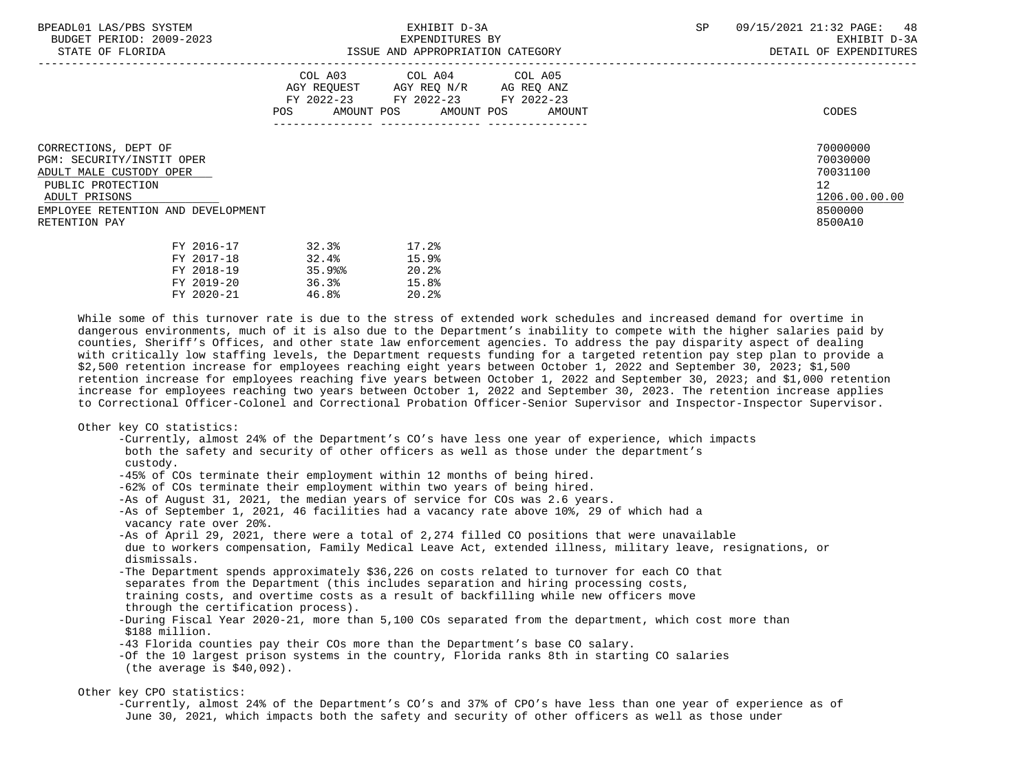| | COL A03 AGY REQUEST FY 2022-23 POS AMOUNT | COL A04 AGY REQ N/R FY 2022-23 POS AMOUNT | COL A05 AG REQ ANZ FY 2022-23 POS AMOUNT | CODES |
|---|---|---|---|---|

CORRECTIONS, DEPT OF — 70000000
PGM: SECURITY/INSTIT OPER — 70030000
ADULT MALE CUSTODY OPER — 70031100
PUBLIC PROTECTION — 12
ADULT PRISONS — 1206.00.00.00
EMPLOYEE RETENTION AND DEVELOPMENT — 8500000
RETENTION PAY — 8500A10

| | | |
|---|---|---|
| FY 2016-17 | 32.3% | 17.2% |
| FY 2017-18 | 32.4% | 15.9% |
| FY 2018-19 | 35.9%% | 20.2% |
| FY 2019-20 | 36.3% | 15.8% |
| FY 2020-21 | 46.8% | 20.2% |

While some of this turnover rate is due to the stress of extended work schedules and increased demand for overtime in dangerous environments, much of it is also due to the Department's inability to compete with the higher salaries paid by counties, Sheriff's Offices, and other state law enforcement agencies. To address the pay disparity aspect of dealing with critically low staffing levels, the Department requests funding for a targeted retention pay step plan to provide a $2,500 retention increase for employees reaching eight years between October 1, 2022 and September 30, 2023; $1,500 retention increase for employees reaching five years between October 1, 2022 and September 30, 2023; and $1,000 retention increase for employees reaching two years between October 1, 2022 and September 30, 2023. The retention increase applies to Correctional Officer-Colonel and Correctional Probation Officer-Senior Supervisor and Inspector-Inspector Supervisor.

Other key CO statistics:

- Currently, almost 24% of the Department's CO's have less one year of experience, which impacts both the safety and security of other officers as well as those under the department's custody.
- 45% of COs terminate their employment within 12 months of being hired.
- 62% of COs terminate their employment within two years of being hired.
- As of August 31, 2021, the median years of service for COs was 2.6 years.
- As of September 1, 2021, 46 facilities had a vacancy rate above 10%, 29 of which had a vacancy rate over 20%.
- As of April 29, 2021, there were a total of 2,274 filled CO positions that were unavailable due to workers compensation, Family Medical Leave Act, extended illness, military leave, resignations, or dismissals.
- The Department spends approximately $36,226 on costs related to turnover for each CO that separates from the Department (this includes separation and hiring processing costs, training costs, and overtime costs as a result of backfilling while new officers move through the certification process).
- During Fiscal Year 2020-21, more than 5,100 COs separated from the department, which cost more than $188 million.
- 43 Florida counties pay their COs more than the Department's base CO salary.
- Of the 10 largest prison systems in the country, Florida ranks 8th in starting CO salaries (the average is $40,092).

Other key CPO statistics:

- Currently, almost 24% of the Department's CO's and 37% of CPO's have less than one year of experience as of June 30, 2021, which impacts both the safety and security of other officers as well as those under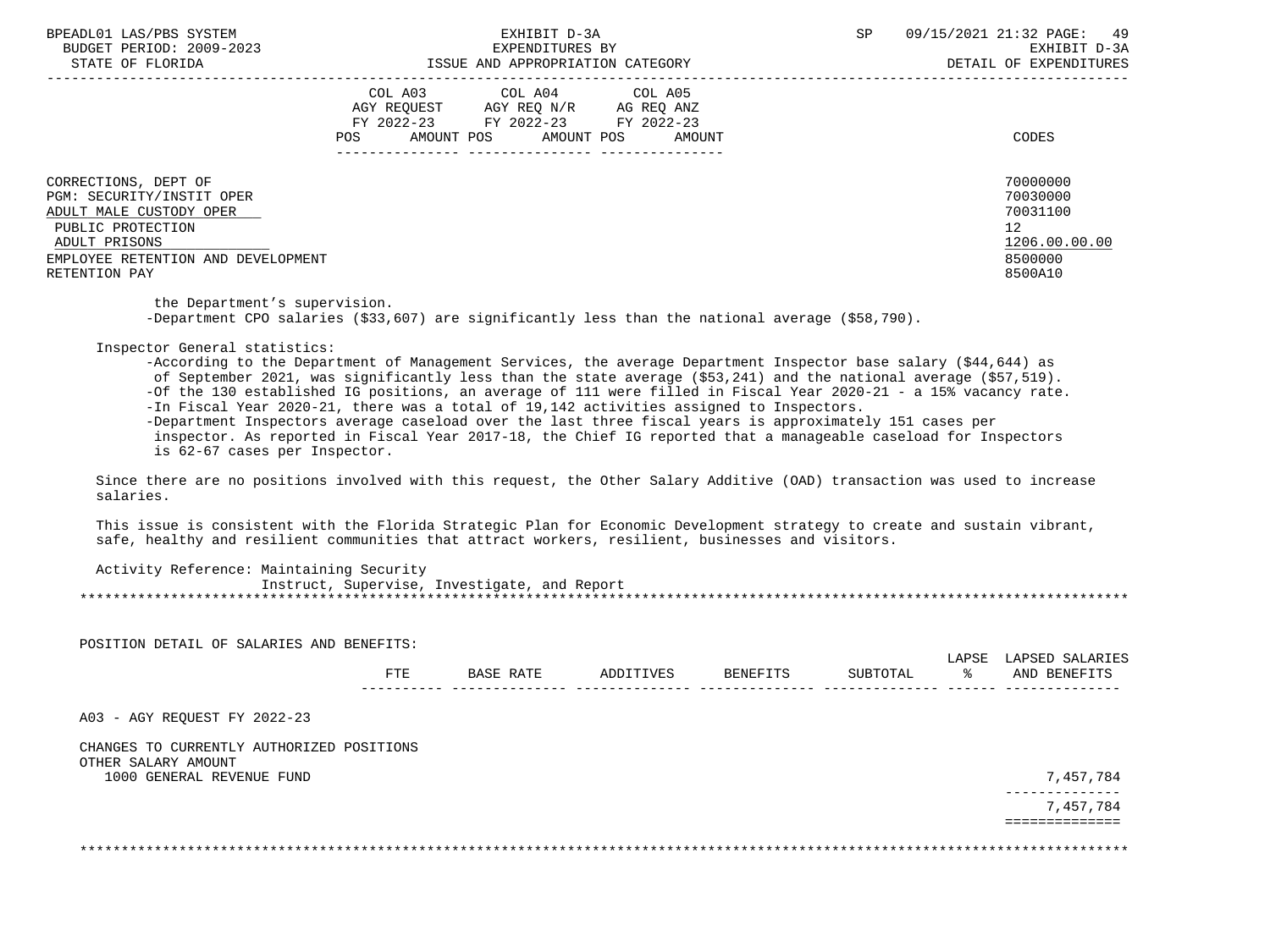| | COL A03 AGY REQUEST FY 2022-23 POS AMOUNT | COL A04 AGY REQ N/R FY 2022-23 POS AMOUNT | COL A05 AG REQ ANZ FY 2022-23 POS AMOUNT | CODES |
|---|---|---|---|---|
| CORRECTIONS, DEPT OF | | | | 70000000 |
| PGM: SECURITY/INSTIT OPER | | | | 70030000 |
| ADULT MALE CUSTODY OPER | | | | 70031100 |
| PUBLIC PROTECTION | | | | 12 |
| ADULT PRISONS | | | | 1206.00.00.00 |
| EMPLOYEE RETENTION AND DEVELOPMENT | | | | 8500000 |
| RETENTION PAY | | | | 8500A10 |

the Department's supervision.
-Department CPO salaries ($33,607) are significantly less than the national average ($58,790).

Inspector General statistics:
- -According to the Department of Management Services, the average Department Inspector base salary ($44,644) as of September 2021, was significantly less than the state average ($53,241) and the national average ($57,519).
- -Of the 130 established IG positions, an average of 111 were filled in Fiscal Year 2020-21 - a 15% vacancy rate.
- -In Fiscal Year 2020-21, there was a total of 19,142 activities assigned to Inspectors.
- -Department Inspectors average caseload over the last three fiscal years is approximately 151 cases per inspector. As reported in Fiscal Year 2017-18, the Chief IG reported that a manageable caseload for Inspectors is 62-67 cases per Inspector.

Since there are no positions involved with this request, the Other Salary Additive (OAD) transaction was used to increase salaries.

This issue is consistent with the Florida Strategic Plan for Economic Development strategy to create and sustain vibrant, safe, healthy and resilient communities that attract workers, resilient, businesses and visitors.

Activity Reference: Maintaining Security
Instruct, Supervise, Investigate, and Report

*******************************************************************************************************************

POSITION DETAIL OF SALARIES AND BENEFITS:

| | FTE | BASE RATE | ADDITIVES | BENEFITS | SUBTOTAL | LAPSE % | LAPSED SALARIES AND BENEFITS |
|---|---|---|---|---|---|---|---|
| A03 - AGY REQUEST FY 2022-23 | | | | | | | |
| CHANGES TO CURRENTLY AUTHORIZED POSITIONS | | | | | | | |
| OTHER SALARY AMOUNT | | | | | | | |
| 1000 GENERAL REVENUE FUND | | | | | | | 7,457,784 |
| | | | | | | | 7,457,784 |

*******************************************************************************************************************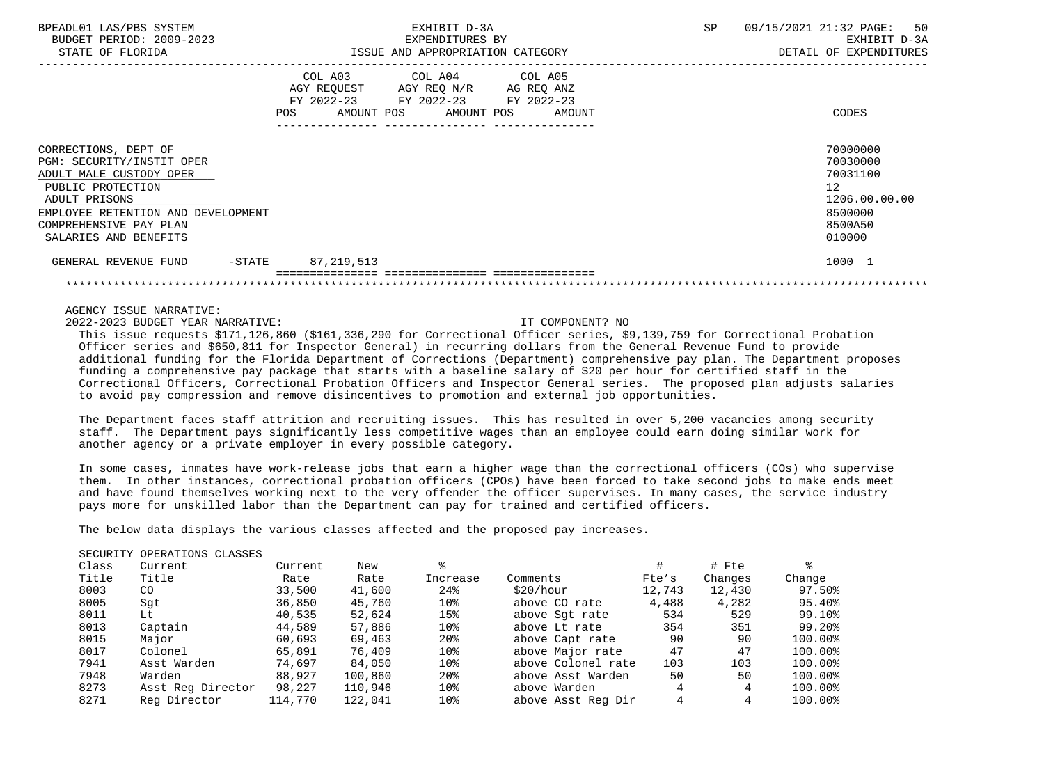| | COL A03 AGY REQUEST FY 2022-23 POS AMOUNT | COL A04 AGY REQ N/R FY 2022-23 POS AMOUNT | COL A05 AG REQ ANZ FY 2022-23 POS AMOUNT | CODES |
|---|---|---|---|---|
| CORRECTIONS, DEPT OF | | | | 70000000 |
| PGM: SECURITY/INSTIT OPER | | | | 70030000 |
| ADULT MALE CUSTODY OPER | | | | 70031100 |
| PUBLIC PROTECTION | | | | 12 |
| ADULT PRISONS | | | | 1206.00.00.00 |
| EMPLOYEE RETENTION AND DEVELOPMENT | | | | 8500000 |
| COMPREHENSIVE PAY PLAN | | | | 8500A50 |
| SALARIES AND BENEFITS | | | | 010000 |
| GENERAL REVENUE FUND -STATE | 87,219,513 | | | 1000 1 |

AGENCY ISSUE NARRATIVE:

2022-2023 BUDGET YEAR NARRATIVE: IT COMPONENT? NO

This issue requests $171,126,860 ($161,336,290 for Correctional Officer series, $9,139,759 for Correctional Probation Officer series and $650,811 for Inspector General) in recurring dollars from the General Revenue Fund to provide additional funding for the Florida Department of Corrections (Department) comprehensive pay plan. The Department proposes funding a comprehensive pay package that starts with a baseline salary of $20 per hour for certified staff in the Correctional Officers, Correctional Probation Officers and Inspector General series. The proposed plan adjusts salaries to avoid pay compression and remove disincentives to promotion and external job opportunities.

The Department faces staff attrition and recruiting issues. This has resulted in over 5,200 vacancies among security staff. The Department pays significantly less competitive wages than an employee could earn doing similar work for another agency or a private employer in every possible category.

In some cases, inmates have work-release jobs that earn a higher wage than the correctional officers (COs) who supervise them. In other instances, correctional probation officers (CPOs) have been forced to take second jobs to make ends meet and have found themselves working next to the very offender the officer supervises. In many cases, the service industry pays more for unskilled labor than the Department can pay for trained and certified officers.

The below data displays the various classes affected and the proposed pay increases.

SECURITY OPERATIONS CLASSES

| Class Title | Current Title | Current Rate | New Rate | % Increase | Comments | # Fte's | # Fte Changes | % Change |
|---|---|---|---|---|---|---|---|---|
| 8003 | CO | 33,500 | 41,600 | 24% | $20/hour | 12,743 | 12,430 | 97.50% |
| 8005 | Sgt | 36,850 | 45,760 | 10% | above CO rate | 4,488 | 4,282 | 95.40% |
| 8011 | Lt | 40,535 | 52,624 | 15% | above Sgt rate | 534 | 529 | 99.10% |
| 8013 | Captain | 44,589 | 57,886 | 10% | above Lt rate | 354 | 351 | 99.20% |
| 8015 | Major | 60,693 | 69,463 | 20% | above Capt rate | 90 | 90 | 100.00% |
| 8017 | Colonel | 65,891 | 76,409 | 10% | above Major rate | 47 | 47 | 100.00% |
| 7941 | Asst Warden | 74,697 | 84,050 | 10% | above Colonel rate | 103 | 103 | 100.00% |
| 7948 | Warden | 88,927 | 100,860 | 20% | above Asst Warden | 50 | 50 | 100.00% |
| 8273 | Asst Reg Director | 98,227 | 110,946 | 10% | above Warden | 4 | 4 | 100.00% |
| 8271 | Reg Director | 114,770 | 122,041 | 10% | above Asst Reg Dir | 4 | 4 | 100.00% |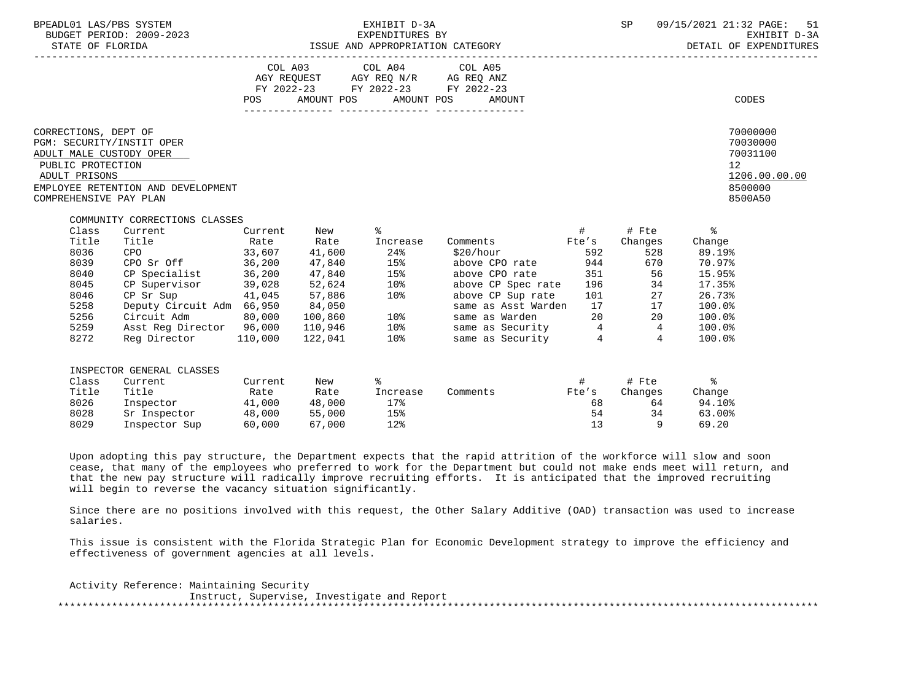| | COL A03 AGY REQUEST FY 2022-23 | | COL A04 AGY REQ N/R FY 2022-23 | | COL A05 AG REQ ANZ FY 2022-23 | |
|---|---|---|---|---|---|---|
| | POS | AMOUNT | POS | AMOUNT | POS | AMOUNT |

CODES

CORRECTIONS, DEPT OF — 70000000
PGM: SECURITY/INSTIT OPER — 70030000
ADULT MALE CUSTODY OPER — 70031100
PUBLIC PROTECTION — 12
ADULT PRISONS — 1206.00.00.00
EMPLOYEE RETENTION AND DEVELOPMENT — 8500000
COMPREHENSIVE PAY PLAN — 8500A50

COMMUNITY CORRECTIONS CLASSES

| Class Title | Current Title | Current Rate | New Rate | % Increase | Comments | # Fte's | # Fte Changes | % Change |
|---|---|---|---|---|---|---|---|---|
| 8036 | CPO | 33,607 | 41,600 | 24% | $20/hour | 592 | 528 | 89.19% |
| 8039 | CPO Sr Off | 36,200 | 47,840 | 15% | above CPO rate | 944 | 670 | 70.97% |
| 8040 | CP Specialist | 36,200 | 47,840 | 15% | above CPO rate | 351 | 56 | 15.95% |
| 8045 | CP Supervisor | 39,028 | 52,624 | 10% | above CP Spec rate | 196 | 34 | 17.35% |
| 8046 | CP Sr Sup | 41,045 | 57,886 | 10% | above CP Sup rate | 101 | 27 | 26.73% |
| 5258 | Deputy Circuit Adm | 66,950 | 84,050 | | same as Asst Warden | 17 | 17 | 100.0% |
| 5256 | Circuit Adm | 80,000 | 100,860 | 10% | same as Warden | 20 | 20 | 100.0% |
| 5259 | Asst Reg Director | 96,000 | 110,946 | 10% | same as Security | 4 | 4 | 100.0% |
| 8272 | Reg Director | 110,000 | 122,041 | 10% | same as Security | 4 | 4 | 100.0% |

INSPECTOR GENERAL CLASSES

| Class Title | Current Title | Current Rate | New Rate | % Increase | Comments | # Fte's | # Fte Changes | % Change |
|---|---|---|---|---|---|---|---|---|
| 8026 | Inspector | 41,000 | 48,000 | 17% | | 68 | 64 | 94.10% |
| 8028 | Sr Inspector | 48,000 | 55,000 | 15% | | 54 | 34 | 63.00% |
| 8029 | Inspector Sup | 60,000 | 67,000 | 12% | | 13 | 9 | 69.20 |

Upon adopting this pay structure, the Department expects that the rapid attrition of the workforce will slow and soon cease, that many of the employees who preferred to work for the Department but could not make ends meet will return, and that the new pay structure will radically improve recruiting efforts. It is anticipated that the improved recruiting will begin to reverse the vacancy situation significantly.

Since there are no positions involved with this request, the Other Salary Additive (OAD) transaction was used to increase salaries.

This issue is consistent with the Florida Strategic Plan for Economic Development strategy to improve the efficiency and effectiveness of government agencies at all levels.

Activity Reference: Maintaining Security
Instruct, Supervise, Investigate and Report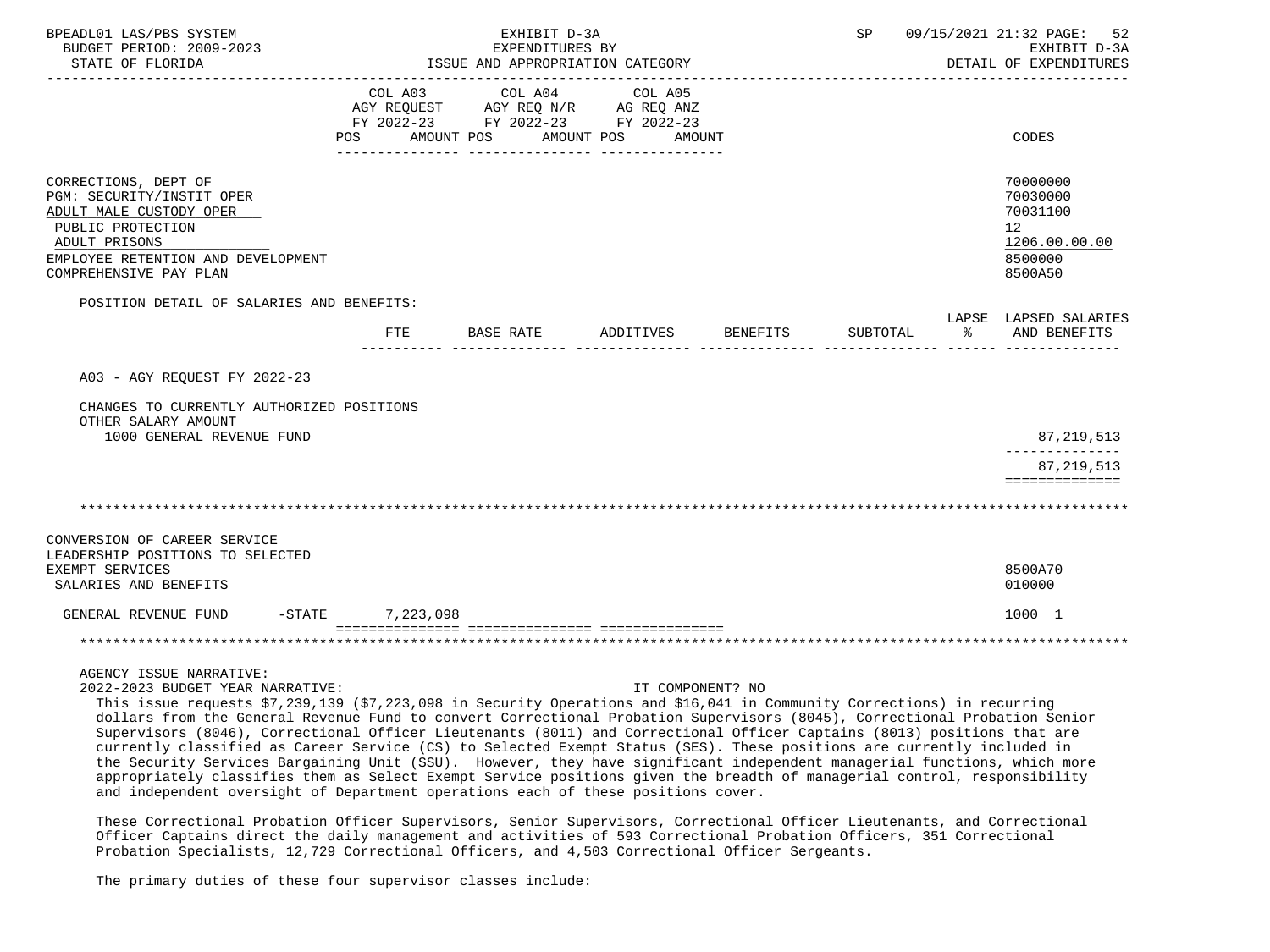| | COL A03 AGY REQUEST FY 2022-23 POS AMOUNT | COL A04 AGY REQ N/R FY 2022-23 POS AMOUNT | COL A05 AG REQ ANZ FY 2022-23 POS AMOUNT | CODES |
|---|---|---|---|---|
| CORRECTIONS, DEPT OF | | | | 70000000 |
| PGM: SECURITY/INSTIT OPER | | | | 70030000 |
| ADULT MALE CUSTODY OPER | | | | 70031100 |
| PUBLIC PROTECTION | | | | 12 |
| ADULT PRISONS | | | | 1206.00.00.00 |
| EMPLOYEE RETENTION AND DEVELOPMENT | | | | 8500000 |
| COMPREHENSIVE PAY PLAN | | | | 8500A50 |

POSITION DETAIL OF SALARIES AND BENEFITS:

| | FTE | BASE RATE | ADDITIVES | BENEFITS | SUBTOTAL | LAPSE % | LAPSED SALARIES AND BENEFITS |
|---|---|---|---|---|---|---|---|
| A03 - AGY REQUEST FY 2022-23 | | | | | | | |
| CHANGES TO CURRENTLY AUTHORIZED POSITIONS | | | | | | | |
| OTHER SALARY AMOUNT | | | | | | | |
| 1000 GENERAL REVENUE FUND | | | | | | | 87,219,513 |
| | | | | | | | 87,219,513 |

************************************************************************************************************

| | COL A03 | COL A04 | COL A05 | CODES |
|---|---|---|---|---|
| CONVERSION OF CAREER SERVICE LEADERSHIP POSITIONS TO SELECTED EXEMPT SERVICES | | | | 8500A70 |
| SALARIES AND BENEFITS | | | | 010000 |
| GENERAL REVENUE FUND -STATE | 7,223,098 | | | 1000 1 |

************************************************************************************************************

AGENCY ISSUE NARRATIVE:

2022-2023 BUDGET YEAR NARRATIVE: IT COMPONENT? NO

This issue requests $7,239,139 ($7,223,098 in Security Operations and $16,041 in Community Corrections) in recurring dollars from the General Revenue Fund to convert Correctional Probation Supervisors (8045), Correctional Probation Senior Supervisors (8046), Correctional Officer Lieutenants (8011) and Correctional Officer Captains (8013) positions that are currently classified as Career Service (CS) to Selected Exempt Status (SES). These positions are currently included in the Security Services Bargaining Unit (SSU). However, they have significant independent managerial functions, which more appropriately classifies them as Select Exempt Service positions given the breadth of managerial control, responsibility and independent oversight of Department operations each of these positions cover.

These Correctional Probation Officer Supervisors, Senior Supervisors, Correctional Officer Lieutenants, and Correctional Officer Captains direct the daily management and activities of 593 Correctional Probation Officers, 351 Correctional Probation Specialists, 12,729 Correctional Officers, and 4,503 Correctional Officer Sergeants.

The primary duties of these four supervisor classes include: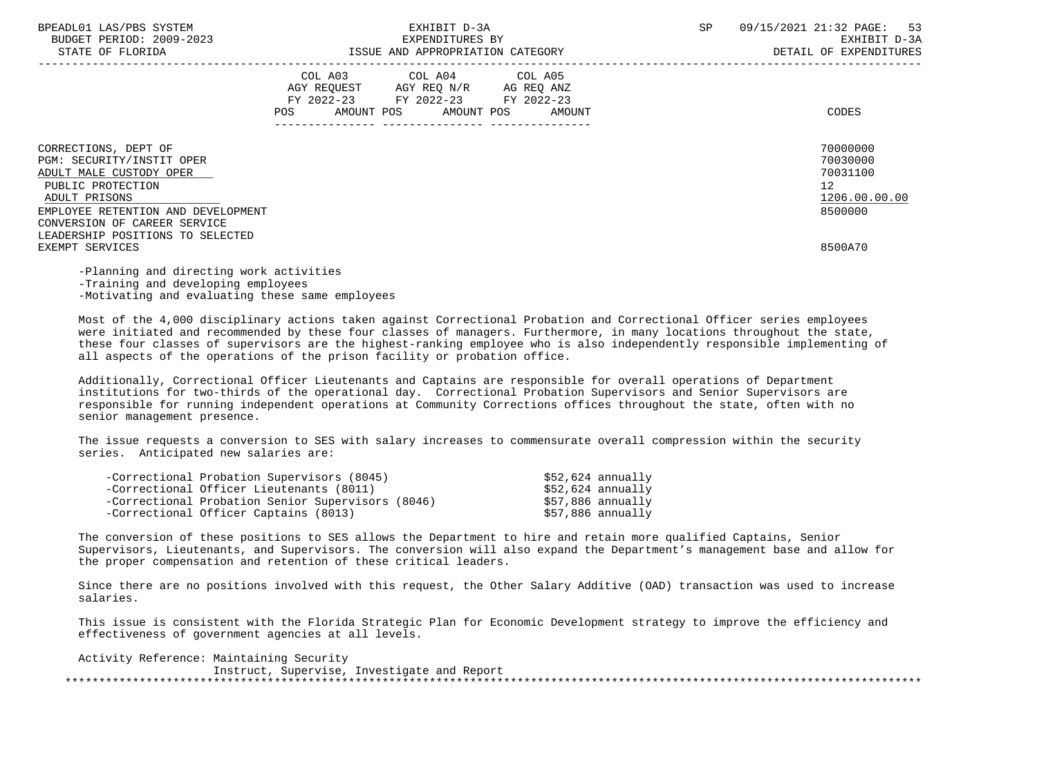| | COL A03 AGY REQUEST FY 2022-23 POS AMOUNT | COL A04 AGY REQ N/R FY 2022-23 POS AMOUNT | COL A05 AG REQ ANZ FY 2022-23 POS AMOUNT | CODES |
|---|---|---|---|---|
| CORRECTIONS, DEPT OF | | | | 70000000 |
| PGM: SECURITY/INSTIT OPER | | | | 70030000 |
| ADULT MALE CUSTODY OPER | | | | 70031100 |
| PUBLIC PROTECTION | | | | 12 |
| ADULT PRISONS | | | | 1206.00.00.00 |
| EMPLOYEE RETENTION AND DEVELOPMENT | | | | 8500000 |
| CONVERSION OF CAREER SERVICE LEADERSHIP POSITIONS TO SELECTED EXEMPT SERVICES | | | | 8500A70 |

-Planning and directing work activities
-Training and developing employees
-Motivating and evaluating these same employees

Most of the 4,000 disciplinary actions taken against Correctional Probation and Correctional Officer series employees were initiated and recommended by these four classes of managers. Furthermore, in many locations throughout the state, these four classes of supervisors are the highest-ranking employee who is also independently responsible implementing of all aspects of the operations of the prison facility or probation office.

Additionally, Correctional Officer Lieutenants and Captains are responsible for overall operations of Department institutions for two-thirds of the operational day. Correctional Probation Supervisors and Senior Supervisors are responsible for running independent operations at Community Corrections offices throughout the state, often with no senior management presence.

The issue requests a conversion to SES with salary increases to commensurate overall compression within the security series. Anticipated new salaries are:

| | |
|---|---|
| -Correctional Probation Supervisors (8045) | $52,624 annually |
| -Correctional Officer Lieutenants (8011) | $52,624 annually |
| -Correctional Probation Senior Supervisors (8046) | $57,886 annually |
| -Correctional Officer Captains (8013) | $57,886 annually |

The conversion of these positions to SES allows the Department to hire and retain more qualified Captains, Senior Supervisors, Lieutenants, and Supervisors. The conversion will also expand the Department's management base and allow for the proper compensation and retention of these critical leaders.

Since there are no positions involved with this request, the Other Salary Additive (OAD) transaction was used to increase salaries.

This issue is consistent with the Florida Strategic Plan for Economic Development strategy to improve the efficiency and effectiveness of government agencies at all levels.

Activity Reference: Maintaining Security
Instruct, Supervise, Investigate and Report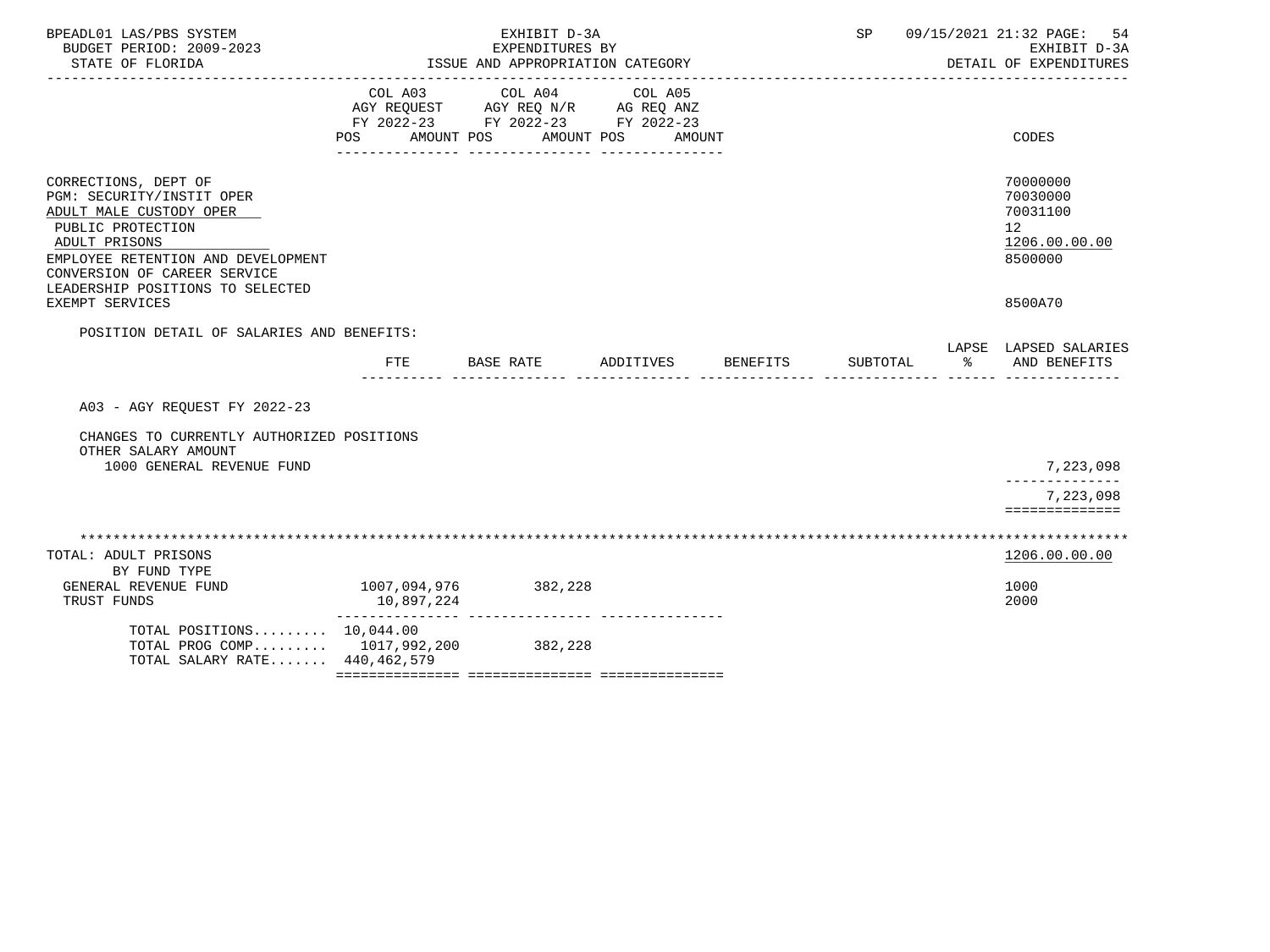BPEADL01 LAS/PBS SYSTEM
BUDGET PERIOD: 2009-2023
STATE OF FLORIDA

EXHIBIT D-3A
EXPENDITURES BY
ISSUE AND APPROPRIATION CATEGORY

SP 09/15/2021 21:32

EXHIBIT D-3A
DETAIL OF EXPENDITURES

| | COL A03 AGY REQUEST FY 2022-23 POS AMOUNT | COL A04 AGY REQ N/R FY 2022-23 POS AMOUNT | COL A05 AG REQ ANZ FY 2022-23 POS AMOUNT | CODES |
|---|---|---|---|---|
| CORRECTIONS, DEPT OF | | | | 70000000 |
| PGM: SECURITY/INSTIT OPER | | | | 70030000 |
| ADULT MALE CUSTODY OPER | | | | 70031100 |
| PUBLIC PROTECTION | | | | 12 |
| ADULT PRISONS | | | | 1206.00.00.00 |
| EMPLOYEE RETENTION AND DEVELOPMENT | | | | 8500000 |
| CONVERSION OF CAREER SERVICE LEADERSHIP POSITIONS TO SELECTED EXEMPT SERVICES | | | | 8500A70 |

POSITION DETAIL OF SALARIES AND BENEFITS:

| | FTE | BASE RATE | ADDITIVES | BENEFITS | SUBTOTAL | LAPSE % | LAPSED SALARIES AND BENEFITS |
|---|---|---|---|---|---|---|---|
| A03 - AGY REQUEST FY 2022-23 | | | | | | | |
| CHANGES TO CURRENTLY AUTHORIZED POSITIONS | | | | | | | |
| OTHER SALARY AMOUNT | | | | | | | |
| 1000 GENERAL REVENUE FUND | | | | | | | 7,223,098 |
| | | | | | | | 7,223,098 |

*******************************************************************************************************************

| | COL A03 | COL A04 | COL A05 | CODES |
|---|---|---|---|---|
| TOTAL: ADULT PRISONS | | | | 1206.00.00.00 |
| BY FUND TYPE | | | | |
| GENERAL REVENUE FUND | 1007,094,976 | 382,228 | | 1000 |
| TRUST FUNDS | 10,897,224 | | | 2000 |
| TOTAL POSITIONS......... | 10,044.00 | | | |
| TOTAL PROG COMP......... | 1017,992,200 | 382,228 | | |
| TOTAL SALARY RATE....... | 440,462,579 | | | |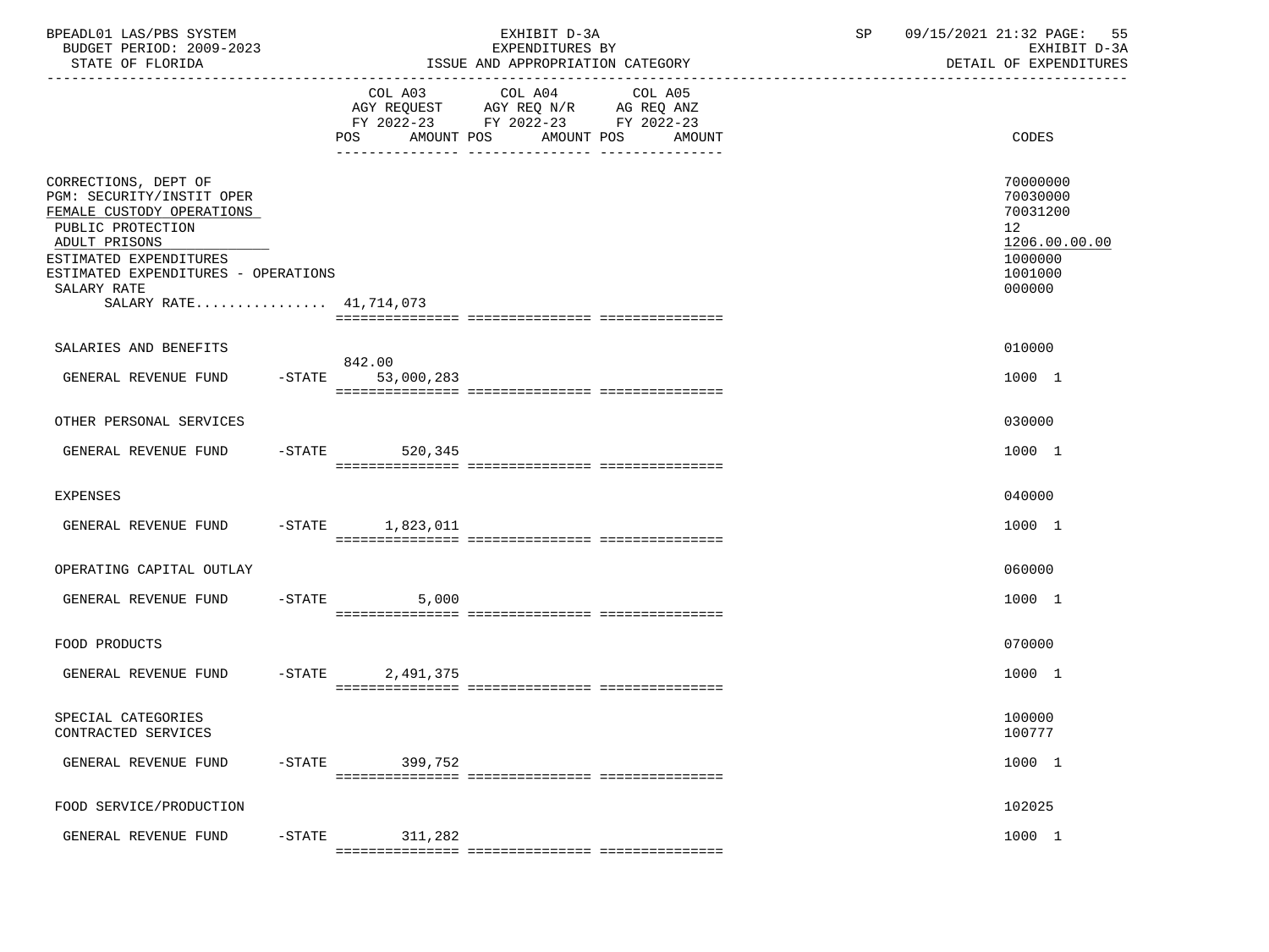BPEADL01 LAS/PBS SYSTEM | EXHIBIT D-3A | SP 09/15/2021 21:32

BUDGET PERIOD: 2009-2023 | EXPENDITURES BY | EXHIBIT D-3A

STATE OF FLORIDA | ISSUE AND APPROPRIATION CATEGORY | DETAIL OF EXPENDITURES

| | COL A03 AGY REQUEST FY 2022-23 POS | AMOUNT | COL A04 AGY REQ N/R FY 2022-23 POS | AMOUNT | COL A05 AG REQ ANZ FY 2022-23 POS | AMOUNT | CODES |
|---|---|---|---|---|---|---|---|
| CORRECTIONS, DEPT OF | | | | | | | 70000000 |
| PGM: SECURITY/INSTIT OPER | | | | | | | 70030000 |
| FEMALE CUSTODY OPERATIONS | | | | | | | 70031200 |
| PUBLIC PROTECTION | | | | | | | 12 |
| ADULT PRISONS | | | | | | | 1206.00.00.00 |
| ESTIMATED EXPENDITURES | | | | | | | 1000000 |
| ESTIMATED EXPENDITURES - OPERATIONS | | | | | | | 1001000 |
| SALARY RATE | | | | | | | 000000 |
| SALARY RATE................ 41,714,073 | | | | | | | |
| SALARIES AND BENEFITS | | | | | | | 010000 |
| GENERAL REVENUE FUND -STATE | 842.00 | 53,000,283 | | | | | 1000 1 |
| OTHER PERSONAL SERVICES | | | | | | | 030000 |
| GENERAL REVENUE FUND -STATE | | 520,345 | | | | | 1000 1 |
| EXPENSES | | | | | | | 040000 |
| GENERAL REVENUE FUND -STATE | | 1,823,011 | | | | | 1000 1 |
| OPERATING CAPITAL OUTLAY | | | | | | | 060000 |
| GENERAL REVENUE FUND -STATE | | 5,000 | | | | | 1000 1 |
| FOOD PRODUCTS | | | | | | | 070000 |
| GENERAL REVENUE FUND -STATE | | 2,491,375 | | | | | 1000 1 |
| SPECIAL CATEGORIES | | | | | | | 100000 |
| CONTRACTED SERVICES | | | | | | | 100777 |
| GENERAL REVENUE FUND -STATE | | 399,752 | | | | | 1000 1 |
| FOOD SERVICE/PRODUCTION | | | | | | | 102025 |
| GENERAL REVENUE FUND -STATE | | 311,282 | | | | | 1000 1 |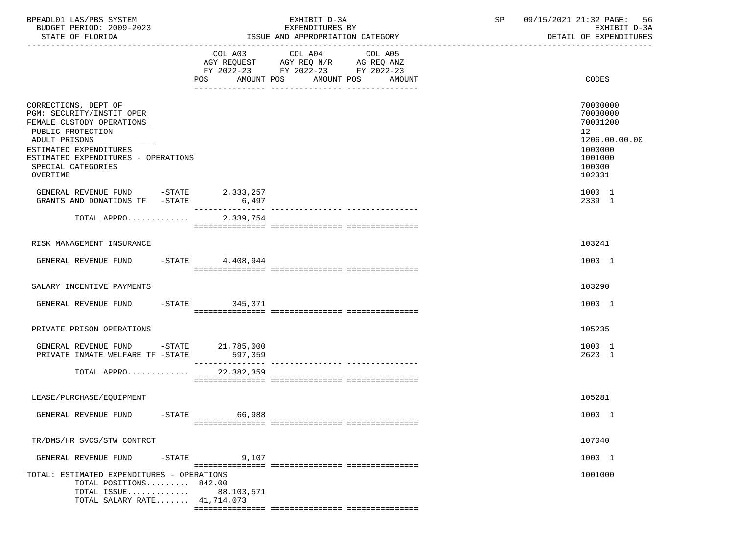BPEADL01 LAS/PBS SYSTEM | EXHIBIT D-3A | SP 09/15/2021 21:32 PAGE: 56
BUDGET PERIOD: 2009-2023 | EXPENDITURES BY | EXHIBIT D-3A
STATE OF FLORIDA | ISSUE AND APPROPRIATION CATEGORY | DETAIL OF EXPENDITURES

| | COL A03 AGY REQUEST FY 2022-23 POS AMOUNT | COL A04 AGY REQ N/R FY 2022-23 POS AMOUNT | COL A05 AG REQ ANZ FY 2022-23 POS AMOUNT | CODES |
|---|---|---|---|---|
| CORRECTIONS, DEPT OF | | | | 70000000 |
| PGM: SECURITY/INSTIT OPER | | | | 70030000 |
| FEMALE CUSTODY OPERATIONS | | | | 70031200 |
| PUBLIC PROTECTION | | | | 12 |
| ADULT PRISONS | | | | 1206.00.00.00 |
| ESTIMATED EXPENDITURES | | | | 1000000 |
| ESTIMATED EXPENDITURES - OPERATIONS | | | | 1001000 |
| SPECIAL CATEGORIES | | | | 100000 |
| OVERTIME | | | | 102331 |
| GENERAL REVENUE FUND -STATE | 2,333,257 | | | 1000 1 |
| GRANTS AND DONATIONS TF -STATE | 6,497 | | | 2339 1 |
| TOTAL APPRO............ | 2,339,754 | | | |
| RISK MANAGEMENT INSURANCE | | | | 103241 |
| GENERAL REVENUE FUND -STATE | 4,408,944 | | | 1000 1 |
| SALARY INCENTIVE PAYMENTS | | | | 103290 |
| GENERAL REVENUE FUND -STATE | 345,371 | | | 1000 1 |
| PRIVATE PRISON OPERATIONS | | | | 105235 |
| GENERAL REVENUE FUND -STATE | 21,785,000 | | | 1000 1 |
| PRIVATE INMATE WELFARE TF -STATE | 597,359 | | | 2623 1 |
| TOTAL APPRO............ | 22,382,359 | | | |
| LEASE/PURCHASE/EQUIPMENT | | | | 105281 |
| GENERAL REVENUE FUND -STATE | 66,988 | | | 1000 1 |
| TR/DMS/HR SVCS/STW CONTRCT | | | | 107040 |
| GENERAL REVENUE FUND -STATE | 9,107 | | | 1000 1 |
| TOTAL: ESTIMATED EXPENDITURES - OPERATIONS | | | | 1001000 |
| TOTAL POSITIONS......... | 842.00 | | | |
| TOTAL ISSUE............ | 88,103,571 | | | |
| TOTAL SALARY RATE....... | 41,714,073 | | | |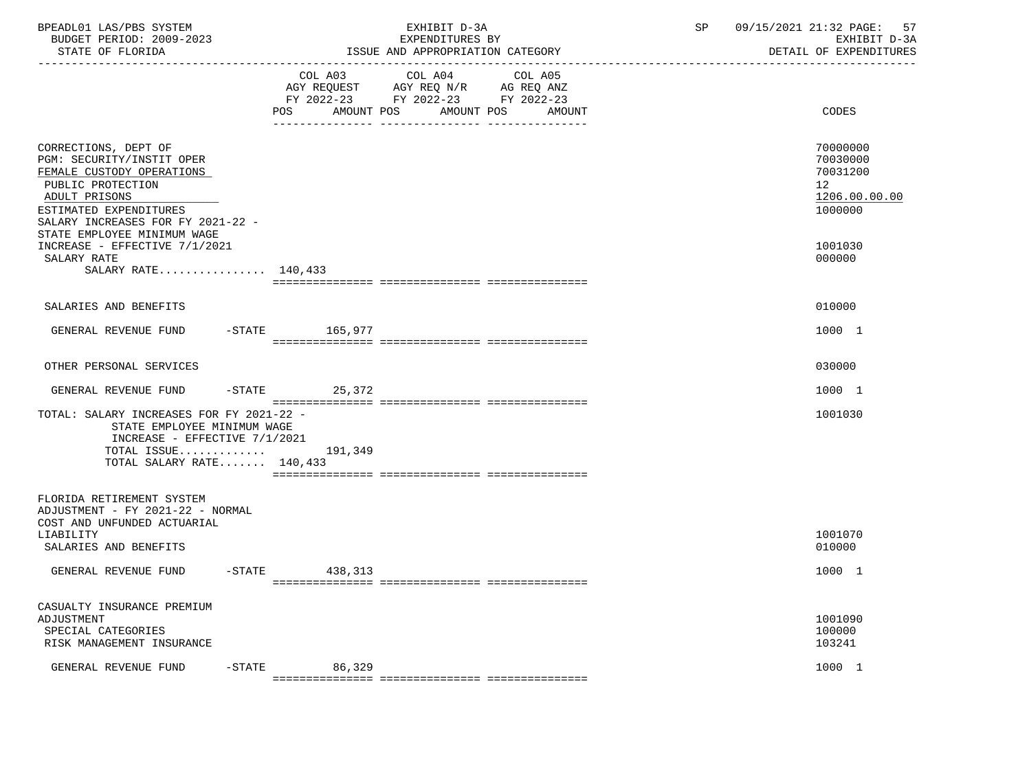| | COL A03 AGY REQUEST FY 2022-23 POS AMOUNT | COL A04 AGY REQ N/R FY 2022-23 POS AMOUNT | COL A05 AG REQ ANZ FY 2022-23 POS AMOUNT | CODES |
|---|---|---|---|---|
| CORRECTIONS, DEPT OF | | | | 70000000 |
| PGM: SECURITY/INSTIT OPER | | | | 70030000 |
| FEMALE CUSTODY OPERATIONS | | | | 70031200 |
| PUBLIC PROTECTION | | | | 12 |
| ADULT PRISONS | | | | 1206.00.00.00 |
| ESTIMATED EXPENDITURES | | | | 1000000 |
| SALARY INCREASES FOR FY 2021-22 - STATE EMPLOYEE MINIMUM WAGE INCREASE - EFFECTIVE 7/1/2021 | | | | 1001030 |
| SALARY RATE | | | | 000000 |
| SALARY RATE................ 140,433 | | | | |
| SALARIES AND BENEFITS | | | | 010000 |
| GENERAL REVENUE FUND -STATE | 165,977 | | | 1000 1 |
| OTHER PERSONAL SERVICES | | | | 030000 |
| GENERAL REVENUE FUND -STATE | 25,372 | | | 1000 1 |
| TOTAL: SALARY INCREASES FOR FY 2021-22 - STATE EMPLOYEE MINIMUM WAGE INCREASE - EFFECTIVE 7/1/2021 | | | | 1001030 |
| TOTAL ISSUE............. | 191,349 | | | |
| TOTAL SALARY RATE....... 140,433 | | | | |
| FLORIDA RETIREMENT SYSTEM ADJUSTMENT - FY 2021-22 - NORMAL COST AND UNFUNDED ACTUARIAL LIABILITY | | | | 1001070 |
| SALARIES AND BENEFITS | | | | 010000 |
| GENERAL REVENUE FUND -STATE | 438,313 | | | 1000 1 |
| CASUALTY INSURANCE PREMIUM ADJUSTMENT | | | | 1001090 |
| SPECIAL CATEGORIES | | | | 100000 |
| RISK MANAGEMENT INSURANCE | | | | 103241 |
| GENERAL REVENUE FUND -STATE | 86,329 | | | 1000 1 |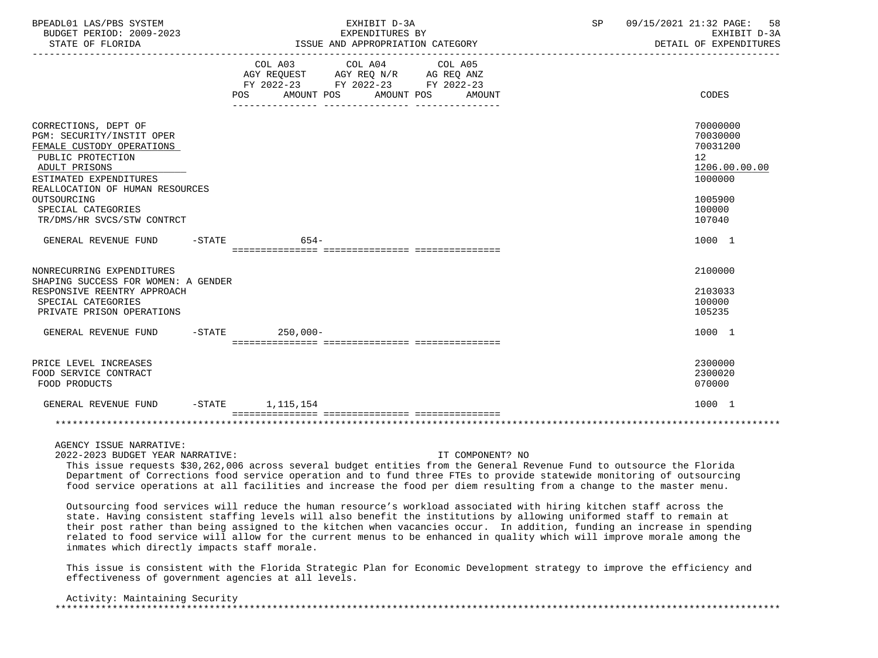| | COL A03 AGY REQUEST FY 2022-23 POS AMOUNT | COL A04 AGY REQ N/R FY 2022-23 POS AMOUNT | COL A05 AG REQ ANZ FY 2022-23 POS AMOUNT | CODES |
|---|---|---|---|---|
| CORRECTIONS, DEPT OF | | | | 70000000 |
| PGM: SECURITY/INSTIT OPER | | | | 70030000 |
| FEMALE CUSTODY OPERATIONS | | | | 70031200 |
| PUBLIC PROTECTION | | | | 12 |
| ADULT PRISONS | | | | 1206.00.00.00 |
| ESTIMATED EXPENDITURES | | | | 1000000 |
| REALLOCATION OF HUMAN RESOURCES OUTSOURCING | | | | 1005900 |
| SPECIAL CATEGORIES | | | | 100000 |
| TR/DMS/HR SVCS/STW CONTRCT | | | | 107040 |
| GENERAL REVENUE FUND -STATE | 654- | | | 1000 1 |
| NONRECURRING EXPENDITURES | | | | 2100000 |
| SHAPING SUCCESS FOR WOMEN: A GENDER RESPONSIVE REENTRY APPROACH | | | | 2103033 |
| SPECIAL CATEGORIES | | | | 100000 |
| PRIVATE PRISON OPERATIONS | | | | 105235 |
| GENERAL REVENUE FUND -STATE | 250,000- | | | 1000 1 |
| PRICE LEVEL INCREASES | | | | 2300000 |
| FOOD SERVICE CONTRACT | | | | 2300020 |
| FOOD PRODUCTS | | | | 070000 |
| GENERAL REVENUE FUND -STATE | 1,115,154 | | | 1000 1 |

AGENCY ISSUE NARRATIVE:

2022-2023 BUDGET YEAR NARRATIVE: IT COMPONENT? NO

This issue requests $30,262,006 across several budget entities from the General Revenue Fund to outsource the Florida Department of Corrections food service operation and to fund three FTEs to provide statewide monitoring of outsourcing food service operations at all facilities and increase the food per diem resulting from a change to the master menu.

Outsourcing food services will reduce the human resource's workload associated with hiring kitchen staff across the state. Having consistent staffing levels will also benefit the institutions by allowing uniformed staff to remain at their post rather than being assigned to the kitchen when vacancies occur. In addition, funding an increase in spending related to food service will allow for the current menus to be enhanced in quality which will improve morale among the inmates which directly impacts staff morale.

This issue is consistent with the Florida Strategic Plan for Economic Development strategy to improve the efficiency and effectiveness of government agencies at all levels.

Activity: Maintaining Security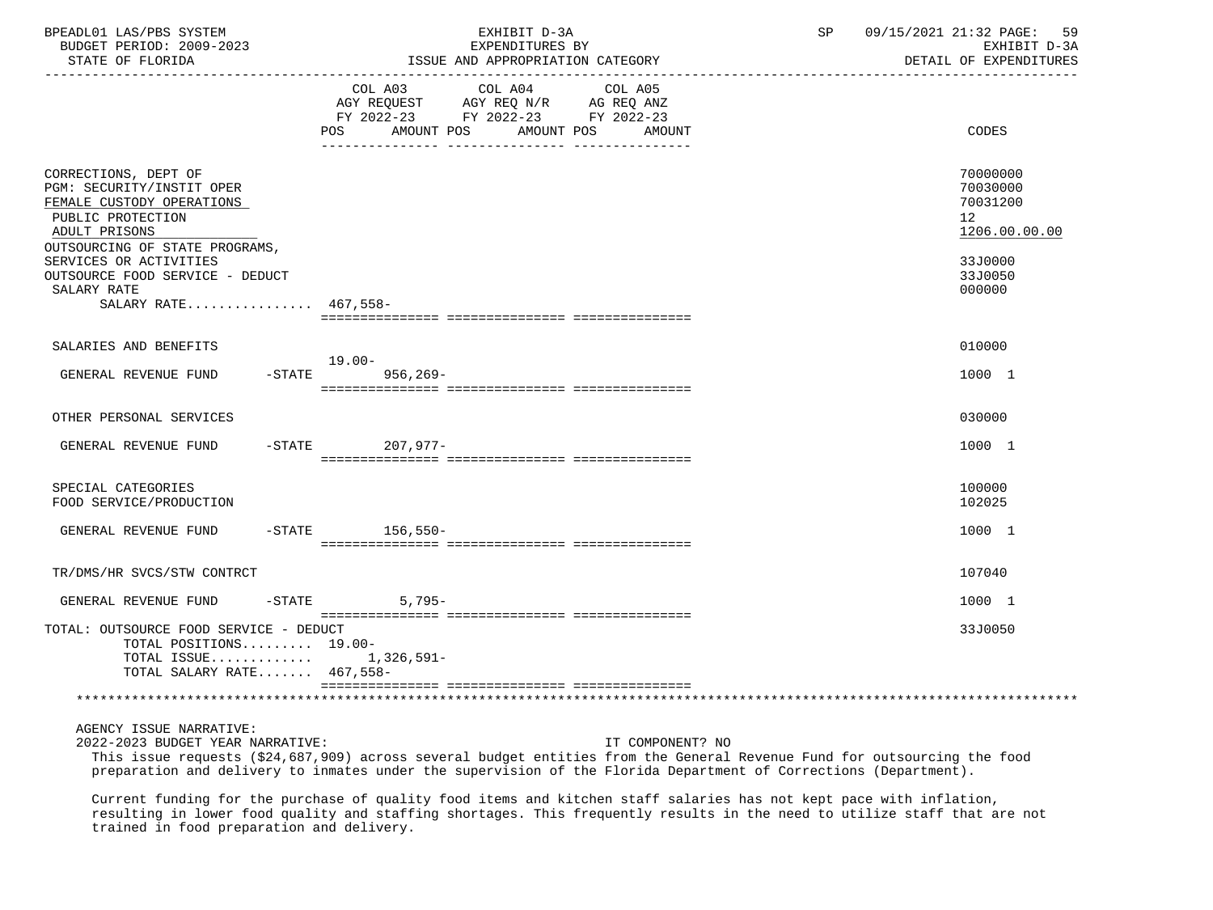BPEADL01 LAS/PBS SYSTEM | EXHIBIT D-3A | SP 09/15/2021 21:32 PAGE: 59
BUDGET PERIOD: 2009-2023 | EXPENDITURES BY | EXHIBIT D-3A
STATE OF FLORIDA | ISSUE AND APPROPRIATION CATEGORY | DETAIL OF EXPENDITURES

| | COL A03 AGY REQUEST FY 2022-23 POS | AMOUNT | COL A04 AGY REQ N/R FY 2022-23 POS | AMOUNT | COL A05 AG REQ ANZ FY 2022-23 POS | AMOUNT | CODES |
|---|---|---|---|---|---|---|---|
| CORRECTIONS, DEPT OF | | | | | | | 70000000 |
| PGM: SECURITY/INSTIT OPER | | | | | | | 70030000 |
| FEMALE CUSTODY OPERATIONS | | | | | | | 70031200 |
| PUBLIC PROTECTION | | | | | | | 12 |
| ADULT PRISONS | | | | | | | 1206.00.00.00 |
| OUTSOURCING OF STATE PROGRAMS, SERVICES OR ACTIVITIES | | | | | | | 33J0000 |
| OUTSOURCE FOOD SERVICE - DEDUCT | | | | | | | 33J0050 |
| SALARY RATE | | | | | | | 000000 |
| SALARY RATE................ | 467,558- | | | | | | |
| SALARIES AND BENEFITS | | | | | | | 010000 |
| GENERAL REVENUE FUND -STATE | 19.00- | 956,269- | | | | | 1000 1 |
| OTHER PERSONAL SERVICES | | | | | | | 030000 |
| GENERAL REVENUE FUND -STATE | | 207,977- | | | | | 1000 1 |
| SPECIAL CATEGORIES | | | | | | | 100000 |
| FOOD SERVICE/PRODUCTION | | | | | | | 102025 |
| GENERAL REVENUE FUND -STATE | | 156,550- | | | | | 1000 1 |
| TR/DMS/HR SVCS/STW CONTRCT | | | | | | | 107040 |
| GENERAL REVENUE FUND -STATE | | 5,795- | | | | | 1000 1 |
| TOTAL: OUTSOURCE FOOD SERVICE - DEDUCT | | | | | | | 33J0050 |
| TOTAL POSITIONS......... | 19.00- | | | | | | |
| TOTAL ISSUE............ | | 1,326,591- | | | | | |
| TOTAL SALARY RATE....... | 467,558- | | | | | | |

AGENCY ISSUE NARRATIVE:

2022-2023 BUDGET YEAR NARRATIVE: IT COMPONENT? NO

This issue requests ($24,687,909) across several budget entities from the General Revenue Fund for outsourcing the food preparation and delivery to inmates under the supervision of the Florida Department of Corrections (Department).

Current funding for the purchase of quality food items and kitchen staff salaries has not kept pace with inflation, resulting in lower food quality and staffing shortages. This frequently results in the need to utilize staff that are not trained in food preparation and delivery.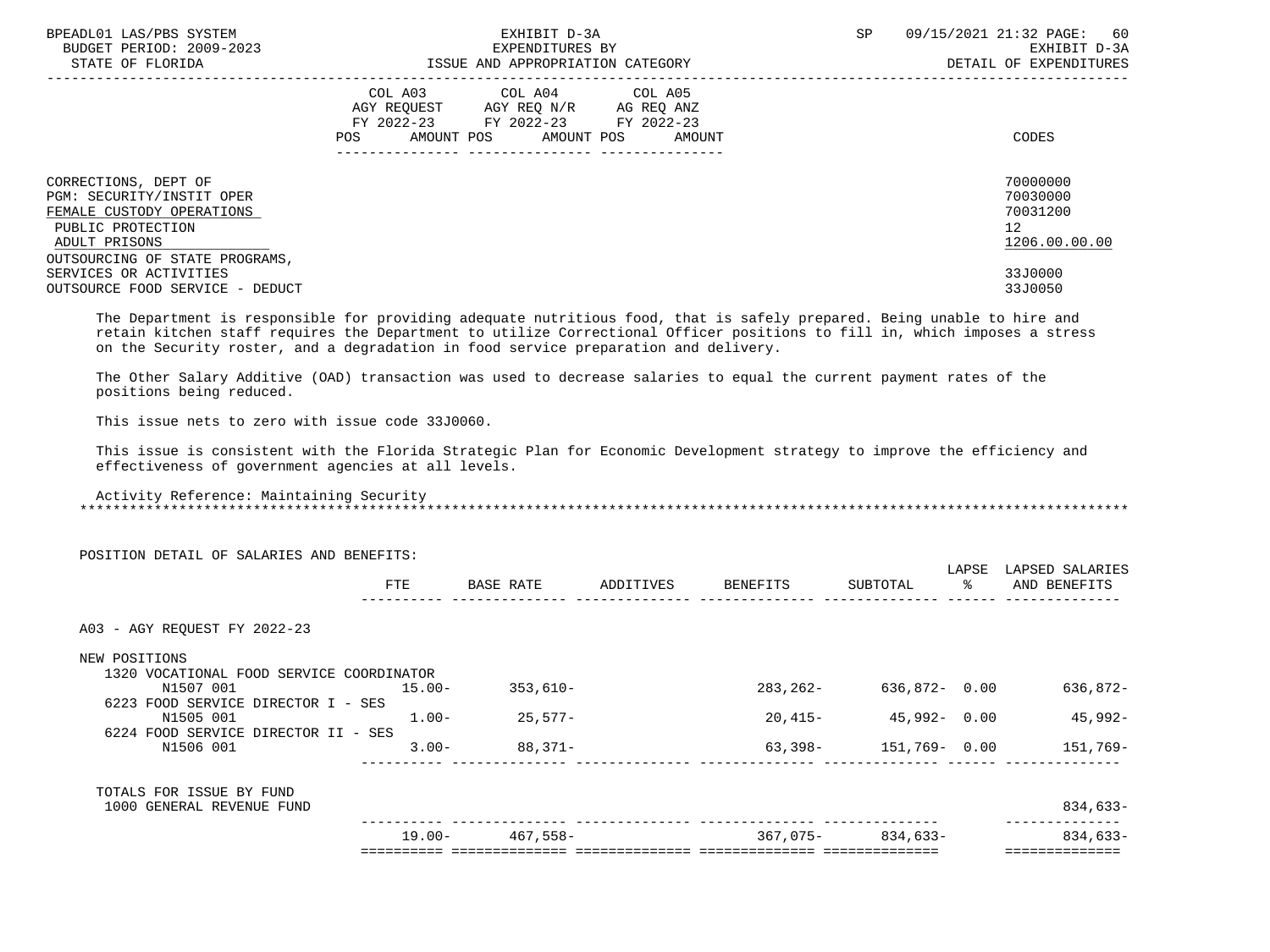| | COL A03 AGY REQUEST FY 2022-23 POS AMOUNT | COL A04 AGY REQ N/R FY 2022-23 POS AMOUNT | COL A05 AG REQ ANZ FY 2022-23 POS AMOUNT | CODES |
|---|---|---|---|---|
| CORRECTIONS, DEPT OF | | | | 70000000 |
| PGM: SECURITY/INSTIT OPER | | | | 70030000 |
| FEMALE CUSTODY OPERATIONS | | | | 70031200 |
| PUBLIC PROTECTION | | | | 12 |
| ADULT PRISONS | | | | 1206.00.00.00 |
| OUTSOURCING OF STATE PROGRAMS, SERVICES OR ACTIVITIES | | | | 33J0000 |
| OUTSOURCE FOOD SERVICE - DEDUCT | | | | 33J0050 |

The Department is responsible for providing adequate nutritious food, that is safely prepared. Being unable to hire and retain kitchen staff requires the Department to utilize Correctional Officer positions to fill in, which imposes a stress on the Security roster, and a degradation in food service preparation and delivery.

The Other Salary Additive (OAD) transaction was used to decrease salaries to equal the current payment rates of the positions being reduced.

This issue nets to zero with issue code 33J0060.

This issue is consistent with the Florida Strategic Plan for Economic Development strategy to improve the efficiency and effectiveness of government agencies at all levels.

Activity Reference: Maintaining Security

POSITION DETAIL OF SALARIES AND BENEFITS:

| | FTE | BASE RATE | ADDITIVES | BENEFITS | SUBTOTAL | LAPSE % | LAPSED SALARIES AND BENEFITS |
|---|---|---|---|---|---|---|---|
| A03 - AGY REQUEST FY 2022-23 | | | | | | | |
| NEW POSITIONS | | | | | | | |
| 1320 VOCATIONAL FOOD SERVICE COORDINATOR N1507 001 | 15.00- | 353,610- | | 283,262- | 636,872- | 0.00 | 636,872- |
| 6223 FOOD SERVICE DIRECTOR I - SES N1505 001 | 1.00- | 25,577- | | 20,415- | 45,992- | 0.00 | 45,992- |
| 6224 FOOD SERVICE DIRECTOR II - SES N1506 001 | 3.00- | 88,371- | | 63,398- | 151,769- | 0.00 | 151,769- |
| TOTALS FOR ISSUE BY FUND | | | | | | | |
| 1000 GENERAL REVENUE FUND | | | | | | | 834,633- |
| | 19.00- | 467,558- | | 367,075- | 834,633- | | 834,633- |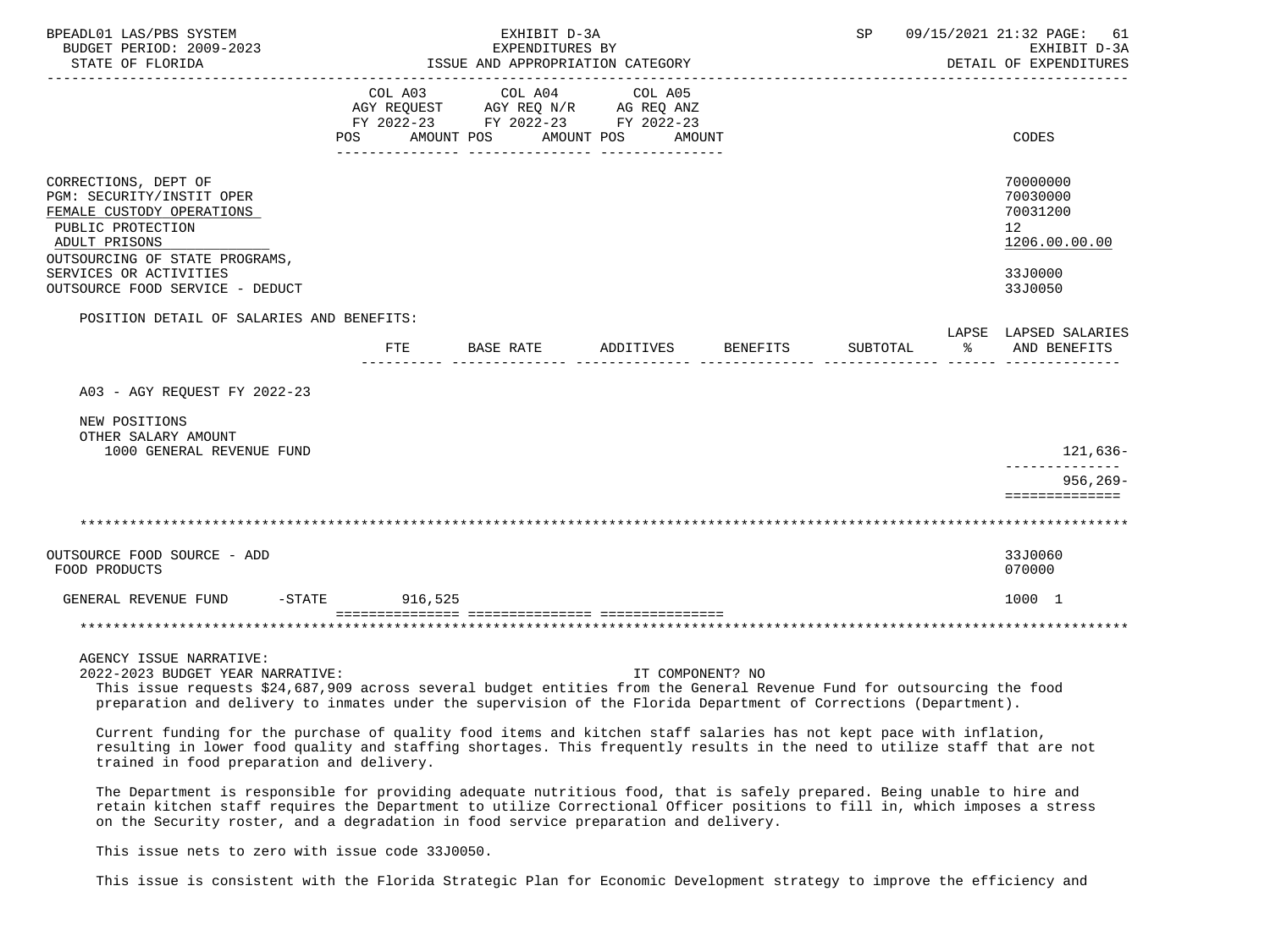BPEADL01 LAS/PBS SYSTEM — EXHIBIT D-3A — EXPENDITURES BY ISSUE AND APPROPRIATION CATEGORY — DETAIL OF EXPENDITURES
BUDGET PERIOD: 2009-2023
STATE OF FLORIDA

| | COL A03 AGY REQUEST FY 2022-23 POS AMOUNT | COL A04 AGY REQ N/R FY 2022-23 POS AMOUNT | COL A05 AG REQ ANZ FY 2022-23 POS AMOUNT | CODES |
|---|---|---|---|---|
| CORRECTIONS, DEPT OF | | | | 70000000 |
| PGM: SECURITY/INSTIT OPER | | | | 70030000 |
| FEMALE CUSTODY OPERATIONS | | | | 70031200 |
| PUBLIC PROTECTION | | | | 12 |
| ADULT PRISONS | | | | 1206.00.00.00 |
| OUTSOURCING OF STATE PROGRAMS, SERVICES OR ACTIVITIES | | | | 33J0000 |
| OUTSOURCE FOOD SERVICE - DEDUCT | | | | 33J0050 |

POSITION DETAIL OF SALARIES AND BENEFITS:

| | FTE | BASE RATE | ADDITIVES | BENEFITS | SUBTOTAL | LAPSE % | LAPSED SALARIES AND BENEFITS |
|---|---|---|---|---|---|---|---|
| A03 - AGY REQUEST FY 2022-23 | | | | | | | |
| NEW POSITIONS | | | | | | | |
| OTHER SALARY AMOUNT | | | | | | | |
| 1000 GENERAL REVENUE FUND | | | | | | | 121,636- |
| | | | | | | | 956,269- |

| | COL A03 | COL A04 | COL A05 | CODES |
|---|---|---|---|---|
| OUTSOURCE FOOD SOURCE - ADD | | | | 33J0060 |
| FOOD PRODUCTS | | | | 070000 |
| GENERAL REVENUE FUND -STATE | 916,525 | | | 1000 1 |

AGENCY ISSUE NARRATIVE:

2022-2023 BUDGET YEAR NARRATIVE: IT COMPONENT? NO

This issue requests $24,687,909 across several budget entities from the General Revenue Fund for outsourcing the food preparation and delivery to inmates under the supervision of the Florida Department of Corrections (Department).

Current funding for the purchase of quality food items and kitchen staff salaries has not kept pace with inflation, resulting in lower food quality and staffing shortages. This frequently results in the need to utilize staff that are not trained in food preparation and delivery.

The Department is responsible for providing adequate nutritious food, that is safely prepared. Being unable to hire and retain kitchen staff requires the Department to utilize Correctional Officer positions to fill in, which imposes a stress on the Security roster, and a degradation in food service preparation and delivery.

This issue nets to zero with issue code 33J0050.

This issue is consistent with the Florida Strategic Plan for Economic Development strategy to improve the efficiency and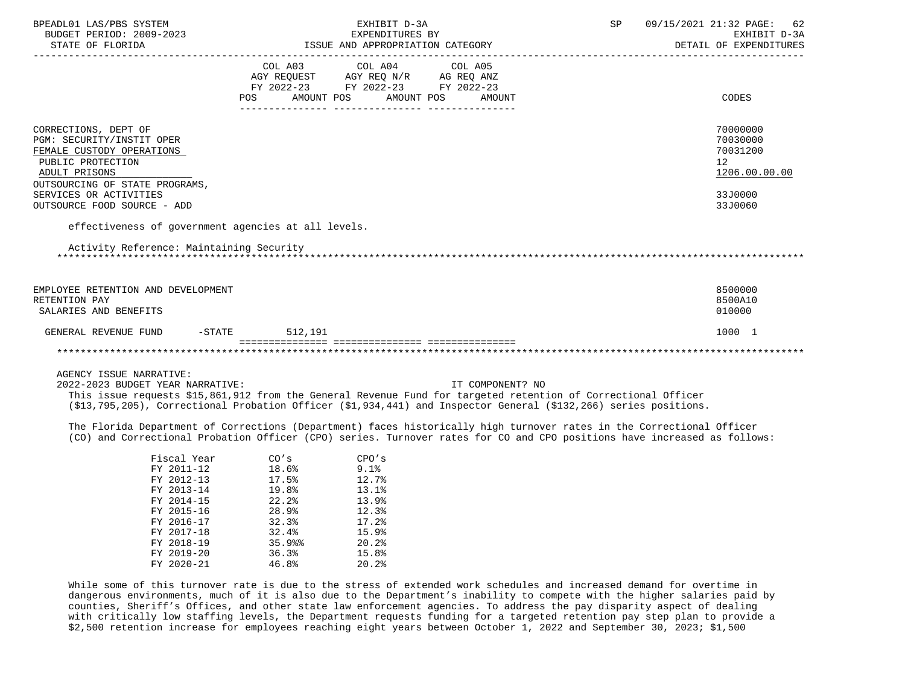| | COL A03 AGY REQUEST FY 2022-23 POS AMOUNT | COL A04 AGY REQ N/R FY 2022-23 POS AMOUNT | COL A05 AG REQ ANZ FY 2022-23 POS AMOUNT | CODES |
|---|---|---|---|---|
| CORRECTIONS, DEPT OF | | | | 70000000 |
| PGM: SECURITY/INSTIT OPER | | | | 70030000 |
| FEMALE CUSTODY OPERATIONS | | | | 70031200 |
| PUBLIC PROTECTION | | | | 12 |
| ADULT PRISONS | | | | 1206.00.00.00 |
| OUTSOURCING OF STATE PROGRAMS, SERVICES OR ACTIVITIES | | | | 33J0000 |
| OUTSOURCE FOOD SOURCE - ADD | | | | 33J0060 |

effectiveness of government agencies at all levels.

Activity Reference: Maintaining Security

*******************************************************************************************************************

| | COL A03 | COL A04 | COL A05 | CODES |
|---|---|---|---|---|
| EMPLOYEE RETENTION AND DEVELOPMENT | | | | 8500000 |
| RETENTION PAY | | | | 8500A10 |
| SALARIES AND BENEFITS | | | | 010000 |
| GENERAL REVENUE FUND -STATE | 512,191 | | | 1000 1 |

*******************************************************************************************************************

AGENCY ISSUE NARRATIVE:

2022-2023 BUDGET YEAR NARRATIVE: IT COMPONENT? NO

This issue requests $15,861,912 from the General Revenue Fund for targeted retention of Correctional Officer ($13,795,205), Correctional Probation Officer ($1,934,441) and Inspector General ($132,266) series positions.

The Florida Department of Corrections (Department) faces historically high turnover rates in the Correctional Officer (CO) and Correctional Probation Officer (CPO) series. Turnover rates for CO and CPO positions have increased as follows:

| Fiscal Year | CO's | CPO's |
|---|---|---|
| FY 2011-12 | 18.6% | 9.1% |
| FY 2012-13 | 17.5% | 12.7% |
| FY 2013-14 | 19.8% | 13.1% |
| FY 2014-15 | 22.2% | 13.9% |
| FY 2015-16 | 28.9% | 12.3% |
| FY 2016-17 | 32.3% | 17.2% |
| FY 2017-18 | 32.4% | 15.9% |
| FY 2018-19 | 35.9%% | 20.2% |
| FY 2019-20 | 36.3% | 15.8% |
| FY 2020-21 | 46.8% | 20.2% |

While some of this turnover rate is due to the stress of extended work schedules and increased demand for overtime in dangerous environments, much of it is also due to the Department's inability to compete with the higher salaries paid by counties, Sheriff's Offices, and other state law enforcement agencies. To address the pay disparity aspect of dealing with critically low staffing levels, the Department requests funding for a targeted retention pay step plan to provide a $2,500 retention increase for employees reaching eight years between October 1, 2022 and September 30, 2023; $1,500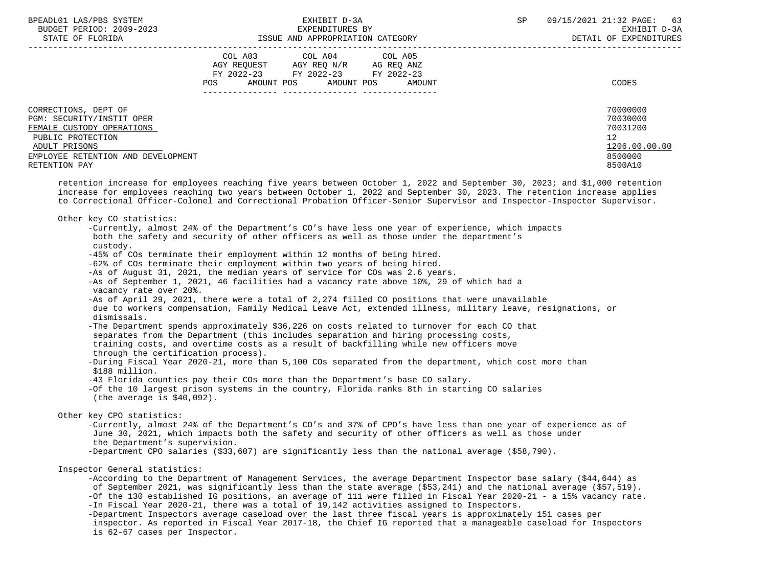| | COL A03 AGY REQUEST FY 2022-23 POS AMOUNT | COL A04 AGY REQ N/R FY 2022-23 POS AMOUNT | COL A05 AG REQ ANZ FY 2022-23 POS AMOUNT | CODES |
|---|---|---|---|---|
| CORRECTIONS, DEPT OF | | | | 70000000 |
| PGM: SECURITY/INSTIT OPER | | | | 70030000 |
| FEMALE CUSTODY OPERATIONS | | | | 70031200 |
| PUBLIC PROTECTION | | | | 12 |
| ADULT PRISONS | | | | 1206.00.00.00 |
| EMPLOYEE RETENTION AND DEVELOPMENT | | | | 8500000 |
| RETENTION PAY | | | | 8500A10 |

retention increase for employees reaching five years between October 1, 2022 and September 30, 2023; and $1,000 retention increase for employees reaching two years between October 1, 2022 and September 30, 2023. The retention increase applies to Correctional Officer-Colonel and Correctional Probation Officer-Senior Supervisor and Inspector-Inspector Supervisor.

Other key CO statistics:

- Currently, almost 24% of the Department's CO's have less one year of experience, which impacts both the safety and security of other officers as well as those under the department's custody.
- 45% of COs terminate their employment within 12 months of being hired.
- 62% of COs terminate their employment within two years of being hired.
- As of August 31, 2021, the median years of service for COs was 2.6 years.
- As of September 1, 2021, 46 facilities had a vacancy rate above 10%, 29 of which had a vacancy rate over 20%.
- As of April 29, 2021, there were a total of 2,274 filled CO positions that were unavailable due to workers compensation, Family Medical Leave Act, extended illness, military leave, resignations, or dismissals.
- The Department spends approximately $36,226 on costs related to turnover for each CO that separates from the Department (this includes separation and hiring processing costs, training costs, and overtime costs as a result of backfilling while new officers move through the certification process).
- During Fiscal Year 2020-21, more than 5,100 COs separated from the department, which cost more than $188 million.
- 43 Florida counties pay their COs more than the Department's base CO salary.
- Of the 10 largest prison systems in the country, Florida ranks 8th in starting CO salaries (the average is $40,092).

Other key CPO statistics:

- Currently, almost 24% of the Department's CO's and 37% of CPO's have less than one year of experience as of June 30, 2021, which impacts both the safety and security of other officers as well as those under the Department's supervision.
- Department CPO salaries ($33,607) are significantly less than the national average ($58,790).

Inspector General statistics:

- According to the Department of Management Services, the average Department Inspector base salary ($44,644) as of September 2021, was significantly less than the state average ($53,241) and the national average ($57,519).
- Of the 130 established IG positions, an average of 111 were filled in Fiscal Year 2020-21 - a 15% vacancy rate.
- In Fiscal Year 2020-21, there was a total of 19,142 activities assigned to Inspectors.
- Department Inspectors average caseload over the last three fiscal years is approximately 151 cases per inspector. As reported in Fiscal Year 2017-18, the Chief IG reported that a manageable caseload for Inspectors is 62-67 cases per Inspector.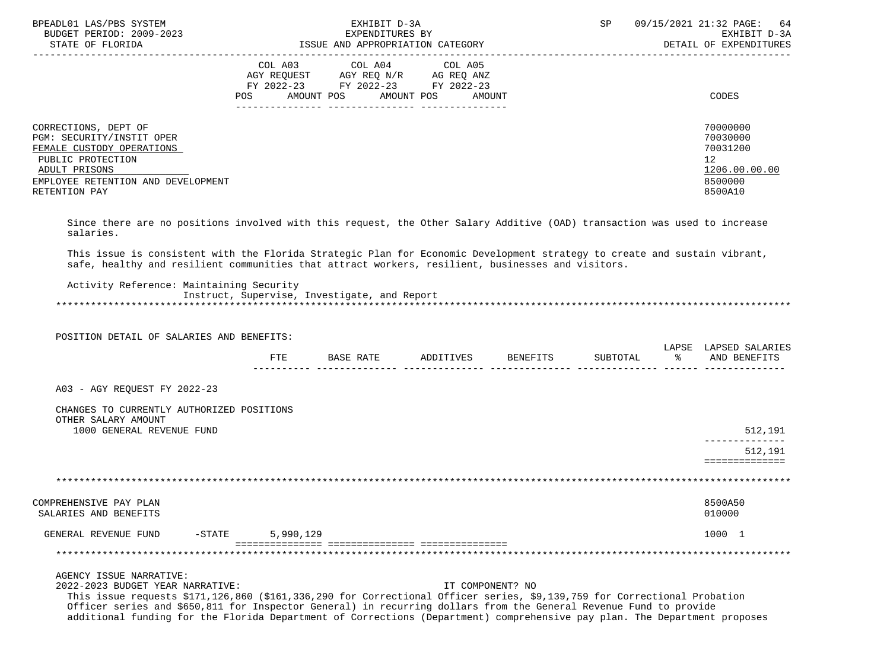CORRECTIONS, DEPT OF — 70000000
PGM: SECURITY/INSTIT OPER — 70030000
FEMALE CUSTODY OPERATIONS — 70031200
PUBLIC PROTECTION — 12
ADULT PRISONS — 1206.00.00.00
EMPLOYEE RETENTION AND DEVELOPMENT — 8500000
RETENTION PAY — 8500A10

| | COL A03 AGY REQUEST FY 2022-23 POS AMOUNT | COL A04 AGY REQ N/R FY 2022-23 POS AMOUNT | COL A05 AG REQ ANZ FY 2022-23 POS AMOUNT | CODES |
|---|---|---|---|---|

Since there are no positions involved with this request, the Other Salary Additive (OAD) transaction was used to increase salaries.

This issue is consistent with the Florida Strategic Plan for Economic Development strategy to create and sustain vibrant, safe, healthy and resilient communities that attract workers, resilient, businesses and visitors.

Activity Reference: Maintaining Security
Instruct, Supervise, Investigate, and Report

*******************************************************************************************************************

POSITION DETAIL OF SALARIES AND BENEFITS:

| | FTE | BASE RATE | ADDITIVES | BENEFITS | SUBTOTAL | LAPSE % | LAPSED SALARIES AND BENEFITS |
|---|---|---|---|---|---|---|---|
| A03 - AGY REQUEST FY 2022-23 | | | | | | | |
| CHANGES TO CURRENTLY AUTHORIZED POSITIONS | | | | | | | |
| OTHER SALARY AMOUNT | | | | | | | |
| 1000 GENERAL REVENUE FUND | | | | | | | 512,191 |
| | | | | | | | 512,191 |

*******************************************************************************************************************

COMPREHENSIVE PAY PLAN — 8500A50
SALARIES AND BENEFITS — 010000

| | COL A03 | COL A04 | COL A05 | CODES |
|---|---|---|---|---|
| GENERAL REVENUE FUND -STATE | 5,990,129 | | | 1000 1 |

*******************************************************************************************************************

AGENCY ISSUE NARRATIVE:
2022-2023 BUDGET YEAR NARRATIVE: IT COMPONENT? NO

This issue requests $171,126,860 ($161,336,290 for Correctional Officer series, $9,139,759 for Correctional Probation Officer series and $650,811 for Inspector General) in recurring dollars from the General Revenue Fund to provide additional funding for the Florida Department of Corrections (Department) comprehensive pay plan. The Department proposes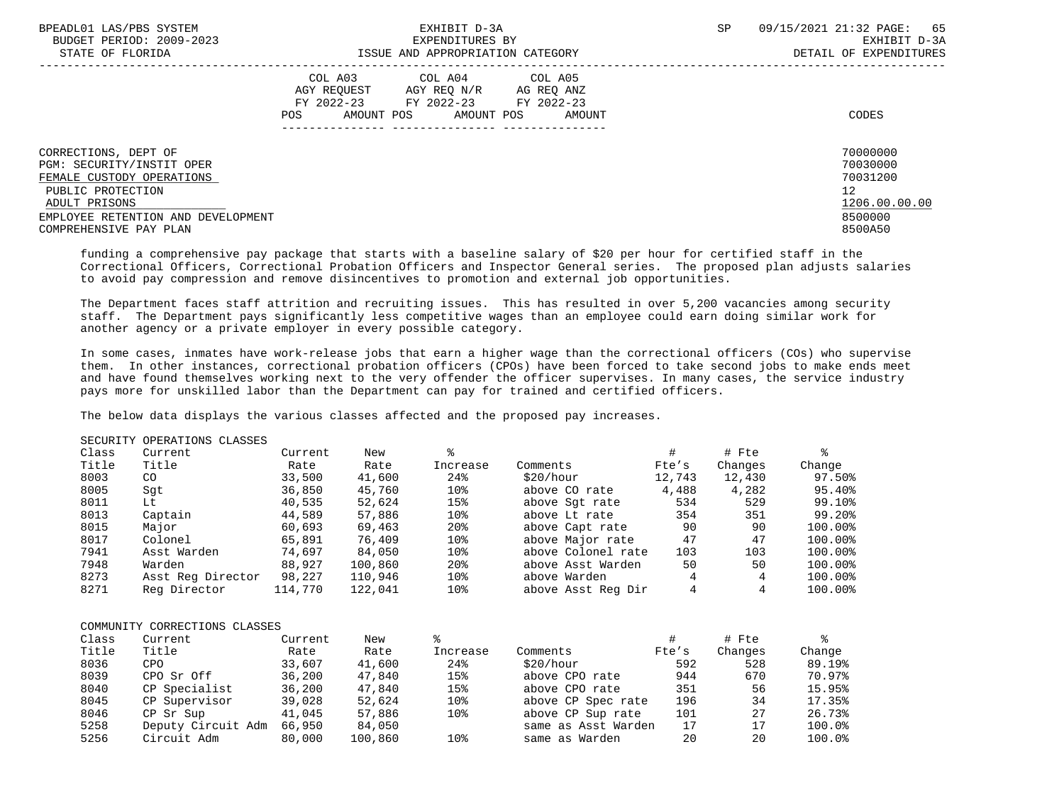| | COL A03 AGY REQUEST FY 2022-23 | | COL A04 AGY REQ N/R FY 2022-23 | | COL A05 AG REQ ANZ FY 2022-23 | | |
|---|---|---|---|---|---|---|---|
| | POS | AMOUNT | POS | AMOUNT | POS | AMOUNT | CODES |

CORRECTIONS, DEPT OF — 70000000
PGM: SECURITY/INSTIT OPER — 70030000
FEMALE CUSTODY OPERATIONS — 70031200
PUBLIC PROTECTION — 12
ADULT PRISONS — 1206.00.00.00
EMPLOYEE RETENTION AND DEVELOPMENT — 8500000
COMPREHENSIVE PAY PLAN — 8500A50

funding a comprehensive pay package that starts with a baseline salary of $20 per hour for certified staff in the Correctional Officers, Correctional Probation Officers and Inspector General series. The proposed plan adjusts salaries to avoid pay compression and remove disincentives to promotion and external job opportunities.

The Department faces staff attrition and recruiting issues. This has resulted in over 5,200 vacancies among security staff. The Department pays significantly less competitive wages than an employee could earn doing similar work for another agency or a private employer in every possible category.

In some cases, inmates have work-release jobs that earn a higher wage than the correctional officers (COs) who supervise them. In other instances, correctional probation officers (CPOs) have been forced to take second jobs to make ends meet and have found themselves working next to the very offender the officer supervises. In many cases, the service industry pays more for unskilled labor than the Department can pay for trained and certified officers.

The below data displays the various classes affected and the proposed pay increases.

SECURITY OPERATIONS CLASSES

| Class Title | Current Title | Current Rate | New Rate | % Increase | Comments | # Fte's | # Fte Changes | % Change |
|---|---|---|---|---|---|---|---|---|
| 8003 | CO | 33,500 | 41,600 | 24% | $20/hour | 12,743 | 12,430 | 97.50% |
| 8005 | Sgt | 36,850 | 45,760 | 10% | above CO rate | 4,488 | 4,282 | 95.40% |
| 8011 | Lt | 40,535 | 52,624 | 15% | above Sgt rate | 534 | 529 | 99.10% |
| 8013 | Captain | 44,589 | 57,886 | 10% | above Lt rate | 354 | 351 | 99.20% |
| 8015 | Major | 60,693 | 69,463 | 20% | above Capt rate | 90 | 90 | 100.00% |
| 8017 | Colonel | 65,891 | 76,409 | 10% | above Major rate | 47 | 47 | 100.00% |
| 7941 | Asst Warden | 74,697 | 84,050 | 10% | above Colonel rate | 103 | 103 | 100.00% |
| 7948 | Warden | 88,927 | 100,860 | 20% | above Asst Warden | 50 | 50 | 100.00% |
| 8273 | Asst Reg Director | 98,227 | 110,946 | 10% | above Warden | 4 | 4 | 100.00% |
| 8271 | Reg Director | 114,770 | 122,041 | 10% | above Asst Reg Dir | 4 | 4 | 100.00% |

COMMUNITY CORRECTIONS CLASSES

| Class Title | Current Title | Current Rate | New Rate | % Increase | Comments | # Fte's | # Fte Changes | % Change |
|---|---|---|---|---|---|---|---|---|
| 8036 | CPO | 33,607 | 41,600 | 24% | $20/hour | 592 | 528 | 89.19% |
| 8039 | CPO Sr Off | 36,200 | 47,840 | 15% | above CPO rate | 944 | 670 | 70.97% |
| 8040 | CP Specialist | 36,200 | 47,840 | 15% | above CPO rate | 351 | 56 | 15.95% |
| 8045 | CP Supervisor | 39,028 | 52,624 | 10% | above CP Spec rate | 196 | 34 | 17.35% |
| 8046 | CP Sr Sup | 41,045 | 57,886 | 10% | above CP Sup rate | 101 | 27 | 26.73% |
| 5258 | Deputy Circuit Adm | 66,950 | 84,050 | | same as Asst Warden | 17 | 17 | 100.0% |
| 5256 | Circuit Adm | 80,000 | 100,860 | 10% | same as Warden | 20 | 20 | 100.0% |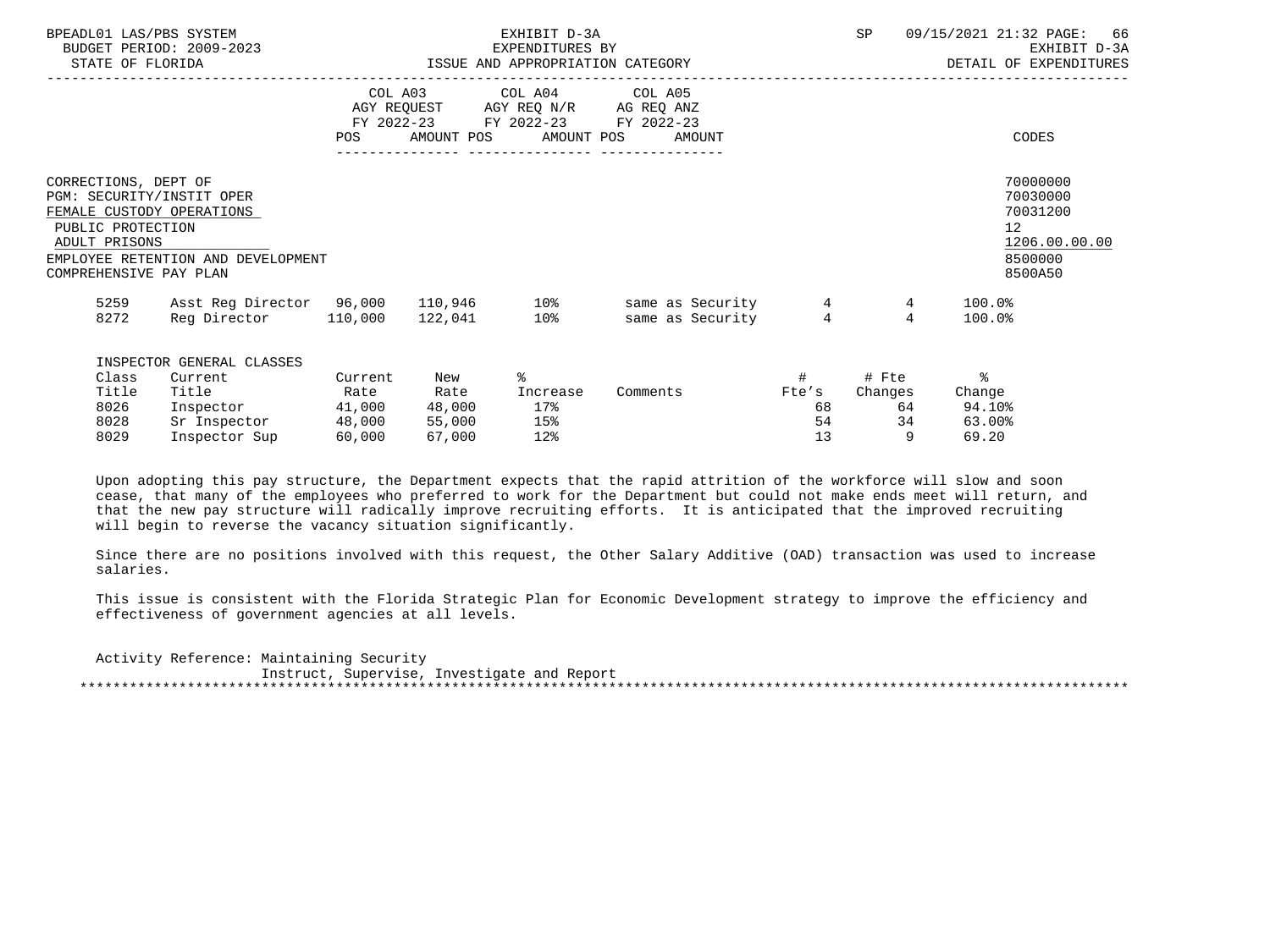BPEADL01 LAS/PBS SYSTEM EXHIBIT D-3A SP 09/15/2021 21:32 PAGE: 66
BUDGET PERIOD: 2009-2023 EXPENDITURES BY EXHIBIT D-3A
STATE OF FLORIDA ISSUE AND APPROPRIATION CATEGORY DETAIL OF EXPENDITURES

| | COL A03 AGY REQUEST FY 2022-23 POS AMOUNT | COL A04 AGY REQ N/R FY 2022-23 POS AMOUNT | COL A05 AG REQ ANZ FY 2022-23 POS AMOUNT | CODES |
|---|---|---|---|---|
| CORRECTIONS, DEPT OF | | | | 70000000 |
| PGM: SECURITY/INSTIT OPER | | | | 70030000 |
| FEMALE CUSTODY OPERATIONS | | | | 70031200 |
| PUBLIC PROTECTION | | | | 12 |
| ADULT PRISONS | | | | 1206.00.00.00 |
| EMPLOYEE RETENTION AND DEVELOPMENT | | | | 8500000 |
| COMPREHENSIVE PAY PLAN | | | | 8500A50 |

| | | | | | | | | |
|---|---|---|---|---|---|---|---|---|
| 5259 | Asst Reg Director | 96,000 | 110,946 | 10% | same as Security | 4 | 4 | 100.0% |
| 8272 | Reg Director | 110,000 | 122,041 | 10% | same as Security | 4 | 4 | 100.0% |

INSPECTOR GENERAL CLASSES

| Class Title | Current Title | Current Rate | New Rate | % Increase | Comments | # Fte's | # Fte Changes | % Change |
|---|---|---|---|---|---|---|---|---|
| 8026 | Inspector | 41,000 | 48,000 | 17% | | 68 | 64 | 94.10% |
| 8028 | Sr Inspector | 48,000 | 55,000 | 15% | | 54 | 34 | 63.00% |
| 8029 | Inspector Sup | 60,000 | 67,000 | 12% | | 13 | 9 | 69.20 |

Upon adopting this pay structure, the Department expects that the rapid attrition of the workforce will slow and soon cease, that many of the employees who preferred to work for the Department but could not make ends meet will return, and that the new pay structure will radically improve recruiting efforts. It is anticipated that the improved recruiting will begin to reverse the vacancy situation significantly.

Since there are no positions involved with this request, the Other Salary Additive (OAD) transaction was used to increase salaries.

This issue is consistent with the Florida Strategic Plan for Economic Development strategy to improve the efficiency and effectiveness of government agencies at all levels.

Activity Reference: Maintaining Security
Instruct, Supervise, Investigate and Report

*******************************************************************************************************************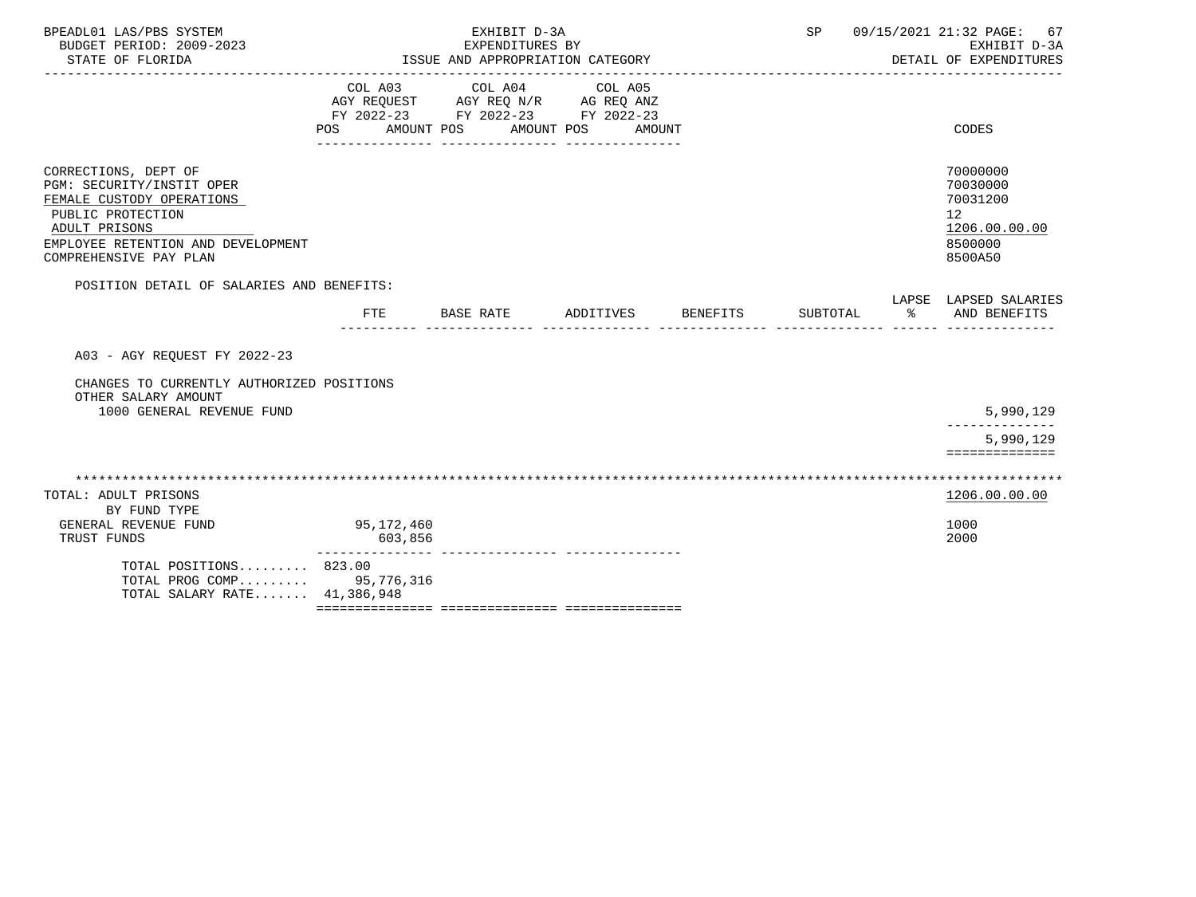BPEADL01 LAS/PBS SYSTEM — EXHIBIT D-3A — EXPENDITURES BY ISSUE AND APPROPRIATION CATEGORY
BUDGET PERIOD: 2009-2023 — STATE OF FLORIDA
SP 09/15/2021 21:32 — EXHIBIT D-3A — DETAIL OF EXPENDITURES

| | COL A03 AGY REQUEST FY 2022-23 POS AMOUNT | COL A04 AGY REQ N/R FY 2022-23 POS AMOUNT | COL A05 AG REQ ANZ FY 2022-23 POS AMOUNT | CODES |
|---|---|---|---|---|
| CORRECTIONS, DEPT OF | | | | 70000000 |
| PGM: SECURITY/INSTIT OPER | | | | 70030000 |
| FEMALE CUSTODY OPERATIONS | | | | 70031200 |
| PUBLIC PROTECTION | | | | 12 |
| ADULT PRISONS | | | | 1206.00.00.00 |
| EMPLOYEE RETENTION AND DEVELOPMENT | | | | 8500000 |
| COMPREHENSIVE PAY PLAN | | | | 8500A50 |

POSITION DETAIL OF SALARIES AND BENEFITS:

| | FTE | BASE RATE | ADDITIVES | BENEFITS | SUBTOTAL | LAPSE % | LAPSED SALARIES AND BENEFITS |
|---|---|---|---|---|---|---|---|
| A03 - AGY REQUEST FY 2022-23 | | | | | | | |
| CHANGES TO CURRENTLY AUTHORIZED POSITIONS | | | | | | | |
| OTHER SALARY AMOUNT | | | | | | | |
| 1000 GENERAL REVENUE FUND | | | | | | | 5,990,129 |
| | | | | | | | 5,990,129 |

| TOTAL: ADULT PRISONS | | | | 1206.00.00.00 |
|---|---|---|---|---|
| BY FUND TYPE | | | | |
| GENERAL REVENUE FUND | 95,172,460 | | | 1000 |
| TRUST FUNDS | 603,856 | | | 2000 |
| TOTAL POSITIONS......... | 823.00 | | | |
| TOTAL PROG COMP......... | 95,776,316 | | | |
| TOTAL SALARY RATE....... | 41,386,948 | | | |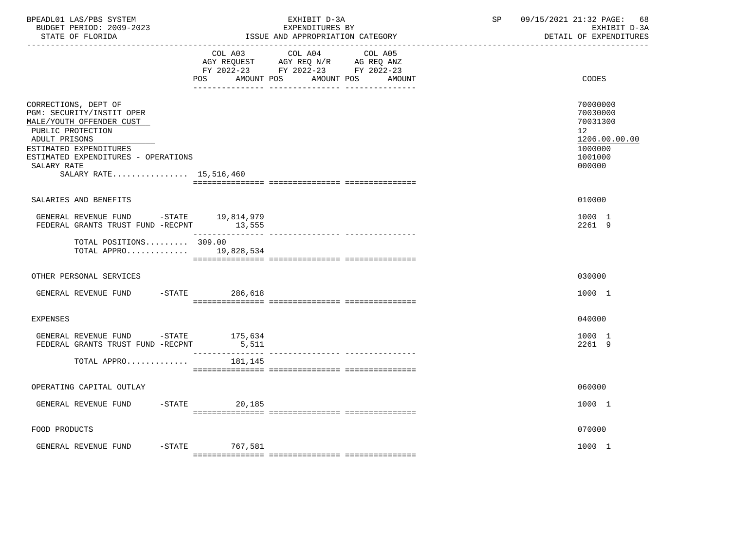BPEADL01 LAS/PBS SYSTEM | EXHIBIT D-3A | SP 09/15/2021 21:32 PAGE: 68
BUDGET PERIOD: 2009-2023 | EXPENDITURES BY | EXHIBIT D-3A
STATE OF FLORIDA | ISSUE AND APPROPRIATION CATEGORY | DETAIL OF EXPENDITURES

| | COL A03 AGY REQUEST FY 2022-23 POS | AMOUNT | COL A04 AGY REQ N/R FY 2022-23 POS | AMOUNT | COL A05 AG REQ ANZ FY 2022-23 POS | AMOUNT | CODES |
|---|---|---|---|---|---|---|---|
| CORRECTIONS, DEPT OF | | | | | | | 70000000 |
| PGM: SECURITY/INSTIT OPER | | | | | | | 70030000 |
| MALE/YOUTH OFFENDER CUST | | | | | | | 70031300 |
| PUBLIC PROTECTION | | | | | | | 12 |
| ADULT PRISONS | | | | | | | 1206.00.00.00 |
| ESTIMATED EXPENDITURES | | | | | | | 1000000 |
| ESTIMATED EXPENDITURES - OPERATIONS | | | | | | | 1001000 |
| SALARY RATE | | | | | | | 000000 |
| SALARY RATE................ | 15,516,460 | | | | | | |
| SALARIES AND BENEFITS | | | | | | | 010000 |
| GENERAL REVENUE FUND -STATE | | 19,814,979 | | | | | 1000 1 |
| FEDERAL GRANTS TRUST FUND -RECPNT | | 13,555 | | | | | 2261 9 |
| TOTAL POSITIONS......... | 309.00 | | | | | | |
| TOTAL APPRO............ | | 19,828,534 | | | | | |
| OTHER PERSONAL SERVICES | | | | | | | 030000 |
| GENERAL REVENUE FUND -STATE | | 286,618 | | | | | 1000 1 |
| EXPENSES | | | | | | | 040000 |
| GENERAL REVENUE FUND -STATE | | 175,634 | | | | | 1000 1 |
| FEDERAL GRANTS TRUST FUND -RECPNT | | 5,511 | | | | | 2261 9 |
| TOTAL APPRO............ | | 181,145 | | | | | |
| OPERATING CAPITAL OUTLAY | | | | | | | 060000 |
| GENERAL REVENUE FUND -STATE | | 20,185 | | | | | 1000 1 |
| FOOD PRODUCTS | | | | | | | 070000 |
| GENERAL REVENUE FUND -STATE | | 767,581 | | | | | 1000 1 |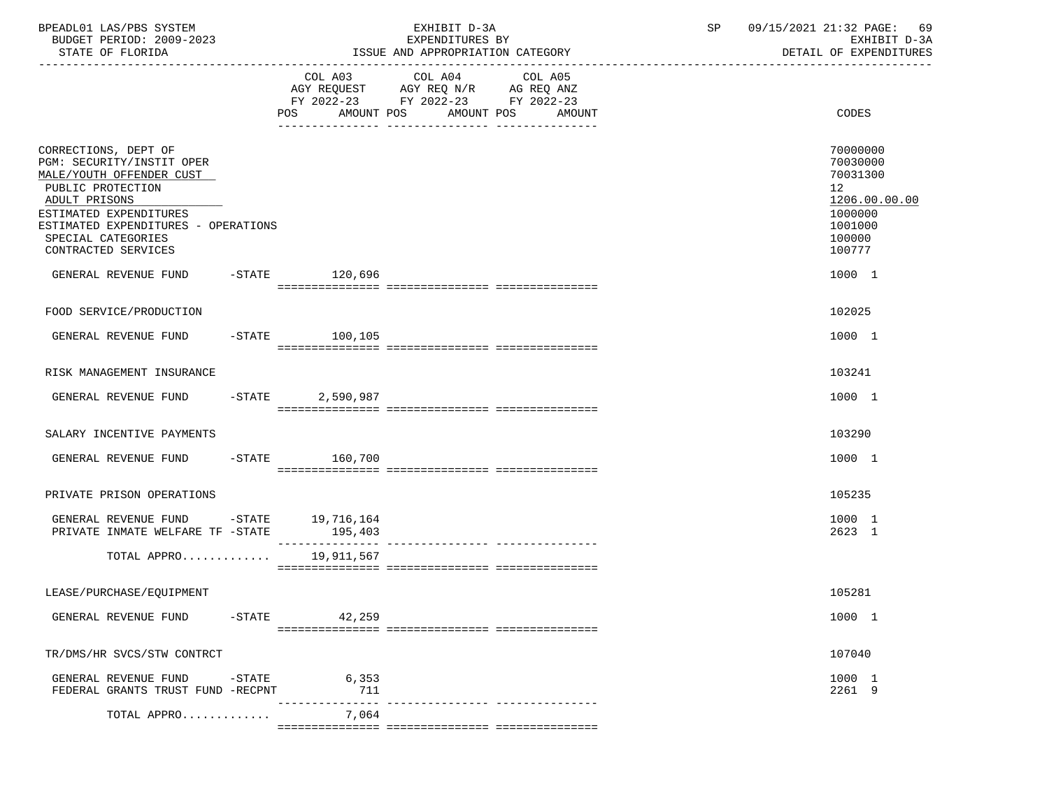BPEADL01 LAS/PBS SYSTEM | EXHIBIT D-3A | SP 09/15/2021 21:32 PAGE: 69
BUDGET PERIOD: 2009-2023 | EXPENDITURES BY | EXHIBIT D-3A
STATE OF FLORIDA | ISSUE AND APPROPRIATION CATEGORY | DETAIL OF EXPENDITURES

| | COL A03 AGY REQUEST FY 2022-23 POS AMOUNT | COL A04 AGY REQ N/R FY 2022-23 POS AMOUNT | COL A05 AG REQ ANZ FY 2022-23 POS AMOUNT | CODES |
|---|---|---|---|---|
| CORRECTIONS, DEPT OF | | | | 70000000 |
| PGM: SECURITY/INSTIT OPER | | | | 70030000 |
| MALE/YOUTH OFFENDER CUST | | | | 70031300 |
| PUBLIC PROTECTION | | | | 12 |
| ADULT PRISONS | | | | 1206.00.00.00 |
| ESTIMATED EXPENDITURES | | | | 1000000 |
| ESTIMATED EXPENDITURES - OPERATIONS | | | | 1001000 |
| SPECIAL CATEGORIES | | | | 100000 |
| CONTRACTED SERVICES | | | | 100777 |
| GENERAL REVENUE FUND -STATE | 120,696 | | | 1000 1 |
| FOOD SERVICE/PRODUCTION | | | | 102025 |
| GENERAL REVENUE FUND -STATE | 100,105 | | | 1000 1 |
| RISK MANAGEMENT INSURANCE | | | | 103241 |
| GENERAL REVENUE FUND -STATE | 2,590,987 | | | 1000 1 |
| SALARY INCENTIVE PAYMENTS | | | | 103290 |
| GENERAL REVENUE FUND -STATE | 160,700 | | | 1000 1 |
| PRIVATE PRISON OPERATIONS | | | | 105235 |
| GENERAL REVENUE FUND -STATE | 19,716,164 | | | 1000 1 |
| PRIVATE INMATE WELFARE TF -STATE | 195,403 | | | 2623 1 |
| TOTAL APPRO............ | 19,911,567 | | | |
| LEASE/PURCHASE/EQUIPMENT | | | | 105281 |
| GENERAL REVENUE FUND -STATE | 42,259 | | | 1000 1 |
| TR/DMS/HR SVCS/STW CONTRCT | | | | 107040 |
| GENERAL REVENUE FUND -STATE | 6,353 | | | 1000 1 |
| FEDERAL GRANTS TRUST FUND -RECPNT | 711 | | | 2261 9 |
| TOTAL APPRO............ | 7,064 | | | |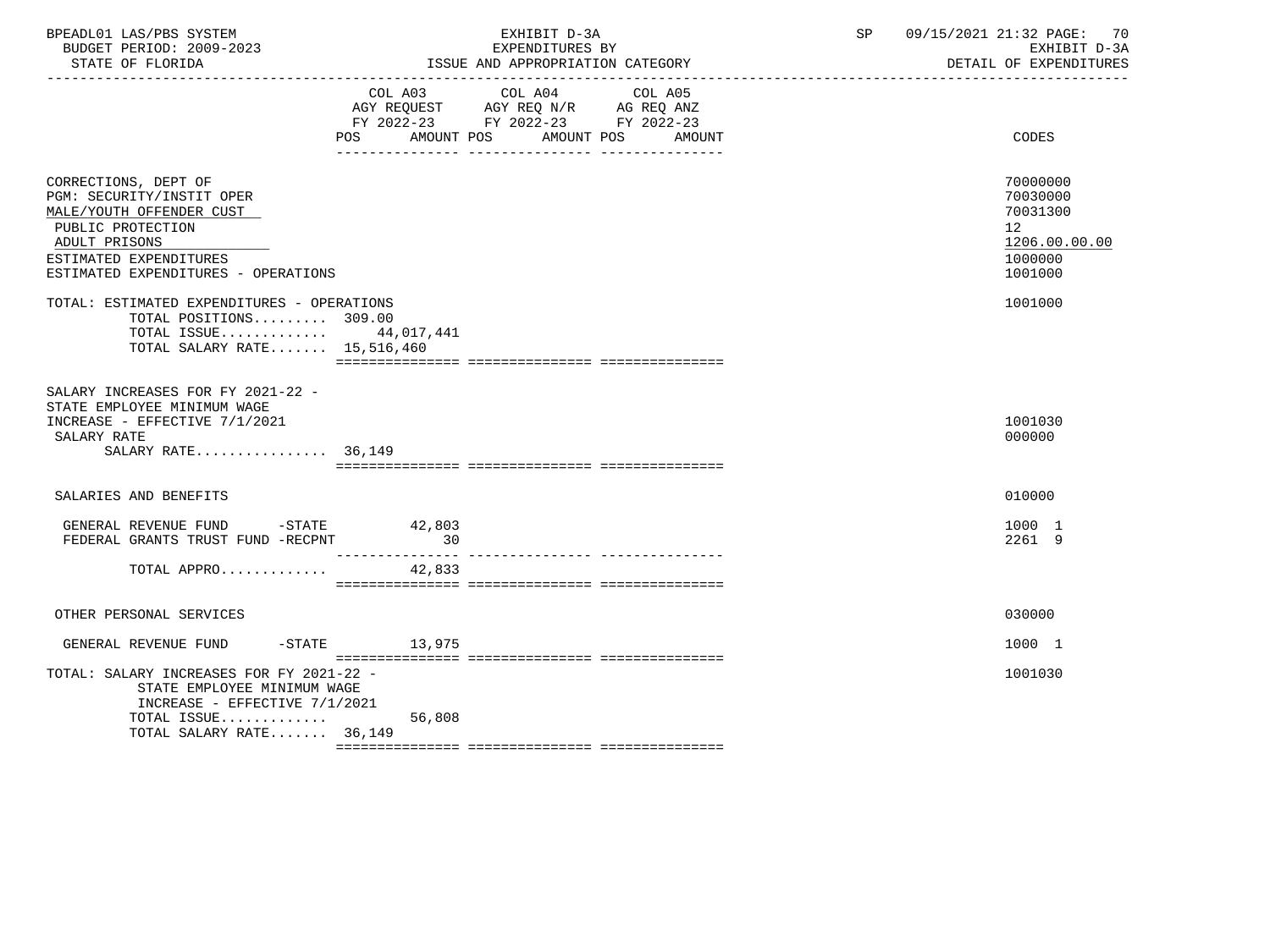| | COL A03 AGY REQUEST FY 2022-23 POS AMOUNT | COL A04 AGY REQ N/R FY 2022-23 POS AMOUNT | COL A05 AG REQ ANZ FY 2022-23 POS AMOUNT | CODES |
|---|---|---|---|---|
| CORRECTIONS, DEPT OF | | | | 70000000 |
| PGM: SECURITY/INSTIT OPER | | | | 70030000 |
| MALE/YOUTH OFFENDER CUST | | | | 70031300 |
| PUBLIC PROTECTION | | | | 12 |
| ADULT PRISONS | | | | 1206.00.00.00 |
| ESTIMATED EXPENDITURES | | | | 1000000 |
| ESTIMATED EXPENDITURES - OPERATIONS | | | | 1001000 |
| TOTAL: ESTIMATED EXPENDITURES - OPERATIONS | | | | 1001000 |
| TOTAL POSITIONS......... | 309.00 | | | |
| TOTAL ISSUE............ | 44,017,441 | | | |
| TOTAL SALARY RATE....... | 15,516,460 | | | |
| SALARY INCREASES FOR FY 2021-22 - STATE EMPLOYEE MINIMUM WAGE INCREASE - EFFECTIVE 7/1/2021 | | | | 1001030 |
| SALARY RATE | | | | 000000 |
| SALARY RATE................ | 36,149 | | | |
| SALARIES AND BENEFITS | | | | 010000 |
| GENERAL REVENUE FUND -STATE | 42,803 | | | 1000 1 |
| FEDERAL GRANTS TRUST FUND -RECPNT | 30 | | | 2261 9 |
| TOTAL APPRO............ | 42,833 | | | |
| OTHER PERSONAL SERVICES | | | | 030000 |
| GENERAL REVENUE FUND -STATE | 13,975 | | | 1000 1 |
| TOTAL: SALARY INCREASES FOR FY 2021-22 - STATE EMPLOYEE MINIMUM WAGE INCREASE - EFFECTIVE 7/1/2021 | | | | 1001030 |
| TOTAL ISSUE............ | 56,808 | | | |
| TOTAL SALARY RATE....... | 36,149 | | | |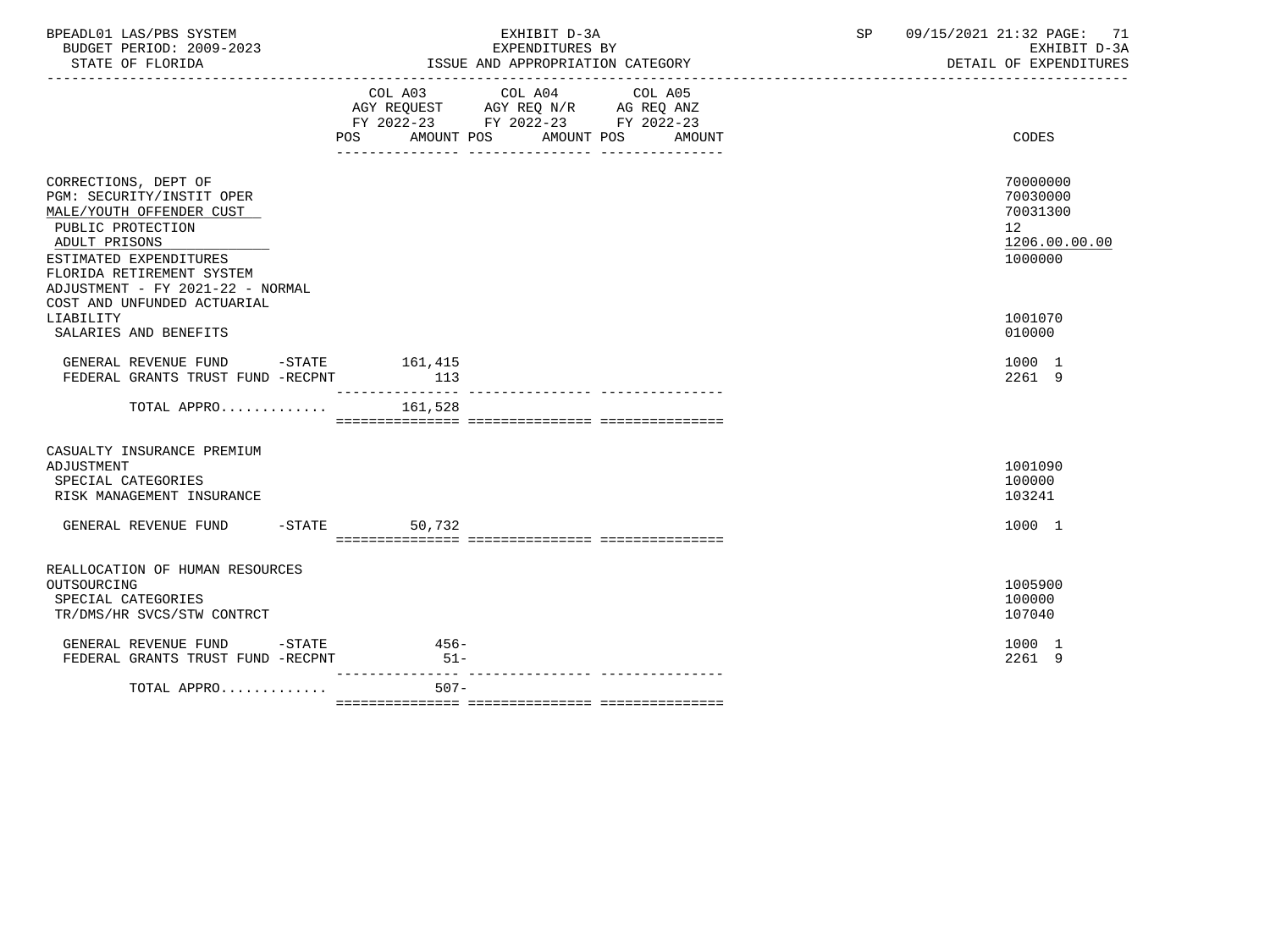BPEADL01 LAS/PBS SYSTEM | EXHIBIT D-3A | SP 09/15/2021 21:32 PAGE: 71
BUDGET PERIOD: 2009-2023 | EXPENDITURES BY | EXHIBIT D-3A
STATE OF FLORIDA | ISSUE AND APPROPRIATION CATEGORY | DETAIL OF EXPENDITURES

| | COL A03 AGY REQUEST FY 2022-23 POS AMOUNT | COL A04 AGY REQ N/R FY 2022-23 POS AMOUNT | COL A05 AG REQ ANZ FY 2022-23 POS AMOUNT | CODES |
|---|---|---|---|---|
| CORRECTIONS, DEPT OF | | | | 70000000 |
| PGM: SECURITY/INSTIT OPER | | | | 70030000 |
| MALE/YOUTH OFFENDER CUST | | | | 70031300 |
| PUBLIC PROTECTION | | | | 12 |
| ADULT PRISONS | | | | 1206.00.00.00 |
| ESTIMATED EXPENDITURES | | | | 1000000 |
| FLORIDA RETIREMENT SYSTEM ADJUSTMENT - FY 2021-22 - NORMAL COST AND UNFUNDED ACTUARIAL LIABILITY | | | | 1001070 |
| SALARIES AND BENEFITS | | | | 010000 |
| GENERAL REVENUE FUND -STATE | 161,415 | | | 1000 1 |
| FEDERAL GRANTS TRUST FUND -RECPNT | 113 | | | 2261 9 |
| TOTAL APPRO............ | 161,528 | | | |
| CASUALTY INSURANCE PREMIUM ADJUSTMENT | | | | 1001090 |
| SPECIAL CATEGORIES | | | | 100000 |
| RISK MANAGEMENT INSURANCE | | | | 103241 |
| GENERAL REVENUE FUND -STATE | 50,732 | | | 1000 1 |
| REALLOCATION OF HUMAN RESOURCES OUTSOURCING | | | | 1005900 |
| SPECIAL CATEGORIES | | | | 100000 |
| TR/DMS/HR SVCS/STW CONTRCT | | | | 107040 |
| GENERAL REVENUE FUND -STATE | 456- | | | 1000 1 |
| FEDERAL GRANTS TRUST FUND -RECPNT | 51- | | | 2261 9 |
| TOTAL APPRO............ | 507- | | | |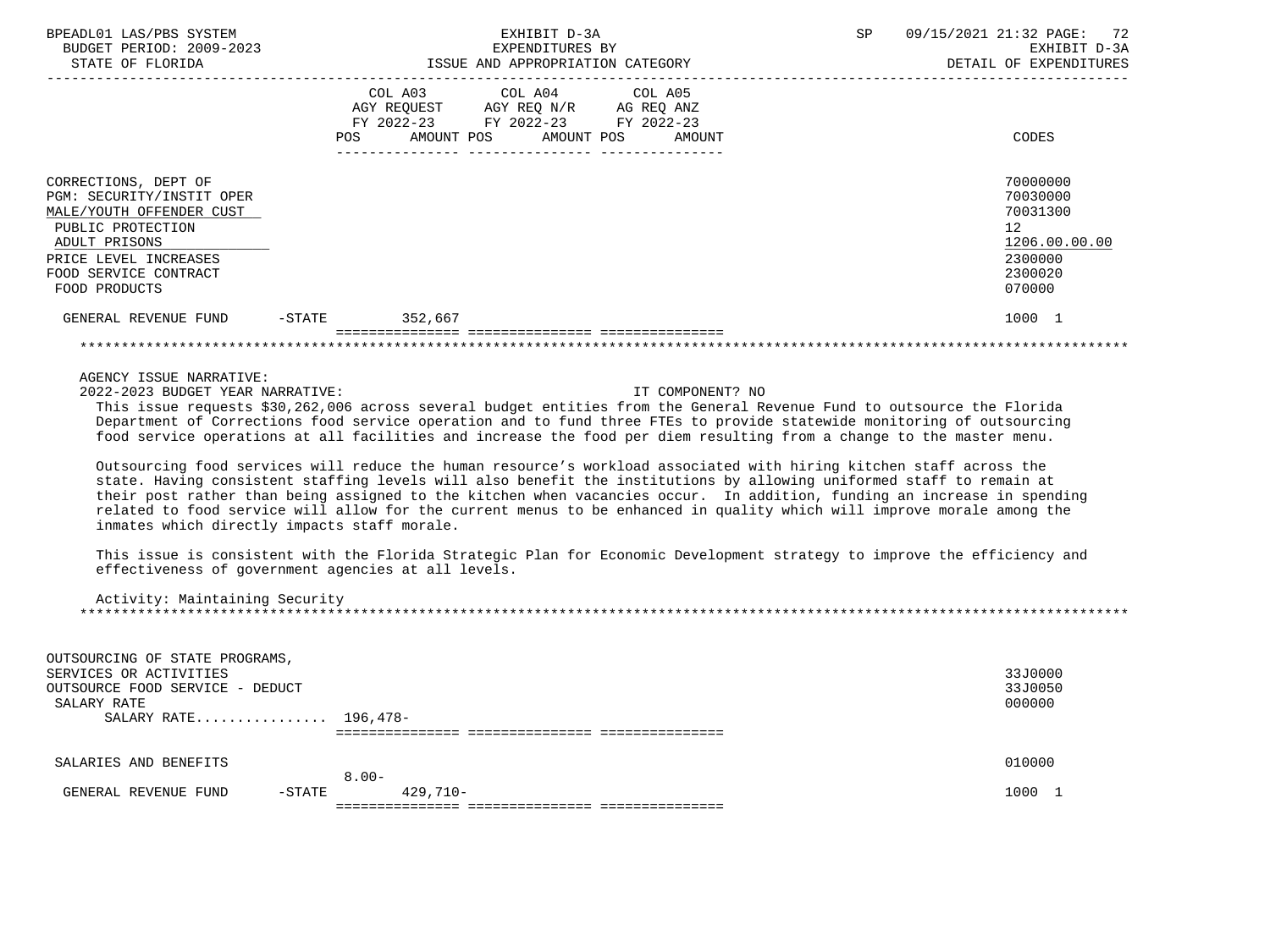| | COL A03 AGY REQUEST FY 2022-23 POS AMOUNT | COL A04 AGY REQ N/R FY 2022-23 POS AMOUNT | COL A05 AG REQ ANZ FY 2022-23 POS AMOUNT | CODES |
|---|---|---|---|---|
| CORRECTIONS, DEPT OF | | | | 70000000 |
| PGM: SECURITY/INSTIT OPER | | | | 70030000 |
| MALE/YOUTH OFFENDER CUST | | | | 70031300 |
| PUBLIC PROTECTION | | | | 12 |
| ADULT PRISONS | | | | 1206.00.00.00 |
| PRICE LEVEL INCREASES | | | | 2300000 |
| FOOD SERVICE CONTRACT | | | | 2300020 |
| FOOD PRODUCTS | | | | 070000 |
| GENERAL REVENUE FUND -STATE | 352,667 | | | 1000 1 |

AGENCY ISSUE NARRATIVE:

2022-2023 BUDGET YEAR NARRATIVE: IT COMPONENT? NO

This issue requests $30,262,006 across several budget entities from the General Revenue Fund to outsource the Florida Department of Corrections food service operation and to fund three FTEs to provide statewide monitoring of outsourcing food service operations at all facilities and increase the food per diem resulting from a change to the master menu.

Outsourcing food services will reduce the human resource's workload associated with hiring kitchen staff across the state. Having consistent staffing levels will also benefit the institutions by allowing uniformed staff to remain at their post rather than being assigned to the kitchen when vacancies occur. In addition, funding an increase in spending related to food service will allow for the current menus to be enhanced in quality which will improve morale among the inmates which directly impacts staff morale.

This issue is consistent with the Florida Strategic Plan for Economic Development strategy to improve the efficiency and effectiveness of government agencies at all levels.

Activity: Maintaining Security

| | COL A03 | COL A04 | COL A05 | CODES |
|---|---|---|---|---|
| OUTSOURCING OF STATE PROGRAMS, SERVICES OR ACTIVITIES | | | | 33J0000 |
| OUTSOURCE FOOD SERVICE - DEDUCT | | | | 33J0050 |
| SALARY RATE | | | | 000000 |
| SALARY RATE................ | 196,478- | | | |
| SALARIES AND BENEFITS | | | | 010000 |
| GENERAL REVENUE FUND -STATE | 8.00- 429,710- | | | 1000 1 |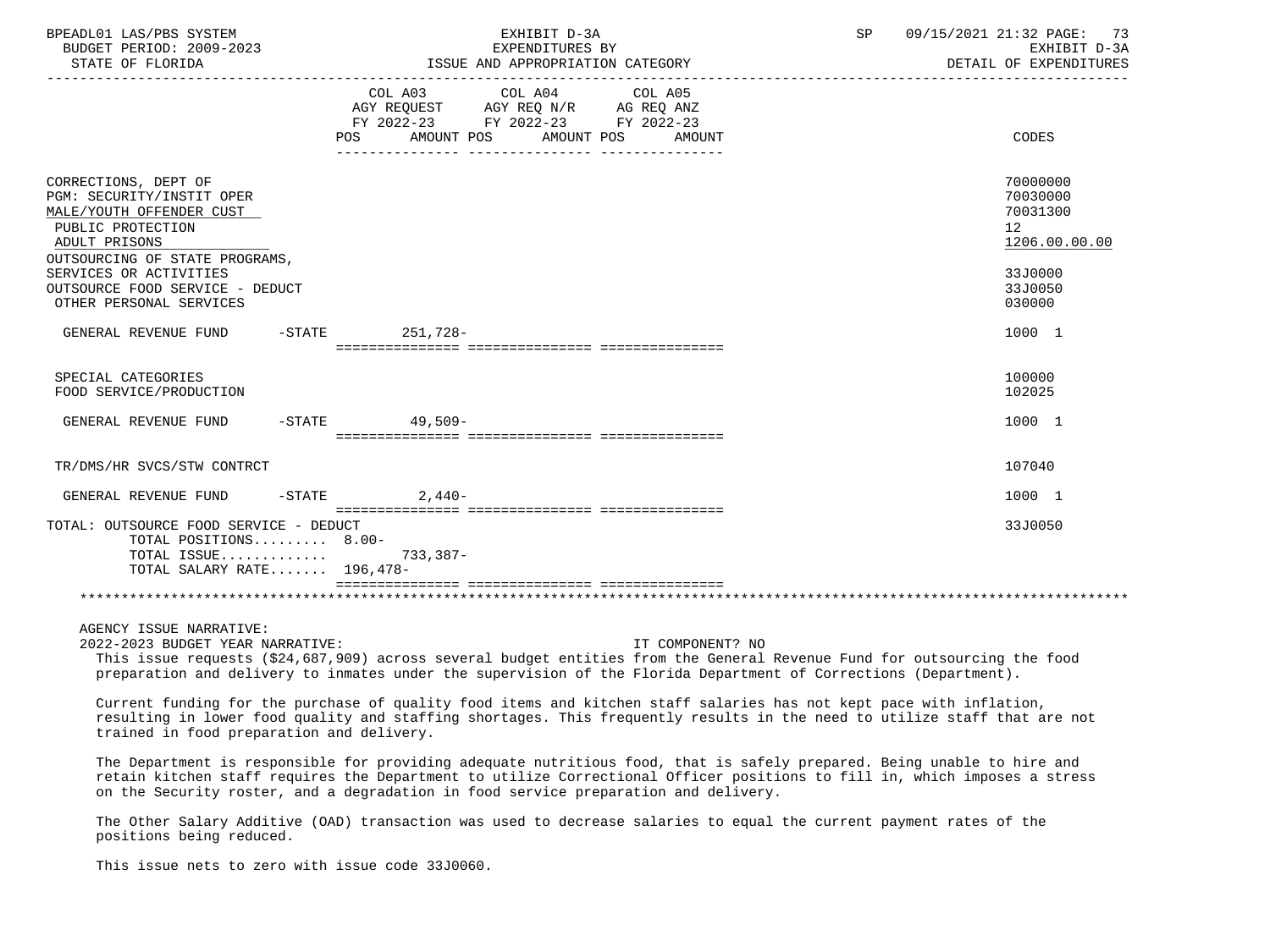BPEADL01 LAS/PBS SYSTEM | EXHIBIT D-3A | SP 09/15/2021 21:32

BUDGET PERIOD: 2009-2023 | EXPENDITURES BY | EXHIBIT D-3A

STATE OF FLORIDA | ISSUE AND APPROPRIATION CATEGORY | DETAIL OF EXPENDITURES

| | COL A03 AGY REQUEST FY 2022-23 POS AMOUNT | COL A04 AGY REQ N/R FY 2022-23 POS AMOUNT | COL A05 AG REQ ANZ FY 2022-23 POS AMOUNT | CODES |
|---|---|---|---|---|
| CORRECTIONS, DEPT OF | | | | 70000000 |
| PGM: SECURITY/INSTIT OPER | | | | 70030000 |
| MALE/YOUTH OFFENDER CUST | | | | 70031300 |
| PUBLIC PROTECTION | | | | 12 |
| ADULT PRISONS | | | | 1206.00.00.00 |
| OUTSOURCING OF STATE PROGRAMS, SERVICES OR ACTIVITIES | | | | 33J0000 |
| OUTSOURCE FOOD SERVICE - DEDUCT | | | | 33J0050 |
| OTHER PERSONAL SERVICES | | | | 030000 |
| GENERAL REVENUE FUND -STATE | 251,728- | | | 1000 1 |
| SPECIAL CATEGORIES | | | | 100000 |
| FOOD SERVICE/PRODUCTION | | | | 102025 |
| GENERAL REVENUE FUND -STATE | 49,509- | | | 1000 1 |
| TR/DMS/HR SVCS/STW CONTRCT | | | | 107040 |
| GENERAL REVENUE FUND -STATE | 2,440- | | | 1000 1 |
| TOTAL: OUTSOURCE FOOD SERVICE - DEDUCT | | | | 33J0050 |
| TOTAL POSITIONS......... 8.00- | | | | |
| TOTAL ISSUE............ | 733,387- | | | |
| TOTAL SALARY RATE....... 196,478- | | | | |

AGENCY ISSUE NARRATIVE:

2022-2023 BUDGET YEAR NARRATIVE: IT COMPONENT? NO

This issue requests ($24,687,909) across several budget entities from the General Revenue Fund for outsourcing the food preparation and delivery to inmates under the supervision of the Florida Department of Corrections (Department).

Current funding for the purchase of quality food items and kitchen staff salaries has not kept pace with inflation, resulting in lower food quality and staffing shortages. This frequently results in the need to utilize staff that are not trained in food preparation and delivery.

The Department is responsible for providing adequate nutritious food, that is safely prepared. Being unable to hire and retain kitchen staff requires the Department to utilize Correctional Officer positions to fill in, which imposes a stress on the Security roster, and a degradation in food service preparation and delivery.

The Other Salary Additive (OAD) transaction was used to decrease salaries to equal the current payment rates of the positions being reduced.

This issue nets to zero with issue code 33J0060.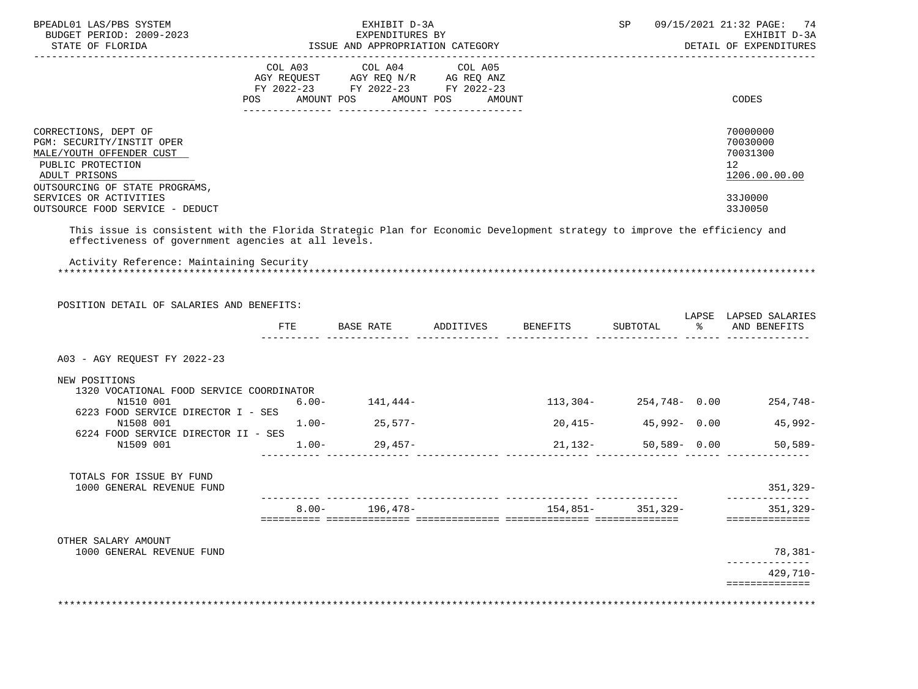BPEADL01 LAS/PBS SYSTEM | EXHIBIT D-3A | SP 09/15/2021 21:32
BUDGET PERIOD: 2009-2023 | EXPENDITURES BY | EXHIBIT D-3A
STATE OF FLORIDA | ISSUE AND APPROPRIATION CATEGORY | DETAIL OF EXPENDITURES

| | COL A03 AGY REQUEST FY 2022-23 POS AMOUNT | COL A04 AGY REQ N/R FY 2022-23 POS AMOUNT | COL A05 AG REQ ANZ FY 2022-23 POS AMOUNT | CODES |
|---|---|---|---|---|
| CORRECTIONS, DEPT OF | | | | 70000000 |
| PGM: SECURITY/INSTIT OPER | | | | 70030000 |
| MALE/YOUTH OFFENDER CUST | | | | 70031300 |
| PUBLIC PROTECTION | | | | 12 |
| ADULT PRISONS | | | | 1206.00.00.00 |
| OUTSOURCING OF STATE PROGRAMS, SERVICES OR ACTIVITIES | | | | 33J0000 |
| OUTSOURCE FOOD SERVICE - DEDUCT | | | | 33J0050 |

This issue is consistent with the Florida Strategic Plan for Economic Development strategy to improve the efficiency and effectiveness of government agencies at all levels.

Activity Reference: Maintaining Security

POSITION DETAIL OF SALARIES AND BENEFITS:

| | FTE | BASE RATE | ADDITIVES | BENEFITS | SUBTOTAL | LAPSE % | LAPSED SALARIES AND BENEFITS |
|---|---|---|---|---|---|---|---|
| A03 - AGY REQUEST FY 2022-23 | | | | | | | |
| NEW POSITIONS | | | | | | | |
| 1320 VOCATIONAL FOOD SERVICE COORDINATOR N1510 001 | 6.00- | 141,444- | | 113,304- | 254,748- | 0.00 | 254,748- |
| 6223 FOOD SERVICE DIRECTOR I - SES N1508 001 | 1.00- | 25,577- | | 20,415- | 45,992- | 0.00 | 45,992- |
| 6224 FOOD SERVICE DIRECTOR II - SES N1509 001 | 1.00- | 29,457- | | 21,132- | 50,589- | 0.00 | 50,589- |
| TOTALS FOR ISSUE BY FUND | | | | | | | |
| 1000 GENERAL REVENUE FUND | | | | | | | 351,329- |
| | 8.00- | 196,478- | | 154,851- | 351,329- | | 351,329- |
| OTHER SALARY AMOUNT | | | | | | | |
| 1000 GENERAL REVENUE FUND | | | | | | | 78,381- |
| | | | | | | | 429,710- |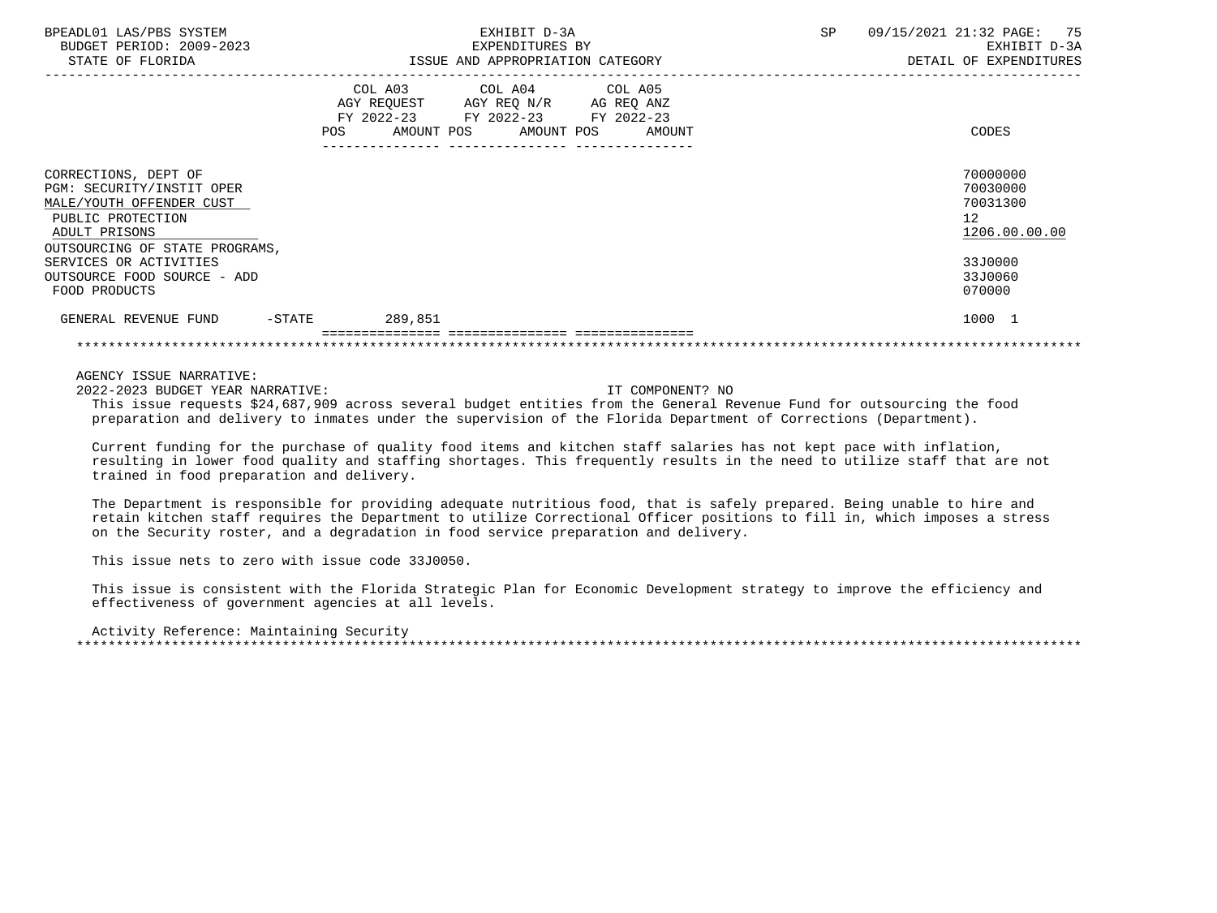| | COL A03 AGY REQUEST FY 2022-23 POS AMOUNT | COL A04 AGY REQ N/R FY 2022-23 POS AMOUNT | COL A05 AG REQ ANZ FY 2022-23 POS AMOUNT | CODES |
|---|---|---|---|---|
| CORRECTIONS, DEPT OF | | | | 70000000 |
| PGM: SECURITY/INSTIT OPER | | | | 70030000 |
| MALE/YOUTH OFFENDER CUST | | | | 70031300 |
| PUBLIC PROTECTION | | | | 12 |
| ADULT PRISONS | | | | 1206.00.00.00 |
| OUTSOURCING OF STATE PROGRAMS, SERVICES OR ACTIVITIES | | | | 33J0000 |
| OUTSOURCE FOOD SOURCE - ADD | | | | 33J0060 |
| FOOD PRODUCTS | | | | 070000 |
| GENERAL REVENUE FUND -STATE | 289,851 | | | 1000 1 |

AGENCY ISSUE NARRATIVE:

2022-2023 BUDGET YEAR NARRATIVE: IT COMPONENT? NO

This issue requests $24,687,909 across several budget entities from the General Revenue Fund for outsourcing the food preparation and delivery to inmates under the supervision of the Florida Department of Corrections (Department).

Current funding for the purchase of quality food items and kitchen staff salaries has not kept pace with inflation, resulting in lower food quality and staffing shortages. This frequently results in the need to utilize staff that are not trained in food preparation and delivery.

The Department is responsible for providing adequate nutritious food, that is safely prepared. Being unable to hire and retain kitchen staff requires the Department to utilize Correctional Officer positions to fill in, which imposes a stress on the Security roster, and a degradation in food service preparation and delivery.

This issue nets to zero with issue code 33J0050.

This issue is consistent with the Florida Strategic Plan for Economic Development strategy to improve the efficiency and effectiveness of government agencies at all levels.

Activity Reference: Maintaining Security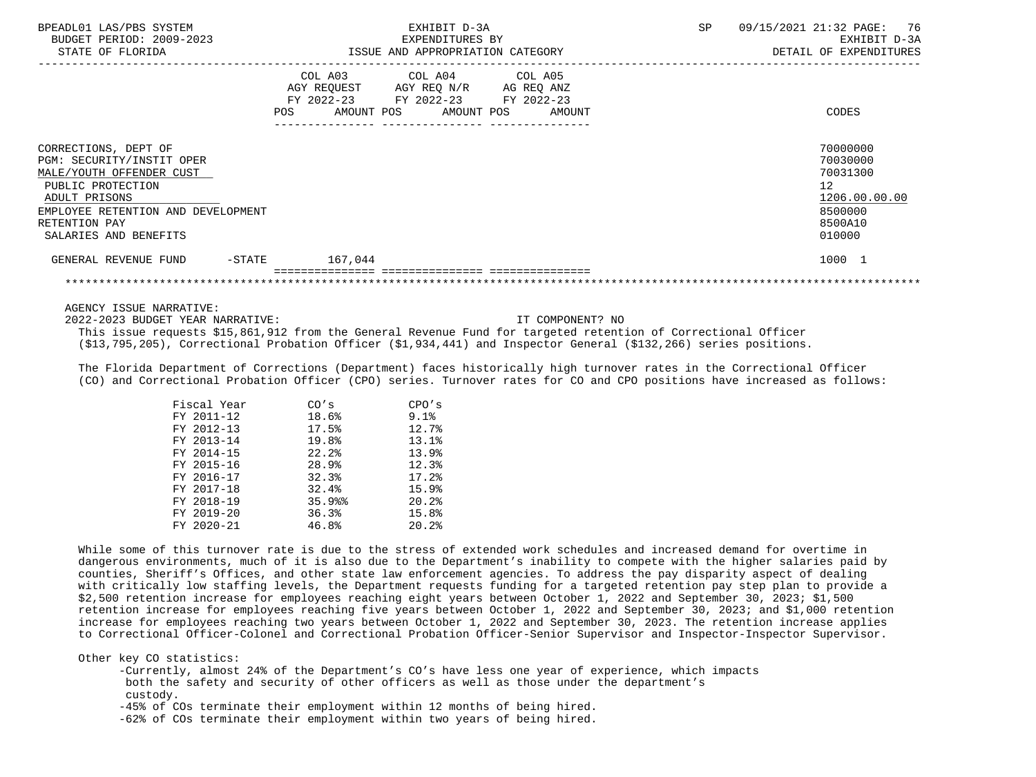| | COL A03 AGY REQUEST FY 2022-23 POS AMOUNT | COL A04 AGY REQ N/R FY 2022-23 POS AMOUNT | COL A05 AG REQ ANZ FY 2022-23 POS AMOUNT | CODES |
|---|---|---|---|---|
| CORRECTIONS, DEPT OF | | | | 70000000 |
| PGM: SECURITY/INSTIT OPER | | | | 70030000 |
| MALE/YOUTH OFFENDER CUST | | | | 70031300 |
| PUBLIC PROTECTION | | | | 12 |
| ADULT PRISONS | | | | 1206.00.00.00 |
| EMPLOYEE RETENTION AND DEVELOPMENT | | | | 8500000 |
| RETENTION PAY | | | | 8500A10 |
| SALARIES AND BENEFITS | | | | 010000 |
| GENERAL REVENUE FUND -STATE | 167,044 | | | 1000 1 |

AGENCY ISSUE NARRATIVE:

2022-2023 BUDGET YEAR NARRATIVE: IT COMPONENT? NO

This issue requests $15,861,912 from the General Revenue Fund for targeted retention of Correctional Officer ($13,795,205), Correctional Probation Officer ($1,934,441) and Inspector General ($132,266) series positions.

The Florida Department of Corrections (Department) faces historically high turnover rates in the Correctional Officer (CO) and Correctional Probation Officer (CPO) series. Turnover rates for CO and CPO positions have increased as follows:

| Fiscal Year | CO's | CPO's |
|---|---|---|
| FY 2011-12 | 18.6% | 9.1% |
| FY 2012-13 | 17.5% | 12.7% |
| FY 2013-14 | 19.8% | 13.1% |
| FY 2014-15 | 22.2% | 13.9% |
| FY 2015-16 | 28.9% | 12.3% |
| FY 2016-17 | 32.3% | 17.2% |
| FY 2017-18 | 32.4% | 15.9% |
| FY 2018-19 | 35.9%% | 20.2% |
| FY 2019-20 | 36.3% | 15.8% |
| FY 2020-21 | 46.8% | 20.2% |

While some of this turnover rate is due to the stress of extended work schedules and increased demand for overtime in dangerous environments, much of it is also due to the Department's inability to compete with the higher salaries paid by counties, Sheriff's Offices, and other state law enforcement agencies. To address the pay disparity aspect of dealing with critically low staffing levels, the Department requests funding for a targeted retention pay step plan to provide a $2,500 retention increase for employees reaching eight years between October 1, 2022 and September 30, 2023; $1,500 retention increase for employees reaching five years between October 1, 2022 and September 30, 2023; and $1,000 retention increase for employees reaching two years between October 1, 2022 and September 30, 2023. The retention increase applies to Correctional Officer-Colonel and Correctional Probation Officer-Senior Supervisor and Inspector-Inspector Supervisor.

Other key CO statistics:

- Currently, almost 24% of the Department's CO's have less one year of experience, which impacts both the safety and security of other officers as well as those under the department's custody.
- 45% of COs terminate their employment within 12 months of being hired.
- 62% of COs terminate their employment within two years of being hired.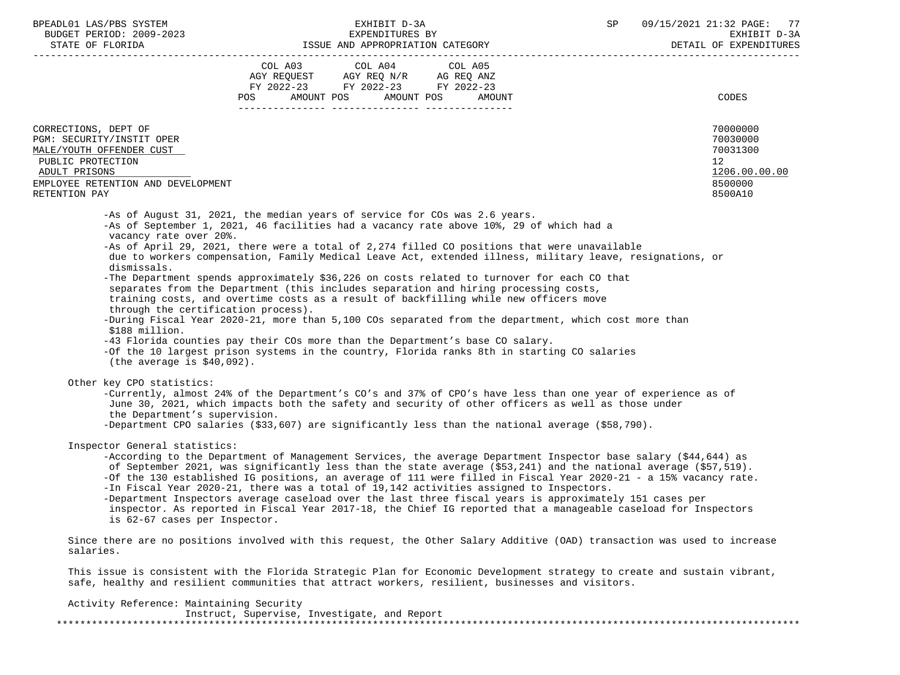| | COL A03 AGY REQUEST FY 2022-23 POS AMOUNT | COL A04 AGY REQ N/R FY 2022-23 POS AMOUNT | COL A05 AG REQ ANZ FY 2022-23 POS AMOUNT | CODES |
|---|---|---|---|---|

CORRECTIONS, DEPT OF — 70000000
PGM: SECURITY/INSTIT OPER — 70030000
MALE/YOUTH OFFENDER CUST — 70031300
PUBLIC PROTECTION — 12
ADULT PRISONS — 1206.00.00.00
EMPLOYEE RETENTION AND DEVELOPMENT — 8500000
RETENTION PAY — 8500A10

- As of August 31, 2021, the median years of service for COs was 2.6 years.
- As of September 1, 2021, 46 facilities had a vacancy rate above 10%, 29 of which had a vacancy rate over 20%.
- As of April 29, 2021, there were a total of 2,274 filled CO positions that were unavailable due to workers compensation, Family Medical Leave Act, extended illness, military leave, resignations, or dismissals.
- The Department spends approximately $36,226 on costs related to turnover for each CO that separates from the Department (this includes separation and hiring processing costs, training costs, and overtime costs as a result of backfilling while new officers move through the certification process).
- During Fiscal Year 2020-21, more than 5,100 COs separated from the department, which cost more than $188 million.
- 43 Florida counties pay their COs more than the Department's base CO salary.
- Of the 10 largest prison systems in the country, Florida ranks 8th in starting CO salaries (the average is $40,092).

Other key CPO statistics:

- Currently, almost 24% of the Department's CO's and 37% of CPO's have less than one year of experience as of June 30, 2021, which impacts both the safety and security of other officers as well as those under the Department's supervision.
- Department CPO salaries ($33,607) are significantly less than the national average ($58,790).

Inspector General statistics:

- According to the Department of Management Services, the average Department Inspector base salary ($44,644) as of September 2021, was significantly less than the state average ($53,241) and the national average ($57,519).
- Of the 130 established IG positions, an average of 111 were filled in Fiscal Year 2020-21 - a 15% vacancy rate.
- In Fiscal Year 2020-21, there was a total of 19,142 activities assigned to Inspectors.
- Department Inspectors average caseload over the last three fiscal years is approximately 151 cases per inspector. As reported in Fiscal Year 2017-18, the Chief IG reported that a manageable caseload for Inspectors is 62-67 cases per Inspector.

Since there are no positions involved with this request, the Other Salary Additive (OAD) transaction was used to increase salaries.

This issue is consistent with the Florida Strategic Plan for Economic Development strategy to create and sustain vibrant, safe, healthy and resilient communities that attract workers, resilient, businesses and visitors.

Activity Reference: Maintaining Security
Instruct, Supervise, Investigate, and Report

*******************************************************************************************************************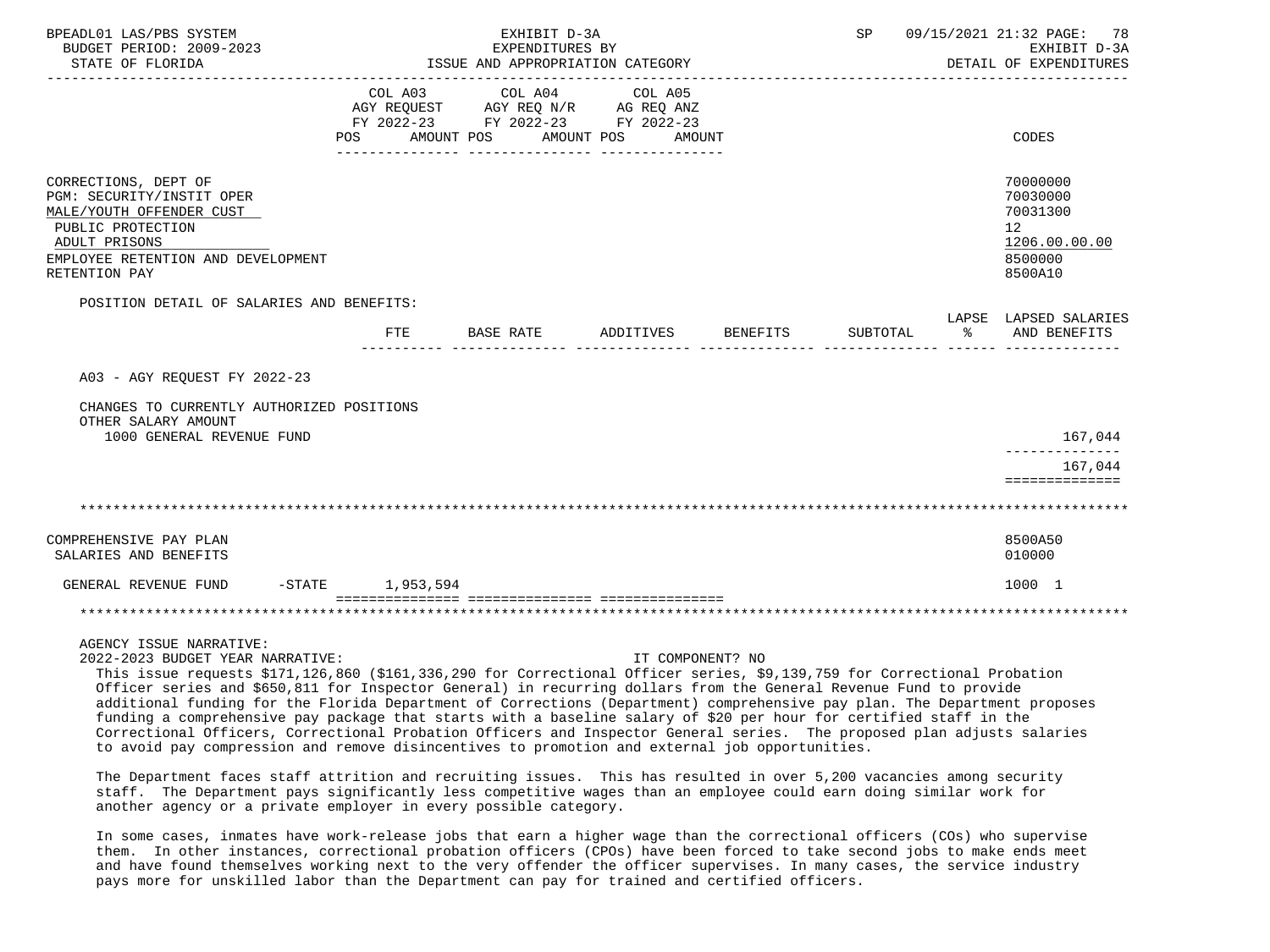| | COL A03 AGY REQUEST FY 2022-23 POS AMOUNT | COL A04 AGY REQ N/R FY 2022-23 POS AMOUNT | COL A05 AG REQ ANZ FY 2022-23 POS AMOUNT | CODES |
|---|---|---|---|---|
| CORRECTIONS, DEPT OF | | | | 70000000 |
| PGM: SECURITY/INSTIT OPER | | | | 70030000 |
| MALE/YOUTH OFFENDER CUST | | | | 70031300 |
| PUBLIC PROTECTION | | | | 12 |
| ADULT PRISONS | | | | 1206.00.00.00 |
| EMPLOYEE RETENTION AND DEVELOPMENT | | | | 8500000 |
| RETENTION PAY | | | | 8500A10 |

POSITION DETAIL OF SALARIES AND BENEFITS:

| | FTE | BASE RATE | ADDITIVES | BENEFITS | SUBTOTAL | LAPSE % | LAPSED SALARIES AND BENEFITS |
|---|---|---|---|---|---|---|---|
| A03 - AGY REQUEST FY 2022-23 | | | | | | | |
| CHANGES TO CURRENTLY AUTHORIZED POSITIONS | | | | | | | |
| OTHER SALARY AMOUNT | | | | | | | |
| 1000 GENERAL REVENUE FUND | | | | | | | 167,044 |
| | | | | | | | 167,044 |

*****************************************************************************************************************

| | COL A03 | COL A04 | COL A05 | CODES |
|---|---|---|---|---|
| COMPREHENSIVE PAY PLAN | | | | 8500A50 |
| SALARIES AND BENEFITS | | | | 010000 |
| GENERAL REVENUE FUND -STATE | 1,953,594 | | | 1000 1 |

*****************************************************************************************************************

AGENCY ISSUE NARRATIVE:

2022-2023 BUDGET YEAR NARRATIVE: IT COMPONENT? NO

This issue requests $171,126,860 ($161,336,290 for Correctional Officer series, $9,139,759 for Correctional Probation Officer series and $650,811 for Inspector General) in recurring dollars from the General Revenue Fund to provide additional funding for the Florida Department of Corrections (Department) comprehensive pay plan. The Department proposes funding a comprehensive pay package that starts with a baseline salary of $20 per hour for certified staff in the Correctional Officers, Correctional Probation Officers and Inspector General series. The proposed plan adjusts salaries to avoid pay compression and remove disincentives to promotion and external job opportunities.

The Department faces staff attrition and recruiting issues. This has resulted in over 5,200 vacancies among security staff. The Department pays significantly less competitive wages than an employee could earn doing similar work for another agency or a private employer in every possible category.

In some cases, inmates have work-release jobs that earn a higher wage than the correctional officers (COs) who supervise them. In other instances, correctional probation officers (CPOs) have been forced to take second jobs to make ends meet and have found themselves working next to the very offender the officer supervises. In many cases, the service industry pays more for unskilled labor than the Department can pay for trained and certified officers.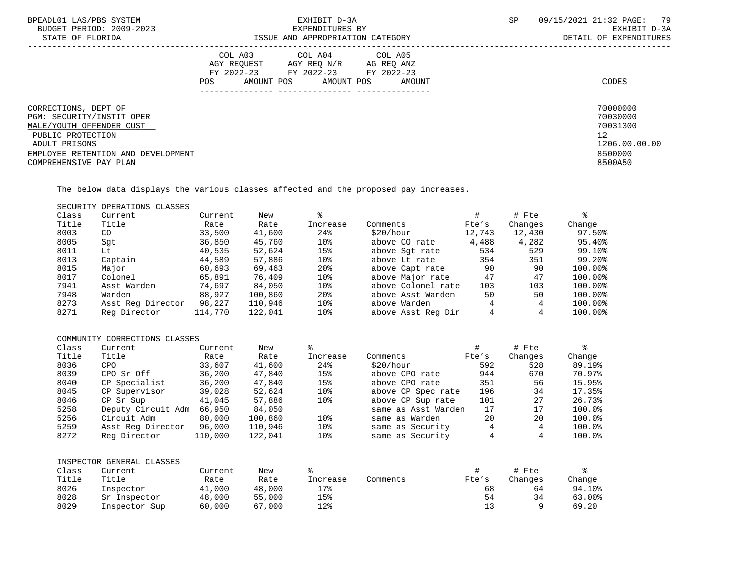CORRECTIONS, DEPT OF — 70000000
PGM: SECURITY/INSTIT OPER — 70030000
MALE/YOUTH OFFENDER CUST — 70031300
PUBLIC PROTECTION — 12
ADULT PRISONS — 1206.00.00.00
EMPLOYEE RETENTION AND DEVELOPMENT — 8500000
COMPREHENSIVE PAY PLAN — 8500A50

| | COL A03 AGY REQUEST FY 2022-23 | | COL A04 AGY REQ N/R FY 2022-23 | | COL A05 AG REQ ANZ FY 2022-23 | | CODES |
|---|---|---|---|---|---|---|---|
| | POS | AMOUNT | POS | AMOUNT | POS | AMOUNT | |

The below data displays the various classes affected and the proposed pay increases.

SECURITY OPERATIONS CLASSES

| Class Title | Current Title | Current Rate | New Rate | % Increase | Comments | # Fte's | # Fte Changes | % Change |
|---|---|---|---|---|---|---|---|---|
| 8003 | CO | 33,500 | 41,600 | 24% | $20/hour | 12,743 | 12,430 | 97.50% |
| 8005 | Sgt | 36,850 | 45,760 | 10% | above CO rate | 4,488 | 4,282 | 95.40% |
| 8011 | Lt | 40,535 | 52,624 | 15% | above Sgt rate | 534 | 529 | 99.10% |
| 8013 | Captain | 44,589 | 57,886 | 10% | above Lt rate | 354 | 351 | 99.20% |
| 8015 | Major | 60,693 | 69,463 | 20% | above Capt rate | 90 | 90 | 100.00% |
| 8017 | Colonel | 65,891 | 76,409 | 10% | above Major rate | 47 | 47 | 100.00% |
| 7941 | Asst Warden | 74,697 | 84,050 | 10% | above Colonel rate | 103 | 103 | 100.00% |
| 7948 | Warden | 88,927 | 100,860 | 20% | above Asst Warden | 50 | 50 | 100.00% |
| 8273 | Asst Reg Director | 98,227 | 110,946 | 10% | above Warden | 4 | 4 | 100.00% |
| 8271 | Reg Director | 114,770 | 122,041 | 10% | above Asst Reg Dir | 4 | 4 | 100.00% |

COMMUNITY CORRECTIONS CLASSES

| Class Title | Current Title | Current Rate | New Rate | % Increase | Comments | # Fte's | # Fte Changes | % Change |
|---|---|---|---|---|---|---|---|---|
| 8036 | CPO | 33,607 | 41,600 | 24% | $20/hour | 592 | 528 | 89.19% |
| 8039 | CPO Sr Off | 36,200 | 47,840 | 15% | above CPO rate | 944 | 670 | 70.97% |
| 8040 | CP Specialist | 36,200 | 47,840 | 15% | above CPO rate | 351 | 56 | 15.95% |
| 8045 | CP Supervisor | 39,028 | 52,624 | 10% | above CP Spec rate | 196 | 34 | 17.35% |
| 8046 | CP Sr Sup | 41,045 | 57,886 | 10% | above CP Sup rate | 101 | 27 | 26.73% |
| 5258 | Deputy Circuit Adm | 66,950 | 84,050 | | same as Asst Warden | 17 | 17 | 100.0% |
| 5256 | Circuit Adm | 80,000 | 100,860 | 10% | same as Warden | 20 | 20 | 100.0% |
| 5259 | Asst Reg Director | 96,000 | 110,946 | 10% | same as Security | 4 | 4 | 100.0% |
| 8272 | Reg Director | 110,000 | 122,041 | 10% | same as Security | 4 | 4 | 100.0% |

INSPECTOR GENERAL CLASSES

| Class Title | Current Title | Current Rate | New Rate | % Increase | Comments | # Fte's | # Fte Changes | % Change |
|---|---|---|---|---|---|---|---|---|
| 8026 | Inspector | 41,000 | 48,000 | 17% | | 68 | 64 | 94.10% |
| 8028 | Sr Inspector | 48,000 | 55,000 | 15% | | 54 | 34 | 63.00% |
| 8029 | Inspector Sup | 60,000 | 67,000 | 12% | | 13 | 9 | 69.20 |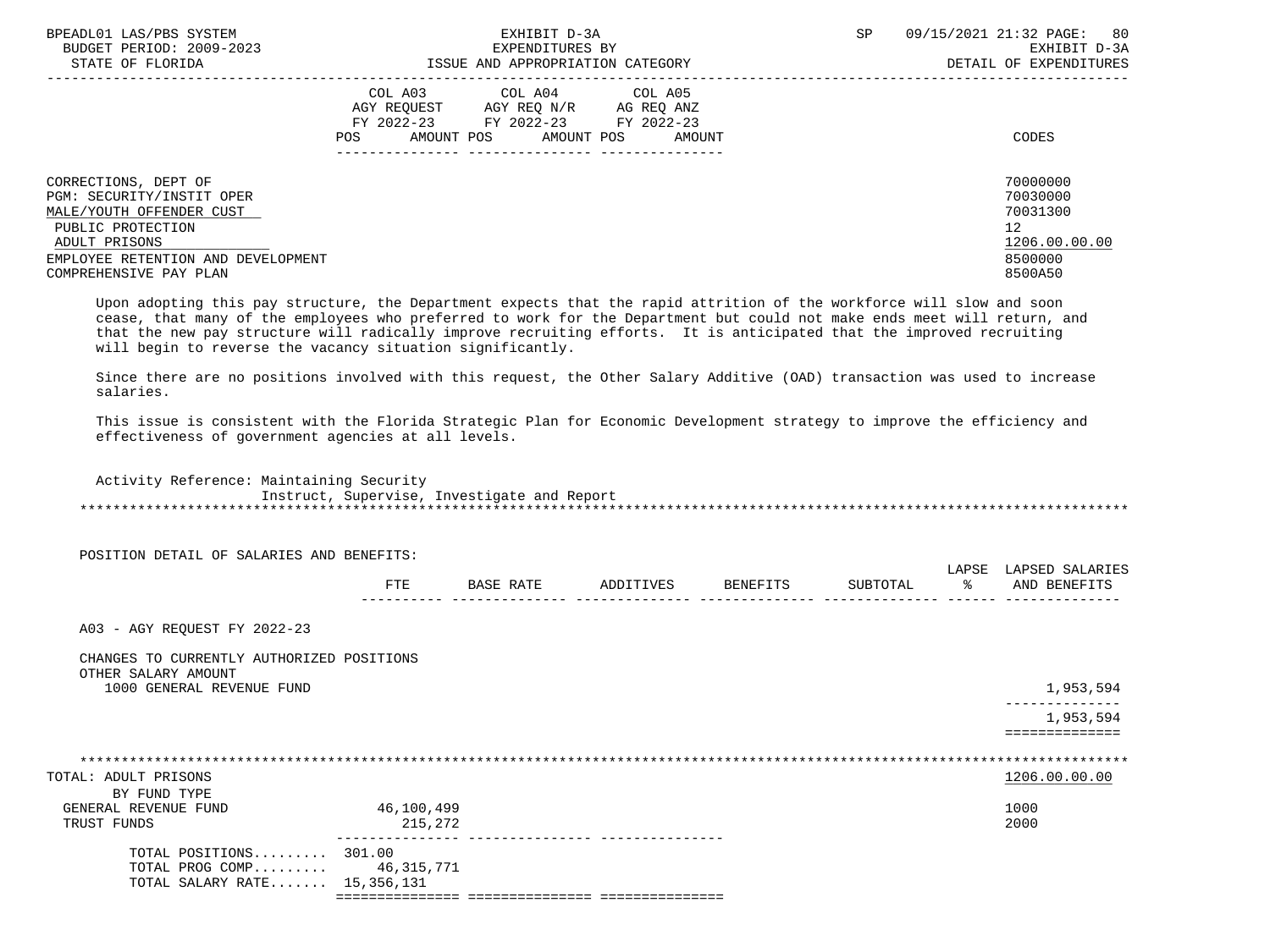BPEADL01 LAS/PBS SYSTEM | EXHIBIT D-3A | SP 09/15/2021 21:32 PAGE: 80
BUDGET PERIOD: 2009-2023 | EXPENDITURES BY | EXHIBIT D-3A
STATE OF FLORIDA | ISSUE AND APPROPRIATION CATEGORY | DETAIL OF EXPENDITURES

| | COL A03 AGY REQUEST FY 2022-23 POS AMOUNT | COL A04 AGY REQ N/R FY 2022-23 POS AMOUNT | COL A05 AG REQ ANZ FY 2022-23 POS AMOUNT | CODES |
|---|---|---|---|---|
| CORRECTIONS, DEPT OF | | | | 70000000 |
| PGM: SECURITY/INSTIT OPER | | | | 70030000 |
| MALE/YOUTH OFFENDER CUST | | | | 70031300 |
| PUBLIC PROTECTION | | | | 12 |
| ADULT PRISONS | | | | 1206.00.00.00 |
| EMPLOYEE RETENTION AND DEVELOPMENT | | | | 8500000 |
| COMPREHENSIVE PAY PLAN | | | | 8500A50 |

Upon adopting this pay structure, the Department expects that the rapid attrition of the workforce will slow and soon cease, that many of the employees who preferred to work for the Department but could not make ends meet will return, and that the new pay structure will radically improve recruiting efforts. It is anticipated that the improved recruiting will begin to reverse the vacancy situation significantly.

Since there are no positions involved with this request, the Other Salary Additive (OAD) transaction was used to increase salaries.

This issue is consistent with the Florida Strategic Plan for Economic Development strategy to improve the efficiency and effectiveness of government agencies at all levels.

Activity Reference: Maintaining Security
Instruct, Supervise, Investigate and Report

POSITION DETAIL OF SALARIES AND BENEFITS:

| | FTE | BASE RATE | ADDITIVES | BENEFITS | SUBTOTAL | LAPSE % | LAPSED SALARIES AND BENEFITS |
|---|---|---|---|---|---|---|---|
| A03 - AGY REQUEST FY 2022-23 | | | | | | | |
| CHANGES TO CURRENTLY AUTHORIZED POSITIONS | | | | | | | |
| OTHER SALARY AMOUNT | | | | | | | |
| 1000 GENERAL REVENUE FUND | | | | | | | 1,953,594 |
| | | | | | | | 1,953,594 |

| TOTAL: ADULT PRISONS | COL A03 | COL A04 | COL A05 | 1206.00.00.00 |
|---|---|---|---|---|
| BY FUND TYPE | | | | |
| GENERAL REVENUE FUND | 46,100,499 | | | 1000 |
| TRUST FUNDS | 215,272 | | | 2000 |
| TOTAL POSITIONS......... | 301.00 | | | |
| TOTAL PROG COMP......... | 46,315,771 | | | |
| TOTAL SALARY RATE....... | 15,356,131 | | | |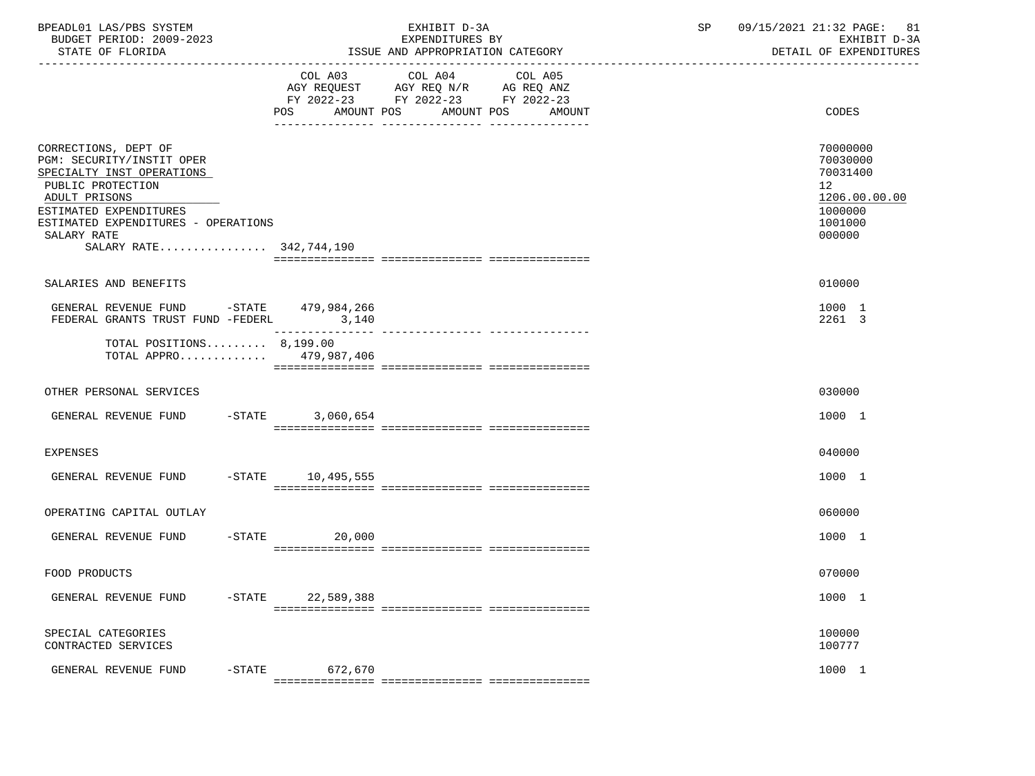| | COL A03 AGY REQUEST FY 2022-23 POS AMOUNT | COL A04 AGY REQ N/R FY 2022-23 POS AMOUNT | COL A05 AG REQ ANZ FY 2022-23 POS AMOUNT | CODES |
|---|---|---|---|---|
| CORRECTIONS, DEPT OF | | | | 70000000 |
| PGM: SECURITY/INSTIT OPER | | | | 70030000 |
| SPECIALTY INST OPERATIONS | | | | 70031400 |
| PUBLIC PROTECTION | | | | 12 |
| ADULT PRISONS | | | | 1206.00.00.00 |
| ESTIMATED EXPENDITURES | | | | 1000000 |
| ESTIMATED EXPENDITURES - OPERATIONS | | | | 1001000 |
| SALARY RATE | | | | 000000 |
| SALARY RATE................ | 342,744,190 | | | |
| SALARIES AND BENEFITS | | | | 010000 |
| GENERAL REVENUE FUND -STATE | 479,984,266 | | | 1000 1 |
| FEDERAL GRANTS TRUST FUND -FEDERL | 3,140 | | | 2261 3 |
| TOTAL POSITIONS......... | 8,199.00 | | | |
| TOTAL APPRO............ | 479,987,406 | | | |
| OTHER PERSONAL SERVICES | | | | 030000 |
| GENERAL REVENUE FUND -STATE | 3,060,654 | | | 1000 1 |
| EXPENSES | | | | 040000 |
| GENERAL REVENUE FUND -STATE | 10,495,555 | | | 1000 1 |
| OPERATING CAPITAL OUTLAY | | | | 060000 |
| GENERAL REVENUE FUND -STATE | 20,000 | | | 1000 1 |
| FOOD PRODUCTS | | | | 070000 |
| GENERAL REVENUE FUND -STATE | 22,589,388 | | | 1000 1 |
| SPECIAL CATEGORIES | | | | 100000 |
| CONTRACTED SERVICES | | | | 100777 |
| GENERAL REVENUE FUND -STATE | 672,670 | | | 1000 1 |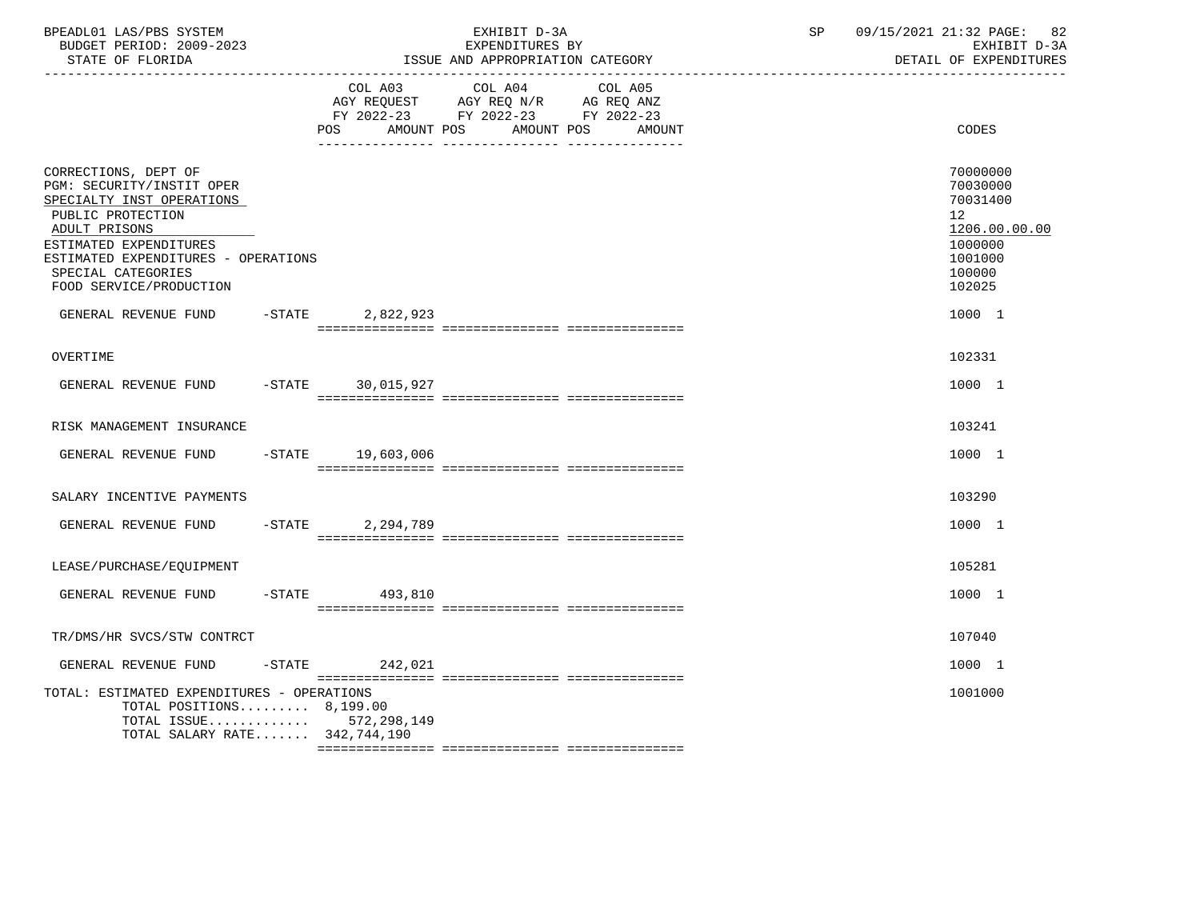BPEADL01 LAS/PBS SYSTEM — EXHIBIT D-3A — SP 09/15/2021 21:32 PAGE: 82
BUDGET PERIOD: 2009-2023 — EXPENDITURES BY — EXHIBIT D-3A
STATE OF FLORIDA — ISSUE AND APPROPRIATION CATEGORY — DETAIL OF EXPENDITURES

| | COL A03 AGY REQUEST FY 2022-23 POS AMOUNT | COL A04 AGY REQ N/R FY 2022-23 POS AMOUNT | COL A05 AG REQ ANZ FY 2022-23 POS AMOUNT | CODES |
|---|---|---|---|---|
| CORRECTIONS, DEPT OF | | | | 70000000 |
| PGM: SECURITY/INSTIT OPER | | | | 70030000 |
| SPECIALTY INST OPERATIONS | | | | 70031400 |
| PUBLIC PROTECTION | | | | 12 |
| ADULT PRISONS | | | | 1206.00.00.00 |
| ESTIMATED EXPENDITURES | | | | 1000000 |
| ESTIMATED EXPENDITURES - OPERATIONS | | | | 1001000 |
| SPECIAL CATEGORIES | | | | 100000 |
| FOOD SERVICE/PRODUCTION | | | | 102025 |
| GENERAL REVENUE FUND -STATE | 2,822,923 | | | 1000 1 |
| OVERTIME | | | | 102331 |
| GENERAL REVENUE FUND -STATE | 30,015,927 | | | 1000 1 |
| RISK MANAGEMENT INSURANCE | | | | 103241 |
| GENERAL REVENUE FUND -STATE | 19,603,006 | | | 1000 1 |
| SALARY INCENTIVE PAYMENTS | | | | 103290 |
| GENERAL REVENUE FUND -STATE | 2,294,789 | | | 1000 1 |
| LEASE/PURCHASE/EQUIPMENT | | | | 105281 |
| GENERAL REVENUE FUND -STATE | 493,810 | | | 1000 1 |
| TR/DMS/HR SVCS/STW CONTRCT | | | | 107040 |
| GENERAL REVENUE FUND -STATE | 242,021 | | | 1000 1 |
| TOTAL: ESTIMATED EXPENDITURES - OPERATIONS | | | | 1001000 |
| TOTAL POSITIONS......... 8,199.00 | | | | |
| TOTAL ISSUE............ 572,298,149 | | | | |
| TOTAL SALARY RATE....... 342,744,190 | | | | |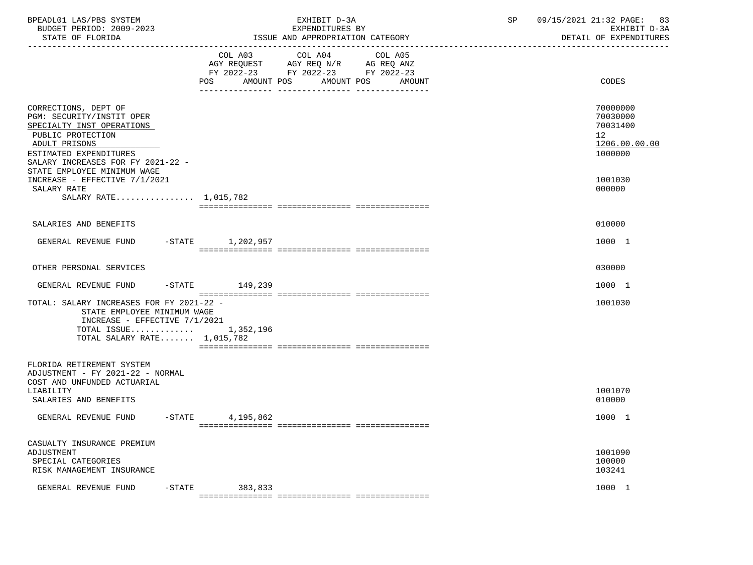BPEADL01 LAS/PBS SYSTEM | EXHIBIT D-3A | SP 09/15/2021 21:32 PAGE: 83
BUDGET PERIOD: 2009-2023 | EXPENDITURES BY | EXHIBIT D-3A
STATE OF FLORIDA | ISSUE AND APPROPRIATION CATEGORY | DETAIL OF EXPENDITURES

| | COL A03 AGY REQUEST FY 2022-23 POS AMOUNT | COL A04 AGY REQ N/R FY 2022-23 POS AMOUNT | COL A05 AG REQ ANZ FY 2022-23 POS AMOUNT | CODES |
|---|---|---|---|---|
| CORRECTIONS, DEPT OF | | | | 70000000 |
| PGM: SECURITY/INSTIT OPER | | | | 70030000 |
| SPECIALTY INST OPERATIONS | | | | 70031400 |
| PUBLIC PROTECTION | | | | 12 |
| ADULT PRISONS | | | | 1206.00.00.00 |
| ESTIMATED EXPENDITURES | | | | 1000000 |
| SALARY INCREASES FOR FY 2021-22 - STATE EMPLOYEE MINIMUM WAGE INCREASE - EFFECTIVE 7/1/2021 | | | | 1001030 |
| SALARY RATE | | | | 000000 |
| SALARY RATE................ 1,015,782 | | | | |
| SALARIES AND BENEFITS | | | | 010000 |
| GENERAL REVENUE FUND -STATE | 1,202,957 | | | 1000 1 |
| OTHER PERSONAL SERVICES | | | | 030000 |
| GENERAL REVENUE FUND -STATE | 149,239 | | | 1000 1 |
| TOTAL: SALARY INCREASES FOR FY 2021-22 - STATE EMPLOYEE MINIMUM WAGE INCREASE - EFFECTIVE 7/1/2021 | | | | 1001030 |
| TOTAL ISSUE............. | 1,352,196 | | | |
| TOTAL SALARY RATE....... 1,015,782 | | | | |
| FLORIDA RETIREMENT SYSTEM ADJUSTMENT - FY 2021-22 - NORMAL COST AND UNFUNDED ACTUARIAL LIABILITY | | | | 1001070 |
| SALARIES AND BENEFITS | | | | 010000 |
| GENERAL REVENUE FUND -STATE | 4,195,862 | | | 1000 1 |
| CASUALTY INSURANCE PREMIUM ADJUSTMENT | | | | 1001090 |
| SPECIAL CATEGORIES | | | | 100000 |
| RISK MANAGEMENT INSURANCE | | | | 103241 |
| GENERAL REVENUE FUND -STATE | 383,833 | | | 1000 1 |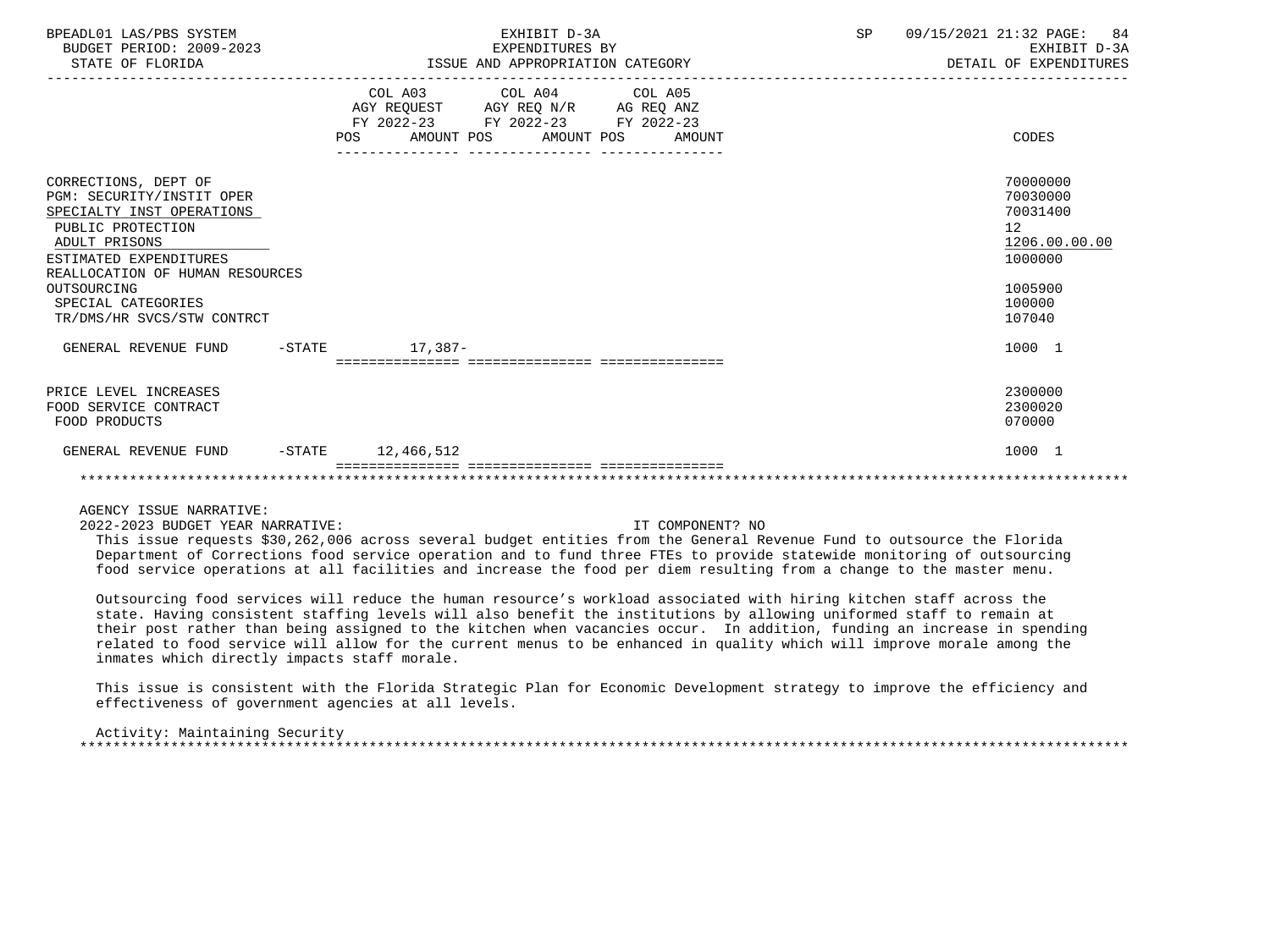| | COL A03 AGY REQUEST FY 2022-23 POS AMOUNT | COL A04 AGY REQ N/R FY 2022-23 POS AMOUNT | COL A05 AG REQ ANZ FY 2022-23 POS AMOUNT | CODES |
|---|---|---|---|---|
| CORRECTIONS, DEPT OF | | | | 70000000 |
| PGM: SECURITY/INSTIT OPER | | | | 70030000 |
| SPECIALTY INST OPERATIONS | | | | 70031400 |
| PUBLIC PROTECTION | | | | 12 |
| ADULT PRISONS | | | | 1206.00.00.00 |
| ESTIMATED EXPENDITURES | | | | 1000000 |
| REALLOCATION OF HUMAN RESOURCES OUTSOURCING | | | | 1005900 |
| SPECIAL CATEGORIES | | | | 100000 |
| TR/DMS/HR SVCS/STW CONTRCT | | | | 107040 |
| GENERAL REVENUE FUND -STATE | 17,387- | | | 1000 1 |
| PRICE LEVEL INCREASES | | | | 2300000 |
| FOOD SERVICE CONTRACT | | | | 2300020 |
| FOOD PRODUCTS | | | | 070000 |
| GENERAL REVENUE FUND -STATE | 12,466,512 | | | 1000 1 |

AGENCY ISSUE NARRATIVE:

2022-2023 BUDGET YEAR NARRATIVE: IT COMPONENT? NO

This issue requests $30,262,006 across several budget entities from the General Revenue Fund to outsource the Florida Department of Corrections food service operation and to fund three FTEs to provide statewide monitoring of outsourcing food service operations at all facilities and increase the food per diem resulting from a change to the master menu.

Outsourcing food services will reduce the human resource's workload associated with hiring kitchen staff across the state. Having consistent staffing levels will also benefit the institutions by allowing uniformed staff to remain at their post rather than being assigned to the kitchen when vacancies occur. In addition, funding an increase in spending related to food service will allow for the current menus to be enhanced in quality which will improve morale among the inmates which directly impacts staff morale.

This issue is consistent with the Florida Strategic Plan for Economic Development strategy to improve the efficiency and effectiveness of government agencies at all levels.

Activity: Maintaining Security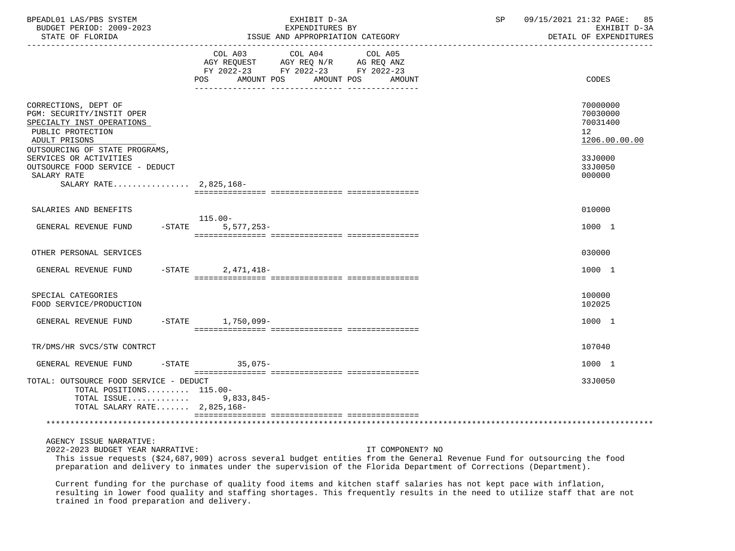| | COL A03 AGY REQUEST FY 2022-23 POS | AMOUNT | COL A04 AGY REQ N/R FY 2022-23 POS | AMOUNT | COL A05 AG REQ ANZ FY 2022-23 POS | AMOUNT | CODES |
|---|---|---|---|---|---|---|---|
| CORRECTIONS, DEPT OF | | | | | | | 70000000 |
| PGM: SECURITY/INSTIT OPER | | | | | | | 70030000 |
| SPECIALTY INST OPERATIONS | | | | | | | 70031400 |
| PUBLIC PROTECTION | | | | | | | 12 |
| ADULT PRISONS | | | | | | | 1206.00.00.00 |
| OUTSOURCING OF STATE PROGRAMS, SERVICES OR ACTIVITIES | | | | | | | 33J0000 |
| OUTSOURCE FOOD SERVICE - DEDUCT | | | | | | | 33J0050 |
| SALARY RATE | | | | | | | 000000 |
| SALARY RATE................ 2,825,168- | | | | | | | |
| SALARIES AND BENEFITS | | | | | | | 010000 |
| GENERAL REVENUE FUND -STATE | 115.00- | 5,577,253- | | | | | 1000 1 |
| OTHER PERSONAL SERVICES | | | | | | | 030000 |
| GENERAL REVENUE FUND -STATE | | 2,471,418- | | | | | 1000 1 |
| SPECIAL CATEGORIES | | | | | | | 100000 |
| FOOD SERVICE/PRODUCTION | | | | | | | 102025 |
| GENERAL REVENUE FUND -STATE | | 1,750,099- | | | | | 1000 1 |
| TR/DMS/HR SVCS/STW CONTRCT | | | | | | | 107040 |
| GENERAL REVENUE FUND -STATE | | 35,075- | | | | | 1000 1 |
| TOTAL: OUTSOURCE FOOD SERVICE - DEDUCT | | | | | | | 33J0050 |
| TOTAL POSITIONS......... | 115.00- | | | | | | |
| TOTAL ISSUE............ | | 9,833,845- | | | | | |
| TOTAL SALARY RATE....... | | 2,825,168- | | | | | |

AGENCY ISSUE NARRATIVE:

2022-2023 BUDGET YEAR NARRATIVE: IT COMPONENT? NO

This issue requests ($24,687,909) across several budget entities from the General Revenue Fund for outsourcing the food preparation and delivery to inmates under the supervision of the Florida Department of Corrections (Department).

Current funding for the purchase of quality food items and kitchen staff salaries has not kept pace with inflation, resulting in lower food quality and staffing shortages. This frequently results in the need to utilize staff that are not trained in food preparation and delivery.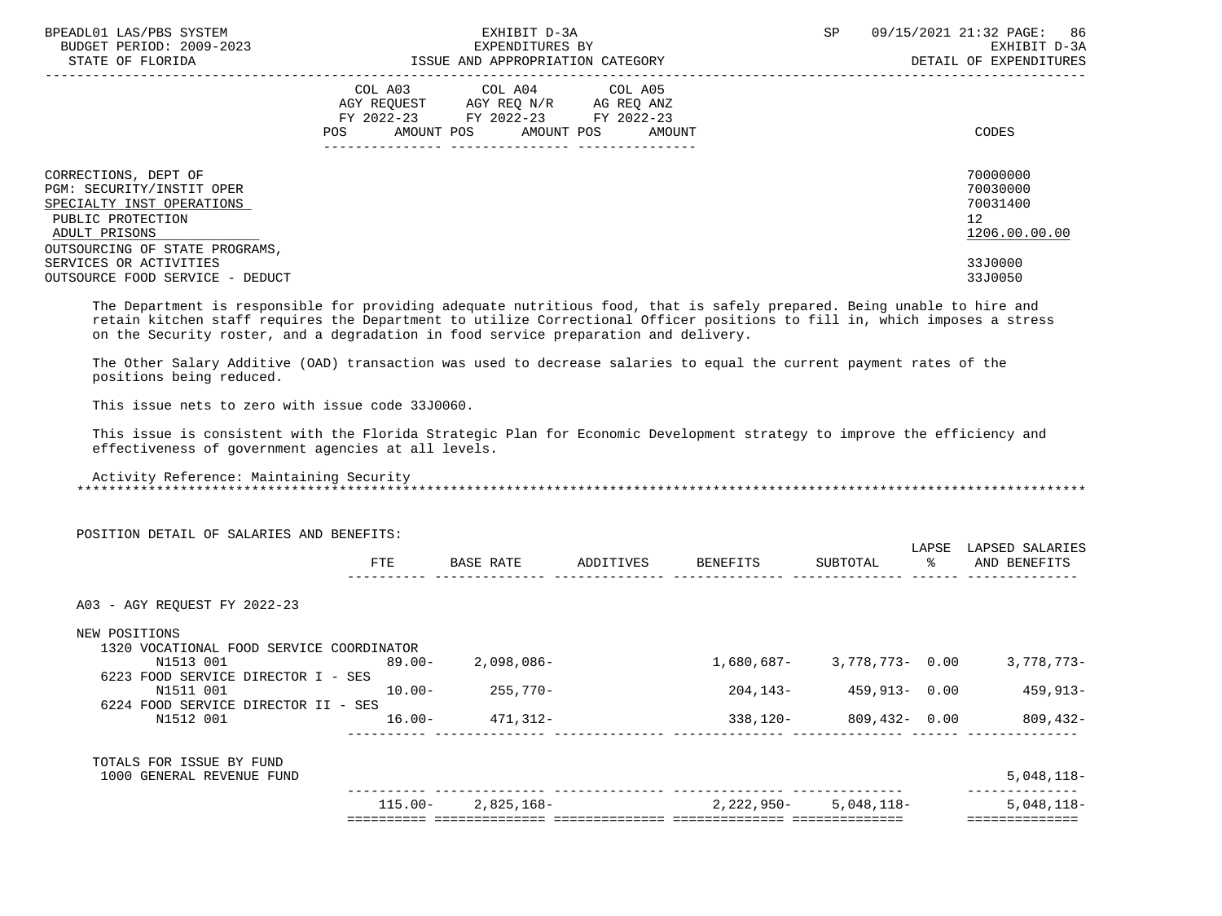| | COL A03 AGY REQUEST FY 2022-23 POS AMOUNT | COL A04 AGY REQ N/R FY 2022-23 POS AMOUNT | COL A05 AG REQ ANZ FY 2022-23 POS AMOUNT | CODES |
|---|---|---|---|---|
| CORRECTIONS, DEPT OF | | | | 70000000 |
| PGM: SECURITY/INSTIT OPER | | | | 70030000 |
| SPECIALTY INST OPERATIONS | | | | 70031400 |
| PUBLIC PROTECTION | | | | 12 |
| ADULT PRISONS | | | | 1206.00.00.00 |
| OUTSOURCING OF STATE PROGRAMS, SERVICES OR ACTIVITIES | | | | 33J0000 |
| OUTSOURCE FOOD SERVICE - DEDUCT | | | | 33J0050 |

The Department is responsible for providing adequate nutritious food, that is safely prepared. Being unable to hire and retain kitchen staff requires the Department to utilize Correctional Officer positions to fill in, which imposes a stress on the Security roster, and a degradation in food service preparation and delivery.

The Other Salary Additive (OAD) transaction was used to decrease salaries to equal the current payment rates of the positions being reduced.

This issue nets to zero with issue code 33J0060.

This issue is consistent with the Florida Strategic Plan for Economic Development strategy to improve the efficiency and effectiveness of government agencies at all levels.

Activity Reference: Maintaining Security

POSITION DETAIL OF SALARIES AND BENEFITS:

| | FTE | BASE RATE | ADDITIVES | BENEFITS | SUBTOTAL | LAPSE % | LAPSED SALARIES AND BENEFITS |
|---|---|---|---|---|---|---|---|
| A03 - AGY REQUEST FY 2022-23 | | | | | | | |
| NEW POSITIONS | | | | | | | |
| 1320 VOCATIONAL FOOD SERVICE COORDINATOR | | | | | | | |
| N1513 001 | 89.00- | 2,098,086- | | 1,680,687- | 3,778,773- | 0.00 | 3,778,773- |
| 6223 FOOD SERVICE DIRECTOR I - SES | | | | | | | |
| N1511 001 | 10.00- | 255,770- | | 204,143- | 459,913- | 0.00 | 459,913- |
| 6224 FOOD SERVICE DIRECTOR II - SES | | | | | | | |
| N1512 001 | 16.00- | 471,312- | | 338,120- | 809,432- | 0.00 | 809,432- |
| TOTALS FOR ISSUE BY FUND | | | | | | | |
| 1000 GENERAL REVENUE FUND | | | | | | | 5,048,118- |
| | 115.00- | 2,825,168- | | 2,222,950- | 5,048,118- | | 5,048,118- |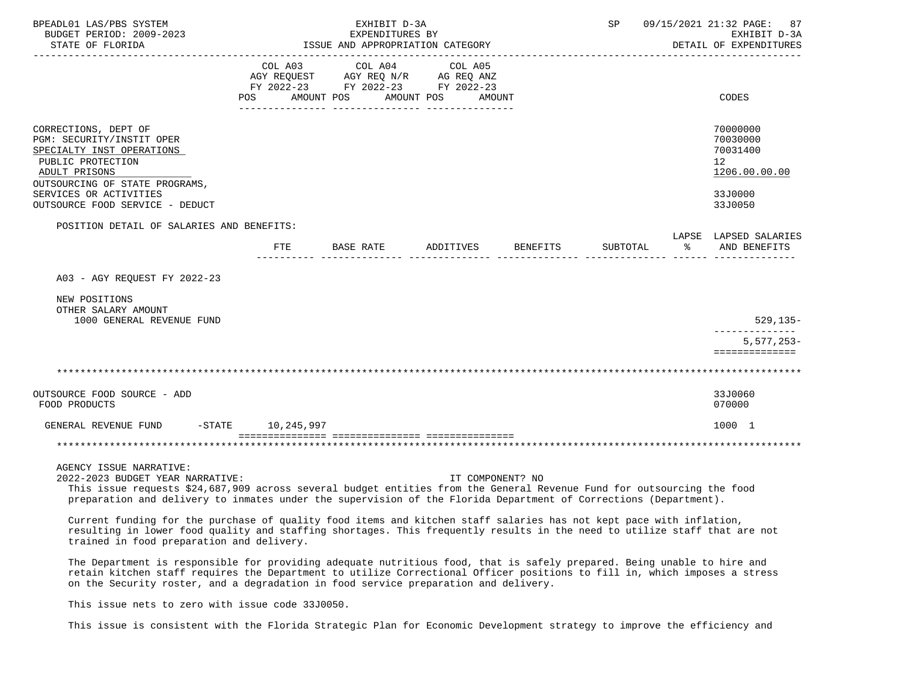| | COL A03 AGY REQUEST FY 2022-23 POS AMOUNT | COL A04 AGY REQ N/R FY 2022-23 POS AMOUNT | COL A05 AG REQ ANZ FY 2022-23 POS AMOUNT | CODES |
|---|---|---|---|---|
| CORRECTIONS, DEPT OF | | | | 70000000 |
| PGM: SECURITY/INSTIT OPER | | | | 70030000 |
| SPECIALTY INST OPERATIONS | | | | 70031400 |
| PUBLIC PROTECTION | | | | 12 |
| ADULT PRISONS | | | | 1206.00.00.00 |
| OUTSOURCING OF STATE PROGRAMS, SERVICES OR ACTIVITIES | | | | 33J0000 |
| OUTSOURCE FOOD SERVICE - DEDUCT | | | | 33J0050 |

POSITION DETAIL OF SALARIES AND BENEFITS:

| | FTE | BASE RATE | ADDITIVES | BENEFITS | SUBTOTAL | LAPSE % | LAPSED SALARIES AND BENEFITS |
|---|---|---|---|---|---|---|---|
| A03 - AGY REQUEST FY 2022-23 | | | | | | | |
| NEW POSITIONS | | | | | | | |
| OTHER SALARY AMOUNT | | | | | | | |
| 1000 GENERAL REVENUE FUND | | | | | | | 529,135- |
| | | | | | | | 5,577,253- |

| | COL A03 | COL A04 | COL A05 | CODES |
|---|---|---|---|---|
| OUTSOURCE FOOD SOURCE - ADD | | | | 33J0060 |
| FOOD PRODUCTS | | | | 070000 |
| GENERAL REVENUE FUND -STATE | 10,245,997 | | | 1000 1 |

AGENCY ISSUE NARRATIVE:

2022-2023 BUDGET YEAR NARRATIVE: IT COMPONENT? NO

This issue requests $24,687,909 across several budget entities from the General Revenue Fund for outsourcing the food preparation and delivery to inmates under the supervision of the Florida Department of Corrections (Department).

Current funding for the purchase of quality food items and kitchen staff salaries has not kept pace with inflation, resulting in lower food quality and staffing shortages. This frequently results in the need to utilize staff that are not trained in food preparation and delivery.

The Department is responsible for providing adequate nutritious food, that is safely prepared. Being unable to hire and retain kitchen staff requires the Department to utilize Correctional Officer positions to fill in, which imposes a stress on the Security roster, and a degradation in food service preparation and delivery.

This issue nets to zero with issue code 33J0050.

This issue is consistent with the Florida Strategic Plan for Economic Development strategy to improve the efficiency and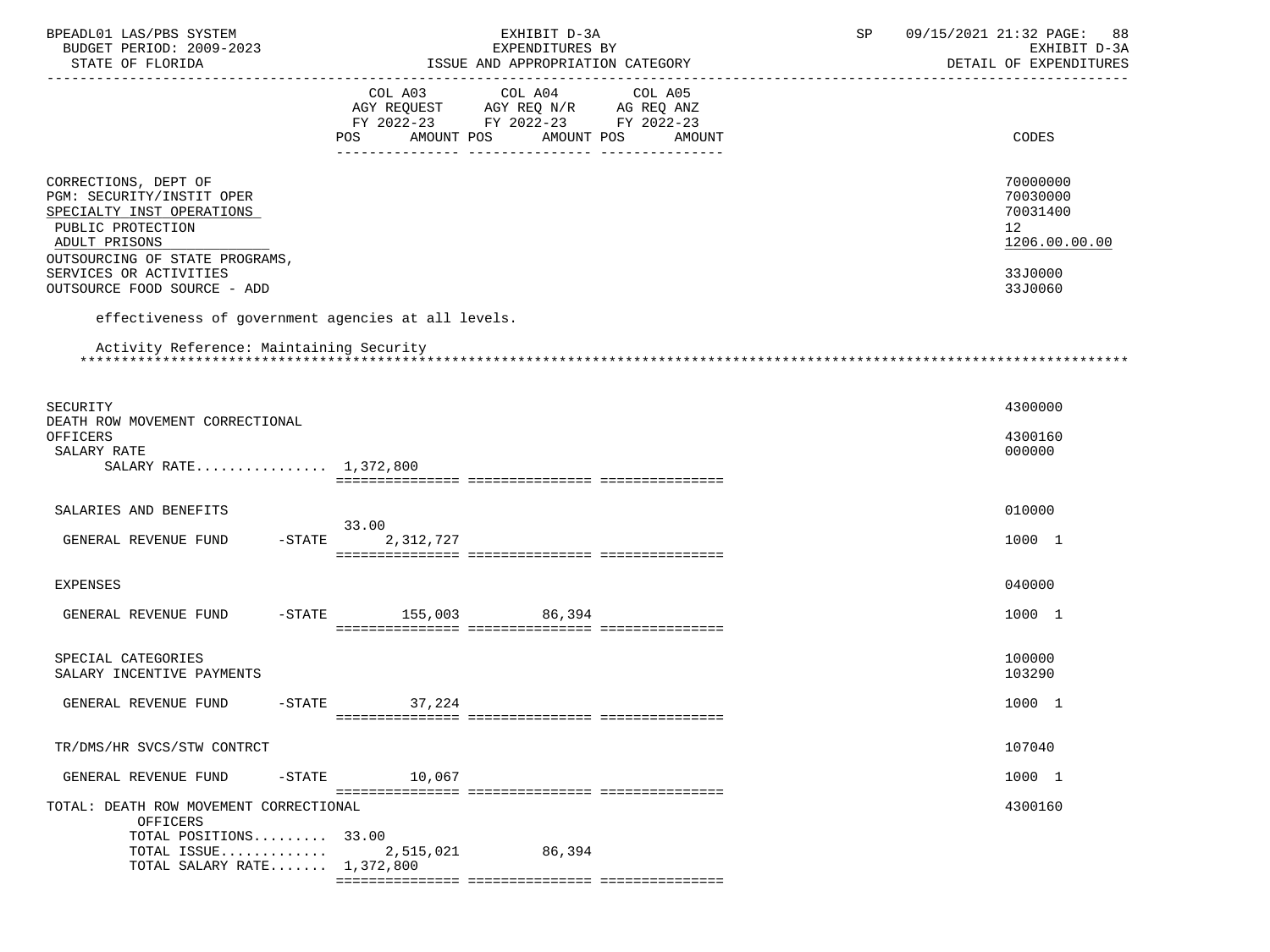BPEADL01 LAS/PBS SYSTEM — EXHIBIT D-3A — EXPENDITURES BY ISSUE AND APPROPRIATION CATEGORY — BUDGET PERIOD: 2009-2023 — STATE OF FLORIDA — SP 09/15/2021 21:32 — EXHIBIT D-3A DETAIL OF EXPENDITURES

| | COL A03 AGY REQUEST FY 2022-23 POS | AMOUNT | COL A04 AGY REQ N/R FY 2022-23 POS | AMOUNT | COL A05 AG REQ ANZ FY 2022-23 POS | AMOUNT | CODES |
|---|---|---|---|---|---|---|---|
| CORRECTIONS, DEPT OF | | | | | | | 70000000 |
| PGM: SECURITY/INSTIT OPER | | | | | | | 70030000 |
| SPECIALTY INST OPERATIONS | | | | | | | 70031400 |
| PUBLIC PROTECTION | | | | | | | 12 |
| ADULT PRISONS | | | | | | | 1206.00.00.00 |
| OUTSOURCING OF STATE PROGRAMS, SERVICES OR ACTIVITIES | | | | | | | 33J0000 |
| OUTSOURCE FOOD SOURCE - ADD | | | | | | | 33J0060 |

effectiveness of government agencies at all levels.

Activity Reference: Maintaining Security

*******************************************************************************************************************

| | COL A03 POS | AMOUNT | COL A04 POS | AMOUNT | COL A05 POS | AMOUNT | CODES |
|---|---|---|---|---|---|---|---|
| SECURITY | | | | | | | 4300000 |
| DEATH ROW MOVEMENT CORRECTIONAL OFFICERS | | | | | | | 4300160 |
| SALARY RATE | | | | | | | 000000 |
| SALARY RATE................ | | 1,372,800 | | | | | |
| SALARIES AND BENEFITS | | | | | | | 010000 |
| GENERAL REVENUE FUND -STATE | 33.00 | 2,312,727 | | | | | 1000 1 |
| EXPENSES | | | | | | | 040000 |
| GENERAL REVENUE FUND -STATE | | 155,003 | | 86,394 | | | 1000 1 |
| SPECIAL CATEGORIES | | | | | | | 100000 |
| SALARY INCENTIVE PAYMENTS | | | | | | | 103290 |
| GENERAL REVENUE FUND -STATE | | 37,224 | | | | | 1000 1 |
| TR/DMS/HR SVCS/STW CONTRCT | | | | | | | 107040 |
| GENERAL REVENUE FUND -STATE | | 10,067 | | | | | 1000 1 |
| TOTAL: DEATH ROW MOVEMENT CORRECTIONAL OFFICERS | | | | | | | 4300160 |
| TOTAL POSITIONS......... | 33.00 | | | | | | |
| TOTAL ISSUE............. | | 2,515,021 | | 86,394 | | | |
| TOTAL SALARY RATE....... | | 1,372,800 | | | | | |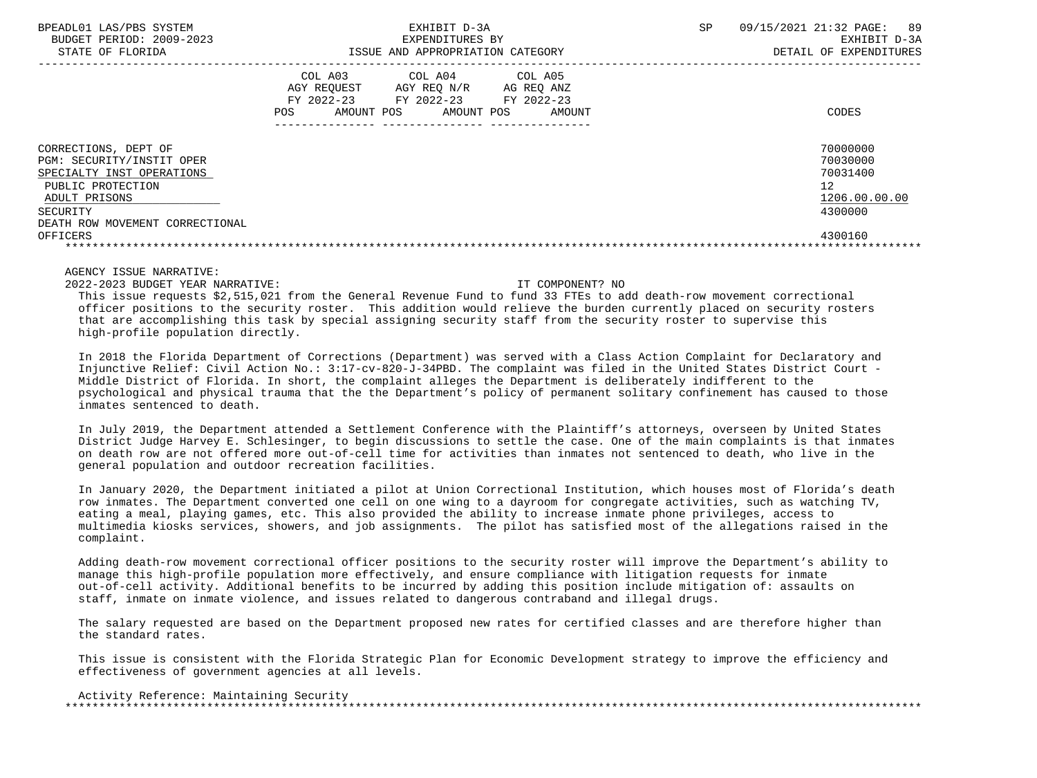| | COL A03 AGY REQUEST FY 2022-23 POS AMOUNT | COL A04 AGY REQ N/R FY 2022-23 POS AMOUNT | COL A05 AG REQ ANZ FY 2022-23 POS AMOUNT | CODES |
|---|---|---|---|---|
| CORRECTIONS, DEPT OF | | | | 70000000 |
| PGM: SECURITY/INSTIT OPER | | | | 70030000 |
| SPECIALTY INST OPERATIONS | | | | 70031400 |
| PUBLIC PROTECTION | | | | 12 |
| ADULT PRISONS | | | | 1206.00.00.00 |
| SECURITY | | | | 4300000 |
| DEATH ROW MOVEMENT CORRECTIONAL OFFICERS | | | | 4300160 |

AGENCY ISSUE NARRATIVE:

2022-2023 BUDGET YEAR NARRATIVE: IT COMPONENT? NO

This issue requests $2,515,021 from the General Revenue Fund to fund 33 FTEs to add death-row movement correctional officer positions to the security roster. This addition would relieve the burden currently placed on security rosters that are accomplishing this task by special assigning security staff from the security roster to supervise this high-profile population directly.

In 2018 the Florida Department of Corrections (Department) was served with a Class Action Complaint for Declaratory and Injunctive Relief: Civil Action No.: 3:17-cv-820-J-34PBD. The complaint was filed in the United States District Court - Middle District of Florida. In short, the complaint alleges the Department is deliberately indifferent to the psychological and physical trauma that the the Department's policy of permanent solitary confinement has caused to those inmates sentenced to death.

In July 2019, the Department attended a Settlement Conference with the Plaintiff's attorneys, overseen by United States District Judge Harvey E. Schlesinger, to begin discussions to settle the case. One of the main complaints is that inmates on death row are not offered more out-of-cell time for activities than inmates not sentenced to death, who live in the general population and outdoor recreation facilities.

In January 2020, the Department initiated a pilot at Union Correctional Institution, which houses most of Florida's death row inmates. The Department converted one cell on one wing to a dayroom for congregate activities, such as watching TV, eating a meal, playing games, etc. This also provided the ability to increase inmate phone privileges, access to multimedia kiosks services, showers, and job assignments. The pilot has satisfied most of the allegations raised in the complaint.

Adding death-row movement correctional officer positions to the security roster will improve the Department's ability to manage this high-profile population more effectively, and ensure compliance with litigation requests for inmate out-of-cell activity. Additional benefits to be incurred by adding this position include mitigation of: assaults on staff, inmate on inmate violence, and issues related to dangerous contraband and illegal drugs.

The salary requested are based on the Department proposed new rates for certified classes and are therefore higher than the standard rates.

This issue is consistent with the Florida Strategic Plan for Economic Development strategy to improve the efficiency and effectiveness of government agencies at all levels.

Activity Reference: Maintaining Security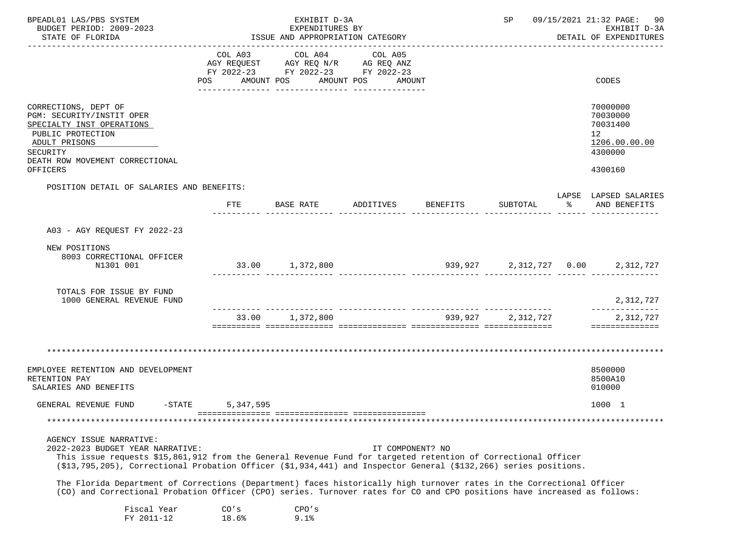| | COL A03 AGY REQUEST FY 2022-23 POS AMOUNT | COL A04 AGY REQ N/R FY 2022-23 POS AMOUNT | COL A05 AG REQ ANZ FY 2022-23 POS AMOUNT | CODES |
|---|---|---|---|---|

CORRECTIONS, DEPT OF — 70000000
PGM: SECURITY/INSTIT OPER — 70030000
SPECIALTY INST OPERATIONS — 70031400
PUBLIC PROTECTION — 12
ADULT PRISONS — 1206.00.00.00
SECURITY — 4300000
DEATH ROW MOVEMENT CORRECTIONAL OFFICERS — 4300160

POSITION DETAIL OF SALARIES AND BENEFITS:

| | FTE | BASE RATE | ADDITIVES | BENEFITS | SUBTOTAL | LAPSE % | LAPSED SALARIES AND BENEFITS |
|---|---|---|---|---|---|---|---|
| A03 - AGY REQUEST FY 2022-23 | | | | | | | |
| NEW POSITIONS | | | | | | | |
| 8003 CORRECTIONAL OFFICER N1301 001 | 33.00 | 1,372,800 | | 939,927 | 2,312,727 | 0.00 | 2,312,727 |
| TOTALS FOR ISSUE BY FUND | | | | | | | |
| 1000 GENERAL REVENUE FUND | | | | | | | 2,312,727 |
| | 33.00 | 1,372,800 | | 939,927 | 2,312,727 | | 2,312,727 |

EMPLOYEE RETENTION AND DEVELOPMENT — 8500000
RETENTION PAY — 8500A10
SALARIES AND BENEFITS — 010000

| | COL A03 | CODES |
|---|---|---|
| GENERAL REVENUE FUND -STATE | 5,347,595 | 1000 1 |

AGENCY ISSUE NARRATIVE:

2022-2023 BUDGET YEAR NARRATIVE: IT COMPONENT? NO

This issue requests $15,861,912 from the General Revenue Fund for targeted retention of Correctional Officer ($13,795,205), Correctional Probation Officer ($1,934,441) and Inspector General ($132,266) series positions.

The Florida Department of Corrections (Department) faces historically high turnover rates in the Correctional Officer (CO) and Correctional Probation Officer (CPO) series. Turnover rates for CO and CPO positions have increased as follows:

| Fiscal Year | CO's | CPO's |
|---|---|---|
| FY 2011-12 | 18.6% | 9.1% |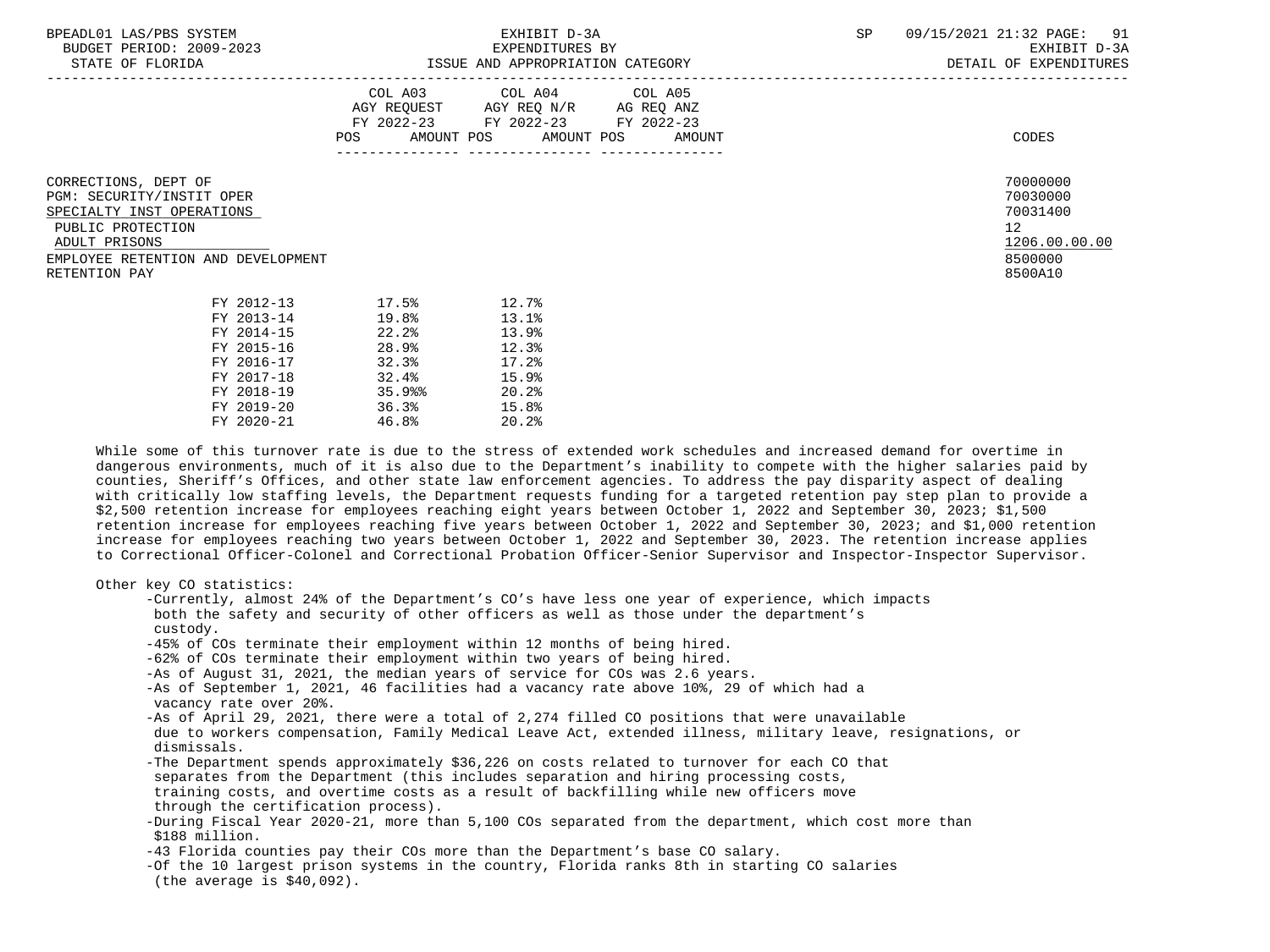| | COL A03 AGY REQUEST FY 2022-23 POS AMOUNT | COL A04 AGY REQ N/R FY 2022-23 POS AMOUNT | COL A05 AG REQ ANZ FY 2022-23 POS AMOUNT | CODES |
|---|---|---|---|---|

CORRECTIONS, DEPT OF — 70000000
PGM: SECURITY/INSTIT OPER — 70030000
SPECIALTY INST OPERATIONS — 70031400
PUBLIC PROTECTION — 12
ADULT PRISONS — 1206.00.00.00
EMPLOYEE RETENTION AND DEVELOPMENT — 8500000
RETENTION PAY — 8500A10

| | | |
|---|---|---|
| FY 2012-13 | 17.5% | 12.7% |
| FY 2013-14 | 19.8% | 13.1% |
| FY 2014-15 | 22.2% | 13.9% |
| FY 2015-16 | 28.9% | 12.3% |
| FY 2016-17 | 32.3% | 17.2% |
| FY 2017-18 | 32.4% | 15.9% |
| FY 2018-19 | 35.9%% | 20.2% |
| FY 2019-20 | 36.3% | 15.8% |
| FY 2020-21 | 46.8% | 20.2% |

While some of this turnover rate is due to the stress of extended work schedules and increased demand for overtime in dangerous environments, much of it is also due to the Department's inability to compete with the higher salaries paid by counties, Sheriff's Offices, and other state law enforcement agencies. To address the pay disparity aspect of dealing with critically low staffing levels, the Department requests funding for a targeted retention pay step plan to provide a $2,500 retention increase for employees reaching eight years between October 1, 2022 and September 30, 2023; $1,500 retention increase for employees reaching five years between October 1, 2022 and September 30, 2023; and $1,000 retention increase for employees reaching two years between October 1, 2022 and September 30, 2023. The retention increase applies to Correctional Officer-Colonel and Correctional Probation Officer-Senior Supervisor and Inspector-Inspector Supervisor.

Other key CO statistics:

- Currently, almost 24% of the Department's CO's have less one year of experience, which impacts both the safety and security of other officers as well as those under the department's custody.
- 45% of COs terminate their employment within 12 months of being hired.
- 62% of COs terminate their employment within two years of being hired.
- As of August 31, 2021, the median years of service for COs was 2.6 years.
- As of September 1, 2021, 46 facilities had a vacancy rate above 10%, 29 of which had a vacancy rate over 20%.
- As of April 29, 2021, there were a total of 2,274 filled CO positions that were unavailable due to workers compensation, Family Medical Leave Act, extended illness, military leave, resignations, or dismissals.
- The Department spends approximately $36,226 on costs related to turnover for each CO that separates from the Department (this includes separation and hiring processing costs, training costs, and overtime costs as a result of backfilling while new officers move through the certification process).
- During Fiscal Year 2020-21, more than 5,100 COs separated from the department, which cost more than $188 million.
- 43 Florida counties pay their COs more than the Department's base CO salary.
- Of the 10 largest prison systems in the country, Florida ranks 8th in starting CO salaries (the average is $40,092).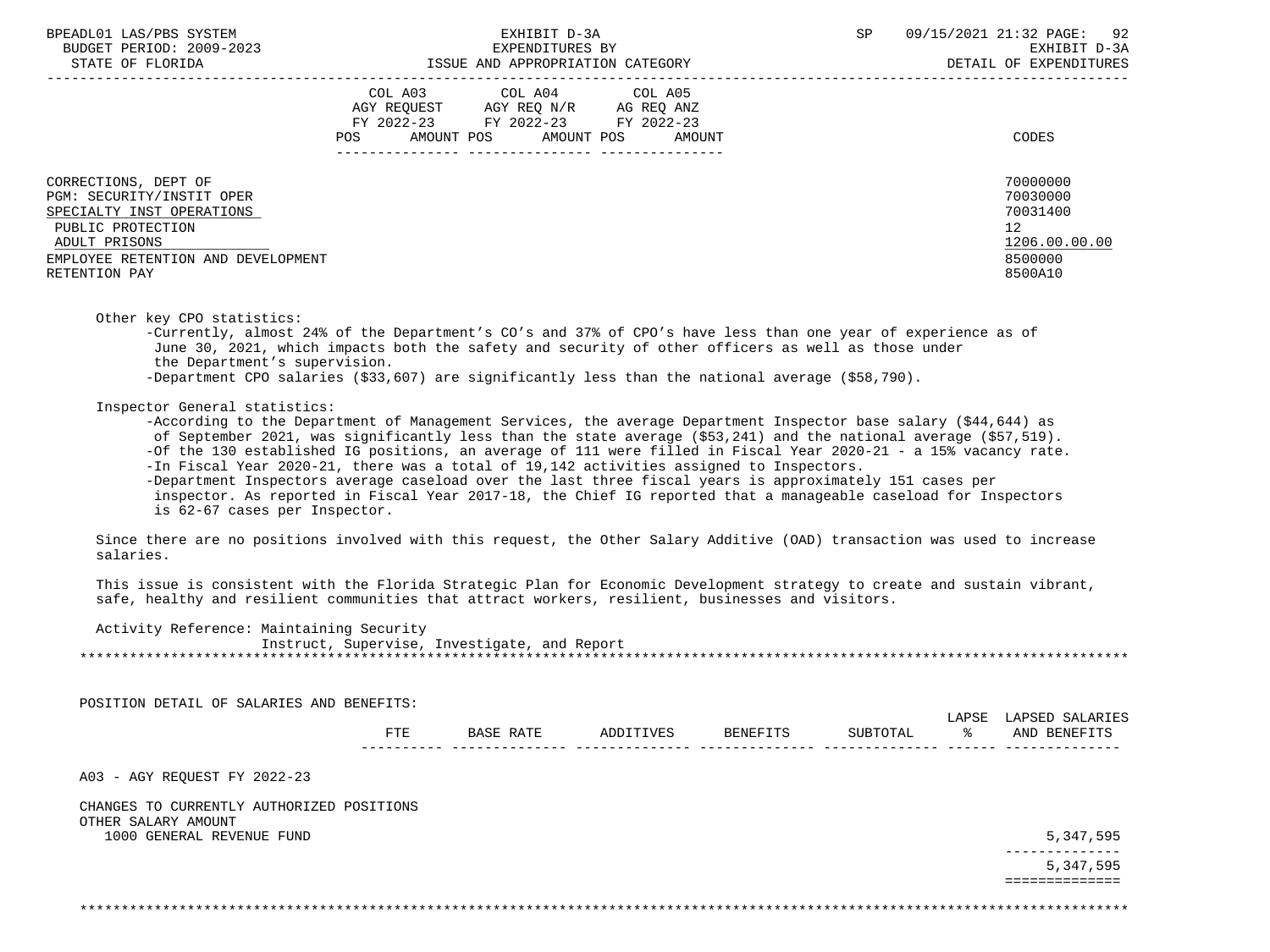| | COL A03 AGY REQUEST FY 2022-23 POS AMOUNT | COL A04 AGY REQ N/R FY 2022-23 POS AMOUNT | COL A05 AG REQ ANZ FY 2022-23 POS AMOUNT | CODES |
|---|---|---|---|---|
| CORRECTIONS, DEPT OF | | | | 70000000 |
| PGM: SECURITY/INSTIT OPER | | | | 70030000 |
| SPECIALTY INST OPERATIONS | | | | 70031400 |
| PUBLIC PROTECTION | | | | 12 |
| ADULT PRISONS | | | | 1206.00.00.00 |
| EMPLOYEE RETENTION AND DEVELOPMENT | | | | 8500000 |
| RETENTION PAY | | | | 8500A10 |

Other key CPO statistics:

- Currently, almost 24% of the Department's CO's and 37% of CPO's have less than one year of experience as of June 30, 2021, which impacts both the safety and security of other officers as well as those under the Department's supervision.
- Department CPO salaries ($33,607) are significantly less than the national average ($58,790).

Inspector General statistics:

- According to the Department of Management Services, the average Department Inspector base salary ($44,644) as of September 2021, was significantly less than the state average ($53,241) and the national average ($57,519).
- Of the 130 established IG positions, an average of 111 were filled in Fiscal Year 2020-21 - a 15% vacancy rate.
- In Fiscal Year 2020-21, there was a total of 19,142 activities assigned to Inspectors.
- Department Inspectors average caseload over the last three fiscal years is approximately 151 cases per inspector. As reported in Fiscal Year 2017-18, the Chief IG reported that a manageable caseload for Inspectors is 62-67 cases per Inspector.

Since there are no positions involved with this request, the Other Salary Additive (OAD) transaction was used to increase salaries.

This issue is consistent with the Florida Strategic Plan for Economic Development strategy to create and sustain vibrant, safe, healthy and resilient communities that attract workers, resilient, businesses and visitors.

Activity Reference: Maintaining Security
Instruct, Supervise, Investigate, and Report

POSITION DETAIL OF SALARIES AND BENEFITS:

| | FTE | BASE RATE | ADDITIVES | BENEFITS | SUBTOTAL | LAPSE % | LAPSED SALARIES AND BENEFITS |
|---|---|---|---|---|---|---|---|
| A03 - AGY REQUEST FY 2022-23 | | | | | | | |
| CHANGES TO CURRENTLY AUTHORIZED POSITIONS | | | | | | | |
| OTHER SALARY AMOUNT | | | | | | | |
| 1000 GENERAL REVENUE FUND | | | | | | | 5,347,595 |
| | | | | | | | 5,347,595 |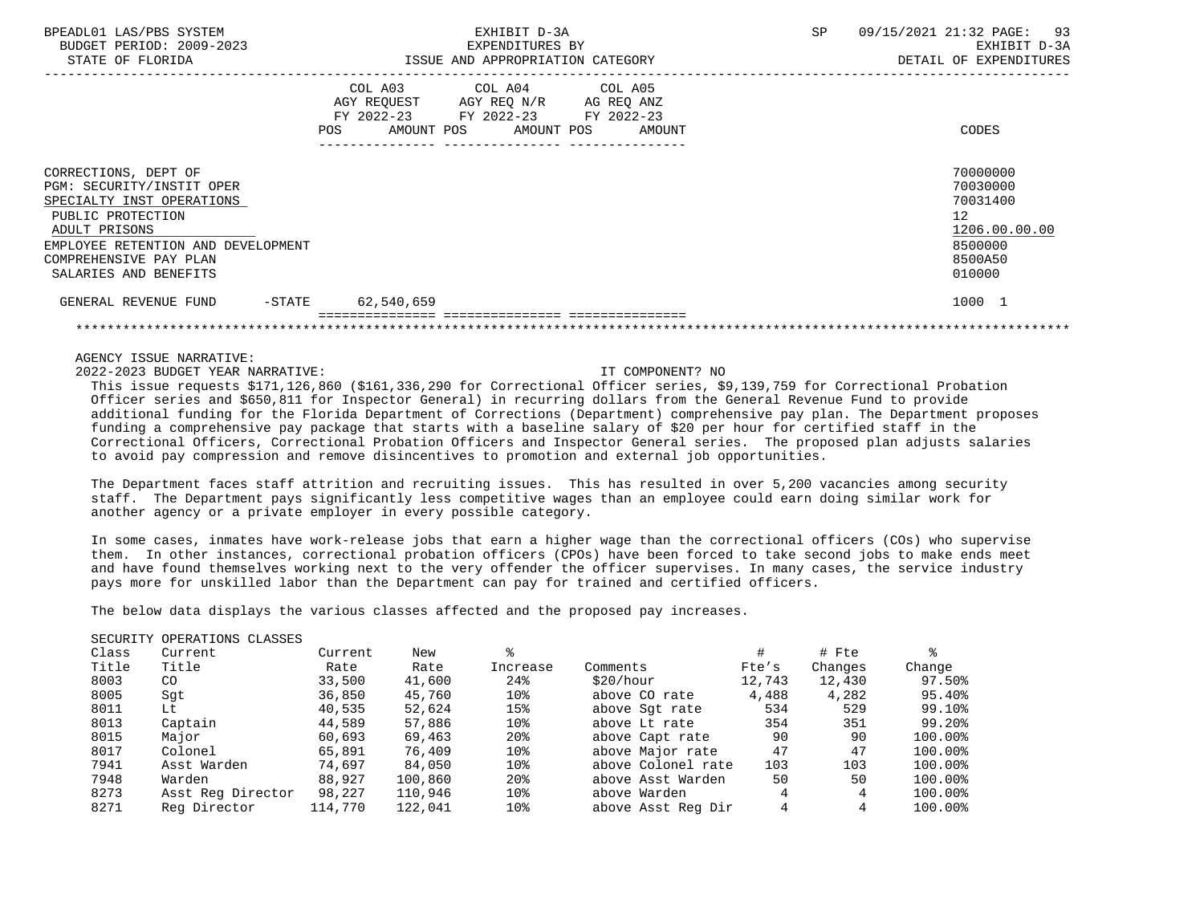| | COL A03 AGY REQUEST FY 2022-23 POS AMOUNT | COL A04 AGY REQ N/R FY 2022-23 POS AMOUNT | COL A05 AG REQ ANZ FY 2022-23 POS AMOUNT | CODES |
|---|---|---|---|---|
| CORRECTIONS, DEPT OF | | | | 70000000 |
| PGM: SECURITY/INSTIT OPER | | | | 70030000 |
| SPECIALTY INST OPERATIONS | | | | 70031400 |
| PUBLIC PROTECTION | | | | 12 |
| ADULT PRISONS | | | | 1206.00.00.00 |
| EMPLOYEE RETENTION AND DEVELOPMENT | | | | 8500000 |
| COMPREHENSIVE PAY PLAN | | | | 8500A50 |
| SALARIES AND BENEFITS | | | | 010000 |
| GENERAL REVENUE FUND -STATE | 62,540,659 | | | 1000 1 |

AGENCY ISSUE NARRATIVE:

2022-2023 BUDGET YEAR NARRATIVE: IT COMPONENT? NO

This issue requests $171,126,860 ($161,336,290 for Correctional Officer series, $9,139,759 for Correctional Probation Officer series and $650,811 for Inspector General) in recurring dollars from the General Revenue Fund to provide additional funding for the Florida Department of Corrections (Department) comprehensive pay plan. The Department proposes funding a comprehensive pay package that starts with a baseline salary of $20 per hour for certified staff in the Correctional Officers, Correctional Probation Officers and Inspector General series. The proposed plan adjusts salaries to avoid pay compression and remove disincentives to promotion and external job opportunities.

The Department faces staff attrition and recruiting issues. This has resulted in over 5,200 vacancies among security staff. The Department pays significantly less competitive wages than an employee could earn doing similar work for another agency or a private employer in every possible category.

In some cases, inmates have work-release jobs that earn a higher wage than the correctional officers (COs) who supervise them. In other instances, correctional probation officers (CPOs) have been forced to take second jobs to make ends meet and have found themselves working next to the very offender the officer supervises. In many cases, the service industry pays more for unskilled labor than the Department can pay for trained and certified officers.

The below data displays the various classes affected and the proposed pay increases.

SECURITY OPERATIONS CLASSES

| Class Title | Current Title | Current Rate | New Rate | % Increase | Comments | # Fte's | # Fte Changes | % Change |
|---|---|---|---|---|---|---|---|---|
| 8003 | CO | 33,500 | 41,600 | 24% | $20/hour | 12,743 | 12,430 | 97.50% |
| 8005 | Sgt | 36,850 | 45,760 | 10% | above CO rate | 4,488 | 4,282 | 95.40% |
| 8011 | Lt | 40,535 | 52,624 | 15% | above Sgt rate | 534 | 529 | 99.10% |
| 8013 | Captain | 44,589 | 57,886 | 10% | above Lt rate | 354 | 351 | 99.20% |
| 8015 | Major | 60,693 | 69,463 | 20% | above Capt rate | 90 | 90 | 100.00% |
| 8017 | Colonel | 65,891 | 76,409 | 10% | above Major rate | 47 | 47 | 100.00% |
| 7941 | Asst Warden | 74,697 | 84,050 | 10% | above Colonel rate | 103 | 103 | 100.00% |
| 7948 | Warden | 88,927 | 100,860 | 20% | above Asst Warden | 50 | 50 | 100.00% |
| 8273 | Asst Reg Director | 98,227 | 110,946 | 10% | above Warden | 4 | 4 | 100.00% |
| 8271 | Reg Director | 114,770 | 122,041 | 10% | above Asst Reg Dir | 4 | 4 | 100.00% |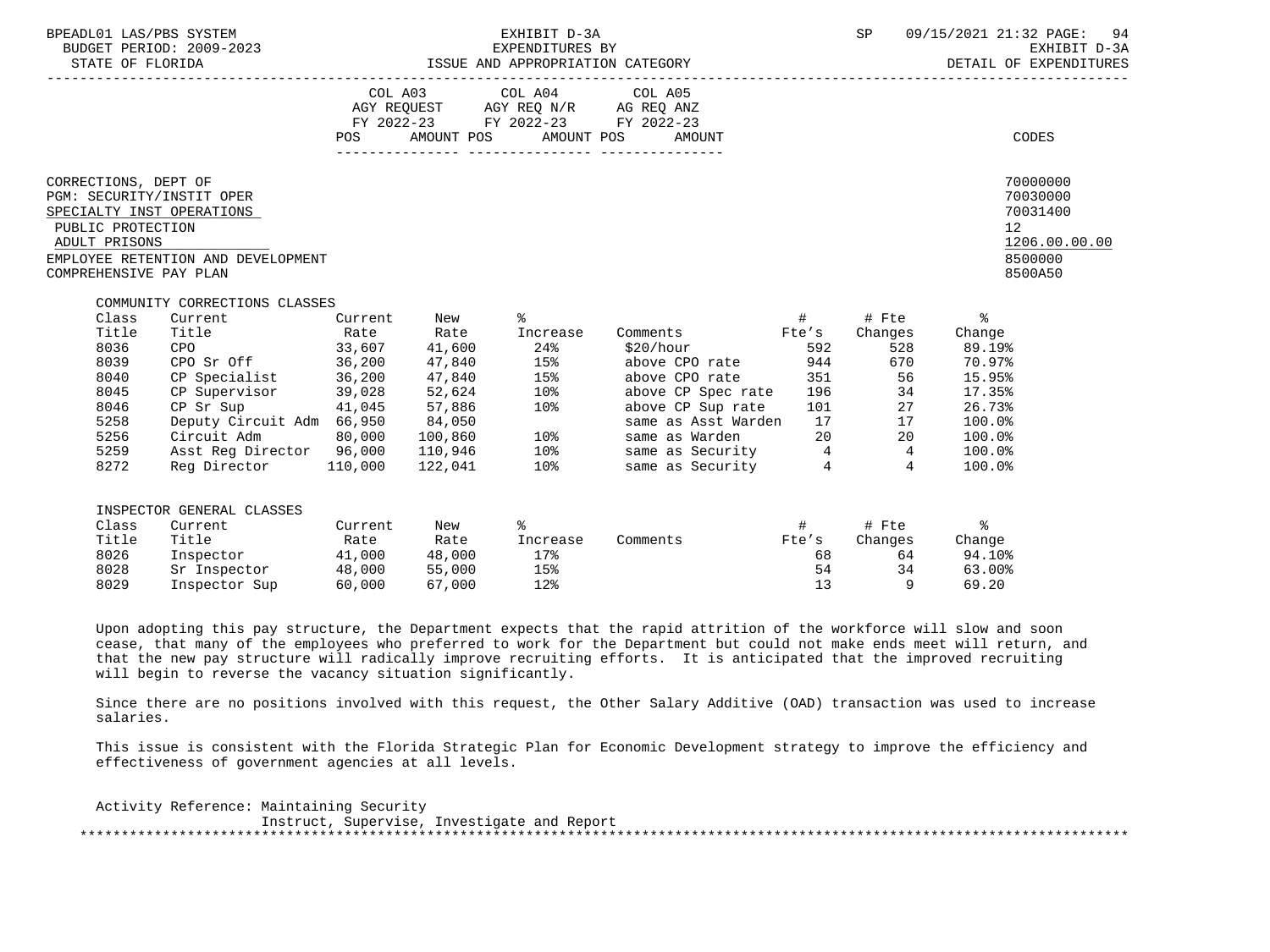| | COL A03 AGY REQUEST FY 2022-23 | | COL A04 AGY REQ N/R FY 2022-23 | | COL A05 AG REQ ANZ FY 2022-23 | |
|---|---|---|---|---|---|---|
| | POS | AMOUNT | POS | AMOUNT | POS | AMOUNT | CODES |

CORRECTIONS, DEPT OF — 70000000
PGM: SECURITY/INSTIT OPER — 70030000
SPECIALTY INST OPERATIONS — 70031400
PUBLIC PROTECTION — 12
ADULT PRISONS — 1206.00.00.00
EMPLOYEE RETENTION AND DEVELOPMENT — 8500000
COMPREHENSIVE PAY PLAN — 8500A50

COMMUNITY CORRECTIONS CLASSES

| Class Title | Current Title | Current Rate | New Rate | % Increase | Comments | # Fte's | # Fte Changes | % Change |
|---|---|---|---|---|---|---|---|---|
| 8036 | CPO | 33,607 | 41,600 | 24% | $20/hour | 592 | 528 | 89.19% |
| 8039 | CPO Sr Off | 36,200 | 47,840 | 15% | above CPO rate | 944 | 670 | 70.97% |
| 8040 | CP Specialist | 36,200 | 47,840 | 15% | above CPO rate | 351 | 56 | 15.95% |
| 8045 | CP Supervisor | 39,028 | 52,624 | 10% | above CP Spec rate | 196 | 34 | 17.35% |
| 8046 | CP Sr Sup | 41,045 | 57,886 | 10% | above CP Sup rate | 101 | 27 | 26.73% |
| 5258 | Deputy Circuit Adm | 66,950 | 84,050 | | same as Asst Warden | 17 | 17 | 100.0% |
| 5256 | Circuit Adm | 80,000 | 100,860 | 10% | same as Warden | 20 | 20 | 100.0% |
| 5259 | Asst Reg Director | 96,000 | 110,946 | 10% | same as Security | 4 | 4 | 100.0% |
| 8272 | Reg Director | 110,000 | 122,041 | 10% | same as Security | 4 | 4 | 100.0% |

INSPECTOR GENERAL CLASSES

| Class Title | Current Title | Current Rate | New Rate | % Increase | Comments | # Fte's | # Fte Changes | % Change |
|---|---|---|---|---|---|---|---|---|
| 8026 | Inspector | 41,000 | 48,000 | 17% | | 68 | 64 | 94.10% |
| 8028 | Sr Inspector | 48,000 | 55,000 | 15% | | 54 | 34 | 63.00% |
| 8029 | Inspector Sup | 60,000 | 67,000 | 12% | | 13 | 9 | 69.20 |

Upon adopting this pay structure, the Department expects that the rapid attrition of the workforce will slow and soon cease, that many of the employees who preferred to work for the Department but could not make ends meet will return, and that the new pay structure will radically improve recruiting efforts. It is anticipated that the improved recruiting will begin to reverse the vacancy situation significantly.

Since there are no positions involved with this request, the Other Salary Additive (OAD) transaction was used to increase salaries.

This issue is consistent with the Florida Strategic Plan for Economic Development strategy to improve the efficiency and effectiveness of government agencies at all levels.

Activity Reference: Maintaining Security
Instruct, Supervise, Investigate and Report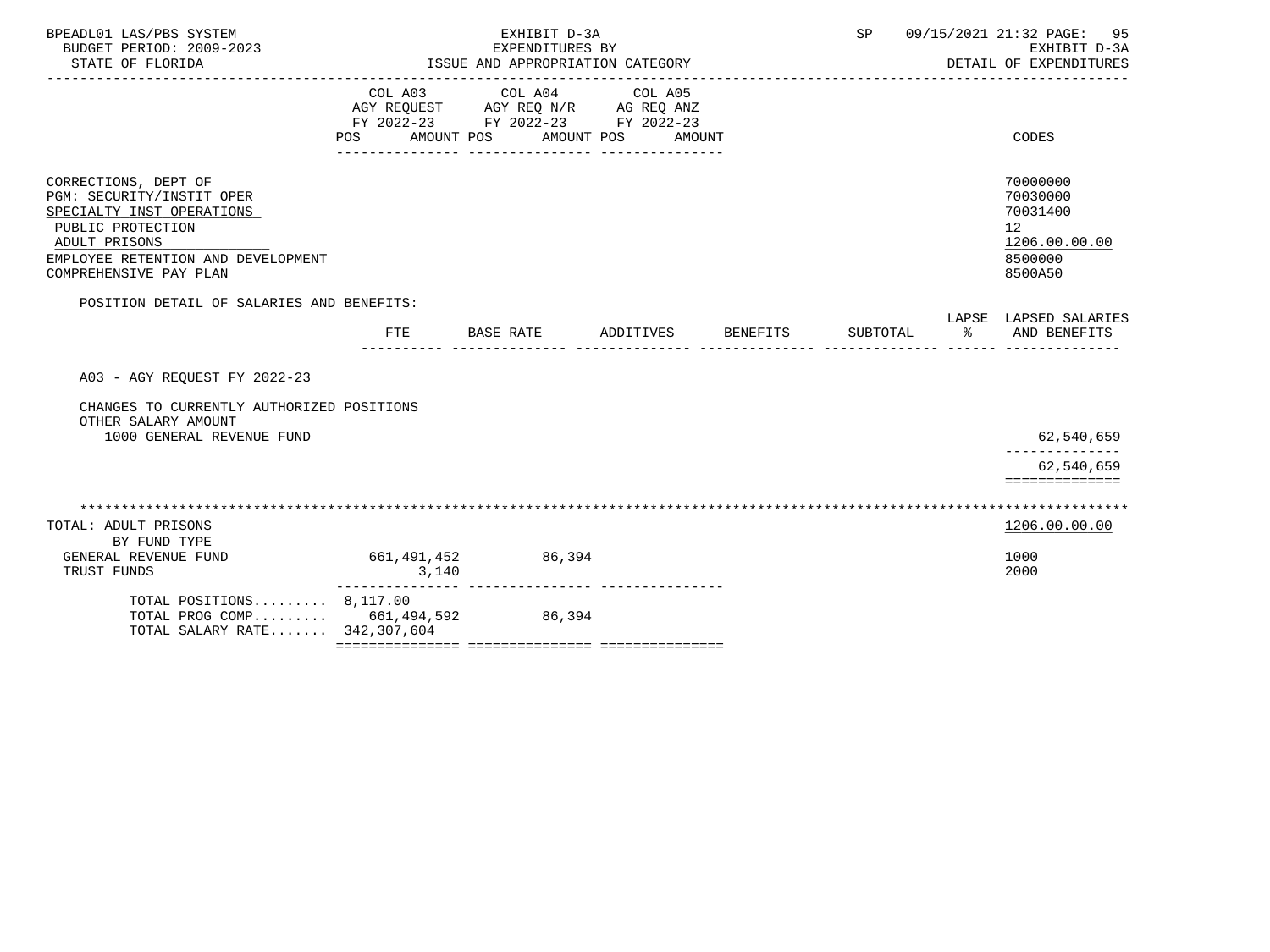BPEADL01 LAS/PBS SYSTEM — EXHIBIT D-3A — SP 09/15/2021 21:32

BUDGET PERIOD: 2009-2023 — EXPENDITURES BY — EXHIBIT D-3A

STATE OF FLORIDA — ISSUE AND APPROPRIATION CATEGORY — DETAIL OF EXPENDITURES

| | COL A03 AGY REQUEST FY 2022-23 POS AMOUNT | COL A04 AGY REQ N/R FY 2022-23 POS AMOUNT | COL A05 AG REQ ANZ FY 2022-23 POS AMOUNT | CODES |
|---|---|---|---|---|
| CORRECTIONS, DEPT OF | | | | 70000000 |
| PGM: SECURITY/INSTIT OPER | | | | 70030000 |
| SPECIALTY INST OPERATIONS | | | | 70031400 |
| PUBLIC PROTECTION | | | | 12 |
| ADULT PRISONS | | | | 1206.00.00.00 |
| EMPLOYEE RETENTION AND DEVELOPMENT | | | | 8500000 |
| COMPREHENSIVE PAY PLAN | | | | 8500A50 |

POSITION DETAIL OF SALARIES AND BENEFITS:

| | FTE | BASE RATE | ADDITIVES | BENEFITS | SUBTOTAL | LAPSE % | LAPSED SALARIES AND BENEFITS |
|---|---|---|---|---|---|---|---|
| A03 - AGY REQUEST FY 2022-23 | | | | | | | |
| CHANGES TO CURRENTLY AUTHORIZED POSITIONS | | | | | | | |
| OTHER SALARY AMOUNT | | | | | | | |
| 1000 GENERAL REVENUE FUND | | | | | | | 62,540,659 |
| | | | | | | | 62,540,659 |

| TOTAL: ADULT PRISONS | COL A03 | COL A04 | COL A05 | 1206.00.00.00 |
|---|---|---|---|---|
| BY FUND TYPE | | | | |
| GENERAL REVENUE FUND | 661,491,452 | 86,394 | | 1000 |
| TRUST FUNDS | 3,140 | | | 2000 |
| TOTAL POSITIONS......... | 8,117.00 | | | |
| TOTAL PROG COMP......... | 661,494,592 | 86,394 | | |
| TOTAL SALARY RATE....... | 342,307,604 | | | |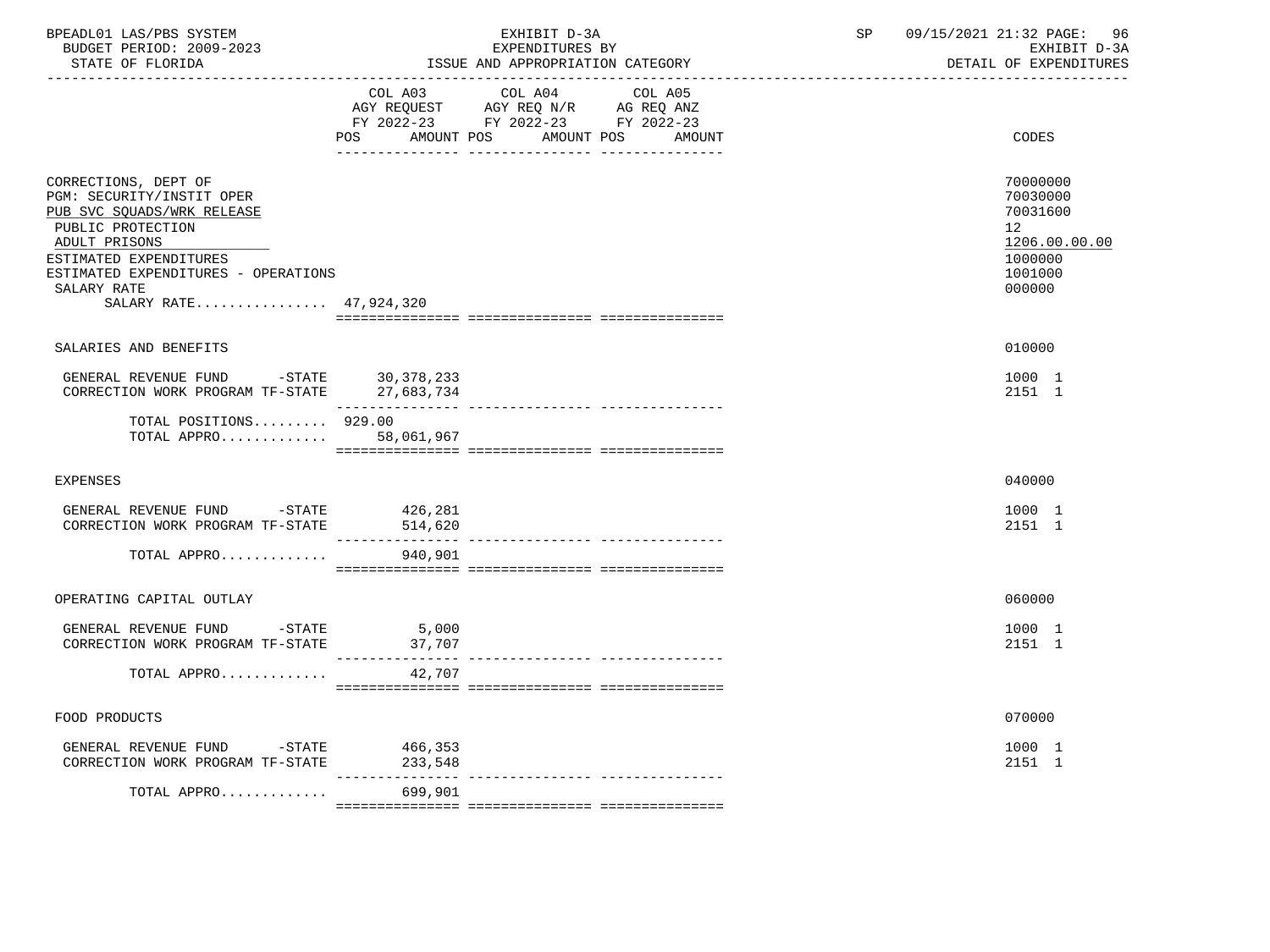BPEADL01 LAS/PBS SYSTEM — EXHIBIT D-3A — EXPENDITURES BY ISSUE AND APPROPRIATION CATEGORY — SP 09/15/2021 21:32
BUDGET PERIOD: 2009-2023 — EXHIBIT D-3A
STATE OF FLORIDA — DETAIL OF EXPENDITURES

| | COL A03 AGY REQUEST FY 2022-23 POS AMOUNT | COL A04 AGY REQ N/R FY 2022-23 POS AMOUNT | COL A05 AG REQ ANZ FY 2022-23 POS AMOUNT | CODES |
|---|---|---|---|---|
| CORRECTIONS, DEPT OF | | | | 70000000 |
| PGM: SECURITY/INSTIT OPER | | | | 70030000 |
| PUB SVC SQUADS/WRK RELEASE | | | | 70031600 |
| PUBLIC PROTECTION | | | | 12 |
| ADULT PRISONS | | | | 1206.00.00.00 |
| ESTIMATED EXPENDITURES | | | | 1000000 |
| ESTIMATED EXPENDITURES - OPERATIONS | | | | 1001000 |
| SALARY RATE | | | | 000000 |
| SALARY RATE................ | 47,924,320 | | | |
| SALARIES AND BENEFITS | | | | 010000 |
| GENERAL REVENUE FUND -STATE | 30,378,233 | | | 1000 1 |
| CORRECTION WORK PROGRAM TF-STATE | 27,683,734 | | | 2151 1 |
| TOTAL POSITIONS......... | 929.00 | | | |
| TOTAL APPRO............ | 58,061,967 | | | |
| EXPENSES | | | | 040000 |
| GENERAL REVENUE FUND -STATE | 426,281 | | | 1000 1 |
| CORRECTION WORK PROGRAM TF-STATE | 514,620 | | | 2151 1 |
| TOTAL APPRO............ | 940,901 | | | |
| OPERATING CAPITAL OUTLAY | | | | 060000 |
| GENERAL REVENUE FUND -STATE | 5,000 | | | 1000 1 |
| CORRECTION WORK PROGRAM TF-STATE | 37,707 | | | 2151 1 |
| TOTAL APPRO............ | 42,707 | | | |
| FOOD PRODUCTS | | | | 070000 |
| GENERAL REVENUE FUND -STATE | 466,353 | | | 1000 1 |
| CORRECTION WORK PROGRAM TF-STATE | 233,548 | | | 2151 1 |
| TOTAL APPRO............ | 699,901 | | | |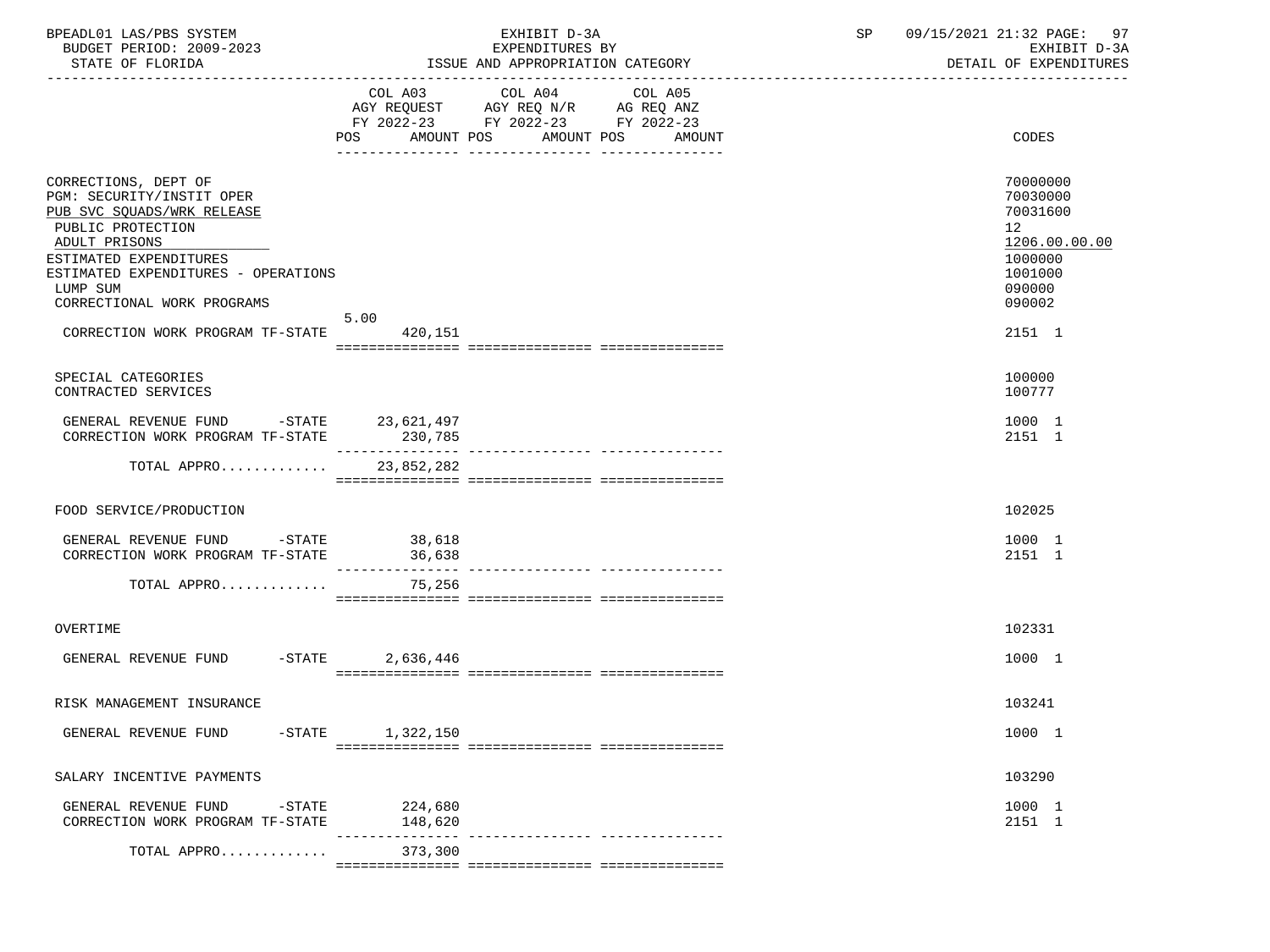BPEADL01 LAS/PBS SYSTEM | EXHIBIT D-3A | SP 09/15/2021 21:32 PAGE: 97
BUDGET PERIOD: 2009-2023 | EXPENDITURES BY | EXHIBIT D-3A
STATE OF FLORIDA | ISSUE AND APPROPRIATION CATEGORY | DETAIL OF EXPENDITURES

| | COL A03 AGY REQUEST FY 2022-23 POS | AMOUNT | COL A04 AGY REQ N/R FY 2022-23 POS | AMOUNT | COL A05 AG REQ ANZ FY 2022-23 POS | AMOUNT | CODES |
|---|---|---|---|---|---|---|---|
| CORRECTIONS, DEPT OF | | | | | | | 70000000 |
| PGM: SECURITY/INSTIT OPER | | | | | | | 70030000 |
| PUB SVC SQUADS/WRK RELEASE | | | | | | | 70031600 |
| PUBLIC PROTECTION | | | | | | | 12 |
| ADULT PRISONS | | | | | | | 1206.00.00.00 |
| ESTIMATED EXPENDITURES | | | | | | | 1000000 |
| ESTIMATED EXPENDITURES - OPERATIONS | | | | | | | 1001000 |
| LUMP SUM | | | | | | | 090000 |
| CORRECTIONAL WORK PROGRAMS | | | | | | | 090002 |
| CORRECTION WORK PROGRAM TF-STATE | 5.00 | 420,151 | | | | | 2151 1 |
| SPECIAL CATEGORIES | | | | | | | 100000 |
| CONTRACTED SERVICES | | | | | | | 100777 |
| GENERAL REVENUE FUND -STATE | | 23,621,497 | | | | | 1000 1 |
| CORRECTION WORK PROGRAM TF-STATE | | 230,785 | | | | | 2151 1 |
| TOTAL APPRO............ | | 23,852,282 | | | | | |
| FOOD SERVICE/PRODUCTION | | | | | | | 102025 |
| GENERAL REVENUE FUND -STATE | | 38,618 | | | | | 1000 1 |
| CORRECTION WORK PROGRAM TF-STATE | | 36,638 | | | | | 2151 1 |
| TOTAL APPRO............ | | 75,256 | | | | | |
| OVERTIME | | | | | | | 102331 |
| GENERAL REVENUE FUND -STATE | | 2,636,446 | | | | | 1000 1 |
| RISK MANAGEMENT INSURANCE | | | | | | | 103241 |
| GENERAL REVENUE FUND -STATE | | 1,322,150 | | | | | 1000 1 |
| SALARY INCENTIVE PAYMENTS | | | | | | | 103290 |
| GENERAL REVENUE FUND -STATE | | 224,680 | | | | | 1000 1 |
| CORRECTION WORK PROGRAM TF-STATE | | 148,620 | | | | | 2151 1 |
| TOTAL APPRO............ | | 373,300 | | | | | |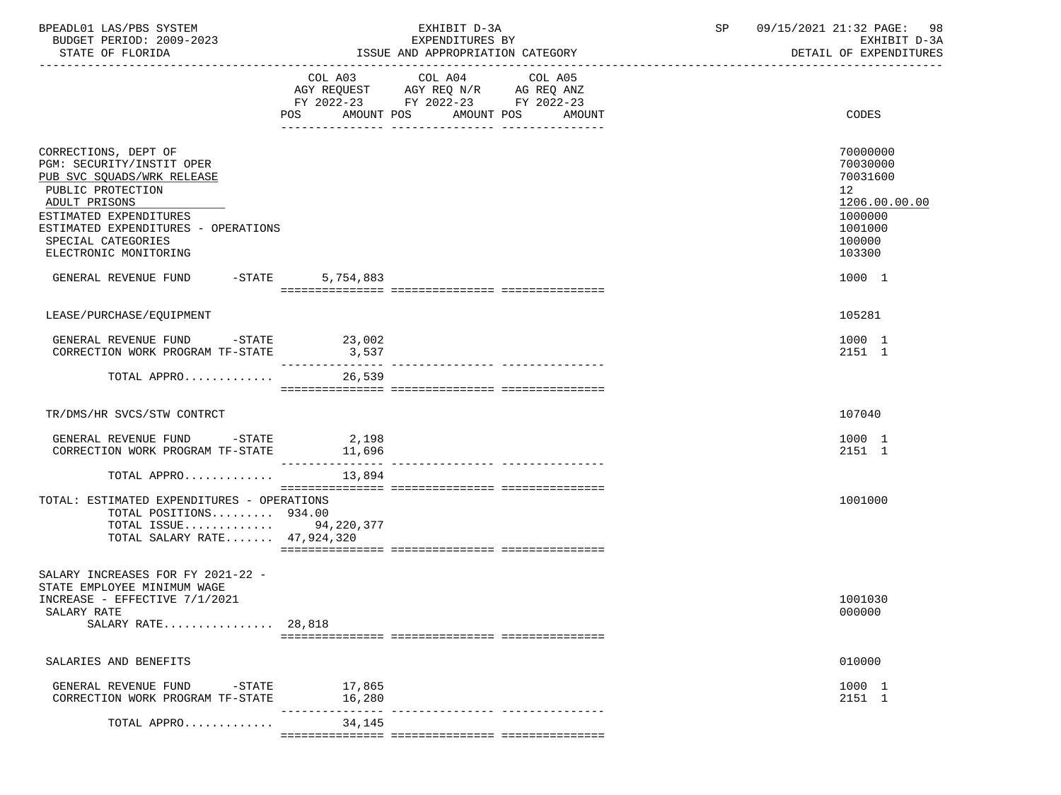BPEADL01 LAS/PBS SYSTEM — EXHIBIT D-3A — EXPENDITURES BY ISSUE AND APPROPRIATION CATEGORY — SP 09/15/2021 21:32 PAGE: 98
BUDGET PERIOD: 2009-2023 — EXHIBIT D-3A
STATE OF FLORIDA — DETAIL OF EXPENDITURES

| | COL A03 AGY REQUEST FY 2022-23 POS AMOUNT | COL A04 AGY REQ N/R FY 2022-23 POS AMOUNT | COL A05 AG REQ ANZ FY 2022-23 POS AMOUNT | CODES |
|---|---|---|---|---|
| CORRECTIONS, DEPT OF | | | | 70000000 |
| PGM: SECURITY/INSTIT OPER | | | | 70030000 |
| PUB SVC SQUADS/WRK RELEASE | | | | 70031600 |
| PUBLIC PROTECTION | | | | 12 |
| ADULT PRISONS | | | | 1206.00.00.00 |
| ESTIMATED EXPENDITURES | | | | 1000000 |
| ESTIMATED EXPENDITURES - OPERATIONS | | | | 1001000 |
| SPECIAL CATEGORIES | | | | 100000 |
| ELECTRONIC MONITORING | | | | 103300 |
| GENERAL REVENUE FUND -STATE | 5,754,883 | | | 1000 1 |
| LEASE/PURCHASE/EQUIPMENT | | | | 105281 |
| GENERAL REVENUE FUND -STATE | 23,002 | | | 1000 1 |
| CORRECTION WORK PROGRAM TF-STATE | 3,537 | | | 2151 1 |
| TOTAL APPRO............ | 26,539 | | | |
| TR/DMS/HR SVCS/STW CONTRCT | | | | 107040 |
| GENERAL REVENUE FUND -STATE | 2,198 | | | 1000 1 |
| CORRECTION WORK PROGRAM TF-STATE | 11,696 | | | 2151 1 |
| TOTAL APPRO............ | 13,894 | | | |
| TOTAL: ESTIMATED EXPENDITURES - OPERATIONS | | | | 1001000 |
| TOTAL POSITIONS......... | 934.00 | | | |
| TOTAL ISSUE............ | 94,220,377 | | | |
| TOTAL SALARY RATE....... | 47,924,320 | | | |
| SALARY INCREASES FOR FY 2021-22 - STATE EMPLOYEE MINIMUM WAGE INCREASE - EFFECTIVE 7/1/2021 | | | | 1001030 |
| SALARY RATE | | | | 000000 |
| SALARY RATE................ | 28,818 | | | |
| SALARIES AND BENEFITS | | | | 010000 |
| GENERAL REVENUE FUND -STATE | 17,865 | | | 1000 1 |
| CORRECTION WORK PROGRAM TF-STATE | 16,280 | | | 2151 1 |
| TOTAL APPRO............ | 34,145 | | | |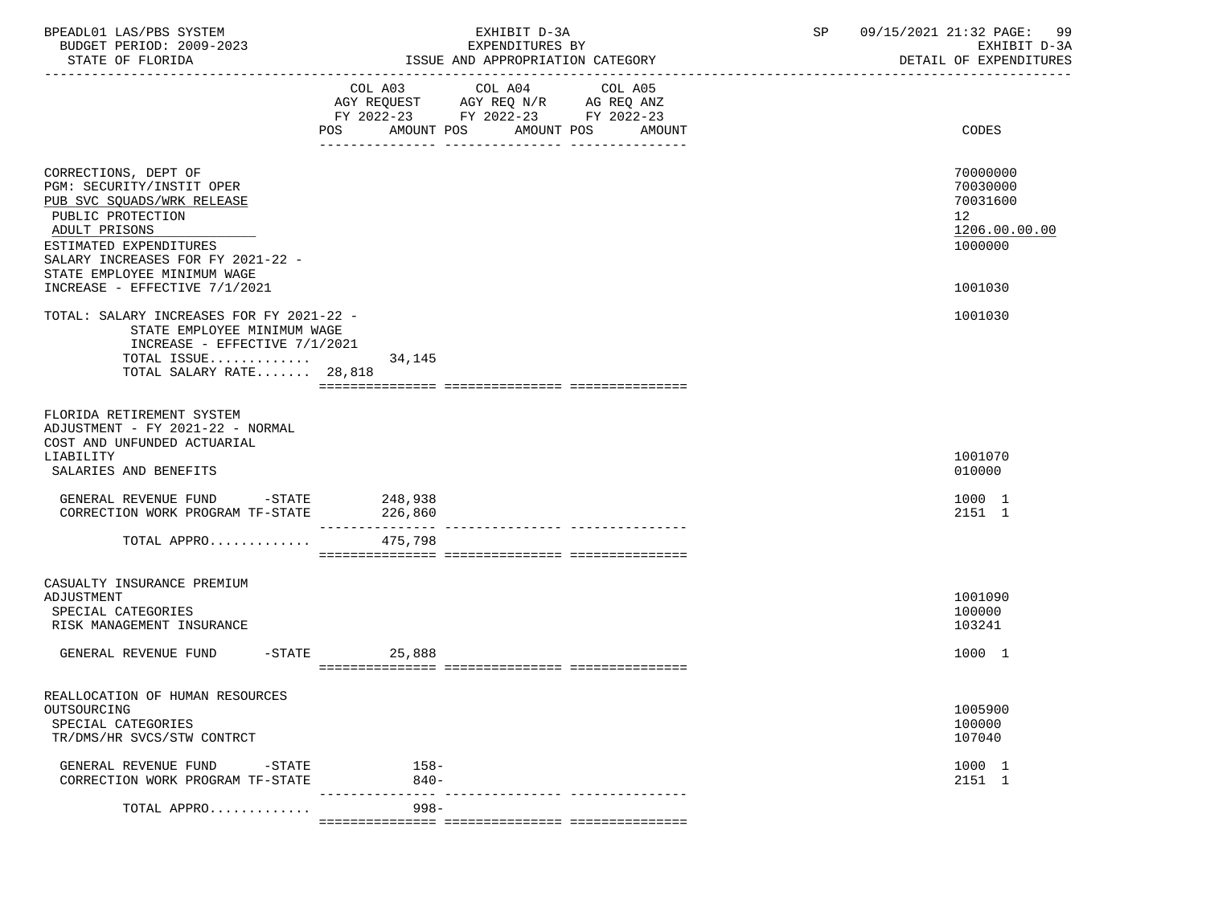BPEADL01 LAS/PBS SYSTEM — EXHIBIT D-3A — EXPENDITURES BY ISSUE AND APPROPRIATION CATEGORY — SP 09/15/2021 21:32 — DETAIL OF EXPENDITURES

BUDGET PERIOD: 2009-2023 — STATE OF FLORIDA

| | COL A03 AGY REQUEST FY 2022-23 POS AMOUNT | COL A04 AGY REQ N/R FY 2022-23 POS AMOUNT | COL A05 AG REQ ANZ FY 2022-23 POS AMOUNT | CODES |
|---|---|---|---|---|
| CORRECTIONS, DEPT OF | | | | 70000000 |
| PGM: SECURITY/INSTIT OPER | | | | 70030000 |
| PUB SVC SQUADS/WRK RELEASE | | | | 70031600 |
| PUBLIC PROTECTION | | | | 12 |
| ADULT PRISONS | | | | 1206.00.00.00 |
| ESTIMATED EXPENDITURES | | | | 1000000 |
| SALARY INCREASES FOR FY 2021-22 - STATE EMPLOYEE MINIMUM WAGE INCREASE - EFFECTIVE 7/1/2021 | | | | 1001030 |
| TOTAL: SALARY INCREASES FOR FY 2021-22 - STATE EMPLOYEE MINIMUM WAGE INCREASE - EFFECTIVE 7/1/2021 | | | | 1001030 |
| TOTAL ISSUE............. | 34,145 | | | |
| TOTAL SALARY RATE....... | 28,818 | | | |
| FLORIDA RETIREMENT SYSTEM ADJUSTMENT - FY 2021-22 - NORMAL COST AND UNFUNDED ACTUARIAL LIABILITY | | | | 1001070 |
| SALARIES AND BENEFITS | | | | 010000 |
| GENERAL REVENUE FUND -STATE | 248,938 | | | 1000 1 |
| CORRECTION WORK PROGRAM TF-STATE | 226,860 | | | 2151 1 |
| TOTAL APPRO............. | 475,798 | | | |
| CASUALTY INSURANCE PREMIUM ADJUSTMENT | | | | 1001090 |
| SPECIAL CATEGORIES | | | | 100000 |
| RISK MANAGEMENT INSURANCE | | | | 103241 |
| GENERAL REVENUE FUND -STATE | 25,888 | | | 1000 1 |
| REALLOCATION OF HUMAN RESOURCES OUTSOURCING | | | | 1005900 |
| SPECIAL CATEGORIES | | | | 100000 |
| TR/DMS/HR SVCS/STW CONTRCT | | | | 107040 |
| GENERAL REVENUE FUND -STATE | 158- | | | 1000 1 |
| CORRECTION WORK PROGRAM TF-STATE | 840- | | | 2151 1 |
| TOTAL APPRO............. | 998- | | | |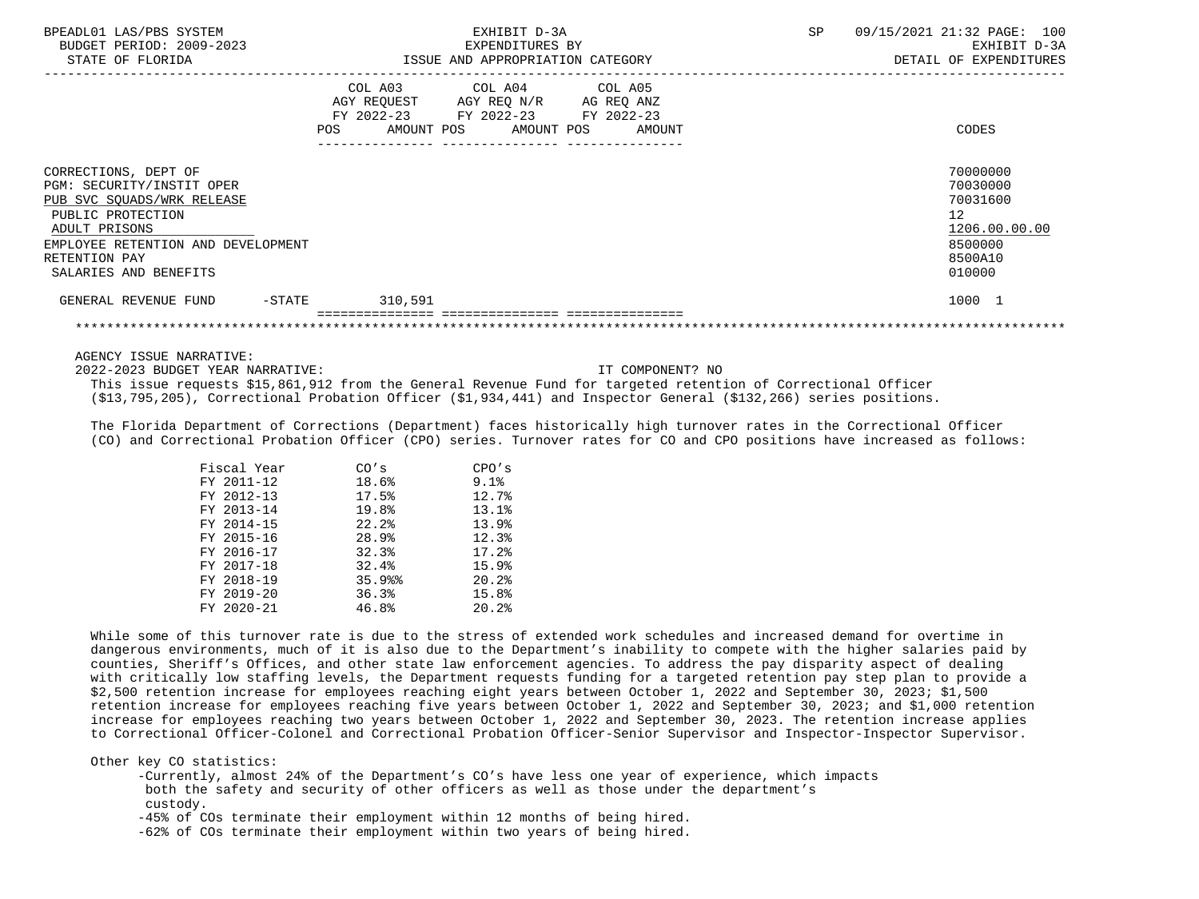| | COL A03 AGY REQUEST FY 2022-23 POS AMOUNT | COL A04 AGY REQ N/R FY 2022-23 POS AMOUNT | COL A05 AG REQ ANZ FY 2022-23 POS AMOUNT | CODES |
|---|---|---|---|---|
| CORRECTIONS, DEPT OF | | | | 70000000 |
| PGM: SECURITY/INSTIT OPER | | | | 70030000 |
| PUB SVC SQUADS/WRK RELEASE | | | | 70031600 |
| PUBLIC PROTECTION | | | | 12 |
| ADULT PRISONS | | | | 1206.00.00.00 |
| EMPLOYEE RETENTION AND DEVELOPMENT | | | | 8500000 |
| RETENTION PAY | | | | 8500A10 |
| SALARIES AND BENEFITS | | | | 010000 |
| GENERAL REVENUE FUND -STATE | 310,591 | | | 1000 1 |

AGENCY ISSUE NARRATIVE:

2022-2023 BUDGET YEAR NARRATIVE: IT COMPONENT? NO

This issue requests $15,861,912 from the General Revenue Fund for targeted retention of Correctional Officer ($13,795,205), Correctional Probation Officer ($1,934,441) and Inspector General ($132,266) series positions.

The Florida Department of Corrections (Department) faces historically high turnover rates in the Correctional Officer (CO) and Correctional Probation Officer (CPO) series. Turnover rates for CO and CPO positions have increased as follows:

| Fiscal Year | CO's | CPO's |
|---|---|---|
| FY 2011-12 | 18.6% | 9.1% |
| FY 2012-13 | 17.5% | 12.7% |
| FY 2013-14 | 19.8% | 13.1% |
| FY 2014-15 | 22.2% | 13.9% |
| FY 2015-16 | 28.9% | 12.3% |
| FY 2016-17 | 32.3% | 17.2% |
| FY 2017-18 | 32.4% | 15.9% |
| FY 2018-19 | 35.9%% | 20.2% |
| FY 2019-20 | 36.3% | 15.8% |
| FY 2020-21 | 46.8% | 20.2% |

While some of this turnover rate is due to the stress of extended work schedules and increased demand for overtime in dangerous environments, much of it is also due to the Department's inability to compete with the higher salaries paid by counties, Sheriff's Offices, and other state law enforcement agencies. To address the pay disparity aspect of dealing with critically low staffing levels, the Department requests funding for a targeted retention pay step plan to provide a $2,500 retention increase for employees reaching eight years between October 1, 2022 and September 30, 2023; $1,500 retention increase for employees reaching five years between October 1, 2022 and September 30, 2023; and $1,000 retention increase for employees reaching two years between October 1, 2022 and September 30, 2023. The retention increase applies to Correctional Officer-Colonel and Correctional Probation Officer-Senior Supervisor and Inspector-Inspector Supervisor.

Other key CO statistics:

- -Currently, almost 24% of the Department's CO's have less one year of experience, which impacts both the safety and security of other officers as well as those under the department's custody.
- -45% of COs terminate their employment within 12 months of being hired.
- -62% of COs terminate their employment within two years of being hired.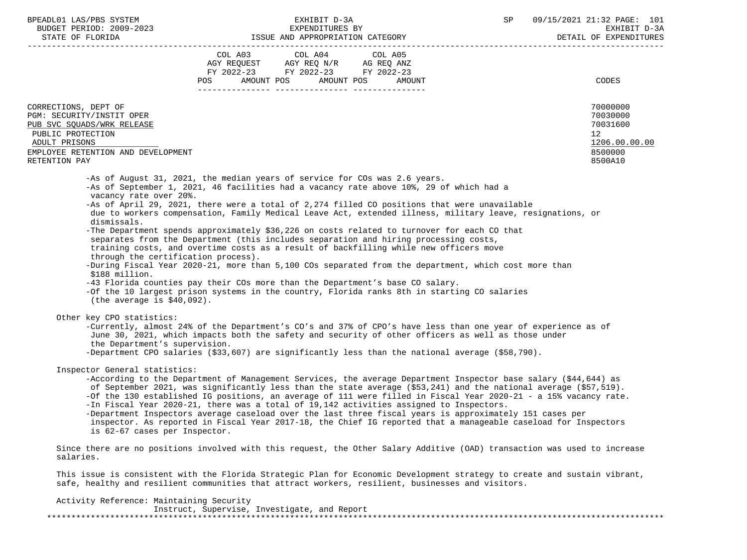| | COL A03 AGY REQUEST FY 2022-23 POS AMOUNT | COL A04 AGY REQ N/R FY 2022-23 POS AMOUNT | COL A05 AG REQ ANZ FY 2022-23 POS AMOUNT | CODES |
|---|---|---|---|---|
| CORRECTIONS, DEPT OF | | | | 70000000 |
| PGM: SECURITY/INSTIT OPER | | | | 70030000 |
| PUB SVC SQUADS/WRK RELEASE | | | | 70031600 |
| PUBLIC PROTECTION | | | | 12 |
| ADULT PRISONS | | | | 1206.00.00.00 |
| EMPLOYEE RETENTION AND DEVELOPMENT | | | | 8500000 |
| RETENTION PAY | | | | 8500A10 |

- As of August 31, 2021, the median years of service for COs was 2.6 years.
- As of September 1, 2021, 46 facilities had a vacancy rate above 10%, 29 of which had a vacancy rate over 20%.
- As of April 29, 2021, there were a total of 2,274 filled CO positions that were unavailable due to workers compensation, Family Medical Leave Act, extended illness, military leave, resignations, or dismissals.
- The Department spends approximately $36,226 on costs related to turnover for each CO that separates from the Department (this includes separation and hiring processing costs, training costs, and overtime costs as a result of backfilling while new officers move through the certification process).
- During Fiscal Year 2020-21, more than 5,100 COs separated from the department, which cost more than $188 million.
- 43 Florida counties pay their COs more than the Department's base CO salary.
- Of the 10 largest prison systems in the country, Florida ranks 8th in starting CO salaries (the average is $40,092).

Other key CPO statistics:

- Currently, almost 24% of the Department's CO's and 37% of CPO's have less than one year of experience as of June 30, 2021, which impacts both the safety and security of other officers as well as those under the Department's supervision.
- Department CPO salaries ($33,607) are significantly less than the national average ($58,790).

Inspector General statistics:

- According to the Department of Management Services, the average Department Inspector base salary ($44,644) as of September 2021, was significantly less than the state average ($53,241) and the national average ($57,519).
- Of the 130 established IG positions, an average of 111 were filled in Fiscal Year 2020-21 - a 15% vacancy rate.
- In Fiscal Year 2020-21, there was a total of 19,142 activities assigned to Inspectors.
- Department Inspectors average caseload over the last three fiscal years is approximately 151 cases per inspector. As reported in Fiscal Year 2017-18, the Chief IG reported that a manageable caseload for Inspectors is 62-67 cases per Inspector.

Since there are no positions involved with this request, the Other Salary Additive (OAD) transaction was used to increase salaries.

This issue is consistent with the Florida Strategic Plan for Economic Development strategy to create and sustain vibrant, safe, healthy and resilient communities that attract workers, resilient, businesses and visitors.

Activity Reference: Maintaining Security
Instruct, Supervise, Investigate, and Report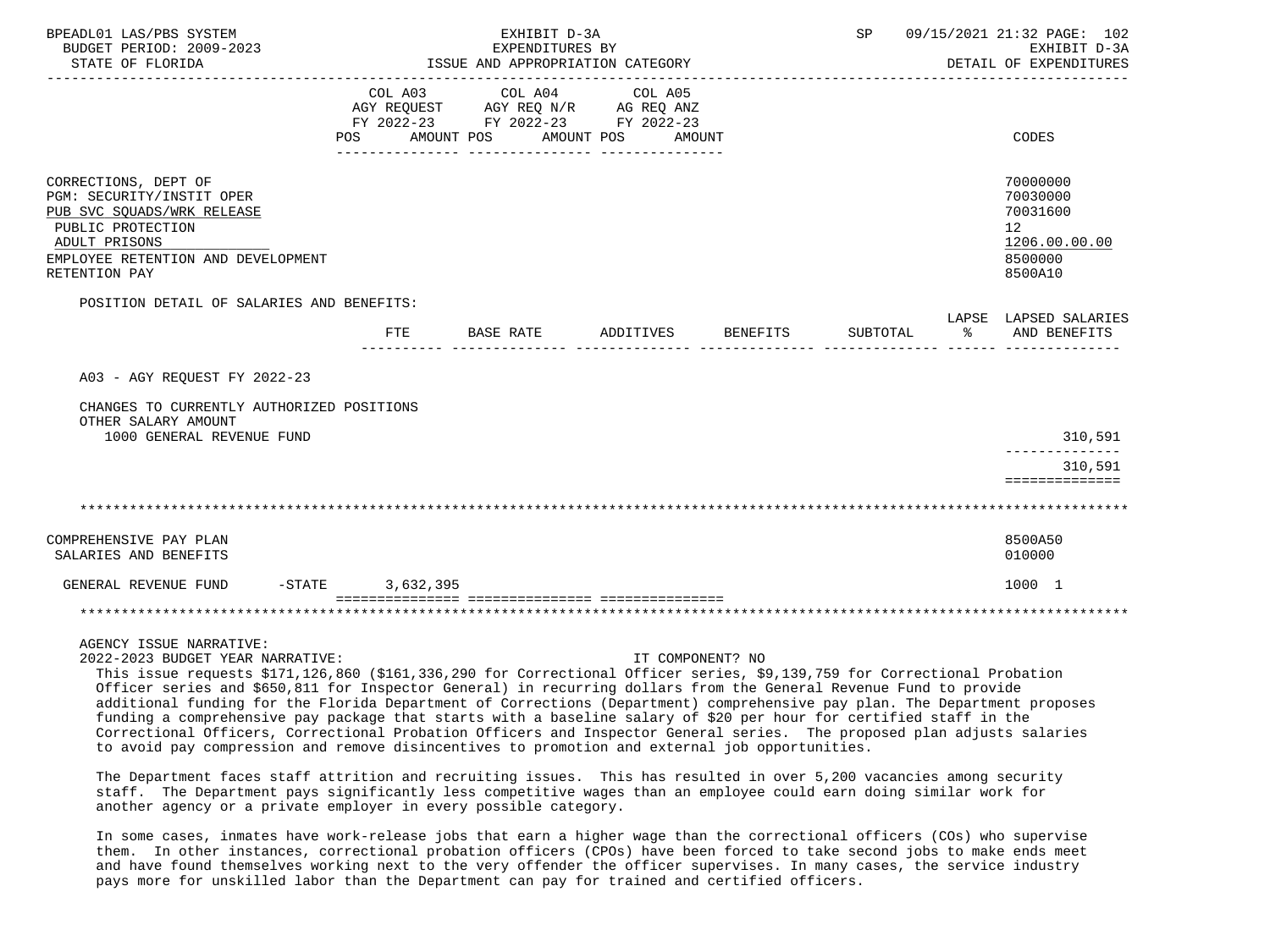| | COL A03 AGY REQUEST FY 2022-23 | | COL A04 AGY REQ N/R FY 2022-23 | | COL A05 AG REQ ANZ FY 2022-23 | | CODES |
|---|---|---|---|---|---|---|---|
| | POS | AMOUNT | POS | AMOUNT | POS | AMOUNT | |

CORRECTIONS, DEPT OF — 70000000
PGM: SECURITY/INSTIT OPER — 70030000
PUB SVC SQUADS/WRK RELEASE — 70031600
PUBLIC PROTECTION — 12
ADULT PRISONS — 1206.00.00.00
EMPLOYEE RETENTION AND DEVELOPMENT — 8500000
RETENTION PAY — 8500A10

POSITION DETAIL OF SALARIES AND BENEFITS:

| | FTE | BASE RATE | ADDITIVES | BENEFITS | SUBTOTAL | LAPSE % | LAPSED SALARIES AND BENEFITS |
|---|---|---|---|---|---|---|---|
| A03 - AGY REQUEST FY 2022-23 | | | | | | | |
| CHANGES TO CURRENTLY AUTHORIZED POSITIONS | | | | | | | |
| OTHER SALARY AMOUNT | | | | | | | |
| 1000 GENERAL REVENUE FUND | | | | | | | 310,591 |
| | | | | | | | 310,591 |

***

COMPREHENSIVE PAY PLAN — 8500A50
SALARIES AND BENEFITS — 010000

| | COL A03 | COL A04 | COL A05 | CODES |
|---|---|---|---|---|
| GENERAL REVENUE FUND -STATE | 3,632,395 | | | 1000 1 |

***

AGENCY ISSUE NARRATIVE:
2022-2023 BUDGET YEAR NARRATIVE: IT COMPONENT? NO

This issue requests $171,126,860 ($161,336,290 for Correctional Officer series, $9,139,759 for Correctional Probation Officer series and $650,811 for Inspector General) in recurring dollars from the General Revenue Fund to provide additional funding for the Florida Department of Corrections (Department) comprehensive pay plan. The Department proposes funding a comprehensive pay package that starts with a baseline salary of $20 per hour for certified staff in the Correctional Officers, Correctional Probation Officers and Inspector General series. The proposed plan adjusts salaries to avoid pay compression and remove disincentives to promotion and external job opportunities.

The Department faces staff attrition and recruiting issues. This has resulted in over 5,200 vacancies among security staff. The Department pays significantly less competitive wages than an employee could earn doing similar work for another agency or a private employer in every possible category.

In some cases, inmates have work-release jobs that earn a higher wage than the correctional officers (COs) who supervise them. In other instances, correctional probation officers (CPOs) have been forced to take second jobs to make ends meet and have found themselves working next to the very offender the officer supervises. In many cases, the service industry pays more for unskilled labor than the Department can pay for trained and certified officers.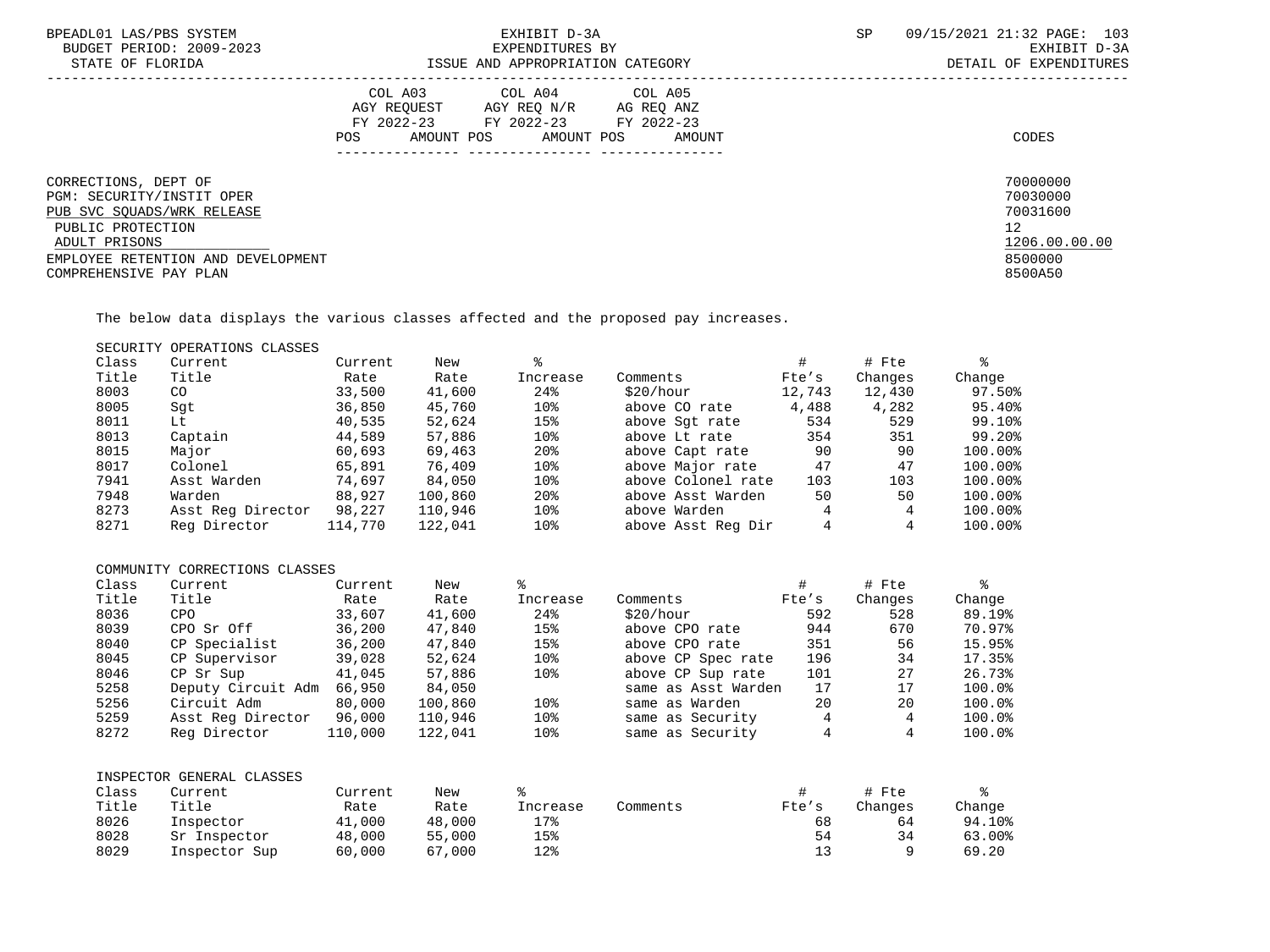BPEADL01 LAS/PBS SYSTEM | EXHIBIT D-3A | SP 09/15/2021 21:32
BUDGET PERIOD: 2009-2023 | EXPENDITURES BY | EXHIBIT D-3A
STATE OF FLORIDA | ISSUE AND APPROPRIATION CATEGORY | DETAIL OF EXPENDITURES

| | COL A03 AGY REQUEST FY 2022-23 POS AMOUNT | COL A04 AGY REQ N/R FY 2022-23 POS AMOUNT | COL A05 AG REQ ANZ FY 2022-23 POS AMOUNT | CODES |
|---|---|---|---|---|
| CORRECTIONS, DEPT OF | | | | 70000000 |
| PGM: SECURITY/INSTIT OPER | | | | 70030000 |
| PUB SVC SQUADS/WRK RELEASE | | | | 70031600 |
| PUBLIC PROTECTION | | | | 12 |
| ADULT PRISONS | | | | 1206.00.00.00 |
| EMPLOYEE RETENTION AND DEVELOPMENT | | | | 8500000 |
| COMPREHENSIVE PAY PLAN | | | | 8500A50 |

The below data displays the various classes affected and the proposed pay increases.

SECURITY OPERATIONS CLASSES

| Class Title | Current Title | Current Rate | New Rate | % Increase | Comments | # Fte's | # Fte Changes | % Change |
|---|---|---|---|---|---|---|---|---|
| 8003 | CO | 33,500 | 41,600 | 24% | $20/hour | 12,743 | 12,430 | 97.50% |
| 8005 | Sgt | 36,850 | 45,760 | 10% | above CO rate | 4,488 | 4,282 | 95.40% |
| 8011 | Lt | 40,535 | 52,624 | 15% | above Sgt rate | 534 | 529 | 99.10% |
| 8013 | Captain | 44,589 | 57,886 | 10% | above Lt rate | 354 | 351 | 99.20% |
| 8015 | Major | 60,693 | 69,463 | 20% | above Capt rate | 90 | 90 | 100.00% |
| 8017 | Colonel | 65,891 | 76,409 | 10% | above Major rate | 47 | 47 | 100.00% |
| 7941 | Asst Warden | 74,697 | 84,050 | 10% | above Colonel rate | 103 | 103 | 100.00% |
| 7948 | Warden | 88,927 | 100,860 | 20% | above Asst Warden | 50 | 50 | 100.00% |
| 8273 | Asst Reg Director | 98,227 | 110,946 | 10% | above Warden | 4 | 4 | 100.00% |
| 8271 | Reg Director | 114,770 | 122,041 | 10% | above Asst Reg Dir | 4 | 4 | 100.00% |

COMMUNITY CORRECTIONS CLASSES

| Class Title | Current Title | Current Rate | New Rate | % Increase | Comments | # Fte's | # Fte Changes | % Change |
|---|---|---|---|---|---|---|---|---|
| 8036 | CPO | 33,607 | 41,600 | 24% | $20/hour | 592 | 528 | 89.19% |
| 8039 | CPO Sr Off | 36,200 | 47,840 | 15% | above CPO rate | 944 | 670 | 70.97% |
| 8040 | CP Specialist | 36,200 | 47,840 | 15% | above CPO rate | 351 | 56 | 15.95% |
| 8045 | CP Supervisor | 39,028 | 52,624 | 10% | above CP Spec rate | 196 | 34 | 17.35% |
| 8046 | CP Sr Sup | 41,045 | 57,886 | 10% | above CP Sup rate | 101 | 27 | 26.73% |
| 5258 | Deputy Circuit Adm | 66,950 | 84,050 | | same as Asst Warden | 17 | 17 | 100.0% |
| 5256 | Circuit Adm | 80,000 | 100,860 | 10% | same as Warden | 20 | 20 | 100.0% |
| 5259 | Asst Reg Director | 96,000 | 110,946 | 10% | same as Security | 4 | 4 | 100.0% |
| 8272 | Reg Director | 110,000 | 122,041 | 10% | same as Security | 4 | 4 | 100.0% |

INSPECTOR GENERAL CLASSES

| Class Title | Current Title | Current Rate | New Rate | % Increase | Comments | # Fte's | # Fte Changes | % Change |
|---|---|---|---|---|---|---|---|---|
| 8026 | Inspector | 41,000 | 48,000 | 17% | | 68 | 64 | 94.10% |
| 8028 | Sr Inspector | 48,000 | 55,000 | 15% | | 54 | 34 | 63.00% |
| 8029 | Inspector Sup | 60,000 | 67,000 | 12% | | 13 | 9 | 69.20 |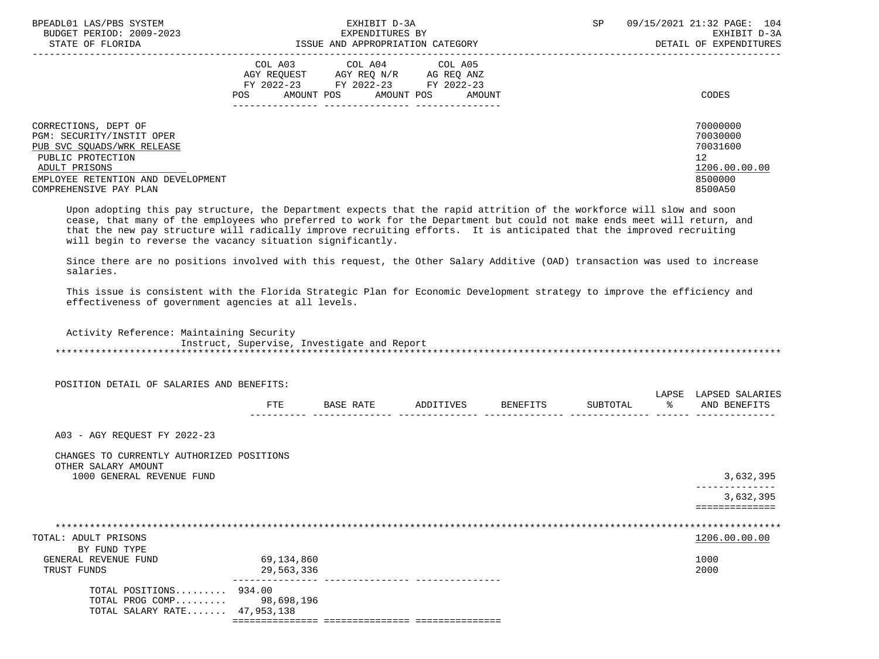| | COL A03 AGY REQUEST FY 2022-23 POS AMOUNT | COL A04 AGY REQ N/R FY 2022-23 POS AMOUNT | COL A05 AG REQ ANZ FY 2022-23 POS AMOUNT | CODES |
|---|---|---|---|---|
| CORRECTIONS, DEPT OF | | | | 70000000 |
| PGM: SECURITY/INSTIT OPER | | | | 70030000 |
| PUB SVC SQUADS/WRK RELEASE | | | | 70031600 |
| PUBLIC PROTECTION | | | | 12 |
| ADULT PRISONS | | | | 1206.00.00.00 |
| EMPLOYEE RETENTION AND DEVELOPMENT | | | | 8500000 |
| COMPREHENSIVE PAY PLAN | | | | 8500A50 |

Upon adopting this pay structure, the Department expects that the rapid attrition of the workforce will slow and soon cease, that many of the employees who preferred to work for the Department but could not make ends meet will return, and that the new pay structure will radically improve recruiting efforts. It is anticipated that the improved recruiting will begin to reverse the vacancy situation significantly.

Since there are no positions involved with this request, the Other Salary Additive (OAD) transaction was used to increase salaries.

This issue is consistent with the Florida Strategic Plan for Economic Development strategy to improve the efficiency and effectiveness of government agencies at all levels.

Activity Reference: Maintaining Security
Instruct, Supervise, Investigate and Report

POSITION DETAIL OF SALARIES AND BENEFITS:

| | FTE | BASE RATE | ADDITIVES | BENEFITS | SUBTOTAL | LAPSE % | LAPSED SALARIES AND BENEFITS |
|---|---|---|---|---|---|---|---|
| A03 - AGY REQUEST FY 2022-23 | | | | | | | |
| CHANGES TO CURRENTLY AUTHORIZED POSITIONS | | | | | | | |
| OTHER SALARY AMOUNT | | | | | | | |
| 1000 GENERAL REVENUE FUND | | | | | | | 3,632,395 |
| | | | | | | | 3,632,395 |

| TOTAL: ADULT PRISONS | | | | 1206.00.00.00 |
|---|---|---|---|---|
| BY FUND TYPE | | | | |
| GENERAL REVENUE FUND | 69,134,860 | | | 1000 |
| TRUST FUNDS | 29,563,336 | | | 2000 |
| TOTAL POSITIONS......... | 934.00 | | | |
| TOTAL PROG COMP......... | 98,698,196 | | | |
| TOTAL SALARY RATE....... | 47,953,138 | | | |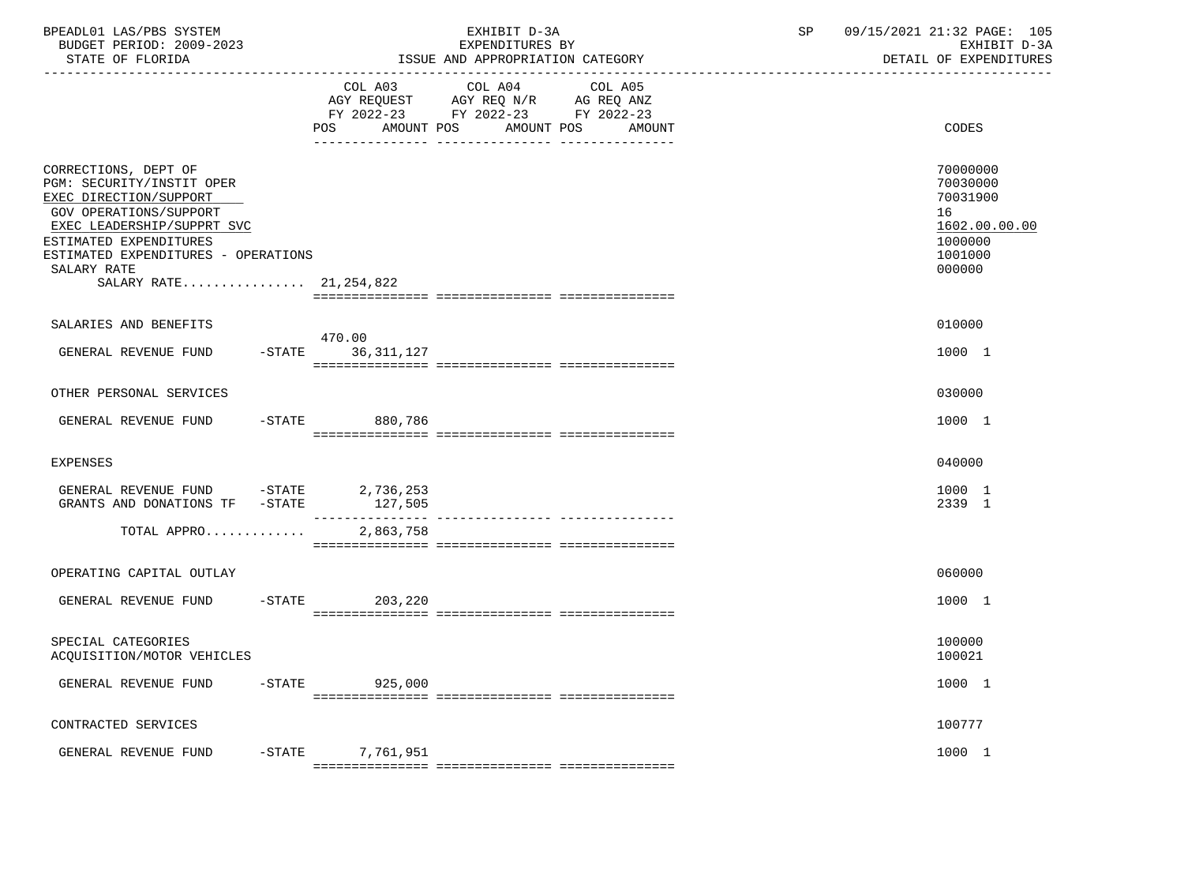BPEADL01 LAS/PBS SYSTEM | EXHIBIT D-3A | SP 09/15/2021 21:32

BUDGET PERIOD: 2009-2023 | EXPENDITURES BY | EXHIBIT D-3A

STATE OF FLORIDA | ISSUE AND APPROPRIATION CATEGORY | DETAIL OF EXPENDITURES

| | COL A03 AGY REQUEST FY 2022-23 POS | AMOUNT | COL A04 AGY REQ N/R FY 2022-23 POS | AMOUNT | COL A05 AG REQ ANZ FY 2022-23 POS | AMOUNT | CODES |
|---|---|---|---|---|---|---|---|
| CORRECTIONS, DEPT OF | | | | | | | 70000000 |
| PGM: SECURITY/INSTIT OPER | | | | | | | 70030000 |
| EXEC DIRECTION/SUPPORT | | | | | | | 70031900 |
| GOV OPERATIONS/SUPPORT | | | | | | | 16 |
| EXEC LEADERSHIP/SUPPRT SVC | | | | | | | 1602.00.00.00 |
| ESTIMATED EXPENDITURES | | | | | | | 1000000 |
| ESTIMATED EXPENDITURES - OPERATIONS | | | | | | | 1001000 |
| SALARY RATE | | | | | | | 000000 |
| SALARY RATE................ | | 21,254,822 | | | | | |
| SALARIES AND BENEFITS | | | | | | | 010000 |
| GENERAL REVENUE FUND -STATE | 470.00 | 36,311,127 | | | | | 1000 1 |
| OTHER PERSONAL SERVICES | | | | | | | 030000 |
| GENERAL REVENUE FUND -STATE | | 880,786 | | | | | 1000 1 |
| EXPENSES | | | | | | | 040000 |
| GENERAL REVENUE FUND -STATE | | 2,736,253 | | | | | 1000 1 |
| GRANTS AND DONATIONS TF -STATE | | 127,505 | | | | | 2339 1 |
| TOTAL APPRO............ | | 2,863,758 | | | | | |
| OPERATING CAPITAL OUTLAY | | | | | | | 060000 |
| GENERAL REVENUE FUND -STATE | | 203,220 | | | | | 1000 1 |
| SPECIAL CATEGORIES | | | | | | | 100000 |
| ACQUISITION/MOTOR VEHICLES | | | | | | | 100021 |
| GENERAL REVENUE FUND -STATE | | 925,000 | | | | | 1000 1 |
| CONTRACTED SERVICES | | | | | | | 100777 |
| GENERAL REVENUE FUND -STATE | | 7,761,951 | | | | | 1000 1 |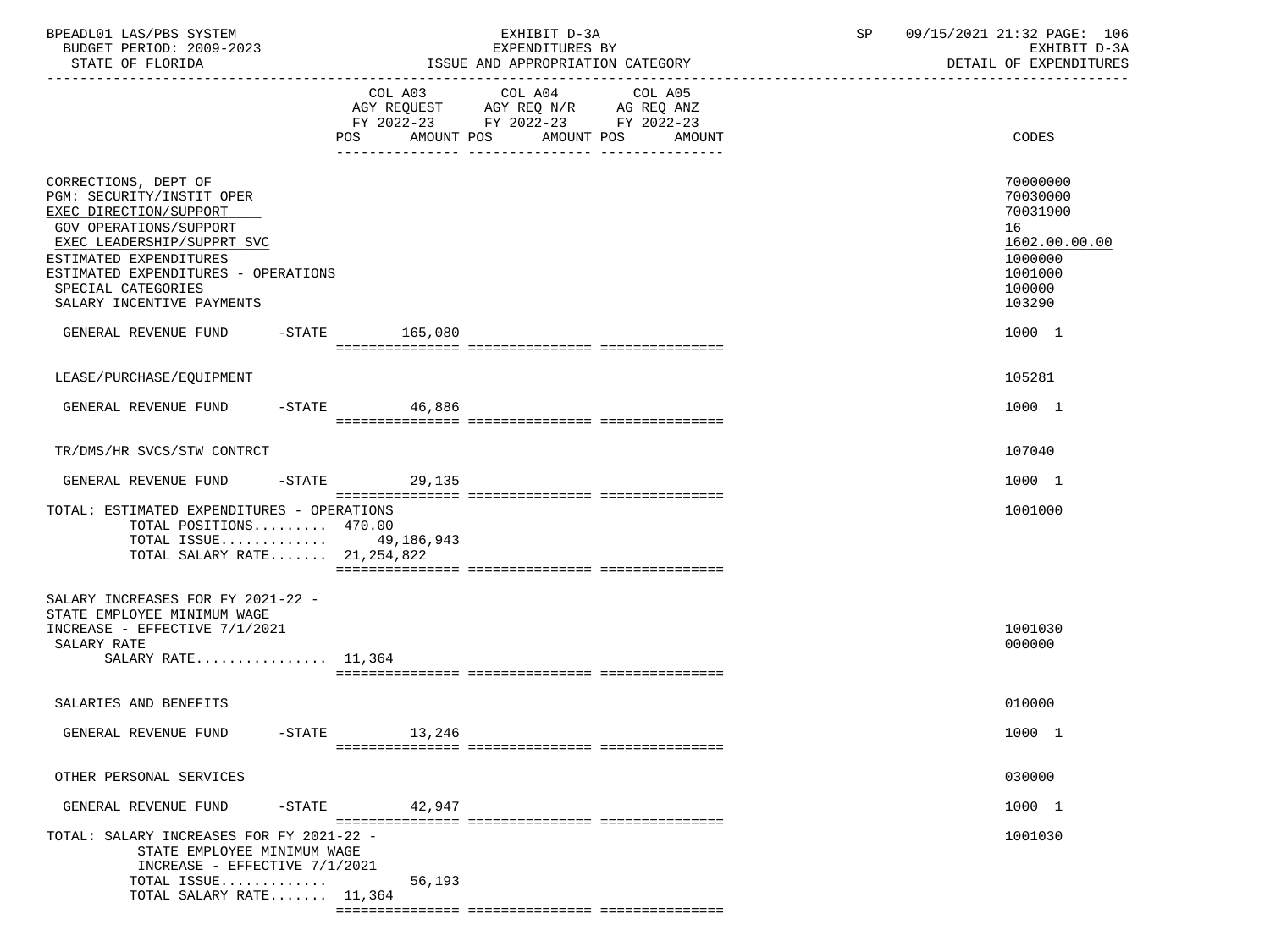| | COL A03 AGY REQUEST FY 2022-23 POS AMOUNT | COL A04 AGY REQ N/R FY 2022-23 POS AMOUNT | COL A05 AG REQ ANZ FY 2022-23 POS AMOUNT | CODES |
|---|---|---|---|---|
| CORRECTIONS, DEPT OF | | | | 70000000 |
| PGM: SECURITY/INSTIT OPER | | | | 70030000 |
| EXEC DIRECTION/SUPPORT | | | | 70031900 |
| GOV OPERATIONS/SUPPORT | | | | 16 |
| EXEC LEADERSHIP/SUPPRT SVC | | | | 1602.00.00.00 |
| ESTIMATED EXPENDITURES | | | | 1000000 |
| ESTIMATED EXPENDITURES - OPERATIONS | | | | 1001000 |
| SPECIAL CATEGORIES | | | | 100000 |
| SALARY INCENTIVE PAYMENTS | | | | 103290 |
| GENERAL REVENUE FUND -STATE | 165,080 | | | 1000 1 |
| LEASE/PURCHASE/EQUIPMENT | | | | 105281 |
| GENERAL REVENUE FUND -STATE | 46,886 | | | 1000 1 |
| TR/DMS/HR SVCS/STW CONTRCT | | | | 107040 |
| GENERAL REVENUE FUND -STATE | 29,135 | | | 1000 1 |
| TOTAL: ESTIMATED EXPENDITURES - OPERATIONS | | | | 1001000 |
| TOTAL POSITIONS......... | 470.00 | | | |
| TOTAL ISSUE............. | 49,186,943 | | | |
| TOTAL SALARY RATE....... | 21,254,822 | | | |
| SALARY INCREASES FOR FY 2021-22 - STATE EMPLOYEE MINIMUM WAGE INCREASE - EFFECTIVE 7/1/2021 | | | | 1001030 |
| SALARY RATE | | | | 000000 |
| SALARY RATE................ | 11,364 | | | |
| SALARIES AND BENEFITS | | | | 010000 |
| GENERAL REVENUE FUND -STATE | 13,246 | | | 1000 1 |
| OTHER PERSONAL SERVICES | | | | 030000 |
| GENERAL REVENUE FUND -STATE | 42,947 | | | 1000 1 |
| TOTAL: SALARY INCREASES FOR FY 2021-22 - STATE EMPLOYEE MINIMUM WAGE INCREASE - EFFECTIVE 7/1/2021 | | | | 1001030 |
| TOTAL ISSUE............. | 56,193 | | | |
| TOTAL SALARY RATE....... | 11,364 | | | |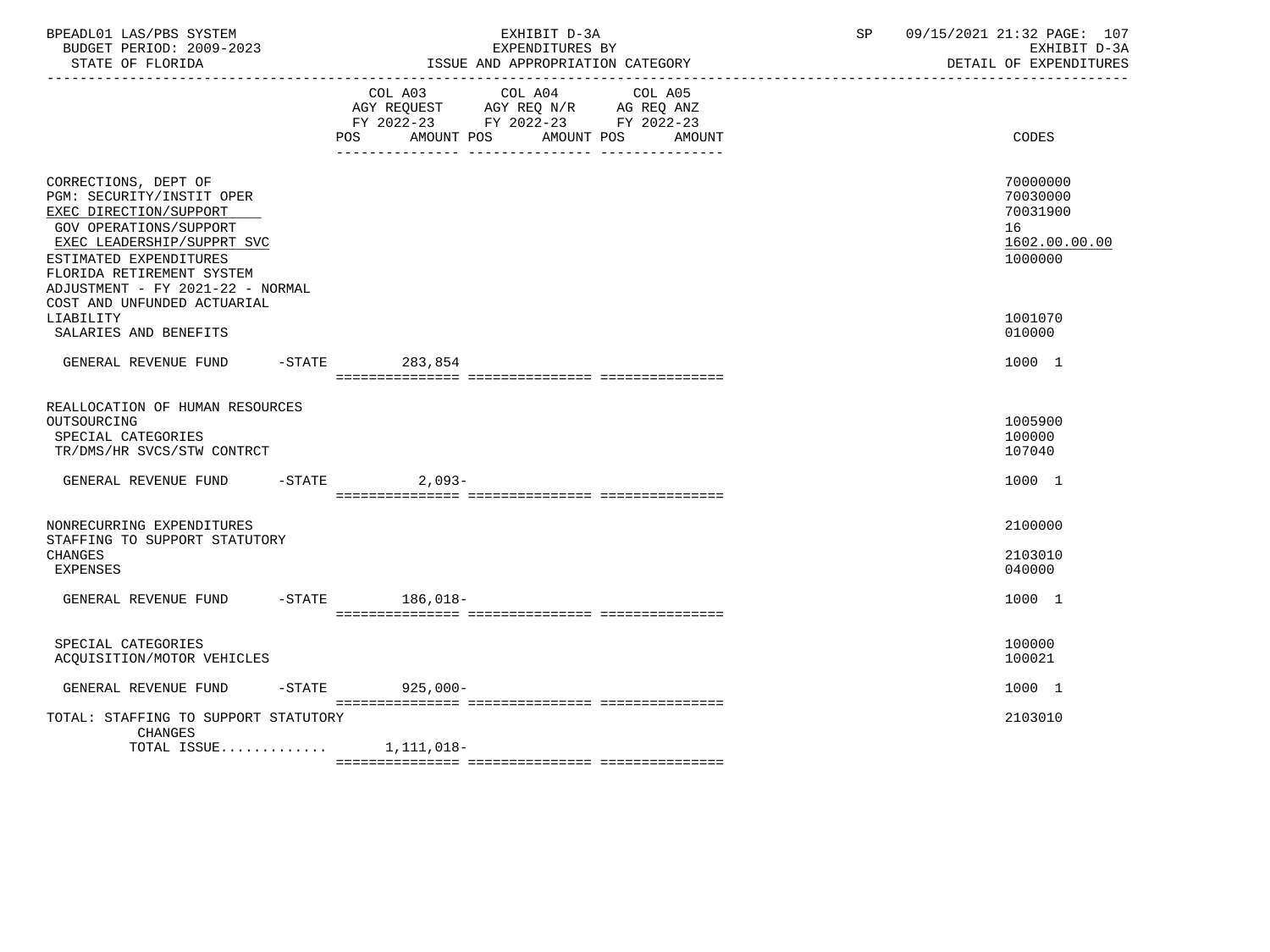BPEADL01 LAS/PBS SYSTEM | EXHIBIT D-3A | SP 09/15/2021 21:32 PAGE: 107
BUDGET PERIOD: 2009-2023 | EXPENDITURES BY | EXHIBIT D-3A
STATE OF FLORIDA | ISSUE AND APPROPRIATION CATEGORY | DETAIL OF EXPENDITURES

| | COL A03 AGY REQUEST FY 2022-23 POS AMOUNT | COL A04 AGY REQ N/R FY 2022-23 POS AMOUNT | COL A05 AG REQ ANZ FY 2022-23 POS AMOUNT | CODES |
|---|---|---|---|---|
| CORRECTIONS, DEPT OF | | | | 70000000 |
| PGM: SECURITY/INSTIT OPER | | | | 70030000 |
| EXEC DIRECTION/SUPPORT | | | | 70031900 |
| GOV OPERATIONS/SUPPORT | | | | 16 |
| EXEC LEADERSHIP/SUPPRT SVC | | | | 1602.00.00.00 |
| ESTIMATED EXPENDITURES | | | | 1000000 |
| FLORIDA RETIREMENT SYSTEM ADJUSTMENT - FY 2021-22 - NORMAL COST AND UNFUNDED ACTUARIAL LIABILITY | | | | 1001070 |
| SALARIES AND BENEFITS | | | | 010000 |
| GENERAL REVENUE FUND -STATE | 283,854 | | | 1000 1 |
| REALLOCATION OF HUMAN RESOURCES OUTSOURCING | | | | 1005900 |
| SPECIAL CATEGORIES | | | | 100000 |
| TR/DMS/HR SVCS/STW CONTRCT | | | | 107040 |
| GENERAL REVENUE FUND -STATE | 2,093- | | | 1000 1 |
| NONRECURRING EXPENDITURES | | | | 2100000 |
| STAFFING TO SUPPORT STATUTORY CHANGES | | | | 2103010 |
| EXPENSES | | | | 040000 |
| GENERAL REVENUE FUND -STATE | 186,018- | | | 1000 1 |
| SPECIAL CATEGORIES | | | | 100000 |
| ACQUISITION/MOTOR VEHICLES | | | | 100021 |
| GENERAL REVENUE FUND -STATE | 925,000- | | | 1000 1 |
| TOTAL: STAFFING TO SUPPORT STATUTORY CHANGES | | | | 2103010 |
| TOTAL ISSUE............ | 1,111,018- | | | |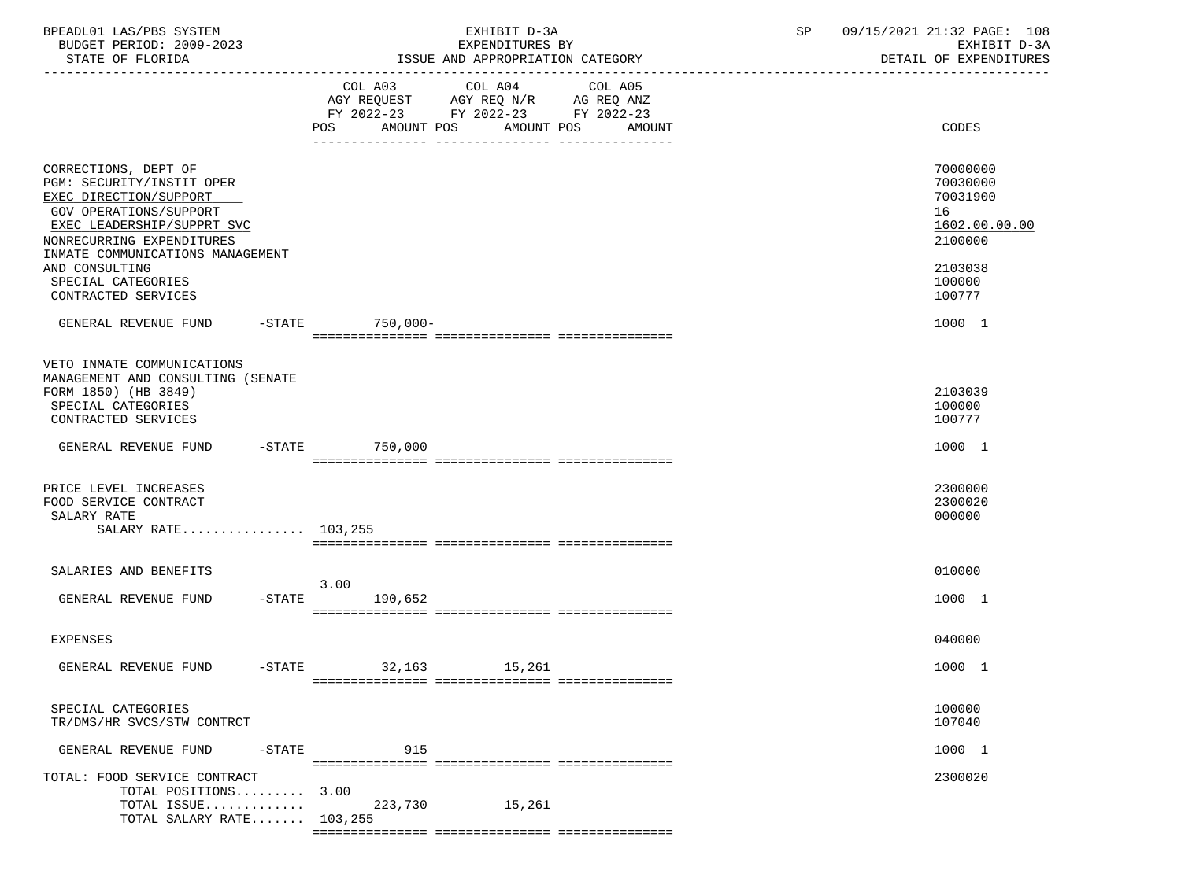| | COL A03 AGY REQUEST FY 2022-23 POS | AMOUNT | COL A04 AGY REQ N/R FY 2022-23 POS | AMOUNT | COL A05 AG REQ ANZ FY 2022-23 POS | AMOUNT | CODES |
|---|---|---|---|---|---|---|---|
| CORRECTIONS, DEPT OF | | | | | | | 70000000 |
| PGM: SECURITY/INSTIT OPER | | | | | | | 70030000 |
| EXEC DIRECTION/SUPPORT | | | | | | | 70031900 |
| GOV OPERATIONS/SUPPORT | | | | | | | 16 |
| EXEC LEADERSHIP/SUPPRT SVC | | | | | | | 1602.00.00.00 |
| NONRECURRING EXPENDITURES | | | | | | | 2100000 |
| INMATE COMMUNICATIONS MANAGEMENT AND CONSULTING | | | | | | | 2103038 |
| SPECIAL CATEGORIES | | | | | | | 100000 |
| CONTRACTED SERVICES | | | | | | | 100777 |
| GENERAL REVENUE FUND -STATE | | 750,000- | | | | | 1000 1 |
| VETO INMATE COMMUNICATIONS MANAGEMENT AND CONSULTING (SENATE FORM 1850) (HB 3849) | | | | | | | 2103039 |
| SPECIAL CATEGORIES | | | | | | | 100000 |
| CONTRACTED SERVICES | | | | | | | 100777 |
| GENERAL REVENUE FUND -STATE | | 750,000 | | | | | 1000 1 |
| PRICE LEVEL INCREASES | | | | | | | 2300000 |
| FOOD SERVICE CONTRACT | | | | | | | 2300020 |
| SALARY RATE | | | | | | | 000000 |
| SALARY RATE................ | 103,255 | | | | | | |
| SALARIES AND BENEFITS | | | | | | | 010000 |
| GENERAL REVENUE FUND -STATE | 3.00 | 190,652 | | | | | 1000 1 |
| EXPENSES | | | | | | | 040000 |
| GENERAL REVENUE FUND -STATE | | 32,163 | | 15,261 | | | 1000 1 |
| SPECIAL CATEGORIES | | | | | | | 100000 |
| TR/DMS/HR SVCS/STW CONTRCT | | | | | | | 107040 |
| GENERAL REVENUE FUND -STATE | | 915 | | | | | 1000 1 |
| TOTAL: FOOD SERVICE CONTRACT | | | | | | | 2300020 |
| TOTAL POSITIONS......... | 3.00 | | | | | | |
| TOTAL ISSUE............. | | 223,730 | | 15,261 | | | |
| TOTAL SALARY RATE....... | 103,255 | | | | | | |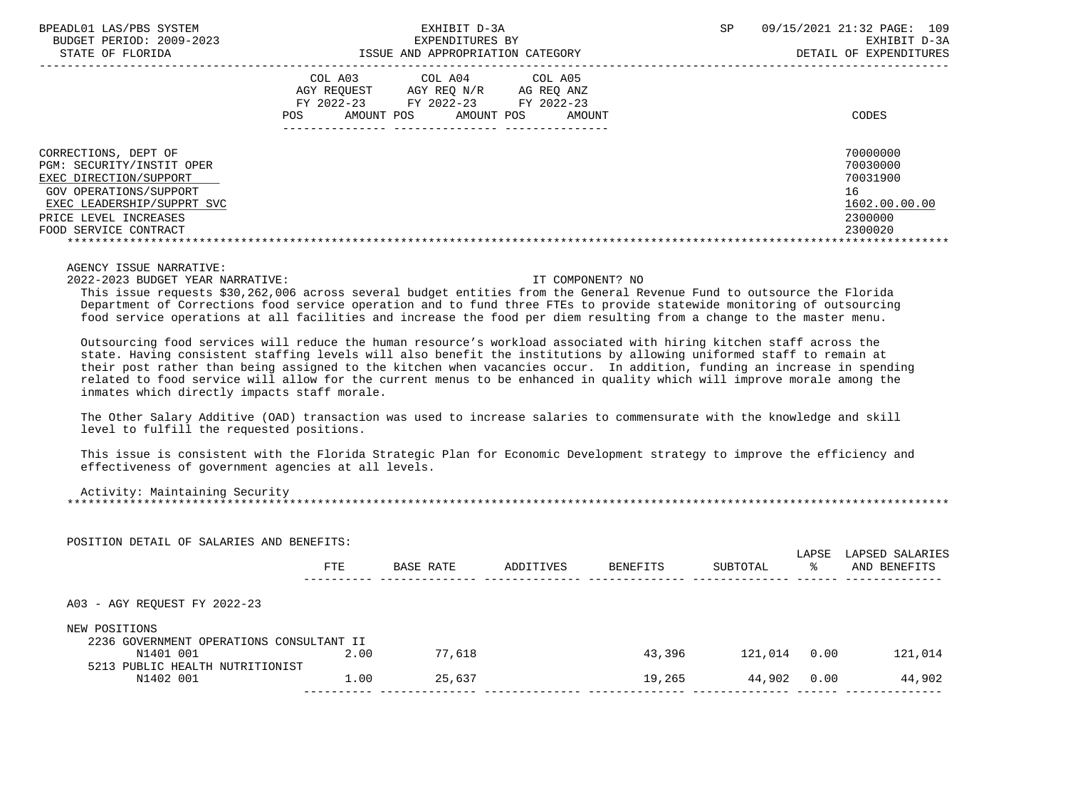| | COL A03 AGY REQUEST FY 2022-23 POS AMOUNT | COL A04 AGY REQ N/R FY 2022-23 POS AMOUNT | COL A05 AG REQ ANZ FY 2022-23 POS AMOUNT | CODES |
|---|---|---|---|---|
| CORRECTIONS, DEPT OF | | | | 70000000 |
| PGM: SECURITY/INSTIT OPER | | | | 70030000 |
| EXEC DIRECTION/SUPPORT | | | | 70031900 |
| GOV OPERATIONS/SUPPORT | | | | 16 |
| EXEC LEADERSHIP/SUPPRT SVC | | | | 1602.00.00.00 |
| PRICE LEVEL INCREASES | | | | 2300000 |
| FOOD SERVICE CONTRACT | | | | 2300020 |

AGENCY ISSUE NARRATIVE:

2022-2023 BUDGET YEAR NARRATIVE: IT COMPONENT? NO

This issue requests $30,262,006 across several budget entities from the General Revenue Fund to outsource the Florida Department of Corrections food service operation and to fund three FTEs to provide statewide monitoring of outsourcing food service operations at all facilities and increase the food per diem resulting from a change to the master menu.

Outsourcing food services will reduce the human resource's workload associated with hiring kitchen staff across the state. Having consistent staffing levels will also benefit the institutions by allowing uniformed staff to remain at their post rather than being assigned to the kitchen when vacancies occur. In addition, funding an increase in spending related to food service will allow for the current menus to be enhanced in quality which will improve morale among the inmates which directly impacts staff morale.

The Other Salary Additive (OAD) transaction was used to increase salaries to commensurate with the knowledge and skill level to fulfill the requested positions.

This issue is consistent with the Florida Strategic Plan for Economic Development strategy to improve the efficiency and effectiveness of government agencies at all levels.

Activity: Maintaining Security

POSITION DETAIL OF SALARIES AND BENEFITS:

| | FTE | BASE RATE | ADDITIVES | BENEFITS | SUBTOTAL | LAPSE % | LAPSED SALARIES AND BENEFITS |
|---|---|---|---|---|---|---|---|
| A03 - AGY REQUEST FY 2022-23 | | | | | | | |
| NEW POSITIONS | | | | | | | |
| 2236 GOVERNMENT OPERATIONS CONSULTANT II | | | | | | | |
| N1401 001 | 2.00 | 77,618 | | 43,396 | 121,014 | 0.00 | 121,014 |
| 5213 PUBLIC HEALTH NUTRITIONIST | | | | | | | |
| N1402 001 | 1.00 | 25,637 | | 19,265 | 44,902 | 0.00 | 44,902 |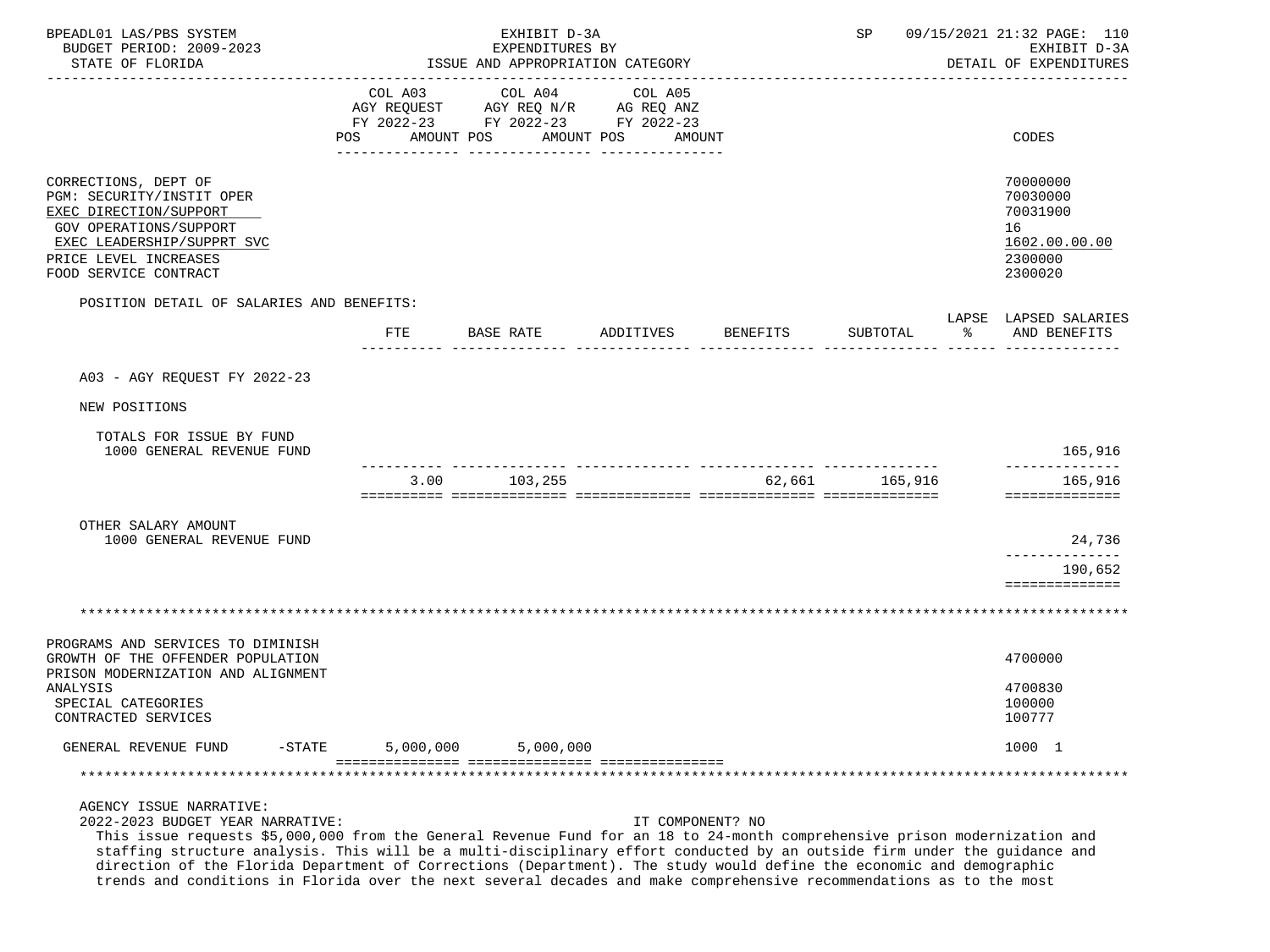BPEADL01 LAS/PBS SYSTEM | EXHIBIT D-3A | SP 09/15/2021 21:32 PAGE: 110
BUDGET PERIOD: 2009-2023 | EXPENDITURES BY | EXHIBIT D-3A
STATE OF FLORIDA | ISSUE AND APPROPRIATION CATEGORY | DETAIL OF EXPENDITURES

| | COL A03 AGY REQUEST FY 2022-23 POS AMOUNT | COL A04 AGY REQ N/R FY 2022-23 POS AMOUNT | COL A05 AG REQ ANZ FY 2022-23 POS AMOUNT | CODES |
|---|---|---|---|---|
| CORRECTIONS, DEPT OF | | | | 70000000 |
| PGM: SECURITY/INSTIT OPER | | | | 70030000 |
| EXEC DIRECTION/SUPPORT | | | | 70031900 |
| GOV OPERATIONS/SUPPORT | | | | 16 |
| EXEC LEADERSHIP/SUPPRT SVC | | | | 1602.00.00.00 |
| PRICE LEVEL INCREASES | | | | 2300000 |
| FOOD SERVICE CONTRACT | | | | 2300020 |

POSITION DETAIL OF SALARIES AND BENEFITS:

| | FTE | BASE RATE | ADDITIVES | BENEFITS | SUBTOTAL | LAPSE % | LAPSED SALARIES AND BENEFITS |
|---|---|---|---|---|---|---|---|
| A03 - AGY REQUEST FY 2022-23 | | | | | | | |
| NEW POSITIONS | | | | | | | |
| TOTALS FOR ISSUE BY FUND | | | | | | | |
| 1000 GENERAL REVENUE FUND | | | | | | | 165,916 |
| | 3.00 | 103,255 | | 62,661 | 165,916 | | 165,916 |
| OTHER SALARY AMOUNT | | | | | | | |
| 1000 GENERAL REVENUE FUND | | | | | | | 24,736 |
| | | | | | | | 190,652 |

| | COL A03 | COL A04 | COL A05 | CODES |
|---|---|---|---|---|
| PROGRAMS AND SERVICES TO DIMINISH GROWTH OF THE OFFENDER POPULATION | | | | 4700000 |
| PRISON MODERNIZATION AND ALIGNMENT ANALYSIS | | | | 4700830 |
| SPECIAL CATEGORIES | | | | 100000 |
| CONTRACTED SERVICES | | | | 100777 |
| GENERAL REVENUE FUND -STATE | 5,000,000 | 5,000,000 | | 1000 1 |

AGENCY ISSUE NARRATIVE:

2022-2023 BUDGET YEAR NARRATIVE: IT COMPONENT? NO

This issue requests $5,000,000 from the General Revenue Fund for an 18 to 24-month comprehensive prison modernization and staffing structure analysis. This will be a multi-disciplinary effort conducted by an outside firm under the guidance and direction of the Florida Department of Corrections (Department). The study would define the economic and demographic trends and conditions in Florida over the next several decades and make comprehensive recommendations as to the most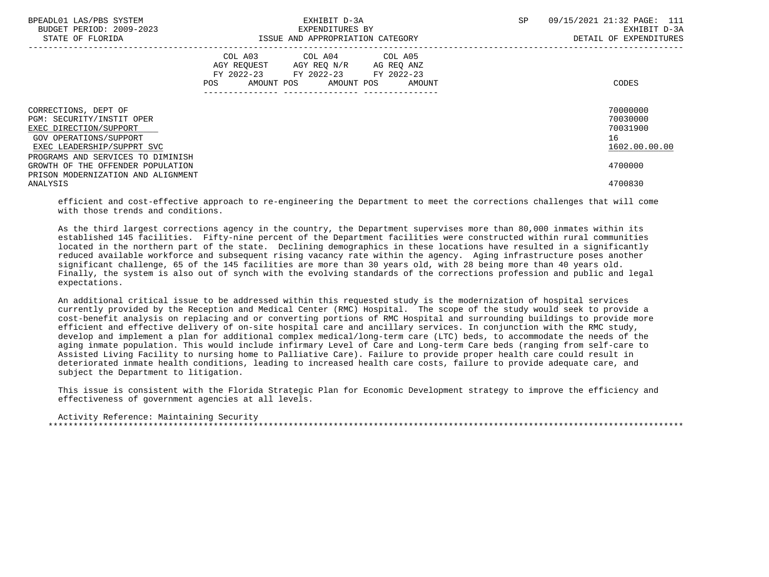| | COL A03 AGY REQUEST FY 2022-23 POS AMOUNT | COL A04 AGY REQ N/R FY 2022-23 POS AMOUNT | COL A05 AG REQ ANZ FY 2022-23 POS AMOUNT | CODES |
|---|---|---|---|---|
| CORRECTIONS, DEPT OF | | | | 70000000 |
| PGM: SECURITY/INSTIT OPER | | | | 70030000 |
| EXEC DIRECTION/SUPPORT | | | | 70031900 |
| GOV OPERATIONS/SUPPORT | | | | 16 |
| EXEC LEADERSHIP/SUPPRT SVC | | | | 1602.00.00.00 |
| PROGRAMS AND SERVICES TO DIMINISH GROWTH OF THE OFFENDER POPULATION | | | | 4700000 |
| PRISON MODERNIZATION AND ALIGNMENT ANALYSIS | | | | 4700830 |

efficient and cost-effective approach to re-engineering the Department to meet the corrections challenges that will come with those trends and conditions.

As the third largest corrections agency in the country, the Department supervises more than 80,000 inmates within its established 145 facilities. Fifty-nine percent of the Department facilities were constructed within rural communities located in the northern part of the state. Declining demographics in these locations have resulted in a significantly reduced available workforce and subsequent rising vacancy rate within the agency. Aging infrastructure poses another significant challenge, 65 of the 145 facilities are more than 30 years old, with 28 being more than 40 years old. Finally, the system is also out of synch with the evolving standards of the corrections profession and public and legal expectations.

An additional critical issue to be addressed within this requested study is the modernization of hospital services currently provided by the Reception and Medical Center (RMC) Hospital. The scope of the study would seek to provide a cost-benefit analysis on replacing and or converting portions of RMC Hospital and surrounding buildings to provide more efficient and effective delivery of on-site hospital care and ancillary services. In conjunction with the RMC study, develop and implement a plan for additional complex medical/long-term care (LTC) beds, to accommodate the needs of the aging inmate population. This would include infirmary Level of Care and Long-term Care beds (ranging from self-care to Assisted Living Facility to nursing home to Palliative Care). Failure to provide proper health care could result in deteriorated inmate health conditions, leading to increased health care costs, failure to provide adequate care, and subject the Department to litigation.

This issue is consistent with the Florida Strategic Plan for Economic Development strategy to improve the efficiency and effectiveness of government agencies at all levels.

Activity Reference: Maintaining Security

*******************************************************************************************************************************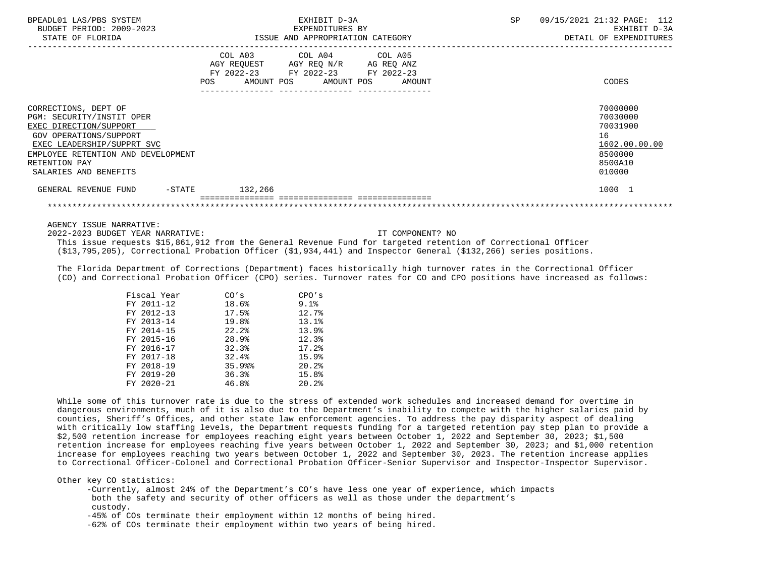| | COL A03 AGY REQUEST FY 2022-23 POS AMOUNT | COL A04 AGY REQ N/R FY 2022-23 POS AMOUNT | COL A05 AG REQ ANZ FY 2022-23 POS AMOUNT | CODES |
|---|---|---|---|---|
| CORRECTIONS, DEPT OF | | | | 70000000 |
| PGM: SECURITY/INSTIT OPER | | | | 70030000 |
| EXEC DIRECTION/SUPPORT | | | | 70031900 |
| GOV OPERATIONS/SUPPORT | | | | 16 |
| EXEC LEADERSHIP/SUPPRT SVC | | | | 1602.00.00.00 |
| EMPLOYEE RETENTION AND DEVELOPMENT | | | | 8500000 |
| RETENTION PAY | | | | 8500A10 |
| SALARIES AND BENEFITS | | | | 010000 |
| GENERAL REVENUE FUND -STATE | 132,266 | | | 1000 1 |

AGENCY ISSUE NARRATIVE:

2022-2023 BUDGET YEAR NARRATIVE: IT COMPONENT? NO

This issue requests $15,861,912 from the General Revenue Fund for targeted retention of Correctional Officer ($13,795,205), Correctional Probation Officer ($1,934,441) and Inspector General ($132,266) series positions.

The Florida Department of Corrections (Department) faces historically high turnover rates in the Correctional Officer (CO) and Correctional Probation Officer (CPO) series. Turnover rates for CO and CPO positions have increased as follows:

| Fiscal Year | CO's | CPO's |
|---|---|---|
| FY 2011-12 | 18.6% | 9.1% |
| FY 2012-13 | 17.5% | 12.7% |
| FY 2013-14 | 19.8% | 13.1% |
| FY 2014-15 | 22.2% | 13.9% |
| FY 2015-16 | 28.9% | 12.3% |
| FY 2016-17 | 32.3% | 17.2% |
| FY 2017-18 | 32.4% | 15.9% |
| FY 2018-19 | 35.9%% | 20.2% |
| FY 2019-20 | 36.3% | 15.8% |
| FY 2020-21 | 46.8% | 20.2% |

While some of this turnover rate is due to the stress of extended work schedules and increased demand for overtime in dangerous environments, much of it is also due to the Department's inability to compete with the higher salaries paid by counties, Sheriff's Offices, and other state law enforcement agencies. To address the pay disparity aspect of dealing with critically low staffing levels, the Department requests funding for a targeted retention pay step plan to provide a $2,500 retention increase for employees reaching eight years between October 1, 2022 and September 30, 2023; $1,500 retention increase for employees reaching five years between October 1, 2022 and September 30, 2023; and $1,000 retention increase for employees reaching two years between October 1, 2022 and September 30, 2023. The retention increase applies to Correctional Officer-Colonel and Correctional Probation Officer-Senior Supervisor and Inspector-Inspector Supervisor.

Other key CO statistics:

- Currently, almost 24% of the Department's CO's have less one year of experience, which impacts both the safety and security of other officers as well as those under the department's custody.
- 45% of COs terminate their employment within 12 months of being hired.
- 62% of COs terminate their employment within two years of being hired.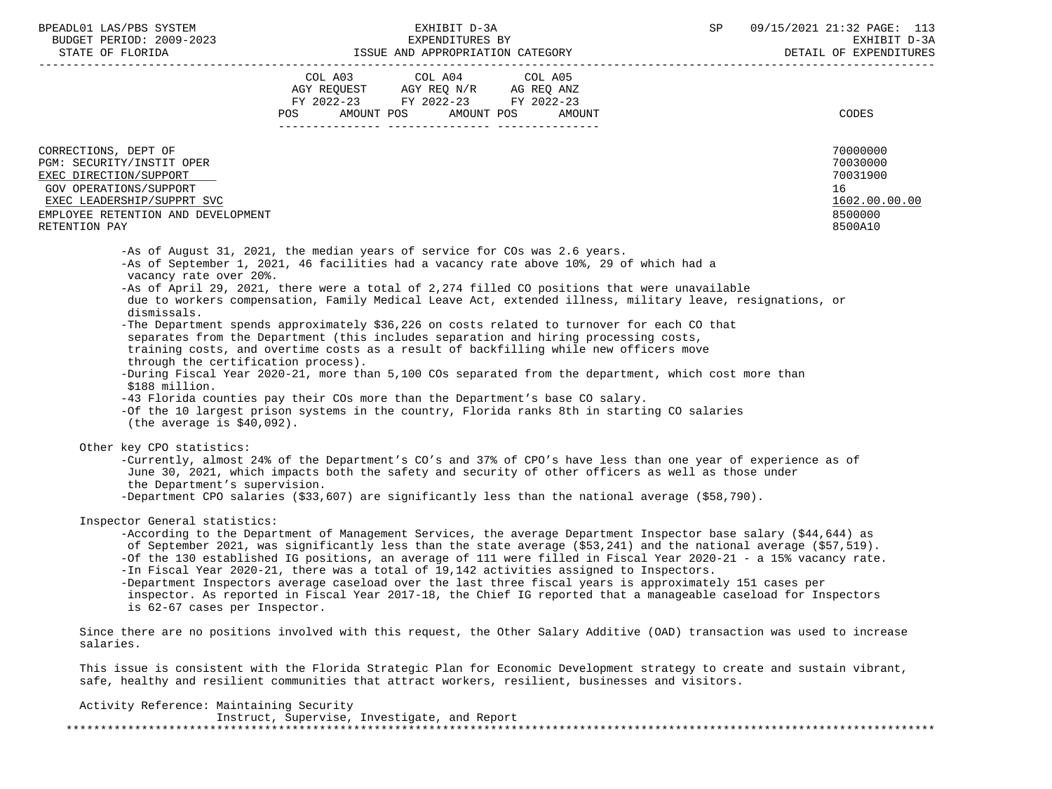| | COL A03 AGY REQUEST FY 2022-23 POS AMOUNT | COL A04 AGY REQ N/R FY 2022-23 POS AMOUNT | COL A05 AG REQ ANZ FY 2022-23 POS AMOUNT | CODES |
|---|---|---|---|---|
| CORRECTIONS, DEPT OF | | | | 70000000 |
| PGM: SECURITY/INSTIT OPER | | | | 70030000 |
| EXEC DIRECTION/SUPPORT | | | | 70031900 |
| GOV OPERATIONS/SUPPORT | | | | 16 |
| EXEC LEADERSHIP/SUPPRT SVC | | | | 1602.00.00.00 |
| EMPLOYEE RETENTION AND DEVELOPMENT | | | | 8500000 |
| RETENTION PAY | | | | 8500A10 |

- As of August 31, 2021, the median years of service for COs was 2.6 years.
- As of September 1, 2021, 46 facilities had a vacancy rate above 10%, 29 of which had a vacancy rate over 20%.
- As of April 29, 2021, there were a total of 2,274 filled CO positions that were unavailable due to workers compensation, Family Medical Leave Act, extended illness, military leave, resignations, or dismissals.
- The Department spends approximately $36,226 on costs related to turnover for each CO that separates from the Department (this includes separation and hiring processing costs, training costs, and overtime costs as a result of backfilling while new officers move through the certification process).
- During Fiscal Year 2020-21, more than 5,100 COs separated from the department, which cost more than $188 million.
- 43 Florida counties pay their COs more than the Department's base CO salary.
- Of the 10 largest prison systems in the country, Florida ranks 8th in starting CO salaries (the average is $40,092).

Other key CPO statistics:

- Currently, almost 24% of the Department's CO's and 37% of CPO's have less than one year of experience as of June 30, 2021, which impacts both the safety and security of other officers as well as those under the Department's supervision.
- Department CPO salaries ($33,607) are significantly less than the national average ($58,790).

Inspector General statistics:

- According to the Department of Management Services, the average Department Inspector base salary ($44,644) as of September 2021, was significantly less than the state average ($53,241) and the national average ($57,519).
- Of the 130 established IG positions, an average of 111 were filled in Fiscal Year 2020-21 - a 15% vacancy rate.
- In Fiscal Year 2020-21, there was a total of 19,142 activities assigned to Inspectors.
- Department Inspectors average caseload over the last three fiscal years is approximately 151 cases per inspector. As reported in Fiscal Year 2017-18, the Chief IG reported that a manageable caseload for Inspectors is 62-67 cases per Inspector.

Since there are no positions involved with this request, the Other Salary Additive (OAD) transaction was used to increase salaries.

This issue is consistent with the Florida Strategic Plan for Economic Development strategy to create and sustain vibrant, safe, healthy and resilient communities that attract workers, resilient, businesses and visitors.

Activity Reference: Maintaining Security
Instruct, Supervise, Investigate, and Report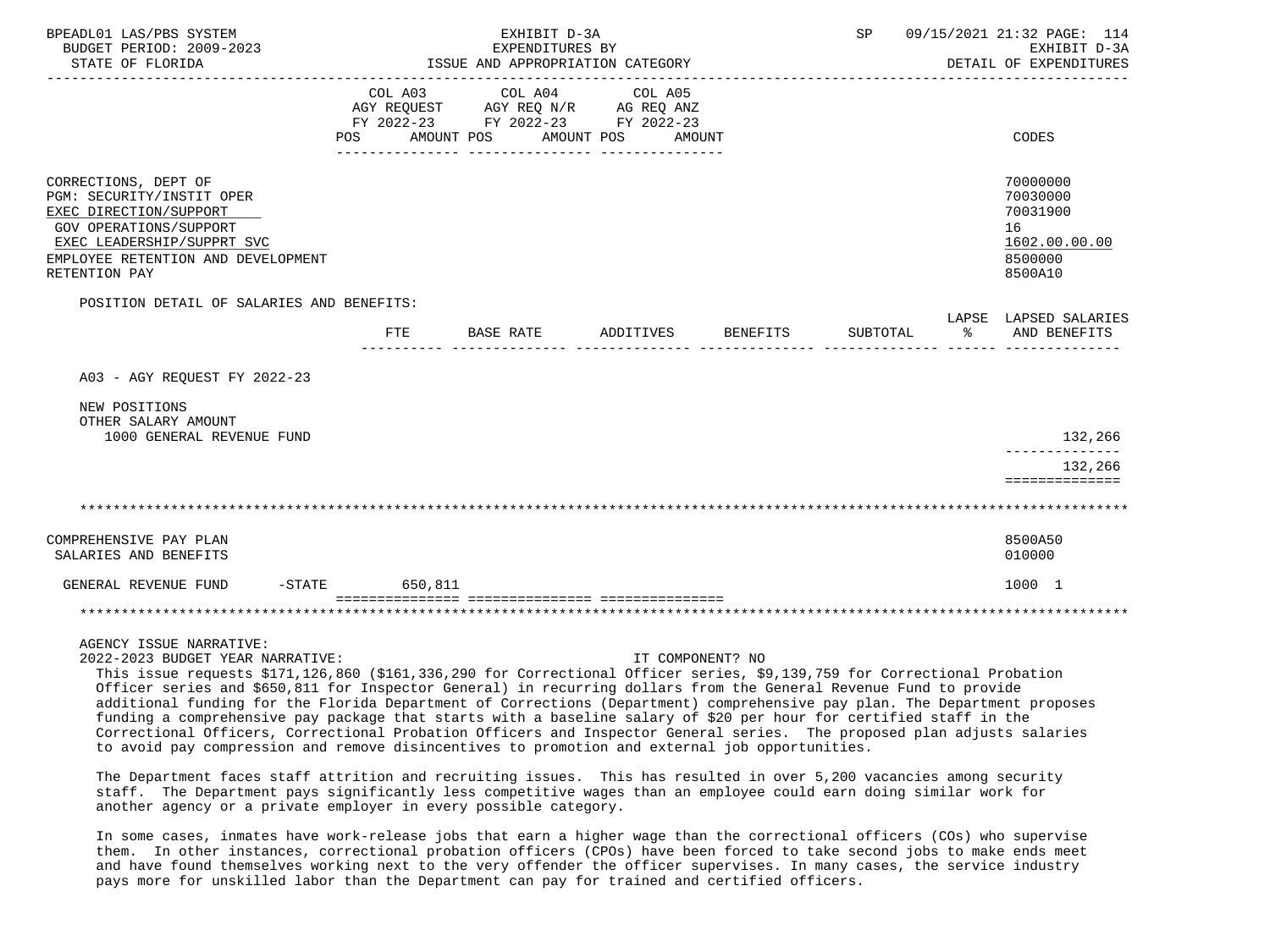BPEADL01 LAS/PBS SYSTEM | EXHIBIT D-3A | SP 09/15/2021 21:32 PAGE: 114
BUDGET PERIOD: 2009-2023 | EXPENDITURES BY | EXHIBIT D-3A
STATE OF FLORIDA | ISSUE AND APPROPRIATION CATEGORY | DETAIL OF EXPENDITURES

| | COL A03 AGY REQUEST FY 2022-23 POS AMOUNT | COL A04 AGY REQ N/R FY 2022-23 POS AMOUNT | COL A05 AG REQ ANZ FY 2022-23 POS AMOUNT | CODES |
|---|---|---|---|---|
| CORRECTIONS, DEPT OF | | | | 70000000 |
| PGM: SECURITY/INSTIT OPER | | | | 70030000 |
| EXEC DIRECTION/SUPPORT | | | | 70031900 |
| GOV OPERATIONS/SUPPORT | | | | 16 |
| EXEC LEADERSHIP/SUPPRT SVC | | | | 1602.00.00.00 |
| EMPLOYEE RETENTION AND DEVELOPMENT | | | | 8500000 |
| RETENTION PAY | | | | 8500A10 |

POSITION DETAIL OF SALARIES AND BENEFITS:

| | FTE | BASE RATE | ADDITIVES | BENEFITS | SUBTOTAL | LAPSE % | LAPSED SALARIES AND BENEFITS |
|---|---|---|---|---|---|---|---|
| A03 - AGY REQUEST FY 2022-23 | | | | | | | |
| NEW POSITIONS | | | | | | | |
| OTHER SALARY AMOUNT | | | | | | | |
| 1000 GENERAL REVENUE FUND | | | | | | | 132,266 |
| | | | | | | | 132,266 |

| | COL A03 | COL A04 | COL A05 | CODES |
|---|---|---|---|---|
| COMPREHENSIVE PAY PLAN | | | | 8500A50 |
| SALARIES AND BENEFITS | | | | 010000 |
| GENERAL REVENUE FUND -STATE | 650,811 | | | 1000 1 |

AGENCY ISSUE NARRATIVE:

2022-2023 BUDGET YEAR NARRATIVE: IT COMPONENT? NO

This issue requests $171,126,860 ($161,336,290 for Correctional Officer series, $9,139,759 for Correctional Probation Officer series and $650,811 for Inspector General) in recurring dollars from the General Revenue Fund to provide additional funding for the Florida Department of Corrections (Department) comprehensive pay plan. The Department proposes funding a comprehensive pay package that starts with a baseline salary of $20 per hour for certified staff in the Correctional Officers, Correctional Probation Officers and Inspector General series. The proposed plan adjusts salaries to avoid pay compression and remove disincentives to promotion and external job opportunities.

The Department faces staff attrition and recruiting issues. This has resulted in over 5,200 vacancies among security staff. The Department pays significantly less competitive wages than an employee could earn doing similar work for another agency or a private employer in every possible category.

In some cases, inmates have work-release jobs that earn a higher wage than the correctional officers (COs) who supervise them. In other instances, correctional probation officers (CPOs) have been forced to take second jobs to make ends meet and have found themselves working next to the very offender the officer supervises. In many cases, the service industry pays more for unskilled labor than the Department can pay for trained and certified officers.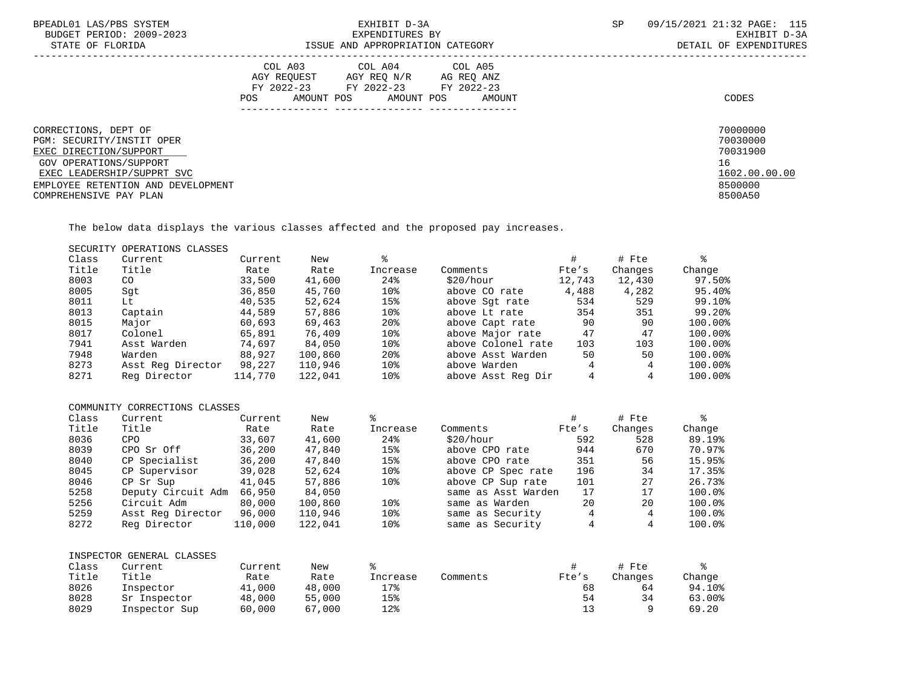| | COL A03 AGY REQUEST FY 2022-23 | | COL A04 AGY REQ N/R FY 2022-23 | | COL A05 AG REQ ANZ FY 2022-23 | | |
|---|---|---|---|---|---|---|---|
| | POS | AMOUNT | POS | AMOUNT | POS | AMOUNT | CODES |

CORRECTIONS, DEPT OF — 70000000
PGM: SECURITY/INSTIT OPER — 70030000
EXEC DIRECTION/SUPPORT — 70031900
GOV OPERATIONS/SUPPORT — 16
EXEC LEADERSHIP/SUPPRT SVC — 1602.00.00.00
EMPLOYEE RETENTION AND DEVELOPMENT — 8500000
COMPREHENSIVE PAY PLAN — 8500A50

The below data displays the various classes affected and the proposed pay increases.

SECURITY OPERATIONS CLASSES

| Class Title | Current Title | Current Rate | New Rate | % Increase | Comments | # Fte's | # Fte Changes | % Change |
|---|---|---|---|---|---|---|---|---|
| 8003 | CO | 33,500 | 41,600 | 24% | $20/hour | 12,743 | 12,430 | 97.50% |
| 8005 | Sgt | 36,850 | 45,760 | 10% | above CO rate | 4,488 | 4,282 | 95.40% |
| 8011 | Lt | 40,535 | 52,624 | 15% | above Sgt rate | 534 | 529 | 99.10% |
| 8013 | Captain | 44,589 | 57,886 | 10% | above Lt rate | 354 | 351 | 99.20% |
| 8015 | Major | 60,693 | 69,463 | 20% | above Capt rate | 90 | 90 | 100.00% |
| 8017 | Colonel | 65,891 | 76,409 | 10% | above Major rate | 47 | 47 | 100.00% |
| 7941 | Asst Warden | 74,697 | 84,050 | 10% | above Colonel rate | 103 | 103 | 100.00% |
| 7948 | Warden | 88,927 | 100,860 | 20% | above Asst Warden | 50 | 50 | 100.00% |
| 8273 | Asst Reg Director | 98,227 | 110,946 | 10% | above Warden | 4 | 4 | 100.00% |
| 8271 | Reg Director | 114,770 | 122,041 | 10% | above Asst Reg Dir | 4 | 4 | 100.00% |

COMMUNITY CORRECTIONS CLASSES

| Class Title | Current Title | Current Rate | New Rate | % Increase | Comments | # Fte's | # Fte Changes | % Change |
|---|---|---|---|---|---|---|---|---|
| 8036 | CPO | 33,607 | 41,600 | 24% | $20/hour | 592 | 528 | 89.19% |
| 8039 | CPO Sr Off | 36,200 | 47,840 | 15% | above CPO rate | 944 | 670 | 70.97% |
| 8040 | CP Specialist | 36,200 | 47,840 | 15% | above CPO rate | 351 | 56 | 15.95% |
| 8045 | CP Supervisor | 39,028 | 52,624 | 10% | above CP Spec rate | 196 | 34 | 17.35% |
| 8046 | CP Sr Sup | 41,045 | 57,886 | 10% | above CP Sup rate | 101 | 27 | 26.73% |
| 5258 | Deputy Circuit Adm | 66,950 | 84,050 | | same as Asst Warden | 17 | 17 | 100.0% |
| 5256 | Circuit Adm | 80,000 | 100,860 | 10% | same as Warden | 20 | 20 | 100.0% |
| 5259 | Asst Reg Director | 96,000 | 110,946 | 10% | same as Security | 4 | 4 | 100.0% |
| 8272 | Reg Director | 110,000 | 122,041 | 10% | same as Security | 4 | 4 | 100.0% |

INSPECTOR GENERAL CLASSES

| Class Title | Current Title | Current Rate | New Rate | % Increase | Comments | # Fte's | # Fte Changes | % Change |
|---|---|---|---|---|---|---|---|---|
| 8026 | Inspector | 41,000 | 48,000 | 17% | | 68 | 64 | 94.10% |
| 8028 | Sr Inspector | 48,000 | 55,000 | 15% | | 54 | 34 | 63.00% |
| 8029 | Inspector Sup | 60,000 | 67,000 | 12% | | 13 | 9 | 69.20 |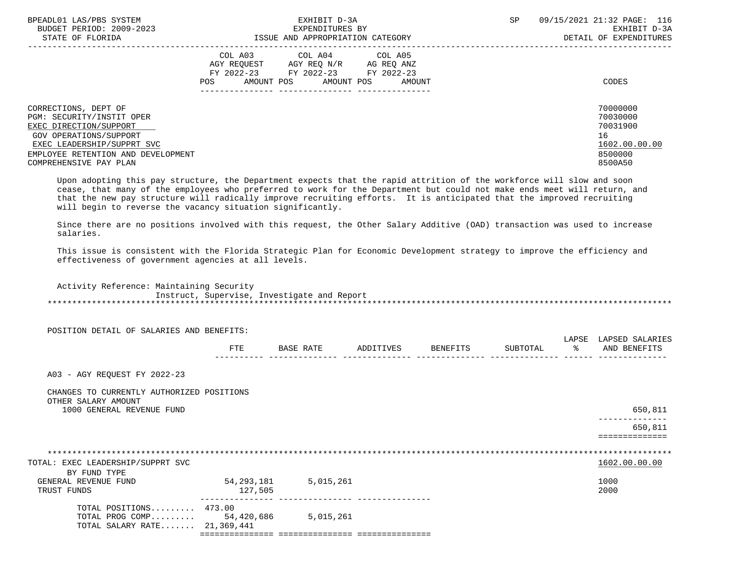| | COL A03 AGY REQUEST FY 2022-23 POS AMOUNT | COL A04 AGY REQ N/R FY 2022-23 POS AMOUNT | COL A05 AG REQ ANZ FY 2022-23 POS AMOUNT | CODES |
|---|---|---|---|---|
| CORRECTIONS, DEPT OF | | | | 70000000 |
| PGM: SECURITY/INSTIT OPER | | | | 70030000 |
| EXEC DIRECTION/SUPPORT | | | | 70031900 |
| GOV OPERATIONS/SUPPORT | | | | 16 |
| EXEC LEADERSHIP/SUPPRT SVC | | | | 1602.00.00.00 |
| EMPLOYEE RETENTION AND DEVELOPMENT | | | | 8500000 |
| COMPREHENSIVE PAY PLAN | | | | 8500A50 |

Upon adopting this pay structure, the Department expects that the rapid attrition of the workforce will slow and soon cease, that many of the employees who preferred to work for the Department but could not make ends meet will return, and that the new pay structure will radically improve recruiting efforts. It is anticipated that the improved recruiting will begin to reverse the vacancy situation significantly.

Since there are no positions involved with this request, the Other Salary Additive (OAD) transaction was used to increase salaries.

This issue is consistent with the Florida Strategic Plan for Economic Development strategy to improve the efficiency and effectiveness of government agencies at all levels.

Activity Reference: Maintaining Security
Instruct, Supervise, Investigate and Report

POSITION DETAIL OF SALARIES AND BENEFITS:

| | FTE | BASE RATE | ADDITIVES | BENEFITS | SUBTOTAL | LAPSE % | LAPSED SALARIES AND BENEFITS |
|---|---|---|---|---|---|---|---|
| A03 - AGY REQUEST FY 2022-23 | | | | | | | |
| CHANGES TO CURRENTLY AUTHORIZED POSITIONS | | | | | | | |
| OTHER SALARY AMOUNT | | | | | | | |
| 1000 GENERAL REVENUE FUND | | | | | | | 650,811 |
| | | | | | | | 650,811 |

| TOTAL: EXEC LEADERSHIP/SUPPRT SVC | COL A03 | COL A04 | COL A05 | 1602.00.00.00 |
|---|---|---|---|---|
| BY FUND TYPE | | | | |
| GENERAL REVENUE FUND | 54,293,181 | 5,015,261 | | 1000 |
| TRUST FUNDS | 127,505 | | | 2000 |
| TOTAL POSITIONS......... | 473.00 | | | |
| TOTAL PROG COMP......... | 54,420,686 | 5,015,261 | | |
| TOTAL SALARY RATE....... | 21,369,441 | | | |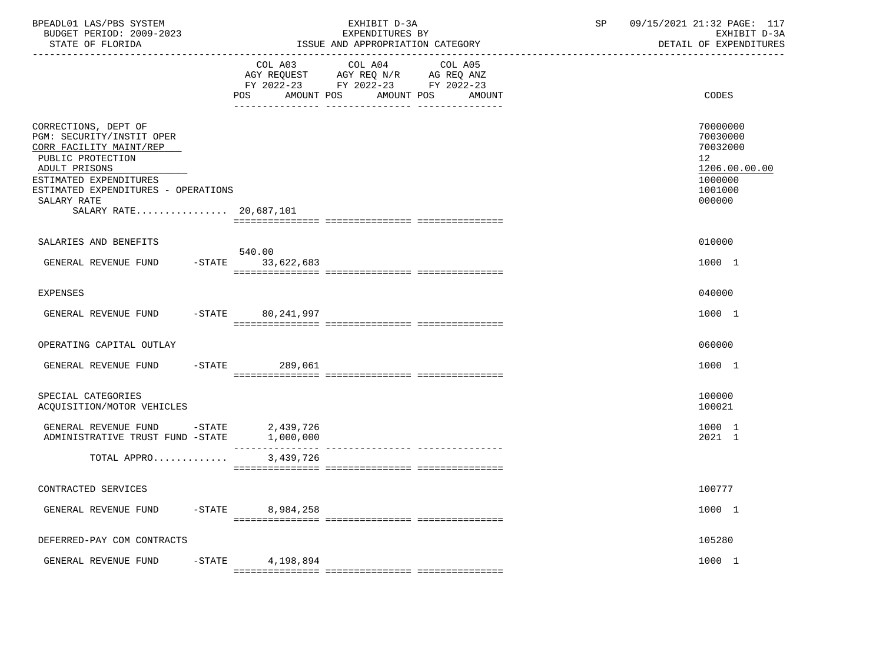BPEADL01 LAS/PBS SYSTEM | EXHIBIT D-3A | SP 09/15/2021 21:32 PAGE: 117
BUDGET PERIOD: 2009-2023 | EXPENDITURES BY | EXHIBIT D-3A
STATE OF FLORIDA | ISSUE AND APPROPRIATION CATEGORY | DETAIL OF EXPENDITURES

| | COL A03 AGY REQUEST FY 2022-23 POS AMOUNT | COL A04 AGY REQ N/R FY 2022-23 POS AMOUNT | COL A05 AG REQ ANZ FY 2022-23 POS AMOUNT | CODES |
|---|---|---|---|---|
| CORRECTIONS, DEPT OF | | | | 70000000 |
| PGM: SECURITY/INSTIT OPER | | | | 70030000 |
| CORR FACILITY MAINT/REP | | | | 70032000 |
| PUBLIC PROTECTION | | | | 12 |
| ADULT PRISONS | | | | 1206.00.00.00 |
| ESTIMATED EXPENDITURES | | | | 1000000 |
| ESTIMATED EXPENDITURES - OPERATIONS | | | | 1001000 |
| SALARY RATE | | | | 000000 |
| SALARY RATE................ | 20,687,101 | | | |
| SALARIES AND BENEFITS | | | | 010000 |
| GENERAL REVENUE FUND -STATE | 540.00 33,622,683 | | | 1000 1 |
| EXPENSES | | | | 040000 |
| GENERAL REVENUE FUND -STATE | 80,241,997 | | | 1000 1 |
| OPERATING CAPITAL OUTLAY | | | | 060000 |
| GENERAL REVENUE FUND -STATE | 289,061 | | | 1000 1 |
| SPECIAL CATEGORIES | | | | 100000 |
| ACQUISITION/MOTOR VEHICLES | | | | 100021 |
| GENERAL REVENUE FUND -STATE | 2,439,726 | | | 1000 1 |
| ADMINISTRATIVE TRUST FUND -STATE | 1,000,000 | | | 2021 1 |
| TOTAL APPRO............ | 3,439,726 | | | |
| CONTRACTED SERVICES | | | | 100777 |
| GENERAL REVENUE FUND -STATE | 8,984,258 | | | 1000 1 |
| DEFERRED-PAY COM CONTRACTS | | | | 105280 |
| GENERAL REVENUE FUND -STATE | 4,198,894 | | | 1000 1 |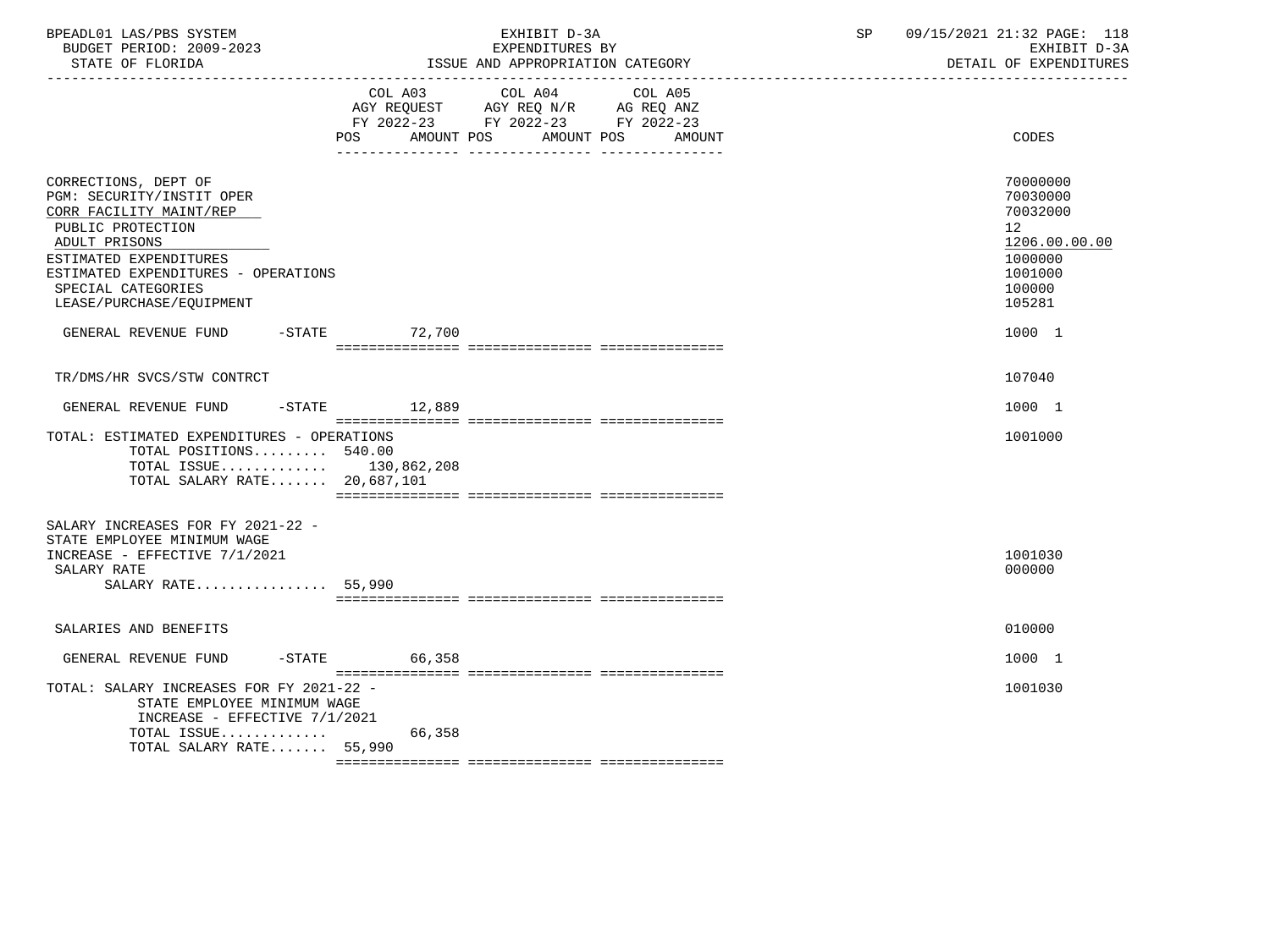BPEADL01 LAS/PBS SYSTEM — EXHIBIT D-3A — SP 09/15/2021 21:32

BUDGET PERIOD: 2009-2023 — EXPENDITURES BY — EXHIBIT D-3A

STATE OF FLORIDA — ISSUE AND APPROPRIATION CATEGORY — DETAIL OF EXPENDITURES

| | COL A03 AGY REQUEST FY 2022-23 POS AMOUNT | COL A04 AGY REQ N/R FY 2022-23 POS AMOUNT | COL A05 AG REQ ANZ FY 2022-23 POS AMOUNT | CODES |
|---|---|---|---|---|
| CORRECTIONS, DEPT OF | | | | 70000000 |
| PGM: SECURITY/INSTIT OPER | | | | 70030000 |
| CORR FACILITY MAINT/REP | | | | 70032000 |
| PUBLIC PROTECTION | | | | 12 |
| ADULT PRISONS | | | | 1206.00.00.00 |
| ESTIMATED EXPENDITURES | | | | 1000000 |
| ESTIMATED EXPENDITURES - OPERATIONS | | | | 1001000 |
| SPECIAL CATEGORIES | | | | 100000 |
| LEASE/PURCHASE/EQUIPMENT | | | | 105281 |
| GENERAL REVENUE FUND -STATE | 72,700 | | | 1000 1 |
| TR/DMS/HR SVCS/STW CONTRCT | | | | 107040 |
| GENERAL REVENUE FUND -STATE | 12,889 | | | 1000 1 |
| TOTAL: ESTIMATED EXPENDITURES - OPERATIONS | | | | 1001000 |
| TOTAL POSITIONS......... 540.00 | | | | |
| TOTAL ISSUE............. | 130,862,208 | | | |
| TOTAL SALARY RATE....... 20,687,101 | | | | |
| SALARY INCREASES FOR FY 2021-22 - STATE EMPLOYEE MINIMUM WAGE INCREASE - EFFECTIVE 7/1/2021 | | | | 1001030 |
| SALARY RATE | | | | 000000 |
| SALARY RATE................ 55,990 | | | | |
| SALARIES AND BENEFITS | | | | 010000 |
| GENERAL REVENUE FUND -STATE | 66,358 | | | 1000 1 |
| TOTAL: SALARY INCREASES FOR FY 2021-22 - STATE EMPLOYEE MINIMUM WAGE INCREASE - EFFECTIVE 7/1/2021 | | | | 1001030 |
| TOTAL ISSUE............. | 66,358 | | | |
| TOTAL SALARY RATE....... 55,990 | | | | |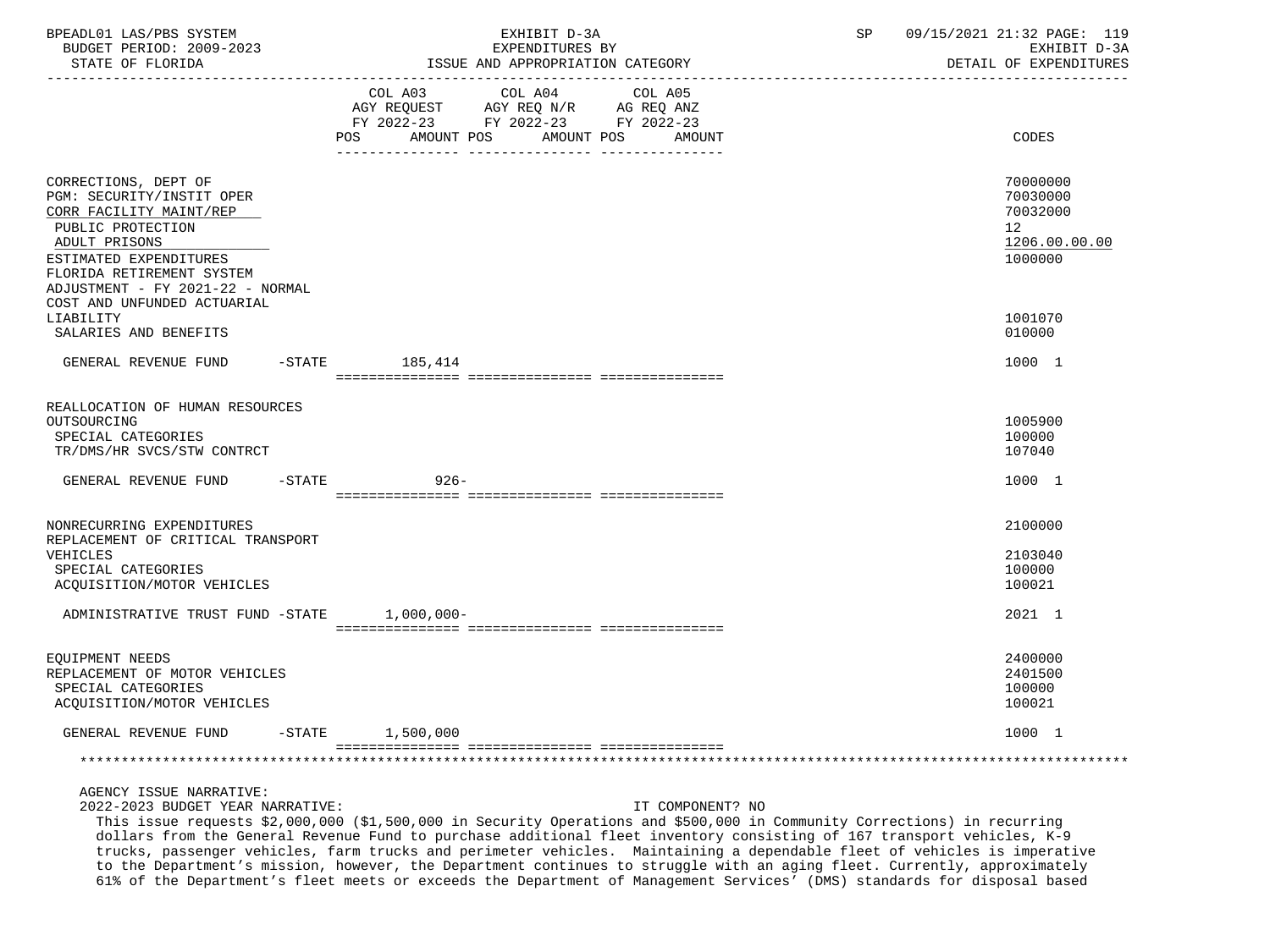| | COL A03 AGY REQUEST FY 2022-23 POS AMOUNT | COL A04 AGY REQ N/R FY 2022-23 POS AMOUNT | COL A05 AG REQ ANZ FY 2022-23 POS AMOUNT | CODES |
|---|---|---|---|---|
| CORRECTIONS, DEPT OF | | | | 70000000 |
| PGM: SECURITY/INSTIT OPER | | | | 70030000 |
| CORR FACILITY MAINT/REP | | | | 70032000 |
| PUBLIC PROTECTION | | | | 12 |
| ADULT PRISONS | | | | 1206.00.00.00 |
| ESTIMATED EXPENDITURES | | | | 1000000 |
| FLORIDA RETIREMENT SYSTEM ADJUSTMENT - FY 2021-22 - NORMAL COST AND UNFUNDED ACTUARIAL LIABILITY | | | | 1001070 |
| SALARIES AND BENEFITS | | | | 010000 |
| GENERAL REVENUE FUND -STATE | 185,414 | | | 1000 1 |
| REALLOCATION OF HUMAN RESOURCES OUTSOURCING | | | | 1005900 |
| SPECIAL CATEGORIES | | | | 100000 |
| TR/DMS/HR SVCS/STW CONTRCT | | | | 107040 |
| GENERAL REVENUE FUND -STATE | 926- | | | 1000 1 |
| NONRECURRING EXPENDITURES | | | | 2100000 |
| REPLACEMENT OF CRITICAL TRANSPORT VEHICLES | | | | 2103040 |
| SPECIAL CATEGORIES | | | | 100000 |
| ACQUISITION/MOTOR VEHICLES | | | | 100021 |
| ADMINISTRATIVE TRUST FUND -STATE | 1,000,000- | | | 2021 1 |
| EQUIPMENT NEEDS | | | | 2400000 |
| REPLACEMENT OF MOTOR VEHICLES | | | | 2401500 |
| SPECIAL CATEGORIES | | | | 100000 |
| ACQUISITION/MOTOR VEHICLES | | | | 100021 |
| GENERAL REVENUE FUND -STATE | 1,500,000 | | | 1000 1 |

AGENCY ISSUE NARRATIVE:

2022-2023 BUDGET YEAR NARRATIVE: IT COMPONENT? NO

This issue requests $2,000,000 ($1,500,000 in Security Operations and $500,000 in Community Corrections) in recurring dollars from the General Revenue Fund to purchase additional fleet inventory consisting of 167 transport vehicles, K-9 trucks, passenger vehicles, farm trucks and perimeter vehicles. Maintaining a dependable fleet of vehicles is imperative to the Department's mission, however, the Department continues to struggle with an aging fleet. Currently, approximately 61% of the Department's fleet meets or exceeds the Department of Management Services' (DMS) standards for disposal based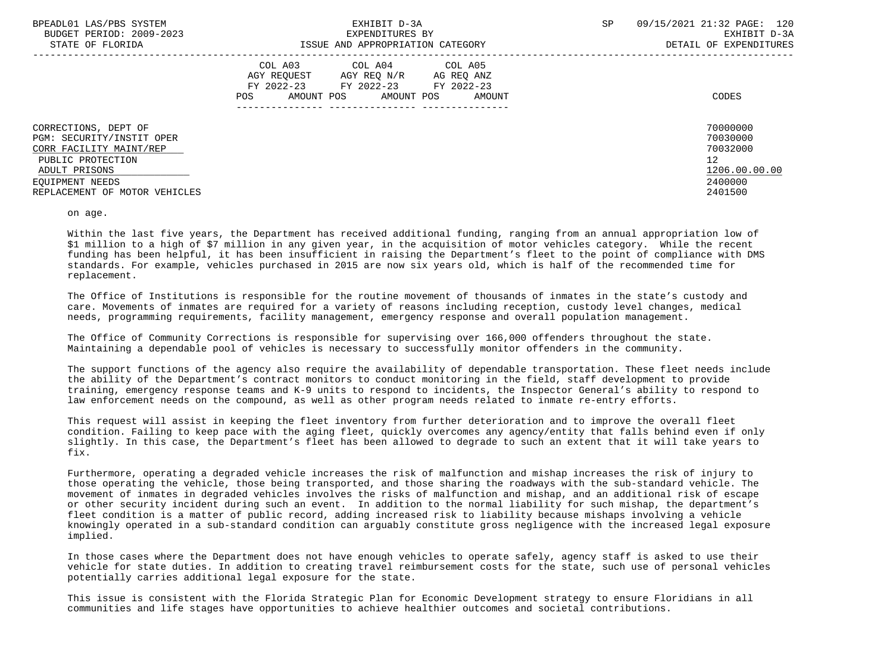| | COL A03 AGY REQUEST FY 2022-23 POS AMOUNT | COL A04 AGY REQ N/R FY 2022-23 POS AMOUNT | COL A05 AG REQ ANZ FY 2022-23 POS AMOUNT | CODES |
|---|---|---|---|---|
| CORRECTIONS, DEPT OF | | | | 70000000 |
| PGM: SECURITY/INSTIT OPER | | | | 70030000 |
| CORR FACILITY MAINT/REP | | | | 70032000 |
| PUBLIC PROTECTION | | | | 12 |
| ADULT PRISONS | | | | 1206.00.00.00 |
| EQUIPMENT NEEDS | | | | 2400000 |
| REPLACEMENT OF MOTOR VEHICLES | | | | 2401500 |

on age.

Within the last five years, the Department has received additional funding, ranging from an annual appropriation low of $1 million to a high of $7 million in any given year, in the acquisition of motor vehicles category. While the recent funding has been helpful, it has been insufficient in raising the Department's fleet to the point of compliance with DMS standards. For example, vehicles purchased in 2015 are now six years old, which is half of the recommended time for replacement.

The Office of Institutions is responsible for the routine movement of thousands of inmates in the state's custody and care. Movements of inmates are required for a variety of reasons including reception, custody level changes, medical needs, programming requirements, facility management, emergency response and overall population management.

The Office of Community Corrections is responsible for supervising over 166,000 offenders throughout the state. Maintaining a dependable pool of vehicles is necessary to successfully monitor offenders in the community.

The support functions of the agency also require the availability of dependable transportation. These fleet needs include the ability of the Department's contract monitors to conduct monitoring in the field, staff development to provide training, emergency response teams and K-9 units to respond to incidents, the Inspector General's ability to respond to law enforcement needs on the compound, as well as other program needs related to inmate re-entry efforts.

This request will assist in keeping the fleet inventory from further deterioration and to improve the overall fleet condition. Failing to keep pace with the aging fleet, quickly overcomes any agency/entity that falls behind even if only slightly. In this case, the Department's fleet has been allowed to degrade to such an extent that it will take years to fix.

Furthermore, operating a degraded vehicle increases the risk of malfunction and mishap increases the risk of injury to those operating the vehicle, those being transported, and those sharing the roadways with the sub-standard vehicle. The movement of inmates in degraded vehicles involves the risks of malfunction and mishap, and an additional risk of escape or other security incident during such an event. In addition to the normal liability for such mishap, the department's fleet condition is a matter of public record, adding increased risk to liability because mishaps involving a vehicle knowingly operated in a sub-standard condition can arguably constitute gross negligence with the increased legal exposure implied.

In those cases where the Department does not have enough vehicles to operate safely, agency staff is asked to use their vehicle for state duties. In addition to creating travel reimbursement costs for the state, such use of personal vehicles potentially carries additional legal exposure for the state.

This issue is consistent with the Florida Strategic Plan for Economic Development strategy to ensure Floridians in all communities and life stages have opportunities to achieve healthier outcomes and societal contributions.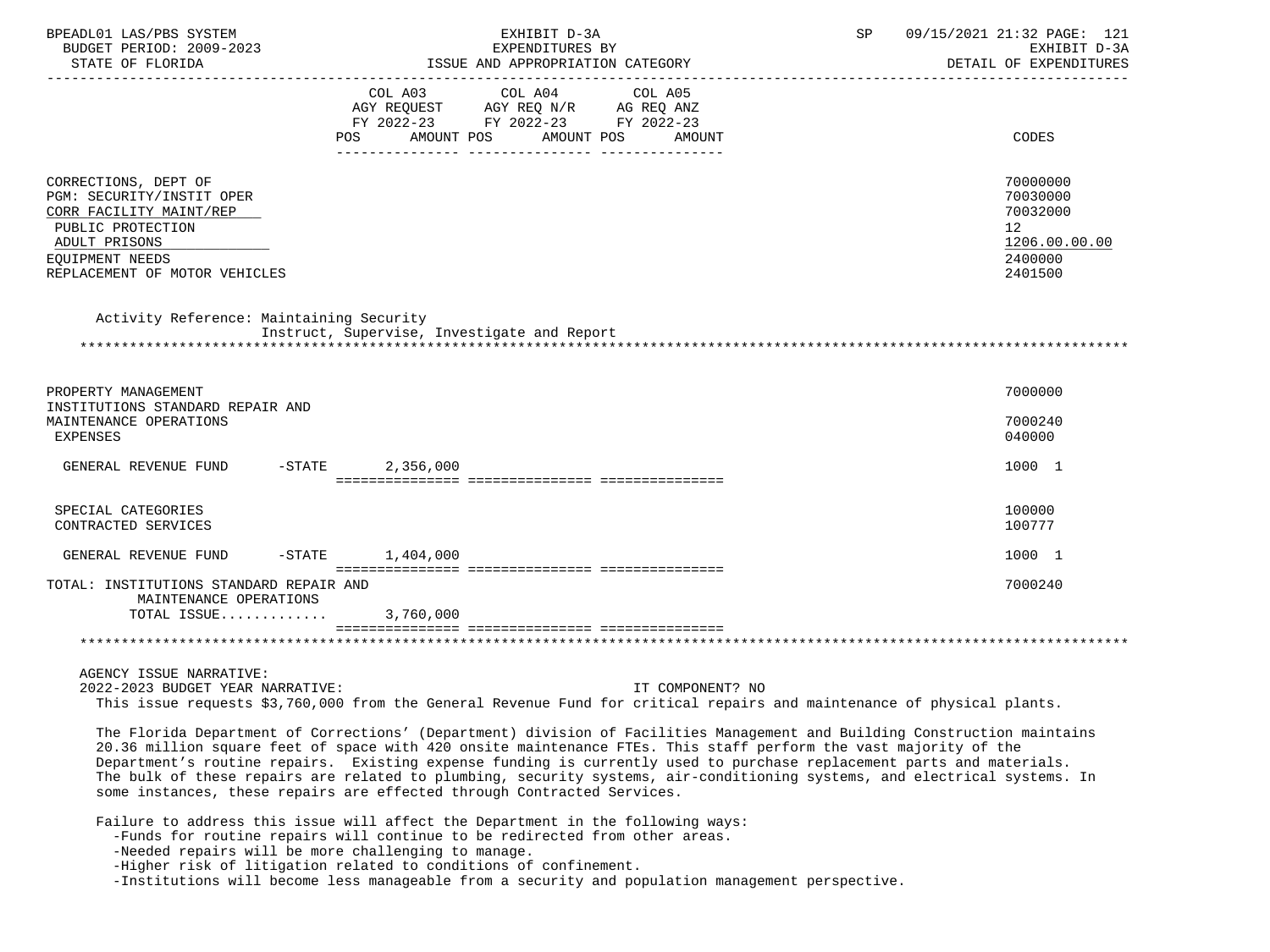BPEADL01 LAS/PBS SYSTEM | EXHIBIT D-3A | SP 09/15/2021 21:32
BUDGET PERIOD: 2009-2023 | EXPENDITURES BY | EXHIBIT D-3A
STATE OF FLORIDA | ISSUE AND APPROPRIATION CATEGORY | DETAIL OF EXPENDITURES

| | COL A03 AGY REQUEST FY 2022-23 POS AMOUNT | COL A04 AGY REQ N/R FY 2022-23 POS AMOUNT | COL A05 AG REQ ANZ FY 2022-23 POS AMOUNT | CODES |
|---|---|---|---|---|
| CORRECTIONS, DEPT OF | | | | 70000000 |
| PGM: SECURITY/INSTIT OPER | | | | 70030000 |
| CORR FACILITY MAINT/REP | | | | 70032000 |
| PUBLIC PROTECTION | | | | 12 |
| ADULT PRISONS | | | | 1206.00.00.00 |
| EQUIPMENT NEEDS | | | | 2400000 |
| REPLACEMENT OF MOTOR VEHICLES | | | | 2401500 |

Activity Reference: Maintaining Security
Instruct, Supervise, Investigate and Report

| | COL A03 | COL A04 | COL A05 | CODES |
|---|---|---|---|---|
| PROPERTY MANAGEMENT | | | | 7000000 |
| INSTITUTIONS STANDARD REPAIR AND MAINTENANCE OPERATIONS | | | | 7000240 |
| EXPENSES | | | | 040000 |
| GENERAL REVENUE FUND -STATE | 2,356,000 | | | 1000 1 |
| SPECIAL CATEGORIES | | | | 100000 |
| CONTRACTED SERVICES | | | | 100777 |
| GENERAL REVENUE FUND -STATE | 1,404,000 | | | 1000 1 |
| TOTAL: INSTITUTIONS STANDARD REPAIR AND MAINTENANCE OPERATIONS | | | | 7000240 |
| TOTAL ISSUE............ | 3,760,000 | | | |

AGENCY ISSUE NARRATIVE:
2022-2023 BUDGET YEAR NARRATIVE: IT COMPONENT? NO

This issue requests $3,760,000 from the General Revenue Fund for critical repairs and maintenance of physical plants.

The Florida Department of Corrections' (Department) division of Facilities Management and Building Construction maintains 20.36 million square feet of space with 420 onsite maintenance FTEs. This staff perform the vast majority of the Department's routine repairs. Existing expense funding is currently used to purchase replacement parts and materials. The bulk of these repairs are related to plumbing, security systems, air-conditioning systems, and electrical systems. In some instances, these repairs are effected through Contracted Services.

Failure to address this issue will affect the Department in the following ways:

- Funds for routine repairs will continue to be redirected from other areas.
- Needed repairs will be more challenging to manage.
- Higher risk of litigation related to conditions of confinement.
- Institutions will become less manageable from a security and population management perspective.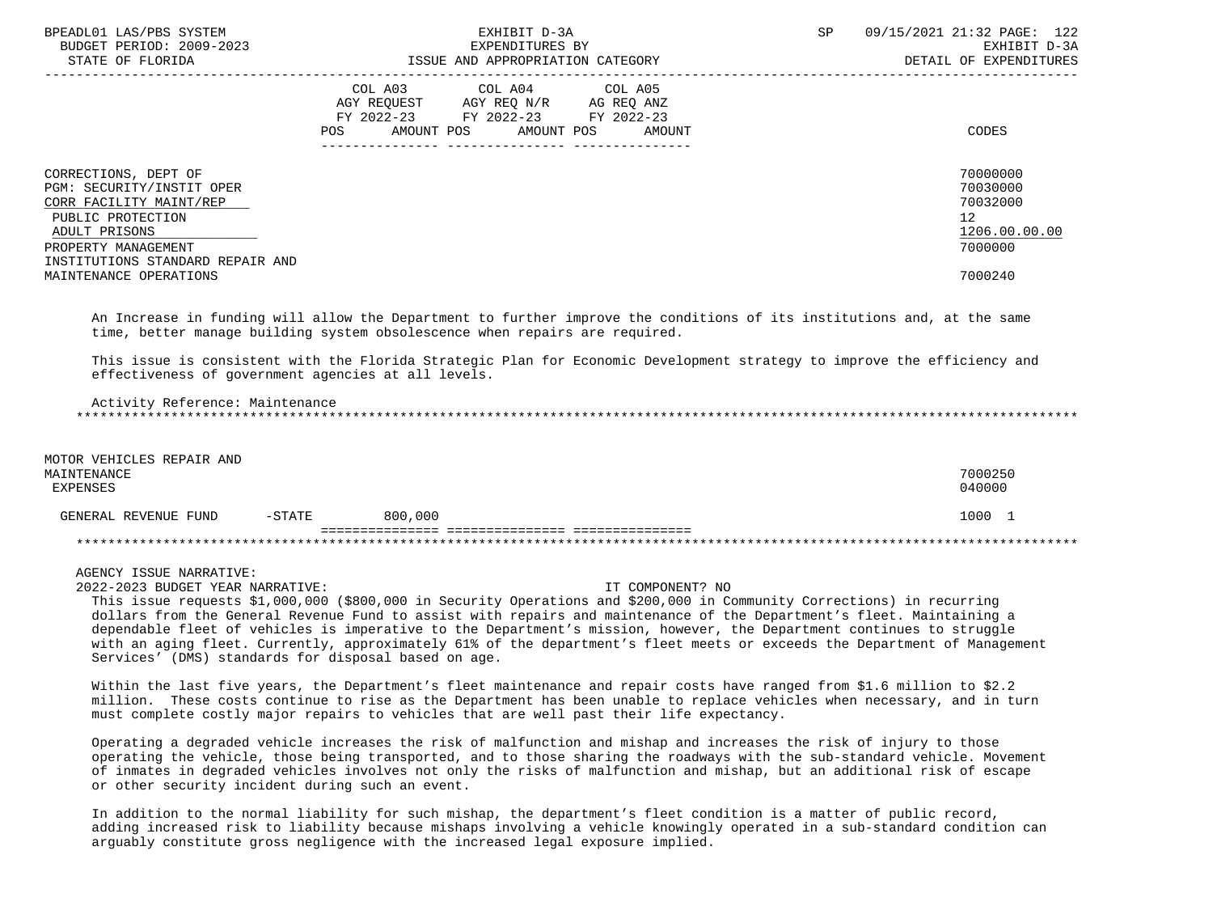| | COL A03 AGY REQUEST FY 2022-23 POS AMOUNT | COL A04 AGY REQ N/R FY 2022-23 POS AMOUNT | COL A05 AG REQ ANZ FY 2022-23 POS AMOUNT | CODES |
|---|---|---|---|---|
| CORRECTIONS, DEPT OF | | | | 70000000 |
| PGM: SECURITY/INSTIT OPER | | | | 70030000 |
| CORR FACILITY MAINT/REP | | | | 70032000 |
| PUBLIC PROTECTION | | | | 12 |
| ADULT PRISONS | | | | 1206.00.00.00 |
| PROPERTY MANAGEMENT | | | | 7000000 |
| INSTITUTIONS STANDARD REPAIR AND MAINTENANCE OPERATIONS | | | | 7000240 |

An Increase in funding will allow the Department to further improve the conditions of its institutions and, at the same time, better manage building system obsolescence when repairs are required.

This issue is consistent with the Florida Strategic Plan for Economic Development strategy to improve the efficiency and effectiveness of government agencies at all levels.

Activity Reference: Maintenance

*******************************************************************************************************************

| | COL A03 | COL A04 | COL A05 | CODES |
|---|---|---|---|---|
| MOTOR VEHICLES REPAIR AND MAINTENANCE | | | | 7000250 |
| EXPENSES | | | | 040000 |
| GENERAL REVENUE FUND -STATE | 800,000 | | | 1000 1 |

*******************************************************************************************************************

AGENCY ISSUE NARRATIVE:

2022-2023 BUDGET YEAR NARRATIVE: IT COMPONENT? NO

This issue requests $1,000,000 ($800,000 in Security Operations and $200,000 in Community Corrections) in recurring dollars from the General Revenue Fund to assist with repairs and maintenance of the Department's fleet. Maintaining a dependable fleet of vehicles is imperative to the Department's mission, however, the Department continues to struggle with an aging fleet. Currently, approximately 61% of the department's fleet meets or exceeds the Department of Management Services' (DMS) standards for disposal based on age.

Within the last five years, the Department's fleet maintenance and repair costs have ranged from $1.6 million to $2.2 million. These costs continue to rise as the Department has been unable to replace vehicles when necessary, and in turn must complete costly major repairs to vehicles that are well past their life expectancy.

Operating a degraded vehicle increases the risk of malfunction and mishap and increases the risk of injury to those operating the vehicle, those being transported, and to those sharing the roadways with the sub-standard vehicle. Movement of inmates in degraded vehicles involves not only the risks of malfunction and mishap, but an additional risk of escape or other security incident during such an event.

In addition to the normal liability for such mishap, the department's fleet condition is a matter of public record, adding increased risk to liability because mishaps involving a vehicle knowingly operated in a sub-standard condition can arguably constitute gross negligence with the increased legal exposure implied.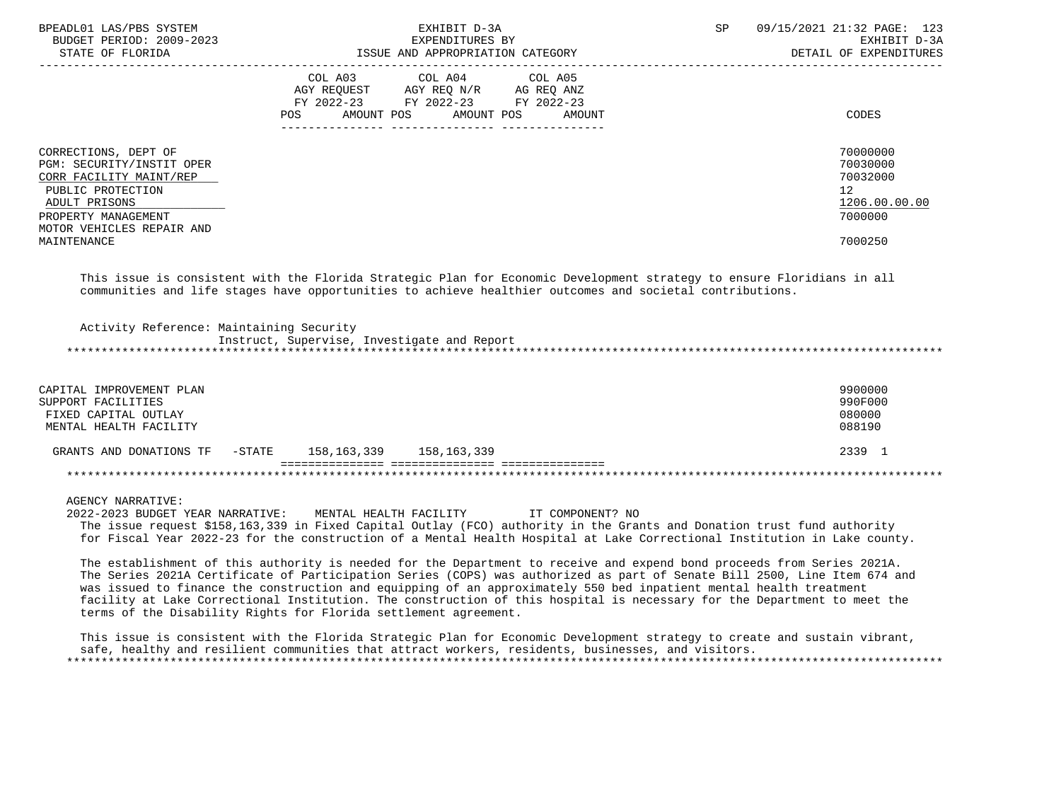| | COL A03 AGY REQUEST FY 2022-23 POS AMOUNT | COL A04 AGY REQ N/R FY 2022-23 POS AMOUNT | COL A05 AG REQ ANZ FY 2022-23 POS AMOUNT | CODES |
|---|---|---|---|---|
| CORRECTIONS, DEPT OF | | | | 70000000 |
| PGM: SECURITY/INSTIT OPER | | | | 70030000 |
| CORR FACILITY MAINT/REP | | | | 70032000 |
| PUBLIC PROTECTION | | | | 12 |
| ADULT PRISONS | | | | 1206.00.00.00 |
| PROPERTY MANAGEMENT | | | | 7000000 |
| MOTOR VEHICLES REPAIR AND MAINTENANCE | | | | 7000250 |

This issue is consistent with the Florida Strategic Plan for Economic Development strategy to ensure Floridians in all communities and life stages have opportunities to achieve healthier outcomes and societal contributions.

Activity Reference: Maintaining Security
Instruct, Supervise, Investigate and Report

***

| | COL A03 | COL A04 | COL A05 | CODES |
|---|---|---|---|---|
| CAPITAL IMPROVEMENT PLAN | | | | 9900000 |
| SUPPORT FACILITIES | | | | 990F000 |
| FIXED CAPITAL OUTLAY | | | | 080000 |
| MENTAL HEALTH FACILITY | | | | 088190 |
| GRANTS AND DONATIONS TF -STATE | 158,163,339 | 158,163,339 | | 2339 1 |

***

AGENCY NARRATIVE:
2022-2023 BUDGET YEAR NARRATIVE: MENTAL HEALTH FACILITY IT COMPONENT? NO
The issue request $158,163,339 in Fixed Capital Outlay (FCO) authority in the Grants and Donation trust fund authority for Fiscal Year 2022-23 for the construction of a Mental Health Hospital at Lake Correctional Institution in Lake county.

The establishment of this authority is needed for the Department to receive and expend bond proceeds from Series 2021A. The Series 2021A Certificate of Participation Series (COPS) was authorized as part of Senate Bill 2500, Line Item 674 and was issued to finance the construction and equipping of an approximately 550 bed inpatient mental health treatment facility at Lake Correctional Institution. The construction of this hospital is necessary for the Department to meet the terms of the Disability Rights for Florida settlement agreement.

This issue is consistent with the Florida Strategic Plan for Economic Development strategy to create and sustain vibrant, safe, healthy and resilient communities that attract workers, residents, businesses, and visitors.

***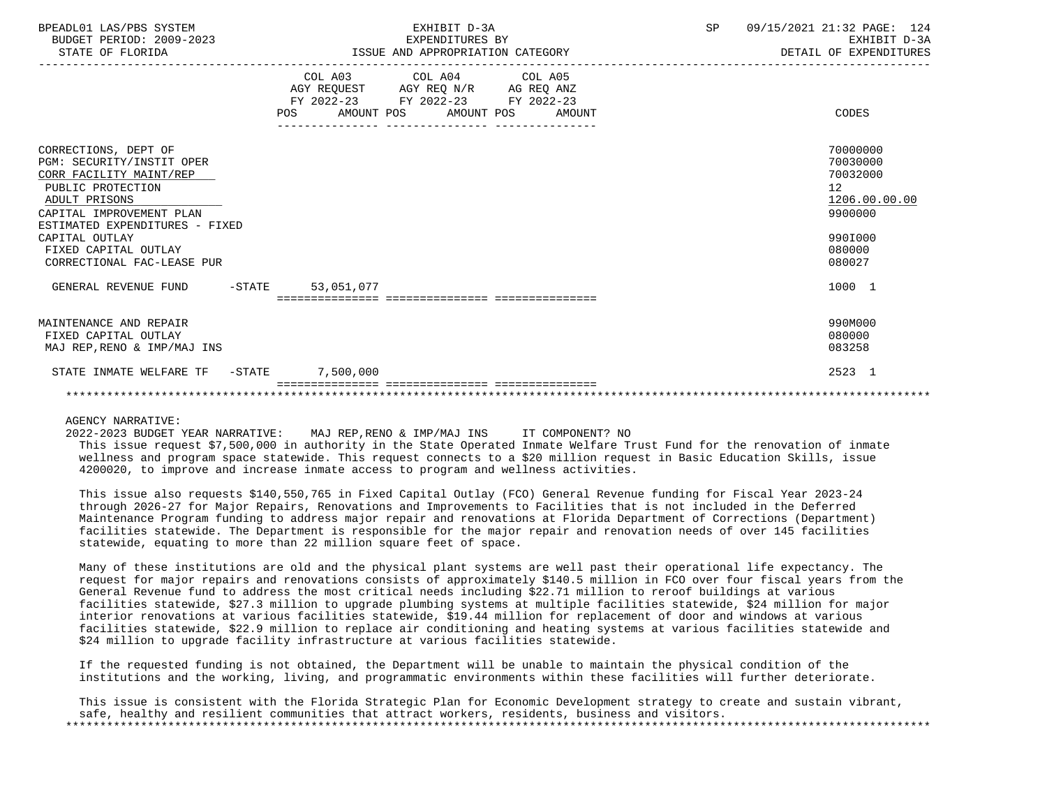BPEADL01 LAS/PBS SYSTEM | EXHIBIT D-3A | SP 09/15/2021 21:32

BUDGET PERIOD: 2009-2023 | EXPENDITURES BY | EXHIBIT D-3A

STATE OF FLORIDA | ISSUE AND APPROPRIATION CATEGORY | DETAIL OF EXPENDITURES

| | COL A03 AGY REQUEST FY 2022-23 POS AMOUNT | COL A04 AGY REQ N/R FY 2022-23 POS AMOUNT | COL A05 AG REQ ANZ FY 2022-23 POS AMOUNT | CODES |
|---|---|---|---|---|
| CORRECTIONS, DEPT OF | | | | 70000000 |
| PGM: SECURITY/INSTIT OPER | | | | 70030000 |
| CORR FACILITY MAINT/REP | | | | 70032000 |
| PUBLIC PROTECTION | | | | 12 |
| ADULT PRISONS | | | | 1206.00.00.00 |
| CAPITAL IMPROVEMENT PLAN | | | | 9900000 |
| ESTIMATED EXPENDITURES - FIXED | | | | |
| CAPITAL OUTLAY | | | | 990I000 |
| FIXED CAPITAL OUTLAY | | | | 080000 |
| CORRECTIONAL FAC-LEASE PUR | | | | 080027 |
| GENERAL REVENUE FUND -STATE | 53,051,077 | | | 1000 1 |
| MAINTENANCE AND REPAIR | | | | 990M000 |
| FIXED CAPITAL OUTLAY | | | | 080000 |
| MAJ REP,RENO & IMP/MAJ INS | | | | 083258 |
| STATE INMATE WELFARE TF -STATE | 7,500,000 | | | 2523 1 |

AGENCY NARRATIVE:

2022-2023 BUDGET YEAR NARRATIVE: MAJ REP,RENO & IMP/MAJ INS IT COMPONENT? NO

This issue request $7,500,000 in authority in the State Operated Inmate Welfare Trust Fund for the renovation of inmate wellness and program space statewide. This request connects to a $20 million request in Basic Education Skills, issue 4200020, to improve and increase inmate access to program and wellness activities.

This issue also requests $140,550,765 in Fixed Capital Outlay (FCO) General Revenue funding for Fiscal Year 2023-24 through 2026-27 for Major Repairs, Renovations and Improvements to Facilities that is not included in the Deferred Maintenance Program funding to address major repair and renovations at Florida Department of Corrections (Department) facilities statewide. The Department is responsible for the major repair and renovation needs of over 145 facilities statewide, equating to more than 22 million square feet of space.

Many of these institutions are old and the physical plant systems are well past their operational life expectancy. The request for major repairs and renovations consists of approximately $140.5 million in FCO over four fiscal years from the General Revenue fund to address the most critical needs including $22.71 million to reroof buildings at various facilities statewide, $27.3 million to upgrade plumbing systems at multiple facilities statewide, $24 million for major interior renovations at various facilities statewide, $19.44 million for replacement of door and windows at various facilities statewide, $22.9 million to replace air conditioning and heating systems at various facilities statewide and $24 million to upgrade facility infrastructure at various facilities statewide.

If the requested funding is not obtained, the Department will be unable to maintain the physical condition of the institutions and the working, living, and programmatic environments within these facilities will further deteriorate.

This issue is consistent with the Florida Strategic Plan for Economic Development strategy to create and sustain vibrant, safe, healthy and resilient communities that attract workers, residents, business and visitors.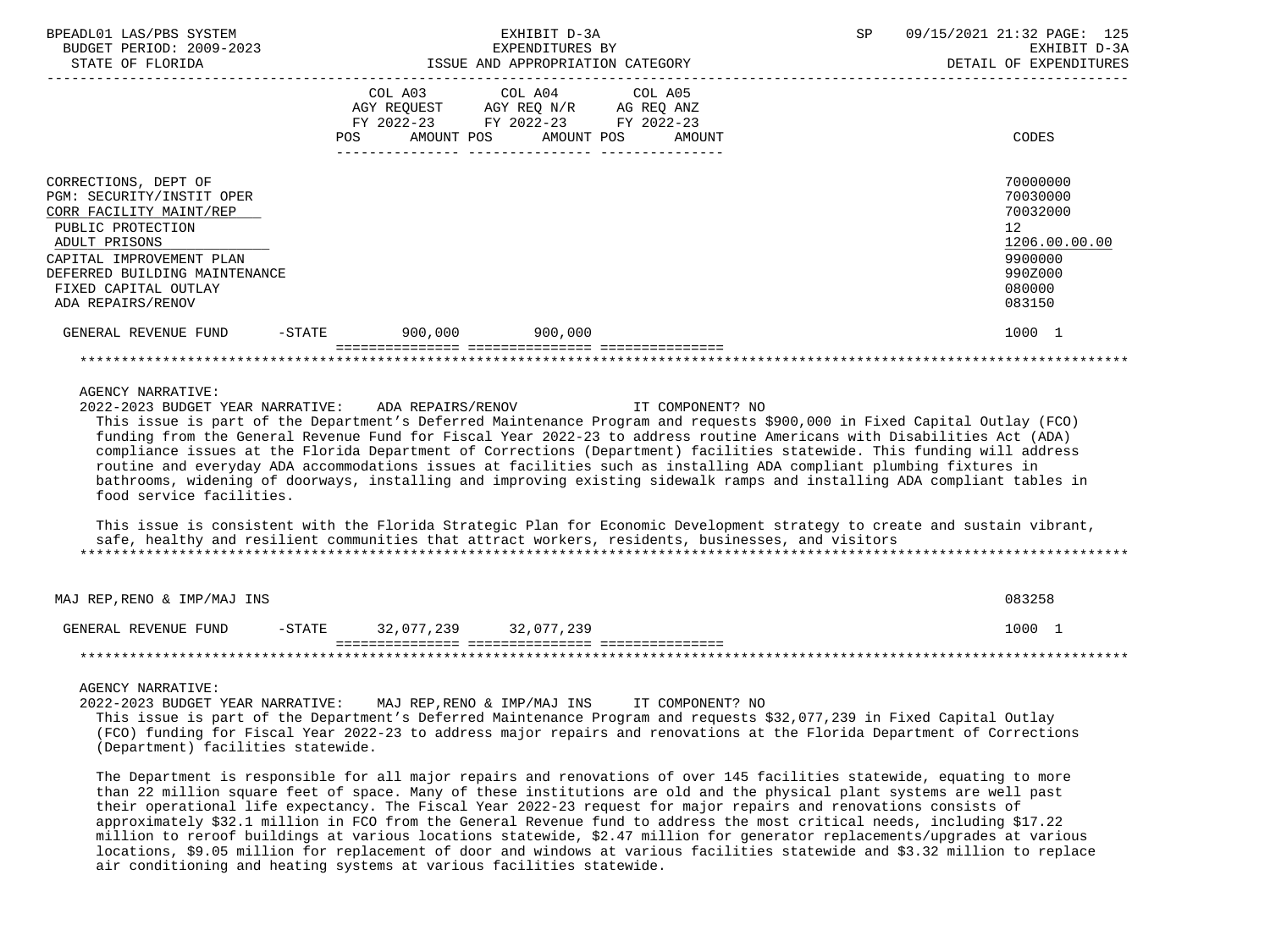| | COL A03 AGY REQUEST FY 2022-23 POS AMOUNT | COL A04 AGY REQ N/R FY 2022-23 POS AMOUNT | COL A05 AG REQ ANZ FY 2022-23 POS AMOUNT | CODES |
|---|---|---|---|---|
| CORRECTIONS, DEPT OF | | | | 70000000 |
| PGM: SECURITY/INSTIT OPER | | | | 70030000 |
| CORR FACILITY MAINT/REP | | | | 70032000 |
| PUBLIC PROTECTION | | | | 12 |
| ADULT PRISONS | | | | 1206.00.00.00 |
| CAPITAL IMPROVEMENT PLAN | | | | 9900000 |
| DEFERRED BUILDING MAINTENANCE | | | | 990Z000 |
| FIXED CAPITAL OUTLAY | | | | 080000 |
| ADA REPAIRS/RENOV | | | | 083150 |
| GENERAL REVENUE FUND -STATE | 900,000 | 900,000 | | 1000 1 |

AGENCY NARRATIVE:

2022-2023 BUDGET YEAR NARRATIVE: ADA REPAIRS/RENOV IT COMPONENT? NO

This issue is part of the Department's Deferred Maintenance Program and requests $900,000 in Fixed Capital Outlay (FCO) funding from the General Revenue Fund for Fiscal Year 2022-23 to address routine Americans with Disabilities Act (ADA) compliance issues at the Florida Department of Corrections (Department) facilities statewide. This funding will address routine and everyday ADA accommodations issues at facilities such as installing ADA compliant plumbing fixtures in bathrooms, widening of doorways, installing and improving existing sidewalk ramps and installing ADA compliant tables in food service facilities.

This issue is consistent with the Florida Strategic Plan for Economic Development strategy to create and sustain vibrant, safe, healthy and resilient communities that attract workers, residents, businesses, and visitors

| | COL A03 | COL A04 | COL A05 | CODES |
|---|---|---|---|---|
| MAJ REP,RENO & IMP/MAJ INS | | | | 083258 |
| GENERAL REVENUE FUND -STATE | 32,077,239 | 32,077,239 | | 1000 1 |

AGENCY NARRATIVE:

2022-2023 BUDGET YEAR NARRATIVE: MAJ REP,RENO & IMP/MAJ INS IT COMPONENT? NO

This issue is part of the Department's Deferred Maintenance Program and requests $32,077,239 in Fixed Capital Outlay (FCO) funding for Fiscal Year 2022-23 to address major repairs and renovations at the Florida Department of Corrections (Department) facilities statewide.

The Department is responsible for all major repairs and renovations of over 145 facilities statewide, equating to more than 22 million square feet of space. Many of these institutions are old and the physical plant systems are well past their operational life expectancy. The Fiscal Year 2022-23 request for major repairs and renovations consists of approximately $32.1 million in FCO from the General Revenue fund to address the most critical needs, including $17.22 million to reroof buildings at various locations statewide, $2.47 million for generator replacements/upgrades at various locations, $9.05 million for replacement of door and windows at various facilities statewide and $3.32 million to replace air conditioning and heating systems at various facilities statewide.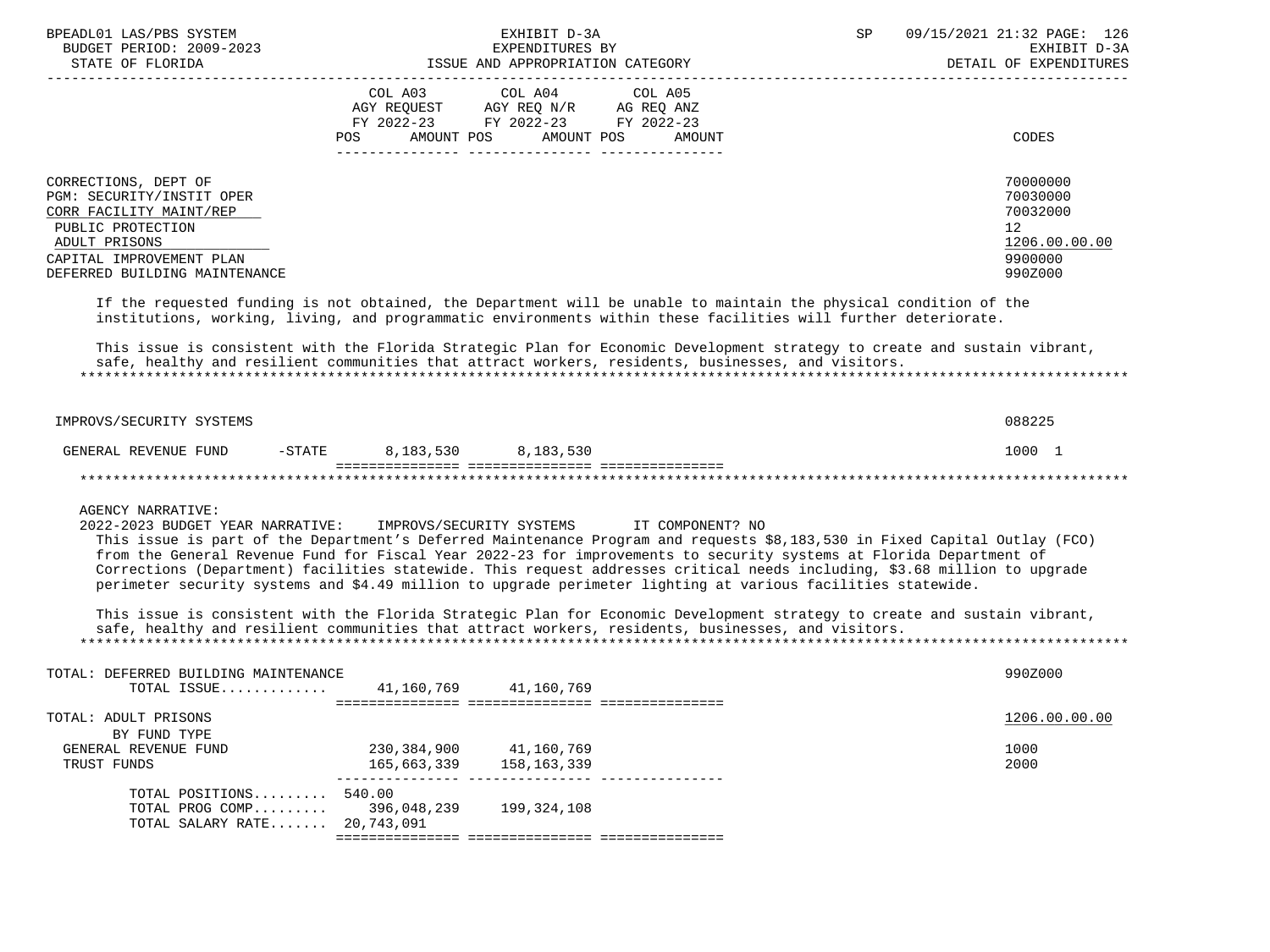| | COL A03 AGY REQUEST FY 2022-23 POS | AMOUNT | COL A04 AGY REQ N/R FY 2022-23 POS | AMOUNT | COL A05 AG REQ ANZ FY 2022-23 POS | AMOUNT | CODES |
|---|---|---|---|---|---|---|---|
| CORRECTIONS, DEPT OF | | | | | | | 70000000 |
| PGM: SECURITY/INSTIT OPER | | | | | | | 70030000 |
| CORR FACILITY MAINT/REP | | | | | | | 70032000 |
| PUBLIC PROTECTION | | | | | | | 12 |
| ADULT PRISONS | | | | | | | 1206.00.00.00 |
| CAPITAL IMPROVEMENT PLAN | | | | | | | 9900000 |
| DEFERRED BUILDING MAINTENANCE | | | | | | | 990Z000 |

If the requested funding is not obtained, the Department will be unable to maintain the physical condition of the institutions, working, living, and programmatic environments within these facilities will further deteriorate.

This issue is consistent with the Florida Strategic Plan for Economic Development strategy to create and sustain vibrant, safe, healthy and resilient communities that attract workers, residents, businesses, and visitors.

| | COL A03 POS | AMOUNT | COL A04 POS | AMOUNT | COL A05 POS | AMOUNT | CODES |
|---|---|---|---|---|---|---|---|
| IMPROVS/SECURITY SYSTEMS | | | | | | | 088225 |
| GENERAL REVENUE FUND -STATE | | 8,183,530 | | 8,183,530 | | | 1000 1 |

AGENCY NARRATIVE:

2022-2023 BUDGET YEAR NARRATIVE: IMPROVS/SECURITY SYSTEMS IT COMPONENT? NO

This issue is part of the Department's Deferred Maintenance Program and requests $8,183,530 in Fixed Capital Outlay (FCO) from the General Revenue Fund for Fiscal Year 2022-23 for improvements to security systems at Florida Department of Corrections (Department) facilities statewide. This request addresses critical needs including, $3.68 million to upgrade perimeter security systems and $4.49 million to upgrade perimeter lighting at various facilities statewide.

This issue is consistent with the Florida Strategic Plan for Economic Development strategy to create and sustain vibrant, safe, healthy and resilient communities that attract workers, residents, businesses, and visitors.

| | COL A03 POS | AMOUNT | COL A04 POS | AMOUNT | COL A05 POS | AMOUNT | CODES |
|---|---|---|---|---|---|---|---|
| TOTAL: DEFERRED BUILDING MAINTENANCE | | | | | | | 990Z000 |
| TOTAL ISSUE............. | | 41,160,769 | | 41,160,769 | | | |
| TOTAL: ADULT PRISONS | | | | | | | 1206.00.00.00 |
| BY FUND TYPE | | | | | | | |
| GENERAL REVENUE FUND | | 230,384,900 | | 41,160,769 | | | 1000 |
| TRUST FUNDS | | 165,663,339 | | 158,163,339 | | | 2000 |
| TOTAL POSITIONS......... | 540.00 | | | | | | |
| TOTAL PROG COMP......... | | 396,048,239 | | 199,324,108 | | | |
| TOTAL SALARY RATE....... | | 20,743,091 | | | | | |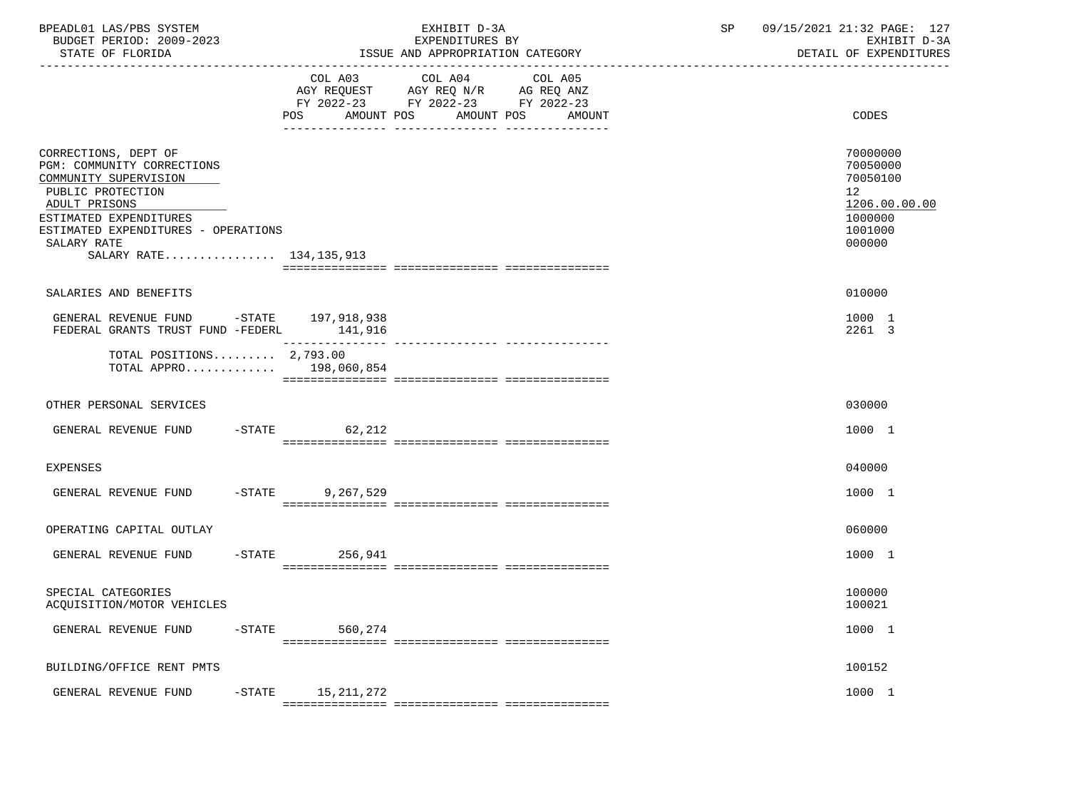| | COL A03 AGY REQUEST FY 2022-23 POS AMOUNT | COL A04 AGY REQ N/R FY 2022-23 POS AMOUNT | COL A05 AG REQ ANZ FY 2022-23 POS AMOUNT | CODES |
|---|---|---|---|---|
| CORRECTIONS, DEPT OF | | | | 70000000 |
| PGM: COMMUNITY CORRECTIONS | | | | 70050000 |
| COMMUNITY SUPERVISION | | | | 70050100 |
| PUBLIC PROTECTION | | | | 12 |
| ADULT PRISONS | | | | 1206.00.00.00 |
| ESTIMATED EXPENDITURES | | | | 1000000 |
| ESTIMATED EXPENDITURES - OPERATIONS | | | | 1001000 |
| SALARY RATE | | | | 000000 |
| SALARY RATE................ 134,135,913 | | | | |
| SALARIES AND BENEFITS | | | | 010000 |
| GENERAL REVENUE FUND -STATE | 197,918,938 | | | 1000 1 |
| FEDERAL GRANTS TRUST FUND -FEDERL | 141,916 | | | 2261 3 |
| TOTAL POSITIONS......... 2,793.00 | | | | |
| TOTAL APPRO............. | 198,060,854 | | | |
| OTHER PERSONAL SERVICES | | | | 030000 |
| GENERAL REVENUE FUND -STATE | 62,212 | | | 1000 1 |
| EXPENSES | | | | 040000 |
| GENERAL REVENUE FUND -STATE | 9,267,529 | | | 1000 1 |
| OPERATING CAPITAL OUTLAY | | | | 060000 |
| GENERAL REVENUE FUND -STATE | 256,941 | | | 1000 1 |
| SPECIAL CATEGORIES | | | | 100000 |
| ACQUISITION/MOTOR VEHICLES | | | | 100021 |
| GENERAL REVENUE FUND -STATE | 560,274 | | | 1000 1 |
| BUILDING/OFFICE RENT PMTS | | | | 100152 |
| GENERAL REVENUE FUND -STATE | 15,211,272 | | | 1000 1 |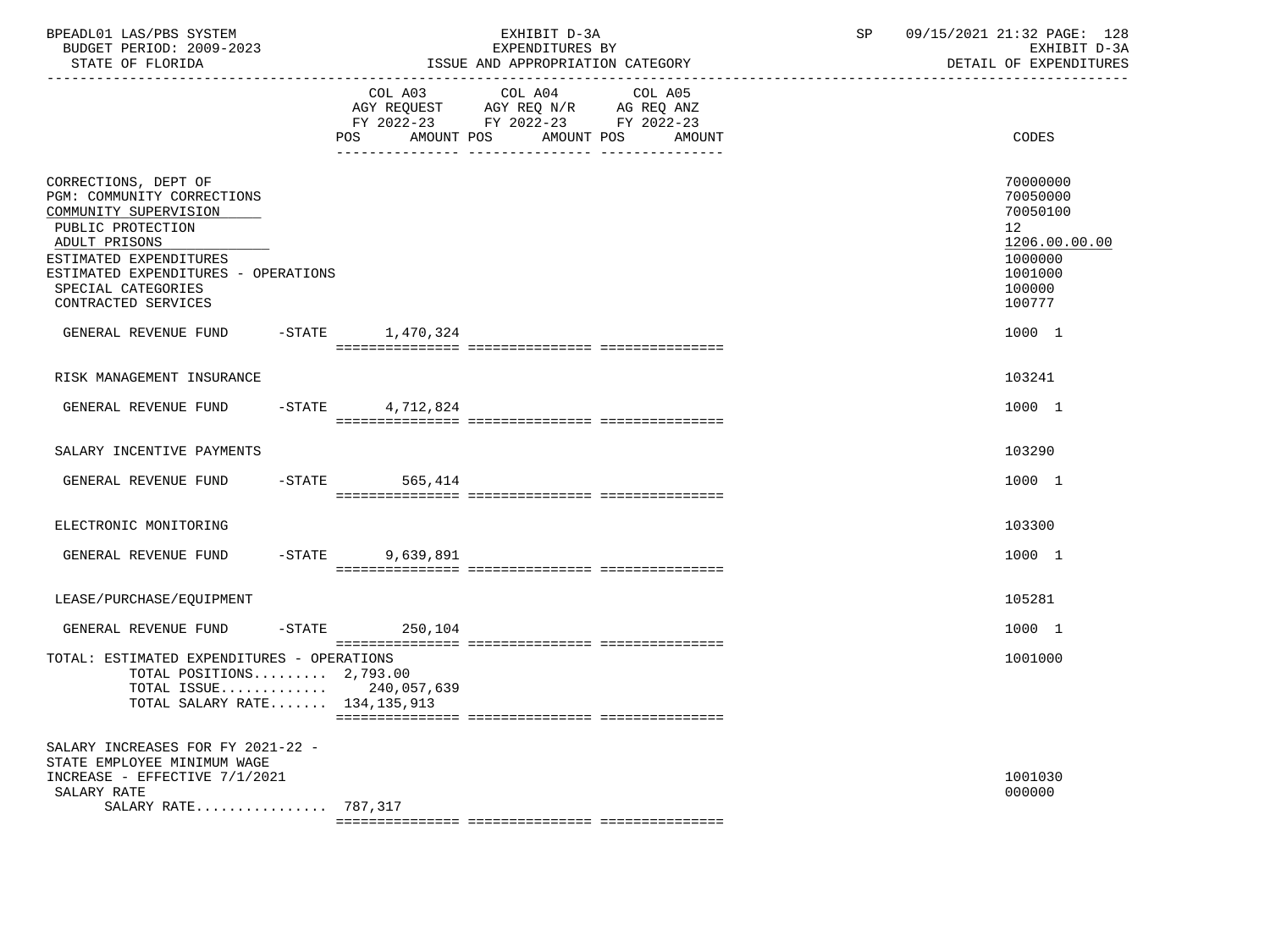BPEADL01 LAS/PBS SYSTEM
BUDGET PERIOD: 2009-2023
STATE OF FLORIDA

EXHIBIT D-3A
EXPENDITURES BY
ISSUE AND APPROPRIATION CATEGORY

SP 09/15/2021 21:32
EXHIBIT D-3A
DETAIL OF EXPENDITURES

| | COL A03 AGY REQUEST FY 2022-23 POS AMOUNT | COL A04 AGY REQ N/R FY 2022-23 POS AMOUNT | COL A05 AG REQ ANZ FY 2022-23 POS AMOUNT | CODES |
|---|---|---|---|---|
| CORRECTIONS, DEPT OF | | | | 70000000 |
| PGM: COMMUNITY CORRECTIONS | | | | 70050000 |
| COMMUNITY SUPERVISION | | | | 70050100 |
| PUBLIC PROTECTION | | | | 12 |
| ADULT PRISONS | | | | 1206.00.00.00 |
| ESTIMATED EXPENDITURES | | | | 1000000 |
| ESTIMATED EXPENDITURES - OPERATIONS | | | | 1001000 |
| SPECIAL CATEGORIES | | | | 100000 |
| CONTRACTED SERVICES | | | | 100777 |
| GENERAL REVENUE FUND -STATE | 1,470,324 | | | 1000 1 |
| RISK MANAGEMENT INSURANCE | | | | 103241 |
| GENERAL REVENUE FUND -STATE | 4,712,824 | | | 1000 1 |
| SALARY INCENTIVE PAYMENTS | | | | 103290 |
| GENERAL REVENUE FUND -STATE | 565,414 | | | 1000 1 |
| ELECTRONIC MONITORING | | | | 103300 |
| GENERAL REVENUE FUND -STATE | 9,639,891 | | | 1000 1 |
| LEASE/PURCHASE/EQUIPMENT | | | | 105281 |
| GENERAL REVENUE FUND -STATE | 250,104 | | | 1000 1 |
| TOTAL: ESTIMATED EXPENDITURES - OPERATIONS | | | | 1001000 |
| TOTAL POSITIONS......... | 2,793.00 | | | |
| TOTAL ISSUE............ | 240,057,639 | | | |
| TOTAL SALARY RATE....... | 134,135,913 | | | |
| SALARY INCREASES FOR FY 2021-22 - STATE EMPLOYEE MINIMUM WAGE INCREASE - EFFECTIVE 7/1/2021 | | | | 1001030 |
| SALARY RATE | | | | 000000 |
| SALARY RATE................ | 787,317 | | | |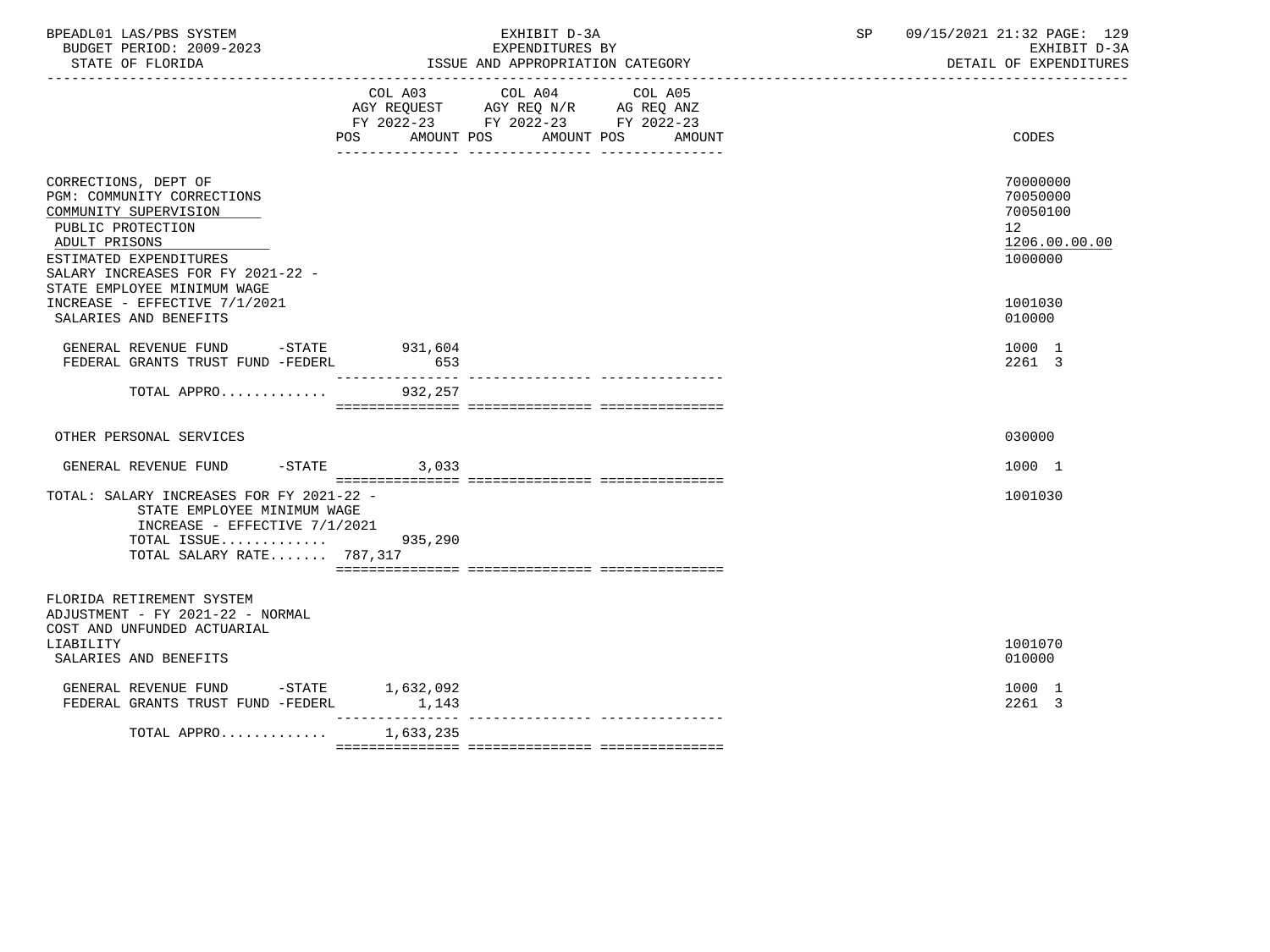BPEADL01 LAS/PBS SYSTEM
BUDGET PERIOD: 2009-2023
STATE OF FLORIDA

EXHIBIT D-3A
EXPENDITURES BY
ISSUE AND APPROPRIATION CATEGORY

SP 09/15/2021 21:32 PAGE: 129
EXHIBIT D-3A
DETAIL OF EXPENDITURES

| | COL A03 AGY REQUEST FY 2022-23 POS AMOUNT | COL A04 AGY REQ N/R FY 2022-23 POS AMOUNT | COL A05 AG REQ ANZ FY 2022-23 POS AMOUNT | CODES |
|---|---|---|---|---|
| CORRECTIONS, DEPT OF | | | | 70000000 |
| PGM: COMMUNITY CORRECTIONS | | | | 70050000 |
| COMMUNITY SUPERVISION | | | | 70050100 |
| PUBLIC PROTECTION | | | | 12 |
| ADULT PRISONS | | | | 1206.00.00.00 |
| ESTIMATED EXPENDITURES | | | | 1000000 |
| SALARY INCREASES FOR FY 2021-22 - STATE EMPLOYEE MINIMUM WAGE INCREASE - EFFECTIVE 7/1/2021 | | | | 1001030 |
| SALARIES AND BENEFITS | | | | 010000 |
| GENERAL REVENUE FUND -STATE | 931,604 | | | 1000 1 |
| FEDERAL GRANTS TRUST FUND -FEDERL | 653 | | | 2261 3 |
| TOTAL APPRO............ | 932,257 | | | |
| OTHER PERSONAL SERVICES | | | | 030000 |
| GENERAL REVENUE FUND -STATE | 3,033 | | | 1000 1 |
| TOTAL: SALARY INCREASES FOR FY 2021-22 - STATE EMPLOYEE MINIMUM WAGE INCREASE - EFFECTIVE 7/1/2021 | | | | 1001030 |
| TOTAL ISSUE............ | 935,290 | | | |
| TOTAL SALARY RATE....... | 787,317 | | | |
| FLORIDA RETIREMENT SYSTEM ADJUSTMENT - FY 2021-22 - NORMAL COST AND UNFUNDED ACTUARIAL LIABILITY | | | | 1001070 |
| SALARIES AND BENEFITS | | | | 010000 |
| GENERAL REVENUE FUND -STATE | 1,632,092 | | | 1000 1 |
| FEDERAL GRANTS TRUST FUND -FEDERL | 1,143 | | | 2261 3 |
| TOTAL APPRO............ | 1,633,235 | | | |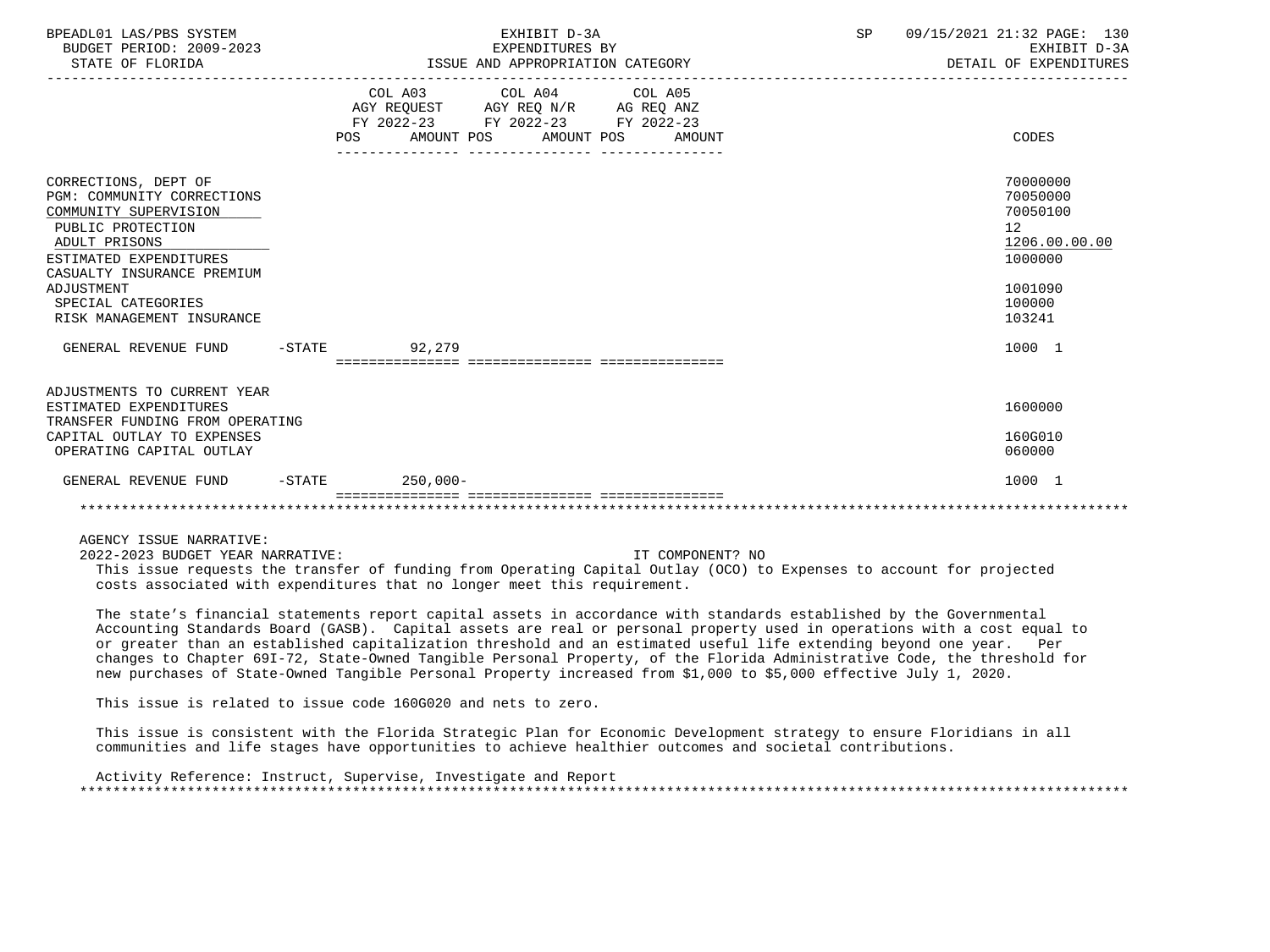| | COL A03 AGY REQUEST FY 2022-23 POS AMOUNT | COL A04 AGY REQ N/R FY 2022-23 POS AMOUNT | COL A05 AG REQ ANZ FY 2022-23 POS AMOUNT | CODES |
|---|---|---|---|---|
| CORRECTIONS, DEPT OF | | | | 70000000 |
| PGM: COMMUNITY CORRECTIONS | | | | 70050000 |
| COMMUNITY SUPERVISION | | | | 70050100 |
| PUBLIC PROTECTION | | | | 12 |
| ADULT PRISONS | | | | 1206.00.00.00 |
| ESTIMATED EXPENDITURES | | | | 1000000 |
| CASUALTY INSURANCE PREMIUM ADJUSTMENT | | | | 1001090 |
| SPECIAL CATEGORIES | | | | 100000 |
| RISK MANAGEMENT INSURANCE | | | | 103241 |
| GENERAL REVENUE FUND -STATE | 92,279 | | | 1000 1 |
| ADJUSTMENTS TO CURRENT YEAR ESTIMATED EXPENDITURES | | | | 1600000 |
| TRANSFER FUNDING FROM OPERATING CAPITAL OUTLAY TO EXPENSES | | | | 160G010 |
| OPERATING CAPITAL OUTLAY | | | | 060000 |
| GENERAL REVENUE FUND -STATE | 250,000- | | | 1000 1 |

AGENCY ISSUE NARRATIVE:

2022-2023 BUDGET YEAR NARRATIVE: IT COMPONENT? NO

This issue requests the transfer of funding from Operating Capital Outlay (OCO) to Expenses to account for projected costs associated with expenditures that no longer meet this requirement.

The state's financial statements report capital assets in accordance with standards established by the Governmental Accounting Standards Board (GASB). Capital assets are real or personal property used in operations with a cost equal to or greater than an established capitalization threshold and an estimated useful life extending beyond one year. Per changes to Chapter 69I-72, State-Owned Tangible Personal Property, of the Florida Administrative Code, the threshold for new purchases of State-Owned Tangible Personal Property increased from $1,000 to $5,000 effective July 1, 2020.

This issue is related to issue code 160G020 and nets to zero.

This issue is consistent with the Florida Strategic Plan for Economic Development strategy to ensure Floridians in all communities and life stages have opportunities to achieve healthier outcomes and societal contributions.

Activity Reference: Instruct, Supervise, Investigate and Report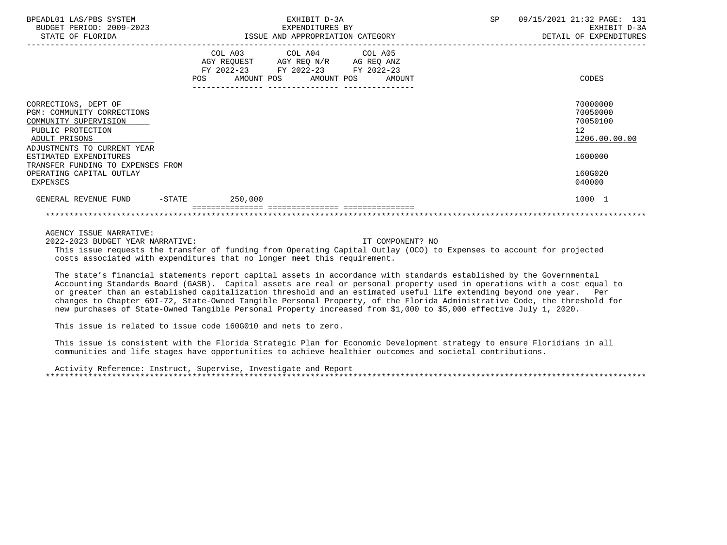| | COL A03 AGY REQUEST FY 2022-23 POS AMOUNT | COL A04 AGY REQ N/R FY 2022-23 POS AMOUNT | COL A05 AG REQ ANZ FY 2022-23 POS AMOUNT | CODES |
|---|---|---|---|---|
| CORRECTIONS, DEPT OF | | | | 70000000 |
| PGM: COMMUNITY CORRECTIONS | | | | 70050000 |
| COMMUNITY SUPERVISION | | | | 70050100 |
| PUBLIC PROTECTION | | | | 12 |
| ADULT PRISONS | | | | 1206.00.00.00 |
| ADJUSTMENTS TO CURRENT YEAR ESTIMATED EXPENDITURES | | | | 1600000 |
| TRANSFER FUNDING TO EXPENSES FROM OPERATING CAPITAL OUTLAY | | | | 160G020 |
| EXPENSES | | | | 040000 |
| GENERAL REVENUE FUND -STATE | 250,000 | | | 1000 1 |

AGENCY ISSUE NARRATIVE:

2022-2023 BUDGET YEAR NARRATIVE: IT COMPONENT? NO

This issue requests the transfer of funding from Operating Capital Outlay (OCO) to Expenses to account for projected costs associated with expenditures that no longer meet this requirement.

The state's financial statements report capital assets in accordance with standards established by the Governmental Accounting Standards Board (GASB). Capital assets are real or personal property used in operations with a cost equal to or greater than an established capitalization threshold and an estimated useful life extending beyond one year. Per changes to Chapter 69I-72, State-Owned Tangible Personal Property, of the Florida Administrative Code, the threshold for new purchases of State-Owned Tangible Personal Property increased from $1,000 to $5,000 effective July 1, 2020.

This issue is related to issue code 160G010 and nets to zero.

This issue is consistent with the Florida Strategic Plan for Economic Development strategy to ensure Floridians in all communities and life stages have opportunities to achieve healthier outcomes and societal contributions.

Activity Reference: Instruct, Supervise, Investigate and Report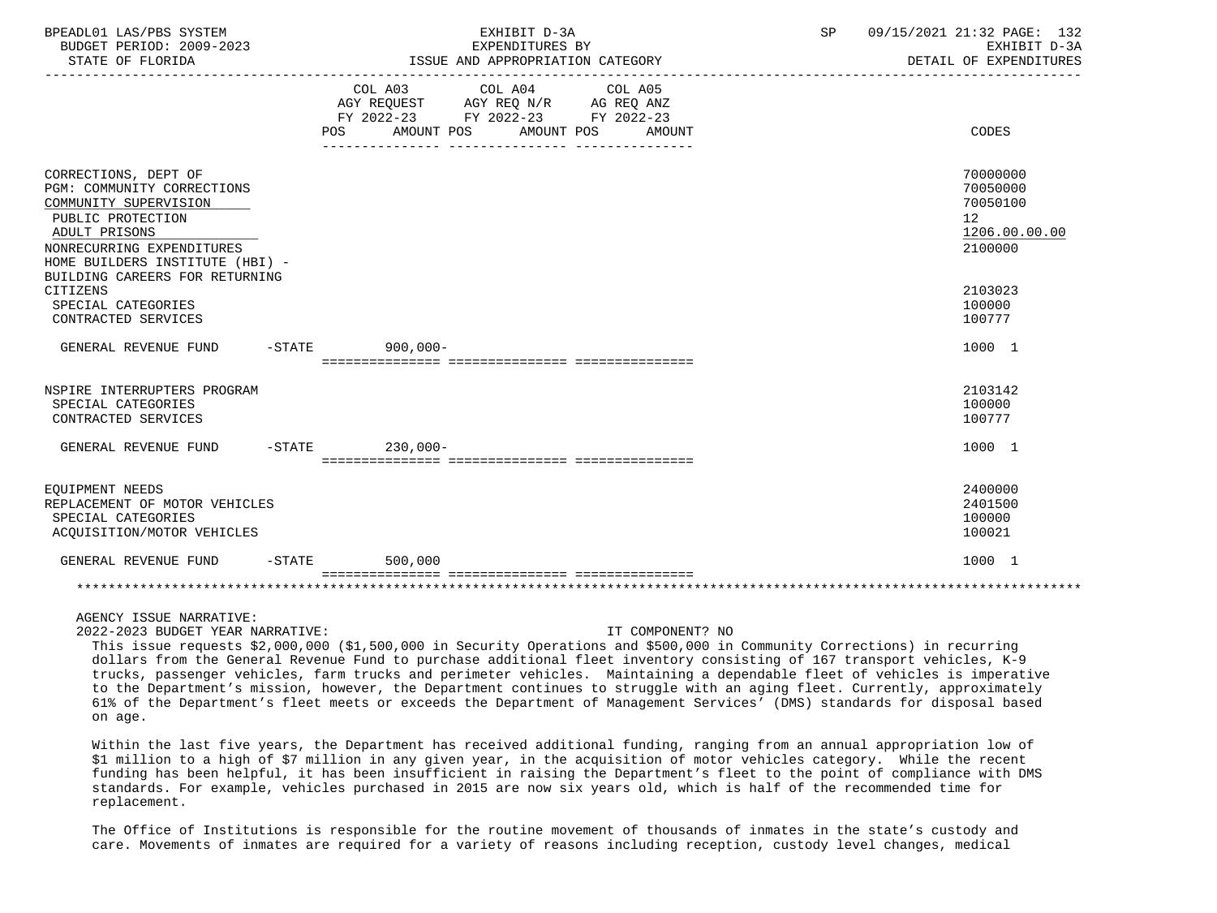| | COL A03 AGY REQUEST FY 2022-23 POS AMOUNT | COL A04 AGY REQ N/R FY 2022-23 POS AMOUNT | COL A05 AG REQ ANZ FY 2022-23 POS AMOUNT | CODES |
|---|---|---|---|---|
| CORRECTIONS, DEPT OF | | | | 70000000 |
| PGM: COMMUNITY CORRECTIONS | | | | 70050000 |
| COMMUNITY SUPERVISION | | | | 70050100 |
| PUBLIC PROTECTION | | | | 12 |
| ADULT PRISONS | | | | 1206.00.00.00 |
| NONRECURRING EXPENDITURES | | | | 2100000 |
| HOME BUILDERS INSTITUTE (HBI) - BUILDING CAREERS FOR RETURNING CITIZENS | | | | 2103023 |
| SPECIAL CATEGORIES | | | | 100000 |
| CONTRACTED SERVICES | | | | 100777 |
| GENERAL REVENUE FUND -STATE | 900,000- | | | 1000 1 |
| NSPIRE INTERRUPTERS PROGRAM | | | | 2103142 |
| SPECIAL CATEGORIES | | | | 100000 |
| CONTRACTED SERVICES | | | | 100777 |
| GENERAL REVENUE FUND -STATE | 230,000- | | | 1000 1 |
| EQUIPMENT NEEDS | | | | 2400000 |
| REPLACEMENT OF MOTOR VEHICLES | | | | 2401500 |
| SPECIAL CATEGORIES | | | | 100000 |
| ACQUISITION/MOTOR VEHICLES | | | | 100021 |
| GENERAL REVENUE FUND -STATE | 500,000 | | | 1000 1 |

AGENCY ISSUE NARRATIVE:

2022-2023 BUDGET YEAR NARRATIVE: IT COMPONENT? NO

This issue requests $2,000,000 ($1,500,000 in Security Operations and $500,000 in Community Corrections) in recurring dollars from the General Revenue Fund to purchase additional fleet inventory consisting of 167 transport vehicles, K-9 trucks, passenger vehicles, farm trucks and perimeter vehicles. Maintaining a dependable fleet of vehicles is imperative to the Department's mission, however, the Department continues to struggle with an aging fleet. Currently, approximately 61% of the Department's fleet meets or exceeds the Department of Management Services' (DMS) standards for disposal based on age.

Within the last five years, the Department has received additional funding, ranging from an annual appropriation low of $1 million to a high of $7 million in any given year, in the acquisition of motor vehicles category. While the recent funding has been helpful, it has been insufficient in raising the Department's fleet to the point of compliance with DMS standards. For example, vehicles purchased in 2015 are now six years old, which is half of the recommended time for replacement.

The Office of Institutions is responsible for the routine movement of thousands of inmates in the state's custody and care. Movements of inmates are required for a variety of reasons including reception, custody level changes, medical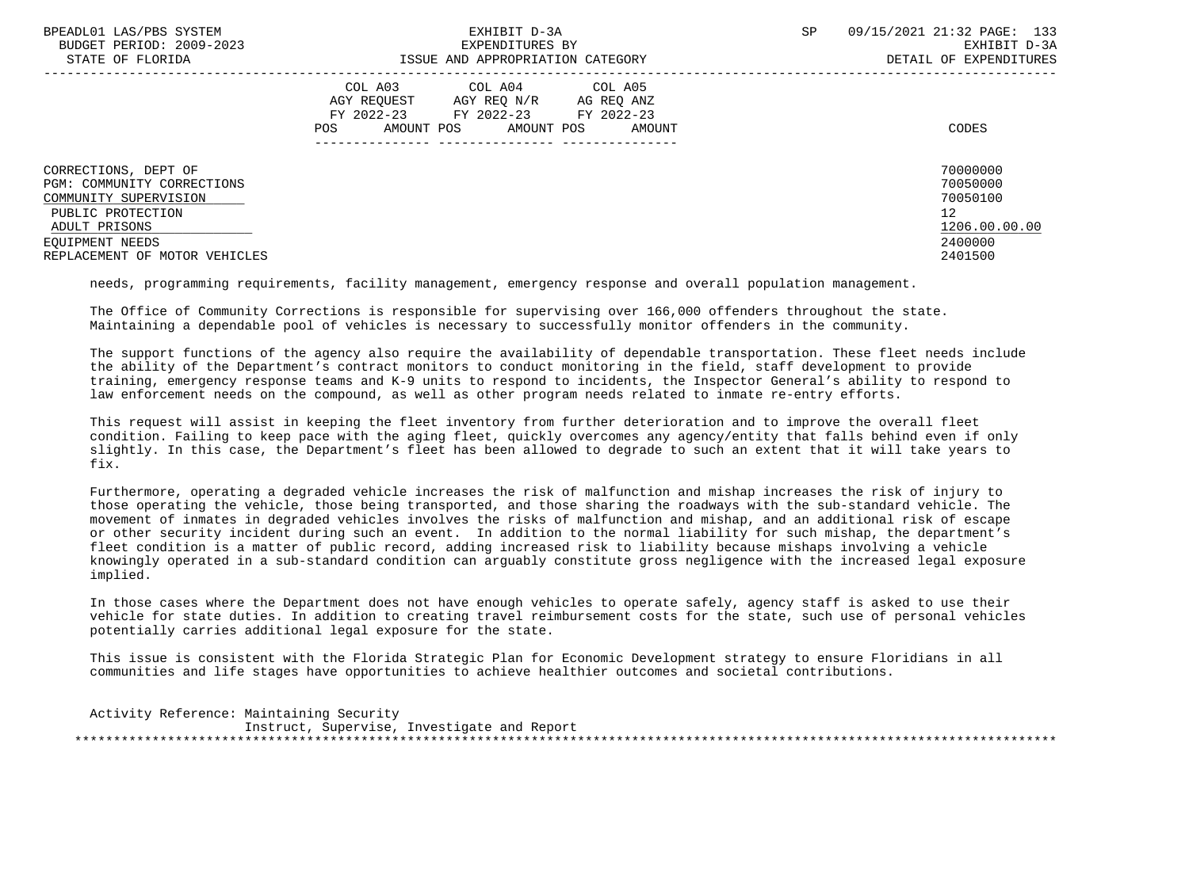| | COL A03 AGY REQUEST FY 2022-23 POS AMOUNT | COL A04 AGY REQ N/R FY 2022-23 POS AMOUNT | COL A05 AG REQ ANZ FY 2022-23 POS AMOUNT | CODES |
|---|---|---|---|---|
| CORRECTIONS, DEPT OF | | | | 70000000 |
| PGM: COMMUNITY CORRECTIONS | | | | 70050000 |
| COMMUNITY SUPERVISION | | | | 70050100 |
| PUBLIC PROTECTION | | | | 12 |
| ADULT PRISONS | | | | 1206.00.00.00 |
| EQUIPMENT NEEDS | | | | 2400000 |
| REPLACEMENT OF MOTOR VEHICLES | | | | 2401500 |

needs, programming requirements, facility management, emergency response and overall population management.

The Office of Community Corrections is responsible for supervising over 166,000 offenders throughout the state. Maintaining a dependable pool of vehicles is necessary to successfully monitor offenders in the community.

The support functions of the agency also require the availability of dependable transportation. These fleet needs include the ability of the Department's contract monitors to conduct monitoring in the field, staff development to provide training, emergency response teams and K-9 units to respond to incidents, the Inspector General's ability to respond to law enforcement needs on the compound, as well as other program needs related to inmate re-entry efforts.

This request will assist in keeping the fleet inventory from further deterioration and to improve the overall fleet condition. Failing to keep pace with the aging fleet, quickly overcomes any agency/entity that falls behind even if only slightly. In this case, the Department's fleet has been allowed to degrade to such an extent that it will take years to fix.

Furthermore, operating a degraded vehicle increases the risk of malfunction and mishap increases the risk of injury to those operating the vehicle, those being transported, and those sharing the roadways with the sub-standard vehicle. The movement of inmates in degraded vehicles involves the risks of malfunction and mishap, and an additional risk of escape or other security incident during such an event. In addition to the normal liability for such mishap, the department's fleet condition is a matter of public record, adding increased risk to liability because mishaps involving a vehicle knowingly operated in a sub-standard condition can arguably constitute gross negligence with the increased legal exposure implied.

In those cases where the Department does not have enough vehicles to operate safely, agency staff is asked to use their vehicle for state duties. In addition to creating travel reimbursement costs for the state, such use of personal vehicles potentially carries additional legal exposure for the state.

This issue is consistent with the Florida Strategic Plan for Economic Development strategy to ensure Floridians in all communities and life stages have opportunities to achieve healthier outcomes and societal contributions.

Activity Reference: Maintaining Security
Instruct, Supervise, Investigate and Report

*******************************************************************************************************************************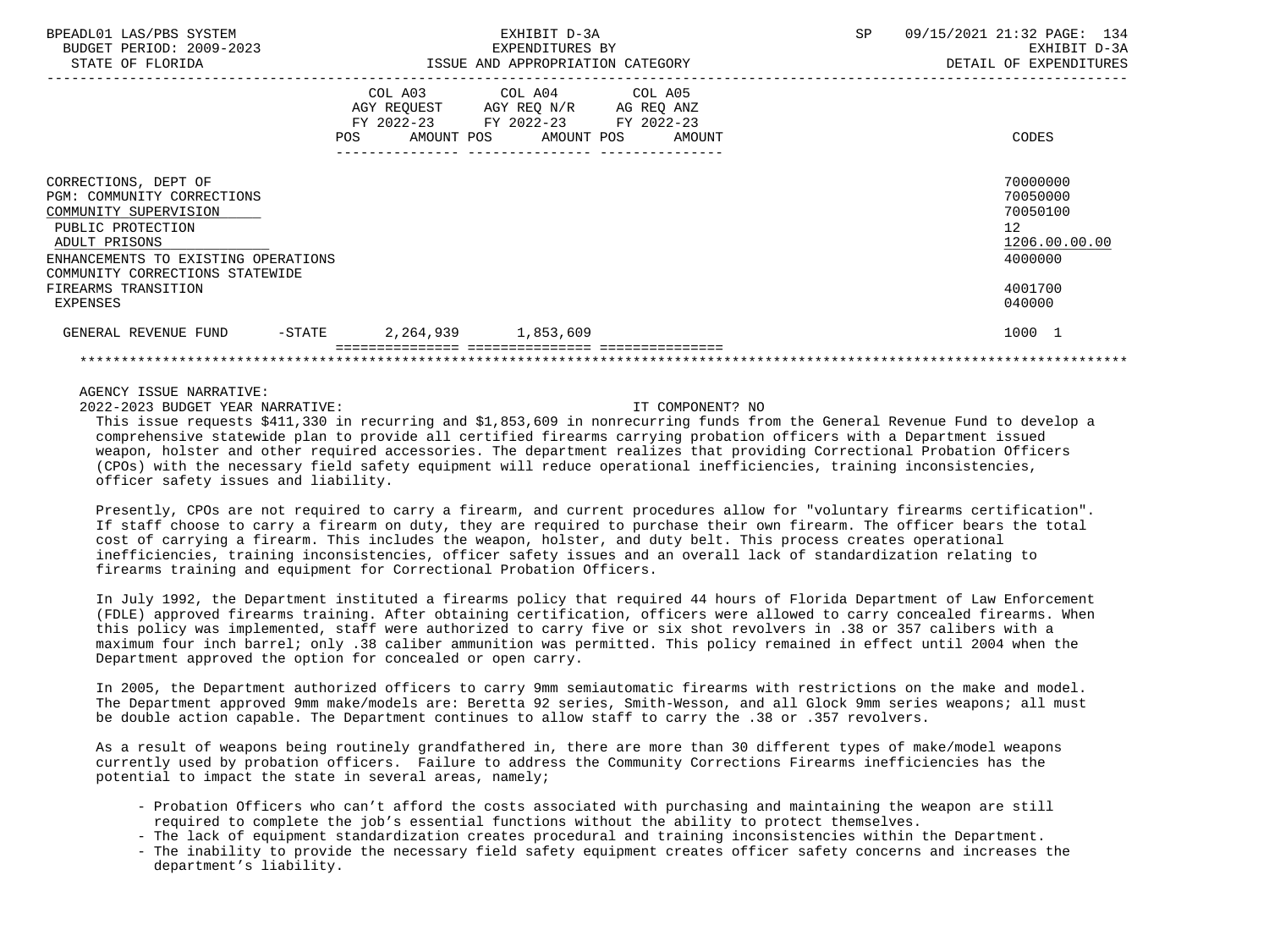| | COL A03 AGY REQUEST FY 2022-23 POS AMOUNT | COL A04 AGY REQ N/R FY 2022-23 POS AMOUNT | COL A05 AG REQ ANZ FY 2022-23 POS AMOUNT | CODES |
|---|---|---|---|---|
| CORRECTIONS, DEPT OF | | | | 70000000 |
| PGM: COMMUNITY CORRECTIONS | | | | 70050000 |
| COMMUNITY SUPERVISION | | | | 70050100 |
| PUBLIC PROTECTION | | | | 12 |
| ADULT PRISONS | | | | 1206.00.00.00 |
| ENHANCEMENTS TO EXISTING OPERATIONS | | | | 4000000 |
| COMMUNITY CORRECTIONS STATEWIDE | | | | |
| FIREARMS TRANSITION | | | | 4001700 |
| EXPENSES | | | | 040000 |
| GENERAL REVENUE FUND -STATE | 2,264,939 | 1,853,609 | | 1000 1 |

AGENCY ISSUE NARRATIVE:

2022-2023 BUDGET YEAR NARRATIVE: IT COMPONENT? NO

This issue requests $411,330 in recurring and $1,853,609 in nonrecurring funds from the General Revenue Fund to develop a comprehensive statewide plan to provide all certified firearms carrying probation officers with a Department issued weapon, holster and other required accessories. The department realizes that providing Correctional Probation Officers (CPOs) with the necessary field safety equipment will reduce operational inefficiencies, training inconsistencies, officer safety issues and liability.

Presently, CPOs are not required to carry a firearm, and current procedures allow for "voluntary firearms certification". If staff choose to carry a firearm on duty, they are required to purchase their own firearm. The officer bears the total cost of carrying a firearm. This includes the weapon, holster, and duty belt. This process creates operational inefficiencies, training inconsistencies, officer safety issues and an overall lack of standardization relating to firearms training and equipment for Correctional Probation Officers.

In July 1992, the Department instituted a firearms policy that required 44 hours of Florida Department of Law Enforcement (FDLE) approved firearms training. After obtaining certification, officers were allowed to carry concealed firearms. When this policy was implemented, staff were authorized to carry five or six shot revolvers in .38 or 357 calibers with a maximum four inch barrel; only .38 caliber ammunition was permitted. This policy remained in effect until 2004 when the Department approved the option for concealed or open carry.

In 2005, the Department authorized officers to carry 9mm semiautomatic firearms with restrictions on the make and model. The Department approved 9mm make/models are: Beretta 92 series, Smith-Wesson, and all Glock 9mm series weapons; all must be double action capable. The Department continues to allow staff to carry the .38 or .357 revolvers.

As a result of weapons being routinely grandfathered in, there are more than 30 different types of make/model weapons currently used by probation officers. Failure to address the Community Corrections Firearms inefficiencies has the potential to impact the state in several areas, namely;

- Probation Officers who can't afford the costs associated with purchasing and maintaining the weapon are still required to complete the job's essential functions without the ability to protect themselves.
- The lack of equipment standardization creates procedural and training inconsistencies within the Department.
- The inability to provide the necessary field safety equipment creates officer safety concerns and increases the department's liability.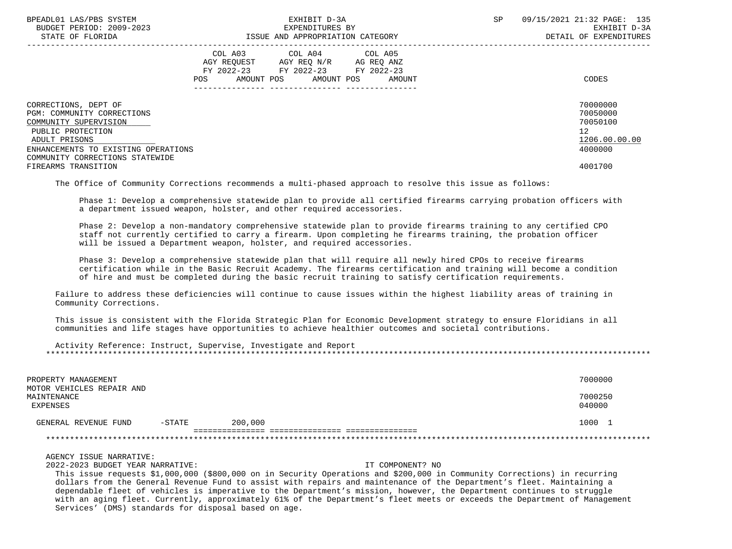| | COL A03 AGY REQUEST FY 2022-23 POS AMOUNT | COL A04 AGY REQ N/R FY 2022-23 POS AMOUNT | COL A05 AG REQ ANZ FY 2022-23 POS AMOUNT | CODES |
|---|---|---|---|---|
| CORRECTIONS, DEPT OF | | | | 70000000 |
| PGM: COMMUNITY CORRECTIONS | | | | 70050000 |
| COMMUNITY SUPERVISION | | | | 70050100 |
| PUBLIC PROTECTION | | | | 12 |
| ADULT PRISONS | | | | 1206.00.00.00 |
| ENHANCEMENTS TO EXISTING OPERATIONS | | | | 4000000 |
| COMMUNITY CORRECTIONS STATEWIDE FIREARMS TRANSITION | | | | 4001700 |

The Office of Community Corrections recommends a multi-phased approach to resolve this issue as follows:

Phase 1: Develop a comprehensive statewide plan to provide all certified firearms carrying probation officers with a department issued weapon, holster, and other required accessories.

Phase 2: Develop a non-mandatory comprehensive statewide plan to provide firearms training to any certified CPO staff not currently certified to carry a firearm. Upon completing he firearms training, the probation officer will be issued a Department weapon, holster, and required accessories.

Phase 3: Develop a comprehensive statewide plan that will require all newly hired CPOs to receive firearms certification while in the Basic Recruit Academy. The firearms certification and training will become a condition of hire and must be completed during the basic recruit training to satisfy certification requirements.

Failure to address these deficiencies will continue to cause issues within the highest liability areas of training in Community Corrections.

This issue is consistent with the Florida Strategic Plan for Economic Development strategy to ensure Floridians in all communities and life stages have opportunities to achieve healthier outcomes and societal contributions.

Activity Reference: Instruct, Supervise, Investigate and Report

******************************************************************************************************************************

| | COL A03 | COL A04 | COL A05 | CODES |
|---|---|---|---|---|
| PROPERTY MANAGEMENT | | | | 7000000 |
| MOTOR VEHICLES REPAIR AND MAINTENANCE | | | | 7000250 |
| EXPENSES | | | | 040000 |
| GENERAL REVENUE FUND -STATE | 200,000 | | | 1000 1 |

******************************************************************************************************************************

AGENCY ISSUE NARRATIVE:

2022-2023 BUDGET YEAR NARRATIVE: IT COMPONENT? NO

This issue requests $1,000,000 ($800,000 on in Security Operations and $200,000 in Community Corrections) in recurring dollars from the General Revenue Fund to assist with repairs and maintenance of the Department's fleet. Maintaining a dependable fleet of vehicles is imperative to the Department's mission, however, the Department continues to struggle with an aging fleet. Currently, approximately 61% of the Department's fleet meets or exceeds the Department of Management Services' (DMS) standards for disposal based on age.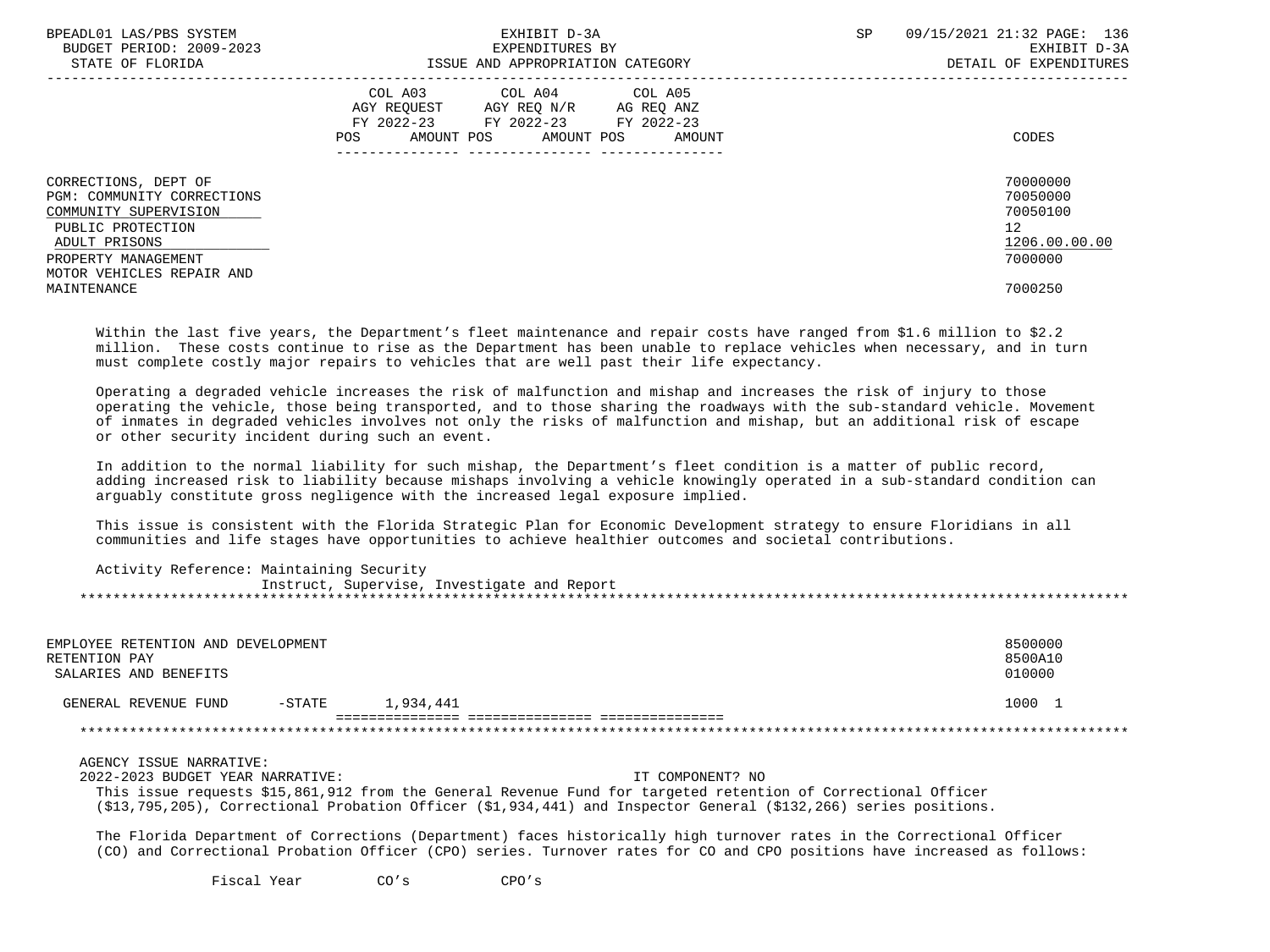| | COL A03 AGY REQUEST FY 2022-23 POS AMOUNT | COL A04 AGY REQ N/R FY 2022-23 POS AMOUNT | COL A05 AG REQ ANZ FY 2022-23 POS AMOUNT | CODES |
|---|---|---|---|---|
| CORRECTIONS, DEPT OF | | | | 70000000 |
| PGM: COMMUNITY CORRECTIONS | | | | 70050000 |
| COMMUNITY SUPERVISION | | | | 70050100 |
| PUBLIC PROTECTION | | | | 12 |
| ADULT PRISONS | | | | 1206.00.00.00 |
| PROPERTY MANAGEMENT | | | | 7000000 |
| MOTOR VEHICLES REPAIR AND MAINTENANCE | | | | 7000250 |

Within the last five years, the Department's fleet maintenance and repair costs have ranged from $1.6 million to $2.2 million. These costs continue to rise as the Department has been unable to replace vehicles when necessary, and in turn must complete costly major repairs to vehicles that are well past their life expectancy.

Operating a degraded vehicle increases the risk of malfunction and mishap and increases the risk of injury to those operating the vehicle, those being transported, and to those sharing the roadways with the sub-standard vehicle. Movement of inmates in degraded vehicles involves not only the risks of malfunction and mishap, but an additional risk of escape or other security incident during such an event.

In addition to the normal liability for such mishap, the Department's fleet condition is a matter of public record, adding increased risk to liability because mishaps involving a vehicle knowingly operated in a sub-standard condition can arguably constitute gross negligence with the increased legal exposure implied.

This issue is consistent with the Florida Strategic Plan for Economic Development strategy to ensure Floridians in all communities and life stages have opportunities to achieve healthier outcomes and societal contributions.

Activity Reference: Maintaining Security
Instruct, Supervise, Investigate and Report

*****************************************************************************************************************************

| | COL A03 | COL A04 | COL A05 | CODES |
|---|---|---|---|---|
| EMPLOYEE RETENTION AND DEVELOPMENT | | | | 8500000 |
| RETENTION PAY | | | | 8500A10 |
| SALARIES AND BENEFITS | | | | 010000 |
| GENERAL REVENUE FUND -STATE | 1,934,441 | | | 1000 1 |

*****************************************************************************************************************************

AGENCY ISSUE NARRATIVE:
2022-2023 BUDGET YEAR NARRATIVE: IT COMPONENT? NO

This issue requests $15,861,912 from the General Revenue Fund for targeted retention of Correctional Officer ($13,795,205), Correctional Probation Officer ($1,934,441) and Inspector General ($132,266) series positions.

The Florida Department of Corrections (Department) faces historically high turnover rates in the Correctional Officer (CO) and Correctional Probation Officer (CPO) series. Turnover rates for CO and CPO positions have increased as follows:

| Fiscal Year | CO's | CPO's |
|---|---|---|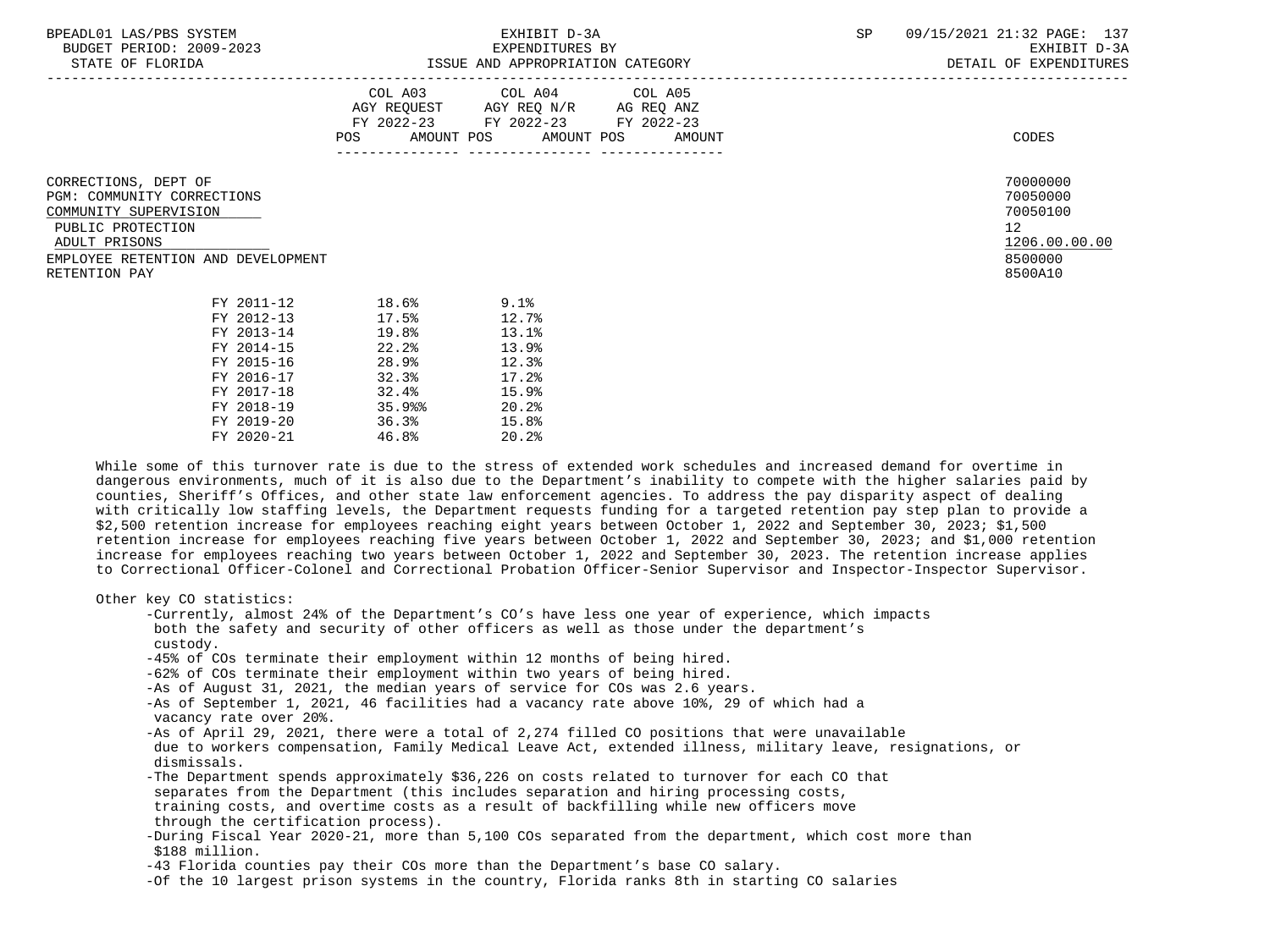| | COL A03 AGY REQUEST FY 2022-23 POS AMOUNT | COL A04 AGY REQ N/R FY 2022-23 POS AMOUNT | COL A05 AG REQ ANZ FY 2022-23 POS AMOUNT | CODES |
|---|---|---|---|---|

CORRECTIONS, DEPT OF — 70000000
PGM: COMMUNITY CORRECTIONS — 70050000
COMMUNITY SUPERVISION — 70050100
PUBLIC PROTECTION — 12
ADULT PRISONS — 1206.00.00.00
EMPLOYEE RETENTION AND DEVELOPMENT — 8500000
RETENTION PAY — 8500A10

| | | |
|---|---|---|
| FY 2011-12 | 18.6% | 9.1% |
| FY 2012-13 | 17.5% | 12.7% |
| FY 2013-14 | 19.8% | 13.1% |
| FY 2014-15 | 22.2% | 13.9% |
| FY 2015-16 | 28.9% | 12.3% |
| FY 2016-17 | 32.3% | 17.2% |
| FY 2017-18 | 32.4% | 15.9% |
| FY 2018-19 | 35.9%% | 20.2% |
| FY 2019-20 | 36.3% | 15.8% |
| FY 2020-21 | 46.8% | 20.2% |

While some of this turnover rate is due to the stress of extended work schedules and increased demand for overtime in dangerous environments, much of it is also due to the Department's inability to compete with the higher salaries paid by counties, Sheriff's Offices, and other state law enforcement agencies. To address the pay disparity aspect of dealing with critically low staffing levels, the Department requests funding for a targeted retention pay step plan to provide a $2,500 retention increase for employees reaching eight years between October 1, 2022 and September 30, 2023; $1,500 retention increase for employees reaching five years between October 1, 2022 and September 30, 2023; and $1,000 retention increase for employees reaching two years between October 1, 2022 and September 30, 2023. The retention increase applies to Correctional Officer-Colonel and Correctional Probation Officer-Senior Supervisor and Inspector-Inspector Supervisor.

Other key CO statistics:

- -Currently, almost 24% of the Department's CO's have less one year of experience, which impacts both the safety and security of other officers as well as those under the department's custody.
- -45% of COs terminate their employment within 12 months of being hired.
- -62% of COs terminate their employment within two years of being hired.
- -As of August 31, 2021, the median years of service for COs was 2.6 years.
- -As of September 1, 2021, 46 facilities had a vacancy rate above 10%, 29 of which had a vacancy rate over 20%.
- -As of April 29, 2021, there were a total of 2,274 filled CO positions that were unavailable due to workers compensation, Family Medical Leave Act, extended illness, military leave, resignations, or dismissals.
- -The Department spends approximately $36,226 on costs related to turnover for each CO that separates from the Department (this includes separation and hiring processing costs, training costs, and overtime costs as a result of backfilling while new officers move through the certification process).
- -During Fiscal Year 2020-21, more than 5,100 COs separated from the department, which cost more than $188 million.
- -43 Florida counties pay their COs more than the Department's base CO salary.
- -Of the 10 largest prison systems in the country, Florida ranks 8th in starting CO salaries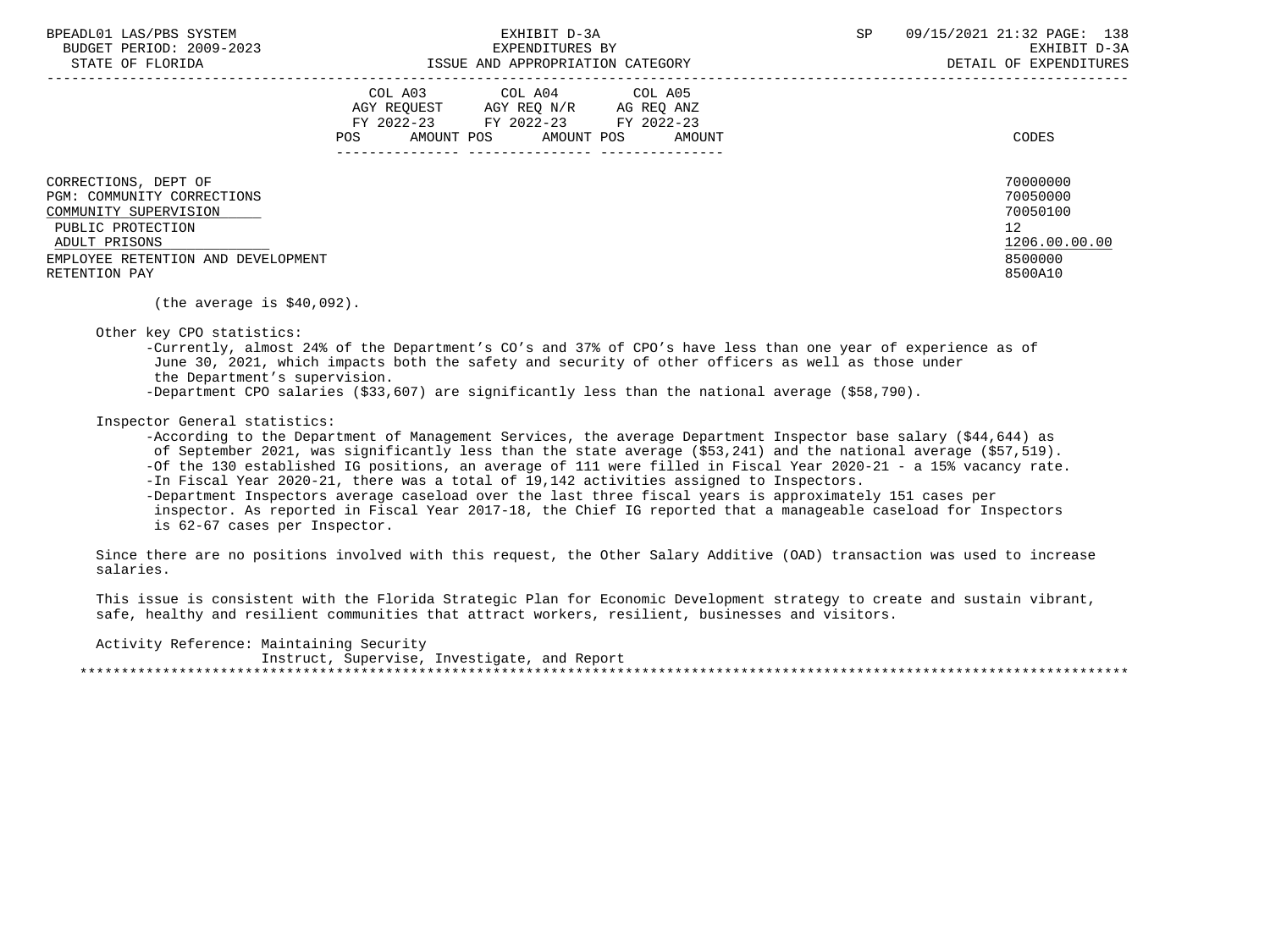| | COL A03 AGY REQUEST FY 2022-23 | | COL A04 AGY REQ N/R FY 2022-23 | | COL A05 AG REQ ANZ FY 2022-23 | | |
|---|---|---|---|---|---|---|---|
| | POS | AMOUNT | POS | AMOUNT | POS | AMOUNT | CODES |
| CORRECTIONS, DEPT OF | | | | | | | 70000000 |
| PGM: COMMUNITY CORRECTIONS | | | | | | | 70050000 |
| COMMUNITY SUPERVISION | | | | | | | 70050100 |
| PUBLIC PROTECTION | | | | | | | 12 |
| ADULT PRISONS | | | | | | | 1206.00.00.00 |
| EMPLOYEE RETENTION AND DEVELOPMENT | | | | | | | 8500000 |
| RETENTION PAY | | | | | | | 8500A10 |

(the average is $40,092).

Other key CPO statistics:
- Currently, almost 24% of the Department's CO's and 37% of CPO's have less than one year of experience as of June 30, 2021, which impacts both the safety and security of other officers as well as those under the Department's supervision.
- Department CPO salaries ($33,607) are significantly less than the national average ($58,790).

Inspector General statistics:
- According to the Department of Management Services, the average Department Inspector base salary ($44,644) as of September 2021, was significantly less than the state average ($53,241) and the national average ($57,519).
- Of the 130 established IG positions, an average of 111 were filled in Fiscal Year 2020-21 - a 15% vacancy rate.
- In Fiscal Year 2020-21, there was a total of 19,142 activities assigned to Inspectors.
- Department Inspectors average caseload over the last three fiscal years is approximately 151 cases per inspector. As reported in Fiscal Year 2017-18, the Chief IG reported that a manageable caseload for Inspectors is 62-67 cases per Inspector.

Since there are no positions involved with this request, the Other Salary Additive (OAD) transaction was used to increase salaries.

This issue is consistent with the Florida Strategic Plan for Economic Development strategy to create and sustain vibrant, safe, healthy and resilient communities that attract workers, resilient, businesses and visitors.

Activity Reference: Maintaining Security
Instruct, Supervise, Investigate, and Report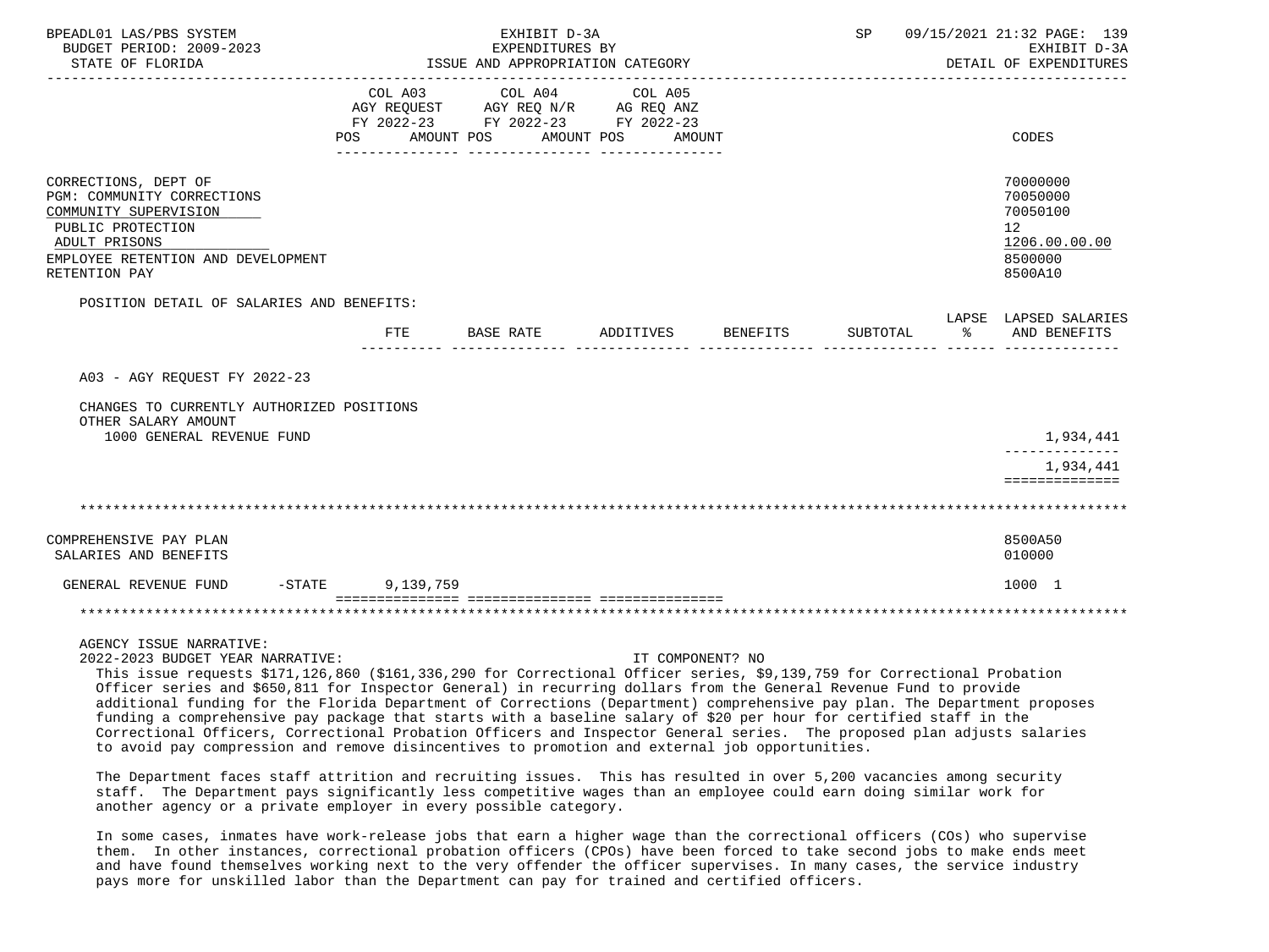| | COL A03 AGY REQUEST FY 2022-23 | | COL A04 AGY REQ N/R FY 2022-23 | | COL A05 AG REQ ANZ FY 2022-23 | | |
|---|---|---|---|---|---|---|---|
| | POS | AMOUNT | POS | AMOUNT | POS | AMOUNT | CODES |

CORRECTIONS, DEPT OF — 70000000
PGM: COMMUNITY CORRECTIONS — 70050000
COMMUNITY SUPERVISION — 70050100
PUBLIC PROTECTION — 12
ADULT PRISONS — 1206.00.00.00
EMPLOYEE RETENTION AND DEVELOPMENT — 8500000
RETENTION PAY — 8500A10

POSITION DETAIL OF SALARIES AND BENEFITS:

| | FTE | BASE RATE | ADDITIVES | BENEFITS | SUBTOTAL | LAPSE % | LAPSED SALARIES AND BENEFITS |
|---|---|---|---|---|---|---|---|
| A03 - AGY REQUEST FY 2022-23 | | | | | | | |
| CHANGES TO CURRENTLY AUTHORIZED POSITIONS | | | | | | | |
| OTHER SALARY AMOUNT | | | | | | | |
| 1000 GENERAL REVENUE FUND | | | | | | | 1,934,441 |
| | | | | | | | 1,934,441 |

COMPREHENSIVE PAY PLAN — 8500A50
SALARIES AND BENEFITS — 010000

| | AMOUNT | CODES |
|---|---|---|
| GENERAL REVENUE FUND -STATE | 9,139,759 | 1000 1 |

AGENCY ISSUE NARRATIVE:

2022-2023 BUDGET YEAR NARRATIVE: IT COMPONENT? NO

This issue requests $171,126,860 ($161,336,290 for Correctional Officer series, $9,139,759 for Correctional Probation Officer series and $650,811 for Inspector General) in recurring dollars from the General Revenue Fund to provide additional funding for the Florida Department of Corrections (Department) comprehensive pay plan. The Department proposes funding a comprehensive pay package that starts with a baseline salary of $20 per hour for certified staff in the Correctional Officers, Correctional Probation Officers and Inspector General series. The proposed plan adjusts salaries to avoid pay compression and remove disincentives to promotion and external job opportunities.

The Department faces staff attrition and recruiting issues. This has resulted in over 5,200 vacancies among security staff. The Department pays significantly less competitive wages than an employee could earn doing similar work for another agency or a private employer in every possible category.

In some cases, inmates have work-release jobs that earn a higher wage than the correctional officers (COs) who supervise them. In other instances, correctional probation officers (CPOs) have been forced to take second jobs to make ends meet and have found themselves working next to the very offender the officer supervises. In many cases, the service industry pays more for unskilled labor than the Department can pay for trained and certified officers.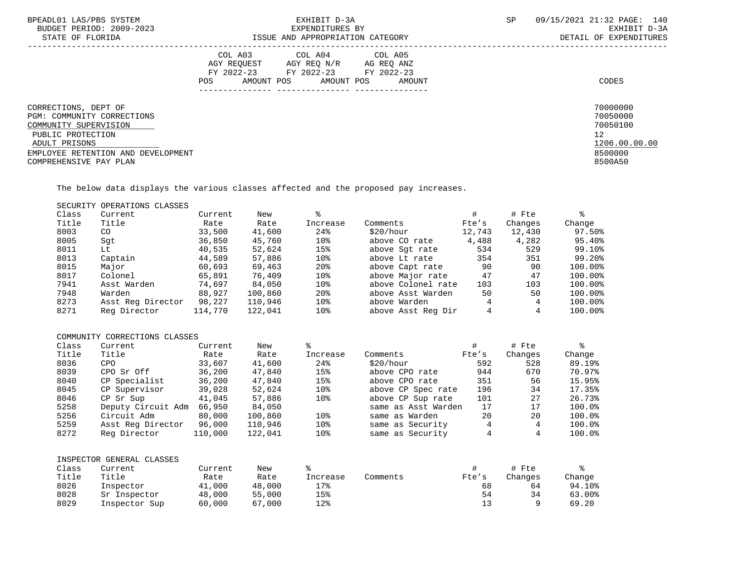CORRECTIONS, DEPT OF 70000000
PGM: COMMUNITY CORRECTIONS 70050000
COMMUNITY SUPERVISION 70050100
PUBLIC PROTECTION 12
ADULT PRISONS 1206.00.00.00
EMPLOYEE RETENTION AND DEVELOPMENT 8500000
COMPREHENSIVE PAY PLAN 8500A50

The below data displays the various classes affected and the proposed pay increases.

SECURITY OPERATIONS CLASSES

| Class Title | Current Title | Current Rate | New Rate | % Increase | Comments | # Fte's | # Fte Changes | % Change |
|---|---|---|---|---|---|---|---|---|
| 8003 | CO | 33,500 | 41,600 | 24% | $20/hour | 12,743 | 12,430 | 97.50% |
| 8005 | Sgt | 36,850 | 45,760 | 10% | above CO rate | 4,488 | 4,282 | 95.40% |
| 8011 | Lt | 40,535 | 52,624 | 15% | above Sgt rate | 534 | 529 | 99.10% |
| 8013 | Captain | 44,589 | 57,886 | 10% | above Lt rate | 354 | 351 | 99.20% |
| 8015 | Major | 60,693 | 69,463 | 20% | above Capt rate | 90 | 90 | 100.00% |
| 8017 | Colonel | 65,891 | 76,409 | 10% | above Major rate | 47 | 47 | 100.00% |
| 7941 | Asst Warden | 74,697 | 84,050 | 10% | above Colonel rate | 103 | 103 | 100.00% |
| 7948 | Warden | 88,927 | 100,860 | 20% | above Asst Warden | 50 | 50 | 100.00% |
| 8273 | Asst Reg Director | 98,227 | 110,946 | 10% | above Warden | 4 | 4 | 100.00% |
| 8271 | Reg Director | 114,770 | 122,041 | 10% | above Asst Reg Dir | 4 | 4 | 100.00% |

COMMUNITY CORRECTIONS CLASSES

| Class Title | Current Title | Current Rate | New Rate | % Increase | Comments | # Fte's | # Fte Changes | % Change |
|---|---|---|---|---|---|---|---|---|
| 8036 | CPO | 33,607 | 41,600 | 24% | $20/hour | 592 | 528 | 89.19% |
| 8039 | CPO Sr Off | 36,200 | 47,840 | 15% | above CPO rate | 944 | 670 | 70.97% |
| 8040 | CP Specialist | 36,200 | 47,840 | 15% | above CPO rate | 351 | 56 | 15.95% |
| 8045 | CP Supervisor | 39,028 | 52,624 | 10% | above CP Spec rate | 196 | 34 | 17.35% |
| 8046 | CP Sr Sup | 41,045 | 57,886 | 10% | above CP Sup rate | 101 | 27 | 26.73% |
| 5258 | Deputy Circuit Adm | 66,950 | 84,050 | | same as Asst Warden | 17 | 17 | 100.0% |
| 5256 | Circuit Adm | 80,000 | 100,860 | 10% | same as Warden | 20 | 20 | 100.0% |
| 5259 | Asst Reg Director | 96,000 | 110,946 | 10% | same as Security | 4 | 4 | 100.0% |
| 8272 | Reg Director | 110,000 | 122,041 | 10% | same as Security | 4 | 4 | 100.0% |

INSPECTOR GENERAL CLASSES

| Class Title | Current Title | Current Rate | New Rate | % Increase | Comments | # Fte's | # Fte Changes | % Change |
|---|---|---|---|---|---|---|---|---|
| 8026 | Inspector | 41,000 | 48,000 | 17% | | 68 | 64 | 94.10% |
| 8028 | Sr Inspector | 48,000 | 55,000 | 15% | | 54 | 34 | 63.00% |
| 8029 | Inspector Sup | 60,000 | 67,000 | 12% | | 13 | 9 | 69.20 |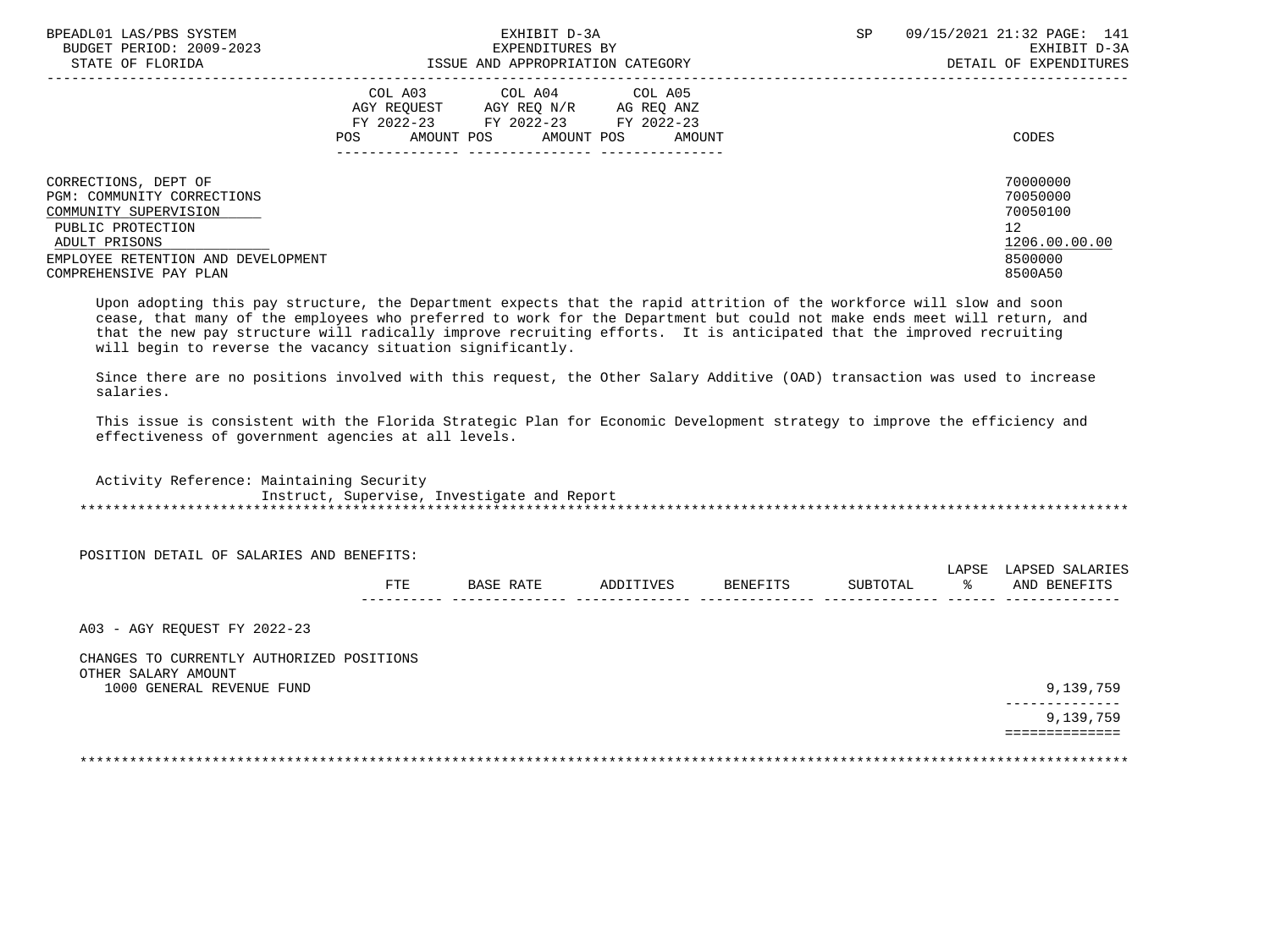| | COL A03 AGY REQUEST FY 2022-23 POS AMOUNT | COL A04 AGY REQ N/R FY 2022-23 POS AMOUNT | COL A05 AG REQ ANZ FY 2022-23 POS AMOUNT | CODES |
|---|---|---|---|---|
| CORRECTIONS, DEPT OF | | | | 70000000 |
| PGM: COMMUNITY CORRECTIONS | | | | 70050000 |
| COMMUNITY SUPERVISION | | | | 70050100 |
| PUBLIC PROTECTION | | | | 12 |
| ADULT PRISONS | | | | 1206.00.00.00 |
| EMPLOYEE RETENTION AND DEVELOPMENT | | | | 8500000 |
| COMPREHENSIVE PAY PLAN | | | | 8500A50 |

Upon adopting this pay structure, the Department expects that the rapid attrition of the workforce will slow and soon cease, that many of the employees who preferred to work for the Department but could not make ends meet will return, and that the new pay structure will radically improve recruiting efforts. It is anticipated that the improved recruiting will begin to reverse the vacancy situation significantly.

Since there are no positions involved with this request, the Other Salary Additive (OAD) transaction was used to increase salaries.

This issue is consistent with the Florida Strategic Plan for Economic Development strategy to improve the efficiency and effectiveness of government agencies at all levels.

Activity Reference: Maintaining Security
Instruct, Supervise, Investigate and Report

POSITION DETAIL OF SALARIES AND BENEFITS:

| | FTE | BASE RATE | ADDITIVES | BENEFITS | SUBTOTAL | LAPSE % | LAPSED SALARIES AND BENEFITS |
|---|---|---|---|---|---|---|---|
| A03 - AGY REQUEST FY 2022-23 | | | | | | | |
| CHANGES TO CURRENTLY AUTHORIZED POSITIONS | | | | | | | |
| OTHER SALARY AMOUNT | | | | | | | |
| 1000 GENERAL REVENUE FUND | | | | | | | 9,139,759 |
| | | | | | | | 9,139,759 |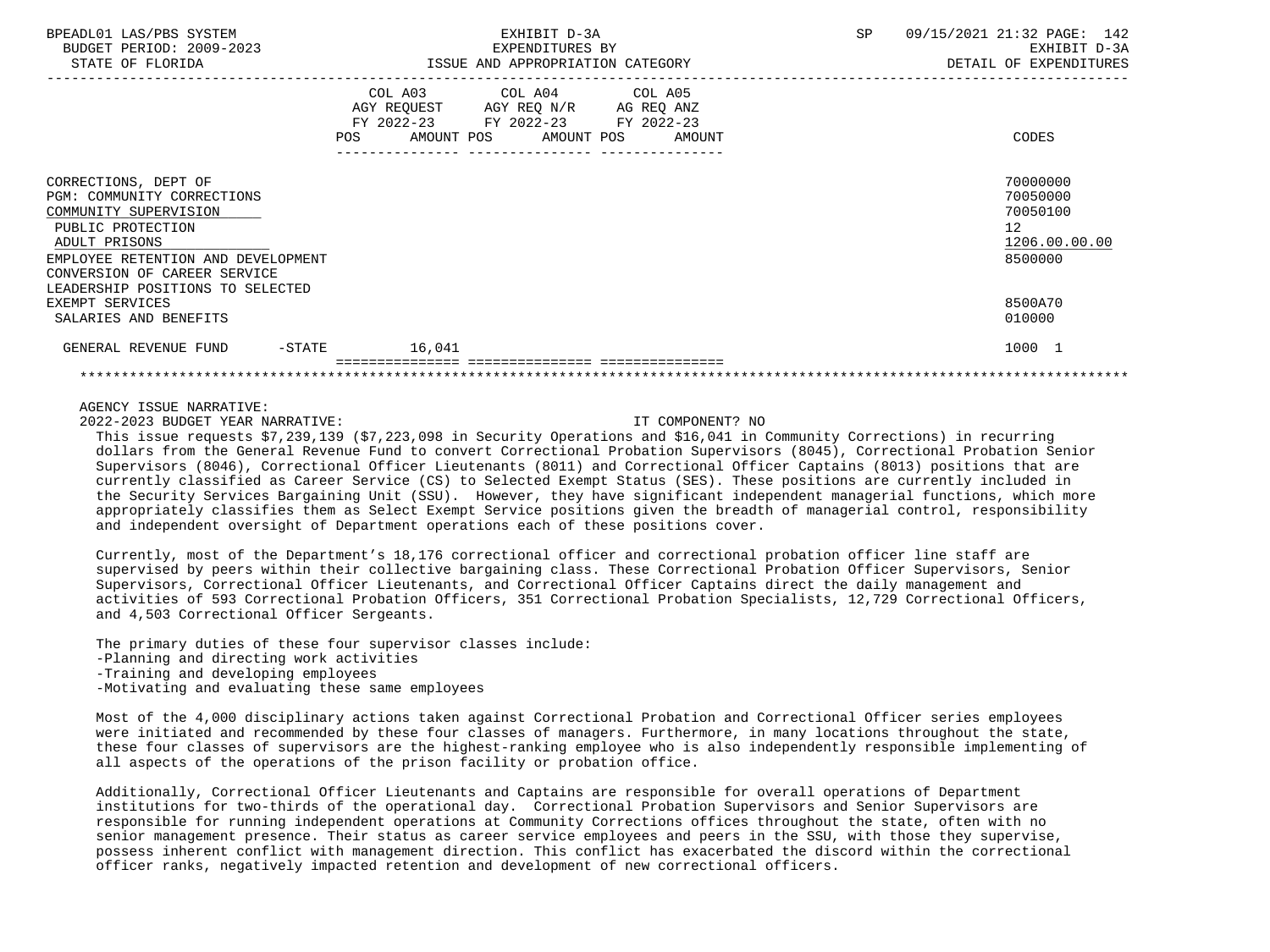BPEADL01 LAS/PBS SYSTEM — EXHIBIT D-3A — EXPENDITURES BY ISSUE AND APPROPRIATION CATEGORY
BUDGET PERIOD: 2009-2023 — STATE OF FLORIDA — DETAIL OF EXPENDITURES
SP 09/15/2021 21:32

| | COL A03 AGY REQUEST FY 2022-23 POS AMOUNT | COL A04 AGY REQ N/R FY 2022-23 POS AMOUNT | COL A05 AG REQ ANZ FY 2022-23 POS AMOUNT | CODES |
|---|---|---|---|---|
| CORRECTIONS, DEPT OF | | | | 70000000 |
| PGM: COMMUNITY CORRECTIONS | | | | 70050000 |
| COMMUNITY SUPERVISION | | | | 70050100 |
| PUBLIC PROTECTION | | | | 12 |
| ADULT PRISONS | | | | 1206.00.00.00 |
| EMPLOYEE RETENTION AND DEVELOPMENT | | | | 8500000 |
| CONVERSION OF CAREER SERVICE LEADERSHIP POSITIONS TO SELECTED EXEMPT SERVICES | | | | 8500A70 |
| SALARIES AND BENEFITS | | | | 010000 |
| GENERAL REVENUE FUND -STATE | 16,041 | | | 1000 1 |

AGENCY ISSUE NARRATIVE:

2022-2023 BUDGET YEAR NARRATIVE: IT COMPONENT? NO

This issue requests $7,239,139 ($7,223,098 in Security Operations and $16,041 in Community Corrections) in recurring dollars from the General Revenue Fund to convert Correctional Probation Supervisors (8045), Correctional Probation Senior Supervisors (8046), Correctional Officer Lieutenants (8011) and Correctional Officer Captains (8013) positions that are currently classified as Career Service (CS) to Selected Exempt Status (SES). These positions are currently included in the Security Services Bargaining Unit (SSU). However, they have significant independent managerial functions, which more appropriately classifies them as Select Exempt Service positions given the breadth of managerial control, responsibility and independent oversight of Department operations each of these positions cover.

Currently, most of the Department's 18,176 correctional officer and correctional probation officer line staff are supervised by peers within their collective bargaining class. These Correctional Probation Officer Supervisors, Senior Supervisors, Correctional Officer Lieutenants, and Correctional Officer Captains direct the daily management and activities of 593 Correctional Probation Officers, 351 Correctional Probation Specialists, 12,729 Correctional Officers, and 4,503 Correctional Officer Sergeants.

The primary duties of these four supervisor classes include:
- Planning and directing work activities
- Training and developing employees
- Motivating and evaluating these same employees

Most of the 4,000 disciplinary actions taken against Correctional Probation and Correctional Officer series employees were initiated and recommended by these four classes of managers. Furthermore, in many locations throughout the state, these four classes of supervisors are the highest-ranking employee who is also independently responsible implementing of all aspects of the operations of the prison facility or probation office.

Additionally, Correctional Officer Lieutenants and Captains are responsible for overall operations of Department institutions for two-thirds of the operational day. Correctional Probation Supervisors and Senior Supervisors are responsible for running independent operations at Community Corrections offices throughout the state, often with no senior management presence. Their status as career service employees and peers in the SSU, with those they supervise, possess inherent conflict with management direction. This conflict has exacerbated the discord within the correctional officer ranks, negatively impacted retention and development of new correctional officers.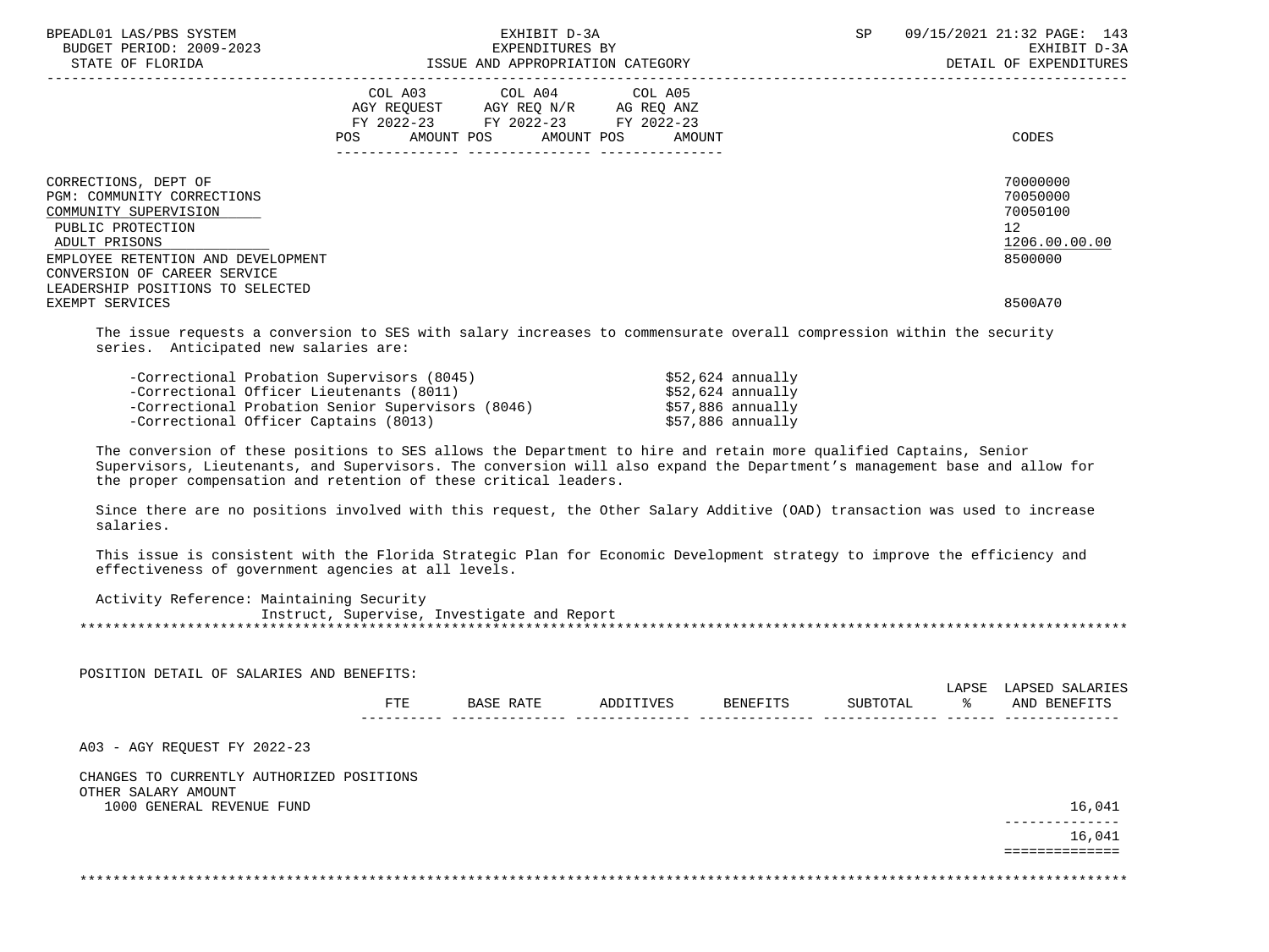| | COL A03 AGY REQUEST FY 2022-23 POS AMOUNT | COL A04 AGY REQ N/R FY 2022-23 POS AMOUNT | COL A05 AG REQ ANZ FY 2022-23 POS AMOUNT | CODES |
|---|---|---|---|---|
| CORRECTIONS, DEPT OF | | | | 70000000 |
| PGM: COMMUNITY CORRECTIONS | | | | 70050000 |
| COMMUNITY SUPERVISION | | | | 70050100 |
| PUBLIC PROTECTION | | | | 12 |
| ADULT PRISONS | | | | 1206.00.00.00 |
| EMPLOYEE RETENTION AND DEVELOPMENT | | | | 8500000 |
| CONVERSION OF CAREER SERVICE LEADERSHIP POSITIONS TO SELECTED EXEMPT SERVICES | | | | 8500A70 |

The issue requests a conversion to SES with salary increases to commensurate overall compression within the security series. Anticipated new salaries are:

- -Correctional Probation Supervisors (8045) $52,624 annually
- -Correctional Officer Lieutenants (8011) $52,624 annually
- -Correctional Probation Senior Supervisors (8046) $57,886 annually
- -Correctional Officer Captains (8013) $57,886 annually

The conversion of these positions to SES allows the Department to hire and retain more qualified Captains, Senior Supervisors, Lieutenants, and Supervisors. The conversion will also expand the Department's management base and allow for the proper compensation and retention of these critical leaders.

Since there are no positions involved with this request, the Other Salary Additive (OAD) transaction was used to increase salaries.

This issue is consistent with the Florida Strategic Plan for Economic Development strategy to improve the efficiency and effectiveness of government agencies at all levels.

Activity Reference: Maintaining Security
Instruct, Supervise, Investigate and Report

*******************************************************************************************************************

POSITION DETAIL OF SALARIES AND BENEFITS:

| | FTE | BASE RATE | ADDITIVES | BENEFITS | SUBTOTAL | LAPSE % | LAPSED SALARIES AND BENEFITS |
|---|---|---|---|---|---|---|---|
| A03 - AGY REQUEST FY 2022-23 | | | | | | | |
| CHANGES TO CURRENTLY AUTHORIZED POSITIONS | | | | | | | |
| OTHER SALARY AMOUNT | | | | | | | |
| 1000 GENERAL REVENUE FUND | | | | | | | 16,041 |
| | | | | | | | 16,041 |

*******************************************************************************************************************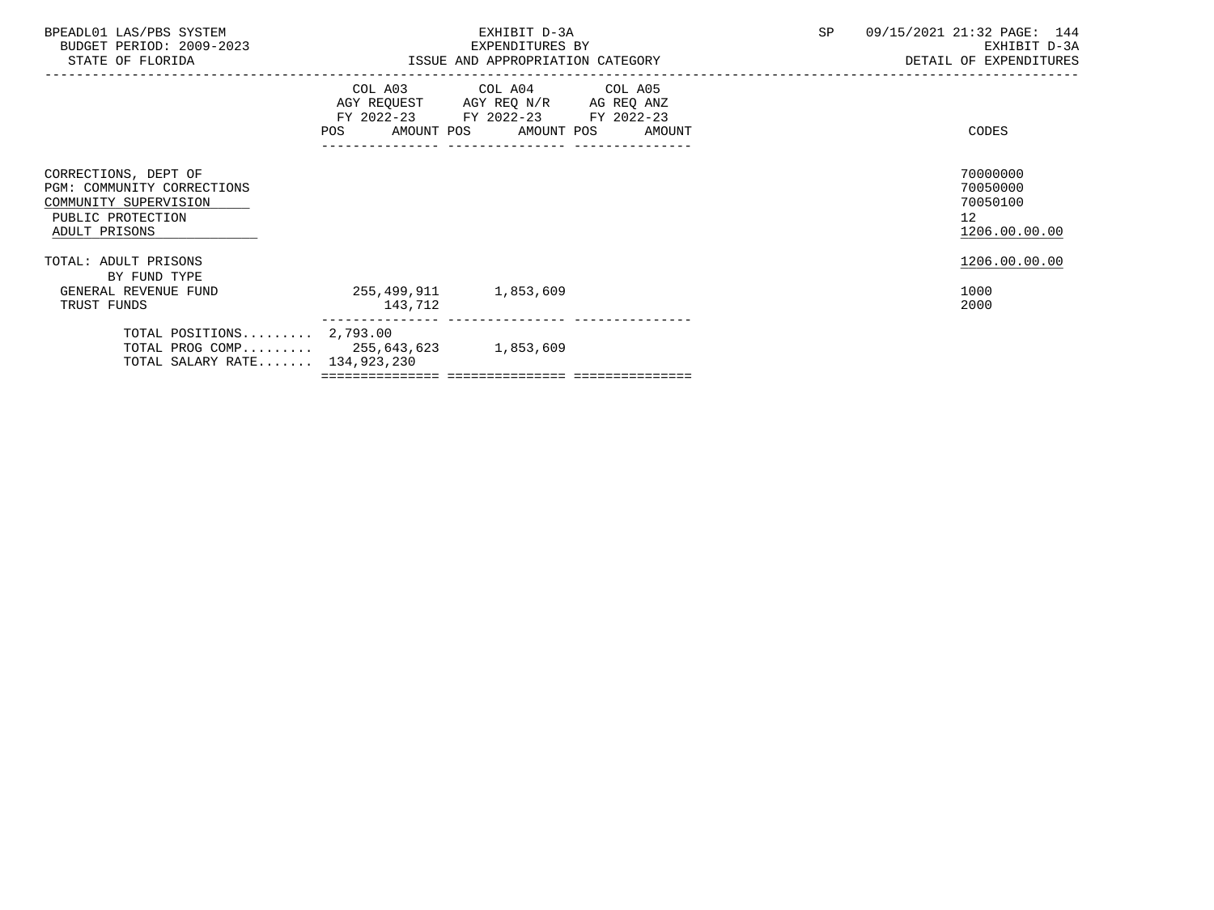BPEADL01 LAS/PBS SYSTEM
BUDGET PERIOD: 2009-2023
STATE OF FLORIDA

EXHIBIT D-3A
EXPENDITURES BY
ISSUE AND APPROPRIATION CATEGORY

SP 09/15/2021 21:32

EXHIBIT D-3A
DETAIL OF EXPENDITURES

| | COL A03 AGY REQUEST FY 2022-23 POS | AMOUNT | COL A04 AGY REQ N/R FY 2022-23 POS | AMOUNT | COL A05 AG REQ ANZ FY 2022-23 POS | AMOUNT | CODES |
|---|---|---|---|---|---|---|---|
| CORRECTIONS, DEPT OF | | | | | | | 70000000 |
| PGM: COMMUNITY CORRECTIONS | | | | | | | 70050000 |
| COMMUNITY SUPERVISION | | | | | | | 70050100 |
| PUBLIC PROTECTION | | | | | | | 12 |
| ADULT PRISONS | | | | | | | 1206.00.00.00 |
| TOTAL: ADULT PRISONS | | | | | | | 1206.00.00.00 |
| BY FUND TYPE | | | | | | | |
| GENERAL REVENUE FUND | | 255,499,911 | | 1,853,609 | | | 1000 |
| TRUST FUNDS | | 143,712 | | | | | 2000 |
| TOTAL POSITIONS......... | 2,793.00 | | | | | | |
| TOTAL PROG COMP......... | | 255,643,623 | | 1,853,609 | | | |
| TOTAL SALARY RATE....... | | 134,923,230 | | | | | |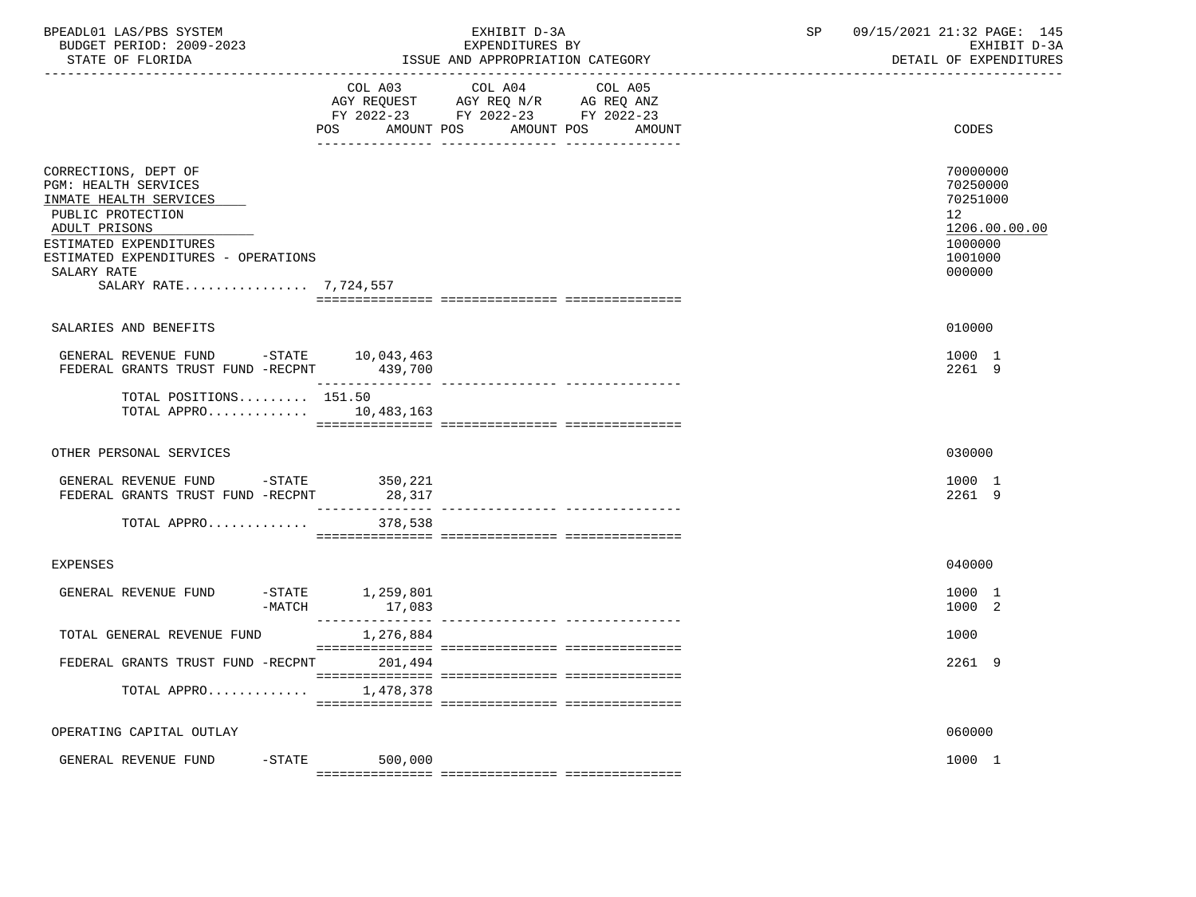| | COL A03 AGY REQUEST FY 2022-23 POS AMOUNT | COL A04 AGY REQ N/R FY 2022-23 POS AMOUNT | COL A05 AG REQ ANZ FY 2022-23 POS AMOUNT | CODES |
|---|---|---|---|---|
| CORRECTIONS, DEPT OF | | | | 70000000 |
| PGM: HEALTH SERVICES | | | | 70250000 |
| INMATE HEALTH SERVICES | | | | 70251000 |
| PUBLIC PROTECTION | | | | 12 |
| ADULT PRISONS | | | | 1206.00.00.00 |
| ESTIMATED EXPENDITURES | | | | 1000000 |
| ESTIMATED EXPENDITURES - OPERATIONS | | | | 1001000 |
| SALARY RATE | | | | 000000 |
| SALARY RATE................ | 7,724,557 | | | |
| SALARIES AND BENEFITS | | | | 010000 |
| GENERAL REVENUE FUND -STATE | 10,043,463 | | | 1000 1 |
| FEDERAL GRANTS TRUST FUND -RECPNT | 439,700 | | | 2261 9 |
| TOTAL POSITIONS......... | 151.50 | | | |
| TOTAL APPRO............. | 10,483,163 | | | |
| OTHER PERSONAL SERVICES | | | | 030000 |
| GENERAL REVENUE FUND -STATE | 350,221 | | | 1000 1 |
| FEDERAL GRANTS TRUST FUND -RECPNT | 28,317 | | | 2261 9 |
| TOTAL APPRO............. | 378,538 | | | |
| EXPENSES | | | | 040000 |
| GENERAL REVENUE FUND -STATE | 1,259,801 | | | 1000 1 |
| -MATCH | 17,083 | | | 1000 2 |
| TOTAL GENERAL REVENUE FUND | 1,276,884 | | | 1000 |
| FEDERAL GRANTS TRUST FUND -RECPNT | 201,494 | | | 2261 9 |
| TOTAL APPRO............. | 1,478,378 | | | |
| OPERATING CAPITAL OUTLAY | | | | 060000 |
| GENERAL REVENUE FUND -STATE | 500,000 | | | 1000 1 |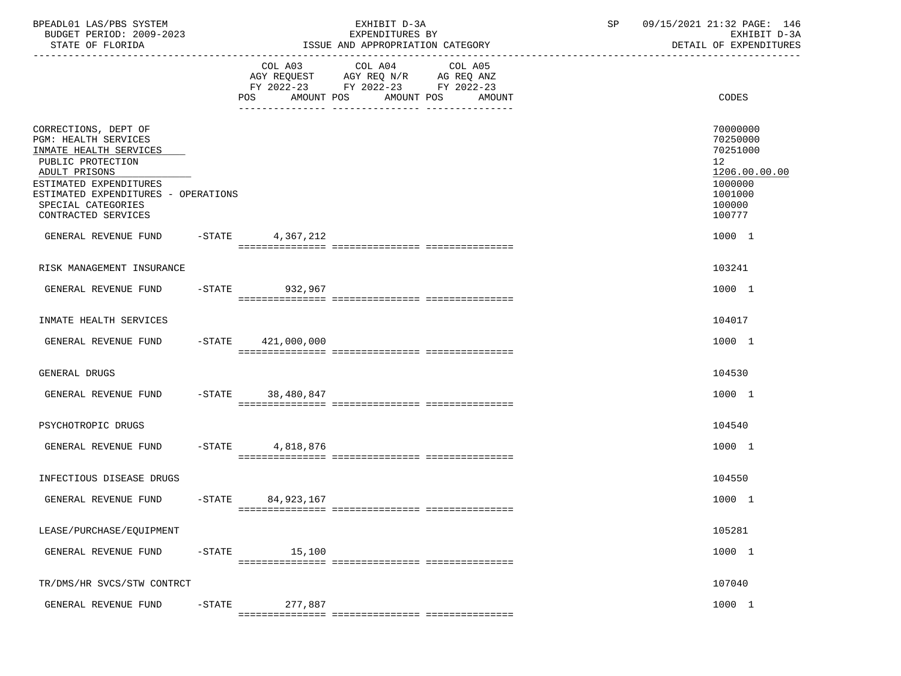BPEADL01 LAS/PBS SYSTEM
BUDGET PERIOD: 2009-2023
STATE OF FLORIDA

EXHIBIT D-3A
EXPENDITURES BY
ISSUE AND APPROPRIATION CATEGORY

SP 09/15/2021 21:32 PAGE: 146
EXHIBIT D-3A
DETAIL OF EXPENDITURES

| | COL A03 AGY REQUEST FY 2022-23 POS AMOUNT | COL A04 AGY REQ N/R FY 2022-23 POS AMOUNT | COL A05 AG REQ ANZ FY 2022-23 POS AMOUNT | CODES |
|---|---|---|---|---|
| CORRECTIONS, DEPT OF | | | | 70000000 |
| PGM: HEALTH SERVICES | | | | 70250000 |
| INMATE HEALTH SERVICES | | | | 70251000 |
| PUBLIC PROTECTION | | | | 12 |
| ADULT PRISONS | | | | 1206.00.00.00 |
| ESTIMATED EXPENDITURES | | | | 1000000 |
| ESTIMATED EXPENDITURES - OPERATIONS | | | | 1001000 |
| SPECIAL CATEGORIES | | | | 100000 |
| CONTRACTED SERVICES | | | | 100777 |
| GENERAL REVENUE FUND -STATE | 4,367,212 | | | 1000 1 |
| RISK MANAGEMENT INSURANCE | | | | 103241 |
| GENERAL REVENUE FUND -STATE | 932,967 | | | 1000 1 |
| INMATE HEALTH SERVICES | | | | 104017 |
| GENERAL REVENUE FUND -STATE | 421,000,000 | | | 1000 1 |
| GENERAL DRUGS | | | | 104530 |
| GENERAL REVENUE FUND -STATE | 38,480,847 | | | 1000 1 |
| PSYCHOTROPIC DRUGS | | | | 104540 |
| GENERAL REVENUE FUND -STATE | 4,818,876 | | | 1000 1 |
| INFECTIOUS DISEASE DRUGS | | | | 104550 |
| GENERAL REVENUE FUND -STATE | 84,923,167 | | | 1000 1 |
| LEASE/PURCHASE/EQUIPMENT | | | | 105281 |
| GENERAL REVENUE FUND -STATE | 15,100 | | | 1000 1 |
| TR/DMS/HR SVCS/STW CONTRCT | | | | 107040 |
| GENERAL REVENUE FUND -STATE | 277,887 | | | 1000 1 |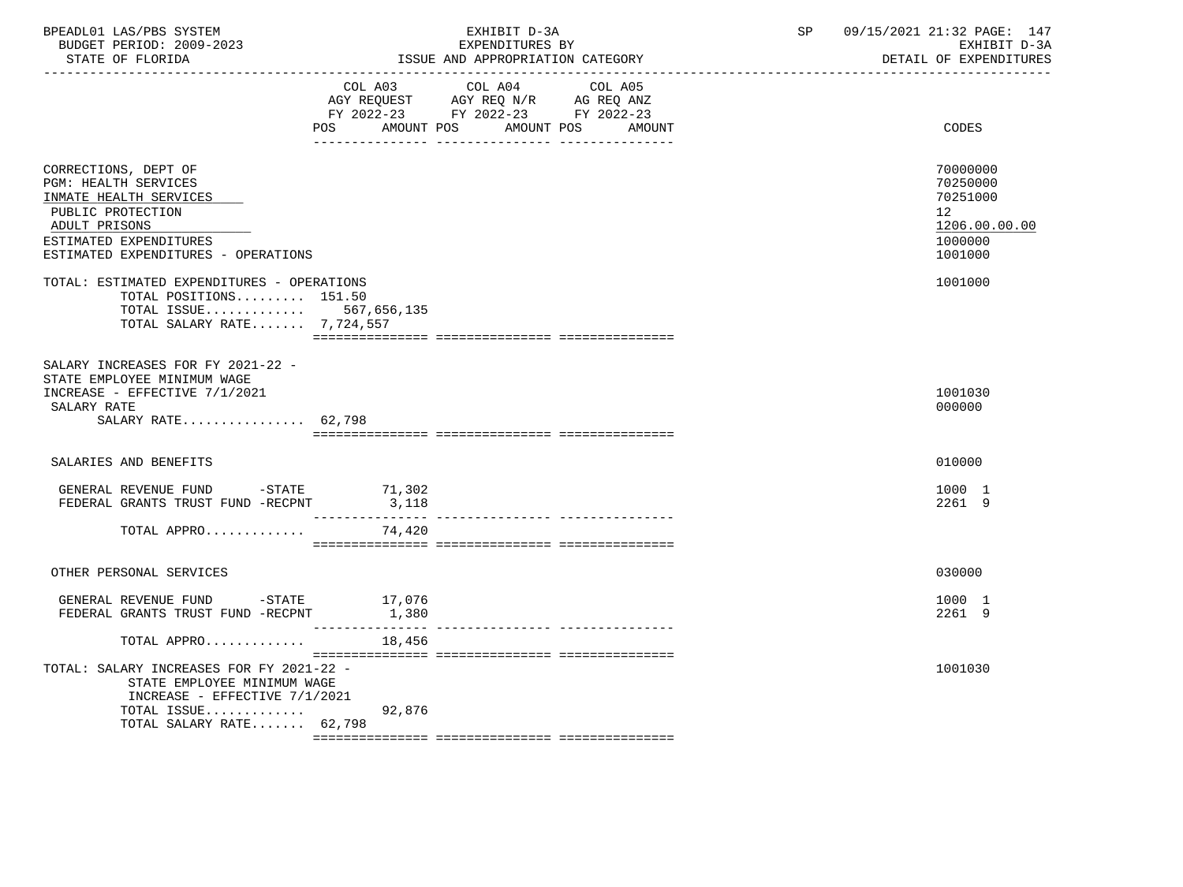BPEADL01 LAS/PBS SYSTEM — EXHIBIT D-3A — SP 09/15/2021 21:32 PAGE: 147
BUDGET PERIOD: 2009-2023 — EXPENDITURES BY — EXHIBIT D-3A
STATE OF FLORIDA — ISSUE AND APPROPRIATION CATEGORY — DETAIL OF EXPENDITURES

| | COL A03 AGY REQUEST FY 2022-23 POS AMOUNT | COL A04 AGY REQ N/R FY 2022-23 POS AMOUNT | COL A05 AG REQ ANZ FY 2022-23 POS AMOUNT | CODES |
|---|---|---|---|---|
| CORRECTIONS, DEPT OF | | | | 70000000 |
| PGM: HEALTH SERVICES | | | | 70250000 |
| INMATE HEALTH SERVICES | | | | 70251000 |
| PUBLIC PROTECTION | | | | 12 |
| ADULT PRISONS | | | | 1206.00.00.00 |
| ESTIMATED EXPENDITURES | | | | 1000000 |
| ESTIMATED EXPENDITURES - OPERATIONS | | | | 1001000 |
| TOTAL: ESTIMATED EXPENDITURES - OPERATIONS | | | | 1001000 |
| TOTAL POSITIONS......... | 151.50 | | | |
| TOTAL ISSUE............ | 567,656,135 | | | |
| TOTAL SALARY RATE....... | 7,724,557 | | | |
| SALARY INCREASES FOR FY 2021-22 - STATE EMPLOYEE MINIMUM WAGE INCREASE - EFFECTIVE 7/1/2021 | | | | 1001030 |
| SALARY RATE | | | | 000000 |
| SALARY RATE................ | 62,798 | | | |
| SALARIES AND BENEFITS | | | | 010000 |
| GENERAL REVENUE FUND -STATE | 71,302 | | | 1000 1 |
| FEDERAL GRANTS TRUST FUND -RECPNT | 3,118 | | | 2261 9 |
| TOTAL APPRO............ | 74,420 | | | |
| OTHER PERSONAL SERVICES | | | | 030000 |
| GENERAL REVENUE FUND -STATE | 17,076 | | | 1000 1 |
| FEDERAL GRANTS TRUST FUND -RECPNT | 1,380 | | | 2261 9 |
| TOTAL APPRO............ | 18,456 | | | |
| TOTAL: SALARY INCREASES FOR FY 2021-22 - STATE EMPLOYEE MINIMUM WAGE INCREASE - EFFECTIVE 7/1/2021 | | | | 1001030 |
| TOTAL ISSUE............ | 92,876 | | | |
| TOTAL SALARY RATE....... | 62,798 | | | |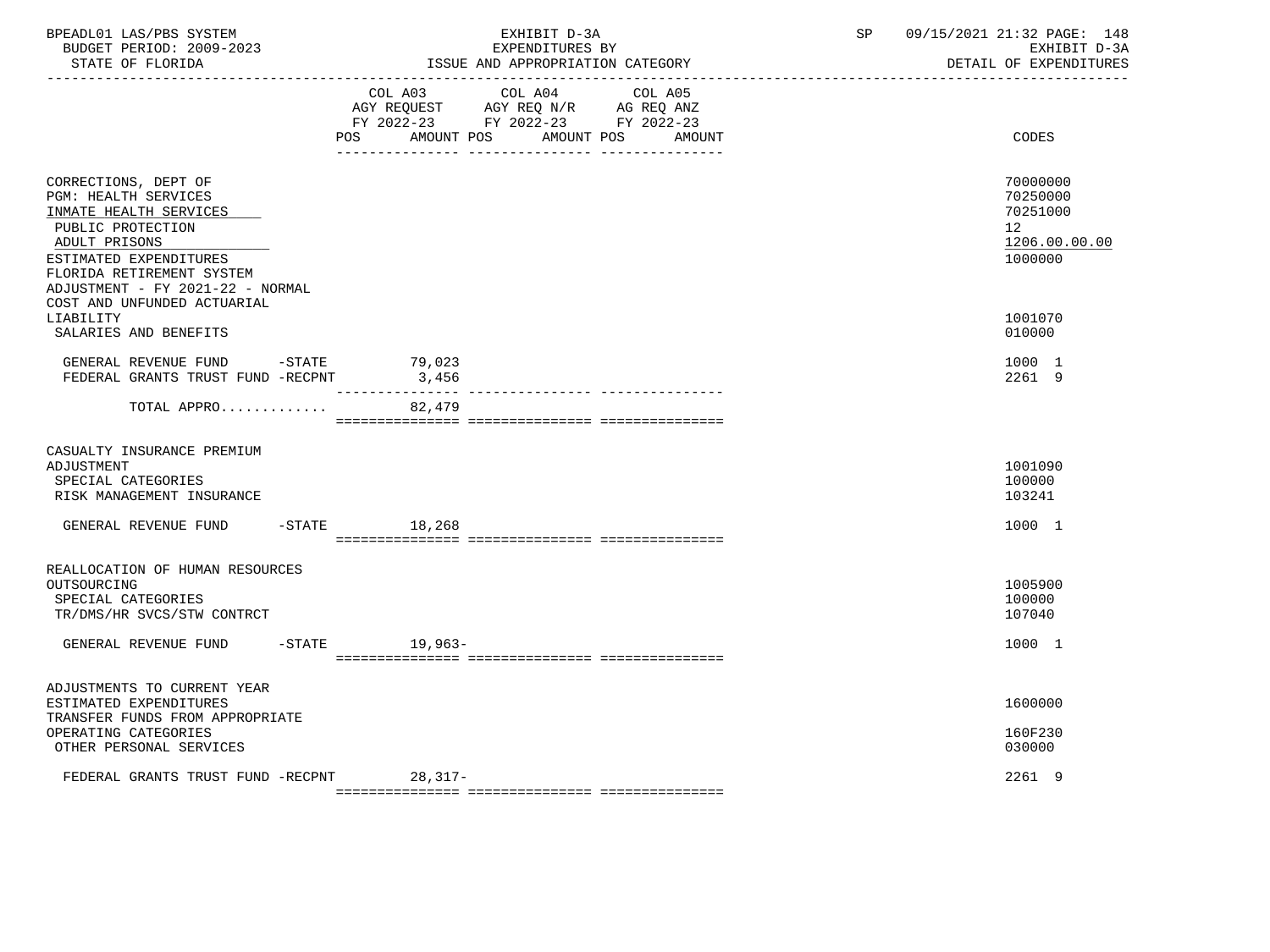BPEADL01 LAS/PBS SYSTEM — EXHIBIT D-3A — EXPENDITURES BY ISSUE AND APPROPRIATION CATEGORY — BUDGET PERIOD: 2009-2023 — STATE OF FLORIDA — SP 09/15/2021 21:32 PAGE: 148 — EXHIBIT D-3A DETAIL OF EXPENDITURES

| | COL A03 AGY REQUEST FY 2022-23 POS | AMOUNT | COL A04 AGY REQ N/R FY 2022-23 POS | AMOUNT | COL A05 AG REQ ANZ FY 2022-23 POS | AMOUNT | CODES |
|---|---|---|---|---|---|---|---|
| CORRECTIONS, DEPT OF | | | | | | | 70000000 |
| PGM: HEALTH SERVICES | | | | | | | 70250000 |
| INMATE HEALTH SERVICES | | | | | | | 70251000 |
| PUBLIC PROTECTION | | | | | | | 12 |
| ADULT PRISONS | | | | | | | 1206.00.00.00 |
| ESTIMATED EXPENDITURES | | | | | | | 1000000 |
| FLORIDA RETIREMENT SYSTEM ADJUSTMENT - FY 2021-22 - NORMAL COST AND UNFUNDED ACTUARIAL LIABILITY | | | | | | | 1001070 |
| SALARIES AND BENEFITS | | | | | | | 010000 |
| GENERAL REVENUE FUND -STATE | | 79,023 | | | | | 1000 1 |
| FEDERAL GRANTS TRUST FUND -RECPNT | | 3,456 | | | | | 2261 9 |
| TOTAL APPRO............ | | 82,479 | | | | | |
| CASUALTY INSURANCE PREMIUM ADJUSTMENT | | | | | | | 1001090 |
| SPECIAL CATEGORIES | | | | | | | 100000 |
| RISK MANAGEMENT INSURANCE | | | | | | | 103241 |
| GENERAL REVENUE FUND -STATE | | 18,268 | | | | | 1000 1 |
| REALLOCATION OF HUMAN RESOURCES OUTSOURCING | | | | | | | 1005900 |
| SPECIAL CATEGORIES | | | | | | | 100000 |
| TR/DMS/HR SVCS/STW CONTRCT | | | | | | | 107040 |
| GENERAL REVENUE FUND -STATE | | 19,963- | | | | | 1000 1 |
| ADJUSTMENTS TO CURRENT YEAR ESTIMATED EXPENDITURES | | | | | | | 1600000 |
| TRANSFER FUNDS FROM APPROPRIATE OPERATING CATEGORIES | | | | | | | 160F230 |
| OTHER PERSONAL SERVICES | | | | | | | 030000 |
| FEDERAL GRANTS TRUST FUND -RECPNT | | 28,317- | | | | | 2261 9 |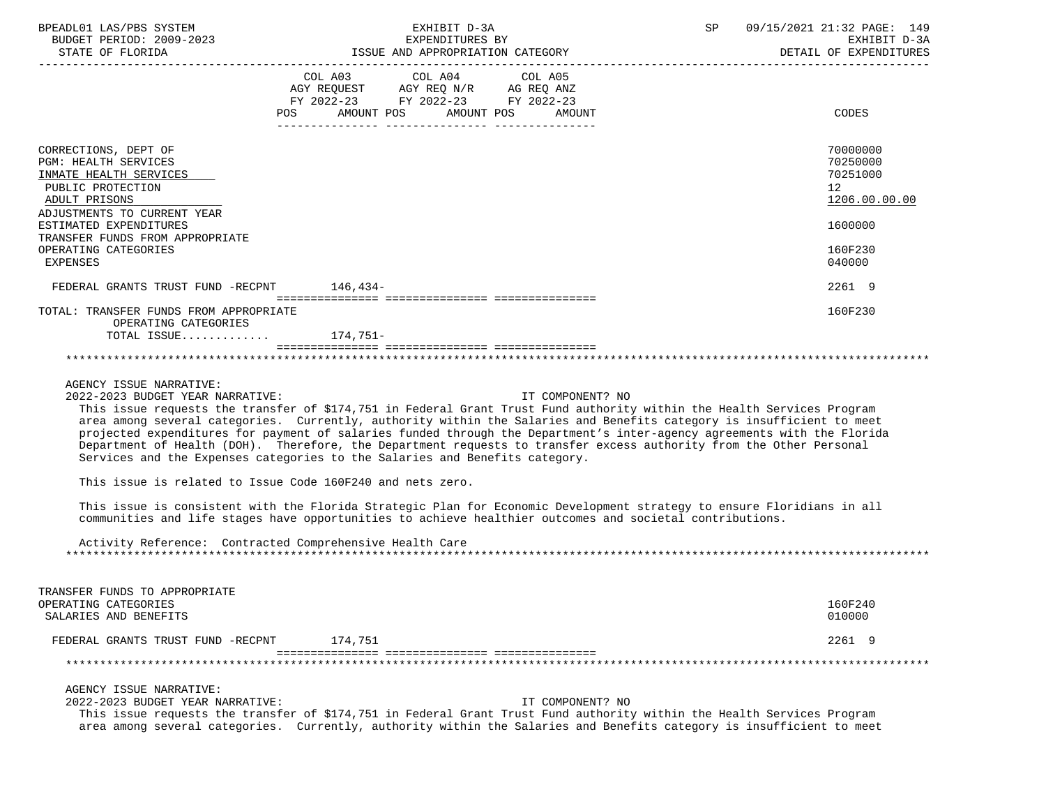| | COL A03 AGY REQUEST FY 2022-23 POS AMOUNT | COL A04 AGY REQ N/R FY 2022-23 POS AMOUNT | COL A05 AG REQ ANZ FY 2022-23 POS AMOUNT | CODES |
|---|---|---|---|---|
| CORRECTIONS, DEPT OF | | | | 70000000 |
| PGM: HEALTH SERVICES | | | | 70250000 |
| INMATE HEALTH SERVICES | | | | 70251000 |
| PUBLIC PROTECTION | | | | 12 |
| ADULT PRISONS | | | | 1206.00.00.00 |
| ADJUSTMENTS TO CURRENT YEAR ESTIMATED EXPENDITURES | | | | 1600000 |
| TRANSFER FUNDS FROM APPROPRIATE OPERATING CATEGORIES | | | | 160F230 |
| EXPENSES | | | | 040000 |
| FEDERAL GRANTS TRUST FUND -RECPNT | 146,434- | | | 2261 9 |
| TOTAL: TRANSFER FUNDS FROM APPROPRIATE OPERATING CATEGORIES | | | | 160F230 |
| TOTAL ISSUE............. | 174,751- | | | |

AGENCY ISSUE NARRATIVE:

2022-2023 BUDGET YEAR NARRATIVE: IT COMPONENT? NO

This issue requests the transfer of $174,751 in Federal Grant Trust Fund authority within the Health Services Program area among several categories. Currently, authority within the Salaries and Benefits category is insufficient to meet projected expenditures for payment of salaries funded through the Department's inter-agency agreements with the Florida Department of Health (DOH). Therefore, the Department requests to transfer excess authority from the Other Personal Services and the Expenses categories to the Salaries and Benefits category.

This issue is related to Issue Code 160F240 and nets zero.

This issue is consistent with the Florida Strategic Plan for Economic Development strategy to ensure Floridians in all communities and life stages have opportunities to achieve healthier outcomes and societal contributions.

Activity Reference: Contracted Comprehensive Health Care

| | COL A03 | COL A04 | COL A05 | CODES |
|---|---|---|---|---|
| TRANSFER FUNDS TO APPROPRIATE OPERATING CATEGORIES | | | | 160F240 |
| SALARIES AND BENEFITS | | | | 010000 |
| FEDERAL GRANTS TRUST FUND -RECPNT | 174,751 | | | 2261 9 |

AGENCY ISSUE NARRATIVE:

2022-2023 BUDGET YEAR NARRATIVE: IT COMPONENT? NO

This issue requests the transfer of $174,751 in Federal Grant Trust Fund authority within the Health Services Program area among several categories. Currently, authority within the Salaries and Benefits category is insufficient to meet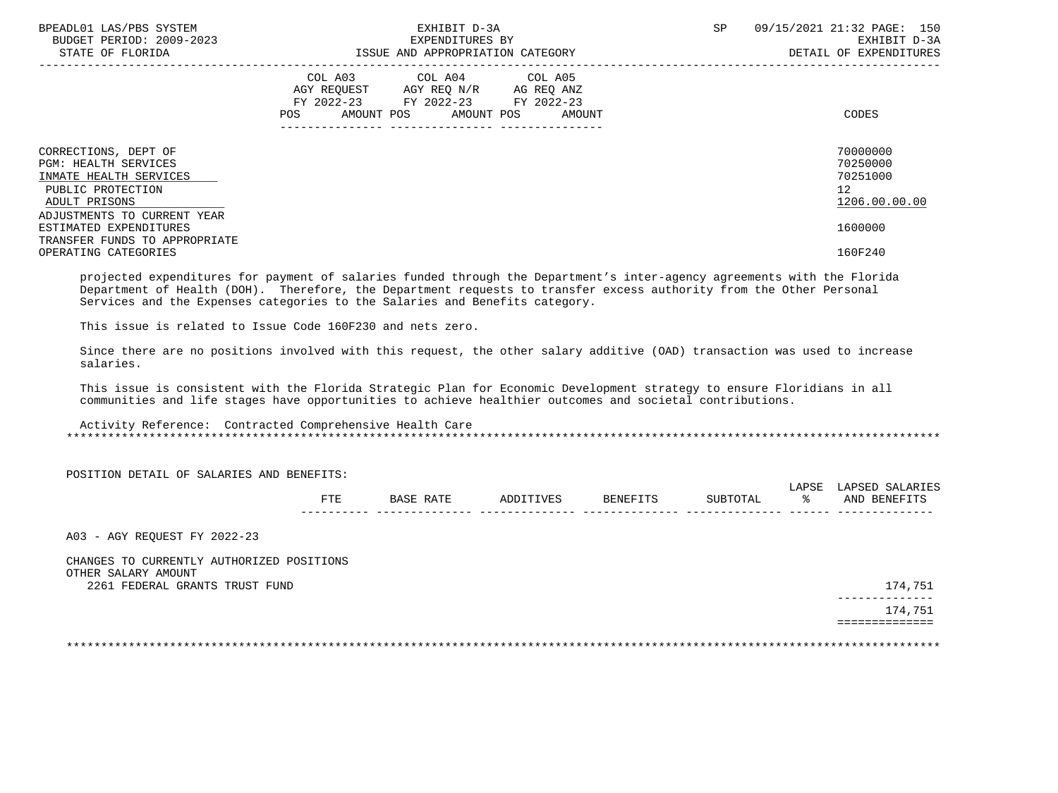| | COL A03 AGY REQUEST FY 2022-23 POS AMOUNT | COL A04 AGY REQ N/R FY 2022-23 POS AMOUNT | COL A05 AG REQ ANZ FY 2022-23 POS AMOUNT | CODES |
|---|---|---|---|---|
| CORRECTIONS, DEPT OF | | | | 70000000 |
| PGM: HEALTH SERVICES | | | | 70250000 |
| INMATE HEALTH SERVICES | | | | 70251000 |
| PUBLIC PROTECTION | | | | 12 |
| ADULT PRISONS | | | | 1206.00.00.00 |
| ADJUSTMENTS TO CURRENT YEAR ESTIMATED EXPENDITURES | | | | 1600000 |
| TRANSFER FUNDS TO APPROPRIATE OPERATING CATEGORIES | | | | 160F240 |

projected expenditures for payment of salaries funded through the Department's inter-agency agreements with the Florida Department of Health (DOH). Therefore, the Department requests to transfer excess authority from the Other Personal Services and the Expenses categories to the Salaries and Benefits category.

This issue is related to Issue Code 160F230 and nets zero.

Since there are no positions involved with this request, the other salary additive (OAD) transaction was used to increase salaries.

This issue is consistent with the Florida Strategic Plan for Economic Development strategy to ensure Floridians in all communities and life stages have opportunities to achieve healthier outcomes and societal contributions.

Activity Reference: Contracted Comprehensive Health Care

*******************************************************************************************************************

POSITION DETAIL OF SALARIES AND BENEFITS:

| | FTE | BASE RATE | ADDITIVES | BENEFITS | SUBTOTAL | LAPSE % | LAPSED SALARIES AND BENEFITS |
|---|---|---|---|---|---|---|---|
| A03 - AGY REQUEST FY 2022-23 | | | | | | | |
| CHANGES TO CURRENTLY AUTHORIZED POSITIONS | | | | | | | |
| OTHER SALARY AMOUNT | | | | | | | |
| 2261 FEDERAL GRANTS TRUST FUND | | | | | | | 174,751 |
| | | | | | | | 174,751 |

*******************************************************************************************************************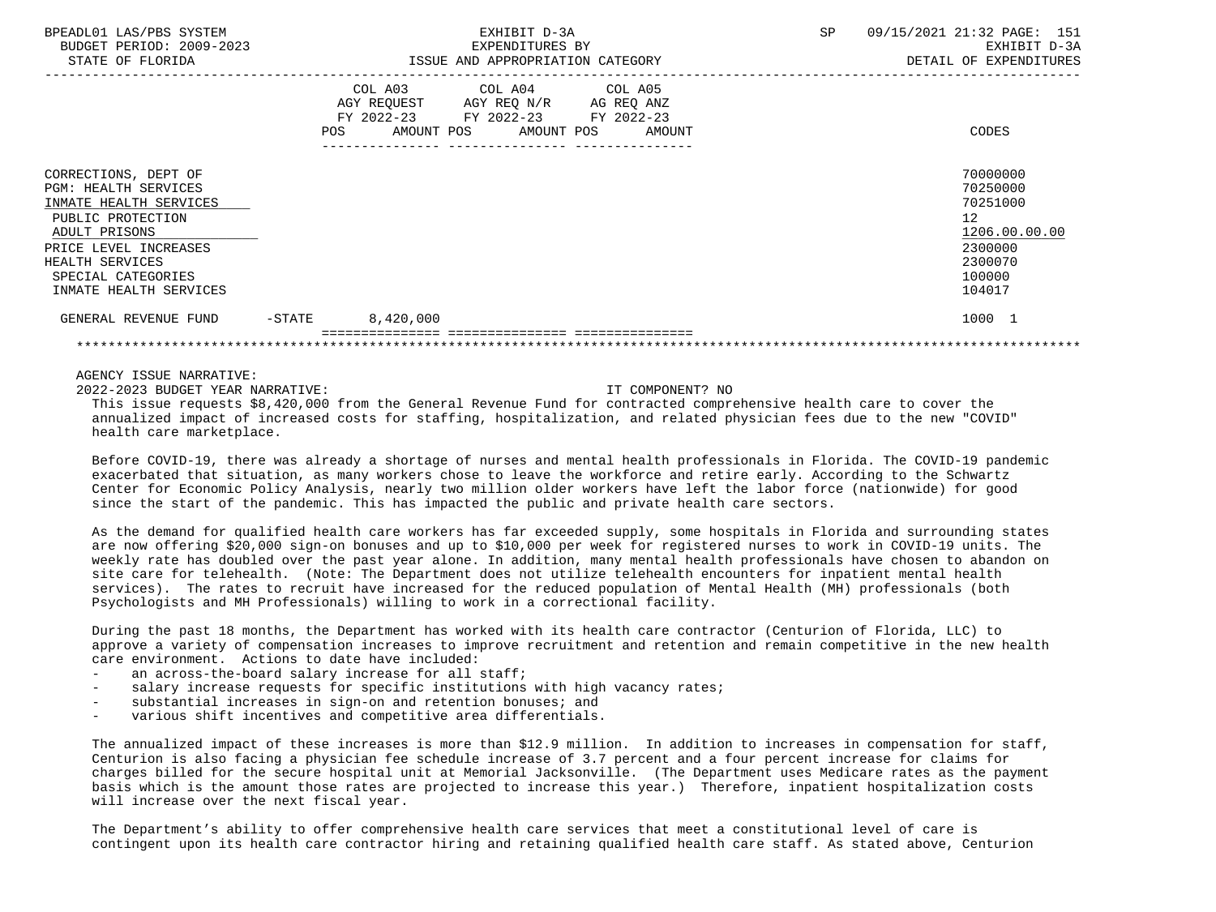| | COL A03 AGY REQUEST FY 2022-23 POS AMOUNT | COL A04 AGY REQ N/R FY 2022-23 POS AMOUNT | COL A05 AG REQ ANZ FY 2022-23 POS AMOUNT | CODES |
|---|---|---|---|---|
| CORRECTIONS, DEPT OF | | | | 70000000 |
| PGM: HEALTH SERVICES | | | | 70250000 |
| INMATE HEALTH SERVICES | | | | 70251000 |
| PUBLIC PROTECTION | | | | 12 |
| ADULT PRISONS | | | | 1206.00.00.00 |
| PRICE LEVEL INCREASES | | | | 2300000 |
| HEALTH SERVICES | | | | 2300070 |
| SPECIAL CATEGORIES | | | | 100000 |
| INMATE HEALTH SERVICES | | | | 104017 |
| GENERAL REVENUE FUND -STATE | 8,420,000 | | | 1000 1 |

AGENCY ISSUE NARRATIVE:

2022-2023 BUDGET YEAR NARRATIVE: IT COMPONENT? NO

This issue requests $8,420,000 from the General Revenue Fund for contracted comprehensive health care to cover the annualized impact of increased costs for staffing, hospitalization, and related physician fees due to the new "COVID" health care marketplace.

Before COVID-19, there was already a shortage of nurses and mental health professionals in Florida. The COVID-19 pandemic exacerbated that situation, as many workers chose to leave the workforce and retire early. According to the Schwartz Center for Economic Policy Analysis, nearly two million older workers have left the labor force (nationwide) for good since the start of the pandemic. This has impacted the public and private health care sectors.

As the demand for qualified health care workers has far exceeded supply, some hospitals in Florida and surrounding states are now offering $20,000 sign-on bonuses and up to $10,000 per week for registered nurses to work in COVID-19 units. The weekly rate has doubled over the past year alone. In addition, many mental health professionals have chosen to abandon on site care for telehealth. (Note: The Department does not utilize telehealth encounters for inpatient mental health services). The rates to recruit have increased for the reduced population of Mental Health (MH) professionals (both Psychologists and MH Professionals) willing to work in a correctional facility.

During the past 18 months, the Department has worked with its health care contractor (Centurion of Florida, LLC) to approve a variety of compensation increases to improve recruitment and retention and remain competitive in the new health care environment. Actions to date have included:

- an across-the-board salary increase for all staff;
- salary increase requests for specific institutions with high vacancy rates;
- substantial increases in sign-on and retention bonuses; and
- various shift incentives and competitive area differentials.

The annualized impact of these increases is more than $12.9 million. In addition to increases in compensation for staff, Centurion is also facing a physician fee schedule increase of 3.7 percent and a four percent increase for claims for charges billed for the secure hospital unit at Memorial Jacksonville. (The Department uses Medicare rates as the payment basis which is the amount those rates are projected to increase this year.) Therefore, inpatient hospitalization costs will increase over the next fiscal year.

The Department's ability to offer comprehensive health care services that meet a constitutional level of care is contingent upon its health care contractor hiring and retaining qualified health care staff. As stated above, Centurion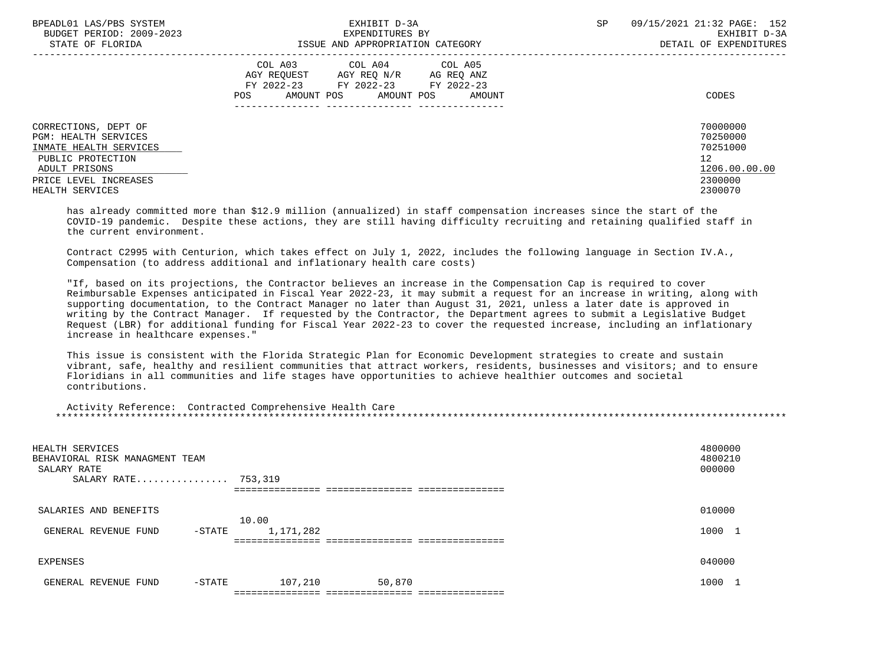| | COL A03 AGY REQUEST FY 2022-23 POS AMOUNT | COL A04 AGY REQ N/R FY 2022-23 POS AMOUNT | COL A05 AG REQ ANZ FY 2022-23 POS AMOUNT | CODES |
|---|---|---|---|---|
| CORRECTIONS, DEPT OF | | | | 70000000 |
| PGM: HEALTH SERVICES | | | | 70250000 |
| INMATE HEALTH SERVICES | | | | 70251000 |
| PUBLIC PROTECTION | | | | 12 |
| ADULT PRISONS | | | | 1206.00.00.00 |
| PRICE LEVEL INCREASES | | | | 2300000 |
| HEALTH SERVICES | | | | 2300070 |

has already committed more than $12.9 million (annualized) in staff compensation increases since the start of the COVID-19 pandemic. Despite these actions, they are still having difficulty recruiting and retaining qualified staff in the current environment.

Contract C2995 with Centurion, which takes effect on July 1, 2022, includes the following language in Section IV.A., Compensation (to address additional and inflationary health care costs)

"If, based on its projections, the Contractor believes an increase in the Compensation Cap is required to cover Reimbursable Expenses anticipated in Fiscal Year 2022-23, it may submit a request for an increase in writing, along with supporting documentation, to the Contract Manager no later than August 31, 2021, unless a later date is approved in writing by the Contract Manager. If requested by the Contractor, the Department agrees to submit a Legislative Budget Request (LBR) for additional funding for Fiscal Year 2022-23 to cover the requested increase, including an inflationary increase in healthcare expenses."

This issue is consistent with the Florida Strategic Plan for Economic Development strategies to create and sustain vibrant, safe, healthy and resilient communities that attract workers, residents, businesses and visitors; and to ensure Floridians in all communities and life stages have opportunities to achieve healthier outcomes and societal contributions.

Activity Reference: Contracted Comprehensive Health Care

*****************************************************************************************************************************

| | COL A03 | COL A04 | COL A05 | CODES |
|---|---|---|---|---|
| HEALTH SERVICES | | | | 4800000 |
| BEHAVIORAL RISK MANAGMENT TEAM | | | | 4800210 |
| SALARY RATE | | | | 000000 |
| SALARY RATE................ | 753,319 | | | |
| SALARIES AND BENEFITS | | | | 010000 |
| GENERAL REVENUE FUND -STATE | 10.00 1,171,282 | | | 1000 1 |
| EXPENSES | | | | 040000 |
| GENERAL REVENUE FUND -STATE | 107,210 | 50,870 | | 1000 1 |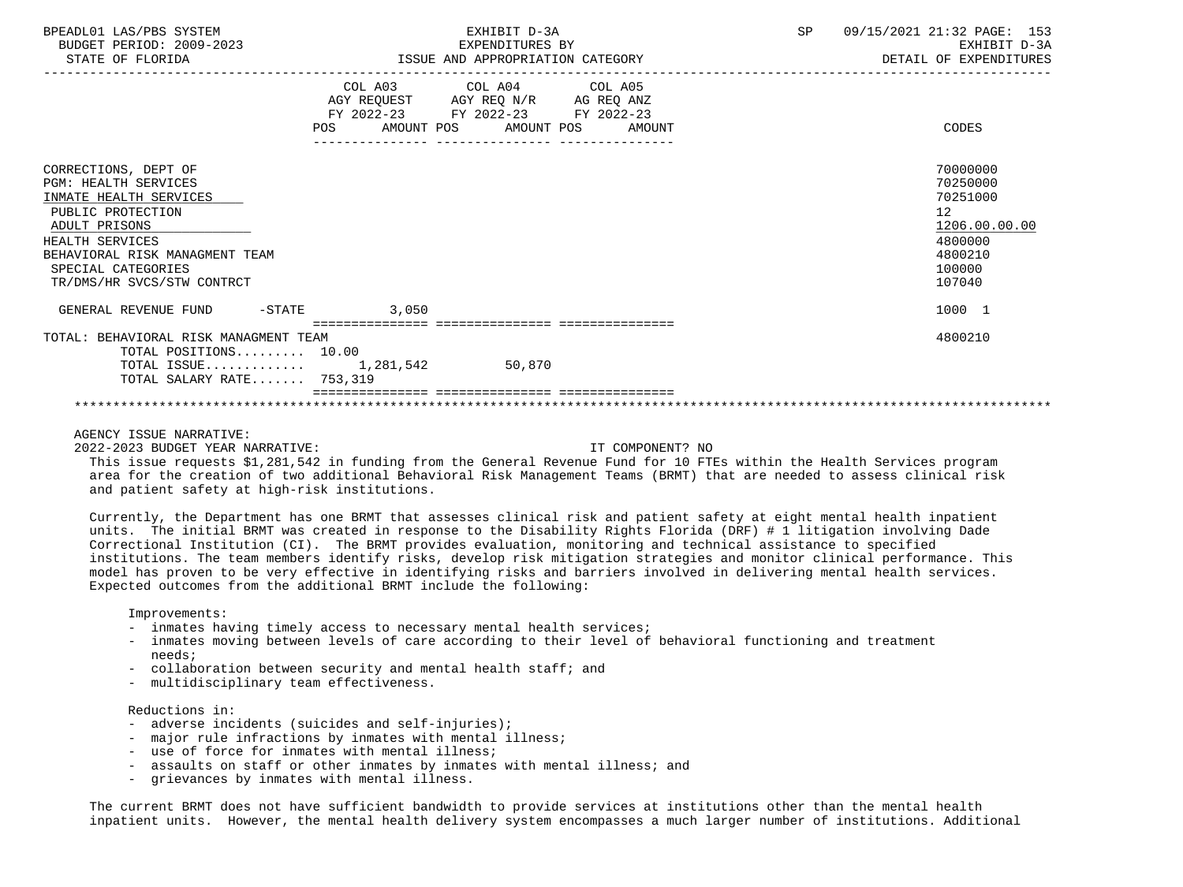| | COL A03 AGY REQUEST FY 2022-23 POS AMOUNT | COL A04 AGY REQ N/R FY 2022-23 POS AMOUNT | COL A05 AG REQ ANZ FY 2022-23 POS AMOUNT | CODES |
|---|---|---|---|---|
| CORRECTIONS, DEPT OF | | | | 70000000 |
| PGM: HEALTH SERVICES | | | | 70250000 |
| INMATE HEALTH SERVICES | | | | 70251000 |
| PUBLIC PROTECTION | | | | 12 |
| ADULT PRISONS | | | | 1206.00.00.00 |
| HEALTH SERVICES | | | | 4800000 |
| BEHAVIORAL RISK MANAGMENT TEAM | | | | 4800210 |
| SPECIAL CATEGORIES | | | | 100000 |
| TR/DMS/HR SVCS/STW CONTRCT | | | | 107040 |
| GENERAL REVENUE FUND -STATE | 3,050 | | | 1000 1 |
| TOTAL: BEHAVIORAL RISK MANAGMENT TEAM | | | | 4800210 |
| TOTAL POSITIONS......... | 10.00 | | | |
| TOTAL ISSUE............ | 1,281,542 | 50,870 | | |
| TOTAL SALARY RATE....... | 753,319 | | | |

AGENCY ISSUE NARRATIVE:

2022-2023 BUDGET YEAR NARRATIVE: IT COMPONENT? NO

This issue requests $1,281,542 in funding from the General Revenue Fund for 10 FTEs within the Health Services program area for the creation of two additional Behavioral Risk Management Teams (BRMT) that are needed to assess clinical risk and patient safety at high-risk institutions.

Currently, the Department has one BRMT that assesses clinical risk and patient safety at eight mental health inpatient units. The initial BRMT was created in response to the Disability Rights Florida (DRF) # 1 litigation involving Dade Correctional Institution (CI). The BRMT provides evaluation, monitoring and technical assistance to specified institutions. The team members identify risks, develop risk mitigation strategies and monitor clinical performance. This model has proven to be very effective in identifying risks and barriers involved in delivering mental health services. Expected outcomes from the additional BRMT include the following:

Improvements:
- inmates having timely access to necessary mental health services;
- inmates moving between levels of care according to their level of behavioral functioning and treatment needs;
- collaboration between security and mental health staff; and
- multidisciplinary team effectiveness.

Reductions in:
- adverse incidents (suicides and self-injuries);
- major rule infractions by inmates with mental illness;
- use of force for inmates with mental illness;
- assaults on staff or other inmates by inmates with mental illness; and
- grievances by inmates with mental illness.

The current BRMT does not have sufficient bandwidth to provide services at institutions other than the mental health inpatient units. However, the mental health delivery system encompasses a much larger number of institutions. Additional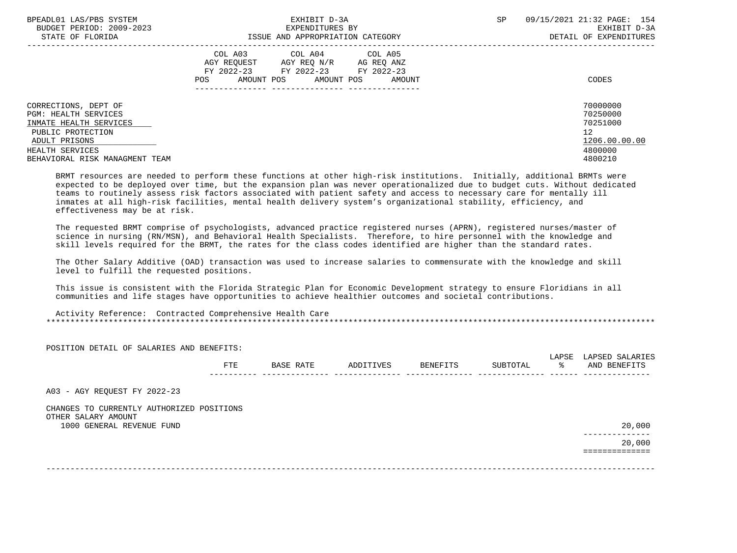| | COL A03 AGY REQUEST FY 2022-23 POS AMOUNT | COL A04 AGY REQ N/R FY 2022-23 POS AMOUNT | COL A05 AG REQ ANZ FY 2022-23 POS AMOUNT | CODES |
|---|---|---|---|---|
| CORRECTIONS, DEPT OF | | | | 70000000 |
| PGM: HEALTH SERVICES | | | | 70250000 |
| INMATE HEALTH SERVICES | | | | 70251000 |
| PUBLIC PROTECTION | | | | 12 |
| ADULT PRISONS | | | | 1206.00.00.00 |
| HEALTH SERVICES | | | | 4800000 |
| BEHAVIORAL RISK MANAGMENT TEAM | | | | 4800210 |

BRMT resources are needed to perform these functions at other high-risk institutions. Initially, additional BRMTs were expected to be deployed over time, but the expansion plan was never operationalized due to budget cuts. Without dedicated teams to routinely assess risk factors associated with patient safety and access to necessary care for mentally ill inmates at all high-risk facilities, mental health delivery system's organizational stability, efficiency, and effectiveness may be at risk.

The requested BRMT comprise of psychologists, advanced practice registered nurses (APRN), registered nurses/master of science in nursing (RN/MSN), and Behavioral Health Specialists. Therefore, to hire personnel with the knowledge and skill levels required for the BRMT, the rates for the class codes identified are higher than the standard rates.

The Other Salary Additive (OAD) transaction was used to increase salaries to commensurate with the knowledge and skill level to fulfill the requested positions.

This issue is consistent with the Florida Strategic Plan for Economic Development strategy to ensure Floridians in all communities and life stages have opportunities to achieve healthier outcomes and societal contributions.

Activity Reference: Contracted Comprehensive Health Care

POSITION DETAIL OF SALARIES AND BENEFITS:

| | FTE | BASE RATE | ADDITIVES | BENEFITS | SUBTOTAL | LAPSE % | LAPSED SALARIES AND BENEFITS |
|---|---|---|---|---|---|---|---|
| A03 - AGY REQUEST FY 2022-23 | | | | | | | |
| CHANGES TO CURRENTLY AUTHORIZED POSITIONS | | | | | | | |
| OTHER SALARY AMOUNT | | | | | | | |
| 1000 GENERAL REVENUE FUND | | | | | | | 20,000 |
| | | | | | | | 20,000 |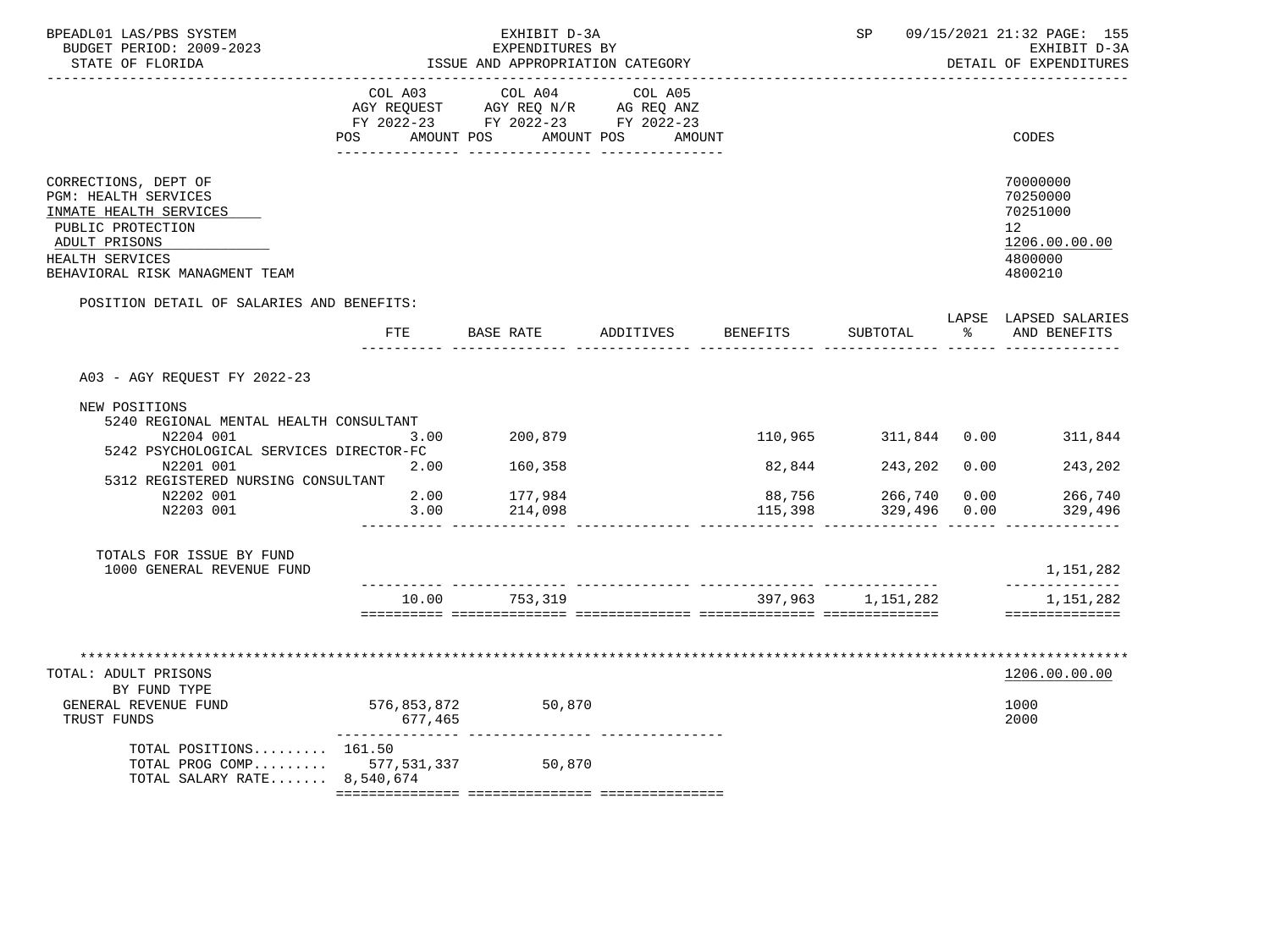BPEADL01 LAS/PBS SYSTEM — EXHIBIT D-3A — SP 09/15/2021 21:32 PAGE: 155
BUDGET PERIOD: 2009-2023 — EXPENDITURES BY — EXHIBIT D-3A
STATE OF FLORIDA — ISSUE AND APPROPRIATION CATEGORY — DETAIL OF EXPENDITURES

| | COL A03 AGY REQUEST FY 2022-23 POS AMOUNT | COL A04 AGY REQ N/R FY 2022-23 POS AMOUNT | COL A05 AG REQ ANZ FY 2022-23 POS AMOUNT | CODES |
|---|---|---|---|---|
| CORRECTIONS, DEPT OF | | | | 70000000 |
| PGM: HEALTH SERVICES | | | | 70250000 |
| INMATE HEALTH SERVICES | | | | 70251000 |
| PUBLIC PROTECTION | | | | 12 |
| ADULT PRISONS | | | | 1206.00.00.00 |
| HEALTH SERVICES | | | | 4800000 |
| BEHAVIORAL RISK MANAGMENT TEAM | | | | 4800210 |

POSITION DETAIL OF SALARIES AND BENEFITS:

| | FTE | BASE RATE | ADDITIVES | BENEFITS | SUBTOTAL | LAPSE % | LAPSED SALARIES AND BENEFITS |
|---|---|---|---|---|---|---|---|
| A03 - AGY REQUEST FY 2022-23 | | | | | | | |
| NEW POSITIONS | | | | | | | |
| 5240 REGIONAL MENTAL HEALTH CONSULTANT | | | | | | | |
| N2204 001 | 3.00 | 200,879 | | 110,965 | 311,844 | 0.00 | 311,844 |
| 5242 PSYCHOLOGICAL SERVICES DIRECTOR-FC | | | | | | | |
| N2201 001 | 2.00 | 160,358 | | 82,844 | 243,202 | 0.00 | 243,202 |
| 5312 REGISTERED NURSING CONSULTANT | | | | | | | |
| N2202 001 | 2.00 | 177,984 | | 88,756 | 266,740 | 0.00 | 266,740 |
| N2203 001 | 3.00 | 214,098 | | 115,398 | 329,496 | 0.00 | 329,496 |
| TOTALS FOR ISSUE BY FUND | | | | | | | |
| 1000 GENERAL REVENUE FUND | | | | | | | 1,151,282 |
| | 10.00 | 753,319 | | 397,963 | 1,151,282 | | 1,151,282 |

| TOTAL: ADULT PRISONS | COL A03 | COL A04 | COL A05 | CODES |
|---|---|---|---|---|
| BY FUND TYPE | | | | 1206.00.00.00 |
| GENERAL REVENUE FUND | 576,853,872 | 50,870 | | 1000 |
| TRUST FUNDS | 677,465 | | | 2000 |
| TOTAL POSITIONS......... | 161.50 | | | |
| TOTAL PROG COMP......... | 577,531,337 | 50,870 | | |
| TOTAL SALARY RATE....... | 8,540,674 | | | |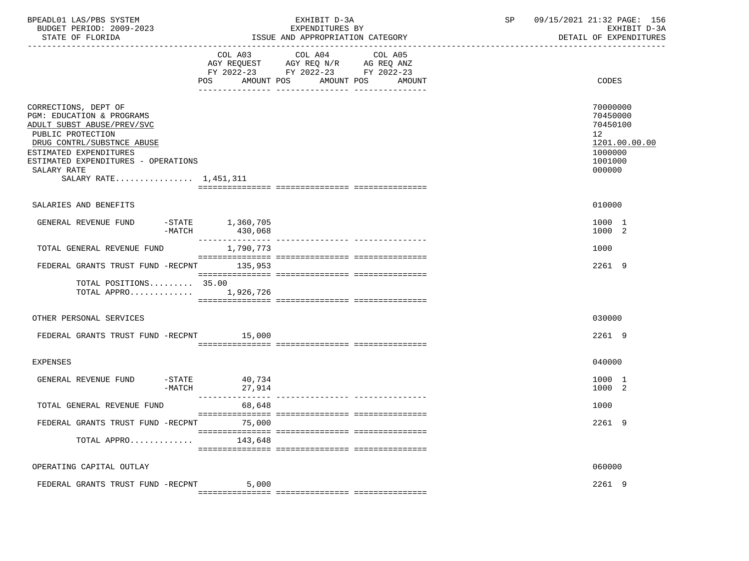BPEADL01 LAS/PBS SYSTEM | EXHIBIT D-3A | SP 09/15/2021 21:32 PAGE: 156
BUDGET PERIOD: 2009-2023 | EXPENDITURES BY | EXHIBIT D-3A
STATE OF FLORIDA | ISSUE AND APPROPRIATION CATEGORY | DETAIL OF EXPENDITURES

| | COL A03 AGY REQUEST FY 2022-23 POS AMOUNT | COL A04 AGY REQ N/R FY 2022-23 POS AMOUNT | COL A05 AG REQ ANZ FY 2022-23 POS AMOUNT | CODES |
|---|---|---|---|---|
| CORRECTIONS, DEPT OF | | | | 70000000 |
| PGM: EDUCATION & PROGRAMS | | | | 70450000 |
| ADULT SUBST ABUSE/PREV/SVC | | | | 70450100 |
| PUBLIC PROTECTION | | | | 12 |
| DRUG CONTRL/SUBSTNCE ABUSE | | | | 1201.00.00.00 |
| ESTIMATED EXPENDITURES | | | | 1000000 |
| ESTIMATED EXPENDITURES - OPERATIONS | | | | 1001000 |
| SALARY RATE | | | | 000000 |
| SALARY RATE................ 1,451,311 | | | | |
| SALARIES AND BENEFITS | | | | 010000 |
| GENERAL REVENUE FUND -STATE | 1,360,705 | | | 1000 1 |
| -MATCH | 430,068 | | | 1000 2 |
| TOTAL GENERAL REVENUE FUND | 1,790,773 | | | 1000 |
| FEDERAL GRANTS TRUST FUND -RECPNT | 135,953 | | | 2261 9 |
| TOTAL POSITIONS......... | 35.00 | | | |
| TOTAL APPRO............. | 1,926,726 | | | |
| OTHER PERSONAL SERVICES | | | | 030000 |
| FEDERAL GRANTS TRUST FUND -RECPNT | 15,000 | | | 2261 9 |
| EXPENSES | | | | 040000 |
| GENERAL REVENUE FUND -STATE | 40,734 | | | 1000 1 |
| -MATCH | 27,914 | | | 1000 2 |
| TOTAL GENERAL REVENUE FUND | 68,648 | | | 1000 |
| FEDERAL GRANTS TRUST FUND -RECPNT | 75,000 | | | 2261 9 |
| TOTAL APPRO............. | 143,648 | | | |
| OPERATING CAPITAL OUTLAY | | | | 060000 |
| FEDERAL GRANTS TRUST FUND -RECPNT | 5,000 | | | 2261 9 |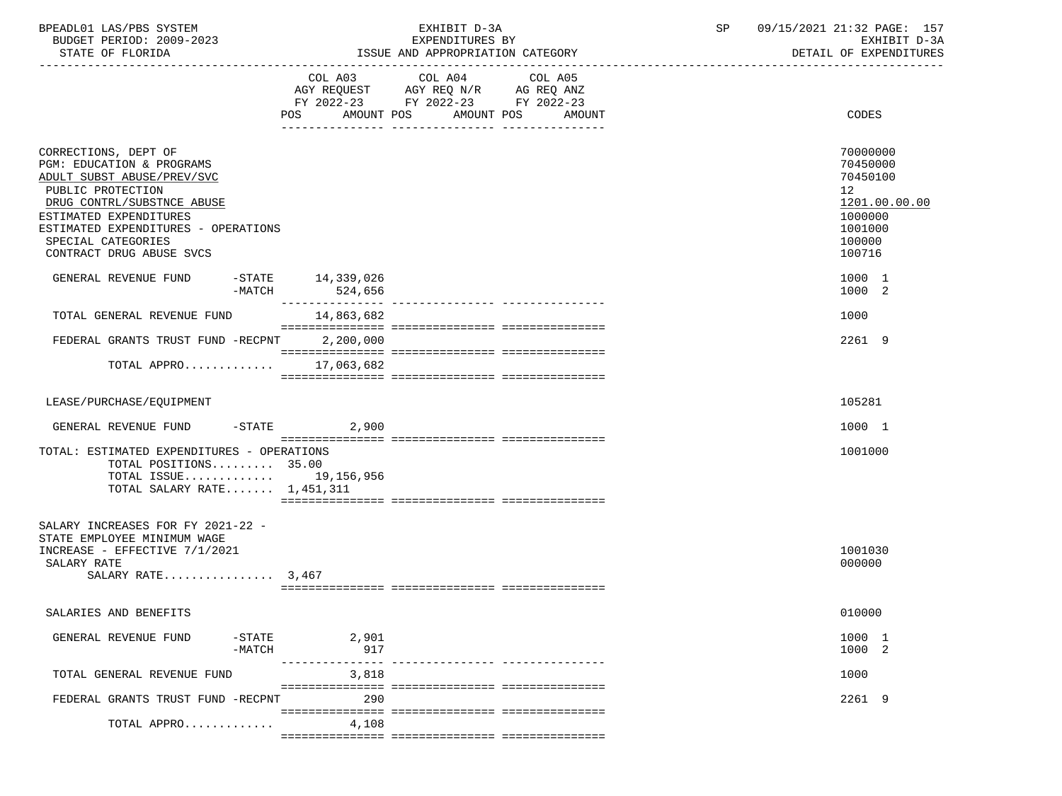BPEADL01 LAS/PBS SYSTEM — EXHIBIT D-3A — EXPENDITURES BY ISSUE AND APPROPRIATION CATEGORY
BUDGET PERIOD: 2009-2023 — STATE OF FLORIDA — SP 09/15/2021 21:32 — EXHIBIT D-3A DETAIL OF EXPENDITURES

| | COL A03 AGY REQUEST FY 2022-23 POS AMOUNT | COL A04 AGY REQ N/R FY 2022-23 POS AMOUNT | COL A05 AG REQ ANZ FY 2022-23 POS AMOUNT | CODES |
|---|---|---|---|---|
| CORRECTIONS, DEPT OF | | | | 70000000 |
| PGM: EDUCATION & PROGRAMS | | | | 70450000 |
| ADULT SUBST ABUSE/PREV/SVC | | | | 70450100 |
| PUBLIC PROTECTION | | | | 12 |
| DRUG CONTRL/SUBSTNCE ABUSE | | | | 1201.00.00.00 |
| ESTIMATED EXPENDITURES | | | | 1000000 |
| ESTIMATED EXPENDITURES - OPERATIONS | | | | 1001000 |
| SPECIAL CATEGORIES | | | | 100000 |
| CONTRACT DRUG ABUSE SVCS | | | | 100716 |
| GENERAL REVENUE FUND -STATE | 14,339,026 | | | 1000 1 |
| -MATCH | 524,656 | | | 1000 2 |
| TOTAL GENERAL REVENUE FUND | 14,863,682 | | | 1000 |
| FEDERAL GRANTS TRUST FUND -RECPNT | 2,200,000 | | | 2261 9 |
| TOTAL APPRO............ | 17,063,682 | | | |
| LEASE/PURCHASE/EQUIPMENT | | | | 105281 |
| GENERAL REVENUE FUND -STATE | 2,900 | | | 1000 1 |
| TOTAL: ESTIMATED EXPENDITURES - OPERATIONS | | | | 1001000 |
| TOTAL POSITIONS......... | 35.00 | | | |
| TOTAL ISSUE............ | 19,156,956 | | | |
| TOTAL SALARY RATE....... | 1,451,311 | | | |
| SALARY INCREASES FOR FY 2021-22 - STATE EMPLOYEE MINIMUM WAGE INCREASE - EFFECTIVE 7/1/2021 | | | | 1001030 |
| SALARY RATE | | | | 000000 |
| SALARY RATE................ | 3,467 | | | |
| SALARIES AND BENEFITS | | | | 010000 |
| GENERAL REVENUE FUND -STATE | 2,901 | | | 1000 1 |
| -MATCH | 917 | | | 1000 2 |
| TOTAL GENERAL REVENUE FUND | 3,818 | | | 1000 |
| FEDERAL GRANTS TRUST FUND -RECPNT | 290 | | | 2261 9 |
| TOTAL APPRO............ | 4,108 | | | |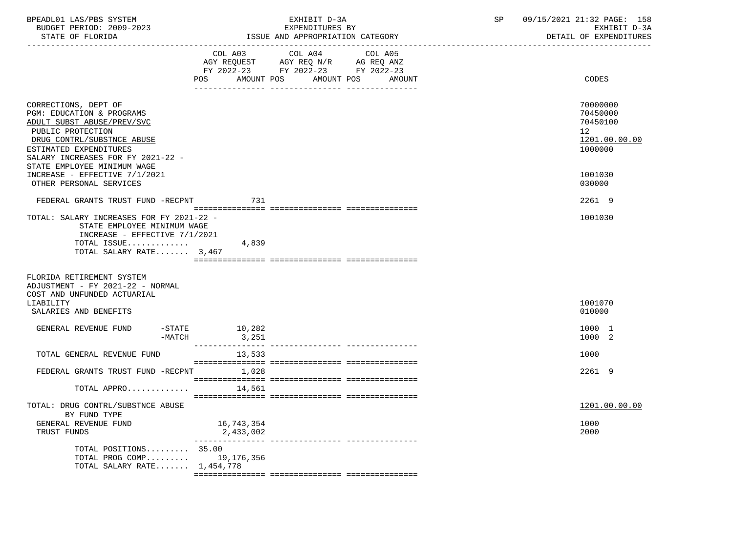| | COL A03 AGY REQUEST FY 2022-23 POS AMOUNT | COL A04 AGY REQ N/R FY 2022-23 POS AMOUNT | COL A05 AG REQ ANZ FY 2022-23 POS AMOUNT | CODES |
|---|---|---|---|---|
| CORRECTIONS, DEPT OF | | | | 70000000 |
| PGM: EDUCATION & PROGRAMS | | | | 70450000 |
| ADULT SUBST ABUSE/PREV/SVC | | | | 70450100 |
| PUBLIC PROTECTION | | | | 12 |
| DRUG CONTRL/SUBSTNCE ABUSE | | | | 1201.00.00.00 |
| ESTIMATED EXPENDITURES | | | | 1000000 |
| SALARY INCREASES FOR FY 2021-22 - STATE EMPLOYEE MINIMUM WAGE INCREASE - EFFECTIVE 7/1/2021 | | | | 1001030 |
| OTHER PERSONAL SERVICES | | | | 030000 |
| FEDERAL GRANTS TRUST FUND -RECPNT | 731 | | | 2261 9 |
| TOTAL: SALARY INCREASES FOR FY 2021-22 - STATE EMPLOYEE MINIMUM WAGE INCREASE - EFFECTIVE 7/1/2021 | | | | 1001030 |
| TOTAL ISSUE............. | 4,839 | | | |
| TOTAL SALARY RATE....... 3,467 | | | | |
| FLORIDA RETIREMENT SYSTEM ADJUSTMENT - FY 2021-22 - NORMAL COST AND UNFUNDED ACTUARIAL LIABILITY | | | | 1001070 |
| SALARIES AND BENEFITS | | | | 010000 |
| GENERAL REVENUE FUND -STATE | 10,282 | | | 1000 1 |
| -MATCH | 3,251 | | | 1000 2 |
| TOTAL GENERAL REVENUE FUND | 13,533 | | | 1000 |
| FEDERAL GRANTS TRUST FUND -RECPNT | 1,028 | | | 2261 9 |
| TOTAL APPRO............. | 14,561 | | | |
| TOTAL: DRUG CONTRL/SUBSTNCE ABUSE | | | | 1201.00.00.00 |
| BY FUND TYPE | | | | |
| GENERAL REVENUE FUND | 16,743,354 | | | 1000 |
| TRUST FUNDS | 2,433,002 | | | 2000 |
| TOTAL POSITIONS......... 35.00 | | | | |
| TOTAL PROG COMP......... | 19,176,356 | | | |
| TOTAL SALARY RATE....... 1,454,778 | | | | |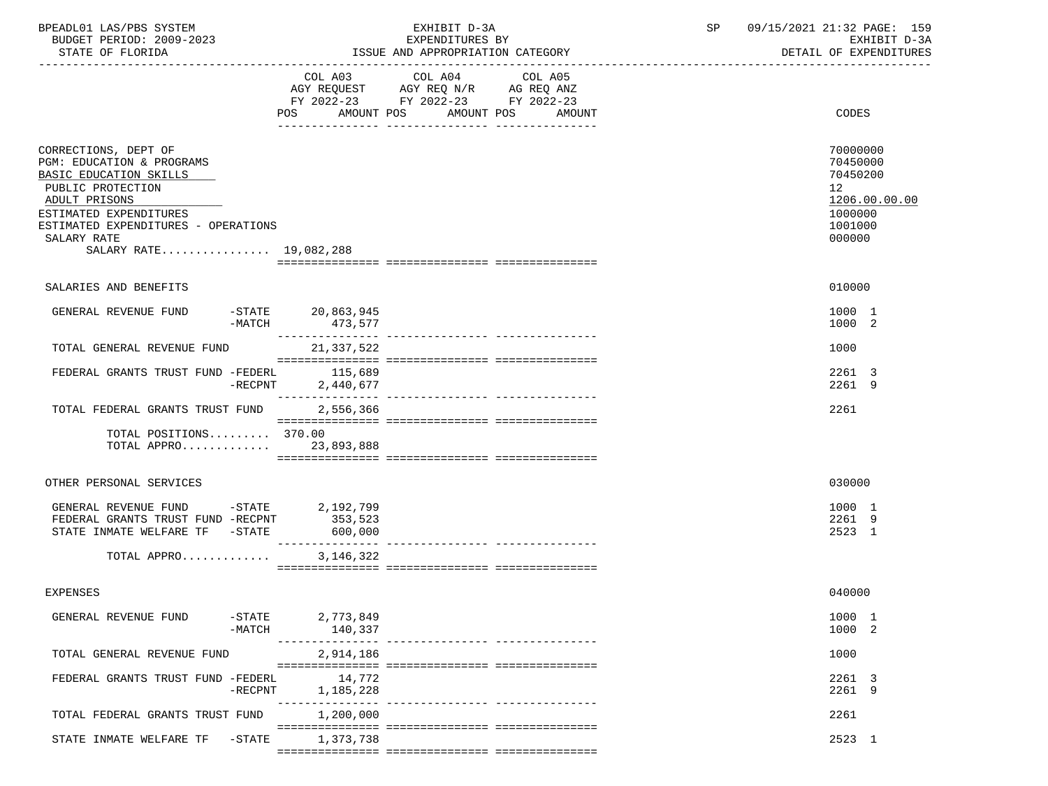BPEADL01 LAS/PBS SYSTEM
BUDGET PERIOD: 2009-2023
STATE OF FLORIDA

EXHIBIT D-3A
EXPENDITURES BY
ISSUE AND APPROPRIATION CATEGORY

SP 09/15/2021 21:32
EXHIBIT D-3A
DETAIL OF EXPENDITURES

| | COL A03 AGY REQUEST FY 2022-23 POS AMOUNT | COL A04 AGY REQ N/R FY 2022-23 POS AMOUNT | COL A05 AG REQ ANZ FY 2022-23 POS AMOUNT | CODES |
|---|---|---|---|---|
| CORRECTIONS, DEPT OF | | | | 70000000 |
| PGM: EDUCATION & PROGRAMS | | | | 70450000 |
| BASIC EDUCATION SKILLS | | | | 70450200 |
| PUBLIC PROTECTION | | | | 12 |
| ADULT PRISONS | | | | 1206.00.00.00 |
| ESTIMATED EXPENDITURES | | | | 1000000 |
| ESTIMATED EXPENDITURES - OPERATIONS | | | | 1001000 |
| SALARY RATE | | | | 000000 |
| SALARY RATE................ | 19,082,288 | | | |
| SALARIES AND BENEFITS | | | | 010000 |
| GENERAL REVENUE FUND -STATE | 20,863,945 | | | 1000 1 |
| -MATCH | 473,577 | | | 1000 2 |
| TOTAL GENERAL REVENUE FUND | 21,337,522 | | | 1000 |
| FEDERAL GRANTS TRUST FUND -FEDERL | 115,689 | | | 2261 3 |
| -RECPNT | 2,440,677 | | | 2261 9 |
| TOTAL FEDERAL GRANTS TRUST FUND | 2,556,366 | | | 2261 |
| TOTAL POSITIONS......... | 370.00 | | | |
| TOTAL APPRO............. | 23,893,888 | | | |
| OTHER PERSONAL SERVICES | | | | 030000 |
| GENERAL REVENUE FUND -STATE | 2,192,799 | | | 1000 1 |
| FEDERAL GRANTS TRUST FUND -RECPNT | 353,523 | | | 2261 9 |
| STATE INMATE WELFARE TF -STATE | 600,000 | | | 2523 1 |
| TOTAL APPRO............. | 3,146,322 | | | |
| EXPENSES | | | | 040000 |
| GENERAL REVENUE FUND -STATE | 2,773,849 | | | 1000 1 |
| -MATCH | 140,337 | | | 1000 2 |
| TOTAL GENERAL REVENUE FUND | 2,914,186 | | | 1000 |
| FEDERAL GRANTS TRUST FUND -FEDERL | 14,772 | | | 2261 3 |
| -RECPNT | 1,185,228 | | | 2261 9 |
| TOTAL FEDERAL GRANTS TRUST FUND | 1,200,000 | | | 2261 |
| STATE INMATE WELFARE TF -STATE | 1,373,738 | | | 2523 1 |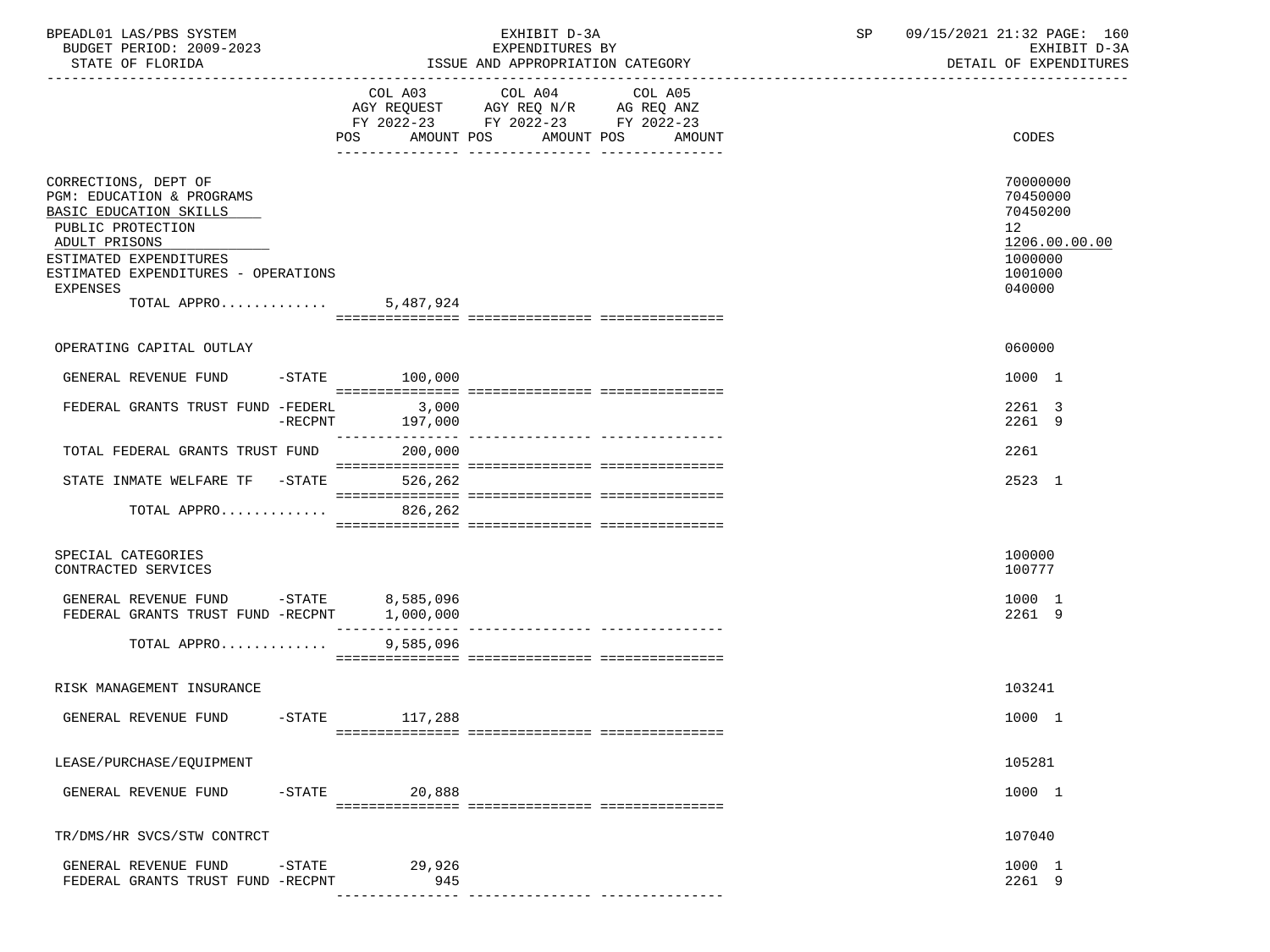| | COL A03 AGY REQUEST FY 2022-23 POS AMOUNT | COL A04 AGY REQ N/R FY 2022-23 POS AMOUNT | COL A05 AG REQ ANZ FY 2022-23 POS AMOUNT | CODES |
|---|---|---|---|---|
| CORRECTIONS, DEPT OF | | | | 70000000 |
| PGM: EDUCATION & PROGRAMS | | | | 70450000 |
| BASIC EDUCATION SKILLS | | | | 70450200 |
| PUBLIC PROTECTION | | | | 12 |
| ADULT PRISONS | | | | 1206.00.00.00 |
| ESTIMATED EXPENDITURES | | | | 1000000 |
| ESTIMATED EXPENDITURES - OPERATIONS | | | | 1001000 |
| EXPENSES | | | | 040000 |
| TOTAL APPRO............ | 5,487,924 | | | |
| OPERATING CAPITAL OUTLAY | | | | 060000 |
| GENERAL REVENUE FUND -STATE | 100,000 | | | 1000 1 |
| FEDERAL GRANTS TRUST FUND -FEDERL | 3,000 | | | 2261 3 |
| -RECPNT | 197,000 | | | 2261 9 |
| TOTAL FEDERAL GRANTS TRUST FUND | 200,000 | | | 2261 |
| STATE INMATE WELFARE TF -STATE | 526,262 | | | 2523 1 |
| TOTAL APPRO............ | 826,262 | | | |
| SPECIAL CATEGORIES | | | | 100000 |
| CONTRACTED SERVICES | | | | 100777 |
| GENERAL REVENUE FUND -STATE | 8,585,096 | | | 1000 1 |
| FEDERAL GRANTS TRUST FUND -RECPNT | 1,000,000 | | | 2261 9 |
| TOTAL APPRO............ | 9,585,096 | | | |
| RISK MANAGEMENT INSURANCE | | | | 103241 |
| GENERAL REVENUE FUND -STATE | 117,288 | | | 1000 1 |
| LEASE/PURCHASE/EQUIPMENT | | | | 105281 |
| GENERAL REVENUE FUND -STATE | 20,888 | | | 1000 1 |
| TR/DMS/HR SVCS/STW CONTRCT | | | | 107040 |
| GENERAL REVENUE FUND -STATE | 29,926 | | | 1000 1 |
| FEDERAL GRANTS TRUST FUND -RECPNT | 945 | | | 2261 9 |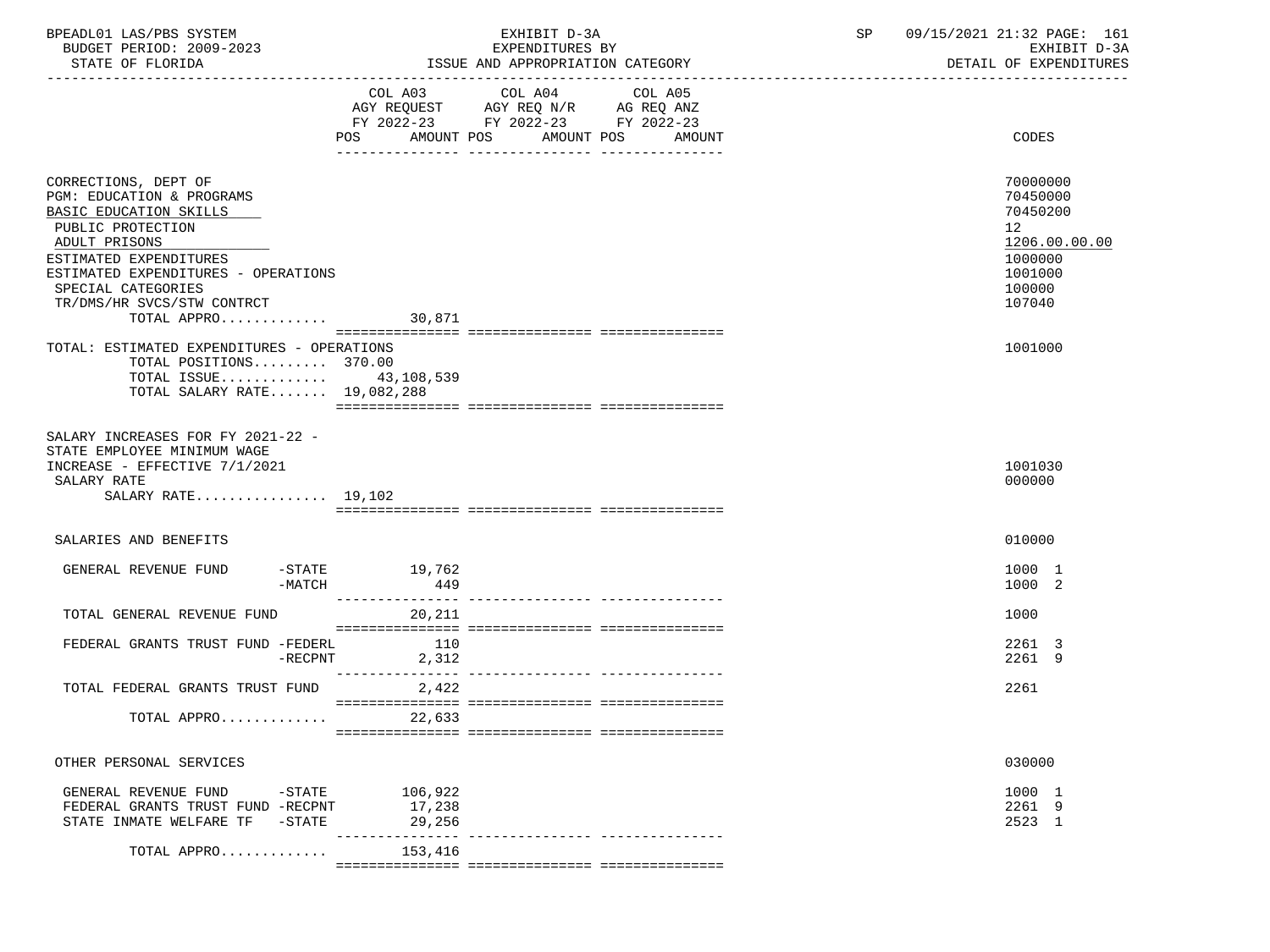BPEADL01 LAS/PBS SYSTEM | EXHIBIT D-3A | SP 09/15/2021 21:32

BUDGET PERIOD: 2009-2023 | EXPENDITURES BY | EXHIBIT D-3A

STATE OF FLORIDA | ISSUE AND APPROPRIATION CATEGORY | DETAIL OF EXPENDITURES

| | COL A03 AGY REQUEST FY 2022-23 POS | AMOUNT | COL A04 AGY REQ N/R FY 2022-23 POS | AMOUNT | COL A05 AG REQ ANZ FY 2022-23 POS | AMOUNT | CODES |
|---|---|---|---|---|---|---|---|
| CORRECTIONS, DEPT OF | | | | | | | 70000000 |
| PGM: EDUCATION & PROGRAMS | | | | | | | 70450000 |
| BASIC EDUCATION SKILLS | | | | | | | 70450200 |
| PUBLIC PROTECTION | | | | | | | 12 |
| ADULT PRISONS | | | | | | | 1206.00.00.00 |
| ESTIMATED EXPENDITURES | | | | | | | 1000000 |
| ESTIMATED EXPENDITURES - OPERATIONS | | | | | | | 1001000 |
| SPECIAL CATEGORIES | | | | | | | 100000 |
| TR/DMS/HR SVCS/STW CONTRCT | | | | | | | 107040 |
| TOTAL APPRO............ | | 30,871 | | | | | |
| TOTAL: ESTIMATED EXPENDITURES - OPERATIONS | | | | | | | 1001000 |
| TOTAL POSITIONS......... | 370.00 | | | | | | |
| TOTAL ISSUE............ | | 43,108,539 | | | | | |
| TOTAL SALARY RATE....... | | 19,082,288 | | | | | |
| SALARY INCREASES FOR FY 2021-22 - STATE EMPLOYEE MINIMUM WAGE INCREASE - EFFECTIVE 7/1/2021 | | | | | | | 1001030 |
| SALARY RATE | | | | | | | 000000 |
| SALARY RATE................ | | 19,102 | | | | | |
| SALARIES AND BENEFITS | | | | | | | 010000 |
| GENERAL REVENUE FUND -STATE | | 19,762 | | | | | 1000 1 |
| -MATCH | | 449 | | | | | 1000 2 |
| TOTAL GENERAL REVENUE FUND | | 20,211 | | | | | 1000 |
| FEDERAL GRANTS TRUST FUND -FEDERL | | 110 | | | | | 2261 3 |
| -RECPNT | | 2,312 | | | | | 2261 9 |
| TOTAL FEDERAL GRANTS TRUST FUND | | 2,422 | | | | | 2261 |
| TOTAL APPRO............ | | 22,633 | | | | | |
| OTHER PERSONAL SERVICES | | | | | | | 030000 |
| GENERAL REVENUE FUND -STATE | | 106,922 | | | | | 1000 1 |
| FEDERAL GRANTS TRUST FUND -RECPNT | | 17,238 | | | | | 2261 9 |
| STATE INMATE WELFARE TF -STATE | | 29,256 | | | | | 2523 1 |
| TOTAL APPRO............ | | 153,416 | | | | | |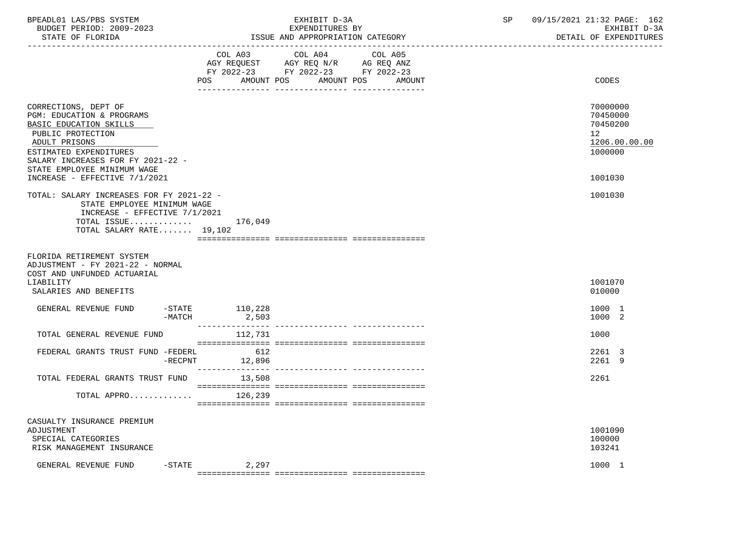BPEADL01 LAS/PBS SYSTEM — EXHIBIT D-3A — EXPENDITURES BY ISSUE AND APPROPRIATION CATEGORY
BUDGET PERIOD: 2009-2023 — STATE OF FLORIDA — SP 09/15/2021 21:32 — EXHIBIT D-3A DETAIL OF EXPENDITURES

| | COL A03 AGY REQUEST FY 2022-23 POS AMOUNT | COL A04 AGY REQ N/R FY 2022-23 POS AMOUNT | COL A05 AG REQ ANZ FY 2022-23 POS AMOUNT | CODES |
|---|---|---|---|---|
| CORRECTIONS, DEPT OF | | | | 70000000 |
| PGM: EDUCATION & PROGRAMS | | | | 70450000 |
| BASIC EDUCATION SKILLS | | | | 70450200 |
| PUBLIC PROTECTION | | | | 12 |
| ADULT PRISONS | | | | 1206.00.00.00 |
| ESTIMATED EXPENDITURES | | | | 1000000 |
| SALARY INCREASES FOR FY 2021-22 - STATE EMPLOYEE MINIMUM WAGE INCREASE - EFFECTIVE 7/1/2021 | | | | 1001030 |
| TOTAL: SALARY INCREASES FOR FY 2021-22 - STATE EMPLOYEE MINIMUM WAGE INCREASE - EFFECTIVE 7/1/2021 | | | | 1001030 |
| TOTAL ISSUE............ | 176,049 | | | |
| TOTAL SALARY RATE....... | 19,102 | | | |
| FLORIDA RETIREMENT SYSTEM ADJUSTMENT - FY 2021-22 - NORMAL COST AND UNFUNDED ACTUARIAL LIABILITY | | | | 1001070 |
| SALARIES AND BENEFITS | | | | 010000 |
| GENERAL REVENUE FUND -STATE | 110,228 | | | 1000 1 |
| -MATCH | 2,503 | | | 1000 2 |
| TOTAL GENERAL REVENUE FUND | 112,731 | | | 1000 |
| FEDERAL GRANTS TRUST FUND -FEDERL | 612 | | | 2261 3 |
| -RECPNT | 12,896 | | | 2261 9 |
| TOTAL FEDERAL GRANTS TRUST FUND | 13,508 | | | 2261 |
| TOTAL APPRO............ | 126,239 | | | |
| CASUALTY INSURANCE PREMIUM ADJUSTMENT | | | | 1001090 |
| SPECIAL CATEGORIES | | | | 100000 |
| RISK MANAGEMENT INSURANCE | | | | 103241 |
| GENERAL REVENUE FUND -STATE | 2,297 | | | 1000 1 |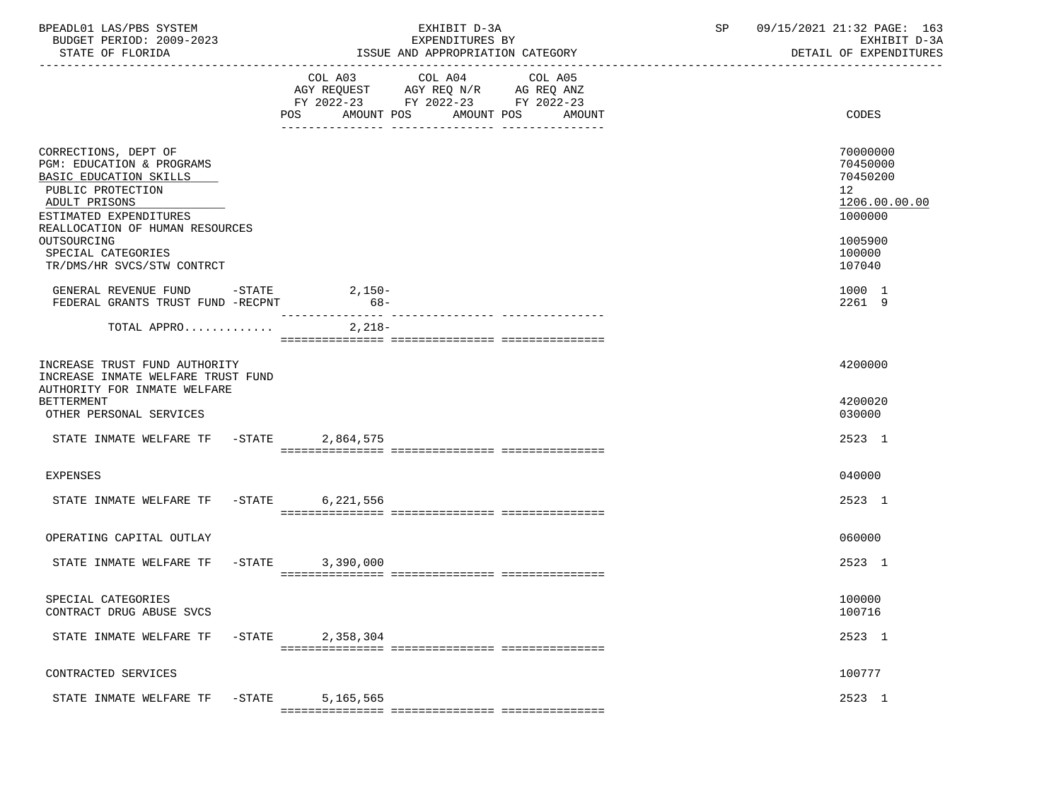| | COL A03 AGY REQUEST FY 2022-23 POS AMOUNT | COL A04 AGY REQ N/R FY 2022-23 POS AMOUNT | COL A05 AG REQ ANZ FY 2022-23 POS AMOUNT | CODES |
|---|---|---|---|---|
| CORRECTIONS, DEPT OF | | | | 70000000 |
| PGM: EDUCATION & PROGRAMS | | | | 70450000 |
| BASIC EDUCATION SKILLS | | | | 70450200 |
| PUBLIC PROTECTION | | | | 12 |
| ADULT PRISONS | | | | 1206.00.00.00 |
| ESTIMATED EXPENDITURES | | | | 1000000 |
| REALLOCATION OF HUMAN RESOURCES OUTSOURCING | | | | 1005900 |
| SPECIAL CATEGORIES | | | | 100000 |
| TR/DMS/HR SVCS/STW CONTRCT | | | | 107040 |
| GENERAL REVENUE FUND -STATE | 2,150- | | | 1000 1 |
| FEDERAL GRANTS TRUST FUND -RECPNT | 68- | | | 2261 9 |
| TOTAL APPRO............ | 2,218- | | | |
| INCREASE TRUST FUND AUTHORITY | | | | 4200000 |
| INCREASE INMATE WELFARE TRUST FUND AUTHORITY FOR INMATE WELFARE BETTERMENT | | | | 4200020 |
| OTHER PERSONAL SERVICES | | | | 030000 |
| STATE INMATE WELFARE TF -STATE | 2,864,575 | | | 2523 1 |
| EXPENSES | | | | 040000 |
| STATE INMATE WELFARE TF -STATE | 6,221,556 | | | 2523 1 |
| OPERATING CAPITAL OUTLAY | | | | 060000 |
| STATE INMATE WELFARE TF -STATE | 3,390,000 | | | 2523 1 |
| SPECIAL CATEGORIES | | | | 100000 |
| CONTRACT DRUG ABUSE SVCS | | | | 100716 |
| STATE INMATE WELFARE TF -STATE | 2,358,304 | | | 2523 1 |
| CONTRACTED SERVICES | | | | 100777 |
| STATE INMATE WELFARE TF -STATE | 5,165,565 | | | 2523 1 |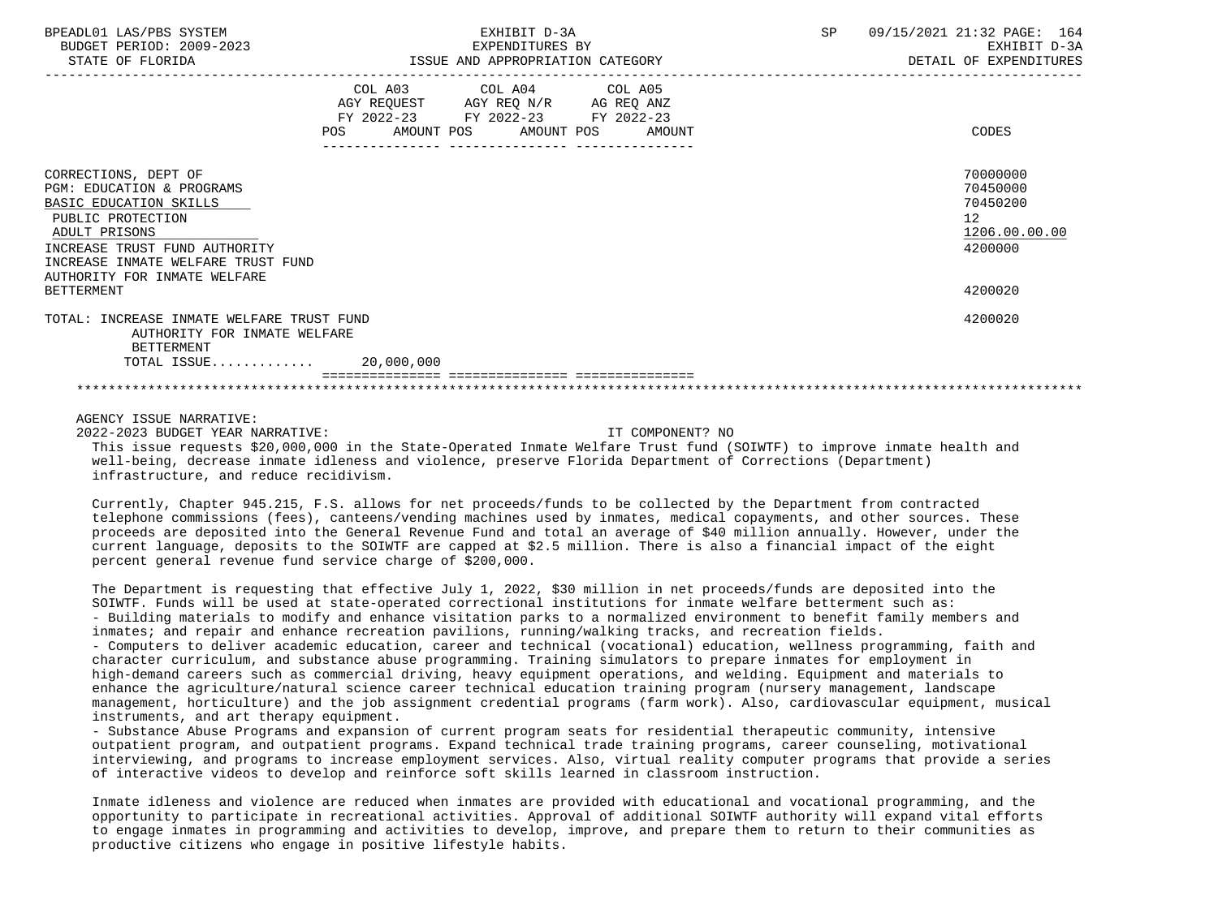| | COL A03 AGY REQUEST FY 2022-23 POS AMOUNT | COL A04 AGY REQ N/R FY 2022-23 POS AMOUNT | COL A05 AG REQ ANZ FY 2022-23 POS AMOUNT | CODES |
|---|---|---|---|---|
| CORRECTIONS, DEPT OF | | | | 70000000 |
| PGM: EDUCATION & PROGRAMS | | | | 70450000 |
| BASIC EDUCATION SKILLS | | | | 70450200 |
| PUBLIC PROTECTION | | | | 12 |
| ADULT PRISONS | | | | 1206.00.00.00 |
| INCREASE TRUST FUND AUTHORITY | | | | 4200000 |
| INCREASE INMATE WELFARE TRUST FUND AUTHORITY FOR INMATE WELFARE BETTERMENT | | | | 4200020 |
| TOTAL: INCREASE INMATE WELFARE TRUST FUND AUTHORITY FOR INMATE WELFARE BETTERMENT | | | | 4200020 |
| TOTAL ISSUE............ | 20,000,000 | | | |

AGENCY ISSUE NARRATIVE:

2022-2023 BUDGET YEAR NARRATIVE: IT COMPONENT? NO

This issue requests $20,000,000 in the State-Operated Inmate Welfare Trust fund (SOIWTF) to improve inmate health and well-being, decrease inmate idleness and violence, preserve Florida Department of Corrections (Department) infrastructure, and reduce recidivism.

Currently, Chapter 945.215, F.S. allows for net proceeds/funds to be collected by the Department from contracted telephone commissions (fees), canteens/vending machines used by inmates, medical copayments, and other sources. These proceeds are deposited into the General Revenue Fund and total an average of $40 million annually. However, under the current language, deposits to the SOIWTF are capped at $2.5 million. There is also a financial impact of the eight percent general revenue fund service charge of $200,000.

The Department is requesting that effective July 1, 2022, $30 million in net proceeds/funds are deposited into the SOIWTF. Funds will be used at state-operated correctional institutions for inmate welfare betterment such as:

- Building materials to modify and enhance visitation parks to a normalized environment to benefit family members and inmates; and repair and enhance recreation pavilions, running/walking tracks, and recreation fields.
- Computers to deliver academic education, career and technical (vocational) education, wellness programming, faith and character curriculum, and substance abuse programming. Training simulators to prepare inmates for employment in high-demand careers such as commercial driving, heavy equipment operations, and welding. Equipment and materials to enhance the agriculture/natural science career technical education training program (nursery management, landscape management, horticulture) and the job assignment credential programs (farm work). Also, cardiovascular equipment, musical instruments, and art therapy equipment.
- Substance Abuse Programs and expansion of current program seats for residential therapeutic community, intensive outpatient program, and outpatient programs. Expand technical trade training programs, career counseling, motivational interviewing, and programs to increase employment services. Also, virtual reality computer programs that provide a series of interactive videos to develop and reinforce soft skills learned in classroom instruction.

Inmate idleness and violence are reduced when inmates are provided with educational and vocational programming, and the opportunity to participate in recreational activities. Approval of additional SOIWTF authority will expand vital efforts to engage inmates in programming and activities to develop, improve, and prepare them to return to their communities as productive citizens who engage in positive lifestyle habits.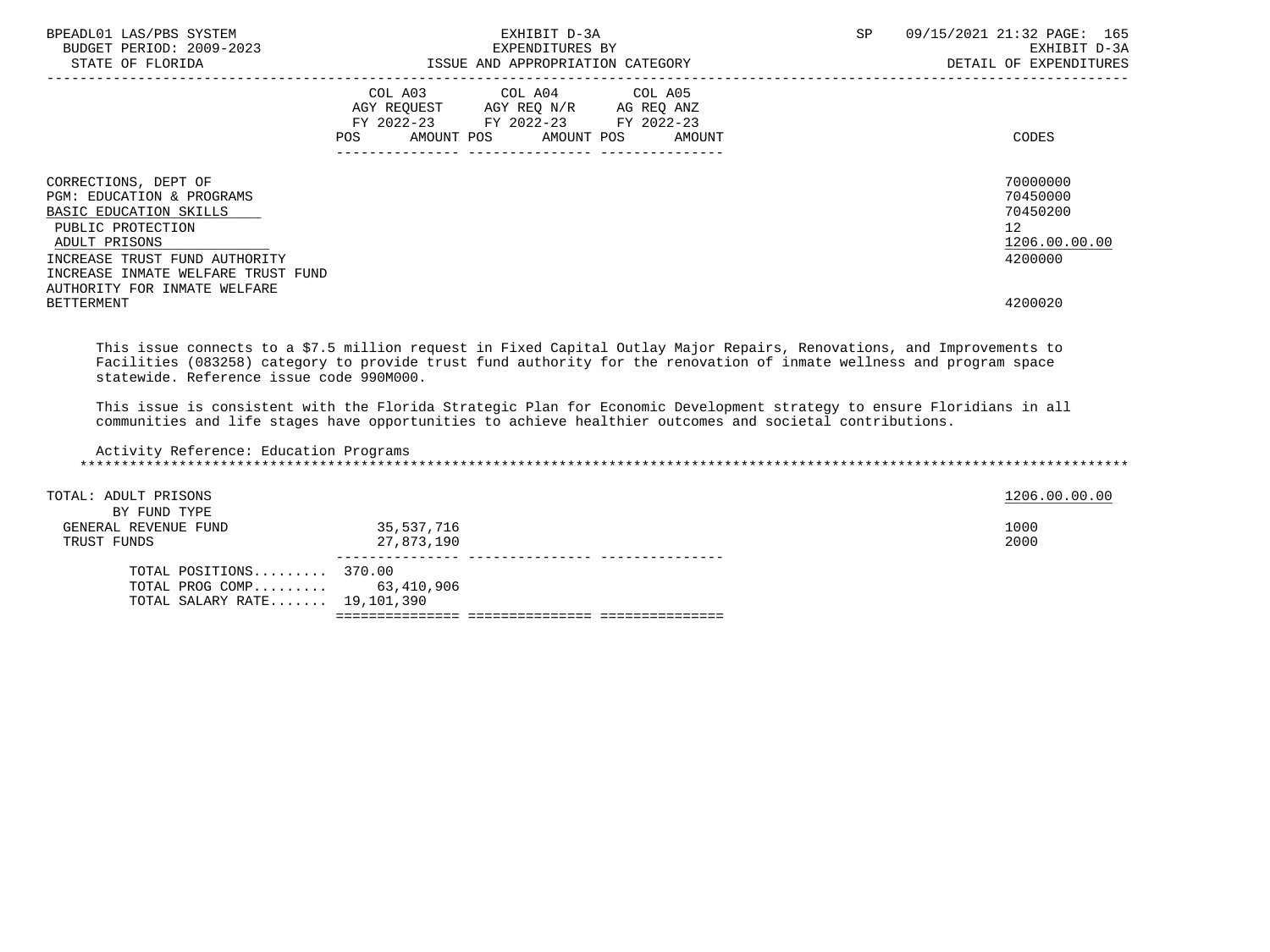| | COL A03 AGY REQUEST FY 2022-23 POS | AMOUNT | COL A04 AGY REQ N/R FY 2022-23 POS | AMOUNT | COL A05 AG REQ ANZ FY 2022-23 POS | AMOUNT | CODES |
|---|---|---|---|---|---|---|---|
| CORRECTIONS, DEPT OF | | | | | | | 70000000 |
| PGM: EDUCATION & PROGRAMS | | | | | | | 70450000 |
| BASIC EDUCATION SKILLS | | | | | | | 70450200 |
| PUBLIC PROTECTION | | | | | | | 12 |
| ADULT PRISONS | | | | | | | 1206.00.00.00 |
| INCREASE TRUST FUND AUTHORITY | | | | | | | 4200000 |
| INCREASE INMATE WELFARE TRUST FUND AUTHORITY FOR INMATE WELFARE BETTERMENT | | | | | | | 4200020 |

This issue connects to a $7.5 million request in Fixed Capital Outlay Major Repairs, Renovations, and Improvements to Facilities (083258) category to provide trust fund authority for the renovation of inmate wellness and program space statewide. Reference issue code 990M000.

This issue is consistent with the Florida Strategic Plan for Economic Development strategy to ensure Floridians in all communities and life stages have opportunities to achieve healthier outcomes and societal contributions.

Activity Reference: Education Programs

*****************************************************************************************************************************

| | COL A03 POS | AMOUNT | COL A04 POS | AMOUNT | COL A05 POS | AMOUNT | CODES |
|---|---|---|---|---|---|---|---|
| TOTAL: ADULT PRISONS | | | | | | | 1206.00.00.00 |
| BY FUND TYPE | | | | | | | |
| GENERAL REVENUE FUND | | 35,537,716 | | | | | 1000 |
| TRUST FUNDS | | 27,873,190 | | | | | 2000 |
| TOTAL POSITIONS......... | 370.00 | | | | | | |
| TOTAL PROG COMP......... | | 63,410,906 | | | | | |
| TOTAL SALARY RATE....... | | 19,101,390 | | | | | |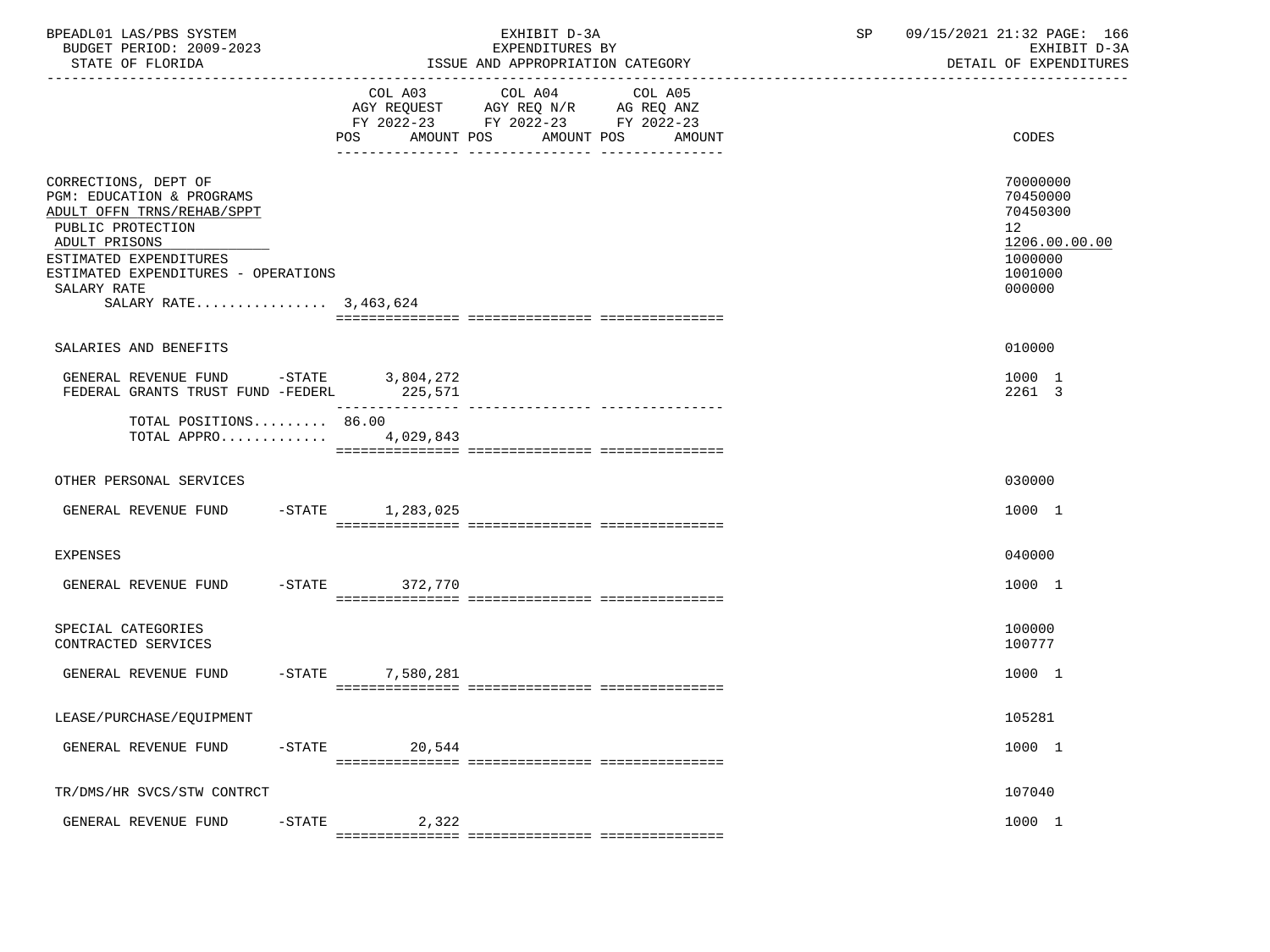BPEADL01 LAS/PBS SYSTEM | EXHIBIT D-3A | SP 09/15/2021 21:32 PAGE: 166
BUDGET PERIOD: 2009-2023 | EXPENDITURES BY | EXHIBIT D-3A
STATE OF FLORIDA | ISSUE AND APPROPRIATION CATEGORY | DETAIL OF EXPENDITURES

| | COL A03 AGY REQUEST FY 2022-23 POS AMOUNT | COL A04 AGY REQ N/R FY 2022-23 POS AMOUNT | COL A05 AG REQ ANZ FY 2022-23 POS AMOUNT | CODES |
|---|---|---|---|---|
| CORRECTIONS, DEPT OF | | | | 70000000 |
| PGM: EDUCATION & PROGRAMS | | | | 70450000 |
| ADULT OFFN TRNS/REHAB/SPPT | | | | 70450300 |
| PUBLIC PROTECTION | | | | 12 |
| ADULT PRISONS | | | | 1206.00.00.00 |
| ESTIMATED EXPENDITURES | | | | 1000000 |
| ESTIMATED EXPENDITURES - OPERATIONS | | | | 1001000 |
| SALARY RATE | | | | 000000 |
| SALARY RATE................ 3,463,624 | | | | |
| SALARIES AND BENEFITS | | | | 010000 |
| GENERAL REVENUE FUND -STATE | 3,804,272 | | | 1000 1 |
| FEDERAL GRANTS TRUST FUND -FEDERL | 225,571 | | | 2261 3 |
| TOTAL POSITIONS......... 86.00 | | | | |
| TOTAL APPRO............ | 4,029,843 | | | |
| OTHER PERSONAL SERVICES | | | | 030000 |
| GENERAL REVENUE FUND -STATE | 1,283,025 | | | 1000 1 |
| EXPENSES | | | | 040000 |
| GENERAL REVENUE FUND -STATE | 372,770 | | | 1000 1 |
| SPECIAL CATEGORIES | | | | 100000 |
| CONTRACTED SERVICES | | | | 100777 |
| GENERAL REVENUE FUND -STATE | 7,580,281 | | | 1000 1 |
| LEASE/PURCHASE/EQUIPMENT | | | | 105281 |
| GENERAL REVENUE FUND -STATE | 20,544 | | | 1000 1 |
| TR/DMS/HR SVCS/STW CONTRCT | | | | 107040 |
| GENERAL REVENUE FUND -STATE | 2,322 | | | 1000 1 |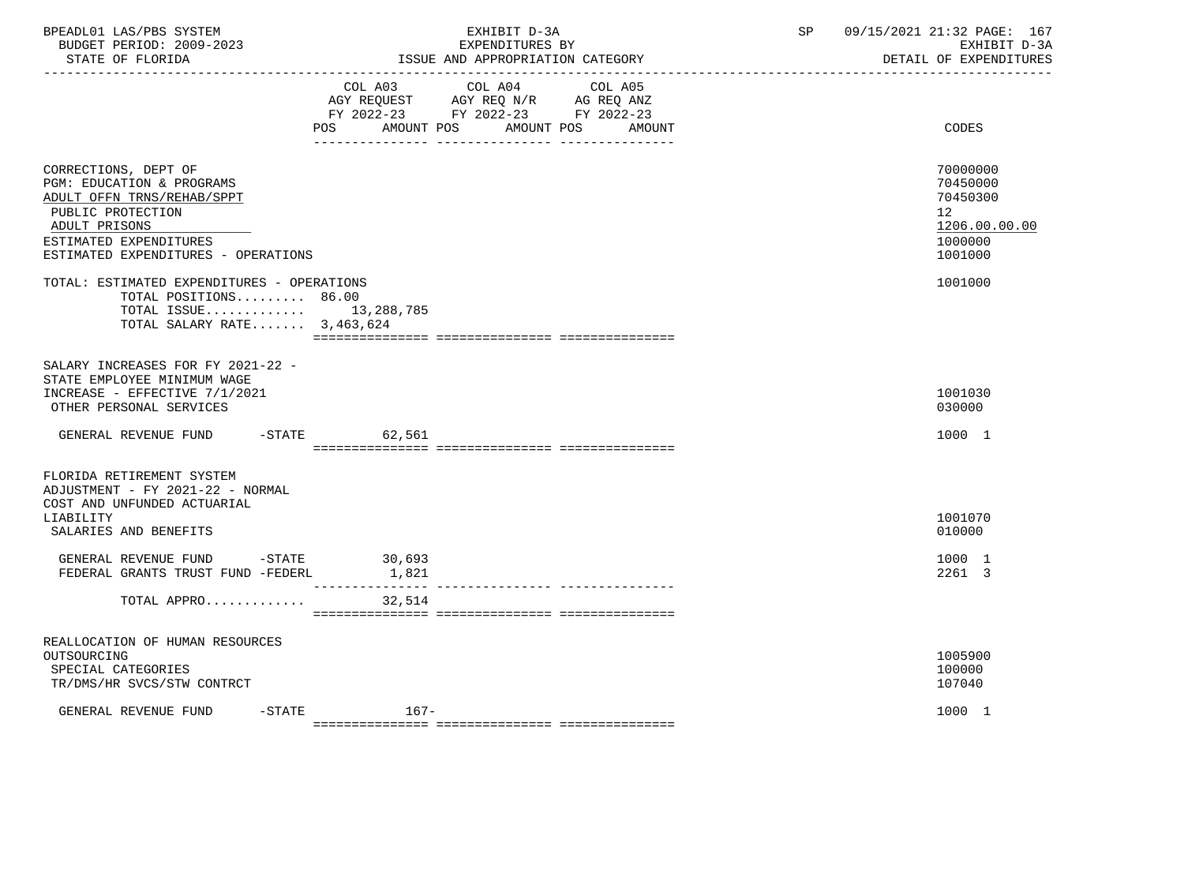BPEADL01 LAS/PBS SYSTEM | EXHIBIT D-3A | SP 09/15/2021 21:32 PAGE: 167
BUDGET PERIOD: 2009-2023 | EXPENDITURES BY | EXHIBIT D-3A
STATE OF FLORIDA | ISSUE AND APPROPRIATION CATEGORY | DETAIL OF EXPENDITURES

| | COL A03 AGY REQUEST FY 2022-23 POS AMOUNT | COL A04 AGY REQ N/R FY 2022-23 POS AMOUNT | COL A05 AG REQ ANZ FY 2022-23 POS AMOUNT | CODES |
|---|---|---|---|---|
| CORRECTIONS, DEPT OF | | | | 70000000 |
| PGM: EDUCATION & PROGRAMS | | | | 70450000 |
| ADULT OFFN TRNS/REHAB/SPPT | | | | 70450300 |
| PUBLIC PROTECTION | | | | 12 |
| ADULT PRISONS | | | | 1206.00.00.00 |
| ESTIMATED EXPENDITURES | | | | 1000000 |
| ESTIMATED EXPENDITURES - OPERATIONS | | | | 1001000 |
| TOTAL: ESTIMATED EXPENDITURES - OPERATIONS | | | | 1001000 |
| TOTAL POSITIONS......... | 86.00 | | | |
| TOTAL ISSUE............. | 13,288,785 | | | |
| TOTAL SALARY RATE....... | 3,463,624 | | | |
| SALARY INCREASES FOR FY 2021-22 - STATE EMPLOYEE MINIMUM WAGE INCREASE - EFFECTIVE 7/1/2021 | | | | 1001030 |
| OTHER PERSONAL SERVICES | | | | 030000 |
| GENERAL REVENUE FUND -STATE | 62,561 | | | 1000 1 |
| FLORIDA RETIREMENT SYSTEM ADJUSTMENT - FY 2021-22 - NORMAL COST AND UNFUNDED ACTUARIAL LIABILITY | | | | 1001070 |
| SALARIES AND BENEFITS | | | | 010000 |
| GENERAL REVENUE FUND -STATE | 30,693 | | | 1000 1 |
| FEDERAL GRANTS TRUST FUND -FEDERL | 1,821 | | | 2261 3 |
| TOTAL APPRO............. | 32,514 | | | |
| REALLOCATION OF HUMAN RESOURCES OUTSOURCING | | | | 1005900 |
| SPECIAL CATEGORIES | | | | 100000 |
| TR/DMS/HR SVCS/STW CONTRCT | | | | 107040 |
| GENERAL REVENUE FUND -STATE | 167- | | | 1000 1 |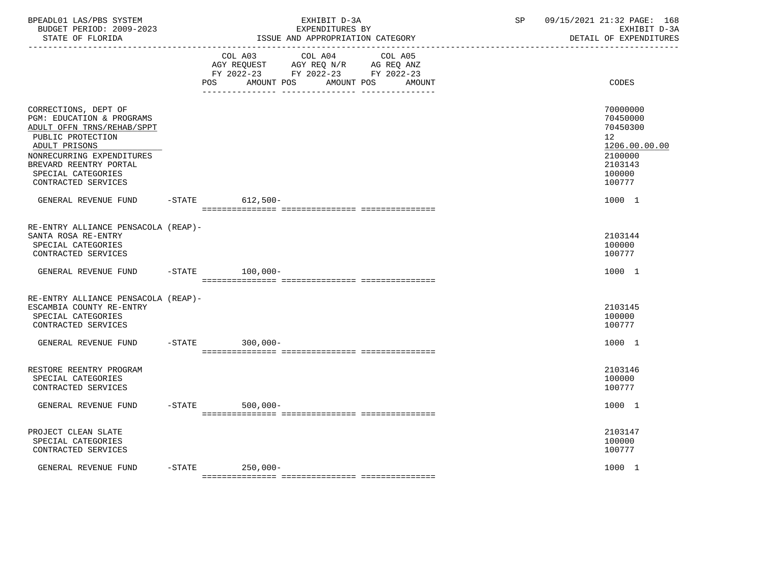| | COL A03 AGY REQUEST FY 2022-23 POS AMOUNT | COL A04 AGY REQ N/R FY 2022-23 POS AMOUNT | COL A05 AG REQ ANZ FY 2022-23 POS AMOUNT | CODES |
|---|---|---|---|---|
| CORRECTIONS, DEPT OF | | | | 70000000 |
| PGM: EDUCATION & PROGRAMS | | | | 70450000 |
| ADULT OFFN TRNS/REHAB/SPPT | | | | 70450300 |
| PUBLIC PROTECTION | | | | 12 |
| ADULT PRISONS | | | | 1206.00.00.00 |
| NONRECURRING EXPENDITURES | | | | 2100000 |
| BREVARD REENTRY PORTAL | | | | 2103143 |
| SPECIAL CATEGORIES | | | | 100000 |
| CONTRACTED SERVICES | | | | 100777 |
| GENERAL REVENUE FUND -STATE | 612,500- | | | 1000 1 |
| RE-ENTRY ALLIANCE PENSACOLA (REAP)- | | | | |
| SANTA ROSA RE-ENTRY | | | | 2103144 |
| SPECIAL CATEGORIES | | | | 100000 |
| CONTRACTED SERVICES | | | | 100777 |
| GENERAL REVENUE FUND -STATE | 100,000- | | | 1000 1 |
| RE-ENTRY ALLIANCE PENSACOLA (REAP)- | | | | |
| ESCAMBIA COUNTY RE-ENTRY | | | | 2103145 |
| SPECIAL CATEGORIES | | | | 100000 |
| CONTRACTED SERVICES | | | | 100777 |
| GENERAL REVENUE FUND -STATE | 300,000- | | | 1000 1 |
| RESTORE REENTRY PROGRAM | | | | 2103146 |
| SPECIAL CATEGORIES | | | | 100000 |
| CONTRACTED SERVICES | | | | 100777 |
| GENERAL REVENUE FUND -STATE | 500,000- | | | 1000 1 |
| PROJECT CLEAN SLATE | | | | 2103147 |
| SPECIAL CATEGORIES | | | | 100000 |
| CONTRACTED SERVICES | | | | 100777 |
| GENERAL REVENUE FUND -STATE | 250,000- | | | 1000 1 |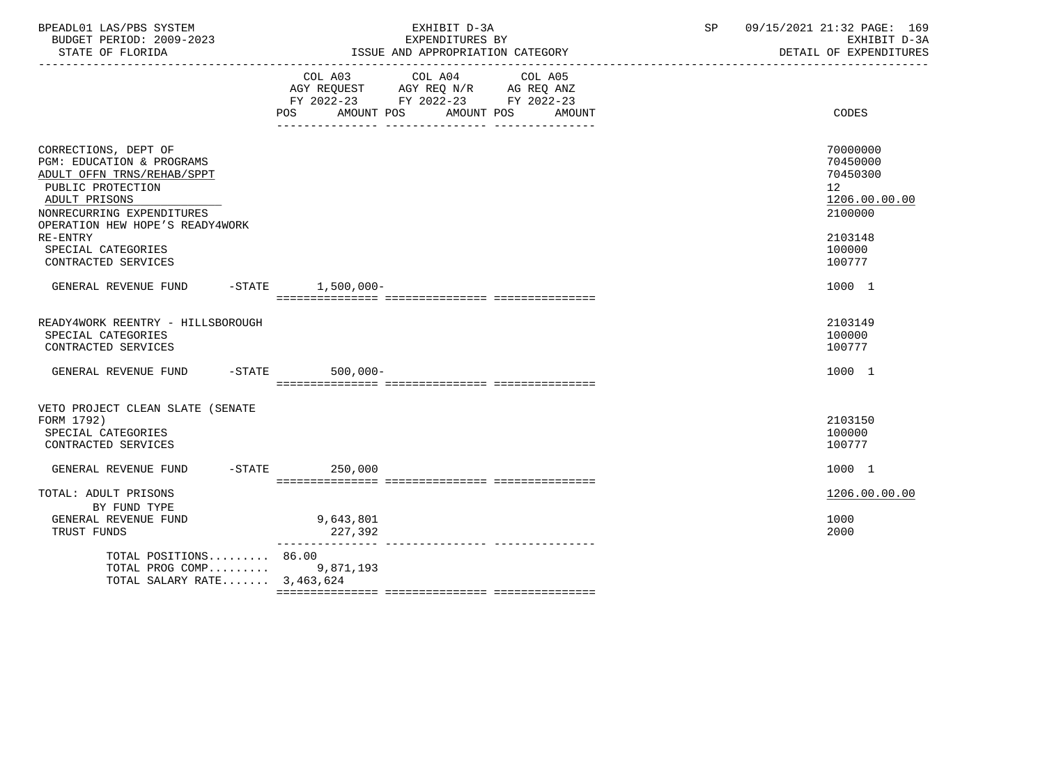BPEADL01 LAS/PBS SYSTEM | EXHIBIT D-3A | SP 09/15/2021 21:32 PAGE: 169
BUDGET PERIOD: 2009-2023 | EXPENDITURES BY | EXHIBIT D-3A
STATE OF FLORIDA | ISSUE AND APPROPRIATION CATEGORY | DETAIL OF EXPENDITURES

| | COL A03 AGY REQUEST FY 2022-23 POS AMOUNT | COL A04 AGY REQ N/R FY 2022-23 POS AMOUNT | COL A05 AG REQ ANZ FY 2022-23 POS AMOUNT | CODES |
|---|---|---|---|---|
| CORRECTIONS, DEPT OF | | | | 70000000 |
| PGM: EDUCATION & PROGRAMS | | | | 70450000 |
| ADULT OFFN TRNS/REHAB/SPPT | | | | 70450300 |
| PUBLIC PROTECTION | | | | 12 |
| ADULT PRISONS | | | | 1206.00.00.00 |
| NONRECURRING EXPENDITURES | | | | 2100000 |
| OPERATION HEW HOPE'S READY4WORK RE-ENTRY | | | | 2103148 |
| SPECIAL CATEGORIES | | | | 100000 |
| CONTRACTED SERVICES | | | | 100777 |
| GENERAL REVENUE FUND -STATE | 1,500,000- | | | 1000 1 |
| READY4WORK REENTRY - HILLSBOROUGH | | | | 2103149 |
| SPECIAL CATEGORIES | | | | 100000 |
| CONTRACTED SERVICES | | | | 100777 |
| GENERAL REVENUE FUND -STATE | 500,000- | | | 1000 1 |
| VETO PROJECT CLEAN SLATE (SENATE FORM 1792) | | | | 2103150 |
| SPECIAL CATEGORIES | | | | 100000 |
| CONTRACTED SERVICES | | | | 100777 |
| GENERAL REVENUE FUND -STATE | 250,000 | | | 1000 1 |
| TOTAL: ADULT PRISONS | | | | 1206.00.00.00 |
| BY FUND TYPE | | | | |
| GENERAL REVENUE FUND | 9,643,801 | | | 1000 |
| TRUST FUNDS | 227,392 | | | 2000 |
| TOTAL POSITIONS......... | 86.00 | | | |
| TOTAL PROG COMP......... | 9,871,193 | | | |
| TOTAL SALARY RATE....... | 3,463,624 | | | |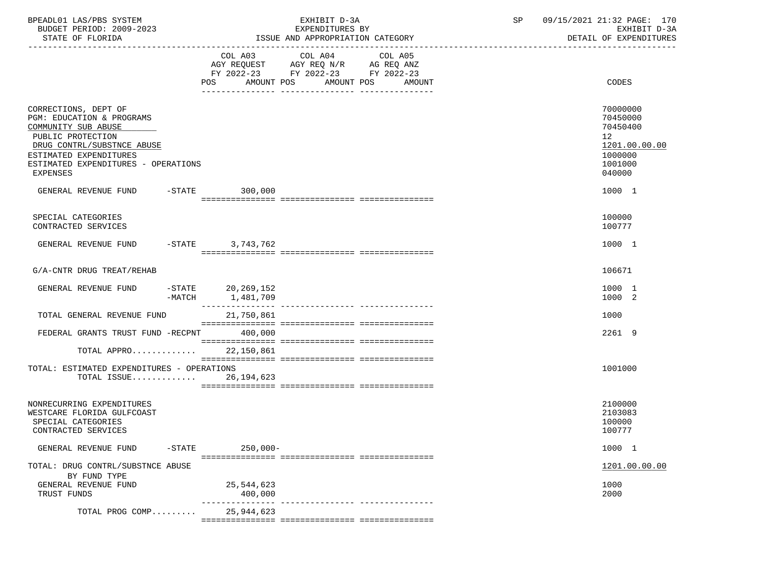BPEADL01 LAS/PBS SYSTEM — EXHIBIT D-3A — EXPENDITURES BY ISSUE AND APPROPRIATION CATEGORY
BUDGET PERIOD: 2009-2023 — STATE OF FLORIDA — SP 09/15/2021 21:32 — EXHIBIT D-3A DETAIL OF EXPENDITURES

| | COL A03 AGY REQUEST FY 2022-23 POS AMOUNT | COL A04 AGY REQ N/R FY 2022-23 POS AMOUNT | COL A05 AG REQ ANZ FY 2022-23 POS AMOUNT | CODES |
|---|---|---|---|---|
| CORRECTIONS, DEPT OF | | | | 70000000 |
| PGM: EDUCATION & PROGRAMS | | | | 70450000 |
| COMMUNITY SUB ABUSE | | | | 70450400 |
| PUBLIC PROTECTION | | | | 12 |
| DRUG CONTRL/SUBSTNCE ABUSE | | | | 1201.00.00.00 |
| ESTIMATED EXPENDITURES | | | | 1000000 |
| ESTIMATED EXPENDITURES - OPERATIONS | | | | 1001000 |
| EXPENSES | | | | 040000 |
| GENERAL REVENUE FUND -STATE | 300,000 | | | 1000 1 |
| SPECIAL CATEGORIES | | | | 100000 |
| CONTRACTED SERVICES | | | | 100777 |
| GENERAL REVENUE FUND -STATE | 3,743,762 | | | 1000 1 |
| G/A-CNTR DRUG TREAT/REHAB | | | | 106671 |
| GENERAL REVENUE FUND -STATE | 20,269,152 | | | 1000 1 |
| -MATCH | 1,481,709 | | | 1000 2 |
| TOTAL GENERAL REVENUE FUND | 21,750,861 | | | 1000 |
| FEDERAL GRANTS TRUST FUND -RECPNT | 400,000 | | | 2261 9 |
| TOTAL APPRO............ | 22,150,861 | | | |
| TOTAL: ESTIMATED EXPENDITURES - OPERATIONS | | | | 1001000 |
| TOTAL ISSUE............ | 26,194,623 | | | |
| NONRECURRING EXPENDITURES | | | | 2100000 |
| WESTCARE FLORIDA GULFCOAST | | | | 2103083 |
| SPECIAL CATEGORIES | | | | 100000 |
| CONTRACTED SERVICES | | | | 100777 |
| GENERAL REVENUE FUND -STATE | 250,000- | | | 1000 1 |
| TOTAL: DRUG CONTRL/SUBSTNCE ABUSE | | | | 1201.00.00.00 |
| BY FUND TYPE | | | | |
| GENERAL REVENUE FUND | 25,544,623 | | | 1000 |
| TRUST FUNDS | 400,000 | | | 2000 |
| TOTAL PROG COMP......... | 25,944,623 | | | |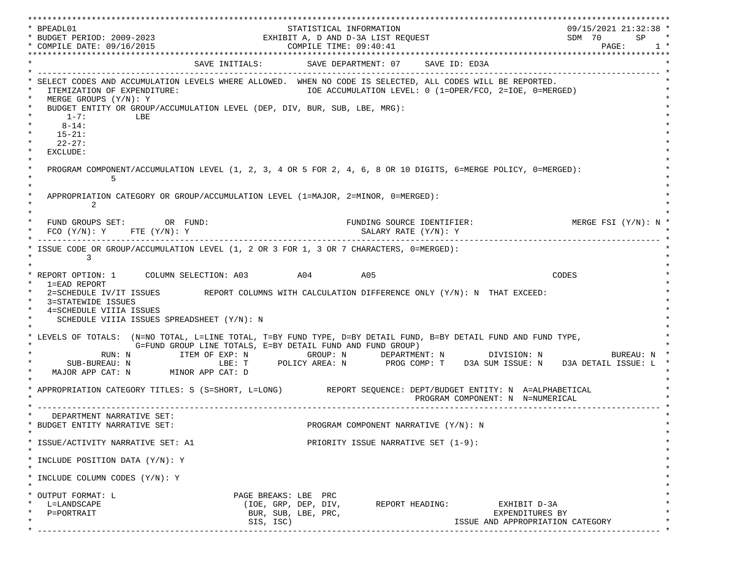```
*********************************************************************************************************************************
* BPEADL01                                      STATISTICAL INFORMATION                                   09/15/2021 21:32:38 *
* BUDGET PERIOD: 2009-2023                  EXHIBIT A, D AND D-3A LIST REQUEST                           SDM  70       SP     *
* COMPILE DATE: 09/16/2015                        COMPILE TIME: 09:40:41                                         PAGE:      1 *
*********************************************************************************************************************************
*                                 SAVE INITIALS:         SAVE DEPARTMENT: 07     SAVE ID: ED3A                                  *
* ----------------------------------------------------------------------------------------------------------------------------- *
* SELECT CODES AND ACCUMULATION LEVELS WHERE ALLOWED.  WHEN NO CODE IS SELECTED, ALL CODES WILL BE REPORTED.                    *
*   ITEMIZATION OF EXPENDITURE:                          IOE ACCUMULATION LEVEL: 0 (1=OPER/FCO, 2=IOE, 0=MERGED)                *
*   MERGE GROUPS (Y/N): Y                                                                                                       *
*   BUDGET ENTITY OR GROUP/ACCUMULATION LEVEL (DEP, DIV, BUR, SUB, LBE, MRG):                                                   *
*       1-7:          LBE                                                                                                       *
*      8-14:                                                                                                                    *
*     15-21:                                                                                                                    *
*     22-27:                                                                                                                    *
*   EXCLUDE:                                                                                                                    *
*                                                                                                                               *
*   PROGRAM COMPONENT/ACCUMULATION LEVEL (1, 2, 3, 4 OR 5 FOR 2, 4, 6, 8 OR 10 DIGITS, 6=MERGE POLICY, 0=MERGED):               *
*               5                                                                                                               *
*                                                                                                                               *
*   APPROPRIATION CATEGORY OR GROUP/ACCUMULATION LEVEL (1=MAJOR, 2=MINOR, 0=MERGED):                                            *
*           2                                                                                                                   *
*                                                                                                                               *
*   FUND GROUPS SET:        OR  FUND:                           FUNDING SOURCE IDENTIFIER:                   MERGE FSI (Y/N): N *
*   FCO (Y/N): Y     FTE (Y/N): Y                                  SALARY RATE (Y/N): Y                                         *
* ----------------------------------------------------------------------------------------------------------------------------- *
* ISSUE CODE OR GROUP/ACCUMULATION LEVEL (1, 2 OR 3 FOR 1, 3 OR 7 CHARACTERS, 0=MERGED):                                        *
*         3                                                                                                                     *
*                                                                                                                               *
* REPORT OPTION: 1      COLUMN SELECTION: A03          A04          A05                                   CODES                 *
*   1=EAD REPORT                                                                                                                *
*   2=SCHEDULE IV/IT ISSUES         REPORT COLUMNS WITH CALCULATION DIFFERENCE ONLY (Y/N): N  THAT EXCEED:                      *
*   3=STATEWIDE ISSUES                                                                                                          *
*   4=SCHEDULE VIIIA ISSUES                                                                                                     *
*     SCHEDULE VIIIA ISSUES SPREADSHEET (Y/N): N                                                                                *
*                                                                                                                               *
* LEVELS OF TOTALS:  (N=NO TOTAL, L=LINE TOTAL, T=BY FUND TYPE, D=BY DETAIL FUND, B=BY DETAIL FUND AND FUND TYPE,               *
*                   G=FUND GROUP LINE TOTALS, E=BY DETAIL FUND AND FUND GROUP)                                                  *
*              RUN: N          ITEM OF EXP: N            GROUP: N       DEPARTMENT: N         DIVISION: N              BUREAU: N *
*       SUB-BUREAU: N                  LBE: T      POLICY AREA: N        PROG COMP: T    D3A SUM ISSUE: N    D3A DETAIL ISSUE: L *
*    MAJOR APP CAT: N       MINOR APP CAT: D                                                                                    *
*                                                                                                                               *
* APPROPRIATION CATEGORY TITLES: S (S=SHORT, L=LONG)         REPORT SEQUENCE: DEPT/BUDGET ENTITY: N  A=ALPHABETICAL             *
*                                                                                 PROGRAM COMPONENT: N  N=NUMERICAL             *
* ----------------------------------------------------------------------------------------------------------------------------- *
*    DEPARTMENT NARRATIVE SET:                                                                                                  *
* BUDGET ENTITY NARRATIVE SET:                           PROGRAM COMPONENT NARRATIVE (Y/N): N                                   *
*                                                                                                                               *
* ISSUE/ACTIVITY NARRATIVE SET: A1                       PRIORITY ISSUE NARRATIVE SET (1-9):                                    *
*                                                                                                                               *
* INCLUDE POSITION DATA (Y/N): Y                                                                                                *
*                                                                                                                               *
* INCLUDE COLUMN CODES (Y/N): Y                                                                                                 *
*                                                                                                                               *
* OUTPUT FORMAT: L                         PAGE BREAKS: LBE  PRC                                                                *
*   L=LANDSCAPE                             (IOE, GRP, DEP, DIV,       REPORT HEADING:          EXHIBIT D-3A                    *
*   P=PORTRAIT                               BUR, SUB, LBE, PRC,                              EXPENDITURES BY                   *
*                                            SIS, ISC)                               ISSUE AND APPROPRIATION CATEGORY           *
* ----------------------------------------------------------------------------------------------------------------------------- *
```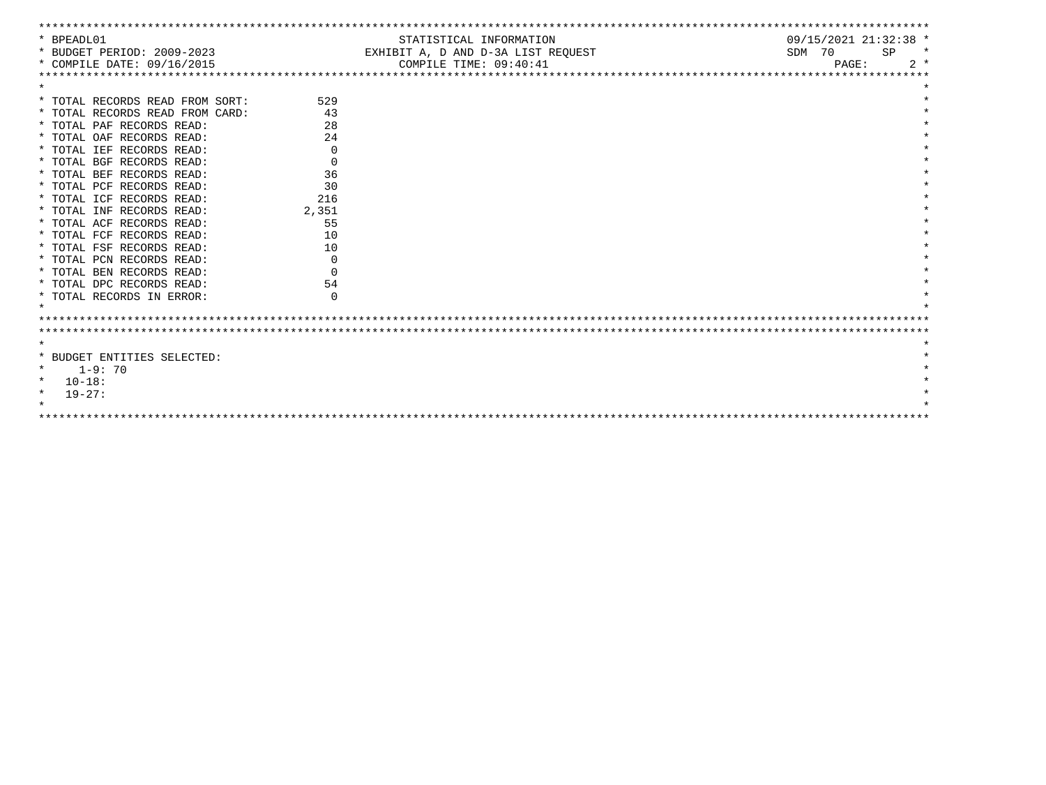BPEADL01 — STATISTICAL INFORMATION — 09/15/2021 21:32:38

BUDGET PERIOD: 2009-2023 — EXHIBIT A, D AND D-3A LIST REQUEST — SDM 70 SP

COMPILE DATE: 09/16/2015 — COMPILE TIME: 09:40:41 — PAGE: 2

| | |
|---|---|
| TOTAL RECORDS READ FROM SORT: | 529 |
| TOTAL RECORDS READ FROM CARD: | 43 |
| TOTAL PAF RECORDS READ: | 28 |
| TOTAL OAF RECORDS READ: | 24 |
| TOTAL IEF RECORDS READ: | 0 |
| TOTAL BGF RECORDS READ: | 0 |
| TOTAL BEF RECORDS READ: | 36 |
| TOTAL PCF RECORDS READ: | 30 |
| TOTAL ICF RECORDS READ: | 216 |
| TOTAL INF RECORDS READ: | 2,351 |
| TOTAL ACF RECORDS READ: | 55 |
| TOTAL FCF RECORDS READ: | 10 |
| TOTAL FSF RECORDS READ: | 10 |
| TOTAL PCN RECORDS READ: | 0 |
| TOTAL BEN RECORDS READ: | 0 |
| TOTAL DPC RECORDS READ: | 54 |
| TOTAL RECORDS IN ERROR: | 0 |

BUDGET ENTITIES SELECTED:

1-9: 70

10-18:

19-27: